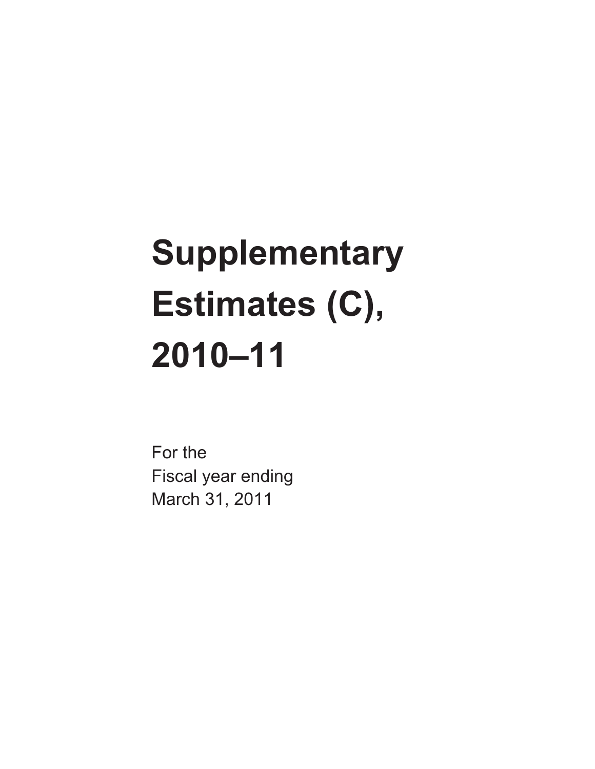# Supplementary Estimates (C), 2010–11

For the
Fiscal year ending
March 31, 2011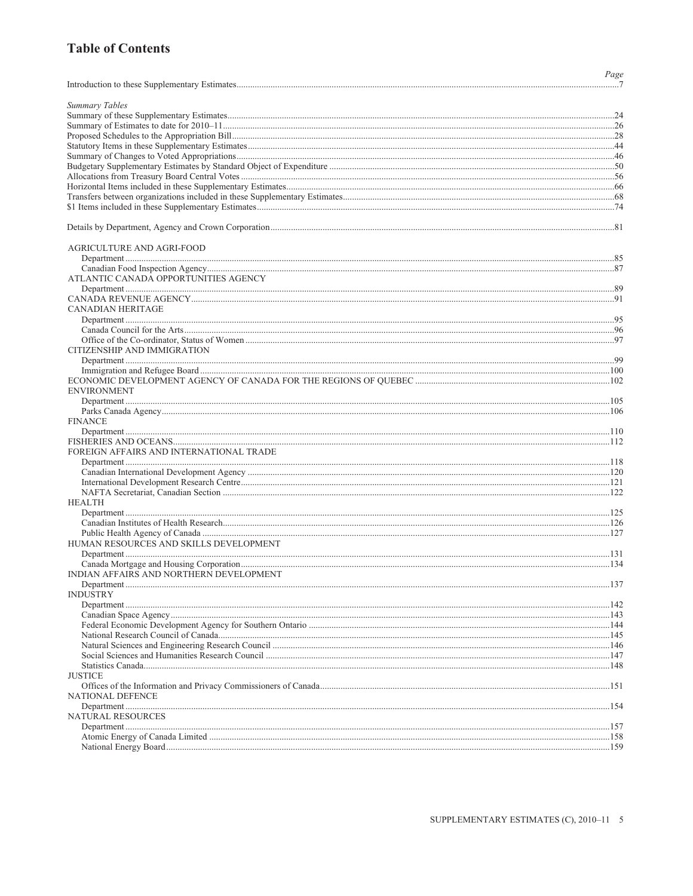# Table of Contents

| | Page |
|---|---|
| Introduction to these Supplementary Estimates | 7 |
| *Summary Tables* | |
| Summary of these Supplementary Estimates | 24 |
| Summary of Estimates to date for 2010–11 | 26 |
| Proposed Schedules to the Appropriation Bill | 28 |
| Statutory Items in these Supplementary Estimates | 44 |
| Summary of Changes to Voted Appropriations | 46 |
| Budgetary Supplementary Estimates by Standard Object of Expenditure | 50 |
| Allocations from Treasury Board Central Votes | 56 |
| Horizontal Items included in these Supplementary Estimates | 66 |
| Transfers between organizations included in these Supplementary Estimates | 68 |
| $1 Items included in these Supplementary Estimates | 74 |
| Details by Department, Agency and Crown Corporation | 81 |
| AGRICULTURE AND AGRI-FOOD | |
| Department | 85 |
| Canadian Food Inspection Agency | 87 |
| ATLANTIC CANADA OPPORTUNITIES AGENCY | |
| Department | 89 |
| CANADA REVENUE AGENCY | 91 |
| CANADIAN HERITAGE | |
| Department | 95 |
| Canada Council for the Arts | 96 |
| Office of the Co-ordinator, Status of Women | 97 |
| CITIZENSHIP AND IMMIGRATION | |
| Department | 99 |
| Immigration and Refugee Board | 100 |
| ECONOMIC DEVELOPMENT AGENCY OF CANADA FOR THE REGIONS OF QUEBEC | 102 |
| ENVIRONMENT | |
| Department | 105 |
| Parks Canada Agency | 106 |
| FINANCE | |
| Department | 110 |
| FISHERIES AND OCEANS | 112 |
| FOREIGN AFFAIRS AND INTERNATIONAL TRADE | |
| Department | 118 |
| Canadian International Development Agency | 120 |
| International Development Research Centre | 121 |
| NAFTA Secretariat, Canadian Section | 122 |
| HEALTH | |
| Department | 125 |
| Canadian Institutes of Health Research | 126 |
| Public Health Agency of Canada | 127 |
| HUMAN RESOURCES AND SKILLS DEVELOPMENT | |
| Department | 131 |
| Canada Mortgage and Housing Corporation | 134 |
| INDIAN AFFAIRS AND NORTHERN DEVELOPMENT | |
| Department | 137 |
| INDUSTRY | |
| Department | 142 |
| Canadian Space Agency | 143 |
| Federal Economic Development Agency for Southern Ontario | 144 |
| National Research Council of Canada | 145 |
| Natural Sciences and Engineering Research Council | 146 |
| Social Sciences and Humanities Research Council | 147 |
| Statistics Canada | 148 |
| JUSTICE | |
| Offices of the Information and Privacy Commissioners of Canada | 151 |
| NATIONAL DEFENCE | |
| Department | 154 |
| NATURAL RESOURCES | |
| Department | 157 |
| Atomic Energy of Canada Limited | 158 |
| National Energy Board | 159 |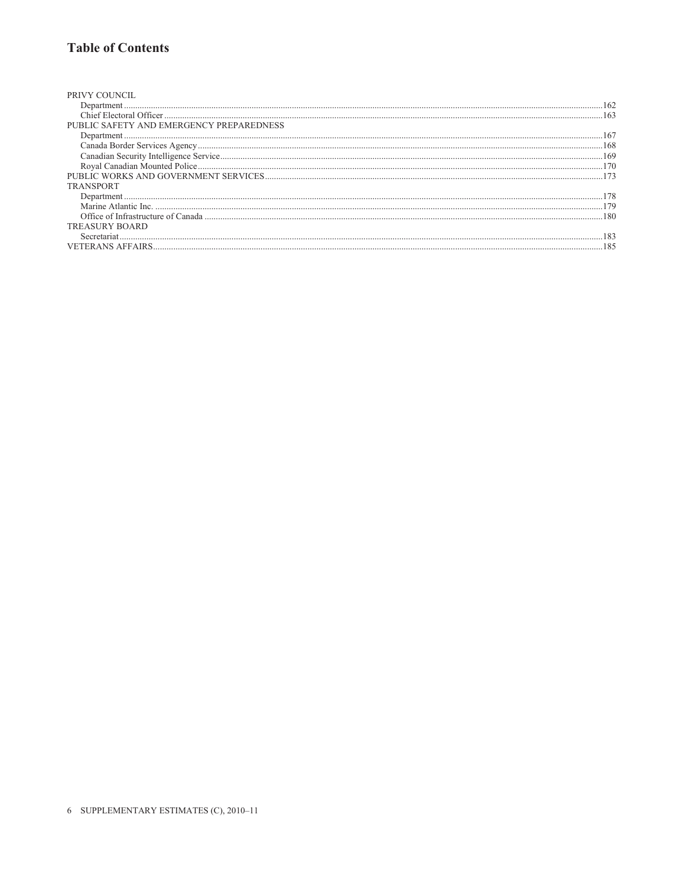## Table of Contents

PRIVY COUNCIL
- Department ........................................................................................................ 162
- Chief Electoral Officer ........................................................................................ 163

PUBLIC SAFETY AND EMERGENCY PREPAREDNESS
- Department ........................................................................................................ 167
- Canada Border Services Agency ......................................................................... 168
- Canadian Security Intelligence Service ............................................................... 169
- Royal Canadian Mounted Police ......................................................................... 170

PUBLIC WORKS AND GOVERNMENT SERVICES ................................................ 173

TRANSPORT
- Department ........................................................................................................ 178
- Marine Atlantic Inc. ........................................................................................... 179
- Office of Infrastructure of Canada ...................................................................... 180

TREASURY BOARD
- Secretariat ......................................................................................................... 183

VETERANS AFFAIRS ............................................................................................ 185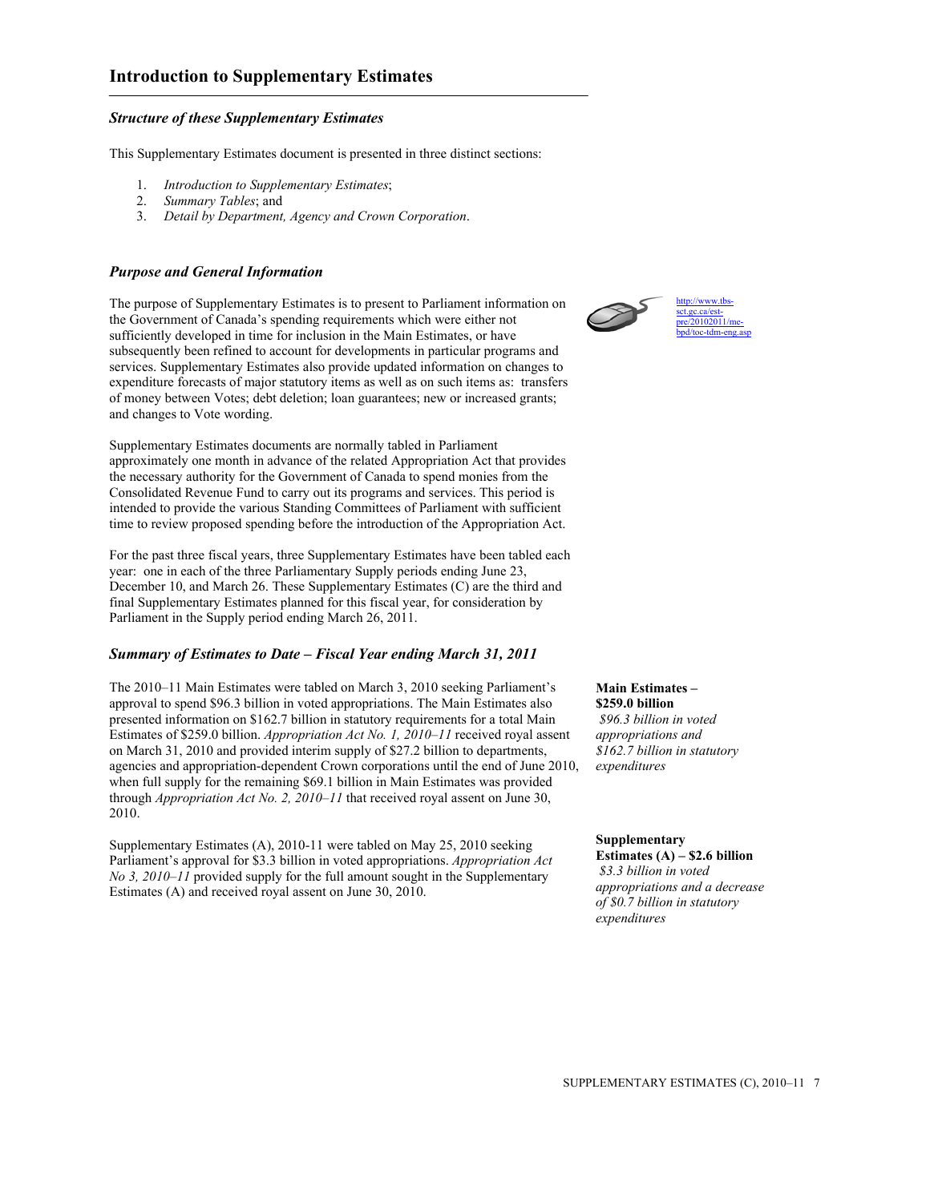## Introduction to Supplementary Estimates

### *Structure of these Supplementary Estimates*

This Supplementary Estimates document is presented in three distinct sections:

1. *Introduction to Supplementary Estimates*;
2. *Summary Tables*; and
3. *Detail by Department, Agency and Crown Corporation*.

### *Purpose and General Information*

The purpose of Supplementary Estimates is to present to Parliament information on the Government of Canada's spending requirements which were either not sufficiently developed in time for inclusion in the Main Estimates, or have subsequently been refined to account for developments in particular programs and services. Supplementary Estimates also provide updated information on changes to expenditure forecasts of major statutory items as well as on such items as: transfers of money between Votes; debt deletion; loan guarantees; new or increased grants; and changes to Vote wording.

http://www.tbs-sct.gc.ca/est-pre/20102011/me-bpd/toc-tdm-eng.asp

Supplementary Estimates documents are normally tabled in Parliament approximately one month in advance of the related Appropriation Act that provides the necessary authority for the Government of Canada to spend monies from the Consolidated Revenue Fund to carry out its programs and services. This period is intended to provide the various Standing Committees of Parliament with sufficient time to review proposed spending before the introduction of the Appropriation Act.

For the past three fiscal years, three Supplementary Estimates have been tabled each year: one in each of the three Parliamentary Supply periods ending June 23, December 10, and March 26. These Supplementary Estimates (C) are the third and final Supplementary Estimates planned for this fiscal year, for consideration by Parliament in the Supply period ending March 26, 2011.

### *Summary of Estimates to Date – Fiscal Year ending March 31, 2011*

**Main Estimates – $259.0 billion**
*$96.3 billion in voted appropriations and $162.7 billion in statutory expenditures*

The 2010–11 Main Estimates were tabled on March 3, 2010 seeking Parliament's approval to spend $96.3 billion in voted appropriations. The Main Estimates also presented information on $162.7 billion in statutory requirements for a total Main Estimates of $259.0 billion. *Appropriation Act No. 1, 2010–11* received royal assent on March 31, 2010 and provided interim supply of $27.2 billion to departments, agencies and appropriation-dependent Crown corporations until the end of June 2010, when full supply for the remaining $69.1 billion in Main Estimates was provided through *Appropriation Act No. 2, 2010–11* that received royal assent on June 30, 2010.

**Supplementary Estimates (A) – $2.6 billion**
*$3.3 billion in voted appropriations and a decrease of $0.7 billion in statutory expenditures*

Supplementary Estimates (A), 2010-11 were tabled on May 25, 2010 seeking Parliament's approval for $3.3 billion in voted appropriations. *Appropriation Act No 3, 2010–11* provided supply for the full amount sought in the Supplementary Estimates (A) and received royal assent on June 30, 2010.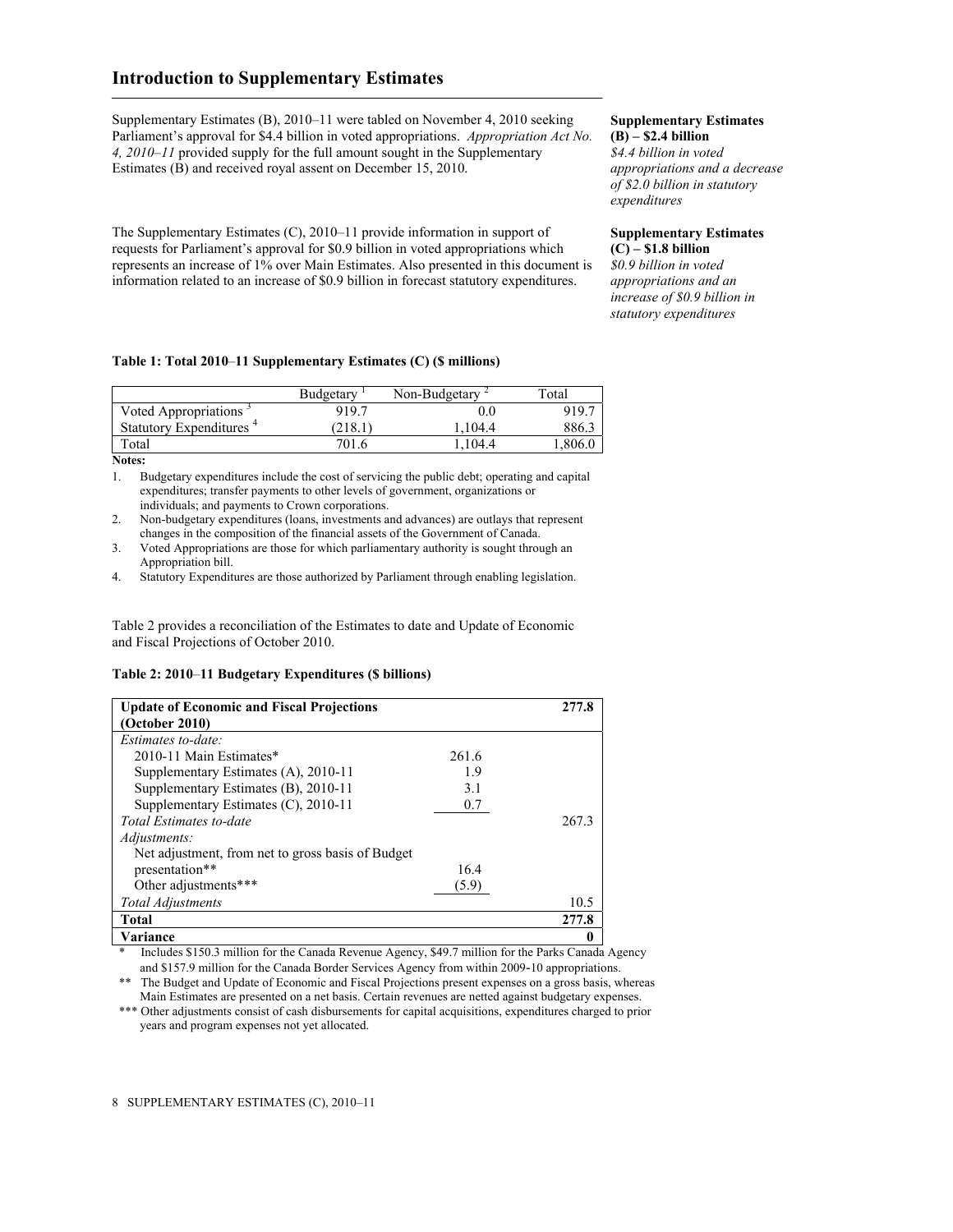# Introduction to Supplementary Estimates

Supplementary Estimates (B), 2010–11 were tabled on November 4, 2010 seeking Parliament's approval for $4.4 billion in voted appropriations. *Appropriation Act No. 4, 2010–11* provided supply for the full amount sought in the Supplementary Estimates (B) and received royal assent on December 15, 2010.

**Supplementary Estimates (B) – $2.4 billion**
*$4.4 billion in voted appropriations and a decrease of $2.0 billion in statutory expenditures*

The Supplementary Estimates (C), 2010–11 provide information in support of requests for Parliament's approval for $0.9 billion in voted appropriations which represents an increase of 1% over Main Estimates. Also presented in this document is information related to an increase of $0.9 billion in forecast statutory expenditures.

**Supplementary Estimates (C) – $1.8 billion**
*$0.9 billion in voted appropriations and an increase of $0.9 billion in statutory expenditures*

**Table 1: Total 2010–11 Supplementary Estimates (C) ($ millions)**

| | Budgetary [1] | Non-Budgetary [2] | Total |
|---|---|---|---|
| Voted Appropriations [3] | 919.7 | 0.0 | 919.7 |
| Statutory Expenditures [4] | (218.1) | 1,104.4 | 886.3 |
| Total | 701.6 | 1,104.4 | 1,806.0 |

**Notes:**

1. Budgetary expenditures include the cost of servicing the public debt; operating and capital expenditures; transfer payments to other levels of government, organizations or individuals; and payments to Crown corporations.
2. Non-budgetary expenditures (loans, investments and advances) are outlays that represent changes in the composition of the financial assets of the Government of Canada.
3. Voted Appropriations are those for which parliamentary authority is sought through an Appropriation bill.
4. Statutory Expenditures are those authorized by Parliament through enabling legislation.

Table 2 provides a reconciliation of the Estimates to date and Update of Economic and Fiscal Projections of October 2010.

**Table 2: 2010–11 Budgetary Expenditures ($ billions)**

| **Update of Economic and Fiscal Projections (October 2010)** | | **277.8** |
|---|---|---|
| *Estimates to-date:* | | |
| 2010-11 Main Estimates* | 261.6 | |
| Supplementary Estimates (A), 2010-11 | 1.9 | |
| Supplementary Estimates (B), 2010-11 | 3.1 | |
| Supplementary Estimates (C), 2010-11 | 0.7 | |
| *Total Estimates to-date* | | 267.3 |
| *Adjustments:* | | |
| Net adjustment, from net to gross basis of Budget presentation** | 16.4 | |
| Other adjustments*** | (5.9) | |
| *Total Adjustments* | | 10.5 |
| **Total** | | **277.8** |
| **Variance** | | **0** |

\* Includes $150.3 million for the Canada Revenue Agency, $49.7 million for the Parks Canada Agency and $157.9 million for the Canada Border Services Agency from within 2009-10 appropriations.

\** The Budget and Update of Economic and Fiscal Projections present expenses on a gross basis, whereas Main Estimates are presented on a net basis. Certain revenues are netted against budgetary expenses.

\*** Other adjustments consist of cash disbursements for capital acquisitions, expenditures charged to prior years and program expenses not yet allocated.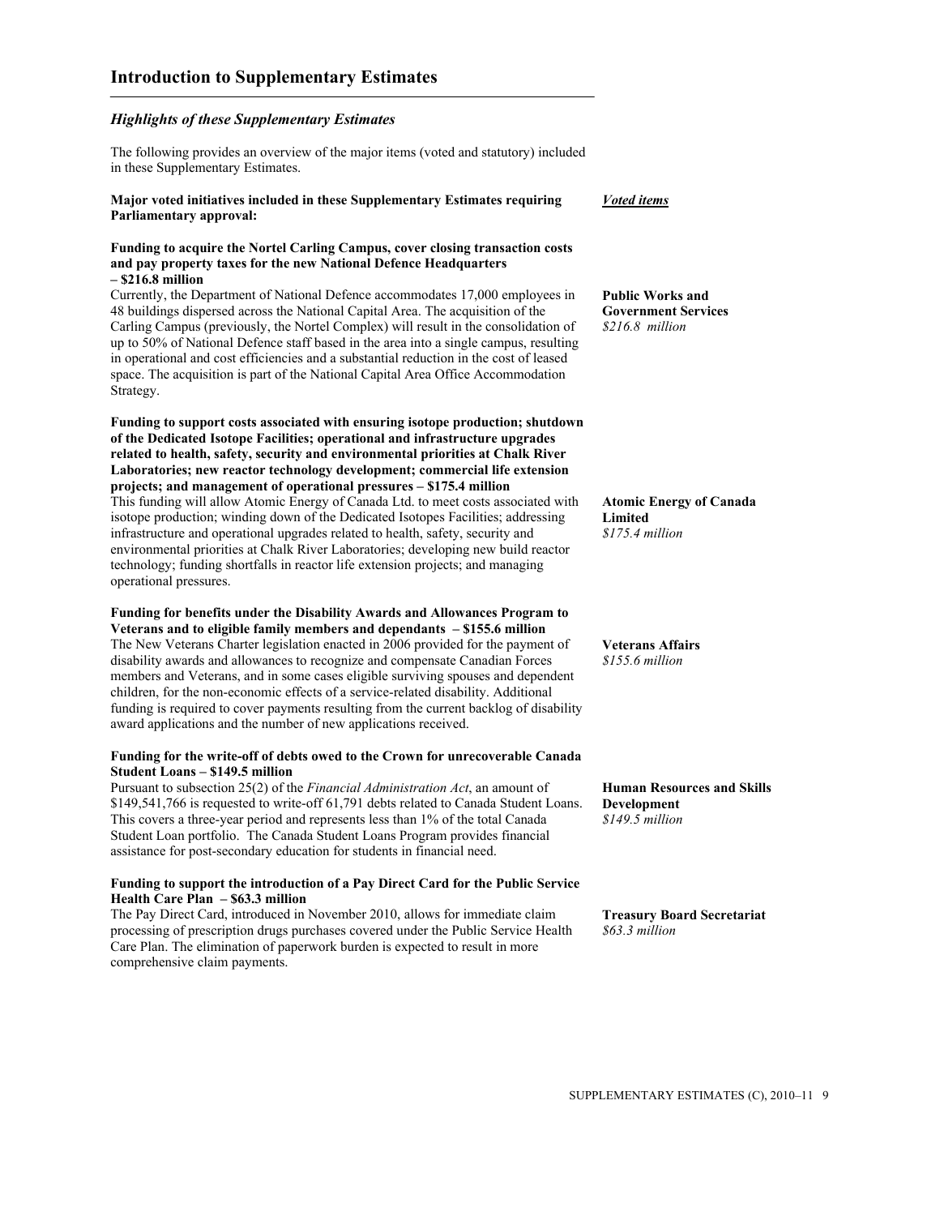## Introduction to Supplementary Estimates

### *Highlights of these Supplementary Estimates*

The following provides an overview of the major items (voted and statutory) included in these Supplementary Estimates.

**Major voted initiatives included in these Supplementary Estimates requiring Parliamentary approval:**

***Voted items***

**Funding to acquire the Nortel Carling Campus, cover closing transaction costs and pay property taxes for the new National Defence Headquarters – $216.8 million**

Currently, the Department of National Defence accommodates 17,000 employees in 48 buildings dispersed across the National Capital Area. The acquisition of the Carling Campus (previously, the Nortel Complex) will result in the consolidation of up to 50% of National Defence staff based in the area into a single campus, resulting in operational and cost efficiencies and a substantial reduction in the cost of leased space. The acquisition is part of the National Capital Area Office Accommodation Strategy.

**Public Works and Government Services**
*$216.8 million*

**Funding to support costs associated with ensuring isotope production; shutdown of the Dedicated Isotope Facilities; operational and infrastructure upgrades related to health, safety, security and environmental priorities at Chalk River Laboratories; new reactor technology development; commercial life extension projects; and management of operational pressures – $175.4 million**

This funding will allow Atomic Energy of Canada Ltd. to meet costs associated with isotope production; winding down of the Dedicated Isotopes Facilities; addressing infrastructure and operational upgrades related to health, safety, security and environmental priorities at Chalk River Laboratories; developing new build reactor technology; funding shortfalls in reactor life extension projects; and managing operational pressures.

**Atomic Energy of Canada Limited**
*$175.4 million*

**Funding for benefits under the Disability Awards and Allowances Program to Veterans and to eligible family members and dependants – $155.6 million**

The New Veterans Charter legislation enacted in 2006 provided for the payment of disability awards and allowances to recognize and compensate Canadian Forces members and Veterans, and in some cases eligible surviving spouses and dependent children, for the non-economic effects of a service-related disability. Additional funding is required to cover payments resulting from the current backlog of disability award applications and the number of new applications received.

**Veterans Affairs**
*$155.6 million*

**Funding for the write-off of debts owed to the Crown for unrecoverable Canada Student Loans – $149.5 million**

Pursuant to subsection 25(2) of the *Financial Administration Act*, an amount of $149,541,766 is requested to write-off 61,791 debts related to Canada Student Loans. This covers a three-year period and represents less than 1% of the total Canada Student Loan portfolio. The Canada Student Loans Program provides financial assistance for post-secondary education for students in financial need.

**Human Resources and Skills Development**
*$149.5 million*

**Funding to support the introduction of a Pay Direct Card for the Public Service Health Care Plan – $63.3 million**

The Pay Direct Card, introduced in November 2010, allows for immediate claim processing of prescription drugs purchases covered under the Public Service Health Care Plan. The elimination of paperwork burden is expected to result in more comprehensive claim payments.

**Treasury Board Secretariat**
*$63.3 million*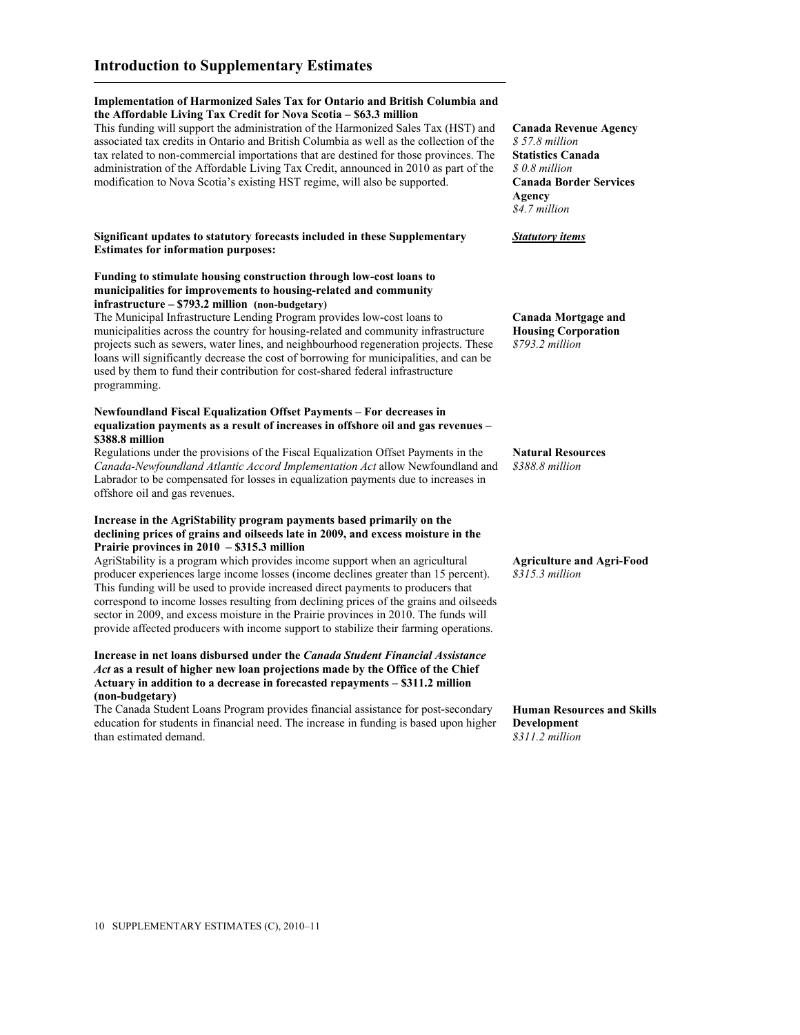## Introduction to Supplementary Estimates

**Implementation of Harmonized Sales Tax for Ontario and British Columbia and the Affordable Living Tax Credit for Nova Scotia – $63.3 million**

This funding will support the administration of the Harmonized Sales Tax (HST) and associated tax credits in Ontario and British Columbia as well as the collection of the tax related to non-commercial importations that are destined for those provinces. The administration of the Affordable Living Tax Credit, announced in 2010 as part of the modification to Nova Scotia's existing HST regime, will also be supported.

**Canada Revenue Agency**
*$ 57.8 million*
**Statistics Canada**
*$ 0.8 million*
**Canada Border Services Agency**
*$4.7 million*

**Significant updates to statutory forecasts included in these Supplementary Estimates for information purposes:**

***Statutory items***

**Funding to stimulate housing construction through low-cost loans to municipalities for improvements to housing-related and community infrastructure – $793.2 million (non-budgetary)**

The Municipal Infrastructure Lending Program provides low-cost loans to municipalities across the country for housing-related and community infrastructure projects such as sewers, water lines, and neighbourhood regeneration projects. These loans will significantly decrease the cost of borrowing for municipalities, and can be used by them to fund their contribution for cost-shared federal infrastructure programming.

**Canada Mortgage and Housing Corporation**
*$793.2 million*

**Newfoundland Fiscal Equalization Offset Payments – For decreases in equalization payments as a result of increases in offshore oil and gas revenues – $388.8 million**

Regulations under the provisions of the Fiscal Equalization Offset Payments in the *Canada-Newfoundland Atlantic Accord Implementation Act* allow Newfoundland and Labrador to be compensated for losses in equalization payments due to increases in offshore oil and gas revenues.

**Natural Resources**
*$388.8 million*

**Increase in the AgriStability program payments based primarily on the declining prices of grains and oilseeds late in 2009, and excess moisture in the Prairie provinces in 2010 – $315.3 million**

AgriStability is a program which provides income support when an agricultural producer experiences large income losses (income declines greater than 15 percent). This funding will be used to provide increased direct payments to producers that correspond to income losses resulting from declining prices of the grains and oilseeds sector in 2009, and excess moisture in the Prairie provinces in 2010. The funds will provide affected producers with income support to stabilize their farming operations.

**Agriculture and Agri-Food**
*$315.3 million*

**Increase in net loans disbursed under the *Canada Student Financial Assistance Act* as a result of higher new loan projections made by the Office of the Chief Actuary in addition to a decrease in forecasted repayments – $311.2 million (non-budgetary)**

The Canada Student Loans Program provides financial assistance for post-secondary education for students in financial need. The increase in funding is based upon higher than estimated demand.

**Human Resources and Skills Development**
*$311.2 million*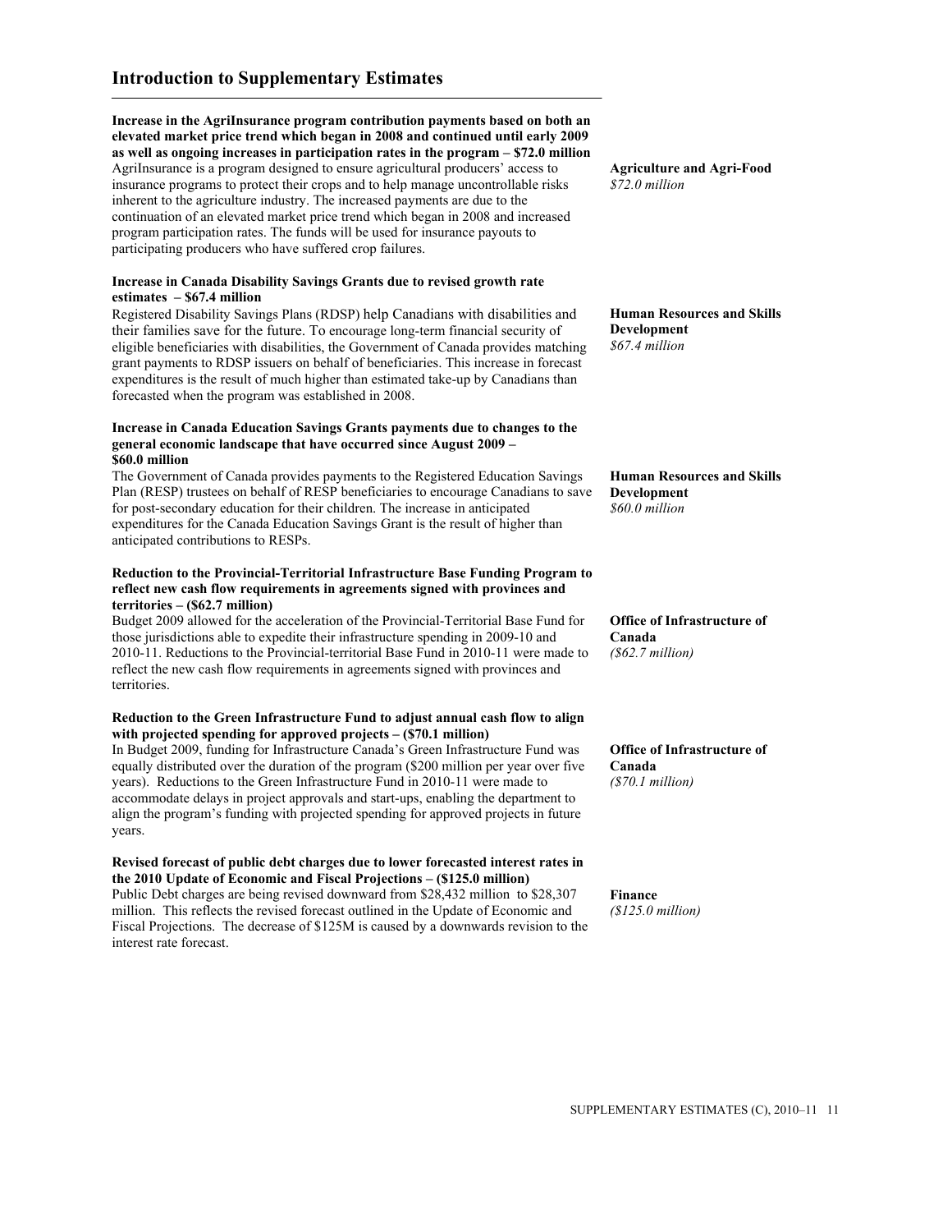## Introduction to Supplementary Estimates

**Increase in the AgriInsurance program contribution payments based on both an elevated market price trend which began in 2008 and continued until early 2009 as well as ongoing increases in participation rates in the program – $72.0 million**

AgriInsurance is a program designed to ensure agricultural producers' access to insurance programs to protect their crops and to help manage uncontrollable risks inherent to the agriculture industry. The increased payments are due to the continuation of an elevated market price trend which began in 2008 and increased program participation rates. The funds will be used for insurance payouts to participating producers who have suffered crop failures.

**Agriculture and Agri-Food**
*$72.0 million*

**Increase in Canada Disability Savings Grants due to revised growth rate estimates – $67.4 million**

Registered Disability Savings Plans (RDSP) help Canadians with disabilities and their families save for the future. To encourage long-term financial security of eligible beneficiaries with disabilities, the Government of Canada provides matching grant payments to RDSP issuers on behalf of beneficiaries. This increase in forecast expenditures is the result of much higher than estimated take-up by Canadians than forecasted when the program was established in 2008.

**Human Resources and Skills Development**
*$67.4 million*

**Increase in Canada Education Savings Grants payments due to changes to the general economic landscape that have occurred since August 2009 – $60.0 million**

The Government of Canada provides payments to the Registered Education Savings Plan (RESP) trustees on behalf of RESP beneficiaries to encourage Canadians to save for post-secondary education for their children. The increase in anticipated expenditures for the Canada Education Savings Grant is the result of higher than anticipated contributions to RESPs.

**Human Resources and Skills Development**
*$60.0 million*

**Reduction to the Provincial-Territorial Infrastructure Base Funding Program to reflect new cash flow requirements in agreements signed with provinces and territories – ($62.7 million)**

Budget 2009 allowed for the acceleration of the Provincial-Territorial Base Fund for those jurisdictions able to expedite their infrastructure spending in 2009-10 and 2010-11. Reductions to the Provincial-territorial Base Fund in 2010-11 were made to reflect the new cash flow requirements in agreements signed with provinces and territories.

**Office of Infrastructure of Canada**
*($62.7 million)*

**Reduction to the Green Infrastructure Fund to adjust annual cash flow to align with projected spending for approved projects – ($70.1 million)**

In Budget 2009, funding for Infrastructure Canada's Green Infrastructure Fund was equally distributed over the duration of the program ($200 million per year over five years). Reductions to the Green Infrastructure Fund in 2010-11 were made to accommodate delays in project approvals and start-ups, enabling the department to align the program's funding with projected spending for approved projects in future years.

**Office of Infrastructure of Canada**
*($70.1 million)*

**Revised forecast of public debt charges due to lower forecasted interest rates in the 2010 Update of Economic and Fiscal Projections – ($125.0 million)**

Public Debt charges are being revised downward from $28,432 million to $28,307 million. This reflects the revised forecast outlined in the Update of Economic and Fiscal Projections. The decrease of $125M is caused by a downwards revision to the interest rate forecast.

**Finance**
*($125.0 million)*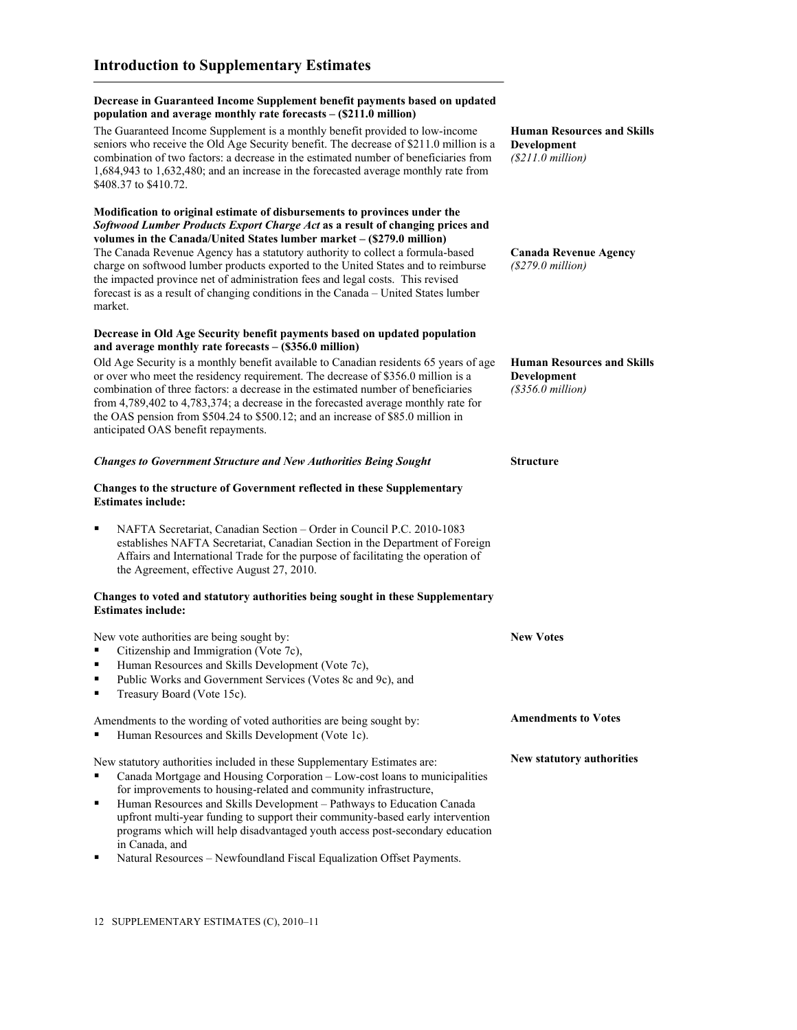**Decrease in Guaranteed Income Supplement benefit payments based on updated population and average monthly rate forecasts – ($211.0 million)**

The Guaranteed Income Supplement is a monthly benefit provided to low-income seniors who receive the Old Age Security benefit. The decrease of $211.0 million is a combination of two factors: a decrease in the estimated number of beneficiaries from 1,684,943 to 1,632,480; and an increase in the forecasted average monthly rate from $408.37 to $410.72.

**Human Resources and Skills Development**
*($211.0 million)*

**Modification to original estimate of disbursements to provinces under the *Softwood Lumber Products Export Charge Act* as a result of changing prices and volumes in the Canada/United States lumber market – ($279.0 million)**

The Canada Revenue Agency has a statutory authority to collect a formula-based charge on softwood lumber products exported to the United States and to reimburse the impacted province net of administration fees and legal costs. This revised forecast is as a result of changing conditions in the Canada – United States lumber market.

**Canada Revenue Agency**
*($279.0 million)*

**Decrease in Old Age Security benefit payments based on updated population and average monthly rate forecasts – ($356.0 million)**

Old Age Security is a monthly benefit available to Canadian residents 65 years of age or over who meet the residency requirement. The decrease of $356.0 million is a combination of three factors: a decrease in the estimated number of beneficiaries from 4,789,402 to 4,783,374; a decrease in the forecasted average monthly rate for the OAS pension from $504.24 to $500.12; and an increase of $85.0 million in anticipated OAS benefit repayments.

**Human Resources and Skills Development**
*($356.0 million)*

***Changes to Government Structure and New Authorities Being Sought***

**Structure**

**Changes to the structure of Government reflected in these Supplementary Estimates include:**

- NAFTA Secretariat, Canadian Section – Order in Council P.C. 2010-1083 establishes NAFTA Secretariat, Canadian Section in the Department of Foreign Affairs and International Trade for the purpose of facilitating the operation of the Agreement, effective August 27, 2010.

**Changes to voted and statutory authorities being sought in these Supplementary Estimates include:**

**New Votes**

New vote authorities are being sought by:

- Citizenship and Immigration (Vote 7c),
- Human Resources and Skills Development (Vote 7c),
- Public Works and Government Services (Votes 8c and 9c), and
- Treasury Board (Vote 15c).

**Amendments to Votes**

Amendments to the wording of voted authorities are being sought by:

- Human Resources and Skills Development (Vote 1c).

**New statutory authorities**

New statutory authorities included in these Supplementary Estimates are:

- Canada Mortgage and Housing Corporation – Low-cost loans to municipalities for improvements to housing-related and community infrastructure,
- Human Resources and Skills Development – Pathways to Education Canada upfront multi-year funding to support their community-based early intervention programs which will help disadvantaged youth access post-secondary education in Canada, and
- Natural Resources – Newfoundland Fiscal Equalization Offset Payments.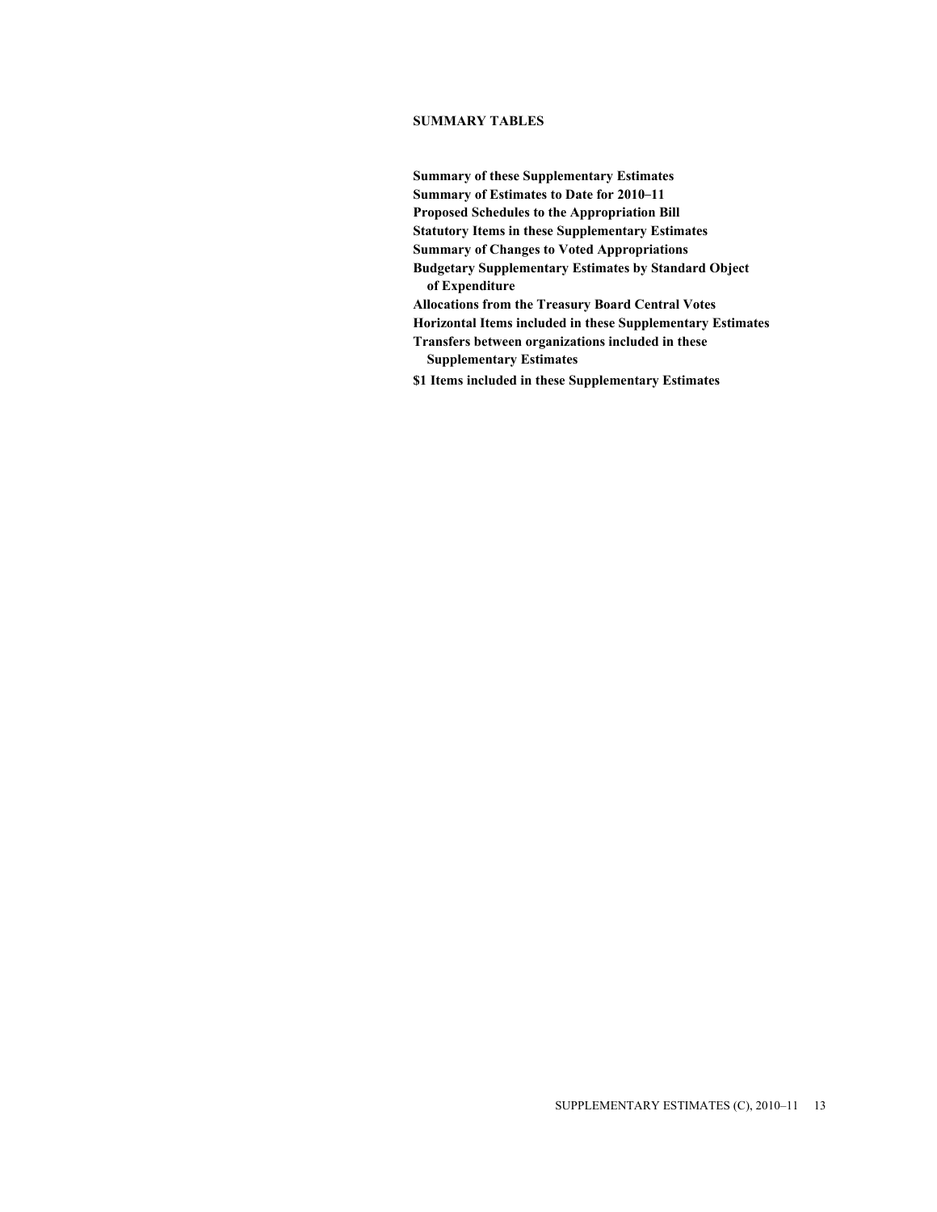## SUMMARY TABLES

**Summary of these Supplementary Estimates**
**Summary of Estimates to Date for 2010–11**
**Proposed Schedules to the Appropriation Bill**
**Statutory Items in these Supplementary Estimates**
**Summary of Changes to Voted Appropriations**
**Budgetary Supplementary Estimates by Standard Object of Expenditure**
**Allocations from the Treasury Board Central Votes**
**Horizontal Items included in these Supplementary Estimates**
**Transfers between organizations included in these Supplementary Estimates**
**$1 Items included in these Supplementary Estimates**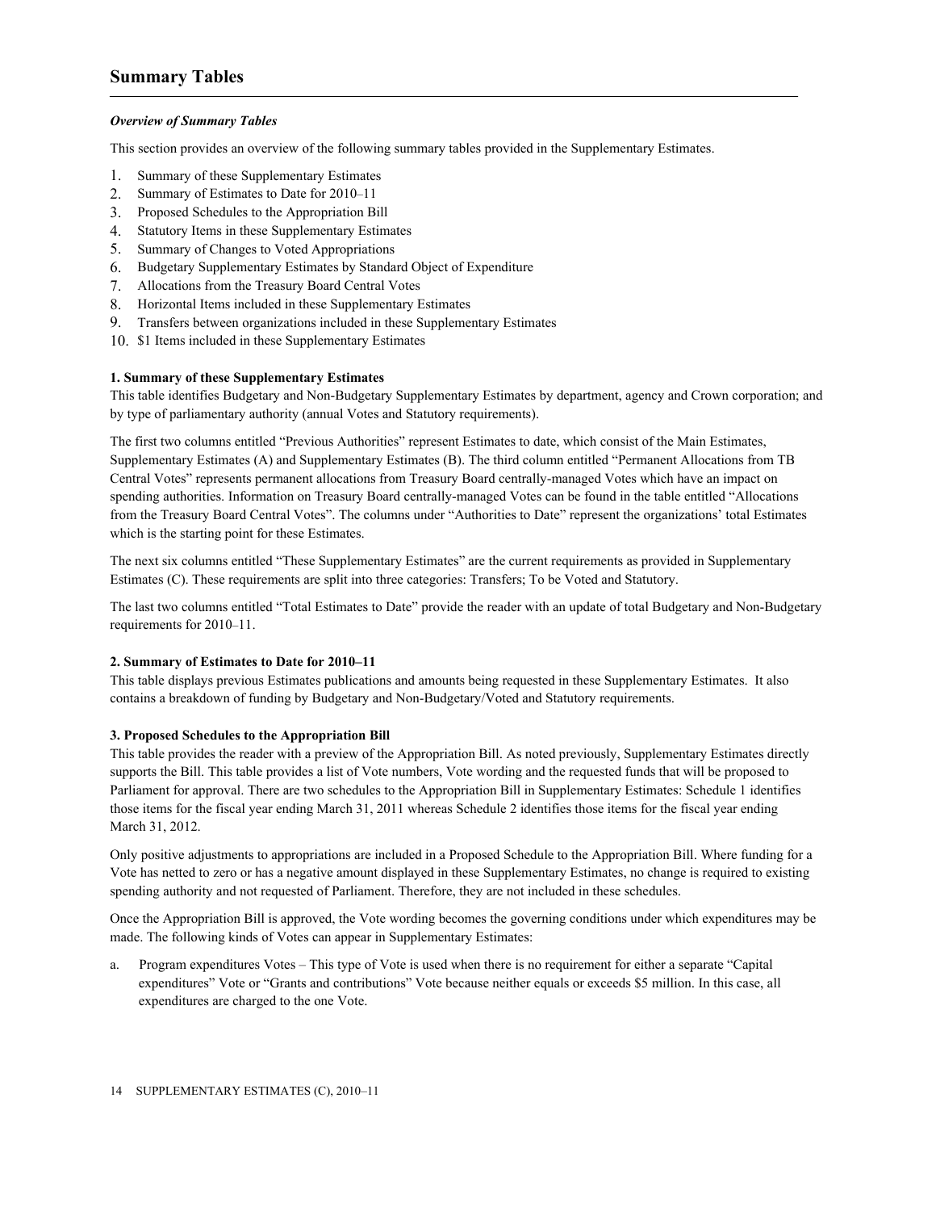# Summary Tables

***Overview of Summary Tables***

This section provides an overview of the following summary tables provided in the Supplementary Estimates.

1. Summary of these Supplementary Estimates
2. Summary of Estimates to Date for 2010–11
3. Proposed Schedules to the Appropriation Bill
4. Statutory Items in these Supplementary Estimates
5. Summary of Changes to Voted Appropriations
6. Budgetary Supplementary Estimates by Standard Object of Expenditure
7. Allocations from the Treasury Board Central Votes
8. Horizontal Items included in these Supplementary Estimates
9. Transfers between organizations included in these Supplementary Estimates
10. $1 Items included in these Supplementary Estimates

**1. Summary of these Supplementary Estimates**

This table identifies Budgetary and Non-Budgetary Supplementary Estimates by department, agency and Crown corporation; and by type of parliamentary authority (annual Votes and Statutory requirements).

The first two columns entitled "Previous Authorities" represent Estimates to date, which consist of the Main Estimates, Supplementary Estimates (A) and Supplementary Estimates (B). The third column entitled "Permanent Allocations from TB Central Votes" represents permanent allocations from Treasury Board centrally-managed Votes which have an impact on spending authorities. Information on Treasury Board centrally-managed Votes can be found in the table entitled "Allocations from the Treasury Board Central Votes". The columns under "Authorities to Date" represent the organizations' total Estimates which is the starting point for these Estimates.

The next six columns entitled "These Supplementary Estimates" are the current requirements as provided in Supplementary Estimates (C). These requirements are split into three categories: Transfers; To be Voted and Statutory.

The last two columns entitled "Total Estimates to Date" provide the reader with an update of total Budgetary and Non-Budgetary requirements for 2010–11.

**2. Summary of Estimates to Date for 2010–11**

This table displays previous Estimates publications and amounts being requested in these Supplementary Estimates. It also contains a breakdown of funding by Budgetary and Non-Budgetary/Voted and Statutory requirements.

**3. Proposed Schedules to the Appropriation Bill**

This table provides the reader with a preview of the Appropriation Bill. As noted previously, Supplementary Estimates directly supports the Bill. This table provides a list of Vote numbers, Vote wording and the requested funds that will be proposed to Parliament for approval. There are two schedules to the Appropriation Bill in Supplementary Estimates: Schedule 1 identifies those items for the fiscal year ending March 31, 2011 whereas Schedule 2 identifies those items for the fiscal year ending March 31, 2012.

Only positive adjustments to appropriations are included in a Proposed Schedule to the Appropriation Bill. Where funding for a Vote has netted to zero or has a negative amount displayed in these Supplementary Estimates, no change is required to existing spending authority and not requested of Parliament. Therefore, they are not included in these schedules.

Once the Appropriation Bill is approved, the Vote wording becomes the governing conditions under which expenditures may be made. The following kinds of Votes can appear in Supplementary Estimates:

a. Program expenditures Votes – This type of Vote is used when there is no requirement for either a separate "Capital expenditures" Vote or "Grants and contributions" Vote because neither equals or exceeds $5 million. In this case, all expenditures are charged to the one Vote.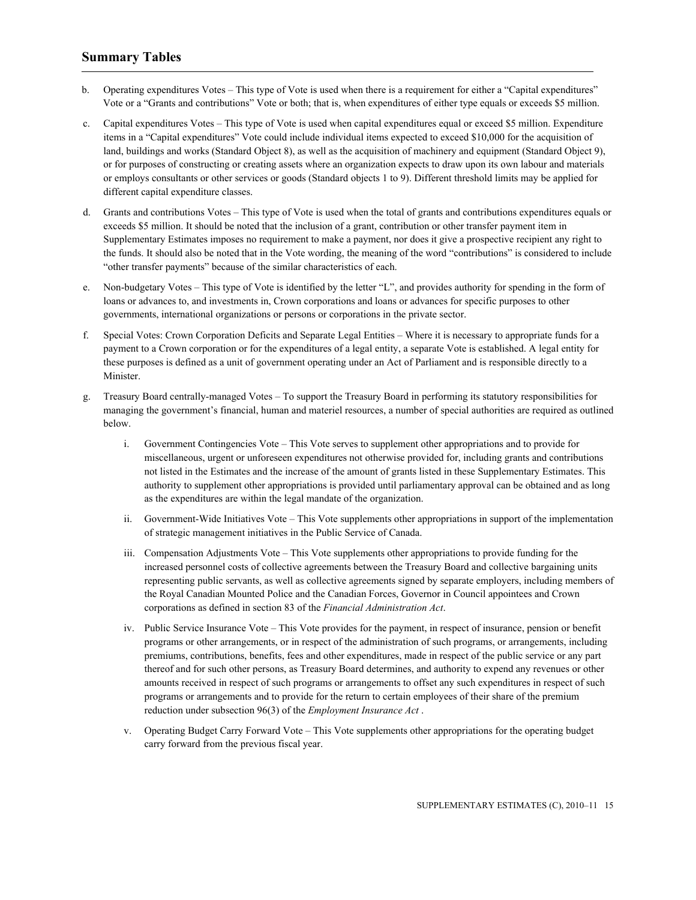## Summary Tables

b. Operating expenditures Votes – This type of Vote is used when there is a requirement for either a "Capital expenditures" Vote or a "Grants and contributions" Vote or both; that is, when expenditures of either type equals or exceeds $5 million.

c. Capital expenditures Votes – This type of Vote is used when capital expenditures equal or exceed $5 million. Expenditure items in a "Capital expenditures" Vote could include individual items expected to exceed $10,000 for the acquisition of land, buildings and works (Standard Object 8), as well as the acquisition of machinery and equipment (Standard Object 9), or for purposes of constructing or creating assets where an organization expects to draw upon its own labour and materials or employs consultants or other services or goods (Standard objects 1 to 9). Different threshold limits may be applied for different capital expenditure classes.

d. Grants and contributions Votes – This type of Vote is used when the total of grants and contributions expenditures equals or exceeds $5 million. It should be noted that the inclusion of a grant, contribution or other transfer payment item in Supplementary Estimates imposes no requirement to make a payment, nor does it give a prospective recipient any right to the funds. It should also be noted that in the Vote wording, the meaning of the word "contributions" is considered to include "other transfer payments" because of the similar characteristics of each.

e. Non-budgetary Votes – This type of Vote is identified by the letter "L", and provides authority for spending in the form of loans or advances to, and investments in, Crown corporations and loans or advances for specific purposes to other governments, international organizations or persons or corporations in the private sector.

f. Special Votes: Crown Corporation Deficits and Separate Legal Entities – Where it is necessary to appropriate funds for a payment to a Crown corporation or for the expenditures of a legal entity, a separate Vote is established. A legal entity for these purposes is defined as a unit of government operating under an Act of Parliament and is responsible directly to a Minister.

g. Treasury Board centrally-managed Votes – To support the Treasury Board in performing its statutory responsibilities for managing the government's financial, human and materiel resources, a number of special authorities are required as outlined below.

   i. Government Contingencies Vote – This Vote serves to supplement other appropriations and to provide for miscellaneous, urgent or unforeseen expenditures not otherwise provided for, including grants and contributions not listed in the Estimates and the increase of the amount of grants listed in these Supplementary Estimates. This authority to supplement other appropriations is provided until parliamentary approval can be obtained and as long as the expenditures are within the legal mandate of the organization.

   ii. Government-Wide Initiatives Vote – This Vote supplements other appropriations in support of the implementation of strategic management initiatives in the Public Service of Canada.

   iii. Compensation Adjustments Vote – This Vote supplements other appropriations to provide funding for the increased personnel costs of collective agreements between the Treasury Board and collective bargaining units representing public servants, as well as collective agreements signed by separate employers, including members of the Royal Canadian Mounted Police and the Canadian Forces, Governor in Council appointees and Crown corporations as defined in section 83 of the *Financial Administration Act*.

   iv. Public Service Insurance Vote – This Vote provides for the payment, in respect of insurance, pension or benefit programs or other arrangements, or in respect of the administration of such programs, or arrangements, including premiums, contributions, benefits, fees and other expenditures, made in respect of the public service or any part thereof and for such other persons, as Treasury Board determines, and authority to expend any revenues or other amounts received in respect of such programs or arrangements to offset any such expenditures in respect of such programs or arrangements and to provide for the return to certain employees of their share of the premium reduction under subsection 96(3) of the *Employment Insurance Act* .

   v. Operating Budget Carry Forward Vote – This Vote supplements other appropriations for the operating budget carry forward from the previous fiscal year.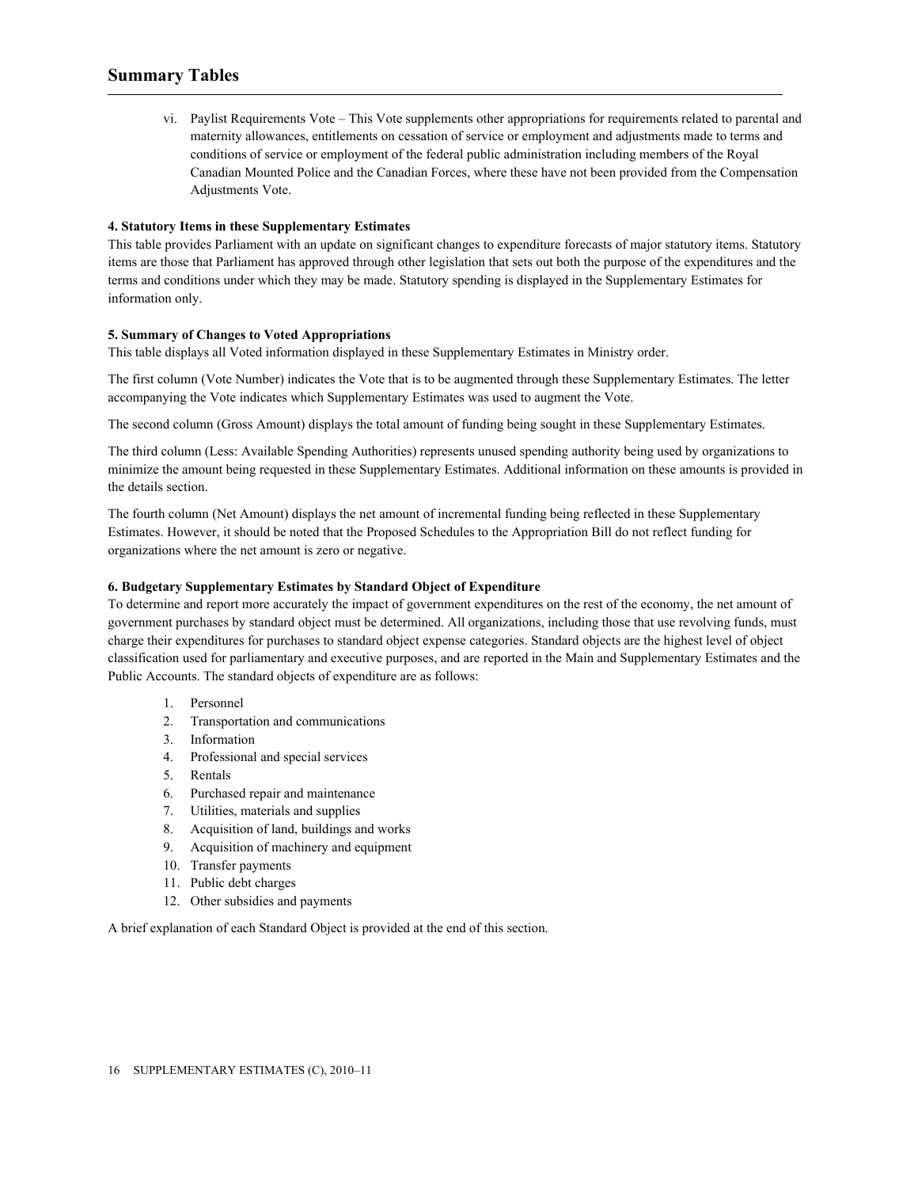vi. Paylist Requirements Vote – This Vote supplements other appropriations for requirements related to parental and maternity allowances, entitlements on cessation of service or employment and adjustments made to terms and conditions of service or employment of the federal public administration including members of the Royal Canadian Mounted Police and the Canadian Forces, where these have not been provided from the Compensation Adjustments Vote.

**4. Statutory Items in these Supplementary Estimates**

This table provides Parliament with an update on significant changes to expenditure forecasts of major statutory items. Statutory items are those that Parliament has approved through other legislation that sets out both the purpose of the expenditures and the terms and conditions under which they may be made. Statutory spending is displayed in the Supplementary Estimates for information only.

**5. Summary of Changes to Voted Appropriations**

This table displays all Voted information displayed in these Supplementary Estimates in Ministry order.

The first column (Vote Number) indicates the Vote that is to be augmented through these Supplementary Estimates. The letter accompanying the Vote indicates which Supplementary Estimates was used to augment the Vote.

The second column (Gross Amount) displays the total amount of funding being sought in these Supplementary Estimates.

The third column (Less: Available Spending Authorities) represents unused spending authority being used by organizations to minimize the amount being requested in these Supplementary Estimates. Additional information on these amounts is provided in the details section.

The fourth column (Net Amount) displays the net amount of incremental funding being reflected in these Supplementary Estimates. However, it should be noted that the Proposed Schedules to the Appropriation Bill do not reflect funding for organizations where the net amount is zero or negative.

**6. Budgetary Supplementary Estimates by Standard Object of Expenditure**

To determine and report more accurately the impact of government expenditures on the rest of the economy, the net amount of government purchases by standard object must be determined. All organizations, including those that use revolving funds, must charge their expenditures for purchases to standard object expense categories. Standard objects are the highest level of object classification used for parliamentary and executive purposes, and are reported in the Main and Supplementary Estimates and the Public Accounts. The standard objects of expenditure are as follows:

1. Personnel
2. Transportation and communications
3. Information
4. Professional and special services
5. Rentals
6. Purchased repair and maintenance
7. Utilities, materials and supplies
8. Acquisition of land, buildings and works
9. Acquisition of machinery and equipment
10. Transfer payments
11. Public debt charges
12. Other subsidies and payments

A brief explanation of each Standard Object is provided at the end of this section.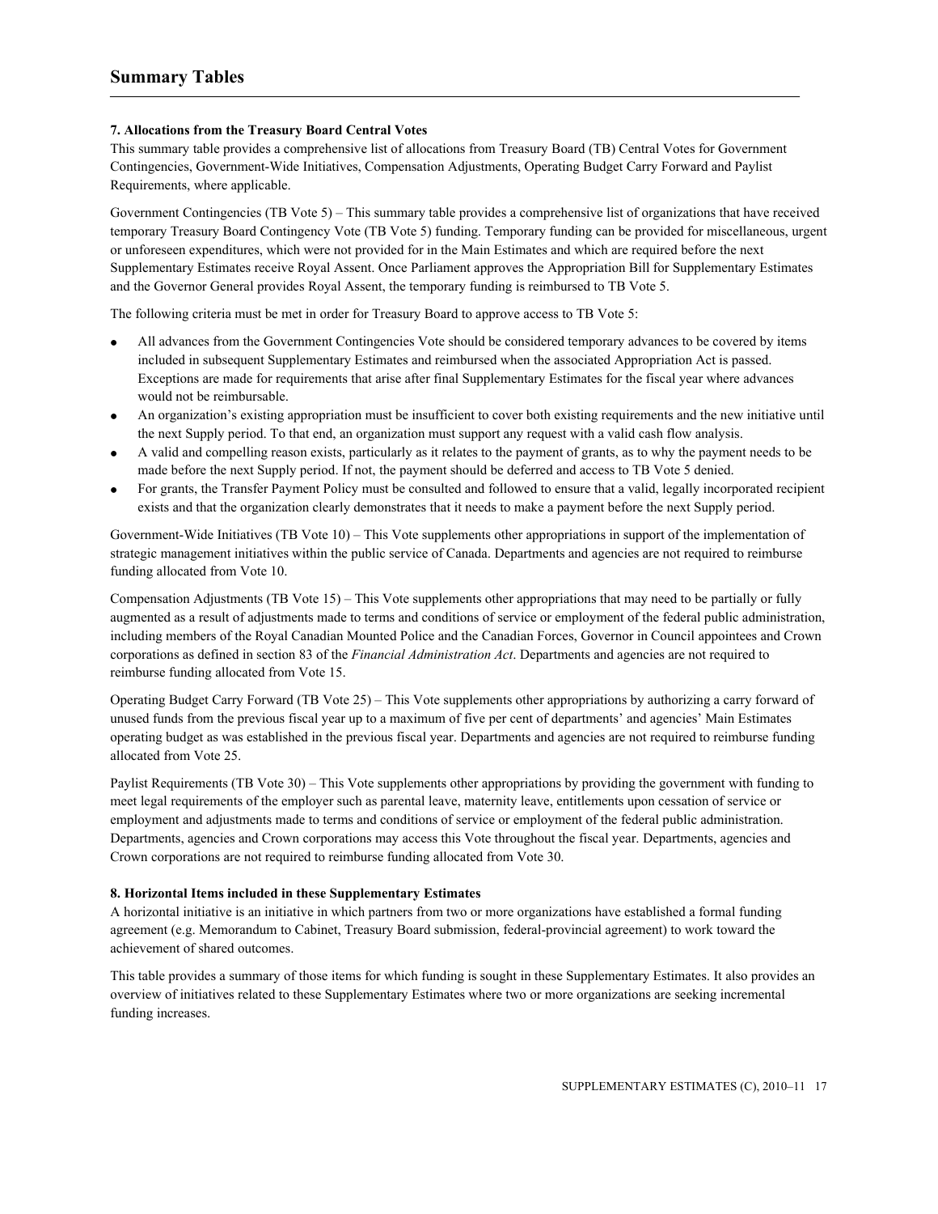# Summary Tables

**7. Allocations from the Treasury Board Central Votes**

This summary table provides a comprehensive list of allocations from Treasury Board (TB) Central Votes for Government Contingencies, Government-Wide Initiatives, Compensation Adjustments, Operating Budget Carry Forward and Paylist Requirements, where applicable.

Government Contingencies (TB Vote 5) – This summary table provides a comprehensive list of organizations that have received temporary Treasury Board Contingency Vote (TB Vote 5) funding. Temporary funding can be provided for miscellaneous, urgent or unforeseen expenditures, which were not provided for in the Main Estimates and which are required before the next Supplementary Estimates receive Royal Assent. Once Parliament approves the Appropriation Bill for Supplementary Estimates and the Governor General provides Royal Assent, the temporary funding is reimbursed to TB Vote 5.

The following criteria must be met in order for Treasury Board to approve access to TB Vote 5:

- All advances from the Government Contingencies Vote should be considered temporary advances to be covered by items included in subsequent Supplementary Estimates and reimbursed when the associated Appropriation Act is passed. Exceptions are made for requirements that arise after final Supplementary Estimates for the fiscal year where advances would not be reimbursable.
- An organization's existing appropriation must be insufficient to cover both existing requirements and the new initiative until the next Supply period. To that end, an organization must support any request with a valid cash flow analysis.
- A valid and compelling reason exists, particularly as it relates to the payment of grants, as to why the payment needs to be made before the next Supply period. If not, the payment should be deferred and access to TB Vote 5 denied.
- For grants, the Transfer Payment Policy must be consulted and followed to ensure that a valid, legally incorporated recipient exists and that the organization clearly demonstrates that it needs to make a payment before the next Supply period.

Government-Wide Initiatives (TB Vote 10) – This Vote supplements other appropriations in support of the implementation of strategic management initiatives within the public service of Canada. Departments and agencies are not required to reimburse funding allocated from Vote 10.

Compensation Adjustments (TB Vote 15) – This Vote supplements other appropriations that may need to be partially or fully augmented as a result of adjustments made to terms and conditions of service or employment of the federal public administration, including members of the Royal Canadian Mounted Police and the Canadian Forces, Governor in Council appointees and Crown corporations as defined in section 83 of the *Financial Administration Act*. Departments and agencies are not required to reimburse funding allocated from Vote 15.

Operating Budget Carry Forward (TB Vote 25) – This Vote supplements other appropriations by authorizing a carry forward of unused funds from the previous fiscal year up to a maximum of five per cent of departments' and agencies' Main Estimates operating budget as was established in the previous fiscal year. Departments and agencies are not required to reimburse funding allocated from Vote 25.

Paylist Requirements (TB Vote 30) – This Vote supplements other appropriations by providing the government with funding to meet legal requirements of the employer such as parental leave, maternity leave, entitlements upon cessation of service or employment and adjustments made to terms and conditions of service or employment of the federal public administration. Departments, agencies and Crown corporations may access this Vote throughout the fiscal year. Departments, agencies and Crown corporations are not required to reimburse funding allocated from Vote 30.

**8. Horizontal Items included in these Supplementary Estimates**

A horizontal initiative is an initiative in which partners from two or more organizations have established a formal funding agreement (e.g. Memorandum to Cabinet, Treasury Board submission, federal-provincial agreement) to work toward the achievement of shared outcomes.

This table provides a summary of those items for which funding is sought in these Supplementary Estimates. It also provides an overview of initiatives related to these Supplementary Estimates where two or more organizations are seeking incremental funding increases.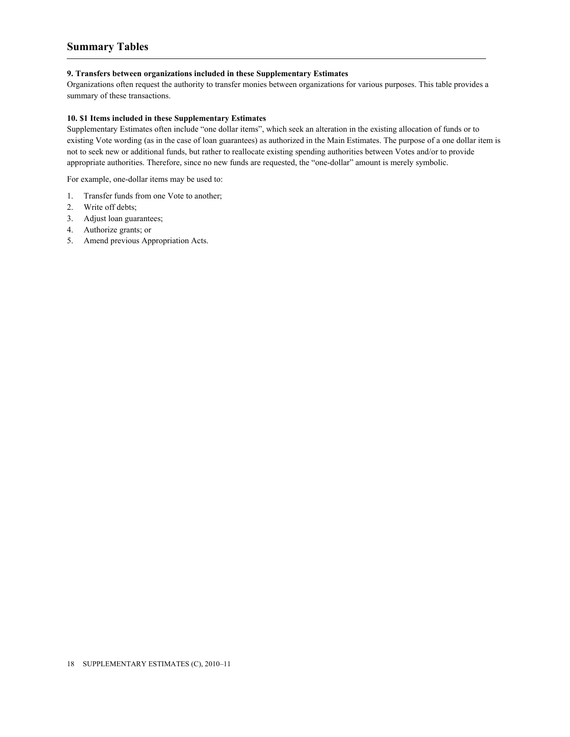# Summary Tables

**9. Transfers between organizations included in these Supplementary Estimates**

Organizations often request the authority to transfer monies between organizations for various purposes. This table provides a summary of these transactions.

**10. $1 Items included in these Supplementary Estimates**

Supplementary Estimates often include "one dollar items", which seek an alteration in the existing allocation of funds or to existing Vote wording (as in the case of loan guarantees) as authorized in the Main Estimates. The purpose of a one dollar item is not to seek new or additional funds, but rather to reallocate existing spending authorities between Votes and/or to provide appropriate authorities. Therefore, since no new funds are requested, the "one-dollar" amount is merely symbolic.

For example, one-dollar items may be used to:

1. Transfer funds from one Vote to another;
2. Write off debts;
3. Adjust loan guarantees;
4. Authorize grants; or
5. Amend previous Appropriation Acts.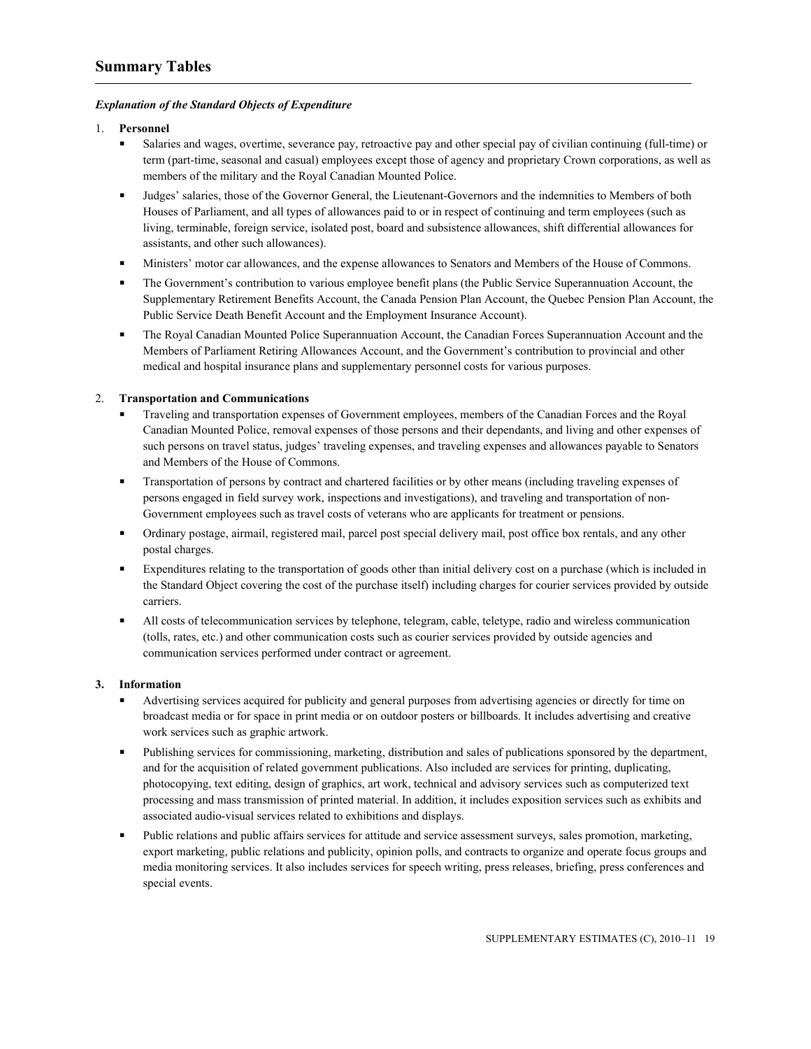## Summary Tables

***Explanation of the Standard Objects of Expenditure***

1. **Personnel**
   - Salaries and wages, overtime, severance pay, retroactive pay and other special pay of civilian continuing (full-time) or term (part-time, seasonal and casual) employees except those of agency and proprietary Crown corporations, as well as members of the military and the Royal Canadian Mounted Police.
   - Judges' salaries, those of the Governor General, the Lieutenant-Governors and the indemnities to Members of both Houses of Parliament, and all types of allowances paid to or in respect of continuing and term employees (such as living, terminable, foreign service, isolated post, board and subsistence allowances, shift differential allowances for assistants, and other such allowances).
   - Ministers' motor car allowances, and the expense allowances to Senators and Members of the House of Commons.
   - The Government's contribution to various employee benefit plans (the Public Service Superannuation Account, the Supplementary Retirement Benefits Account, the Canada Pension Plan Account, the Quebec Pension Plan Account, the Public Service Death Benefit Account and the Employment Insurance Account).
   - The Royal Canadian Mounted Police Superannuation Account, the Canadian Forces Superannuation Account and the Members of Parliament Retiring Allowances Account, and the Government's contribution to provincial and other medical and hospital insurance plans and supplementary personnel costs for various purposes.

2. **Transportation and Communications**
   - Traveling and transportation expenses of Government employees, members of the Canadian Forces and the Royal Canadian Mounted Police, removal expenses of those persons and their dependants, and living and other expenses of such persons on travel status, judges' traveling expenses, and traveling expenses and allowances payable to Senators and Members of the House of Commons.
   - Transportation of persons by contract and chartered facilities or by other means (including traveling expenses of persons engaged in field survey work, inspections and investigations), and traveling and transportation of non-Government employees such as travel costs of veterans who are applicants for treatment or pensions.
   - Ordinary postage, airmail, registered mail, parcel post special delivery mail, post office box rentals, and any other postal charges.
   - Expenditures relating to the transportation of goods other than initial delivery cost on a purchase (which is included in the Standard Object covering the cost of the purchase itself) including charges for courier services provided by outside carriers.
   - All costs of telecommunication services by telephone, telegram, cable, teletype, radio and wireless communication (tolls, rates, etc.) and other communication costs such as courier services provided by outside agencies and communication services performed under contract or agreement.

3. **Information**
   - Advertising services acquired for publicity and general purposes from advertising agencies or directly for time on broadcast media or for space in print media or on outdoor posters or billboards. It includes advertising and creative work services such as graphic artwork.
   - Publishing services for commissioning, marketing, distribution and sales of publications sponsored by the department, and for the acquisition of related government publications. Also included are services for printing, duplicating, photocopying, text editing, design of graphics, art work, technical and advisory services such as computerized text processing and mass transmission of printed material. In addition, it includes exposition services such as exhibits and associated audio-visual services related to exhibitions and displays.
   - Public relations and public affairs services for attitude and service assessment surveys, sales promotion, marketing, export marketing, public relations and publicity, opinion polls, and contracts to organize and operate focus groups and media monitoring services. It also includes services for speech writing, press releases, briefing, press conferences and special events.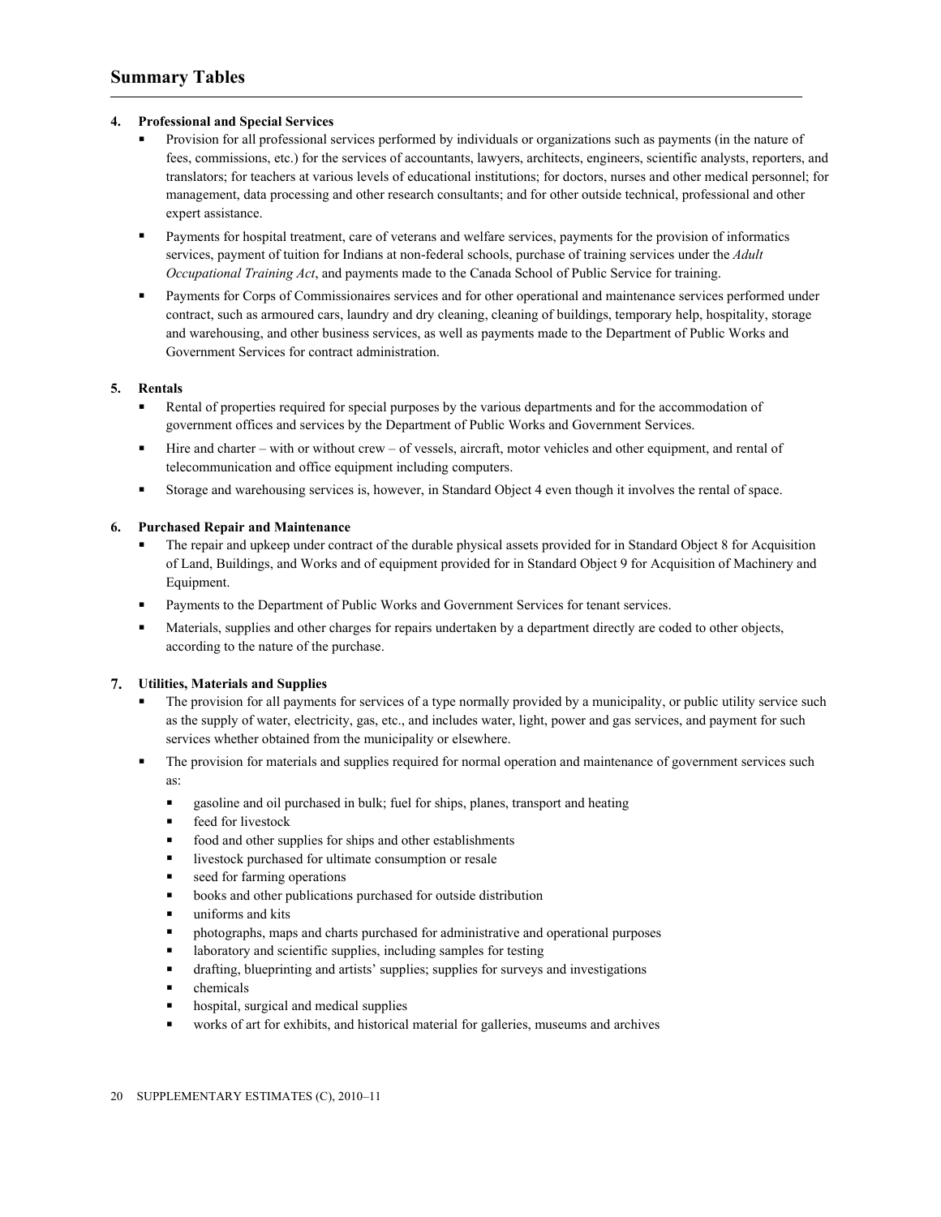**4. Professional and Special Services**

- Provision for all professional services performed by individuals or organizations such as payments (in the nature of fees, commissions, etc.) for the services of accountants, lawyers, architects, engineers, scientific analysts, reporters, and translators; for teachers at various levels of educational institutions; for doctors, nurses and other medical personnel; for management, data processing and other research consultants; and for other outside technical, professional and other expert assistance.
- Payments for hospital treatment, care of veterans and welfare services, payments for the provision of informatics services, payment of tuition for Indians at non-federal schools, purchase of training services under the *Adult Occupational Training Act*, and payments made to the Canada School of Public Service for training.
- Payments for Corps of Commissionaires services and for other operational and maintenance services performed under contract, such as armoured cars, laundry and dry cleaning, cleaning of buildings, temporary help, hospitality, storage and warehousing, and other business services, as well as payments made to the Department of Public Works and Government Services for contract administration.

**5. Rentals**

- Rental of properties required for special purposes by the various departments and for the accommodation of government offices and services by the Department of Public Works and Government Services.
- Hire and charter – with or without crew – of vessels, aircraft, motor vehicles and other equipment, and rental of telecommunication and office equipment including computers.
- Storage and warehousing services is, however, in Standard Object 4 even though it involves the rental of space.

**6. Purchased Repair and Maintenance**

- The repair and upkeep under contract of the durable physical assets provided for in Standard Object 8 for Acquisition of Land, Buildings, and Works and of equipment provided for in Standard Object 9 for Acquisition of Machinery and Equipment.
- Payments to the Department of Public Works and Government Services for tenant services.
- Materials, supplies and other charges for repairs undertaken by a department directly are coded to other objects, according to the nature of the purchase.

**7. Utilities, Materials and Supplies**

- The provision for all payments for services of a type normally provided by a municipality, or public utility service such as the supply of water, electricity, gas, etc., and includes water, light, power and gas services, and payment for such services whether obtained from the municipality or elsewhere.
- The provision for materials and supplies required for normal operation and maintenance of government services such as:
  - gasoline and oil purchased in bulk; fuel for ships, planes, transport and heating
  - feed for livestock
  - food and other supplies for ships and other establishments
  - livestock purchased for ultimate consumption or resale
  - seed for farming operations
  - books and other publications purchased for outside distribution
  - uniforms and kits
  - photographs, maps and charts purchased for administrative and operational purposes
  - laboratory and scientific supplies, including samples for testing
  - drafting, blueprinting and artists' supplies; supplies for surveys and investigations
  - chemicals
  - hospital, surgical and medical supplies
  - works of art for exhibits, and historical material for galleries, museums and archives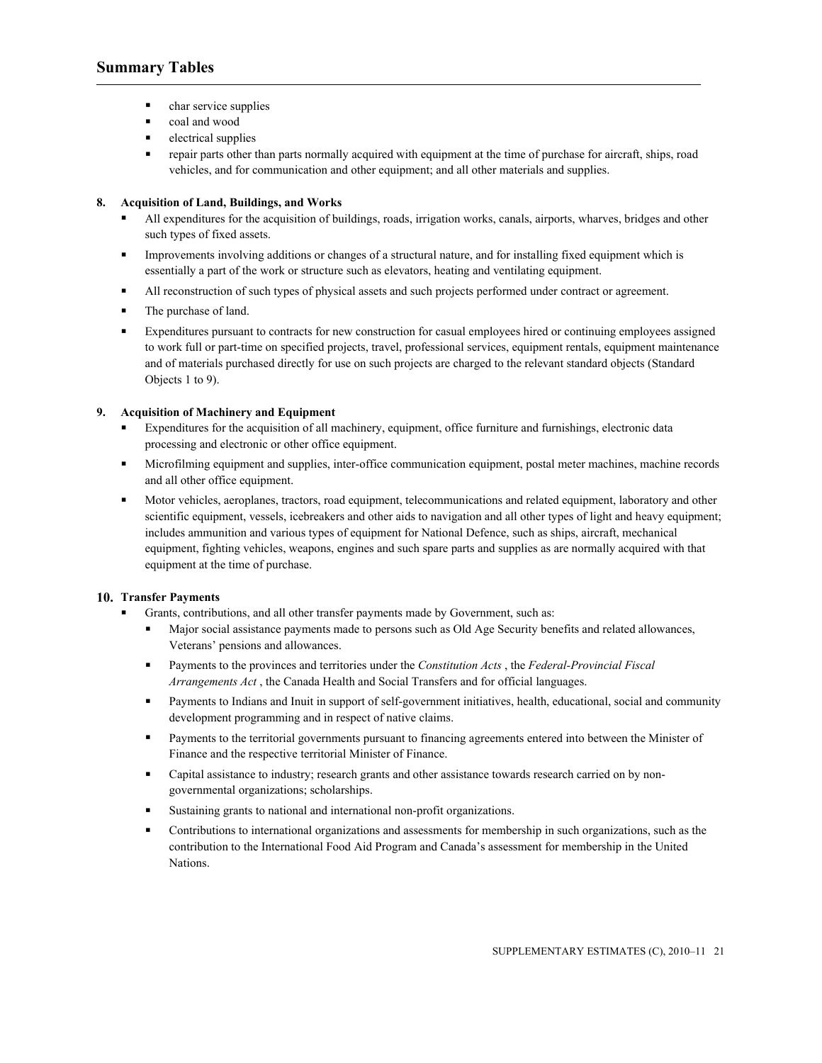- char service supplies
- coal and wood
- electrical supplies
- repair parts other than parts normally acquired with equipment at the time of purchase for aircraft, ships, road vehicles, and for communication and other equipment; and all other materials and supplies.

**8. Acquisition of Land, Buildings, and Works**

- All expenditures for the acquisition of buildings, roads, irrigation works, canals, airports, wharves, bridges and other such types of fixed assets.
- Improvements involving additions or changes of a structural nature, and for installing fixed equipment which is essentially a part of the work or structure such as elevators, heating and ventilating equipment.
- All reconstruction of such types of physical assets and such projects performed under contract or agreement.
- The purchase of land.
- Expenditures pursuant to contracts for new construction for casual employees hired or continuing employees assigned to work full or part-time on specified projects, travel, professional services, equipment rentals, equipment maintenance and of materials purchased directly for use on such projects are charged to the relevant standard objects (Standard Objects 1 to 9).

**9. Acquisition of Machinery and Equipment**

- Expenditures for the acquisition of all machinery, equipment, office furniture and furnishings, electronic data processing and electronic or other office equipment.
- Microfilming equipment and supplies, inter-office communication equipment, postal meter machines, machine records and all other office equipment.
- Motor vehicles, aeroplanes, tractors, road equipment, telecommunications and related equipment, laboratory and other scientific equipment, vessels, icebreakers and other aids to navigation and all other types of light and heavy equipment; includes ammunition and various types of equipment for National Defence, such as ships, aircraft, mechanical equipment, fighting vehicles, weapons, engines and such spare parts and supplies as are normally acquired with that equipment at the time of purchase.

**10. Transfer Payments**

- Grants, contributions, and all other transfer payments made by Government, such as:
  - Major social assistance payments made to persons such as Old Age Security benefits and related allowances, Veterans' pensions and allowances.
  - Payments to the provinces and territories under the *Constitution Acts* , the *Federal-Provincial Fiscal Arrangements Act* , the Canada Health and Social Transfers and for official languages.
  - Payments to Indians and Inuit in support of self-government initiatives, health, educational, social and community development programming and in respect of native claims.
  - Payments to the territorial governments pursuant to financing agreements entered into between the Minister of Finance and the respective territorial Minister of Finance.
  - Capital assistance to industry; research grants and other assistance towards research carried on by non-governmental organizations; scholarships.
  - Sustaining grants to national and international non-profit organizations.
  - Contributions to international organizations and assessments for membership in such organizations, such as the contribution to the International Food Aid Program and Canada's assessment for membership in the United Nations.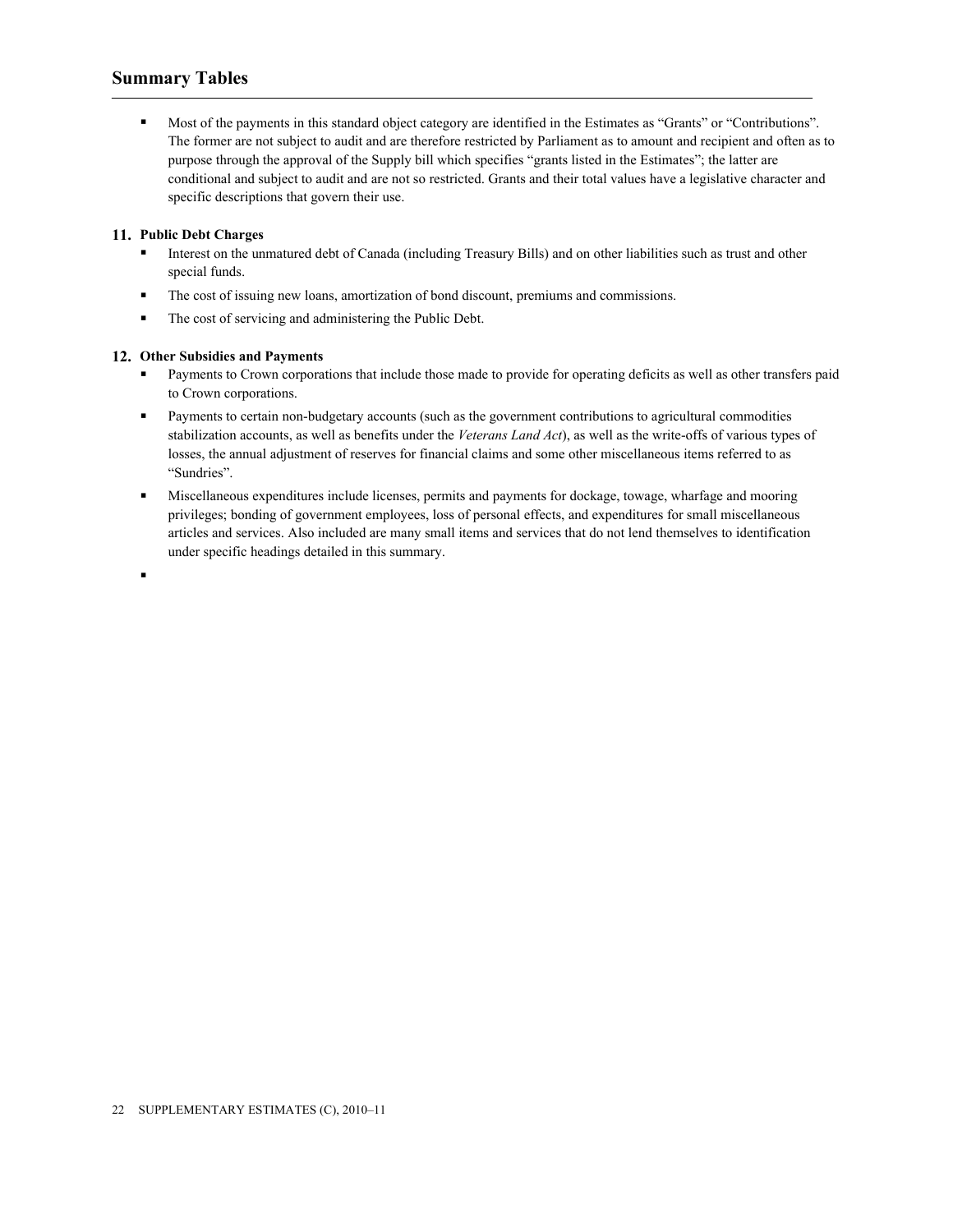- Most of the payments in this standard object category are identified in the Estimates as "Grants" or "Contributions". The former are not subject to audit and are therefore restricted by Parliament as to amount and recipient and often as to purpose through the approval of the Supply bill which specifies "grants listed in the Estimates"; the latter are conditional and subject to audit and are not so restricted. Grants and their total values have a legislative character and specific descriptions that govern their use.

**11. Public Debt Charges**

- Interest on the unmatured debt of Canada (including Treasury Bills) and on other liabilities such as trust and other special funds.
- The cost of issuing new loans, amortization of bond discount, premiums and commissions.
- The cost of servicing and administering the Public Debt.

**12. Other Subsidies and Payments**

- Payments to Crown corporations that include those made to provide for operating deficits as well as other transfers paid to Crown corporations.
- Payments to certain non-budgetary accounts (such as the government contributions to agricultural commodities stabilization accounts, as well as benefits under the *Veterans Land Act*), as well as the write-offs of various types of losses, the annual adjustment of reserves for financial claims and some other miscellaneous items referred to as "Sundries".
- Miscellaneous expenditures include licenses, permits and payments for dockage, towage, wharfage and mooring privileges; bonding of government employees, loss of personal effects, and expenditures for small miscellaneous articles and services. Also included are many small items and services that do not lend themselves to identification under specific headings detailed in this summary.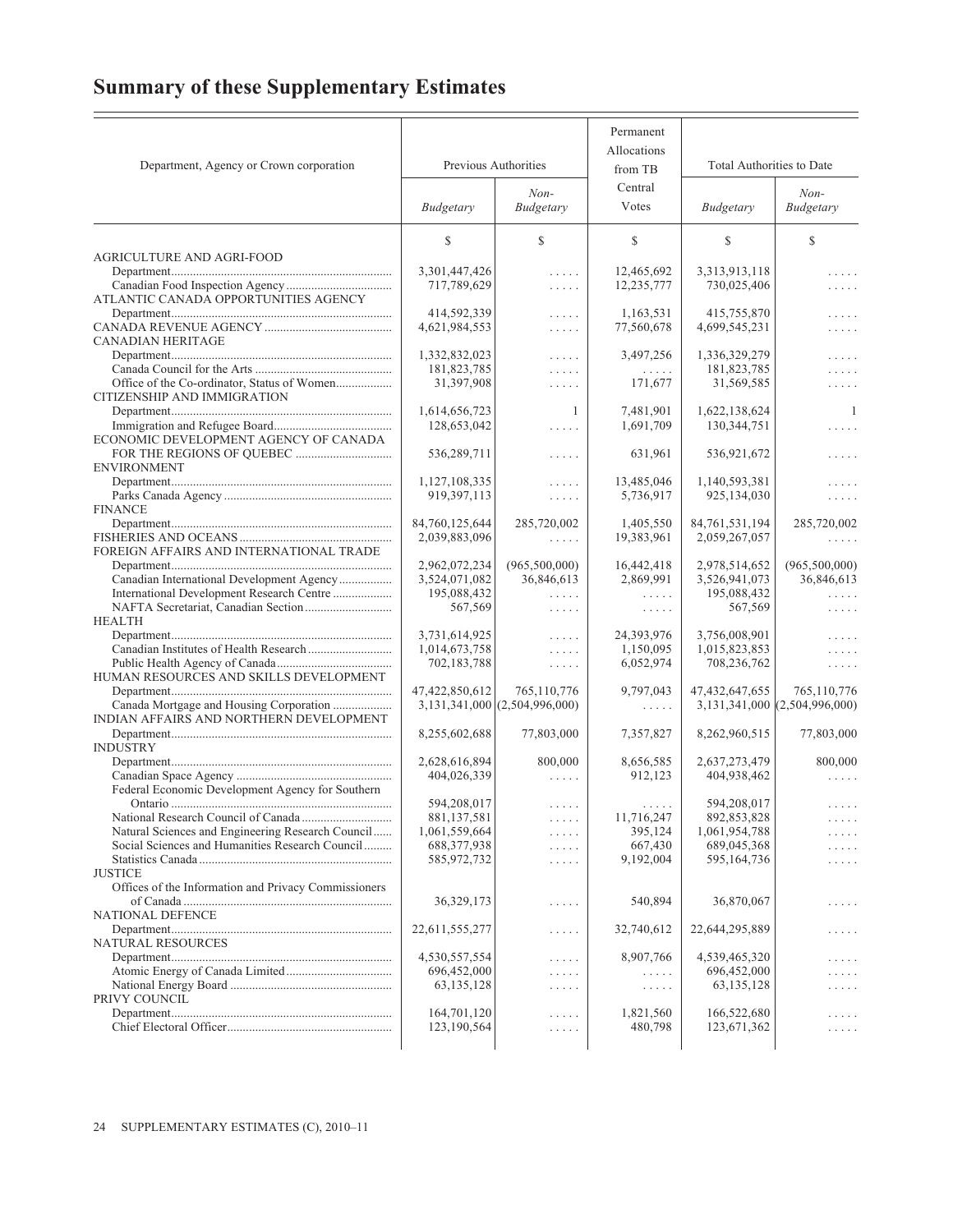# Summary of these Supplementary Estimates

| Department, Agency or Crown corporation | Previous Authorities | | Permanent Allocations from TB Central Votes | Total Authorities to Date | |
|---|---|---|---|---|---|
| | *Budgetary* | *Non-Budgetary* | | *Budgetary* | *Non-Budgetary* |
| | $ | $ | $ | $ | $ |
| AGRICULTURE AND AGRI-FOOD | | | | | |
| Department | 3,301,447,426 | ..... | 12,465,692 | 3,313,913,118 | ..... |
| Canadian Food Inspection Agency | 717,789,629 | ..... | 12,235,777 | 730,025,406 | ..... |
| ATLANTIC CANADA OPPORTUNITIES AGENCY | | | | | |
| Department | 414,592,339 | ..... | 1,163,531 | 415,755,870 | ..... |
| CANADA REVENUE AGENCY | 4,621,984,553 | ..... | 77,560,678 | 4,699,545,231 | ..... |
| CANADIAN HERITAGE | | | | | |
| Department | 1,332,832,023 | ..... | 3,497,256 | 1,336,329,279 | ..... |
| Canada Council for the Arts | 181,823,785 | ..... | ..... | 181,823,785 | ..... |
| Office of the Co-ordinator, Status of Women | 31,397,908 | ..... | 171,677 | 31,569,585 | ..... |
| CITIZENSHIP AND IMMIGRATION | | | | | |
| Department | 1,614,656,723 | 1 | 7,481,901 | 1,622,138,624 | 1 |
| Immigration and Refugee Board | 128,653,042 | ..... | 1,691,709 | 130,344,751 | ..... |
| ECONOMIC DEVELOPMENT AGENCY OF CANADA FOR THE REGIONS OF QUEBEC | 536,289,711 | ..... | 631,961 | 536,921,672 | ..... |
| ENVIRONMENT | | | | | |
| Department | 1,127,108,335 | ..... | 13,485,046 | 1,140,593,381 | ..... |
| Parks Canada Agency | 919,397,113 | ..... | 5,736,917 | 925,134,030 | ..... |
| FINANCE | | | | | |
| Department | 84,760,125,644 | 285,720,002 | 1,405,550 | 84,761,531,194 | 285,720,002 |
| FISHERIES AND OCEANS | 2,039,883,096 | ..... | 19,383,961 | 2,059,267,057 | ..... |
| FOREIGN AFFAIRS AND INTERNATIONAL TRADE | | | | | |
| Department | 2,962,072,234 | (965,500,000) | 16,442,418 | 2,978,514,652 | (965,500,000) |
| Canadian International Development Agency | 3,524,071,082 | 36,846,613 | 2,869,991 | 3,526,941,073 | 36,846,613 |
| International Development Research Centre | 195,088,432 | ..... | ..... | 195,088,432 | ..... |
| NAFTA Secretariat, Canadian Section | 567,569 | ..... | ..... | 567,569 | ..... |
| HEALTH | | | | | |
| Department | 3,731,614,925 | ..... | 24,393,976 | 3,756,008,901 | ..... |
| Canadian Institutes of Health Research | 1,014,673,758 | ..... | 1,150,095 | 1,015,823,853 | ..... |
| Public Health Agency of Canada | 702,183,788 | ..... | 6,052,974 | 708,236,762 | ..... |
| HUMAN RESOURCES AND SKILLS DEVELOPMENT | | | | | |
| Department | 47,422,850,612 | 765,110,776 | 9,797,043 | 47,432,647,655 | 765,110,776 |
| Canada Mortgage and Housing Corporation | 3,131,341,000 | (2,504,996,000) | ..... | 3,131,341,000 | (2,504,996,000) |
| INDIAN AFFAIRS AND NORTHERN DEVELOPMENT | | | | | |
| Department | 8,255,602,688 | 77,803,000 | 7,357,827 | 8,262,960,515 | 77,803,000 |
| INDUSTRY | | | | | |
| Department | 2,628,616,894 | 800,000 | 8,656,585 | 2,637,273,479 | 800,000 |
| Canadian Space Agency | 404,026,339 | ..... | 912,123 | 404,938,462 | ..... |
| Federal Economic Development Agency for Southern Ontario | 594,208,017 | ..... | ..... | 594,208,017 | ..... |
| National Research Council of Canada | 881,137,581 | ..... | 11,716,247 | 892,853,828 | ..... |
| Natural Sciences and Engineering Research Council | 1,061,559,664 | ..... | 395,124 | 1,061,954,788 | ..... |
| Social Sciences and Humanities Research Council | 688,377,938 | ..... | 667,430 | 689,045,368 | ..... |
| Statistics Canada | 585,972,732 | ..... | 9,192,004 | 595,164,736 | ..... |
| JUSTICE | | | | | |
| Offices of the Information and Privacy Commissioners of Canada | 36,329,173 | ..... | 540,894 | 36,870,067 | ..... |
| NATIONAL DEFENCE | | | | | |
| Department | 22,611,555,277 | ..... | 32,740,612 | 22,644,295,889 | ..... |
| NATURAL RESOURCES | | | | | |
| Department | 4,530,557,554 | ..... | 8,907,766 | 4,539,465,320 | ..... |
| Atomic Energy of Canada Limited | 696,452,000 | ..... | ..... | 696,452,000 | ..... |
| National Energy Board | 63,135,128 | ..... | ..... | 63,135,128 | ..... |
| PRIVY COUNCIL | | | | | |
| Department | 164,701,120 | ..... | 1,821,560 | 166,522,680 | ..... |
| Chief Electoral Officer | 123,190,564 | ..... | 480,798 | 123,671,362 | ..... |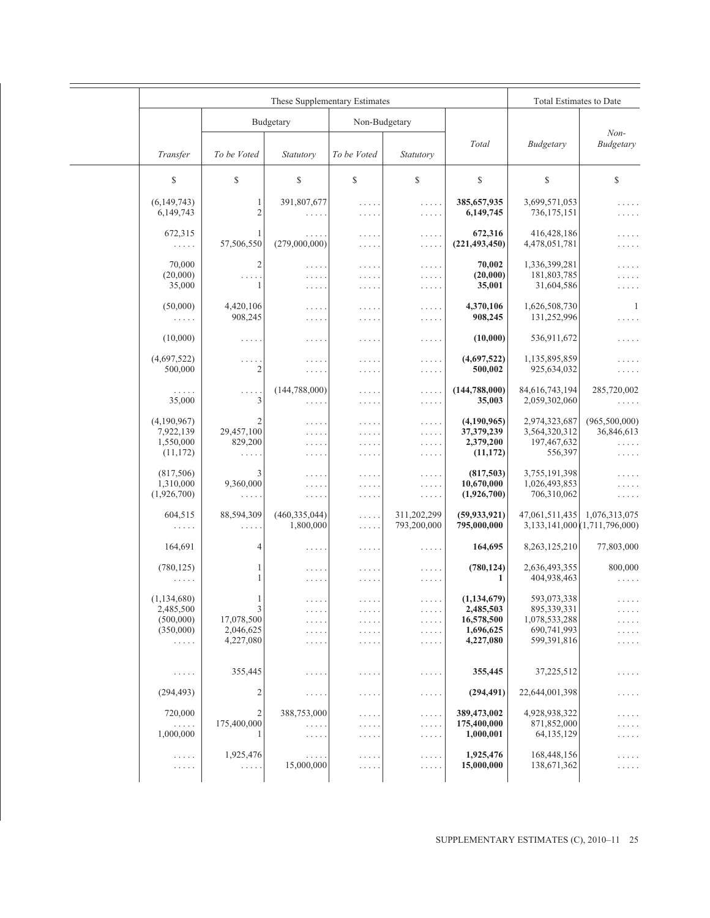| These Supplementary Estimates | | | | | | Total Estimates to Date | |
|---|---|---|---|---|---|---|---|
| | Budgetary | | Non-Budgetary | | | | |
| *Transfer* | *To be Voted* | *Statutory* | *To be Voted* | *Statutory* | *Total* | *Budgetary* | *Non-Budgetary* |
| $ | $ | $ | $ | $ | $ | $ | $ |
| (6,149,743) | 1 | 391,807,677 | ..... | ..... | **385,657,935** | 3,699,571,053 | ..... |
| 6,149,743 | 2 | ..... | ..... | ..... | **6,149,745** | 736,175,151 | ..... |
| 672,315 | 1 | ..... | ..... | ..... | **672,316** | 416,428,186 | ..... |
| ..... | 57,506,550 | (279,000,000) | ..... | ..... | **(221,493,450)** | 4,478,051,781 | ..... |
| 70,000 | 2 | ..... | ..... | ..... | **70,002** | 1,336,399,281 | ..... |
| (20,000) | ..... | ..... | ..... | ..... | **(20,000)** | 181,803,785 | ..... |
| 35,000 | 1 | ..... | ..... | ..... | **35,001** | 31,604,586 | ..... |
| (50,000) | 4,420,106 | ..... | ..... | ..... | **4,370,106** | 1,626,508,730 | 1 |
| ..... | 908,245 | ..... | ..... | ..... | **908,245** | 131,252,996 | ..... |
| (10,000) | ..... | ..... | ..... | ..... | **(10,000)** | 536,911,672 | ..... |
| (4,697,522) | ..... | ..... | ..... | ..... | **(4,697,522)** | 1,135,895,859 | ..... |
| 500,000 | 2 | ..... | ..... | ..... | **500,002** | 925,634,032 | ..... |
| ..... | ..... | (144,788,000) | ..... | ..... | **(144,788,000)** | 84,616,743,194 | 285,720,002 |
| 35,000 | 3 | ..... | ..... | ..... | **35,003** | 2,059,302,060 | ..... |
| (4,190,967) | 2 | ..... | ..... | ..... | **(4,190,965)** | 2,974,323,687 | (965,500,000) |
| 7,922,139 | 29,457,100 | ..... | ..... | ..... | **37,379,239** | 3,564,320,312 | 36,846,613 |
| 1,550,000 | 829,200 | ..... | ..... | ..... | **2,379,200** | 197,467,632 | ..... |
| (11,172) | ..... | ..... | ..... | ..... | **(11,172)** | 556,397 | ..... |
| (817,506) | 3 | ..... | ..... | ..... | **(817,503)** | 3,755,191,398 | ..... |
| 1,310,000 | 9,360,000 | ..... | ..... | ..... | **10,670,000** | 1,026,493,853 | ..... |
| (1,926,700) | ..... | ..... | ..... | ..... | **(1,926,700)** | 706,310,062 | ..... |
| 604,515 | 88,594,309 | (460,335,044) | ..... | 311,202,299 | **(59,933,921)** | 47,061,511,435 | 1,076,313,075 |
| ..... | ..... | 1,800,000 | ..... | 793,200,000 | **795,000,000** | 3,133,141,000 | (1,711,796,000) |
| 164,691 | 4 | ..... | ..... | ..... | **164,695** | 8,263,125,210 | 77,803,000 |
| (780,125) | 1 | ..... | ..... | ..... | **(780,124)** | 2,636,493,355 | 800,000 |
| ..... | 1 | ..... | ..... | ..... | **1** | 404,938,463 | ..... |
| (1,134,680) | 1 | ..... | ..... | ..... | **(1,134,679)** | 593,073,338 | ..... |
| 2,485,500 | 3 | ..... | ..... | ..... | **2,485,503** | 895,339,331 | ..... |
| (500,000) | 17,078,500 | ..... | ..... | ..... | **16,578,500** | 1,078,533,288 | ..... |
| (350,000) | 2,046,625 | ..... | ..... | ..... | **1,696,625** | 690,741,993 | ..... |
| ..... | 4,227,080 | ..... | ..... | ..... | **4,227,080** | 599,391,816 | ..... |
| ..... | 355,445 | ..... | ..... | ..... | **355,445** | 37,225,512 | ..... |
| (294,493) | 2 | ..... | ..... | ..... | **(294,491)** | 22,644,001,398 | ..... |
| 720,000 | 2 | 388,753,000 | ..... | ..... | **389,473,002** | 4,928,938,322 | ..... |
| ..... | 175,400,000 | ..... | ..... | ..... | **175,400,000** | 871,852,000 | ..... |
| 1,000,000 | 1 | ..... | ..... | ..... | **1,000,001** | 64,135,129 | ..... |
| ..... | 1,925,476 | ..... | ..... | ..... | **1,925,476** | 168,448,156 | ..... |
| ..... | ..... | 15,000,000 | ..... | ..... | **15,000,000** | 138,671,362 | ..... |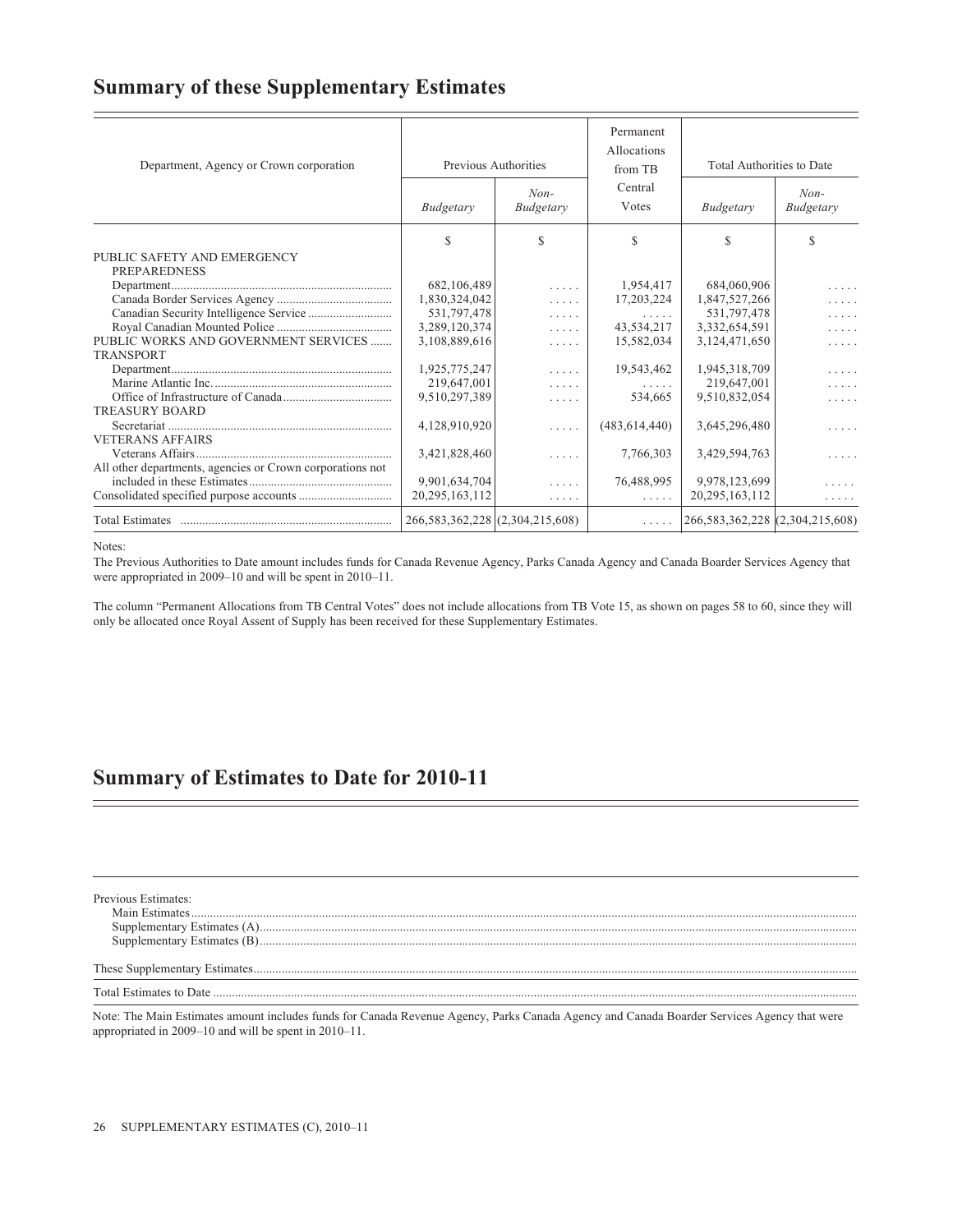## Summary of these Supplementary Estimates

| Department, Agency or Crown corporation | Previous Authorities | | Permanent Allocations from TB Central Votes | Total Authorities to Date | |
|---|---|---|---|---|---|
| | *Budgetary* | *Non-Budgetary* | | *Budgetary* | *Non-Budgetary* |
| | $ | $ | $ | $ | $ |
| PUBLIC SAFETY AND EMERGENCY PREPAREDNESS | | | | | |
| Department | 682,106,489 | ..... | 1,954,417 | 684,060,906 | ..... |
| Canada Border Services Agency | 1,830,324,042 | ..... | 17,203,224 | 1,847,527,266 | ..... |
| Canadian Security Intelligence Service | 531,797,478 | ..... | ..... | 531,797,478 | ..... |
| Royal Canadian Mounted Police | 3,289,120,374 | ..... | 43,534,217 | 3,332,654,591 | ..... |
| PUBLIC WORKS AND GOVERNMENT SERVICES | 3,108,889,616 | ..... | 15,582,034 | 3,124,471,650 | ..... |
| TRANSPORT | | | | | |
| Department | 1,925,775,247 | ..... | 19,543,462 | 1,945,318,709 | ..... |
| Marine Atlantic Inc. | 219,647,001 | ..... | ..... | 219,647,001 | ..... |
| Office of Infrastructure of Canada | 9,510,297,389 | ..... | 534,665 | 9,510,832,054 | ..... |
| TREASURY BOARD | | | | | |
| Secretariat | 4,128,910,920 | ..... | (483,614,440) | 3,645,296,480 | ..... |
| VETERANS AFFAIRS | | | | | |
| Veterans Affairs | 3,421,828,460 | ..... | 7,766,303 | 3,429,594,763 | ..... |
| All other departments, agencies or Crown corporations not included in these Estimates | 9,901,634,704 | ..... | 76,488,995 | 9,978,123,699 | ..... |
| Consolidated specified purpose accounts | 20,295,163,112 | ..... | ..... | 20,295,163,112 | ..... |
| Total Estimates | 266,583,362,228 | (2,304,215,608) | ..... | 266,583,362,228 | (2,304,215,608) |

Notes:

The Previous Authorities to Date amount includes funds for Canada Revenue Agency, Parks Canada Agency and Canada Boarder Services Agency that were appropriated in 2009–10 and will be spent in 2010–11.

The column "Permanent Allocations from TB Central Votes" does not include allocations from TB Vote 15, as shown on pages 58 to 60, since they will only be allocated once Royal Assent of Supply has been received for these Supplementary Estimates.

## Summary of Estimates to Date for 2010-11

Previous Estimates:
- Main Estimates
- Supplementary Estimates (A)
- Supplementary Estimates (B)

These Supplementary Estimates

Total Estimates to Date

Note: The Main Estimates amount includes funds for Canada Revenue Agency, Parks Canada Agency and Canada Boarder Services Agency that were appropriated in 2009–10 and will be spent in 2010–11.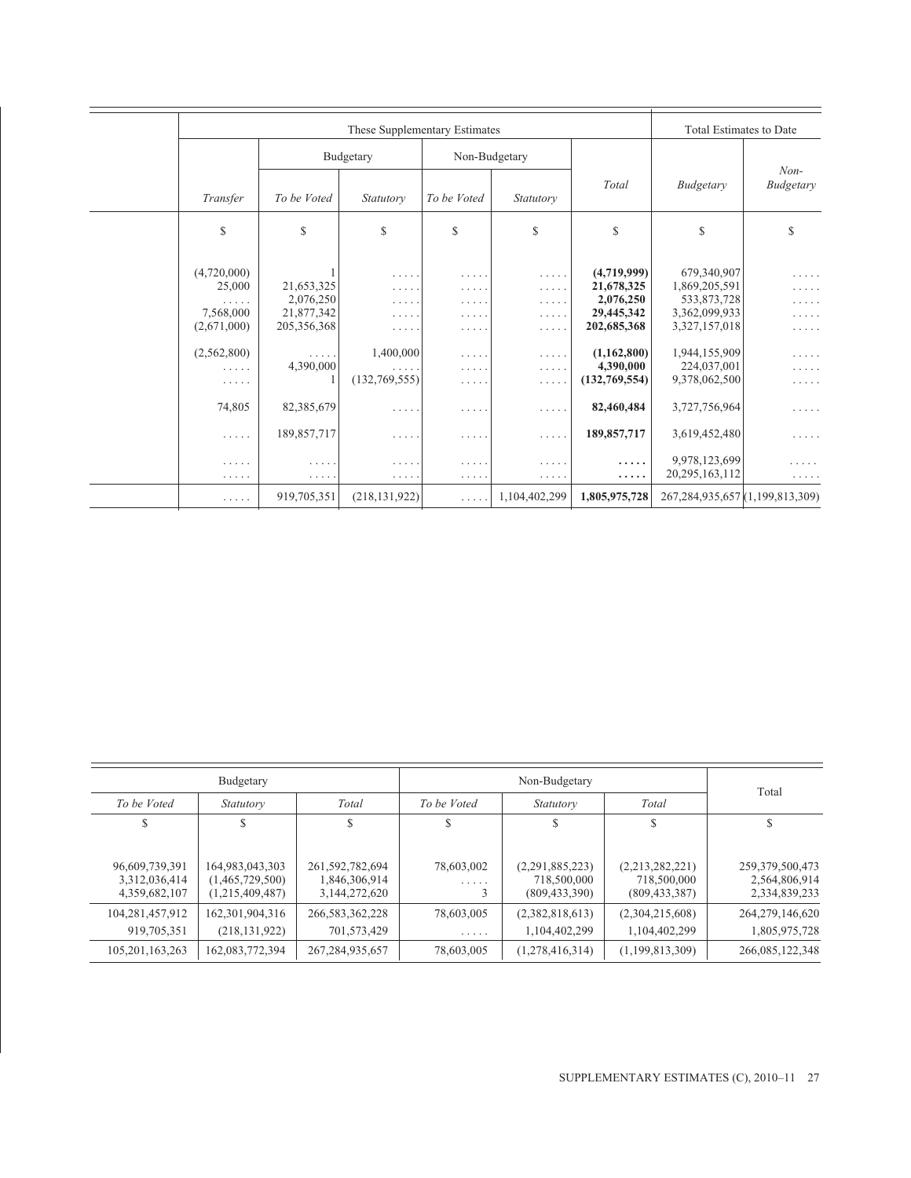| These Supplementary Estimates | | | | | | Total Estimates to Date | |
|---|---|---|---|---|---|---|---|
| | Budgetary | | Non-Budgetary | | | | |
| *Transfer* | *To be Voted* | *Statutory* | *To be Voted* | *Statutory* | *Total* | *Budgetary* | *Non-Budgetary* |
| $ | $ | $ | $ | $ | $ | $ | $ |
| (4,720,000) | 1 | ..... | ..... | ..... | **(4,719,999)** | 679,340,907 | ..... |
| 25,000 | 21,653,325 | ..... | ..... | ..... | **21,678,325** | 1,869,205,591 | ..... |
| ..... | 2,076,250 | ..... | ..... | ..... | **2,076,250** | 533,873,728 | ..... |
| 7,568,000 | 21,877,342 | ..... | ..... | ..... | **29,445,342** | 3,362,099,933 | ..... |
| (2,671,000) | 205,356,368 | ..... | ..... | ..... | **202,685,368** | 3,327,157,018 | ..... |
| (2,562,800) | ..... | 1,400,000 | ..... | ..... | **(1,162,800)** | 1,944,155,909 | ..... |
| ..... | 4,390,000 | ..... | ..... | ..... | **4,390,000** | 224,037,001 | ..... |
| ..... | 1 | (132,769,555) | ..... | ..... | **(132,769,554)** | 9,378,062,500 | ..... |
| 74,805 | 82,385,679 | ..... | ..... | ..... | **82,460,484** | 3,727,756,964 | ..... |
| ..... | 189,857,717 | ..... | ..... | ..... | **189,857,717** | 3,619,452,480 | ..... |
| ..... | ..... | ..... | ..... | ..... | **.....** | 9,978,123,699 | ..... |
| ..... | ..... | ..... | ..... | ..... | **.....** | 20,295,163,112 | ..... |
| ..... | 919,705,351 | (218,131,922) | ..... | 1,104,402,299 | **1,805,975,728** | 267,284,935,657 | (1,199,813,309) |

| Budgetary | | | Non-Budgetary | | | Total |
|---|---|---|---|---|---|---|
| *To be Voted* | *Statutory* | *Total* | *To be Voted* | *Statutory* | *Total* | |
| $ | $ | $ | $ | $ | $ | $ |
| 96,609,739,391 | 164,983,043,303 | 261,592,782,694 | 78,603,002 | (2,291,885,223) | (2,213,282,221) | 259,379,500,473 |
| 3,312,036,414 | (1,465,729,500) | 1,846,306,914 | ..... | 718,500,000 | 718,500,000 | 2,564,806,914 |
| 4,359,682,107 | (1,215,409,487) | 3,144,272,620 | 3 | (809,433,390) | (809,433,387) | 2,334,839,233 |
| 104,281,457,912 | 162,301,904,316 | 266,583,362,228 | 78,603,005 | (2,382,818,613) | (2,304,215,608) | 264,279,146,620 |
| 919,705,351 | (218,131,922) | 701,573,429 | ..... | 1,104,402,299 | 1,104,402,299 | 1,805,975,728 |
| 105,201,163,263 | 162,083,772,394 | 267,284,935,657 | 78,603,005 | (1,278,416,314) | (1,199,813,309) | 266,085,122,348 |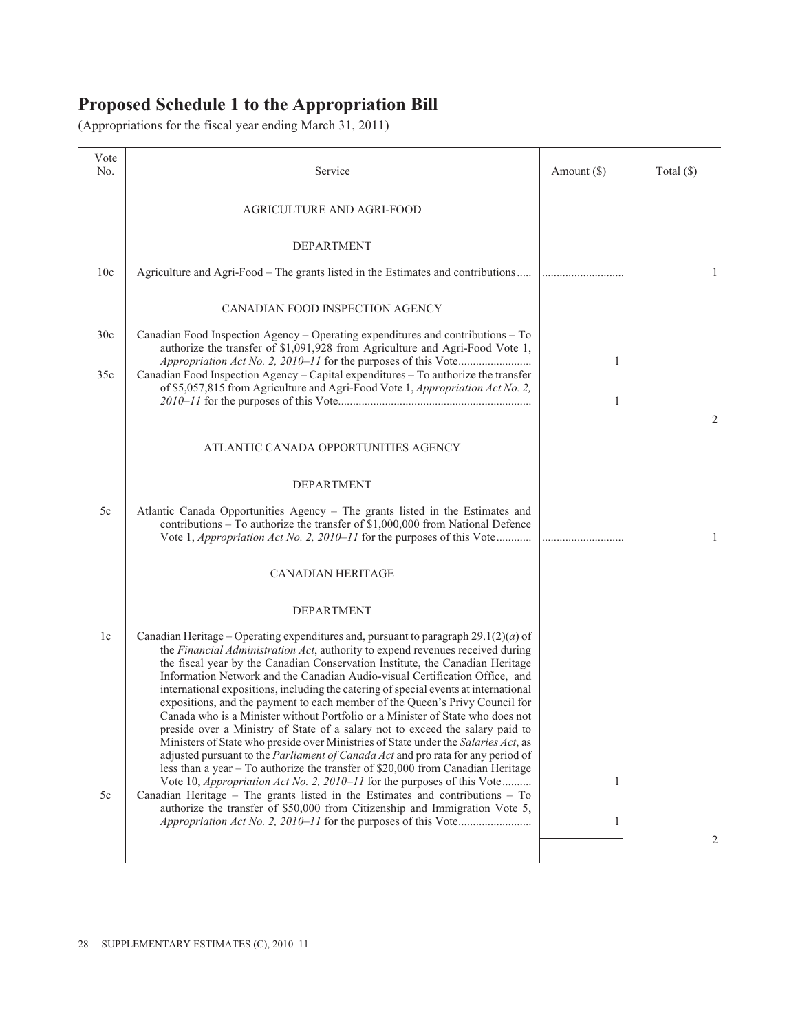# Proposed Schedule 1 to the Appropriation Bill

(Appropriations for the fiscal year ending March 31, 2011)

| Vote No. | Service | Amount ($) | Total ($) |
|---|---|---|---|
| | AGRICULTURE AND AGRI-FOOD | | |
| | DEPARTMENT | | |
| 10c | Agriculture and Agri-Food – The grants listed in the Estimates and contributions..... | ............................ | 1 |
| | CANADIAN FOOD INSPECTION AGENCY | | |
| 30c | Canadian Food Inspection Agency – Operating expenditures and contributions – To authorize the transfer of $1,091,928 from Agriculture and Agri-Food Vote 1, *Appropriation Act No. 2, 2010–11* for the purposes of this Vote......................... | 1 | |
| 35c | Canadian Food Inspection Agency – Capital expenditures – To authorize the transfer of $5,057,815 from Agriculture and Agri-Food Vote 1, *Appropriation Act No. 2, 2010–11* for the purposes of this Vote................................................................ | 1 | |
| | | | 2 |
| | ATLANTIC CANADA OPPORTUNITIES AGENCY | | |
| | DEPARTMENT | | |
| 5c | Atlantic Canada Opportunities Agency – The grants listed in the Estimates and contributions – To authorize the transfer of $1,000,000 from National Defence Vote 1, *Appropriation Act No. 2, 2010–11* for the purposes of this Vote............ | ............................ | 1 |
| | CANADIAN HERITAGE | | |
| | DEPARTMENT | | |
| 1c | Canadian Heritage – Operating expenditures and, pursuant to paragraph 29.1(2)(*a*) of the *Financial Administration Act*, authority to expend revenues received during the fiscal year by the Canadian Conservation Institute, the Canadian Heritage Information Network and the Canadian Audio-visual Certification Office, and international expositions, including the catering of special events at international expositions, and the payment to each member of the Queen's Privy Council for Canada who is a Minister without Portfolio or a Minister of State who does not preside over a Ministry of State of a salary not to exceed the salary paid to Ministers of State who preside over Ministries of State under the *Salaries Act*, as adjusted pursuant to the *Parliament of Canada Act* and pro rata for any period of less than a year – To authorize the transfer of $20,000 from Canadian Heritage Vote 10, *Appropriation Act No. 2, 2010–11* for the purposes of this Vote.......... | 1 | |
| 5c | Canadian Heritage – The grants listed in the Estimates and contributions – To authorize the transfer of $50,000 from Citizenship and Immigration Vote 5, *Appropriation Act No. 2, 2010–11* for the purposes of this Vote......................... | 1 | |
| | | | 2 |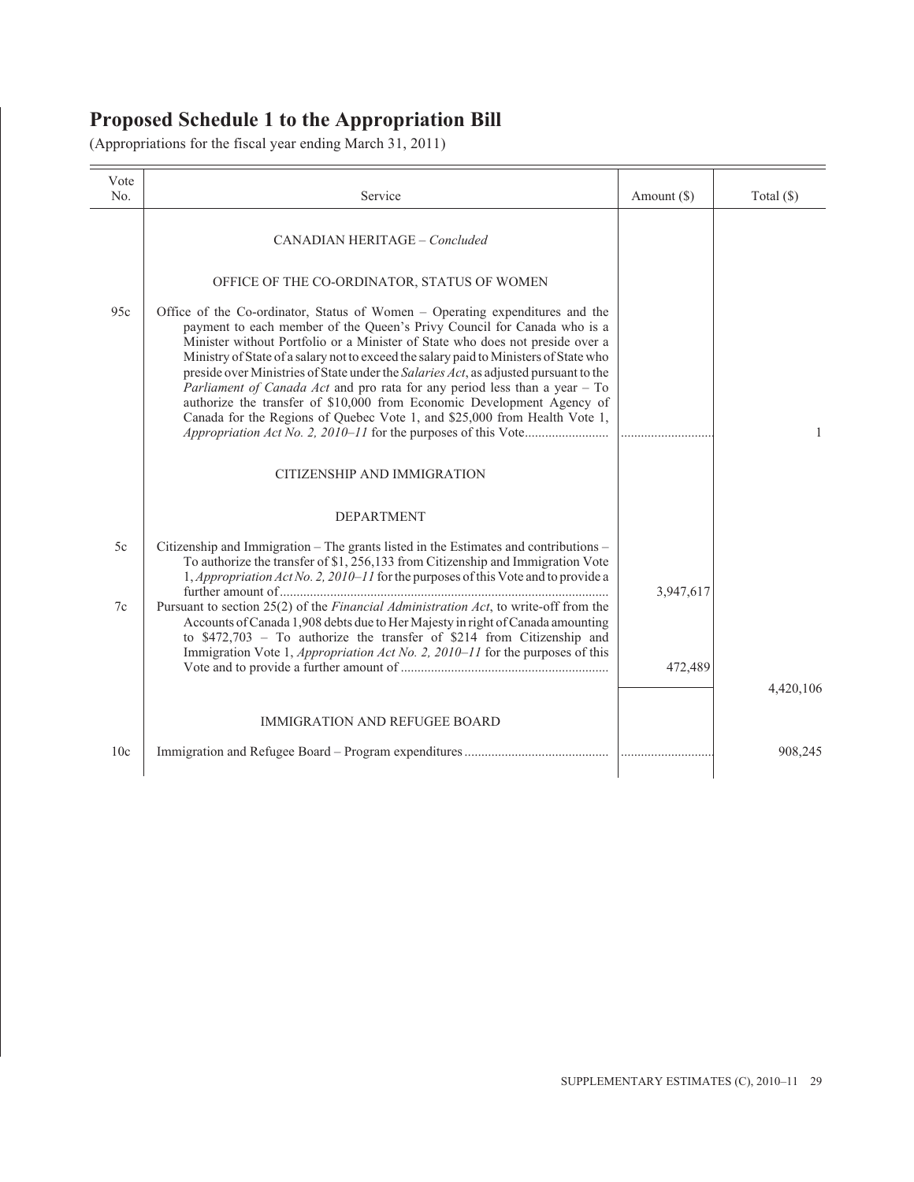# Proposed Schedule 1 to the Appropriation Bill

(Appropriations for the fiscal year ending March 31, 2011)

| Vote No. | Service | Amount ($) | Total ($) |
|---|---|---|---|
| | CANADIAN HERITAGE – *Concluded* | | |
| | OFFICE OF THE CO-ORDINATOR, STATUS OF WOMEN | | |
| 95c | Office of the Co-ordinator, Status of Women – Operating expenditures and the payment to each member of the Queen's Privy Council for Canada who is a Minister without Portfolio or a Minister of State who does not preside over a Ministry of State of a salary not to exceed the salary paid to Ministers of State who preside over Ministries of State under the *Salaries Act*, as adjusted pursuant to the *Parliament of Canada Act* and pro rata for any period less than a year – To authorize the transfer of $10,000 from Economic Development Agency of Canada for the Regions of Quebec Vote 1, and $25,000 from Health Vote 1, *Appropriation Act No. 2, 2010–11* for the purposes of this Vote | ............................ | 1 |
| | CITIZENSHIP AND IMMIGRATION | | |
| | DEPARTMENT | | |
| 5c | Citizenship and Immigration – The grants listed in the Estimates and contributions – To authorize the transfer of $1, 256,133 from Citizenship and Immigration Vote 1, *Appropriation Act No. 2, 2010–11* for the purposes of this Vote and to provide a further amount of | 3,947,617 | |
| 7c | Pursuant to section 25(2) of the *Financial Administration Act*, to write-off from the Accounts of Canada 1,908 debts due to Her Majesty in right of Canada amounting to $472,703 – To authorize the transfer of $214 from Citizenship and Immigration Vote 1, *Appropriation Act No. 2, 2010–11* for the purposes of this Vote and to provide a further amount of | 472,489 | |
| | | | 4,420,106 |
| | IMMIGRATION AND REFUGEE BOARD | | |
| 10c | Immigration and Refugee Board – Program expenditures | ............................ | 908,245 |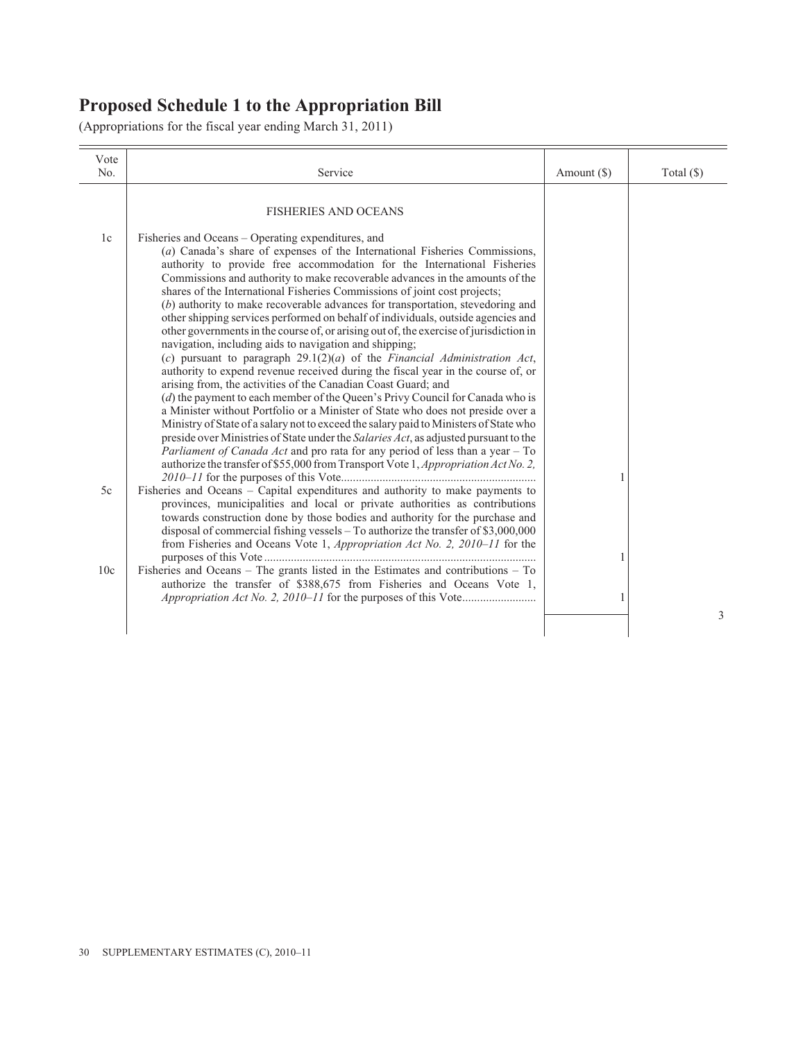# Proposed Schedule 1 to the Appropriation Bill

(Appropriations for the fiscal year ending March 31, 2011)

| Vote No. | Service | Amount ($) | Total ($) |
|---|---|---|---|
| | FISHERIES AND OCEANS | | |
| 1c | Fisheries and Oceans – Operating expenditures, and<br>(*a*) Canada's share of expenses of the International Fisheries Commissions, authority to provide free accommodation for the International Fisheries Commissions and authority to make recoverable advances in the amounts of the shares of the International Fisheries Commissions of joint cost projects;<br>(*b*) authority to make recoverable advances for transportation, stevedoring and other shipping services performed on behalf of individuals, outside agencies and other governments in the course of, or arising out of, the exercise of jurisdiction in navigation, including aids to navigation and shipping;<br>(*c*) pursuant to paragraph 29.1(2)(*a*) of the *Financial Administration Act*, authority to expend revenue received during the fiscal year in the course of, or arising from, the activities of the Canadian Coast Guard; and<br>(*d*) the payment to each member of the Queen's Privy Council for Canada who is a Minister without Portfolio or a Minister of State who does not preside over a Ministry of State of a salary not to exceed the salary paid to Ministers of State who preside over Ministries of State under the *Salaries Act*, as adjusted pursuant to the *Parliament of Canada Act* and pro rata for any period of less than a year – To authorize the transfer of $55,000 from Transport Vote 1, *Appropriation Act No. 2, 2010–11* for the purposes of this Vote | 1 | |
| 5c | Fisheries and Oceans – Capital expenditures and authority to make payments to provinces, municipalities and local or private authorities as contributions towards construction done by those bodies and authority for the purchase and disposal of commercial fishing vessels – To authorize the transfer of $3,000,000 from Fisheries and Oceans Vote 1, *Appropriation Act No. 2, 2010–11* for the purposes of this Vote | 1 | |
| 10c | Fisheries and Oceans – The grants listed in the Estimates and contributions – To authorize the transfer of $388,675 from Fisheries and Oceans Vote 1, *Appropriation Act No. 2, 2010–11* for the purposes of this Vote | 1 | |
| | | | 3 |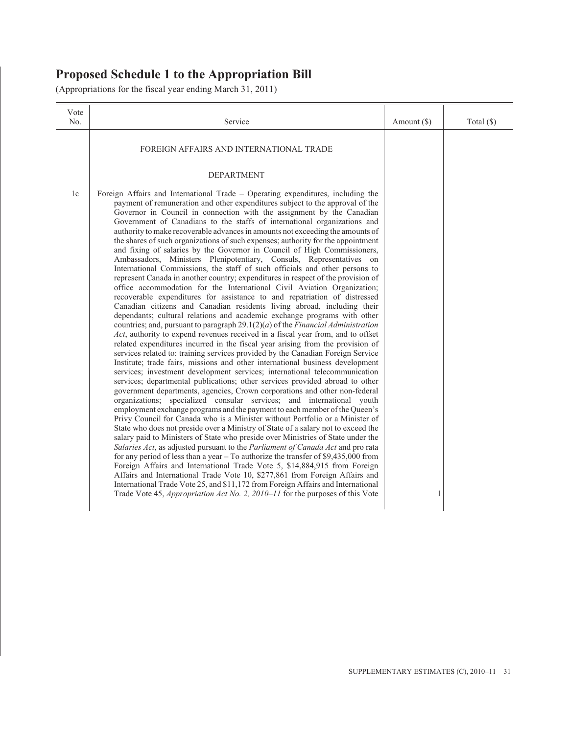# Proposed Schedule 1 to the Appropriation Bill

(Appropriations for the fiscal year ending March 31, 2011)

| Vote No. | Service | Amount ($) | Total ($) |
|---|---|---|---|
| | FOREIGN AFFAIRS AND INTERNATIONAL TRADE | | |
| | DEPARTMENT | | |
| 1c | Foreign Affairs and International Trade – Operating expenditures, including the payment of remuneration and other expenditures subject to the approval of the Governor in Council in connection with the assignment by the Canadian Government of Canadians to the staffs of international organizations and authority to make recoverable advances in amounts not exceeding the amounts of the shares of such organizations of such expenses; authority for the appointment and fixing of salaries by the Governor in Council of High Commissioners, Ambassadors, Ministers Plenipotentiary, Consuls, Representatives on International Commissions, the staff of such officials and other persons to represent Canada in another country; expenditures in respect of the provision of office accommodation for the International Civil Aviation Organization; recoverable expenditures for assistance to and repatriation of distressed Canadian citizens and Canadian residents living abroad, including their dependants; cultural relations and academic exchange programs with other countries; and, pursuant to paragraph 29.1(2)(*a*) of the *Financial Administration Act*, authority to expend revenues received in a fiscal year from, and to offset related expenditures incurred in the fiscal year arising from the provision of services related to: training services provided by the Canadian Foreign Service Institute; trade fairs, missions and other international business development services; investment development services; international telecommunication services; departmental publications; other services provided abroad to other government departments, agencies, Crown corporations and other non-federal organizations; specialized consular services; and international youth employment exchange programs and the payment to each member of the Queen's Privy Council for Canada who is a Minister without Portfolio or a Minister of State who does not preside over a Ministry of State of a salary not to exceed the salary paid to Ministers of State who preside over Ministries of State under the *Salaries Act*, as adjusted pursuant to the *Parliament of Canada Act* and pro rata for any period of less than a year – To authorize the transfer of $9,435,000 from Foreign Affairs and International Trade Vote 5, $14,884,915 from Foreign Affairs and International Trade Vote 10, $277,861 from Foreign Affairs and International Trade Vote 25, and $11,172 from Foreign Affairs and International Trade Vote 45, *Appropriation Act No. 2, 2010–11* for the purposes of this Vote | 1 | |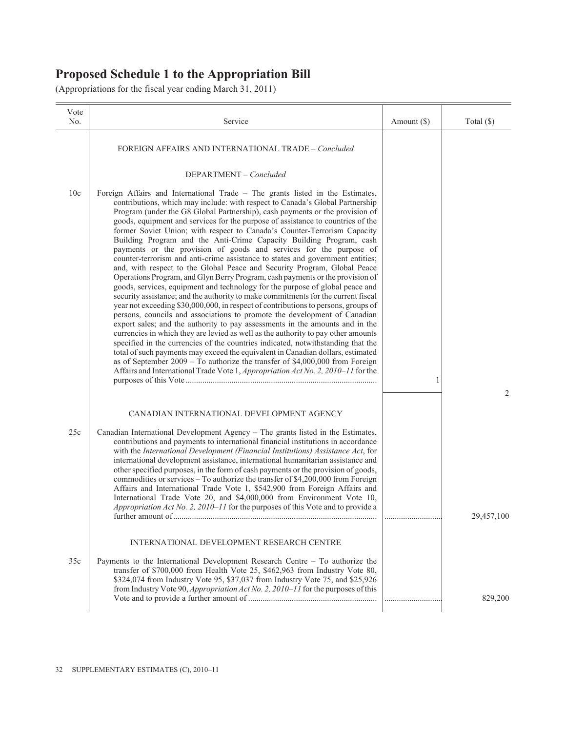# Proposed Schedule 1 to the Appropriation Bill

(Appropriations for the fiscal year ending March 31, 2011)

| Vote No. | Service | Amount ($) | Total ($) |
|---|---|---|---|
| | FOREIGN AFFAIRS AND INTERNATIONAL TRADE – *Concluded* | | |
| | DEPARTMENT – *Concluded* | | |
| 10c | Foreign Affairs and International Trade – The grants listed in the Estimates, contributions, which may include: with respect to Canada's Global Partnership Program (under the G8 Global Partnership), cash payments or the provision of goods, equipment and services for the purpose of assistance to countries of the former Soviet Union; with respect to Canada's Counter-Terrorism Capacity Building Program and the Anti-Crime Capacity Building Program, cash payments or the provision of goods and services for the purpose of counter-terrorism and anti-crime assistance to states and government entities; and, with respect to the Global Peace and Security Program, Global Peace Operations Program, and Glyn Berry Program, cash payments or the provision of goods, services, equipment and technology for the purpose of global peace and security assistance; and the authority to make commitments for the current fiscal year not exceeding $30,000,000, in respect of contributions to persons, groups of persons, councils and associations to promote the development of Canadian export sales; and the authority to pay assessments in the amounts and in the currencies in which they are levied as well as the authority to pay other amounts specified in the currencies of the countries indicated, notwithstanding that the total of such payments may exceed the equivalent in Canadian dollars, estimated as of September 2009 – To authorize the transfer of $4,000,000 from Foreign Affairs and International Trade Vote 1, *Appropriation Act No. 2, 2010–11* for the purposes of this Vote | 1 | |
| | | | 2 |
| | CANADIAN INTERNATIONAL DEVELOPMENT AGENCY | | |
| 25c | Canadian International Development Agency – The grants listed in the Estimates, contributions and payments to international financial institutions in accordance with the *International Development (Financial Institutions) Assistance Act*, for international development assistance, international humanitarian assistance and other specified purposes, in the form of cash payments or the provision of goods, commodities or services – To authorize the transfer of $4,200,000 from Foreign Affairs and International Trade Vote 1, $542,900 from Foreign Affairs and International Trade Vote 20, and $4,000,000 from Environment Vote 10, *Appropriation Act No. 2, 2010–11* for the purposes of this Vote and to provide a further amount of | | 29,457,100 |
| | INTERNATIONAL DEVELOPMENT RESEARCH CENTRE | | |
| 35c | Payments to the International Development Research Centre – To authorize the transfer of $700,000 from Health Vote 25, $462,963 from Industry Vote 80, $324,074 from Industry Vote 95, $37,037 from Industry Vote 75, and $25,926 from Industry Vote 90, *Appropriation Act No. 2, 2010–11* for the purposes of this Vote and to provide a further amount of | | 829,200 |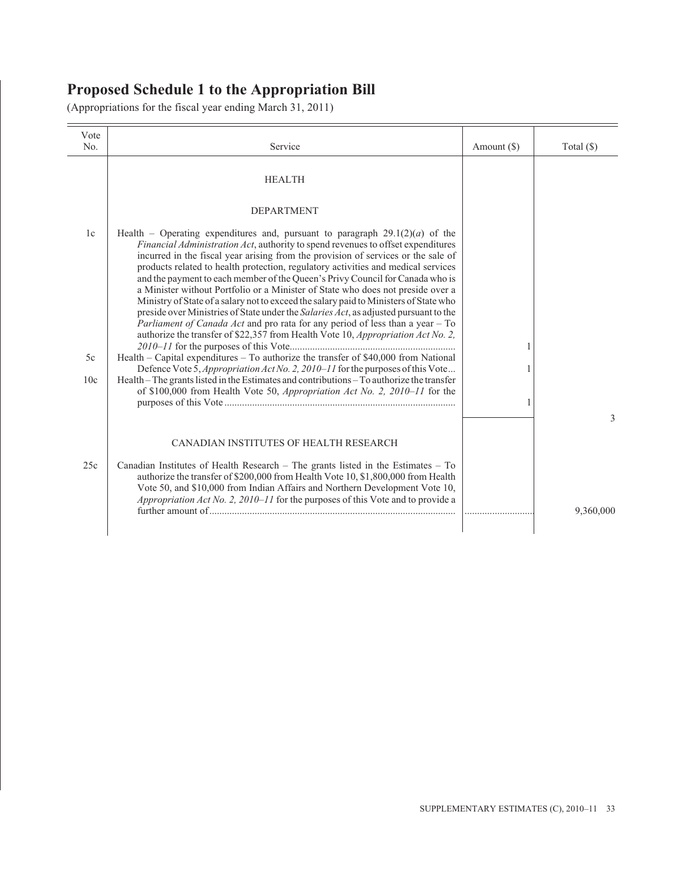# Proposed Schedule 1 to the Appropriation Bill

(Appropriations for the fiscal year ending March 31, 2011)

| Vote No. | Service | Amount ($) | Total ($) |
|---|---|---|---|
| | HEALTH | | |
| | DEPARTMENT | | |
| 1c | Health – Operating expenditures and, pursuant to paragraph 29.1(2)(*a*) of the *Financial Administration Act*, authority to spend revenues to offset expenditures incurred in the fiscal year arising from the provision of services or the sale of products related to health protection, regulatory activities and medical services and the payment to each member of the Queen's Privy Council for Canada who is a Minister without Portfolio or a Minister of State who does not preside over a Ministry of State of a salary not to exceed the salary paid to Ministers of State who preside over Ministries of State under the *Salaries Act*, as adjusted pursuant to the *Parliament of Canada Act* and pro rata for any period of less than a year – To authorize the transfer of $22,357 from Health Vote 10, *Appropriation Act No. 2, 2010–11* for the purposes of this Vote | 1 | |
| 5c | Health – Capital expenditures – To authorize the transfer of $40,000 from National Defence Vote 5, *Appropriation Act No. 2, 2010–11* for the purposes of this Vote | 1 | |
| 10c | Health – The grants listed in the Estimates and contributions – To authorize the transfer of $100,000 from Health Vote 50, *Appropriation Act No. 2, 2010–11* for the purposes of this Vote | 1 | |
| | | | 3 |
| | CANADIAN INSTITUTES OF HEALTH RESEARCH | | |
| 25c | Canadian Institutes of Health Research – The grants listed in the Estimates – To authorize the transfer of $200,000 from Health Vote 10, $1,800,000 from Health Vote 50, and $10,000 from Indian Affairs and Northern Development Vote 10, *Appropriation Act No. 2, 2010–11* for the purposes of this Vote and to provide a further amount of | | 9,360,000 |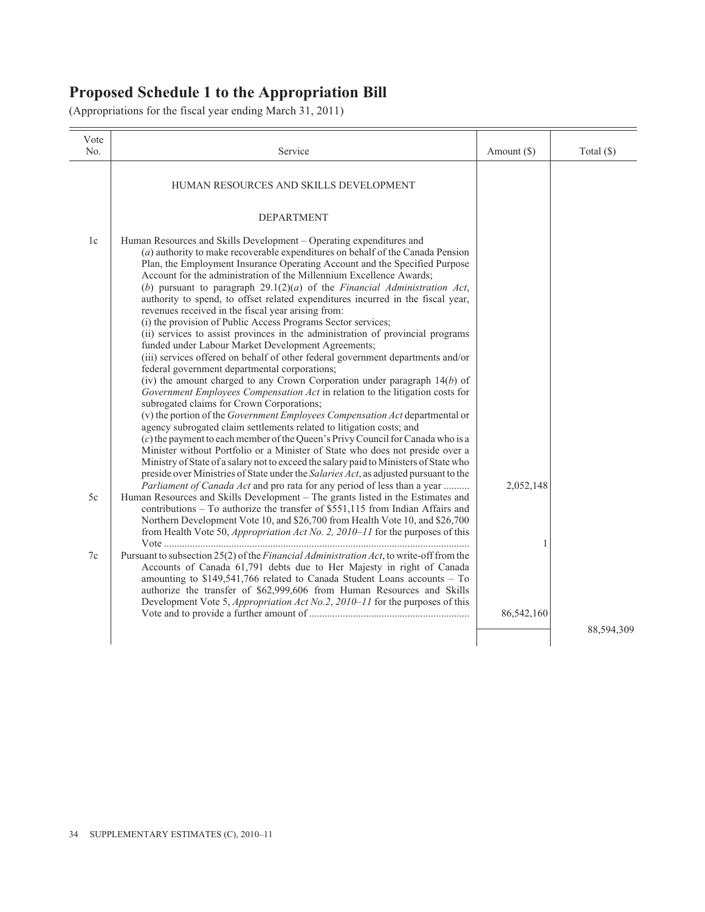# Proposed Schedule 1 to the Appropriation Bill

(Appropriations for the fiscal year ending March 31, 2011)

| Vote No. | Service | Amount ($) | Total ($) |
|---|---|---|---|
| | HUMAN RESOURCES AND SKILLS DEVELOPMENT | | |
| | DEPARTMENT | | |
| 1c | Human Resources and Skills Development – Operating expenditures and (*a*) authority to make recoverable expenditures on behalf of the Canada Pension Plan, the Employment Insurance Operating Account and the Specified Purpose Account for the administration of the Millennium Excellence Awards; (*b*) pursuant to paragraph 29.1(2)(*a*) of the *Financial Administration Act*, authority to spend, to offset related expenditures incurred in the fiscal year, revenues received in the fiscal year arising from: (i) the provision of Public Access Programs Sector services; (ii) services to assist provinces in the administration of provincial programs funded under Labour Market Development Agreements; (iii) services offered on behalf of other federal government departments and/or federal government departmental corporations; (iv) the amount charged to any Crown Corporation under paragraph 14(*b*) of *Government Employees Compensation Act* in relation to the litigation costs for subrogated claims for Crown Corporations; (v) the portion of the *Government Employees Compensation Act* departmental or agency subrogated claim settlements related to litigation costs; and (*c*) the payment to each member of the Queen's Privy Council for Canada who is a Minister without Portfolio or a Minister of State who does not preside over a Ministry of State of a salary not to exceed the salary paid to Ministers of State who preside over Ministries of State under the *Salaries Act*, as adjusted pursuant to the *Parliament of Canada Act* and pro rata for any period of less than a year .......... | 2,052,148 | |
| 5c | Human Resources and Skills Development – The grants listed in the Estimates and contributions – To authorize the transfer of $551,115 from Indian Affairs and Northern Development Vote 10, and $26,700 from Health Vote 10, and $26,700 from Health Vote 50, *Appropriation Act No. 2, 2010–11* for the purposes of this Vote .......... | 1 | |
| 7c | Pursuant to subsection 25(2) of the *Financial Administration Act*, to write-off from the Accounts of Canada 61,791 debts due to Her Majesty in right of Canada amounting to $149,541,766 related to Canada Student Loans accounts – To authorize the transfer of $62,999,606 from Human Resources and Skills Development Vote 5, *Appropriation Act No.2*, *2010–11* for the purposes of this Vote and to provide a further amount of .......... | 86,542,160 | |
| | | | 88,594,309 |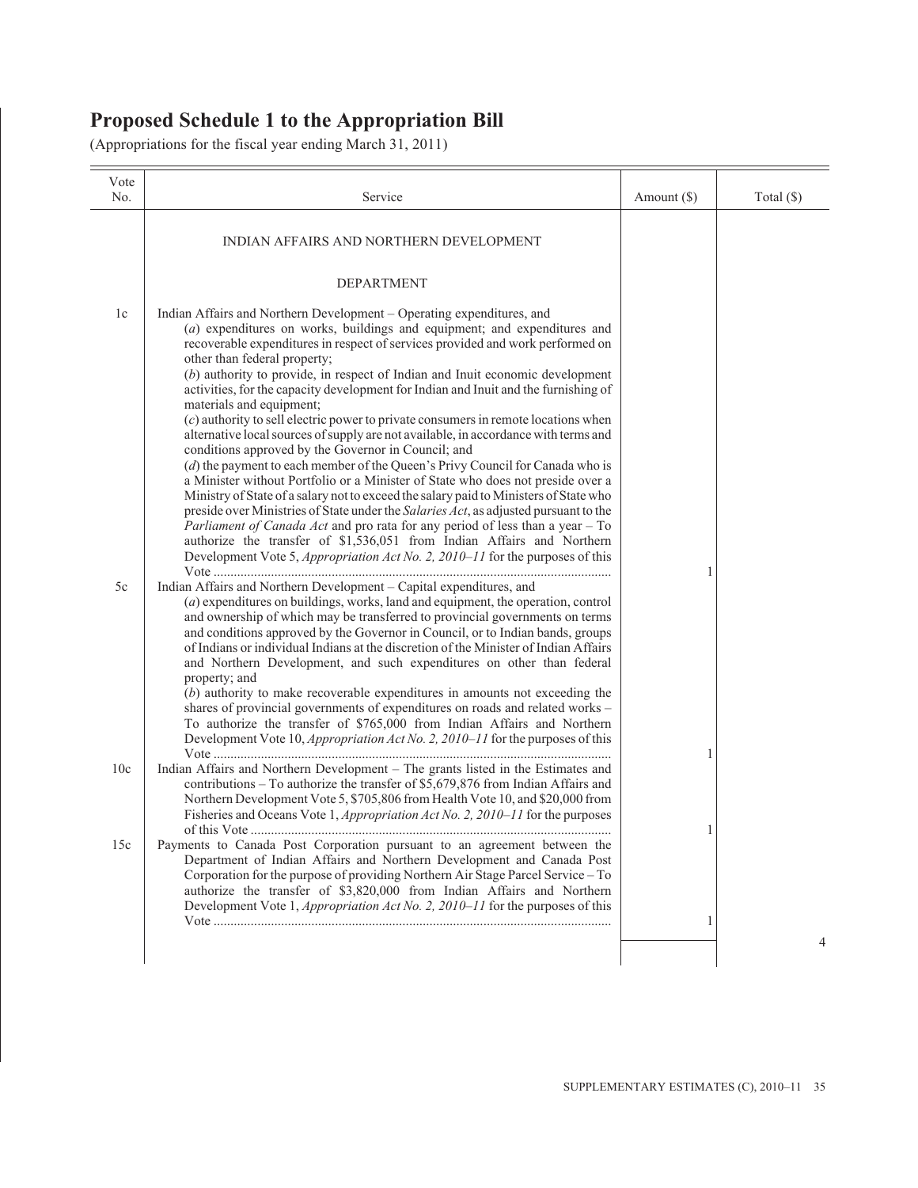# Proposed Schedule 1 to the Appropriation Bill

(Appropriations for the fiscal year ending March 31, 2011)

| Vote No. | Service | Amount ($) | Total ($) |
|---|---|---|---|
| | INDIAN AFFAIRS AND NORTHERN DEVELOPMENT | | |
| | DEPARTMENT | | |
| 1c | Indian Affairs and Northern Development – Operating expenditures, and (*a*) expenditures on works, buildings and equipment; and expenditures and recoverable expenditures in respect of services provided and work performed on other than federal property; (*b*) authority to provide, in respect of Indian and Inuit economic development activities, for the capacity development for Indian and Inuit and the furnishing of materials and equipment; (*c*) authority to sell electric power to private consumers in remote locations when alternative local sources of supply are not available, in accordance with terms and conditions approved by the Governor in Council; and (*d*) the payment to each member of the Queen's Privy Council for Canada who is a Minister without Portfolio or a Minister of State who does not preside over a Ministry of State of a salary not to exceed the salary paid to Ministers of State who preside over Ministries of State under the *Salaries Act*, as adjusted pursuant to the *Parliament of Canada Act* and pro rata for any period of less than a year – To authorize the transfer of $1,536,051 from Indian Affairs and Northern Development Vote 5, *Appropriation Act No. 2, 2010–11* for the purposes of this Vote | 1 | |
| 5c | Indian Affairs and Northern Development – Capital expenditures, and (*a*) expenditures on buildings, works, land and equipment, the operation, control and ownership of which may be transferred to provincial governments on terms and conditions approved by the Governor in Council, or to Indian bands, groups of Indians or individual Indians at the discretion of the Minister of Indian Affairs and Northern Development, and such expenditures on other than federal property; and (*b*) authority to make recoverable expenditures in amounts not exceeding the shares of provincial governments of expenditures on roads and related works – To authorize the transfer of $765,000 from Indian Affairs and Northern Development Vote 10, *Appropriation Act No. 2, 2010–11* for the purposes of this Vote | 1 | |
| 10c | Indian Affairs and Northern Development – The grants listed in the Estimates and contributions – To authorize the transfer of $5,679,876 from Indian Affairs and Northern Development Vote 5, $705,806 from Health Vote 10, and $20,000 from Fisheries and Oceans Vote 1, *Appropriation Act No. 2, 2010–11* for the purposes of this Vote | 1 | |
| 15c | Payments to Canada Post Corporation pursuant to an agreement between the Department of Indian Affairs and Northern Development and Canada Post Corporation for the purpose of providing Northern Air Stage Parcel Service – To authorize the transfer of $3,820,000 from Indian Affairs and Northern Development Vote 1, *Appropriation Act No. 2, 2010–11* for the purposes of this Vote | 1 | |
| | | | 4 |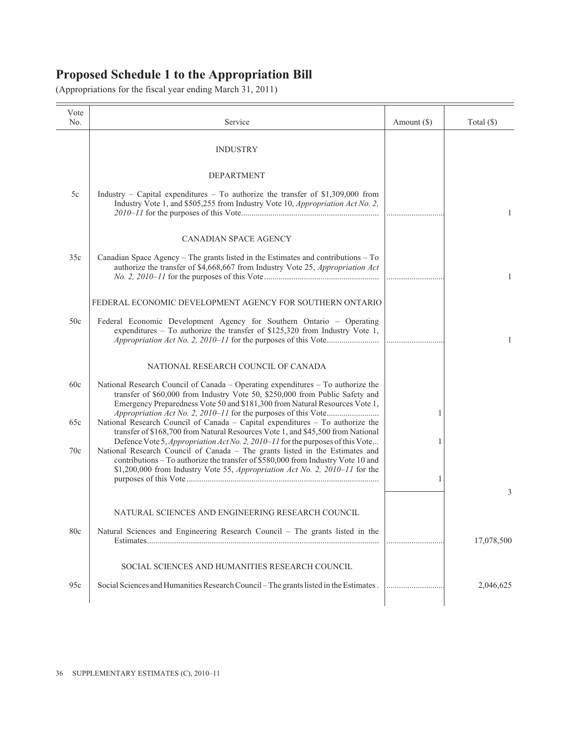# Proposed Schedule 1 to the Appropriation Bill

(Appropriations for the fiscal year ending March 31, 2011)

| Vote No. | Service | Amount ($) | Total ($) |
|---|---|---|---|
| | INDUSTRY | | |
| | DEPARTMENT | | |
| 5c | Industry – Capital expenditures – To authorize the transfer of $1,309,000 from Industry Vote 1, and $505,255 from Industry Vote 10, *Appropriation Act No. 2, 2010–11* for the purposes of this Vote | | 1 |
| | CANADIAN SPACE AGENCY | | |
| 35c | Canadian Space Agency – The grants listed in the Estimates and contributions – To authorize the transfer of $4,668,667 from Industry Vote 25, *Appropriation Act No. 2, 2010–11* for the purposes of this Vote | | 1 |
| | FEDERAL ECONOMIC DEVELOPMENT AGENCY FOR SOUTHERN ONTARIO | | |
| 50c | Federal Economic Development Agency for Southern Ontario – Operating expenditures – To authorize the transfer of $125,320 from Industry Vote 1, *Appropriation Act No. 2, 2010–11* for the purposes of this Vote | | 1 |
| | NATIONAL RESEARCH COUNCIL OF CANADA | | |
| 60c | National Research Council of Canada – Operating expenditures – To authorize the transfer of $60,000 from Industry Vote 50, $250,000 from Public Safety and Emergency Preparedness Vote 50 and $181,300 from Natural Resources Vote 1, *Appropriation Act No. 2, 2010–11* for the purposes of this Vote | 1 | |
| 65c | National Research Council of Canada – Capital expenditures – To authorize the transfer of $168,700 from Natural Resources Vote 1, and $45,500 from National Defence Vote 5, *Appropriation Act No. 2, 2010–11* for the purposes of this Vote | 1 | |
| 70c | National Research Council of Canada – The grants listed in the Estimates and contributions – To authorize the transfer of $580,000 from Industry Vote 10 and $1,200,000 from Industry Vote 55, *Appropriation Act No. 2, 2010–11* for the purposes of this Vote | 1 | |
| | | | 3 |
| | NATURAL SCIENCES AND ENGINEERING RESEARCH COUNCIL | | |
| 80c | Natural Sciences and Engineering Research Council – The grants listed in the Estimates | | 17,078,500 |
| | SOCIAL SCIENCES AND HUMANITIES RESEARCH COUNCIL | | |
| 95c | Social Sciences and Humanities Research Council – The grants listed in the Estimates | | 2,046,625 |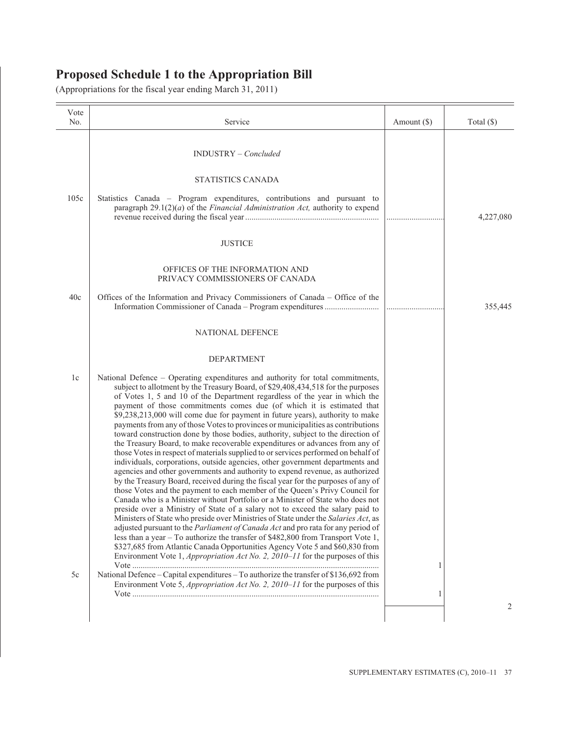# Proposed Schedule 1 to the Appropriation Bill

(Appropriations for the fiscal year ending March 31, 2011)

| Vote No. | Service | Amount ($) | Total ($) |
|---|---|---|---|
| | INDUSTRY – *Concluded* | | |
| | STATISTICS CANADA | | |
| 105c | Statistics Canada – Program expenditures, contributions and pursuant to paragraph 29.1(2)(*a*) of the *Financial Administration Act,* authority to expend revenue received during the fiscal year | | 4,227,080 |
| | JUSTICE | | |
| | OFFICES OF THE INFORMATION AND PRIVACY COMMISSIONERS OF CANADA | | |
| 40c | Offices of the Information and Privacy Commissioners of Canada – Office of the Information Commissioner of Canada – Program expenditures | | 355,445 |
| | NATIONAL DEFENCE | | |
| | DEPARTMENT | | |
| 1c | National Defence – Operating expenditures and authority for total commitments, subject to allotment by the Treasury Board, of $29,408,434,518 for the purposes of Votes 1, 5 and 10 of the Department regardless of the year in which the payment of those commitments comes due (of which it is estimated that $9,238,213,000 will come due for payment in future years), authority to make payments from any of those Votes to provinces or municipalities as contributions toward construction done by those bodies, authority, subject to the direction of the Treasury Board, to make recoverable expenditures or advances from any of those Votes in respect of materials supplied to or services performed on behalf of individuals, corporations, outside agencies, other government departments and agencies and other governments and authority to expend revenue, as authorized by the Treasury Board, received during the fiscal year for the purposes of any of those Votes and the payment to each member of the Queen's Privy Council for Canada who is a Minister without Portfolio or a Minister of State who does not preside over a Ministry of State of a salary not to exceed the salary paid to Ministers of State who preside over Ministries of State under the *Salaries Act*, as adjusted pursuant to the *Parliament of Canada Act* and pro rata for any period of less than a year – To authorize the transfer of $482,800 from Transport Vote 1, $327,685 from Atlantic Canada Opportunities Agency Vote 5 and $60,830 from Environment Vote 1, *Appropriation Act No. 2, 2010–11* for the purposes of this Vote | 1 | |
| 5c | National Defence – Capital expenditures – To authorize the transfer of $136,692 from Environment Vote 5, *Appropriation Act No. 2, 2010–11* for the purposes of this Vote | 1 | |
| | | | 2 |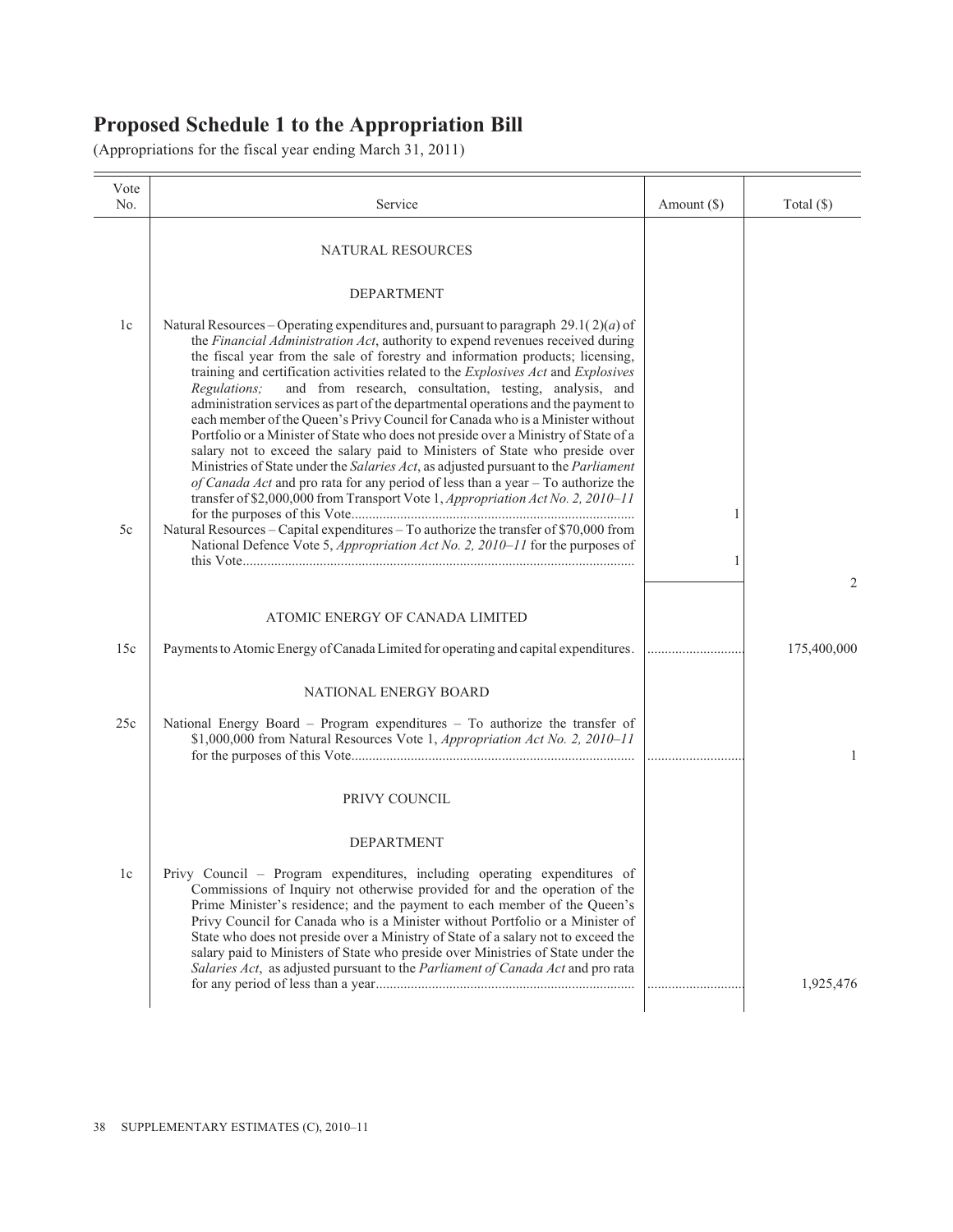# Proposed Schedule 1 to the Appropriation Bill

(Appropriations for the fiscal year ending March 31, 2011)

| Vote No. | Service | Amount ($) | Total ($) |
|---|---|---|---|
| | NATURAL RESOURCES | | |
| | DEPARTMENT | | |
| 1c | Natural Resources – Operating expenditures and, pursuant to paragraph 29.1(2)(*a*) of the *Financial Administration Act*, authority to expend revenues received during the fiscal year from the sale of forestry and information products; licensing, training and certification activities related to the *Explosives Act* and *Explosives Regulations;* and from research, consultation, testing, analysis, and administration services as part of the departmental operations and the payment to each member of the Queen's Privy Council for Canada who is a Minister without Portfolio or a Minister of State who does not preside over a Ministry of State of a salary not to exceed the salary paid to Ministers of State who preside over Ministries of State under the *Salaries Act*, as adjusted pursuant to the *Parliament of Canada Act* and pro rata for any period of less than a year – To authorize the transfer of $2,000,000 from Transport Vote 1, *Appropriation Act No. 2, 2010–11* for the purposes of this Vote | 1 | |
| 5c | Natural Resources – Capital expenditures – To authorize the transfer of $70,000 from National Defence Vote 5, *Appropriation Act No. 2, 2010–11* for the purposes of this Vote | 1 | |
| | | | 2 |
| | ATOMIC ENERGY OF CANADA LIMITED | | |
| 15c | Payments to Atomic Energy of Canada Limited for operating and capital expenditures. | | 175,400,000 |
| | NATIONAL ENERGY BOARD | | |
| 25c | National Energy Board – Program expenditures – To authorize the transfer of $1,000,000 from Natural Resources Vote 1, *Appropriation Act No. 2, 2010–11* for the purposes of this Vote | | 1 |
| | PRIVY COUNCIL | | |
| | DEPARTMENT | | |
| 1c | Privy Council – Program expenditures, including operating expenditures of Commissions of Inquiry not otherwise provided for and the operation of the Prime Minister's residence; and the payment to each member of the Queen's Privy Council for Canada who is a Minister without Portfolio or a Minister of State who does not preside over a Ministry of State of a salary not to exceed the salary paid to Ministers of State who preside over Ministries of State under the *Salaries Act*, as adjusted pursuant to the *Parliament of Canada Act* and pro rata for any period of less than a year | | 1,925,476 |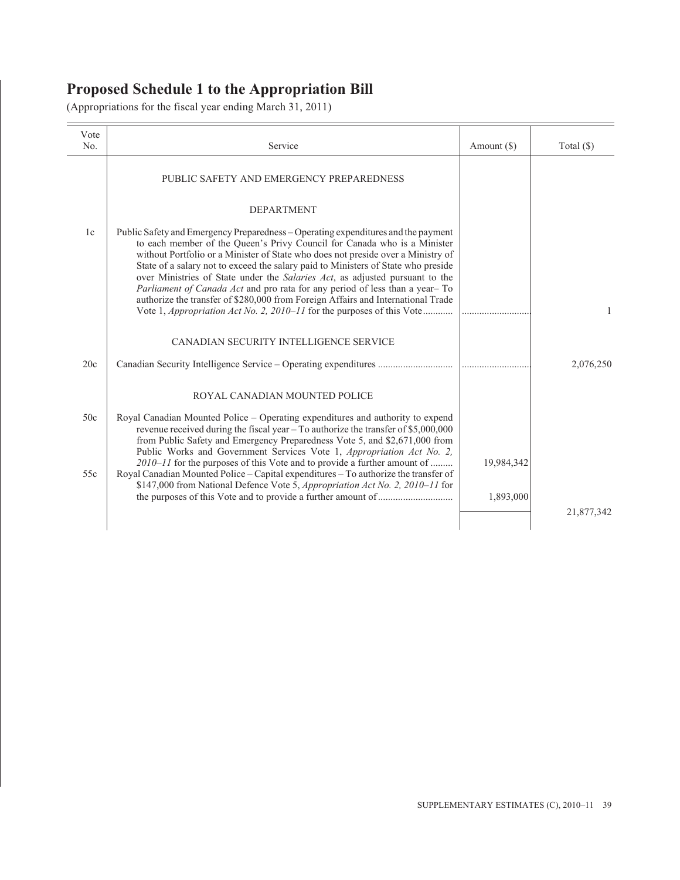# Proposed Schedule 1 to the Appropriation Bill

(Appropriations for the fiscal year ending March 31, 2011)

| Vote No. | Service | Amount ($) | Total ($) |
|---|---|---|---|
| | PUBLIC SAFETY AND EMERGENCY PREPAREDNESS | | |
| | DEPARTMENT | | |
| 1c | Public Safety and Emergency Preparedness – Operating expenditures and the payment to each member of the Queen's Privy Council for Canada who is a Minister without Portfolio or a Minister of State who does not preside over a Ministry of State of a salary not to exceed the salary paid to Ministers of State who preside over Ministries of State under the *Salaries Act*, as adjusted pursuant to the *Parliament of Canada Act* and pro rata for any period of less than a year– To authorize the transfer of $280,000 from Foreign Affairs and International Trade Vote 1, *Appropriation Act No. 2, 2010–11* for the purposes of this Vote | ............................ | 1 |
| | CANADIAN SECURITY INTELLIGENCE SERVICE | | |
| 20c | Canadian Security Intelligence Service – Operating expenditures | ............................ | 2,076,250 |
| | ROYAL CANADIAN MOUNTED POLICE | | |
| 50c | Royal Canadian Mounted Police – Operating expenditures and authority to expend revenue received during the fiscal year – To authorize the transfer of $5,000,000 from Public Safety and Emergency Preparedness Vote 5, and $2,671,000 from Public Works and Government Services Vote 1, *Appropriation Act No. 2, 2010–11* for the purposes of this Vote and to provide a further amount of | 19,984,342 | |
| 55c | Royal Canadian Mounted Police – Capital expenditures – To authorize the transfer of $147,000 from National Defence Vote 5, *Appropriation Act No. 2, 2010–11* for the purposes of this Vote and to provide a further amount of | 1,893,000 | |
| | | | 21,877,342 |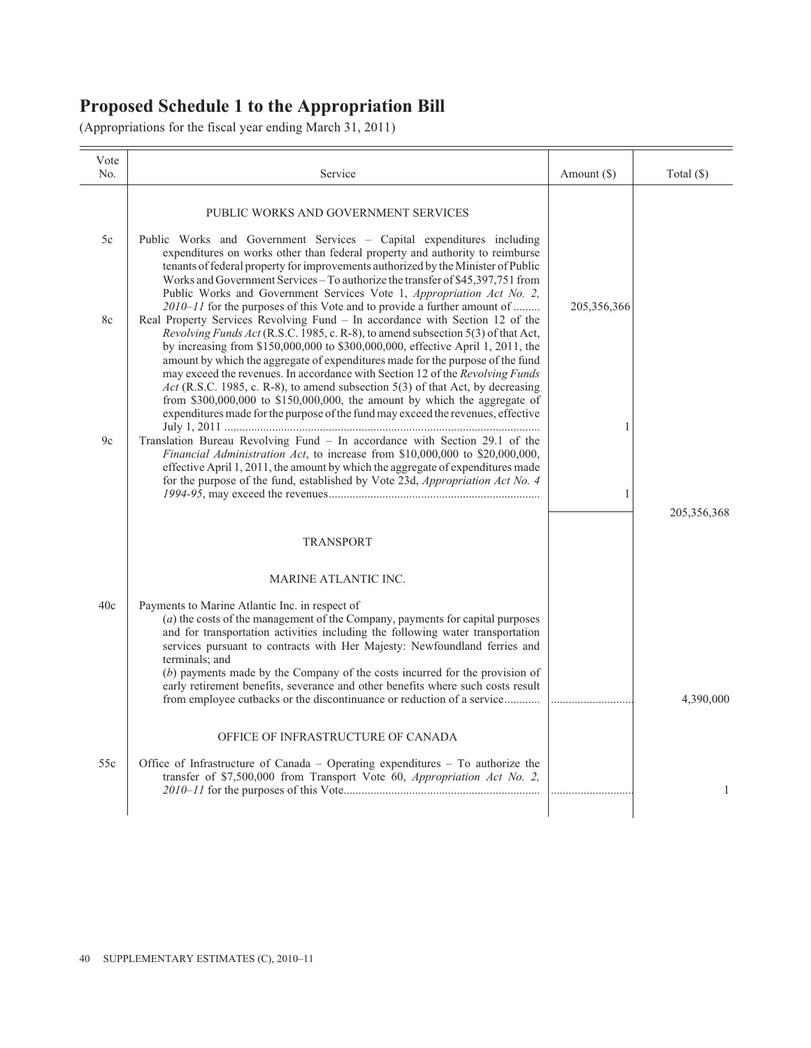# Proposed Schedule 1 to the Appropriation Bill

(Appropriations for the fiscal year ending March 31, 2011)

| Vote No. | Service | Amount ($) | Total ($) |
|---|---|---|---|
| | PUBLIC WORKS AND GOVERNMENT SERVICES | | |
| 5c | Public Works and Government Services – Capital expenditures including expenditures on works other than federal property and authority to reimburse tenants of federal property for improvements authorized by the Minister of Public Works and Government Services – To authorize the transfer of $45,397,751 from Public Works and Government Services Vote 1, *Appropriation Act No. 2, 2010–11* for the purposes of this Vote and to provide a further amount of ......... | 205,356,366 | |
| 8c | Real Property Services Revolving Fund – In accordance with Section 12 of the *Revolving Funds Act* (R.S.C. 1985, c. R-8), to amend subsection 5(3) of that Act, by increasing from $150,000,000 to $300,000,000, effective April 1, 2011, the amount by which the aggregate of expenditures made for the purpose of the fund may exceed the revenues. In accordance with Section 12 of the *Revolving Funds Act* (R.S.C. 1985, c. R-8), to amend subsection 5(3) of that Act, by decreasing from $300,000,000 to $150,000,000, the amount by which the aggregate of expenditures made for the purpose of the fund may exceed the revenues, effective July 1, 2011 ......... | 1 | |
| 9c | Translation Bureau Revolving Fund – In accordance with Section 29.1 of the *Financial Administration Act*, to increase from $10,000,000 to $20,000,000, effective April 1, 2011, the amount by which the aggregate of expenditures made for the purpose of the fund, established by Vote 23d, *Appropriation Act No. 4 1994-95*, may exceed the revenues......... | 1 | |
| | | | 205,356,368 |
| | TRANSPORT | | |
| | MARINE ATLANTIC INC. | | |
| 40c | Payments to Marine Atlantic Inc. in respect of<br>(*a*) the costs of the management of the Company, payments for capital purposes and for transportation activities including the following water transportation services pursuant to contracts with Her Majesty: Newfoundland ferries and terminals; and<br>(*b*) payments made by the Company of the costs incurred for the provision of early retirement benefits, severance and other benefits where such costs result from employee cutbacks or the discontinuance or reduction of a service......... | ......... | 4,390,000 |
| | OFFICE OF INFRASTRUCTURE OF CANADA | | |
| 55c | Office of Infrastructure of Canada – Operating expenditures – To authorize the transfer of $7,500,000 from Transport Vote 60, *Appropriation Act No. 2, 2010–11* for the purposes of this Vote......... | ......... | 1 |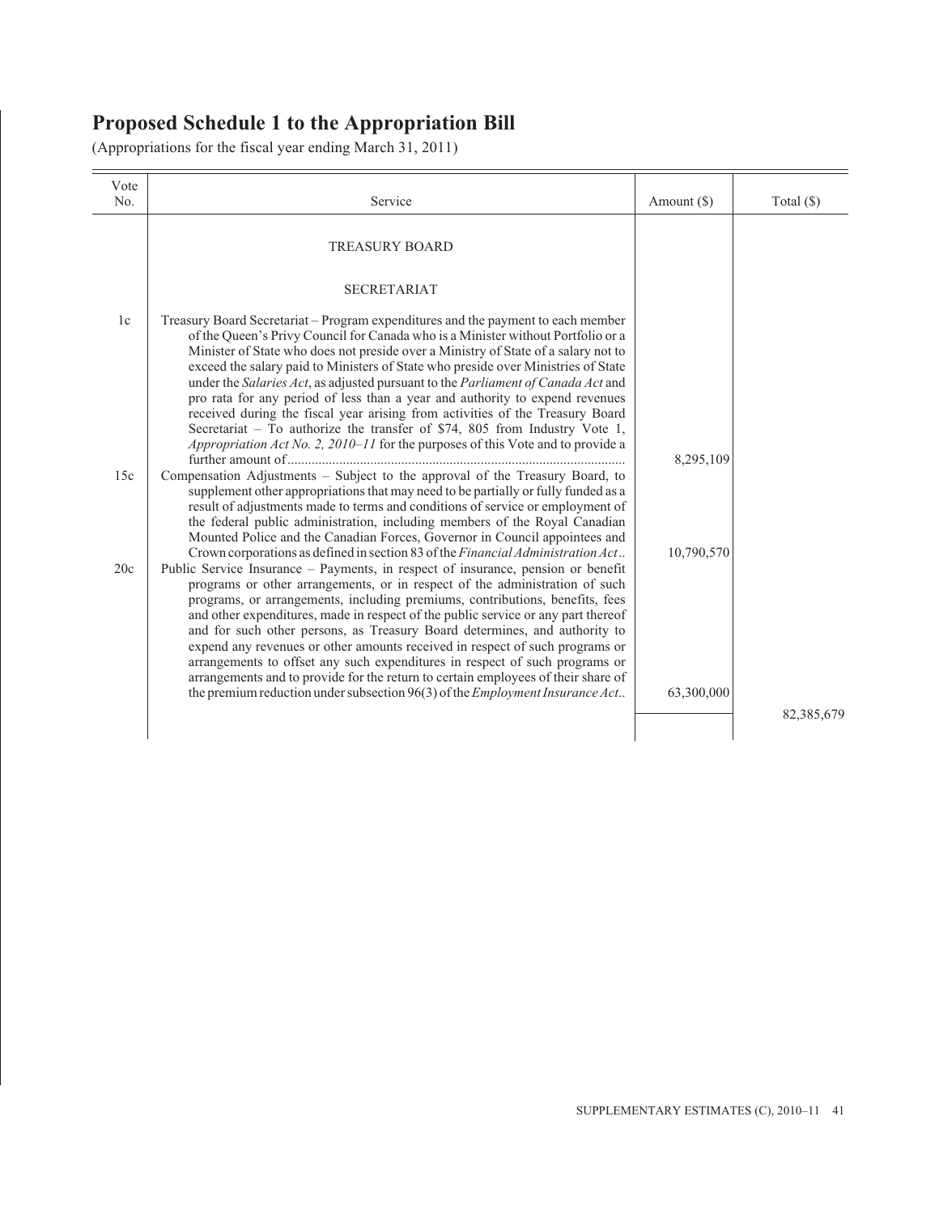# Proposed Schedule 1 to the Appropriation Bill

(Appropriations for the fiscal year ending March 31, 2011)

| Vote No. | Service | Amount ($) | Total ($) |
|---|---|---|---|
| | TREASURY BOARD | | |
| | SECRETARIAT | | |
| 1c | Treasury Board Secretariat – Program expenditures and the payment to each member of the Queen's Privy Council for Canada who is a Minister without Portfolio or a Minister of State who does not preside over a Ministry of State of a salary not to exceed the salary paid to Ministers of State who preside over Ministries of State under the *Salaries Act*, as adjusted pursuant to the *Parliament of Canada Act* and pro rata for any period of less than a year and authority to expend revenues received during the fiscal year arising from activities of the Treasury Board Secretariat – To authorize the transfer of $74, 805 from Industry Vote 1, *Appropriation Act No. 2, 2010–11* for the purposes of this Vote and to provide a further amount of | 8,295,109 | |
| 15c | Compensation Adjustments – Subject to the approval of the Treasury Board, to supplement other appropriations that may need to be partially or fully funded as a result of adjustments made to terms and conditions of service or employment of the federal public administration, including members of the Royal Canadian Mounted Police and the Canadian Forces, Governor in Council appointees and Crown corporations as defined in section 83 of the *Financial Administration Act*.. | 10,790,570 | |
| 20c | Public Service Insurance – Payments, in respect of insurance, pension or benefit programs or other arrangements, or in respect of the administration of such programs, or arrangements, including premiums, contributions, benefits, fees and other expenditures, made in respect of the public service or any part thereof and for such other persons, as Treasury Board determines, and authority to expend any revenues or other amounts received in respect of such programs or arrangements to offset any such expenditures in respect of such programs or arrangements and to provide for the return to certain employees of their share of the premium reduction under subsection 96(3) of the *Employment Insurance Act*.. | 63,300,000 | |
| | | | 82,385,679 |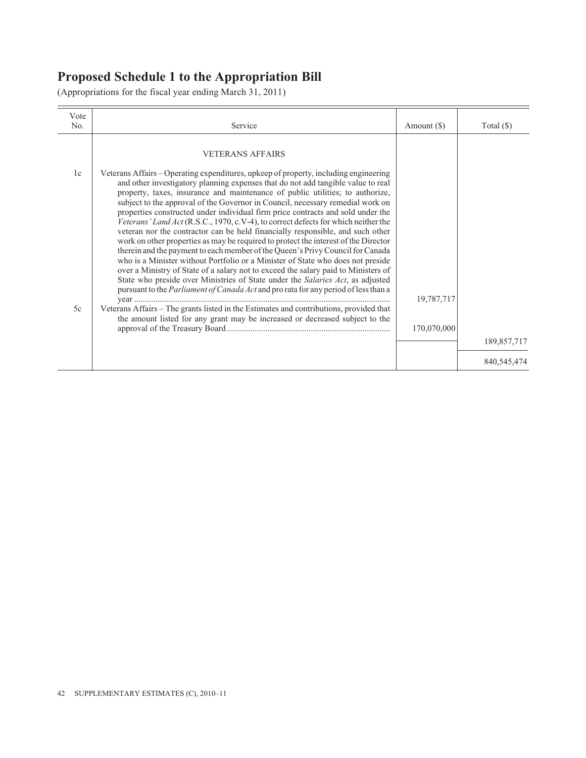## Proposed Schedule 1 to the Appropriation Bill

(Appropriations for the fiscal year ending March 31, 2011)

| Vote No. | Service | Amount ($) | Total ($) |
|---|---|---|---|
| | VETERANS AFFAIRS | | |
| 1c | Veterans Affairs – Operating expenditures, upkeep of property, including engineering and other investigatory planning expenses that do not add tangible value to real property, taxes, insurance and maintenance of public utilities; to authorize, subject to the approval of the Governor in Council, necessary remedial work on properties constructed under individual firm price contracts and sold under the *Veterans' Land Act* (R.S.C., 1970, c.V-4), to correct defects for which neither the veteran nor the contractor can be held financially responsible, and such other work on other properties as may be required to protect the interest of the Director therein and the payment to each member of the Queen's Privy Council for Canada who is a Minister without Portfolio or a Minister of State who does not preside over a Ministry of State of a salary not to exceed the salary paid to Ministers of State who preside over Ministries of State under the *Salaries Act*, as adjusted pursuant to the *Parliament of Canada Act* and pro rata for any period of less than a year | 19,787,717 | |
| 5c | Veterans Affairs – The grants listed in the Estimates and contributions, provided that the amount listed for any grant may be increased or decreased subject to the approval of the Treasury Board | 170,070,000 | |
| | | | 189,857,717 |
| | | | 840,545,474 |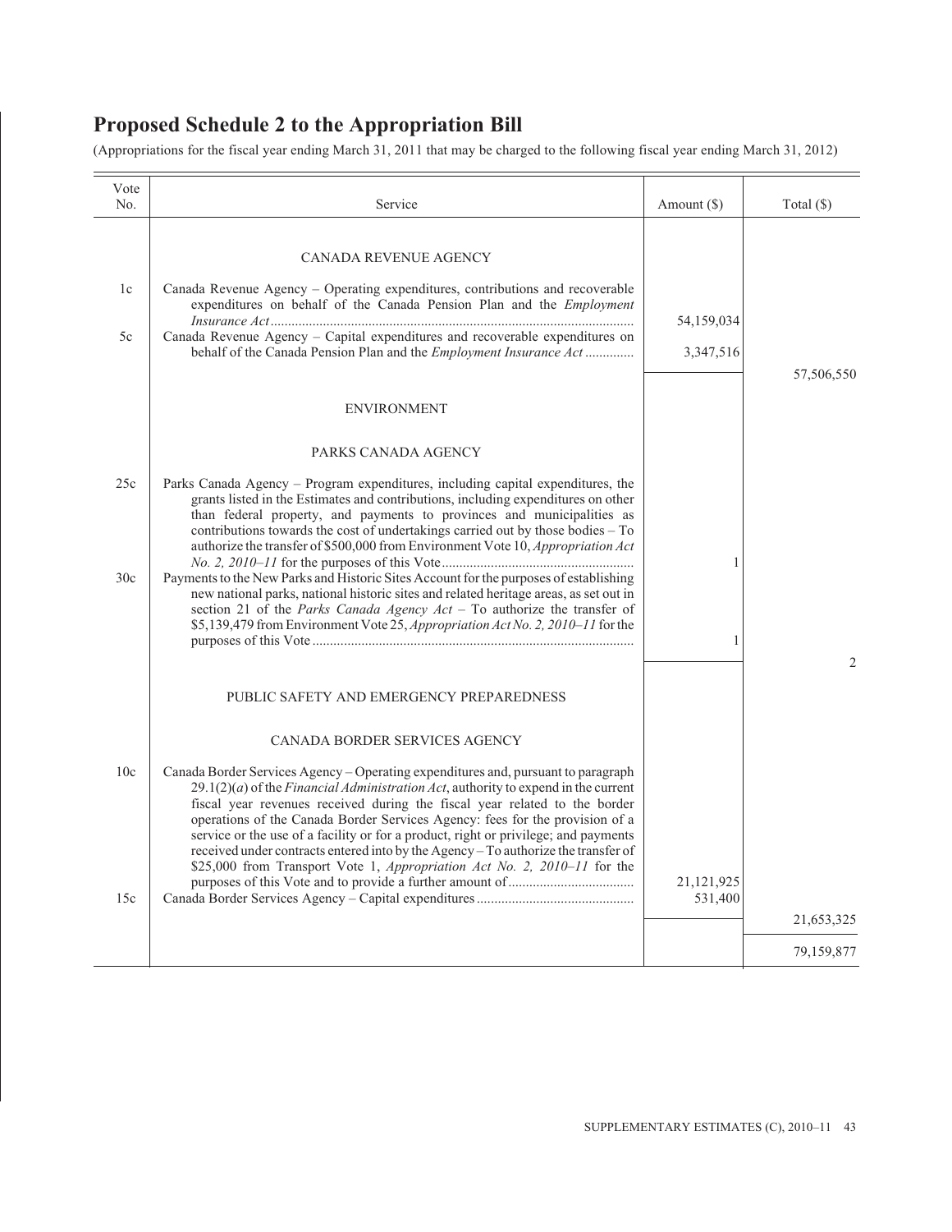# Proposed Schedule 2 to the Appropriation Bill

(Appropriations for the fiscal year ending March 31, 2011 that may be charged to the following fiscal year ending March 31, 2012)

| Vote No. | Service | Amount ($) | Total ($) |
|---|---|---|---|
| | CANADA REVENUE AGENCY | | |
| 1c | Canada Revenue Agency – Operating expenditures, contributions and recoverable expenditures on behalf of the Canada Pension Plan and the *Employment Insurance Act* | 54,159,034 | |
| 5c | Canada Revenue Agency – Capital expenditures and recoverable expenditures on behalf of the Canada Pension Plan and the *Employment Insurance Act* | 3,347,516 | |
| | | | 57,506,550 |
| | ENVIRONMENT | | |
| | PARKS CANADA AGENCY | | |
| 25c | Parks Canada Agency – Program expenditures, including capital expenditures, the grants listed in the Estimates and contributions, including expenditures on other than federal property, and payments to provinces and municipalities as contributions towards the cost of undertakings carried out by those bodies – To authorize the transfer of $500,000 from Environment Vote 10, *Appropriation Act No. 2, 2010–11* for the purposes of this Vote | 1 | |
| 30c | Payments to the New Parks and Historic Sites Account for the purposes of establishing new national parks, national historic sites and related heritage areas, as set out in section 21 of the *Parks Canada Agency Act* – To authorize the transfer of $5,139,479 from Environment Vote 25, *Appropriation Act No. 2, 2010–11* for the purposes of this Vote | 1 | |
| | | | 2 |
| | PUBLIC SAFETY AND EMERGENCY PREPAREDNESS | | |
| | CANADA BORDER SERVICES AGENCY | | |
| 10c | Canada Border Services Agency – Operating expenditures and, pursuant to paragraph 29.1(2)(*a*) of the *Financial Administration Act*, authority to expend in the current fiscal year revenues received during the fiscal year related to the border operations of the Canada Border Services Agency: fees for the provision of a service or the use of a facility or for a product, right or privilege; and payments received under contracts entered into by the Agency – To authorize the transfer of $25,000 from Transport Vote 1, *Appropriation Act No. 2, 2010–11* for the purposes of this Vote and to provide a further amount of | 21,121,925 | |
| 15c | Canada Border Services Agency – Capital expenditures | 531,400 | |
| | | | 21,653,325 |
| | | | 79,159,877 |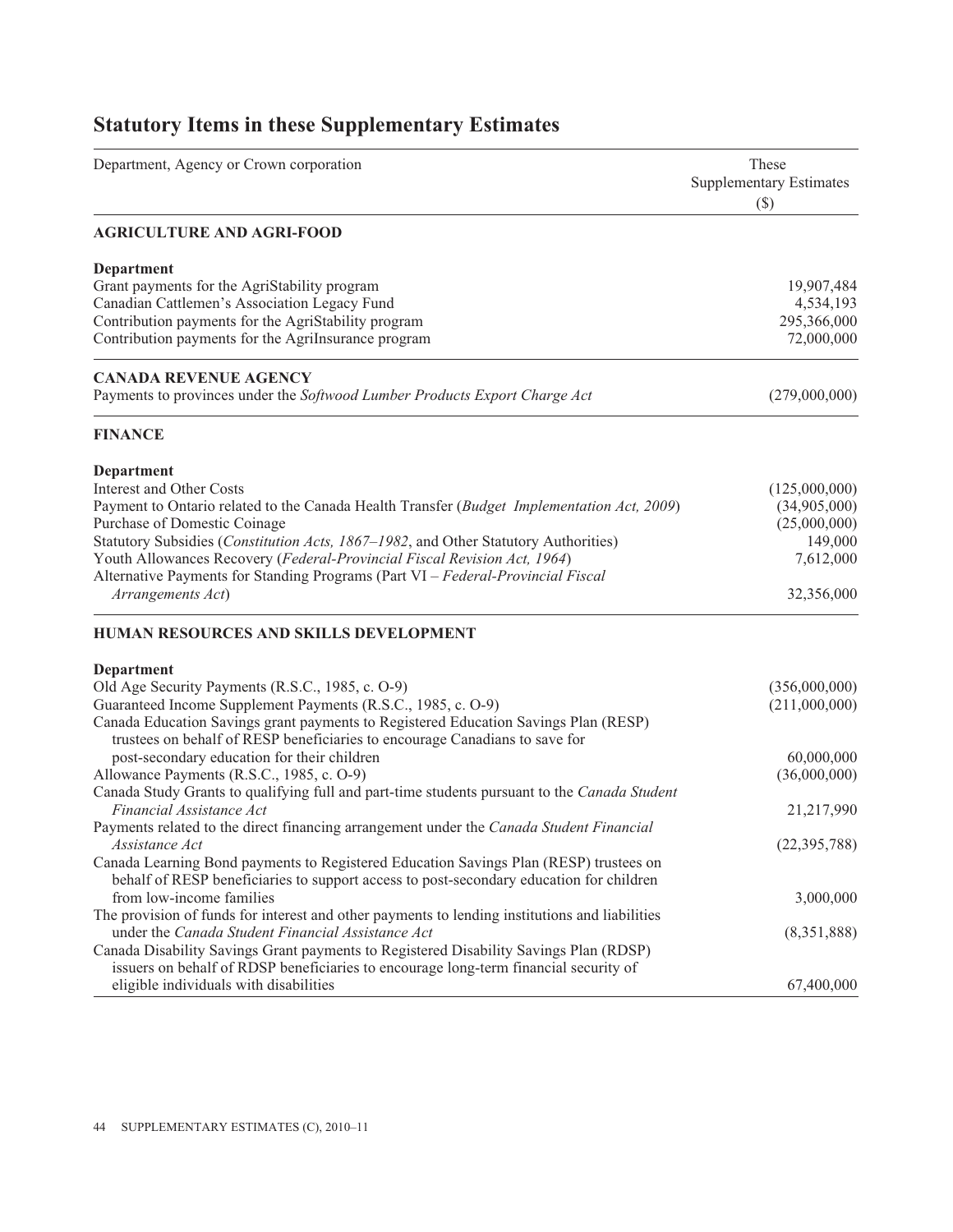## Statutory Items in these Supplementary Estimates

| Department, Agency or Crown corporation | These Supplementary Estimates ($) |
|---|---|
| **AGRICULTURE AND AGRI-FOOD** | |
| **Department** | |
| Grant payments for the AgriStability program | 19,907,484 |
| Canadian Cattlemen's Association Legacy Fund | 4,534,193 |
| Contribution payments for the AgriStability program | 295,366,000 |
| Contribution payments for the AgriInsurance program | 72,000,000 |
| **CANADA REVENUE AGENCY** | |
| Payments to provinces under the *Softwood Lumber Products Export Charge Act* | (279,000,000) |
| **FINANCE** | |
| **Department** | |
| Interest and Other Costs | (125,000,000) |
| Payment to Ontario related to the Canada Health Transfer (*Budget Implementation Act, 2009*) | (34,905,000) |
| Purchase of Domestic Coinage | (25,000,000) |
| Statutory Subsidies (*Constitution Acts, 1867–1982*, and Other Statutory Authorities) | 149,000 |
| Youth Allowances Recovery (*Federal-Provincial Fiscal Revision Act, 1964*) | 7,612,000 |
| Alternative Payments for Standing Programs (Part VI – *Federal-Provincial Fiscal Arrangements Act*) | 32,356,000 |
| **HUMAN RESOURCES AND SKILLS DEVELOPMENT** | |
| **Department** | |
| Old Age Security Payments (R.S.C., 1985, c. O-9) | (356,000,000) |
| Guaranteed Income Supplement Payments (R.S.C., 1985, c. O-9) | (211,000,000) |
| Canada Education Savings grant payments to Registered Education Savings Plan (RESP) trustees on behalf of RESP beneficiaries to encourage Canadians to save for post-secondary education for their children | 60,000,000 |
| Allowance Payments (R.S.C., 1985, c. O-9) | (36,000,000) |
| Canada Study Grants to qualifying full and part-time students pursuant to the *Canada Student Financial Assistance Act* | 21,217,990 |
| Payments related to the direct financing arrangement under the *Canada Student Financial Assistance Act* | (22,395,788) |
| Canada Learning Bond payments to Registered Education Savings Plan (RESP) trustees on behalf of RESP beneficiaries to support access to post-secondary education for children from low-income families | 3,000,000 |
| The provision of funds for interest and other payments to lending institutions and liabilities under the *Canada Student Financial Assistance Act* | (8,351,888) |
| Canada Disability Savings Grant payments to Registered Disability Savings Plan (RDSP) issuers on behalf of RDSP beneficiaries to encourage long-term financial security of eligible individuals with disabilities | 67,400,000 |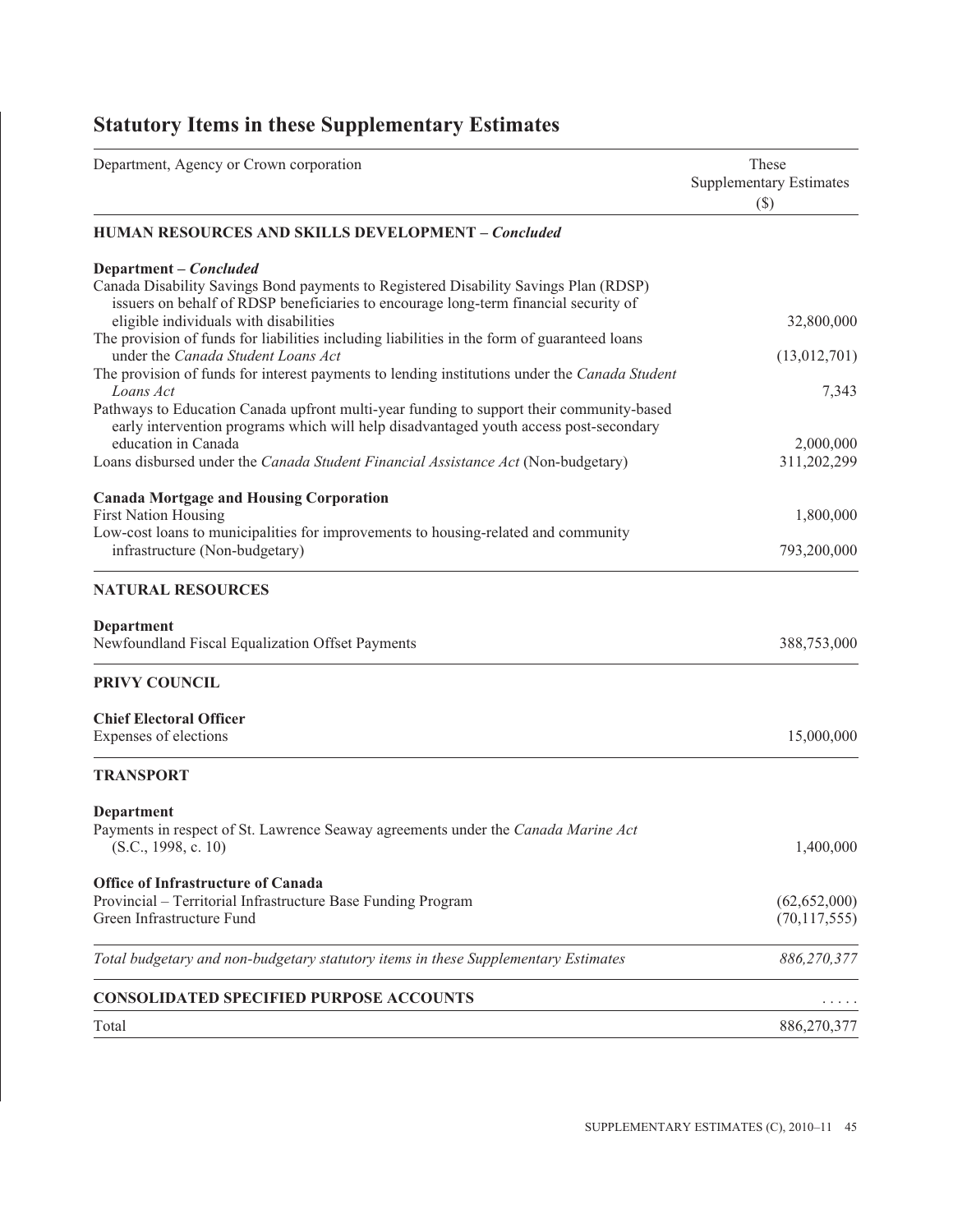# Statutory Items in these Supplementary Estimates

| Department, Agency or Crown corporation | These Supplementary Estimates ($) |
|---|---|
| **HUMAN RESOURCES AND SKILLS DEVELOPMENT – *Concluded*** | |
| **Department – *Concluded*** | |
| Canada Disability Savings Bond payments to Registered Disability Savings Plan (RDSP) issuers on behalf of RDSP beneficiaries to encourage long-term financial security of eligible individuals with disabilities | 32,800,000 |
| The provision of funds for liabilities including liabilities in the form of guaranteed loans under the *Canada Student Loans Act* | (13,012,701) |
| The provision of funds for interest payments to lending institutions under the *Canada Student Loans Act* | 7,343 |
| Pathways to Education Canada upfront multi-year funding to support their community-based early intervention programs which will help disadvantaged youth access post-secondary education in Canada | 2,000,000 |
| Loans disbursed under the *Canada Student Financial Assistance Act* (Non-budgetary) | 311,202,299 |
| **Canada Mortgage and Housing Corporation** | |
| First Nation Housing | 1,800,000 |
| Low-cost loans to municipalities for improvements to housing-related and community infrastructure (Non-budgetary) | 793,200,000 |
| **NATURAL RESOURCES** | |
| **Department** | |
| Newfoundland Fiscal Equalization Offset Payments | 388,753,000 |
| **PRIVY COUNCIL** | |
| **Chief Electoral Officer** | |
| Expenses of elections | 15,000,000 |
| **TRANSPORT** | |
| **Department** | |
| Payments in respect of St. Lawrence Seaway agreements under the *Canada Marine Act* (S.C., 1998, c. 10) | 1,400,000 |
| **Office of Infrastructure of Canada** | |
| Provincial – Territorial Infrastructure Base Funding Program | (62,652,000) |
| Green Infrastructure Fund | (70,117,555) |
| *Total budgetary and non-budgetary statutory items in these Supplementary Estimates* | *886,270,377* |
| **CONSOLIDATED SPECIFIED PURPOSE ACCOUNTS** | ..... |
| Total | 886,270,377 |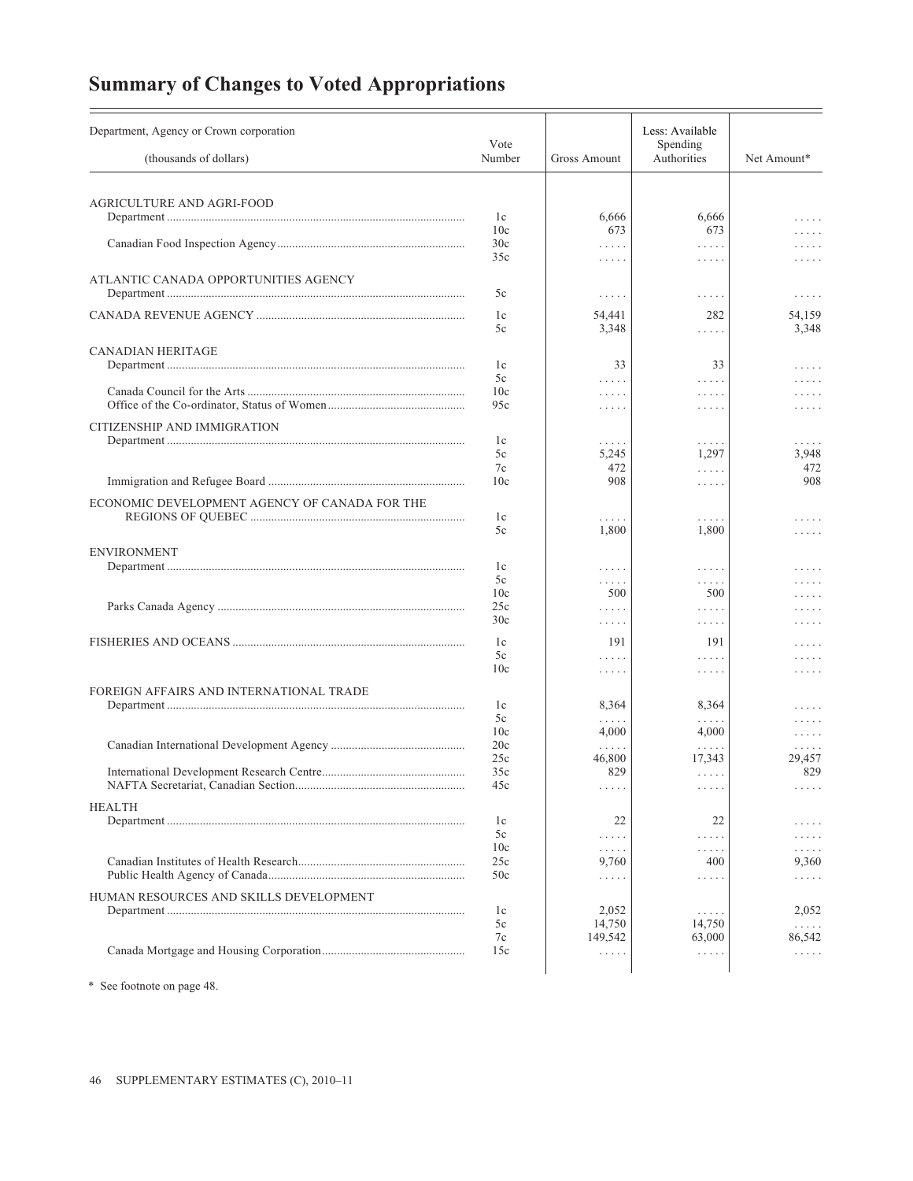# Summary of Changes to Voted Appropriations

| Department, Agency or Crown corporation (thousands of dollars) | Vote Number | Gross Amount | Less: Available Spending Authorities | Net Amount* |
|---|---|---|---|---|
| AGRICULTURE AND AGRI-FOOD | | | | |
| Department | 1c | 6,666 | 6,666 | ..... |
| | 10c | 673 | 673 | ..... |
| Canadian Food Inspection Agency | 30c | ..... | ..... | ..... |
| | 35c | ..... | ..... | ..... |
| ATLANTIC CANADA OPPORTUNITIES AGENCY | | | | |
| Department | 5c | ..... | ..... | ..... |
| CANADA REVENUE AGENCY | 1c | 54,441 | 282 | 54,159 |
| | 5c | 3,348 | ..... | 3,348 |
| CANADIAN HERITAGE | | | | |
| Department | 1c | 33 | 33 | ..... |
| | 5c | ..... | ..... | ..... |
| Canada Council for the Arts | 10c | ..... | ..... | ..... |
| Office of the Co-ordinator, Status of Women | 95c | ..... | ..... | ..... |
| CITIZENSHIP AND IMMIGRATION | | | | |
| Department | 1c | ..... | ..... | ..... |
| | 5c | 5,245 | 1,297 | 3,948 |
| | 7c | 472 | ..... | 472 |
| Immigration and Refugee Board | 10c | 908 | ..... | 908 |
| ECONOMIC DEVELOPMENT AGENCY OF CANADA FOR THE REGIONS OF QUEBEC | 1c | ..... | ..... | ..... |
| | 5c | 1,800 | 1,800 | ..... |
| ENVIRONMENT | | | | |
| Department | 1c | ..... | ..... | ..... |
| | 5c | ..... | ..... | ..... |
| | 10c | 500 | 500 | ..... |
| Parks Canada Agency | 25c | ..... | ..... | ..... |
| | 30c | ..... | ..... | ..... |
| FISHERIES AND OCEANS | 1c | 191 | 191 | ..... |
| | 5c | ..... | ..... | ..... |
| | 10c | ..... | ..... | ..... |
| FOREIGN AFFAIRS AND INTERNATIONAL TRADE | | | | |
| Department | 1c | 8,364 | 8,364 | ..... |
| | 5c | ..... | ..... | ..... |
| | 10c | 4,000 | 4,000 | ..... |
| Canadian International Development Agency | 20c | ..... | ..... | ..... |
| | 25c | 46,800 | 17,343 | 29,457 |
| International Development Research Centre | 35c | 829 | ..... | 829 |
| NAFTA Secretariat, Canadian Section | 45c | ..... | ..... | ..... |
| HEALTH | | | | |
| Department | 1c | 22 | 22 | ..... |
| | 5c | ..... | ..... | ..... |
| | 10c | ..... | ..... | ..... |
| Canadian Institutes of Health Research | 25c | 9,760 | 400 | 9,360 |
| Public Health Agency of Canada | 50c | ..... | ..... | ..... |
| HUMAN RESOURCES AND SKILLS DEVELOPMENT | | | | |
| Department | 1c | 2,052 | ..... | 2,052 |
| | 5c | 14,750 | 14,750 | ..... |
| | 7c | 149,542 | 63,000 | 86,542 |
| Canada Mortgage and Housing Corporation | 15c | ..... | ..... | ..... |

* See footnote on page 48.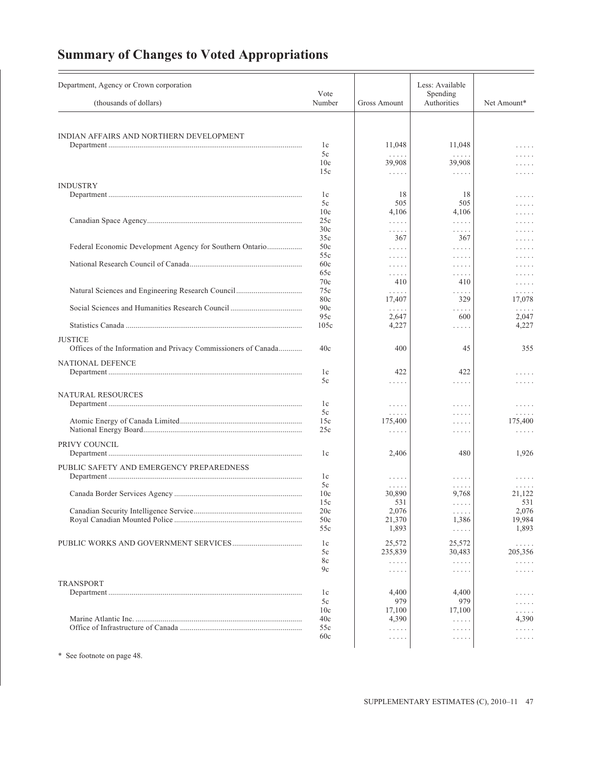# Summary of Changes to Voted Appropriations

| Department, Agency or Crown corporation<br>(thousands of dollars) | Vote Number | Gross Amount | Less: Available Spending Authorities | Net Amount* |
|---|---|---|---|---|
| **INDIAN AFFAIRS AND NORTHERN DEVELOPMENT** | | | | |
| Department | 1c | 11,048 | 11,048 | ..... |
| | 5c | ..... | ..... | ..... |
| | 10c | 39,908 | 39,908 | ..... |
| | 15c | ..... | ..... | ..... |
| **INDUSTRY** | | | | |
| Department | 1c | 18 | 18 | ..... |
| | 5c | 505 | 505 | ..... |
| | 10c | 4,106 | 4,106 | ..... |
| Canadian Space Agency | 25c | ..... | ..... | ..... |
| | 30c | ..... | ..... | ..... |
| | 35c | 367 | 367 | ..... |
| Federal Economic Development Agency for Southern Ontario | 50c | ..... | ..... | ..... |
| | 55c | ..... | ..... | ..... |
| National Research Council of Canada | 60c | ..... | ..... | ..... |
| | 65c | ..... | ..... | ..... |
| | 70c | 410 | 410 | ..... |
| Natural Sciences and Engineering Research Council | 75c | ..... | ..... | ..... |
| | 80c | 17,407 | 329 | 17,078 |
| Social Sciences and Humanities Research Council | 90c | ..... | ..... | ..... |
| | 95c | 2,647 | 600 | 2,047 |
| Statistics Canada | 105c | 4,227 | ..... | 4,227 |
| **JUSTICE** | | | | |
| Offices of the Information and Privacy Commissioners of Canada | 40c | 400 | 45 | 355 |
| **NATIONAL DEFENCE** | | | | |
| Department | 1c | 422 | 422 | ..... |
| | 5c | ..... | ..... | ..... |
| **NATURAL RESOURCES** | | | | |
| Department | 1c | ..... | ..... | ..... |
| | 5c | ..... | ..... | ..... |
| Atomic Energy of Canada Limited | 15c | 175,400 | ..... | 175,400 |
| National Energy Board | 25c | ..... | ..... | ..... |
| **PRIVY COUNCIL** | | | | |
| Department | 1c | 2,406 | 480 | 1,926 |
| **PUBLIC SAFETY AND EMERGENCY PREPAREDNESS** | | | | |
| Department | 1c | ..... | ..... | ..... |
| | 5c | ..... | ..... | ..... |
| Canada Border Services Agency | 10c | 30,890 | 9,768 | 21,122 |
| | 15c | 531 | ..... | 531 |
| Canadian Security Intelligence Service | 20c | 2,076 | ..... | 2,076 |
| Royal Canadian Mounted Police | 50c | 21,370 | 1,386 | 19,984 |
| | 55c | 1,893 | ..... | 1,893 |
| **PUBLIC WORKS AND GOVERNMENT SERVICES** | 1c | 25,572 | 25,572 | ..... |
| | 5c | 235,839 | 30,483 | 205,356 |
| | 8c | ..... | ..... | ..... |
| | 9c | ..... | ..... | ..... |
| **TRANSPORT** | | | | |
| Department | 1c | 4,400 | 4,400 | ..... |
| | 5c | 979 | 979 | ..... |
| | 10c | 17,100 | 17,100 | ..... |
| Marine Atlantic Inc. | 40c | 4,390 | ..... | 4,390 |
| Office of Infrastructure of Canada | 55c | ..... | ..... | ..... |
| | 60c | ..... | ..... | ..... |

\* See footnote on page 48.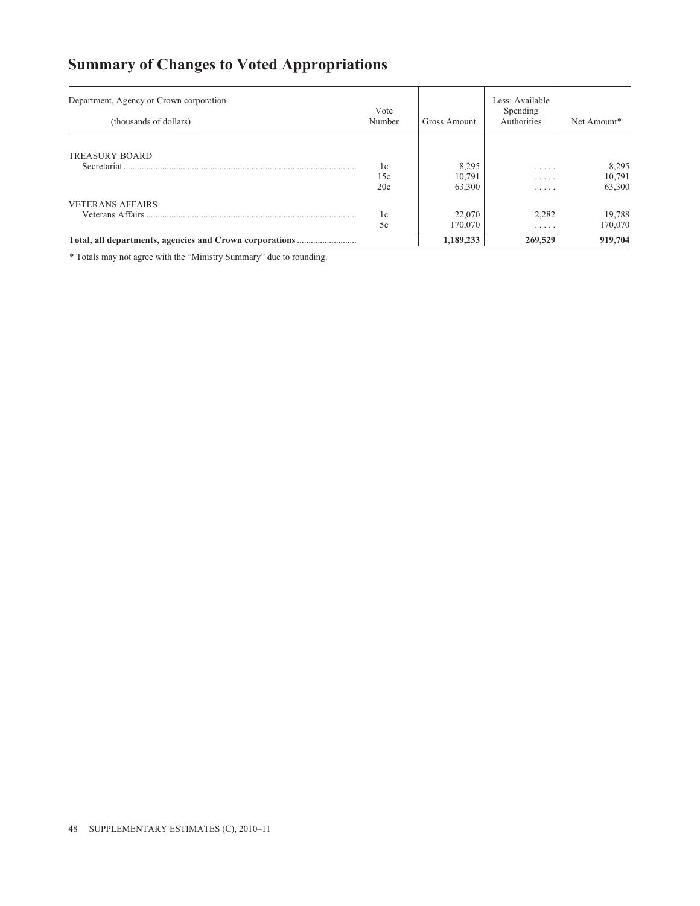# Summary of Changes to Voted Appropriations

| Department, Agency or Crown corporation (thousands of dollars) | Vote Number | Gross Amount | Less: Available Spending Authorities | Net Amount* |
|---|---|---|---|---|
| TREASURY BOARD | | | | |
| Secretariat | 1c | 8,295 | ..... | 8,295 |
| | 15c | 10,791 | ..... | 10,791 |
| | 20c | 63,300 | ..... | 63,300 |
| VETERANS AFFAIRS | | | | |
| Veterans Affairs | 1c | 22,070 | 2,282 | 19,788 |
| | 5c | 170,070 | ..... | 170,070 |
| **Total, all departments, agencies and Crown corporations** | | **1,189,233** | **269,529** | **919,704** |

\* Totals may not agree with the "Ministry Summary" due to rounding.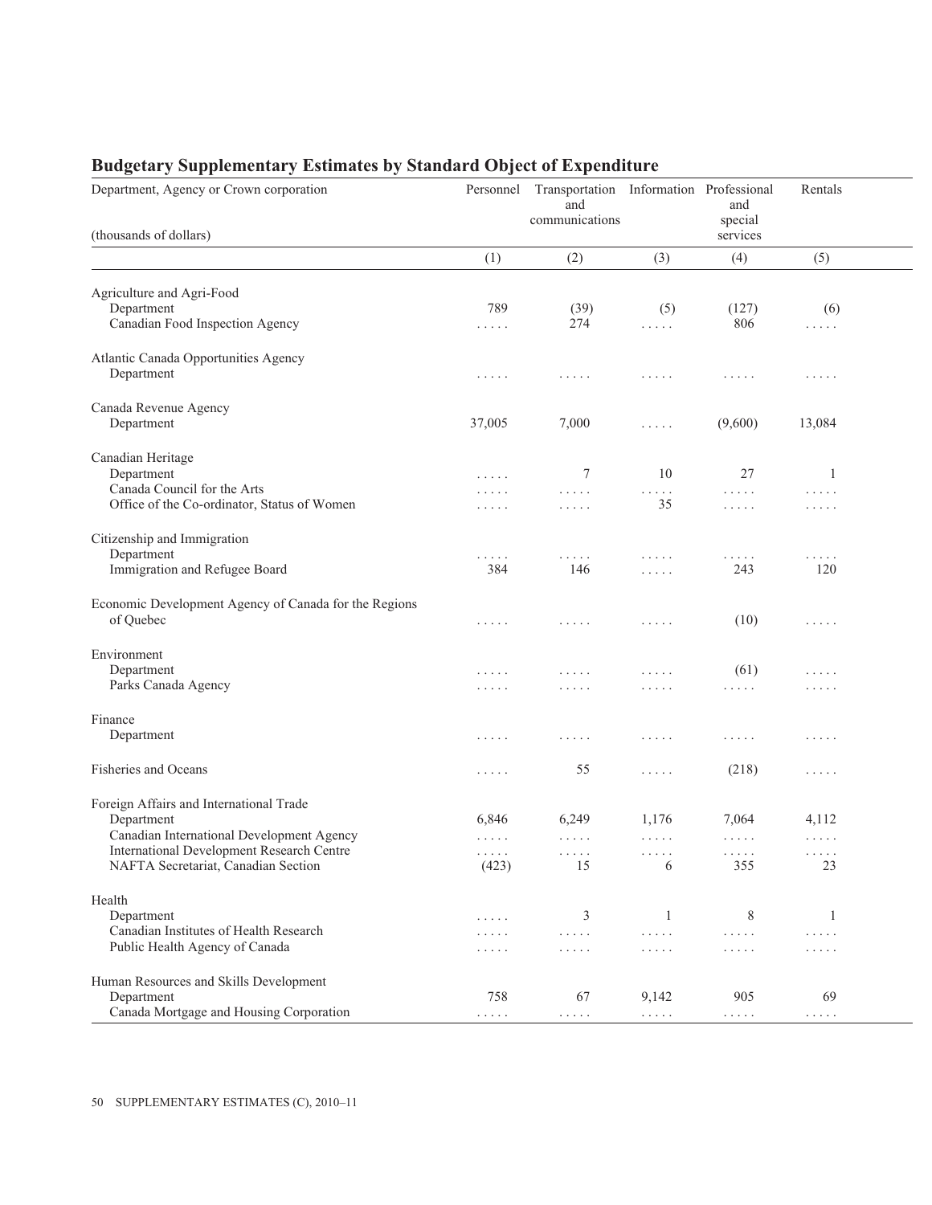## Budgetary Supplementary Estimates by Standard Object of Expenditure

| Department, Agency or Crown corporation (thousands of dollars) | Personnel | Transportation and communications | Information | Professional and special services | Rentals |
|---|---|---|---|---|---|
| | (1) | (2) | (3) | (4) | (5) |
| Agriculture and Agri-Food | | | | | |
| Department | 789 | (39) | (5) | (127) | (6) |
| Canadian Food Inspection Agency | ..... | 274 | ..... | 806 | ..... |
| Atlantic Canada Opportunities Agency | | | | | |
| Department | ..... | ..... | ..... | ..... | ..... |
| Canada Revenue Agency | | | | | |
| Department | 37,005 | 7,000 | ..... | (9,600) | 13,084 |
| Canadian Heritage | | | | | |
| Department | ..... | 7 | 10 | 27 | 1 |
| Canada Council for the Arts | ..... | ..... | ..... | ..... | ..... |
| Office of the Co-ordinator, Status of Women | ..... | ..... | 35 | ..... | ..... |
| Citizenship and Immigration | | | | | |
| Department | ..... | ..... | ..... | ..... | ..... |
| Immigration and Refugee Board | 384 | 146 | ..... | 243 | 120 |
| Economic Development Agency of Canada for the Regions of Quebec | ..... | ..... | ..... | (10) | ..... |
| Environment | | | | | |
| Department | ..... | ..... | ..... | (61) | ..... |
| Parks Canada Agency | ..... | ..... | ..... | ..... | ..... |
| Finance | | | | | |
| Department | ..... | ..... | ..... | ..... | ..... |
| Fisheries and Oceans | ..... | 55 | ..... | (218) | ..... |
| Foreign Affairs and International Trade | | | | | |
| Department | 6,846 | 6,249 | 1,176 | 7,064 | 4,112 |
| Canadian International Development Agency | ..... | ..... | ..... | ..... | ..... |
| International Development Research Centre | ..... | ..... | ..... | ..... | ..... |
| NAFTA Secretariat, Canadian Section | (423) | 15 | 6 | 355 | 23 |
| Health | | | | | |
| Department | ..... | 3 | 1 | 8 | 1 |
| Canadian Institutes of Health Research | ..... | ..... | ..... | ..... | ..... |
| Public Health Agency of Canada | ..... | ..... | ..... | ..... | ..... |
| Human Resources and Skills Development | | | | | |
| Department | 758 | 67 | 9,142 | 905 | 69 |
| Canada Mortgage and Housing Corporation | ..... | ..... | ..... | ..... | ..... |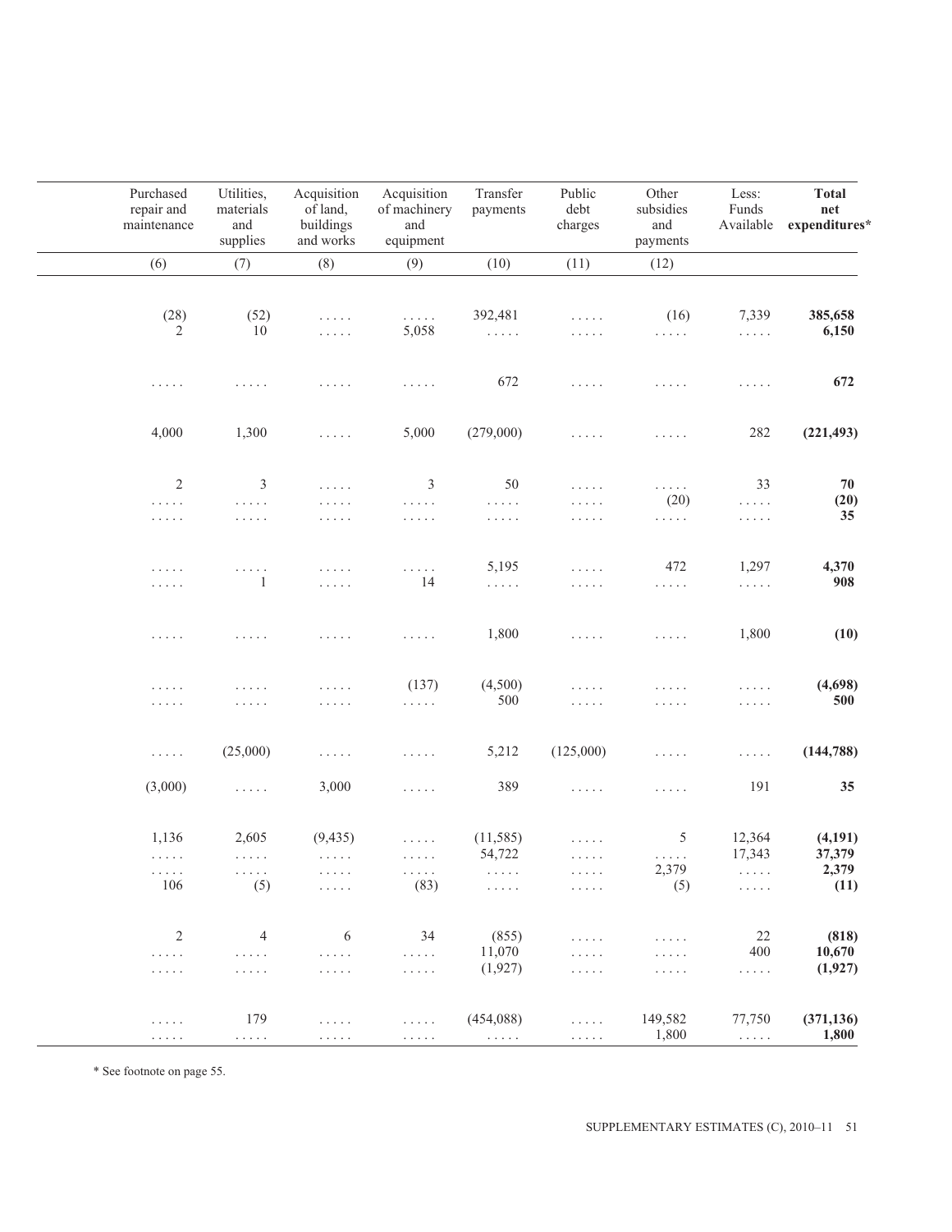| Purchased repair and maintenance | Utilities, materials and supplies | Acquisition of land, buildings and works | Acquisition of machinery and equipment | Transfer payments | Public debt charges | Other subsidies and payments | Less: Funds Available | **Total net expenditures*** |
|---|---|---|---|---|---|---|---|---|
| (6) | (7) | (8) | (9) | (10) | (11) | (12) | | |
| (28) | (52) | . . . . . | . . . . . | 392,481 | . . . . . | (16) | 7,339 | **385,658** |
| 2 | 10 | . . . . . | 5,058 | . . . . . | . . . . . | . . . . . | . . . . . | **6,150** |
| . . . . . | . . . . . | . . . . . | . . . . . | 672 | . . . . . | . . . . . | . . . . . | **672** |
| 4,000 | 1,300 | . . . . . | 5,000 | (279,000) | . . . . . | . . . . . | 282 | **(221,493)** |
| 2 | 3 | . . . . . | 3 | 50 | . . . . . | . . . . . | 33 | **70** |
| . . . . . | . . . . . | . . . . . | . . . . . | . . . . . | . . . . . | (20) | . . . . . | **(20)** |
| . . . . . | . . . . . | . . . . . | . . . . . | . . . . . | . . . . . | . . . . . | . . . . . | **35** |
| . . . . . | . . . . . | . . . . . | . . . . . | 5,195 | . . . . . | 472 | 1,297 | **4,370** |
| . . . . . | 1 | . . . . . | 14 | . . . . . | . . . . . | . . . . . | . . . . . | **908** |
| . . . . . | . . . . . | . . . . . | . . . . . | 1,800 | . . . . . | . . . . . | 1,800 | **(10)** |
| . . . . . | . . . . . | . . . . . | (137) | (4,500) | . . . . . | . . . . . | . . . . . | **(4,698)** |
| . . . . . | . . . . . | . . . . . | . . . . . | 500 | . . . . . | . . . . . | . . . . . | **500** |
| . . . . . | (25,000) | . . . . . | . . . . . | 5,212 | (125,000) | . . . . . | . . . . . | **(144,788)** |
| (3,000) | . . . . . | 3,000 | . . . . . | 389 | . . . . . | . . . . . | 191 | **35** |
| 1,136 | 2,605 | (9,435) | . . . . . | (11,585) | . . . . . | 5 | 12,364 | **(4,191)** |
| . . . . . | . . . . . | . . . . . | . . . . . | 54,722 | . . . . . | . . . . . | 17,343 | **37,379** |
| . . . . . | . . . . . | . . . . . | . . . . . | . . . . . | . . . . . | 2,379 | . . . . . | **2,379** |
| 106 | (5) | . . . . . | (83) | . . . . . | . . . . . | (5) | . . . . . | **(11)** |
| 2 | 4 | 6 | 34 | (855) | . . . . . | . . . . . | 22 | **(818)** |
| . . . . . | . . . . . | . . . . . | . . . . . | 11,070 | . . . . . | . . . . . | 400 | **10,670** |
| . . . . . | . . . . . | . . . . . | . . . . . | (1,927) | . . . . . | . . . . . | . . . . . | **(1,927)** |
| . . . . . | 179 | . . . . . | . . . . . | (454,088) | . . . . . | 149,582 | 77,750 | **(371,136)** |
| . . . . . | . . . . . | . . . . . | . . . . . | . . . . . | . . . . . | 1,800 | . . . . . | **1,800** |

* See footnote on page 55.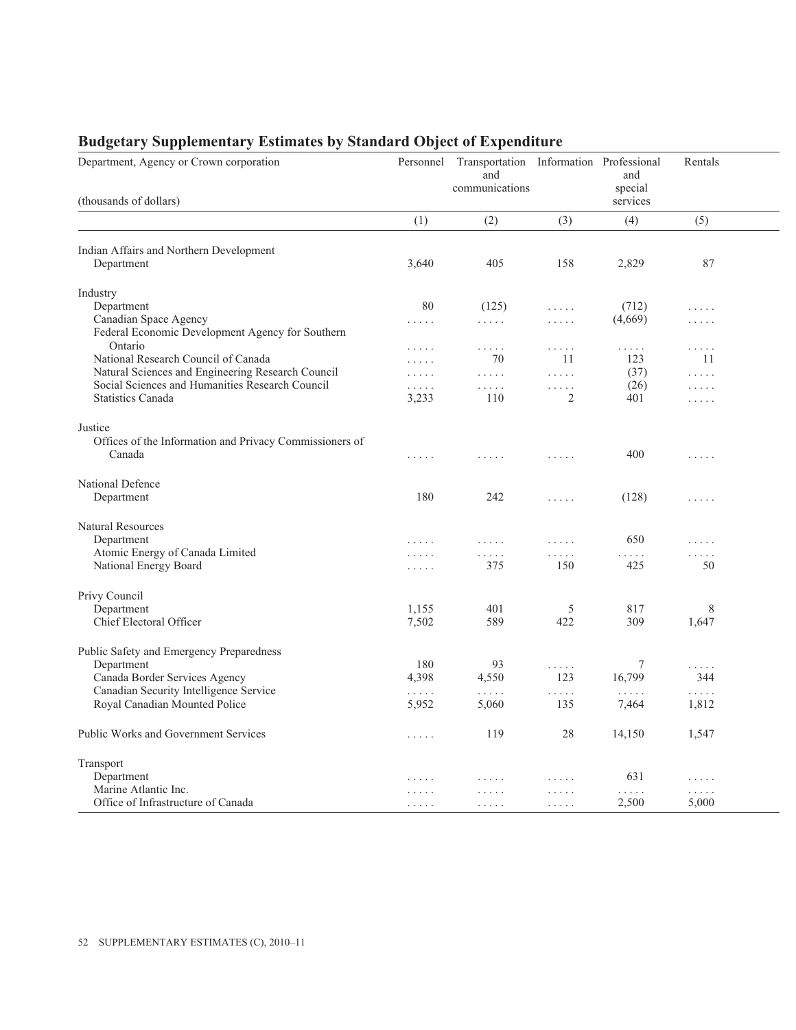## Budgetary Supplementary Estimates by Standard Object of Expenditure

| Department, Agency or Crown corporation (thousands of dollars) | Personnel | Transportation and communications | Information | Professional and special services | Rentals |
|---|---|---|---|---|---|
| | (1) | (2) | (3) | (4) | (5) |
| **Indian Affairs and Northern Development** | | | | | |
| Department | 3,640 | 405 | 158 | 2,829 | 87 |
| **Industry** | | | | | |
| Department | 80 | (125) | ..... | (712) | ..... |
| Canadian Space Agency | ..... | ..... | ..... | (4,669) | ..... |
| Federal Economic Development Agency for Southern Ontario | ..... | ..... | ..... | ..... | ..... |
| National Research Council of Canada | ..... | 70 | 11 | 123 | 11 |
| Natural Sciences and Engineering Research Council | ..... | ..... | ..... | (37) | ..... |
| Social Sciences and Humanities Research Council | ..... | ..... | ..... | (26) | ..... |
| Statistics Canada | 3,233 | 110 | 2 | 401 | ..... |
| **Justice** | | | | | |
| Offices of the Information and Privacy Commissioners of Canada | ..... | ..... | ..... | 400 | ..... |
| **National Defence** | | | | | |
| Department | 180 | 242 | ..... | (128) | ..... |
| **Natural Resources** | | | | | |
| Department | ..... | ..... | ..... | 650 | ..... |
| Atomic Energy of Canada Limited | ..... | ..... | ..... | ..... | ..... |
| National Energy Board | ..... | 375 | 150 | 425 | 50 |
| **Privy Council** | | | | | |
| Department | 1,155 | 401 | 5 | 817 | 8 |
| Chief Electoral Officer | 7,502 | 589 | 422 | 309 | 1,647 |
| **Public Safety and Emergency Preparedness** | | | | | |
| Department | 180 | 93 | ..... | 7 | ..... |
| Canada Border Services Agency | 4,398 | 4,550 | 123 | 16,799 | 344 |
| Canadian Security Intelligence Service | ..... | ..... | ..... | ..... | ..... |
| Royal Canadian Mounted Police | 5,952 | 5,060 | 135 | 7,464 | 1,812 |
| **Public Works and Government Services** | ..... | 119 | 28 | 14,150 | 1,547 |
| **Transport** | | | | | |
| Department | ..... | ..... | ..... | 631 | ..... |
| Marine Atlantic Inc. | ..... | ..... | ..... | ..... | ..... |
| Office of Infrastructure of Canada | ..... | ..... | ..... | 2,500 | 5,000 |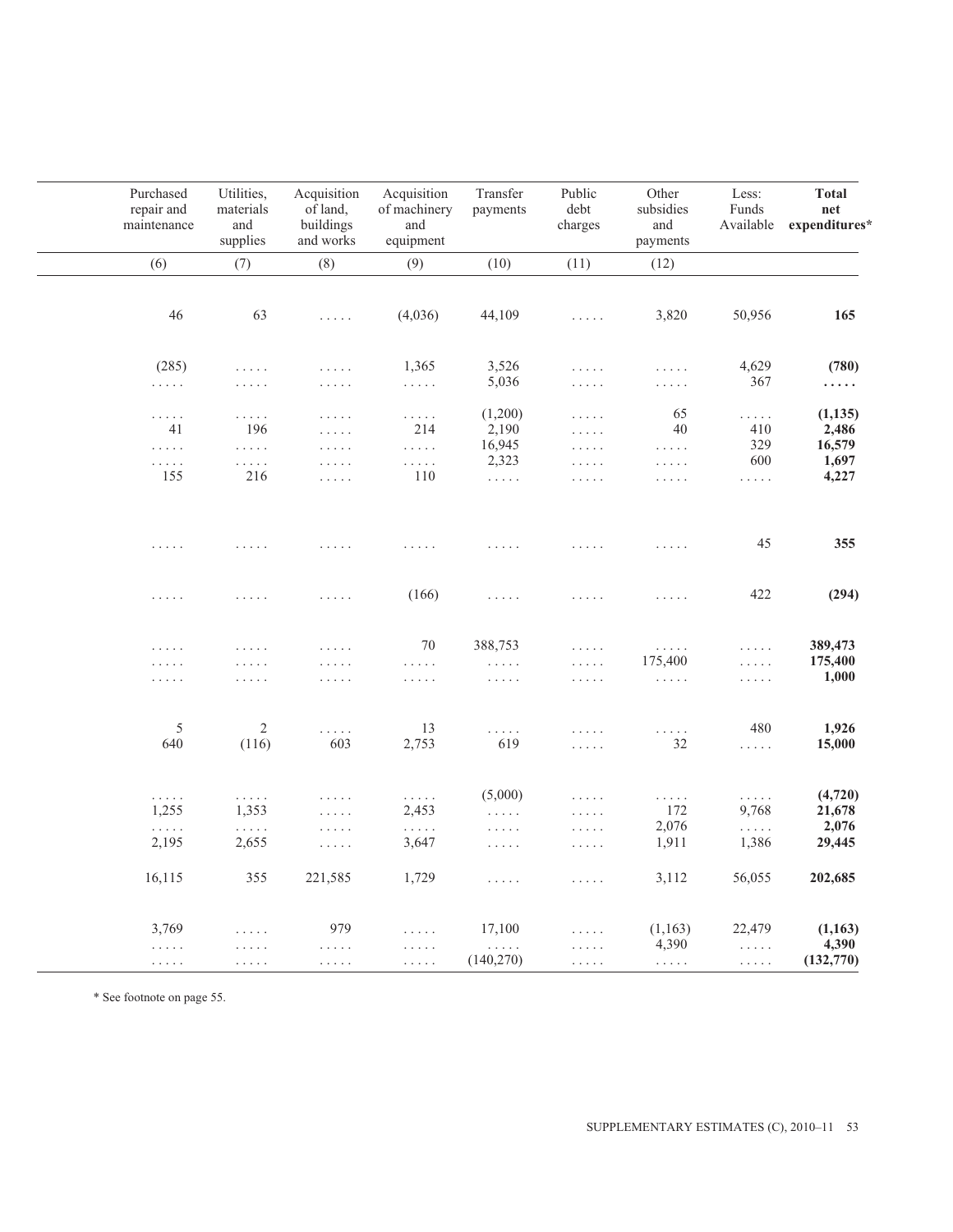| Purchased repair and maintenance | Utilities, materials and supplies | Acquisition of land, buildings and works | Acquisition of machinery and equipment | Transfer payments | Public debt charges | Other subsidies and payments | Less: Funds Available | **Total net expenditures*** |
|---|---|---|---|---|---|---|---|---|
| (6) | (7) | (8) | (9) | (10) | (11) | (12) | | |
| 46 | 63 | ..... | (4,036) | 44,109 | ..... | 3,820 | 50,956 | **165** |
| (285) | ..... | ..... | 1,365 | 3,526 | ..... | ..... | 4,629 | **(780)** |
| ..... | ..... | ..... | ..... | 5,036 | ..... | ..... | 367 | **.....** |
| ..... | ..... | ..... | ..... | (1,200) | ..... | 65 | ..... | **(1,135)** |
| 41 | 196 | ..... | 214 | 2,190 | ..... | 40 | 410 | **2,486** |
| ..... | ..... | ..... | ..... | 16,945 | ..... | ..... | 329 | **16,579** |
| ..... | ..... | ..... | ..... | 2,323 | ..... | ..... | 600 | **1,697** |
| 155 | 216 | ..... | 110 | ..... | ..... | ..... | ..... | **4,227** |
| ..... | ..... | ..... | ..... | ..... | ..... | ..... | 45 | **355** |
| ..... | ..... | ..... | (166) | ..... | ..... | ..... | 422 | **(294)** |
| ..... | ..... | ..... | 70 | 388,753 | ..... | ..... | ..... | **389,473** |
| ..... | ..... | ..... | ..... | ..... | ..... | 175,400 | ..... | **175,400** |
| ..... | ..... | ..... | ..... | ..... | ..... | ..... | ..... | **1,000** |
| 5 | 2 | ..... | 13 | ..... | ..... | ..... | 480 | **1,926** |
| 640 | (116) | 603 | 2,753 | 619 | ..... | 32 | ..... | **15,000** |
| ..... | ..... | ..... | ..... | (5,000) | ..... | ..... | ..... | **(4,720)** |
| 1,255 | 1,353 | ..... | 2,453 | ..... | ..... | 172 | 9,768 | **21,678** |
| ..... | ..... | ..... | ..... | ..... | ..... | 2,076 | ..... | **2,076** |
| 2,195 | 2,655 | ..... | 3,647 | ..... | ..... | 1,911 | 1,386 | **29,445** |
| 16,115 | 355 | 221,585 | 1,729 | ..... | ..... | 3,112 | 56,055 | **202,685** |
| 3,769 | ..... | 979 | ..... | 17,100 | ..... | (1,163) | 22,479 | **(1,163)** |
| ..... | ..... | ..... | ..... | ..... | ..... | 4,390 | ..... | **4,390** |
| ..... | ..... | ..... | ..... | (140,270) | ..... | ..... | ..... | **(132,770)** |

* See footnote on page 55.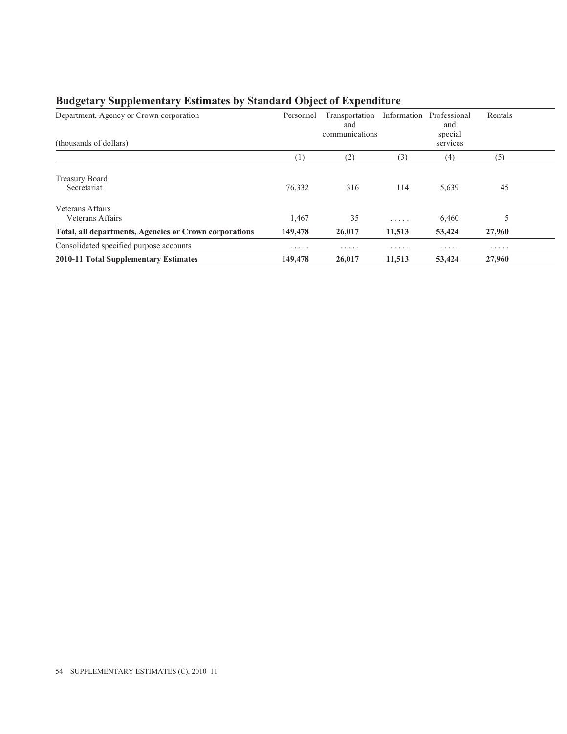## Budgetary Supplementary Estimates by Standard Object of Expenditure

| Department, Agency or Crown corporation (thousands of dollars) | Personnel | Transportation and communications | Information | Professional and special services | Rentals |
|---|---|---|---|---|---|
| | (1) | (2) | (3) | (4) | (5) |
| Treasury Board<br>Secretariat | 76,332 | 316 | 114 | 5,639 | 45 |
| Veterans Affairs<br>Veterans Affairs | 1,467 | 35 | ..... | 6,460 | 5 |
| **Total, all departments, Agencies or Crown corporations** | **149,478** | **26,017** | **11,513** | **53,424** | **27,960** |
| Consolidated specified purpose accounts | ..... | ..... | ..... | ..... | ..... |
| **2010-11 Total Supplementary Estimates** | **149,478** | **26,017** | **11,513** | **53,424** | **27,960** |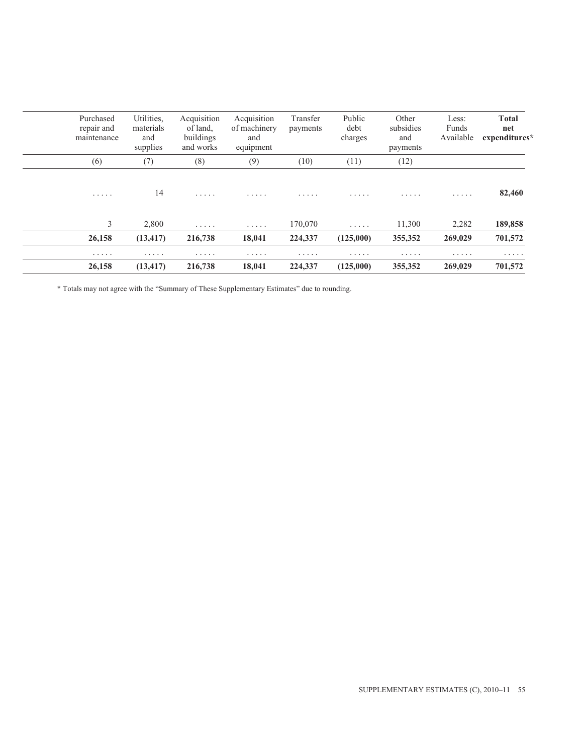| Purchased repair and maintenance | Utilities, materials and supplies | Acquisition of land, buildings and works | Acquisition of machinery and equipment | Transfer payments | Public debt charges | Other subsidies and payments | Less: Funds Available | **Total net expenditures*** |
|---|---|---|---|---|---|---|---|---|
| (6) | (7) | (8) | (9) | (10) | (11) | (12) | | |
| ..... | 14 | ..... | ..... | ..... | ..... | ..... | ..... | **82,460** |
| 3 | 2,800 | ..... | ..... | 170,070 | ..... | 11,300 | 2,282 | **189,858** |
| **26,158** | **(13,417)** | **216,738** | **18,041** | **224,337** | **(125,000)** | **355,352** | **269,029** | **701,572** |
| ..... | ..... | ..... | ..... | ..... | ..... | ..... | ..... | ..... |
| **26,158** | **(13,417)** | **216,738** | **18,041** | **224,337** | **(125,000)** | **355,352** | **269,029** | **701,572** |

* Totals may not agree with the "Summary of These Supplementary Estimates" due to rounding.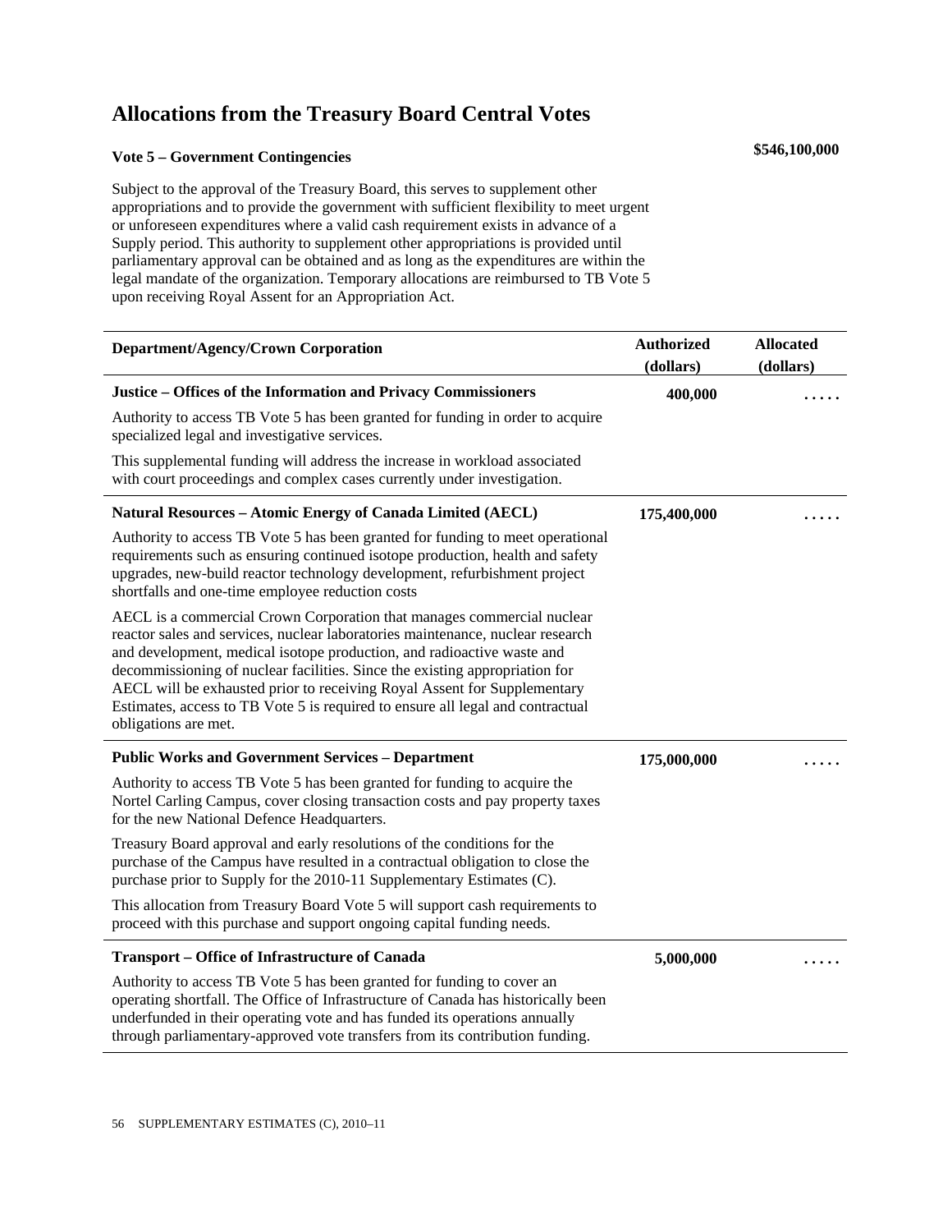# Allocations from the Treasury Board Central Votes

### Vote 5 – Government Contingencies

**$546,100,000**

Subject to the approval of the Treasury Board, this serves to supplement other appropriations and to provide the government with sufficient flexibility to meet urgent or unforeseen expenditures where a valid cash requirement exists in advance of a Supply period. This authority to supplement other appropriations is provided until parliamentary approval can be obtained and as long as the expenditures are within the legal mandate of the organization. Temporary allocations are reimbursed to TB Vote 5 upon receiving Royal Assent for an Appropriation Act.

| Department/Agency/Crown Corporation | Authorized (dollars) | Allocated (dollars) |
|---|---|---|
| **Justice – Offices of the Information and Privacy Commissioners** | **400,000** | ..... |
| Authority to access TB Vote 5 has been granted for funding in order to acquire specialized legal and investigative services. | | |
| This supplemental funding will address the increase in workload associated with court proceedings and complex cases currently under investigation. | | |
| **Natural Resources – Atomic Energy of Canada Limited (AECL)** | **175,400,000** | ..... |
| Authority to access TB Vote 5 has been granted for funding to meet operational requirements such as ensuring continued isotope production, health and safety upgrades, new-build reactor technology development, refurbishment project shortfalls and one-time employee reduction costs | | |
| AECL is a commercial Crown Corporation that manages commercial nuclear reactor sales and services, nuclear laboratories maintenance, nuclear research and development, medical isotope production, and radioactive waste and decommissioning of nuclear facilities. Since the existing appropriation for AECL will be exhausted prior to receiving Royal Assent for Supplementary Estimates, access to TB Vote 5 is required to ensure all legal and contractual obligations are met. | | |
| **Public Works and Government Services – Department** | **175,000,000** | ..... |
| Authority to access TB Vote 5 has been granted for funding to acquire the Nortel Carling Campus, cover closing transaction costs and pay property taxes for the new National Defence Headquarters. | | |
| Treasury Board approval and early resolutions of the conditions for the purchase of the Campus have resulted in a contractual obligation to close the purchase prior to Supply for the 2010-11 Supplementary Estimates (C). | | |
| This allocation from Treasury Board Vote 5 will support cash requirements to proceed with this purchase and support ongoing capital funding needs. | | |
| **Transport – Office of Infrastructure of Canada** | **5,000,000** | ..... |
| Authority to access TB Vote 5 has been granted for funding to cover an operating shortfall. The Office of Infrastructure of Canada has historically been underfunded in their operating vote and has funded its operations annually through parliamentary-approved vote transfers from its contribution funding. | | |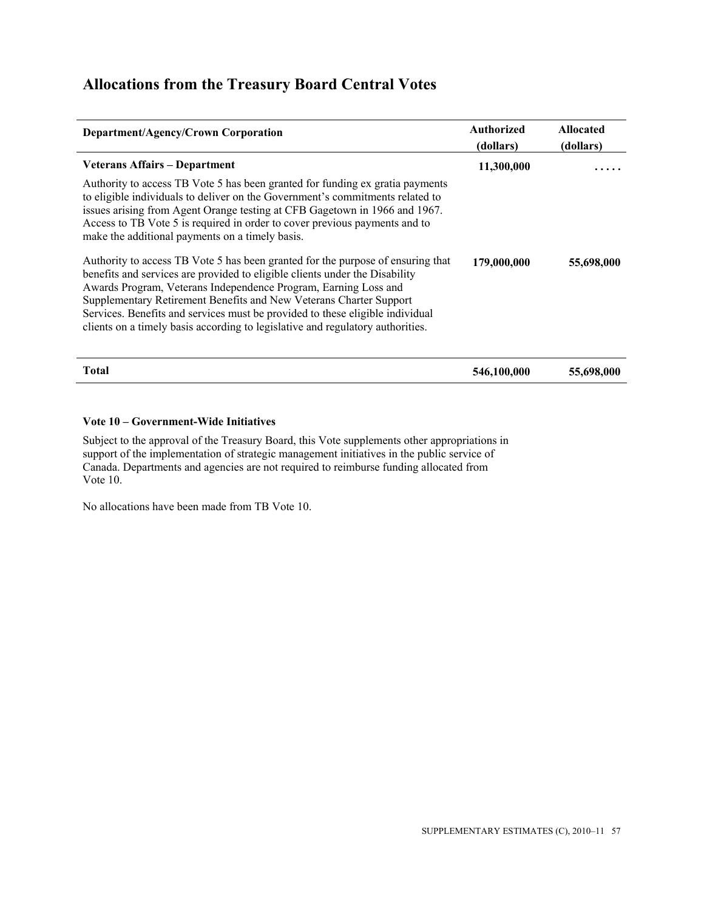## Allocations from the Treasury Board Central Votes

| Department/Agency/Crown Corporation | Authorized (dollars) | Allocated (dollars) |
| --- | --- | --- |
| **Veterans Affairs – Department** | **11,300,000** | **. . . . .** |
| Authority to access TB Vote 5 has been granted for funding ex gratia payments to eligible individuals to deliver on the Government's commitments related to issues arising from Agent Orange testing at CFB Gagetown in 1966 and 1967. Access to TB Vote 5 is required in order to cover previous payments and to make the additional payments on a timely basis. | | |
| Authority to access TB Vote 5 has been granted for the purpose of ensuring that benefits and services are provided to eligible clients under the Disability Awards Program, Veterans Independence Program, Earning Loss and Supplementary Retirement Benefits and New Veterans Charter Support Services. Benefits and services must be provided to these eligible individual clients on a timely basis according to legislative and regulatory authorities. | **179,000,000** | **55,698,000** |
| **Total** | **546,100,000** | **55,698,000** |

#### Vote 10 – Government-Wide Initiatives

Subject to the approval of the Treasury Board, this Vote supplements other appropriations in support of the implementation of strategic management initiatives in the public service of Canada. Departments and agencies are not required to reimburse funding allocated from Vote 10.

No allocations have been made from TB Vote 10.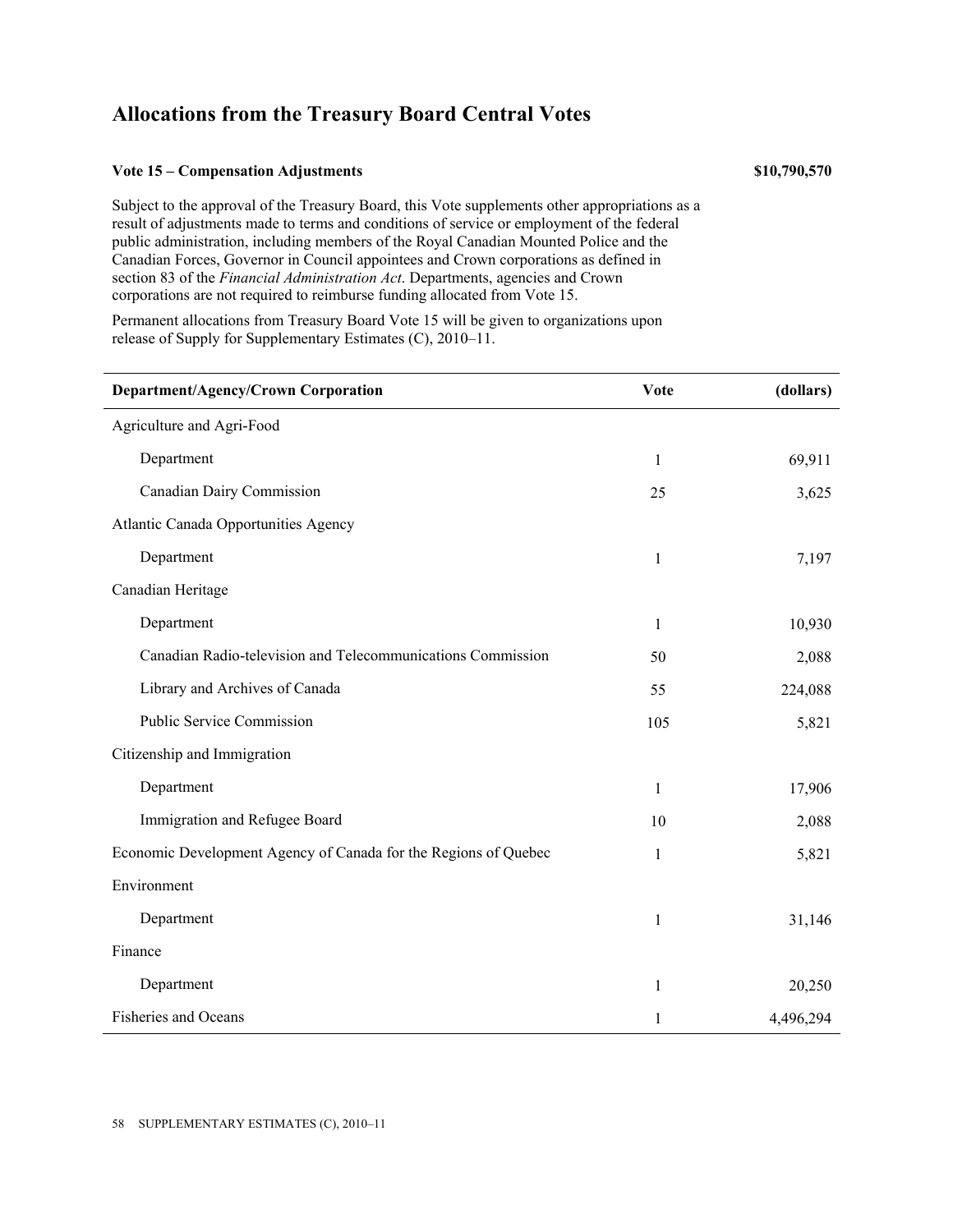# Allocations from the Treasury Board Central Votes

**Vote 15 – Compensation Adjustments** **$10,790,570**

Subject to the approval of the Treasury Board, this Vote supplements other appropriations as a result of adjustments made to terms and conditions of service or employment of the federal public administration, including members of the Royal Canadian Mounted Police and the Canadian Forces, Governor in Council appointees and Crown corporations as defined in section 83 of the *Financial Administration Act*. Departments, agencies and Crown corporations are not required to reimburse funding allocated from Vote 15.

Permanent allocations from Treasury Board Vote 15 will be given to organizations upon release of Supply for Supplementary Estimates (C), 2010–11.

| Department/Agency/Crown Corporation | Vote | (dollars) |
|---|---|---|
| Agriculture and Agri-Food | | |
| Department | 1 | 69,911 |
| Canadian Dairy Commission | 25 | 3,625 |
| Atlantic Canada Opportunities Agency | | |
| Department | 1 | 7,197 |
| Canadian Heritage | | |
| Department | 1 | 10,930 |
| Canadian Radio-television and Telecommunications Commission | 50 | 2,088 |
| Library and Archives of Canada | 55 | 224,088 |
| Public Service Commission | 105 | 5,821 |
| Citizenship and Immigration | | |
| Department | 1 | 17,906 |
| Immigration and Refugee Board | 10 | 2,088 |
| Economic Development Agency of Canada for the Regions of Quebec | 1 | 5,821 |
| Environment | | |
| Department | 1 | 31,146 |
| Finance | | |
| Department | 1 | 20,250 |
| Fisheries and Oceans | 1 | 4,496,294 |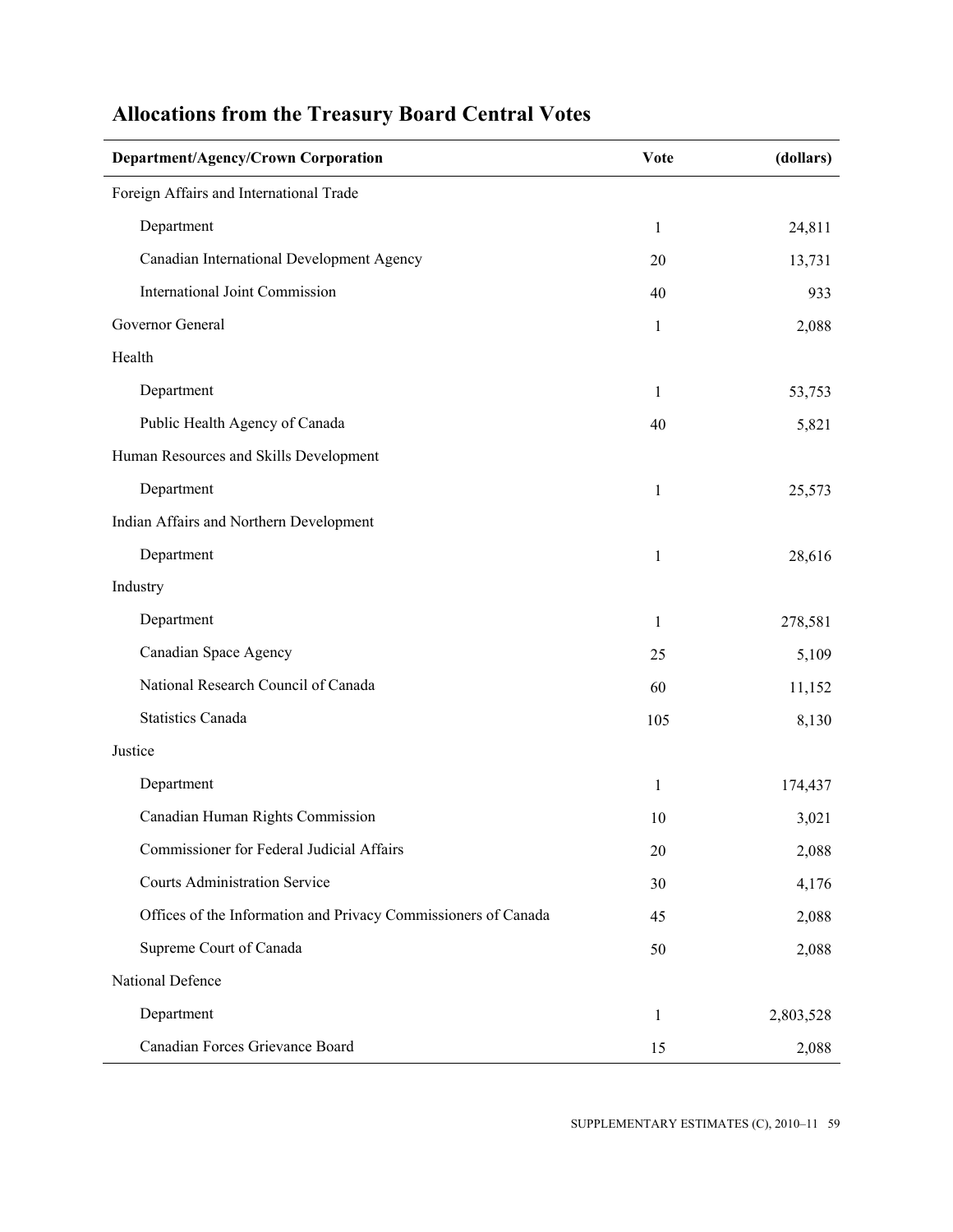## Allocations from the Treasury Board Central Votes

| Department/Agency/Crown Corporation | Vote | (dollars) |
|---|---|---|
| Foreign Affairs and International Trade | | |
| Department | 1 | 24,811 |
| Canadian International Development Agency | 20 | 13,731 |
| International Joint Commission | 40 | 933 |
| Governor General | 1 | 2,088 |
| Health | | |
| Department | 1 | 53,753 |
| Public Health Agency of Canada | 40 | 5,821 |
| Human Resources and Skills Development | | |
| Department | 1 | 25,573 |
| Indian Affairs and Northern Development | | |
| Department | 1 | 28,616 |
| Industry | | |
| Department | 1 | 278,581 |
| Canadian Space Agency | 25 | 5,109 |
| National Research Council of Canada | 60 | 11,152 |
| Statistics Canada | 105 | 8,130 |
| Justice | | |
| Department | 1 | 174,437 |
| Canadian Human Rights Commission | 10 | 3,021 |
| Commissioner for Federal Judicial Affairs | 20 | 2,088 |
| Courts Administration Service | 30 | 4,176 |
| Offices of the Information and Privacy Commissioners of Canada | 45 | 2,088 |
| Supreme Court of Canada | 50 | 2,088 |
| National Defence | | |
| Department | 1 | 2,803,528 |
| Canadian Forces Grievance Board | 15 | 2,088 |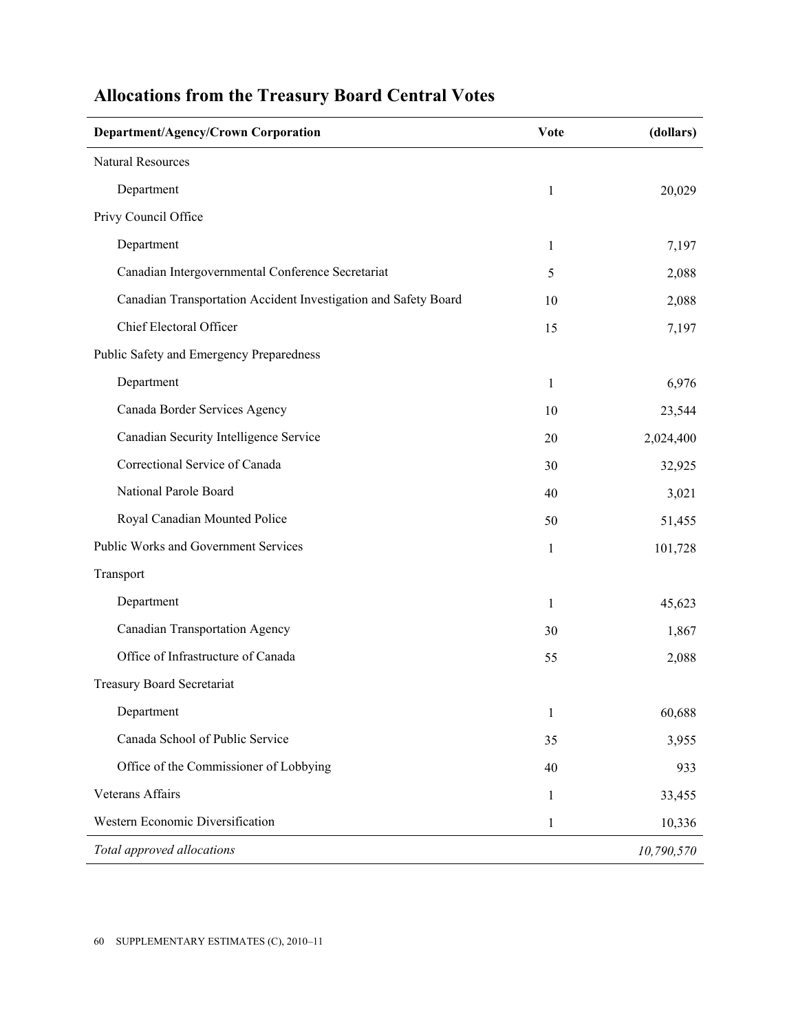## Allocations from the Treasury Board Central Votes

| Department/Agency/Crown Corporation | Vote | (dollars) |
|---|---|---|
| Natural Resources | | |
| Department | 1 | 20,029 |
| Privy Council Office | | |
| Department | 1 | 7,197 |
| Canadian Intergovernmental Conference Secretariat | 5 | 2,088 |
| Canadian Transportation Accident Investigation and Safety Board | 10 | 2,088 |
| Chief Electoral Officer | 15 | 7,197 |
| Public Safety and Emergency Preparedness | | |
| Department | 1 | 6,976 |
| Canada Border Services Agency | 10 | 23,544 |
| Canadian Security Intelligence Service | 20 | 2,024,400 |
| Correctional Service of Canada | 30 | 32,925 |
| National Parole Board | 40 | 3,021 |
| Royal Canadian Mounted Police | 50 | 51,455 |
| Public Works and Government Services | 1 | 101,728 |
| Transport | | |
| Department | 1 | 45,623 |
| Canadian Transportation Agency | 30 | 1,867 |
| Office of Infrastructure of Canada | 55 | 2,088 |
| Treasury Board Secretariat | | |
| Department | 1 | 60,688 |
| Canada School of Public Service | 35 | 3,955 |
| Office of the Commissioner of Lobbying | 40 | 933 |
| Veterans Affairs | 1 | 33,455 |
| Western Economic Diversification | 1 | 10,336 |
| *Total approved allocations* | | *10,790,570* |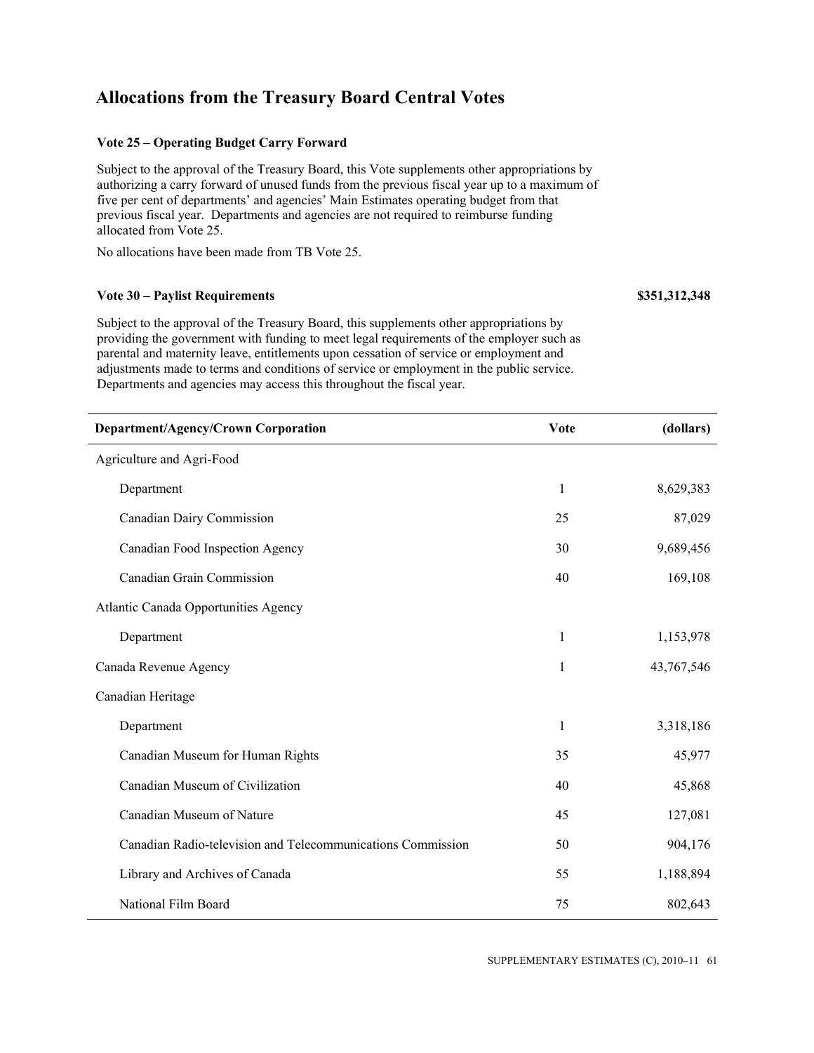# Allocations from the Treasury Board Central Votes

**Vote 25 – Operating Budget Carry Forward**

Subject to the approval of the Treasury Board, this Vote supplements other appropriations by authorizing a carry forward of unused funds from the previous fiscal year up to a maximum of five per cent of departments' and agencies' Main Estimates operating budget from that previous fiscal year. Departments and agencies are not required to reimburse funding allocated from Vote 25.

No allocations have been made from TB Vote 25.

**Vote 30 – Paylist Requirements** **$351,312,348**

Subject to the approval of the Treasury Board, this supplements other appropriations by providing the government with funding to meet legal requirements of the employer such as parental and maternity leave, entitlements upon cessation of service or employment and adjustments made to terms and conditions of service or employment in the public service. Departments and agencies may access this throughout the fiscal year.

| Department/Agency/Crown Corporation | Vote | (dollars) |
|---|---|---|
| Agriculture and Agri-Food | | |
| Department | 1 | 8,629,383 |
| Canadian Dairy Commission | 25 | 87,029 |
| Canadian Food Inspection Agency | 30 | 9,689,456 |
| Canadian Grain Commission | 40 | 169,108 |
| Atlantic Canada Opportunities Agency | | |
| Department | 1 | 1,153,978 |
| Canada Revenue Agency | 1 | 43,767,546 |
| Canadian Heritage | | |
| Department | 1 | 3,318,186 |
| Canadian Museum for Human Rights | 35 | 45,977 |
| Canadian Museum of Civilization | 40 | 45,868 |
| Canadian Museum of Nature | 45 | 127,081 |
| Canadian Radio-television and Telecommunications Commission | 50 | 904,176 |
| Library and Archives of Canada | 55 | 1,188,894 |
| National Film Board | 75 | 802,643 |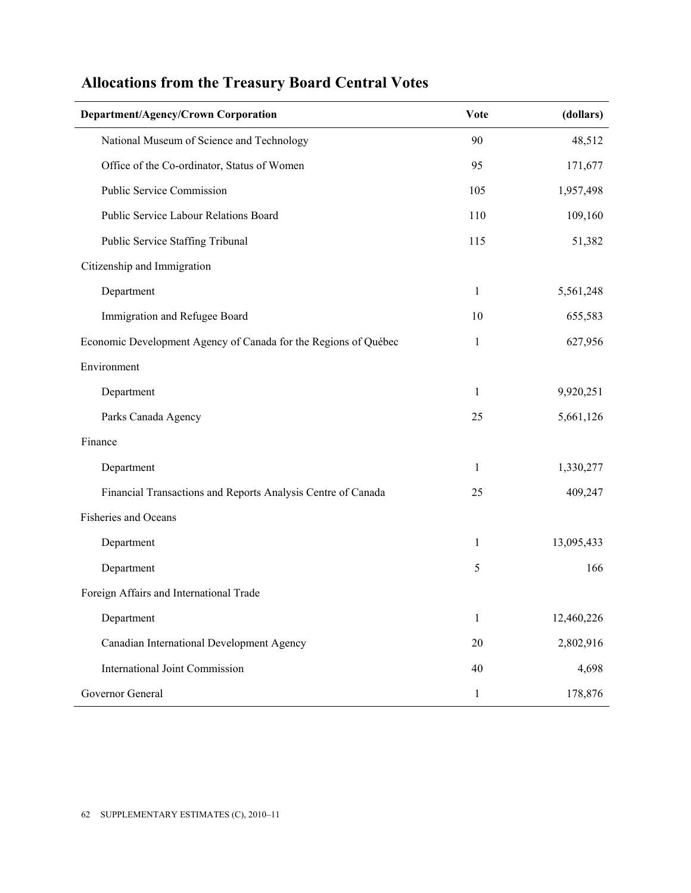## Allocations from the Treasury Board Central Votes

| Department/Agency/Crown Corporation | Vote | (dollars) |
|---|---|---|
| National Museum of Science and Technology | 90 | 48,512 |
| Office of the Co-ordinator, Status of Women | 95 | 171,677 |
| Public Service Commission | 105 | 1,957,498 |
| Public Service Labour Relations Board | 110 | 109,160 |
| Public Service Staffing Tribunal | 115 | 51,382 |
| Citizenship and Immigration | | |
| Department | 1 | 5,561,248 |
| Immigration and Refugee Board | 10 | 655,583 |
| Economic Development Agency of Canada for the Regions of Québec | 1 | 627,956 |
| Environment | | |
| Department | 1 | 9,920,251 |
| Parks Canada Agency | 25 | 5,661,126 |
| Finance | | |
| Department | 1 | 1,330,277 |
| Financial Transactions and Reports Analysis Centre of Canada | 25 | 409,247 |
| Fisheries and Oceans | | |
| Department | 1 | 13,095,433 |
| Department | 5 | 166 |
| Foreign Affairs and International Trade | | |
| Department | 1 | 12,460,226 |
| Canadian International Development Agency | 20 | 2,802,916 |
| International Joint Commission | 40 | 4,698 |
| Governor General | 1 | 178,876 |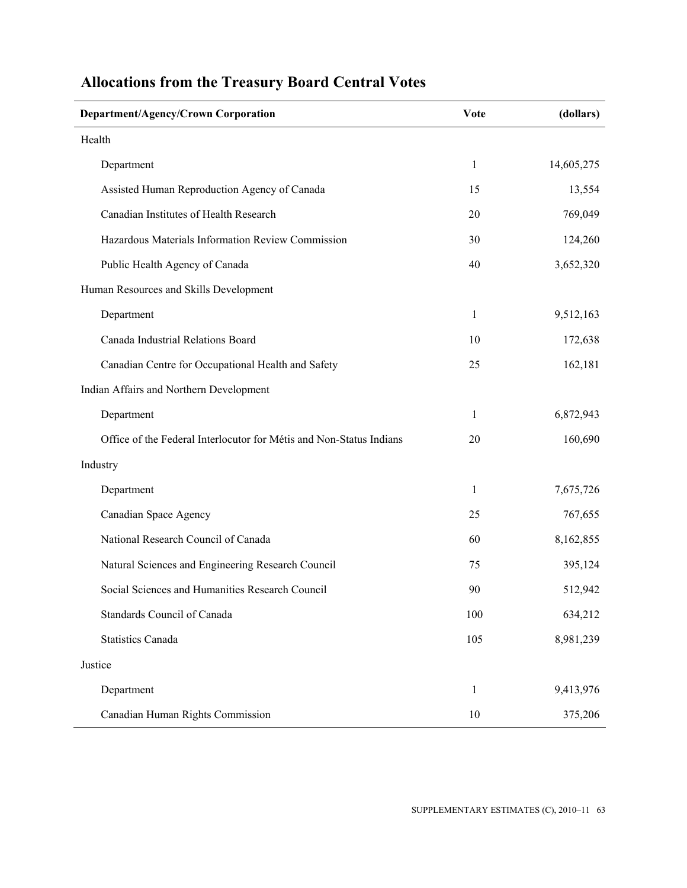## Allocations from the Treasury Board Central Votes

| Department/Agency/Crown Corporation | Vote | (dollars) |
|---|---|---|
| Health | | |
| Department | 1 | 14,605,275 |
| Assisted Human Reproduction Agency of Canada | 15 | 13,554 |
| Canadian Institutes of Health Research | 20 | 769,049 |
| Hazardous Materials Information Review Commission | 30 | 124,260 |
| Public Health Agency of Canada | 40 | 3,652,320 |
| Human Resources and Skills Development | | |
| Department | 1 | 9,512,163 |
| Canada Industrial Relations Board | 10 | 172,638 |
| Canadian Centre for Occupational Health and Safety | 25 | 162,181 |
| Indian Affairs and Northern Development | | |
| Department | 1 | 6,872,943 |
| Office of the Federal Interlocutor for Métis and Non-Status Indians | 20 | 160,690 |
| Industry | | |
| Department | 1 | 7,675,726 |
| Canadian Space Agency | 25 | 767,655 |
| National Research Council of Canada | 60 | 8,162,855 |
| Natural Sciences and Engineering Research Council | 75 | 395,124 |
| Social Sciences and Humanities Research Council | 90 | 512,942 |
| Standards Council of Canada | 100 | 634,212 |
| Statistics Canada | 105 | 8,981,239 |
| Justice | | |
| Department | 1 | 9,413,976 |
| Canadian Human Rights Commission | 10 | 375,206 |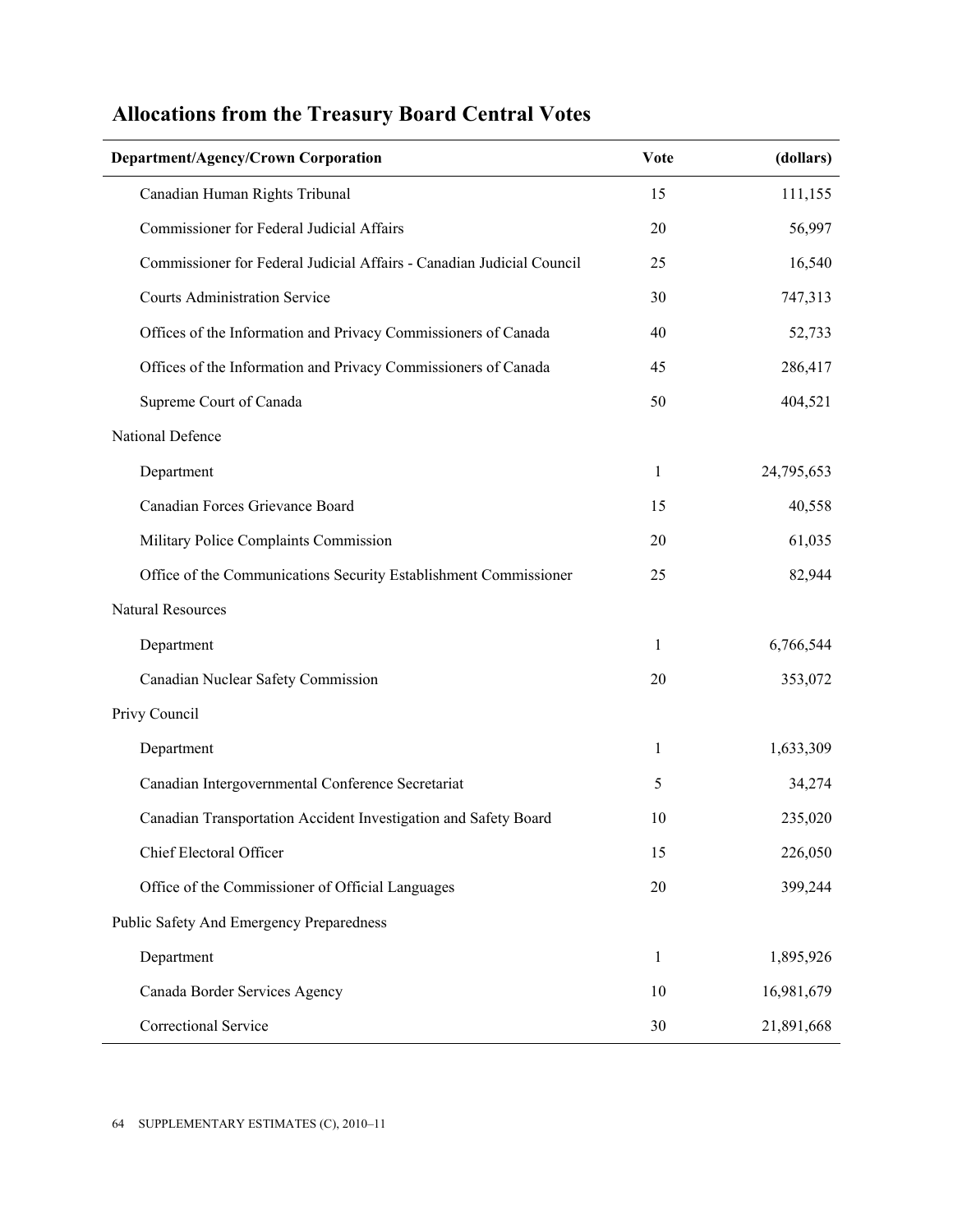## Allocations from the Treasury Board Central Votes

| Department/Agency/Crown Corporation | Vote | (dollars) |
|---|---|---|
| Canadian Human Rights Tribunal | 15 | 111,155 |
| Commissioner for Federal Judicial Affairs | 20 | 56,997 |
| Commissioner for Federal Judicial Affairs - Canadian Judicial Council | 25 | 16,540 |
| Courts Administration Service | 30 | 747,313 |
| Offices of the Information and Privacy Commissioners of Canada | 40 | 52,733 |
| Offices of the Information and Privacy Commissioners of Canada | 45 | 286,417 |
| Supreme Court of Canada | 50 | 404,521 |
| National Defence | | |
| Department | 1 | 24,795,653 |
| Canadian Forces Grievance Board | 15 | 40,558 |
| Military Police Complaints Commission | 20 | 61,035 |
| Office of the Communications Security Establishment Commissioner | 25 | 82,944 |
| Natural Resources | | |
| Department | 1 | 6,766,544 |
| Canadian Nuclear Safety Commission | 20 | 353,072 |
| Privy Council | | |
| Department | 1 | 1,633,309 |
| Canadian Intergovernmental Conference Secretariat | 5 | 34,274 |
| Canadian Transportation Accident Investigation and Safety Board | 10 | 235,020 |
| Chief Electoral Officer | 15 | 226,050 |
| Office of the Commissioner of Official Languages | 20 | 399,244 |
| Public Safety And Emergency Preparedness | | |
| Department | 1 | 1,895,926 |
| Canada Border Services Agency | 10 | 16,981,679 |
| Correctional Service | 30 | 21,891,668 |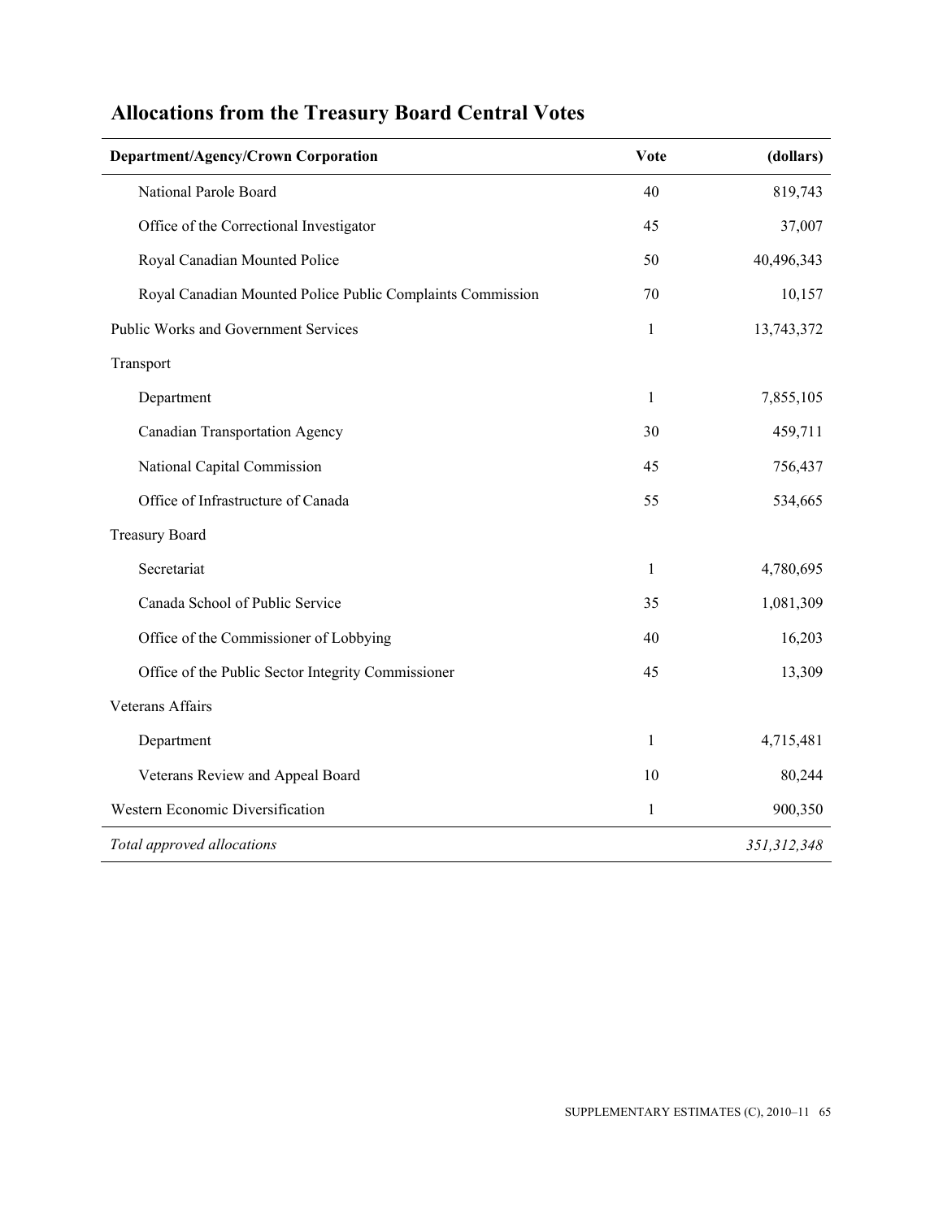## Allocations from the Treasury Board Central Votes

| Department/Agency/Crown Corporation | Vote | (dollars) |
|---|---|---|
| National Parole Board | 40 | 819,743 |
| Office of the Correctional Investigator | 45 | 37,007 |
| Royal Canadian Mounted Police | 50 | 40,496,343 |
| Royal Canadian Mounted Police Public Complaints Commission | 70 | 10,157 |
| Public Works and Government Services | 1 | 13,743,372 |
| Transport | | |
| Department | 1 | 7,855,105 |
| Canadian Transportation Agency | 30 | 459,711 |
| National Capital Commission | 45 | 756,437 |
| Office of Infrastructure of Canada | 55 | 534,665 |
| Treasury Board | | |
| Secretariat | 1 | 4,780,695 |
| Canada School of Public Service | 35 | 1,081,309 |
| Office of the Commissioner of Lobbying | 40 | 16,203 |
| Office of the Public Sector Integrity Commissioner | 45 | 13,309 |
| Veterans Affairs | | |
| Department | 1 | 4,715,481 |
| Veterans Review and Appeal Board | 10 | 80,244 |
| Western Economic Diversification | 1 | 900,350 |
| *Total approved allocations* | | *351,312,348* |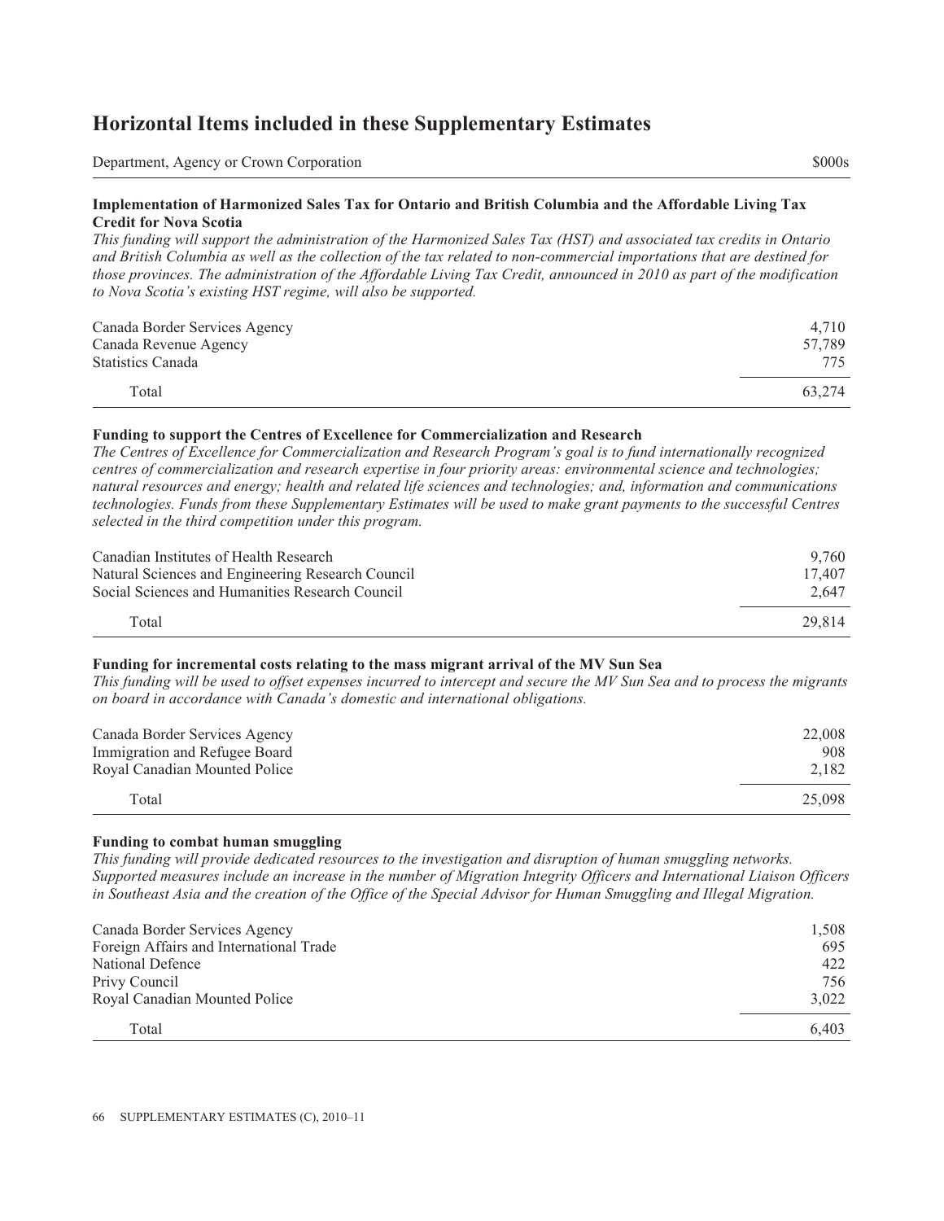## Horizontal Items included in these Supplementary Estimates

| Department, Agency or Crown Corporation | $000s |
| --- | --- |

**Implementation of Harmonized Sales Tax for Ontario and British Columbia and the Affordable Living Tax Credit for Nova Scotia**

*This funding will support the administration of the Harmonized Sales Tax (HST) and associated tax credits in Ontario and British Columbia as well as the collection of the tax related to non-commercial importations that are destined for those provinces. The administration of the Affordable Living Tax Credit, announced in 2010 as part of the modification to Nova Scotia's existing HST regime, will also be supported.*

| | |
| --- | --- |
| Canada Border Services Agency | 4,710 |
| Canada Revenue Agency | 57,789 |
| Statistics Canada | 775 |
| Total | 63,274 |

**Funding to support the Centres of Excellence for Commercialization and Research**

*The Centres of Excellence for Commercialization and Research Program's goal is to fund internationally recognized centres of commercialization and research expertise in four priority areas: environmental science and technologies; natural resources and energy; health and related life sciences and technologies; and, information and communications technologies. Funds from these Supplementary Estimates will be used to make grant payments to the successful Centres selected in the third competition under this program.*

| | |
| --- | --- |
| Canadian Institutes of Health Research | 9,760 |
| Natural Sciences and Engineering Research Council | 17,407 |
| Social Sciences and Humanities Research Council | 2,647 |
| Total | 29,814 |

**Funding for incremental costs relating to the mass migrant arrival of the MV Sun Sea**

*This funding will be used to offset expenses incurred to intercept and secure the MV Sun Sea and to process the migrants on board in accordance with Canada's domestic and international obligations.*

| | |
| --- | --- |
| Canada Border Services Agency | 22,008 |
| Immigration and Refugee Board | 908 |
| Royal Canadian Mounted Police | 2,182 |
| Total | 25,098 |

**Funding to combat human smuggling**

*This funding will provide dedicated resources to the investigation and disruption of human smuggling networks. Supported measures include an increase in the number of Migration Integrity Officers and International Liaison Officers in Southeast Asia and the creation of the Office of the Special Advisor for Human Smuggling and Illegal Migration.*

| | |
| --- | --- |
| Canada Border Services Agency | 1,508 |
| Foreign Affairs and International Trade | 695 |
| National Defence | 422 |
| Privy Council | 756 |
| Royal Canadian Mounted Police | 3,022 |
| Total | 6,403 |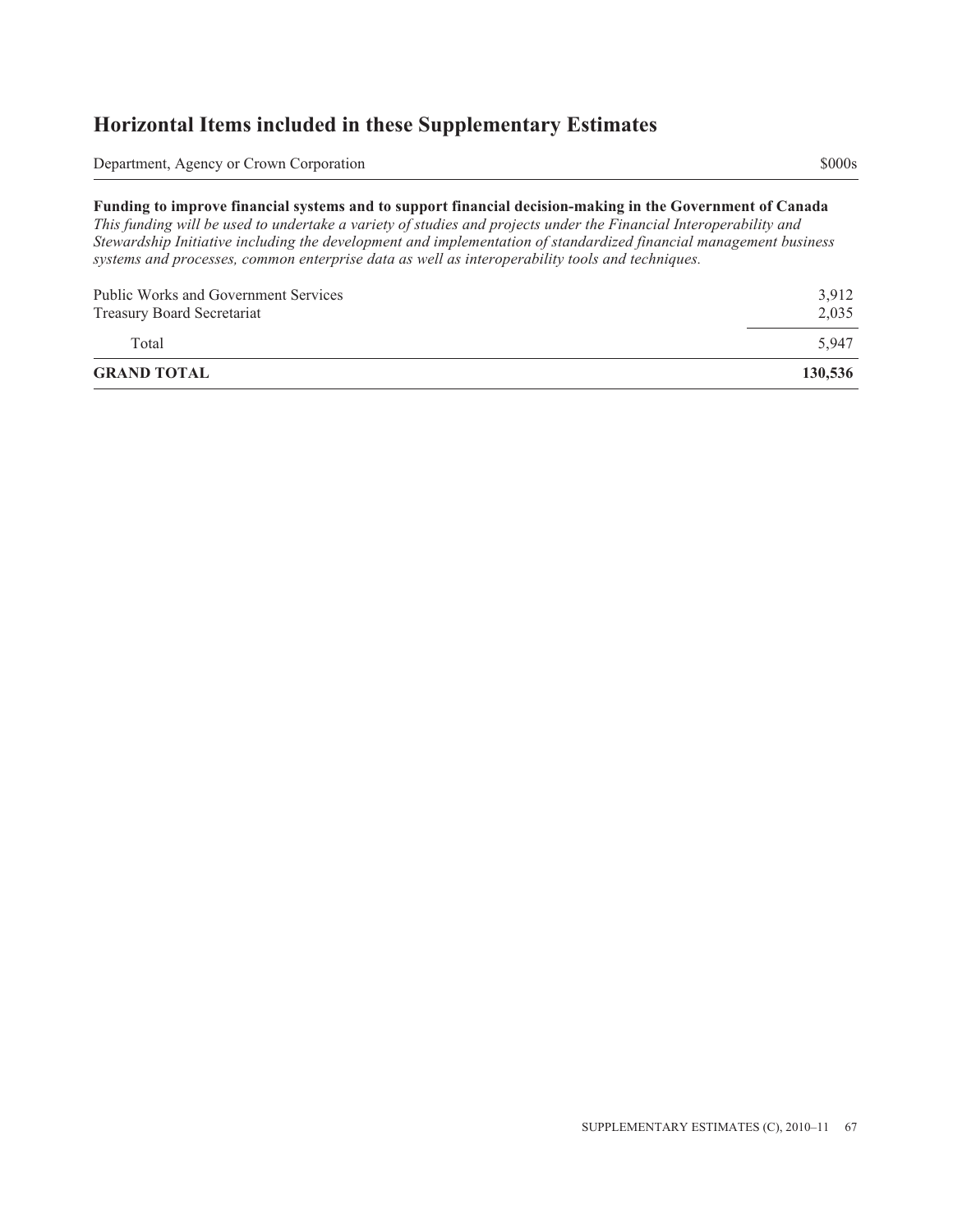## Horizontal Items included in these Supplementary Estimates

| Department, Agency or Crown Corporation | $000s |
|---|---|
| **Funding to improve financial systems and to support financial decision-making in the Government of Canada** | |
| *This funding will be used to undertake a variety of studies and projects under the Financial Interoperability and Stewardship Initiative including the development and implementation of standardized financial management business systems and processes, common enterprise data as well as interoperability tools and techniques.* | |
| Public Works and Government Services | 3,912 |
| Treasury Board Secretariat | 2,035 |
| Total | 5,947 |
| **GRAND TOTAL** | **130,536** |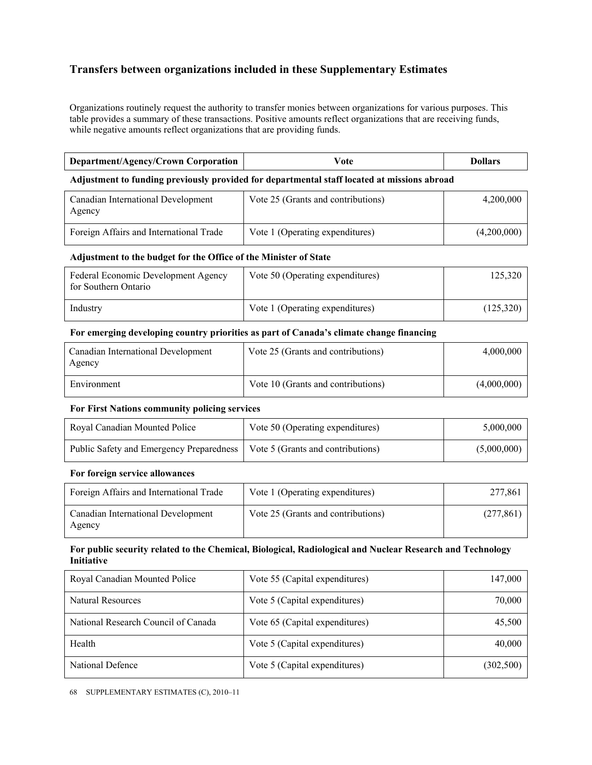## Transfers between organizations included in these Supplementary Estimates

Organizations routinely request the authority to transfer monies between organizations for various purposes. This table provides a summary of these transactions. Positive amounts reflect organizations that are receiving funds, while negative amounts reflect organizations that are providing funds.

| Department/Agency/Crown Corporation | Vote | Dollars |
|---|---|---|
| **Adjustment to funding previously provided for departmental staff located at missions abroad** | | |
| Canadian International Development Agency | Vote 25 (Grants and contributions) | 4,200,000 |
| Foreign Affairs and International Trade | Vote 1 (Operating expenditures) | (4,200,000) |
| **Adjustment to the budget for the Office of the Minister of State** | | |
| Federal Economic Development Agency for Southern Ontario | Vote 50 (Operating expenditures) | 125,320 |
| Industry | Vote 1 (Operating expenditures) | (125,320) |
| **For emerging developing country priorities as part of Canada's climate change financing** | | |
| Canadian International Development Agency | Vote 25 (Grants and contributions) | 4,000,000 |
| Environment | Vote 10 (Grants and contributions) | (4,000,000) |
| **For First Nations community policing services** | | |
| Royal Canadian Mounted Police | Vote 50 (Operating expenditures) | 5,000,000 |
| Public Safety and Emergency Preparedness | Vote 5 (Grants and contributions) | (5,000,000) |
| **For foreign service allowances** | | |
| Foreign Affairs and International Trade | Vote 1 (Operating expenditures) | 277,861 |
| Canadian International Development Agency | Vote 25 (Grants and contributions) | (277,861) |
| **For public security related to the Chemical, Biological, Radiological and Nuclear Research and Technology Initiative** | | |
| Royal Canadian Mounted Police | Vote 55 (Capital expenditures) | 147,000 |
| Natural Resources | Vote 5 (Capital expenditures) | 70,000 |
| National Research Council of Canada | Vote 65 (Capital expenditures) | 45,500 |
| Health | Vote 5 (Capital expenditures) | 40,000 |
| National Defence | Vote 5 (Capital expenditures) | (302,500) |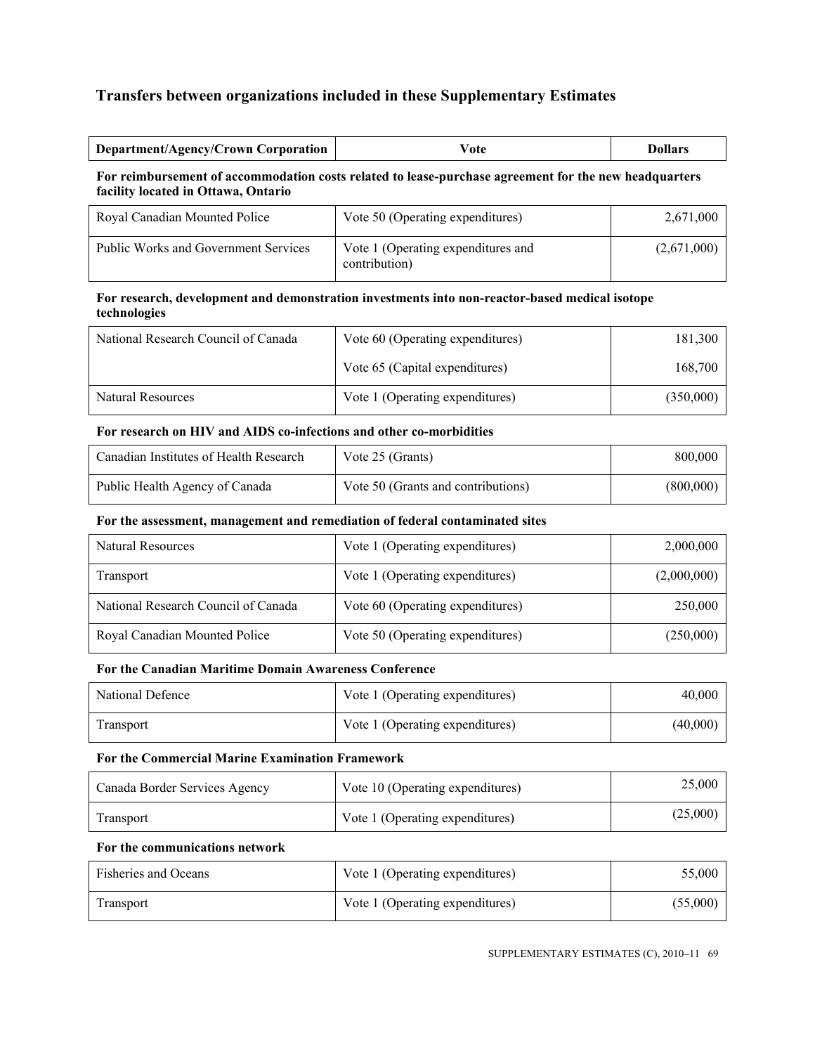## Transfers between organizations included in these Supplementary Estimates

| Department/Agency/Crown Corporation | Vote | Dollars |
|---|---|---|
| **For reimbursement of accommodation costs related to lease-purchase agreement for the new headquarters facility located in Ottawa, Ontario** | | |
| Royal Canadian Mounted Police | Vote 50 (Operating expenditures) | 2,671,000 |
| Public Works and Government Services | Vote 1 (Operating expenditures and contribution) | (2,671,000) |
| **For research, development and demonstration investments into non-reactor-based medical isotope technologies** | | |
| National Research Council of Canada | Vote 60 (Operating expenditures) | 181,300 |
| | Vote 65 (Capital expenditures) | 168,700 |
| Natural Resources | Vote 1 (Operating expenditures) | (350,000) |
| **For research on HIV and AIDS co-infections and other co-morbidities** | | |
| Canadian Institutes of Health Research | Vote 25 (Grants) | 800,000 |
| Public Health Agency of Canada | Vote 50 (Grants and contributions) | (800,000) |
| **For the assessment, management and remediation of federal contaminated sites** | | |
| Natural Resources | Vote 1 (Operating expenditures) | 2,000,000 |
| Transport | Vote 1 (Operating expenditures) | (2,000,000) |
| National Research Council of Canada | Vote 60 (Operating expenditures) | 250,000 |
| Royal Canadian Mounted Police | Vote 50 (Operating expenditures) | (250,000) |
| **For the Canadian Maritime Domain Awareness Conference** | | |
| National Defence | Vote 1 (Operating expenditures) | 40,000 |
| Transport | Vote 1 (Operating expenditures) | (40,000) |
| **For the Commercial Marine Examination Framework** | | |
| Canada Border Services Agency | Vote 10 (Operating expenditures) | 25,000 |
| Transport | Vote 1 (Operating expenditures) | (25,000) |
| **For the communications network** | | |
| Fisheries and Oceans | Vote 1 (Operating expenditures) | 55,000 |
| Transport | Vote 1 (Operating expenditures) | (55,000) |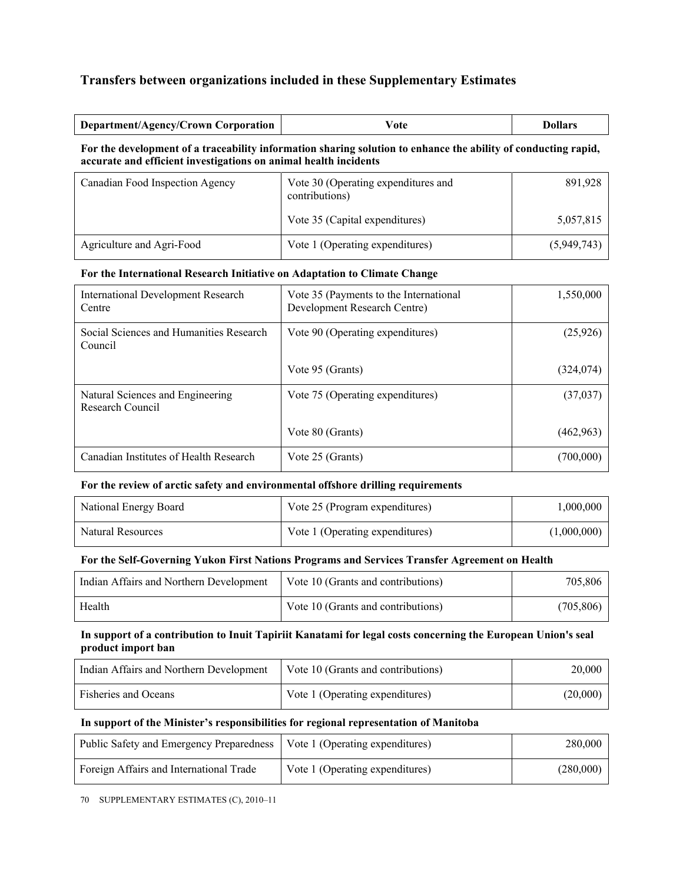## Transfers between organizations included in these Supplementary Estimates

| Department/Agency/Crown Corporation | Vote | Dollars |
| --- | --- | --- |
| **For the development of a traceability information sharing solution to enhance the ability of conducting rapid, accurate and efficient investigations on animal health incidents** | | |
| Canadian Food Inspection Agency | Vote 30 (Operating expenditures and contributions) | 891,928 |
| | Vote 35 (Capital expenditures) | 5,057,815 |
| Agriculture and Agri-Food | Vote 1 (Operating expenditures) | (5,949,743) |
| **For the International Research Initiative on Adaptation to Climate Change** | | |
| International Development Research Centre | Vote 35 (Payments to the International Development Research Centre) | 1,550,000 |
| Social Sciences and Humanities Research Council | Vote 90 (Operating expenditures) | (25,926) |
| | Vote 95 (Grants) | (324,074) |
| Natural Sciences and Engineering Research Council | Vote 75 (Operating expenditures) | (37,037) |
| | Vote 80 (Grants) | (462,963) |
| Canadian Institutes of Health Research | Vote 25 (Grants) | (700,000) |
| **For the review of arctic safety and environmental offshore drilling requirements** | | |
| National Energy Board | Vote 25 (Program expenditures) | 1,000,000 |
| Natural Resources | Vote 1 (Operating expenditures) | (1,000,000) |
| **For the Self-Governing Yukon First Nations Programs and Services Transfer Agreement on Health** | | |
| Indian Affairs and Northern Development | Vote 10 (Grants and contributions) | 705,806 |
| Health | Vote 10 (Grants and contributions) | (705,806) |
| **In support of a contribution to Inuit Tapiriit Kanatami for legal costs concerning the European Union's seal product import ban** | | |
| Indian Affairs and Northern Development | Vote 10 (Grants and contributions) | 20,000 |
| Fisheries and Oceans | Vote 1 (Operating expenditures) | (20,000) |
| **In support of the Minister's responsibilities for regional representation of Manitoba** | | |
| Public Safety and Emergency Preparedness | Vote 1 (Operating expenditures) | 280,000 |
| Foreign Affairs and International Trade | Vote 1 (Operating expenditures) | (280,000) |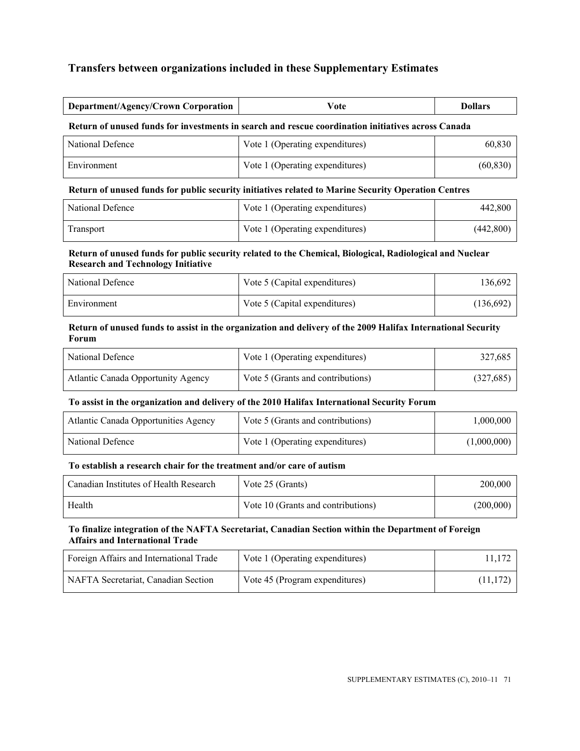## Transfers between organizations included in these Supplementary Estimates

| Department/Agency/Crown Corporation | Vote | Dollars |
|---|---|---|
| **Return of unused funds for investments in search and rescue coordination initiatives across Canada** | | |
| National Defence | Vote 1 (Operating expenditures) | 60,830 |
| Environment | Vote 1 (Operating expenditures) | (60,830) |
| **Return of unused funds for public security initiatives related to Marine Security Operation Centres** | | |
| National Defence | Vote 1 (Operating expenditures) | 442,800 |
| Transport | Vote 1 (Operating expenditures) | (442,800) |
| **Return of unused funds for public security related to the Chemical, Biological, Radiological and Nuclear Research and Technology Initiative** | | |
| National Defence | Vote 5 (Capital expenditures) | 136,692 |
| Environment | Vote 5 (Capital expenditures) | (136,692) |
| **Return of unused funds to assist in the organization and delivery of the 2009 Halifax International Security Forum** | | |
| National Defence | Vote 1 (Operating expenditures) | 327,685 |
| Atlantic Canada Opportunity Agency | Vote 5 (Grants and contributions) | (327,685) |
| **To assist in the organization and delivery of the 2010 Halifax International Security Forum** | | |
| Atlantic Canada Opportunities Agency | Vote 5 (Grants and contributions) | 1,000,000 |
| National Defence | Vote 1 (Operating expenditures) | (1,000,000) |
| **To establish a research chair for the treatment and/or care of autism** | | |
| Canadian Institutes of Health Research | Vote 25 (Grants) | 200,000 |
| Health | Vote 10 (Grants and contributions) | (200,000) |
| **To finalize integration of the NAFTA Secretariat, Canadian Section within the Department of Foreign Affairs and International Trade** | | |
| Foreign Affairs and International Trade | Vote 1 (Operating expenditures) | 11,172 |
| NAFTA Secretariat, Canadian Section | Vote 45 (Program expenditures) | (11,172) |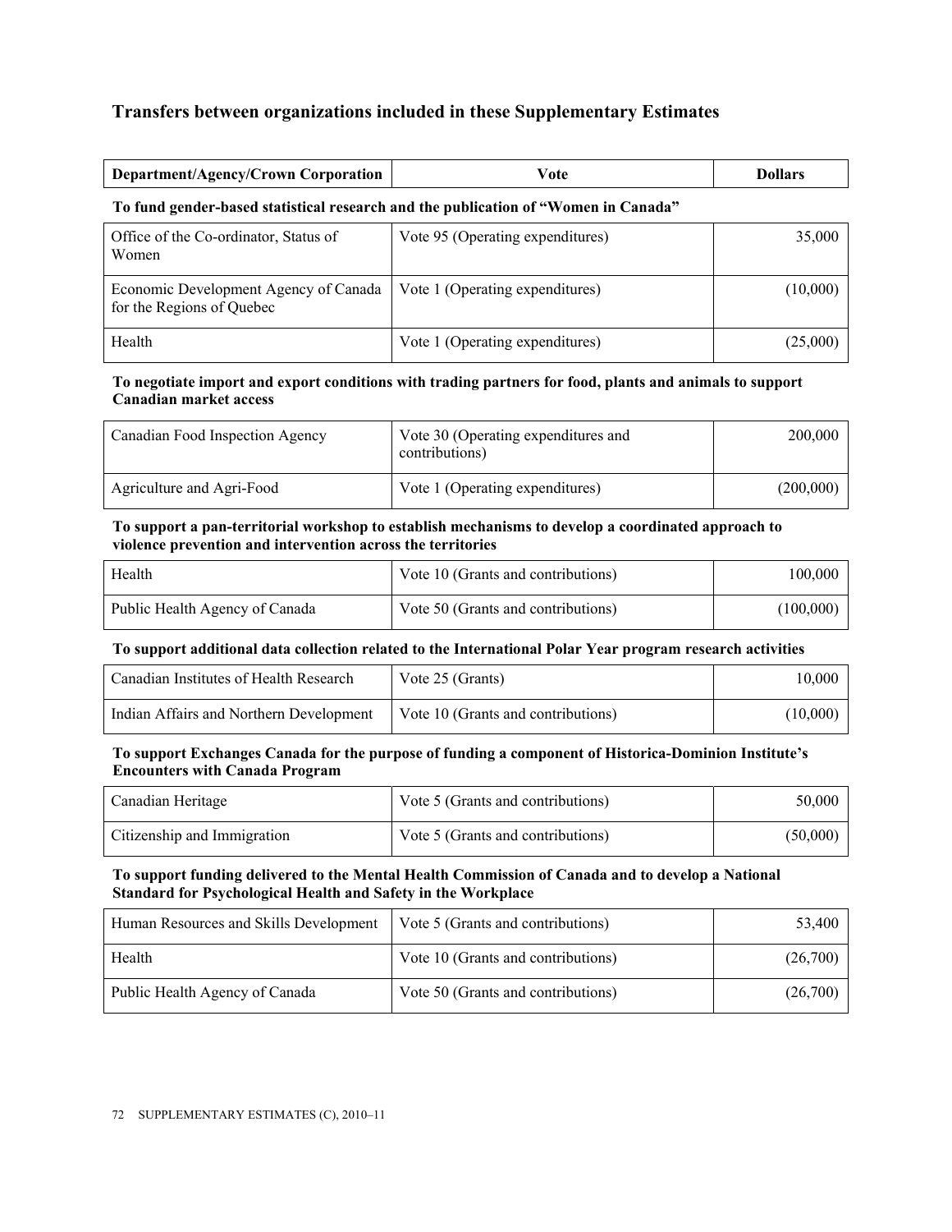## Transfers between organizations included in these Supplementary Estimates

| Department/Agency/Crown Corporation | Vote | Dollars |
|---|---|---|
| **To fund gender-based statistical research and the publication of "Women in Canada"** | | |
| Office of the Co-ordinator, Status of Women | Vote 95 (Operating expenditures) | 35,000 |
| Economic Development Agency of Canada for the Regions of Quebec | Vote 1 (Operating expenditures) | (10,000) |
| Health | Vote 1 (Operating expenditures) | (25,000) |
| **To negotiate import and export conditions with trading partners for food, plants and animals to support Canadian market access** | | |
| Canadian Food Inspection Agency | Vote 30 (Operating expenditures and contributions) | 200,000 |
| Agriculture and Agri-Food | Vote 1 (Operating expenditures) | (200,000) |
| **To support a pan-territorial workshop to establish mechanisms to develop a coordinated approach to violence prevention and intervention across the territories** | | |
| Health | Vote 10 (Grants and contributions) | 100,000 |
| Public Health Agency of Canada | Vote 50 (Grants and contributions) | (100,000) |
| **To support additional data collection related to the International Polar Year program research activities** | | |
| Canadian Institutes of Health Research | Vote 25 (Grants) | 10,000 |
| Indian Affairs and Northern Development | Vote 10 (Grants and contributions) | (10,000) |
| **To support Exchanges Canada for the purpose of funding a component of Historica-Dominion Institute's Encounters with Canada Program** | | |
| Canadian Heritage | Vote 5 (Grants and contributions) | 50,000 |
| Citizenship and Immigration | Vote 5 (Grants and contributions) | (50,000) |
| **To support funding delivered to the Mental Health Commission of Canada and to develop a National Standard for Psychological Health and Safety in the Workplace** | | |
| Human Resources and Skills Development | Vote 5 (Grants and contributions) | 53,400 |
| Health | Vote 10 (Grants and contributions) | (26,700) |
| Public Health Agency of Canada | Vote 50 (Grants and contributions) | (26,700) |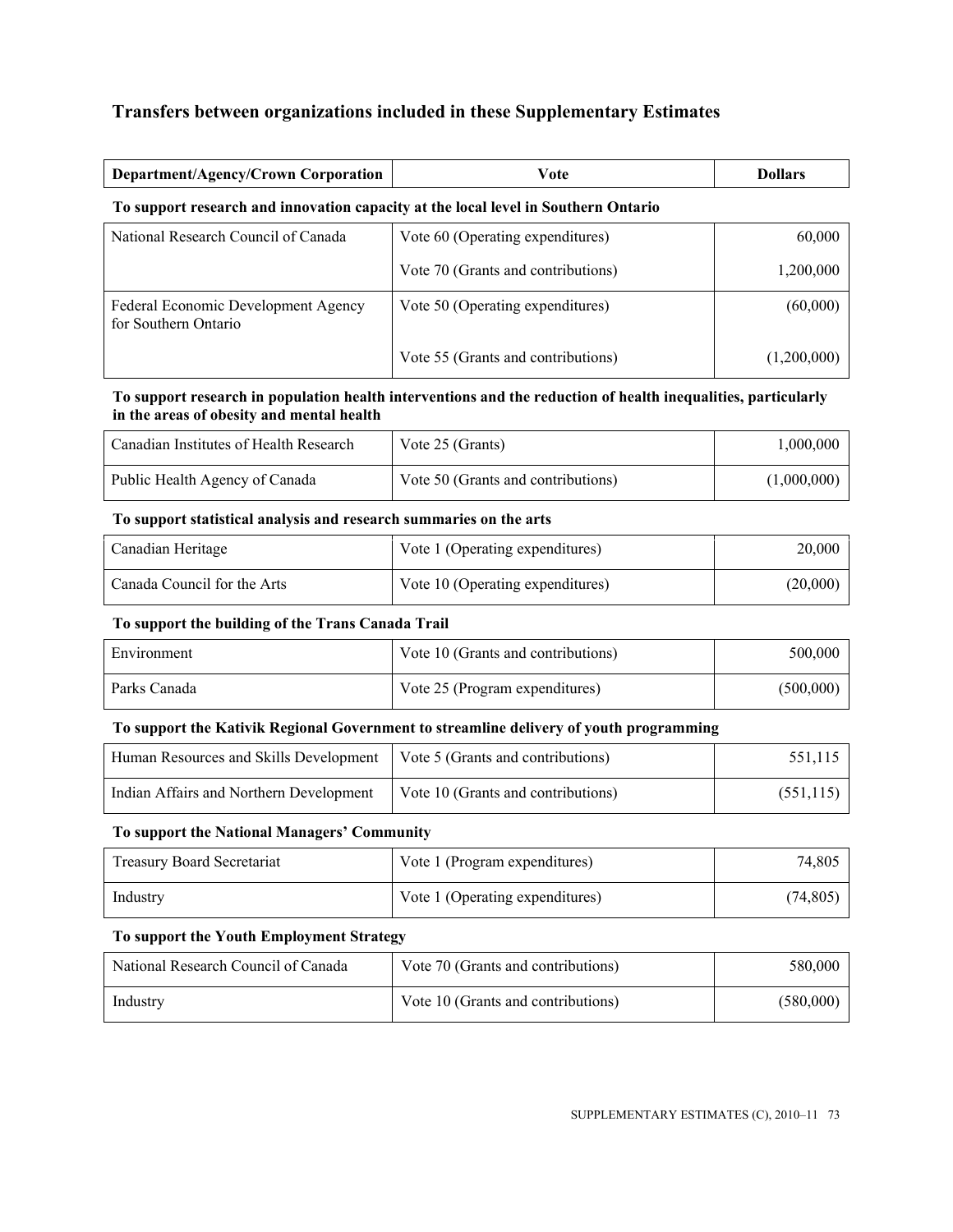## Transfers between organizations included in these Supplementary Estimates

| Department/Agency/Crown Corporation | Vote | Dollars |
|---|---|---|
| **To support research and innovation capacity at the local level in Southern Ontario** | | |
| National Research Council of Canada | Vote 60 (Operating expenditures) | 60,000 |
| | Vote 70 (Grants and contributions) | 1,200,000 |
| Federal Economic Development Agency for Southern Ontario | Vote 50 (Operating expenditures) | (60,000) |
| | Vote 55 (Grants and contributions) | (1,200,000) |
| **To support research in population health interventions and the reduction of health inequalities, particularly in the areas of obesity and mental health** | | |
| Canadian Institutes of Health Research | Vote 25 (Grants) | 1,000,000 |
| Public Health Agency of Canada | Vote 50 (Grants and contributions) | (1,000,000) |
| **To support statistical analysis and research summaries on the arts** | | |
| Canadian Heritage | Vote 1 (Operating expenditures) | 20,000 |
| Canada Council for the Arts | Vote 10 (Operating expenditures) | (20,000) |
| **To support the building of the Trans Canada Trail** | | |
| Environment | Vote 10 (Grants and contributions) | 500,000 |
| Parks Canada | Vote 25 (Program expenditures) | (500,000) |
| **To support the Kativik Regional Government to streamline delivery of youth programming** | | |
| Human Resources and Skills Development | Vote 5 (Grants and contributions) | 551,115 |
| Indian Affairs and Northern Development | Vote 10 (Grants and contributions) | (551,115) |
| **To support the National Managers' Community** | | |
| Treasury Board Secretariat | Vote 1 (Program expenditures) | 74,805 |
| Industry | Vote 1 (Operating expenditures) | (74,805) |
| **To support the Youth Employment Strategy** | | |
| National Research Council of Canada | Vote 70 (Grants and contributions) | 580,000 |
| Industry | Vote 10 (Grants and contributions) | (580,000) |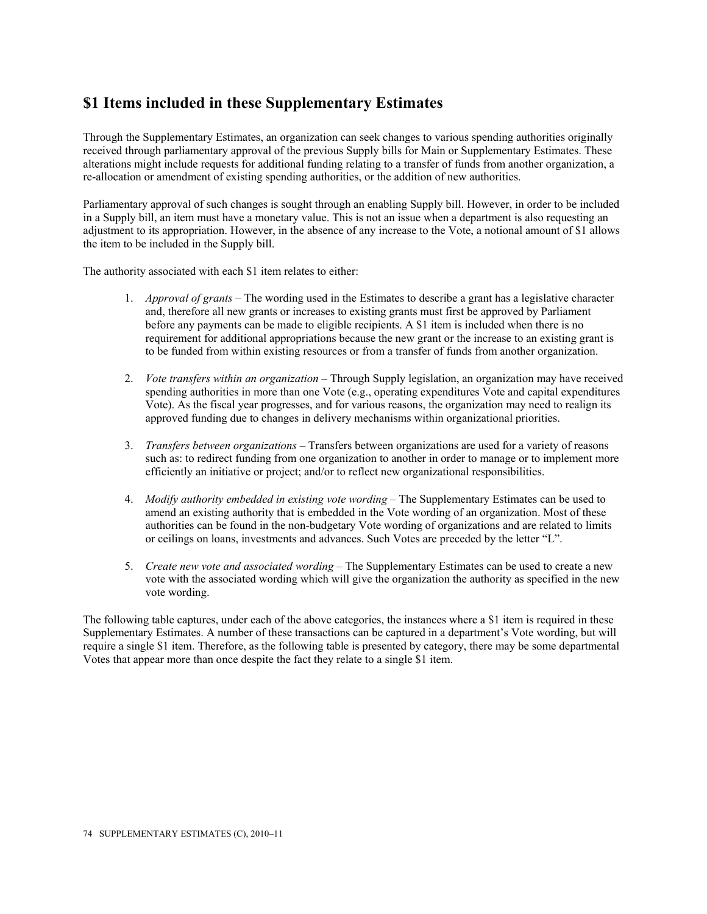## $1 Items included in these Supplementary Estimates

Through the Supplementary Estimates, an organization can seek changes to various spending authorities originally received through parliamentary approval of the previous Supply bills for Main or Supplementary Estimates. These alterations might include requests for additional funding relating to a transfer of funds from another organization, a re-allocation or amendment of existing spending authorities, or the addition of new authorities.

Parliamentary approval of such changes is sought through an enabling Supply bill. However, in order to be included in a Supply bill, an item must have a monetary value. This is not an issue when a department is also requesting an adjustment to its appropriation. However, in the absence of any increase to the Vote, a notional amount of $1 allows the item to be included in the Supply bill.

The authority associated with each $1 item relates to either:

1. *Approval of grants* – The wording used in the Estimates to describe a grant has a legislative character and, therefore all new grants or increases to existing grants must first be approved by Parliament before any payments can be made to eligible recipients. A $1 item is included when there is no requirement for additional appropriations because the new grant or the increase to an existing grant is to be funded from within existing resources or from a transfer of funds from another organization.

2. *Vote transfers within an organization* – Through Supply legislation, an organization may have received spending authorities in more than one Vote (e.g., operating expenditures Vote and capital expenditures Vote). As the fiscal year progresses, and for various reasons, the organization may need to realign its approved funding due to changes in delivery mechanisms within organizational priorities.

3. *Transfers between organizations* – Transfers between organizations are used for a variety of reasons such as: to redirect funding from one organization to another in order to manage or to implement more efficiently an initiative or project; and/or to reflect new organizational responsibilities.

4. *Modify authority embedded in existing vote wording* – The Supplementary Estimates can be used to amend an existing authority that is embedded in the Vote wording of an organization. Most of these authorities can be found in the non-budgetary Vote wording of organizations and are related to limits or ceilings on loans, investments and advances. Such Votes are preceded by the letter "L".

5. *Create new vote and associated wording* – The Supplementary Estimates can be used to create a new vote with the associated wording which will give the organization the authority as specified in the new vote wording.

The following table captures, under each of the above categories, the instances where a $1 item is required in these Supplementary Estimates. A number of these transactions can be captured in a department's Vote wording, but will require a single $1 item. Therefore, as the following table is presented by category, there may be some departmental Votes that appear more than once despite the fact they relate to a single $1 item.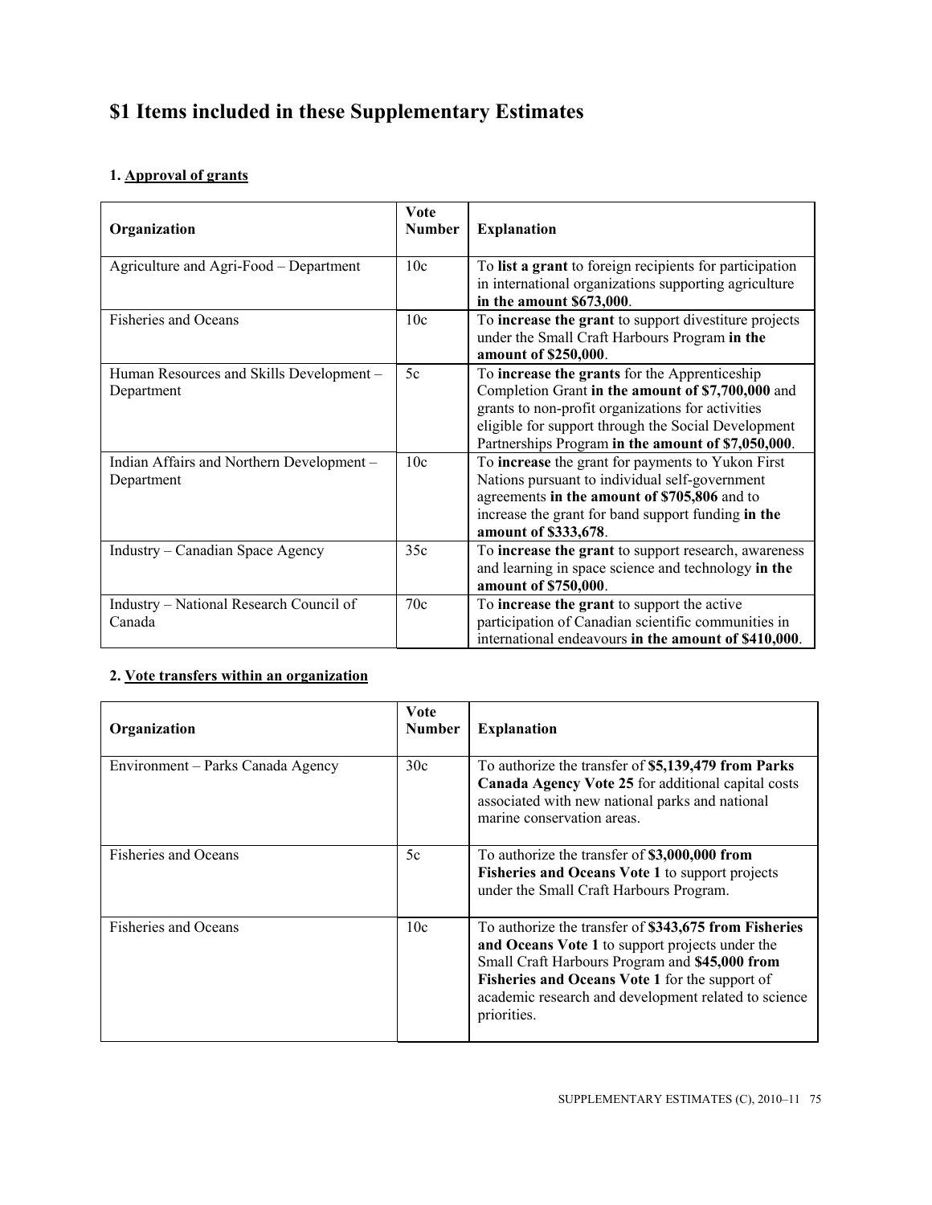# $1 Items included in these Supplementary Estimates

### 1. Approval of grants

| Organization | Vote Number | Explanation |
|---|---|---|
| Agriculture and Agri-Food – Department | 10c | To **list a grant** to foreign recipients for participation in international organizations supporting agriculture **in the amount $673,000**. |
| Fisheries and Oceans | 10c | To **increase the grant** to support divestiture projects under the Small Craft Harbours Program **in the amount of $250,000**. |
| Human Resources and Skills Development – Department | 5c | To **increase the grants** for the Apprenticeship Completion Grant **in the amount of $7,700,000** and grants to non-profit organizations for activities eligible for support through the Social Development Partnerships Program **in the amount of $7,050,000**. |
| Indian Affairs and Northern Development – Department | 10c | To **increase** the grant for payments to Yukon First Nations pursuant to individual self-government agreements **in the amount of $705,806** and to increase the grant for band support funding **in the amount of $333,678**. |
| Industry – Canadian Space Agency | 35c | To **increase the grant** to support research, awareness and learning in space science and technology **in the amount of $750,000**. |
| Industry – National Research Council of Canada | 70c | To **increase the grant** to support the active participation of Canadian scientific communities in international endeavours **in the amount of $410,000**. |

### 2. Vote transfers within an organization

| Organization | Vote Number | Explanation |
|---|---|---|
| Environment – Parks Canada Agency | 30c | To authorize the transfer of **$5,139,479 from Parks Canada Agency Vote 25** for additional capital costs associated with new national parks and national marine conservation areas. |
| Fisheries and Oceans | 5c | To authorize the transfer of **$3,000,000 from Fisheries and Oceans Vote 1** to support projects under the Small Craft Harbours Program. |
| Fisheries and Oceans | 10c | To authorize the transfer of **$343,675 from Fisheries and Oceans Vote 1** to support projects under the Small Craft Harbours Program and **$45,000 from Fisheries and Oceans Vote 1** for the support of academic research and development related to science priorities. |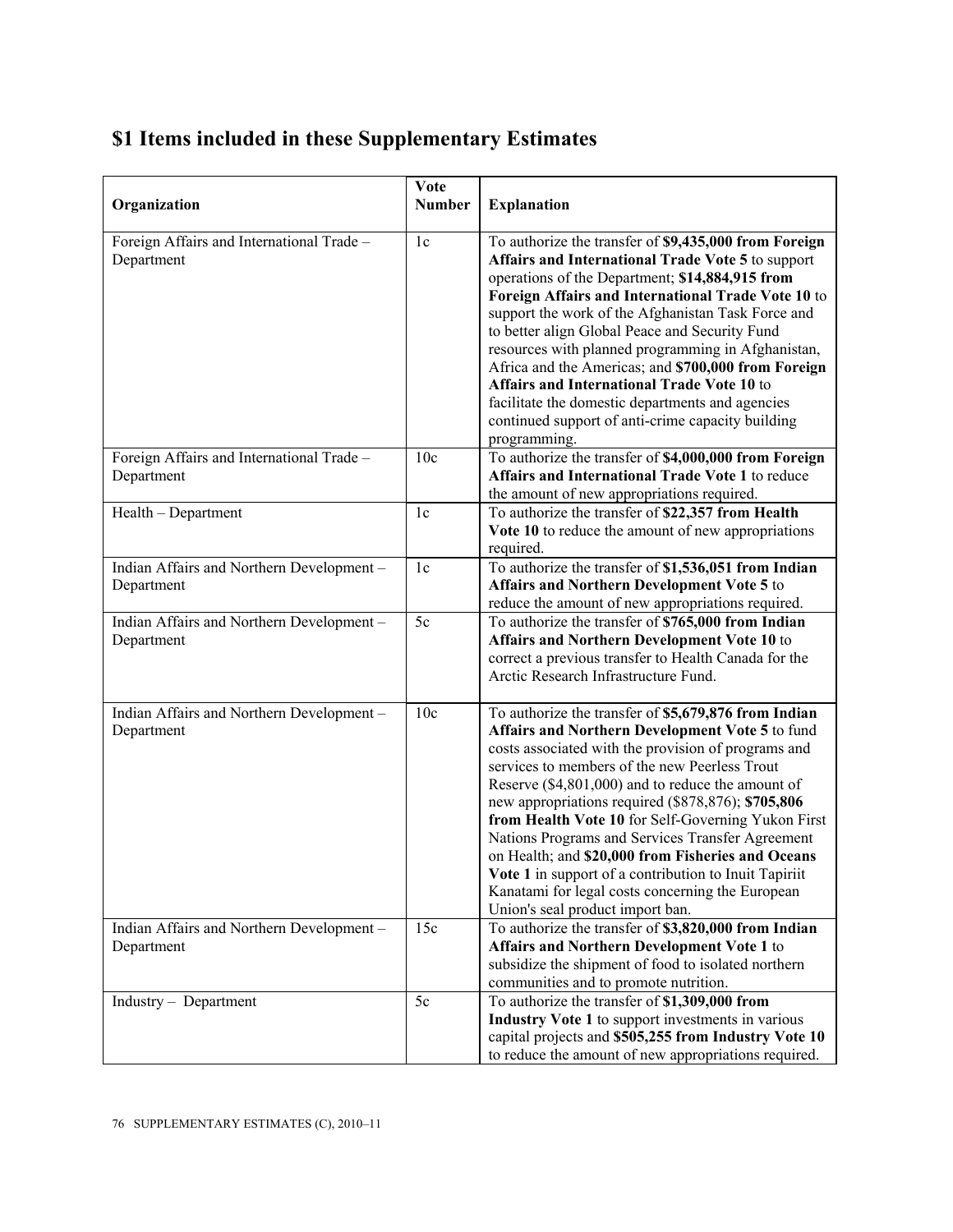# $1 Items included in these Supplementary Estimates

| Organization | Vote Number | Explanation |
|---|---|---|
| Foreign Affairs and International Trade – Department | 1c | To authorize the transfer of **$9,435,000 from Foreign Affairs and International Trade Vote 5** to support operations of the Department; **$14,884,915 from Foreign Affairs and International Trade Vote 10** to support the work of the Afghanistan Task Force and to better align Global Peace and Security Fund resources with planned programming in Afghanistan, Africa and the Americas; and **$700,000 from Foreign Affairs and International Trade Vote 10** to facilitate the domestic departments and agencies continued support of anti-crime capacity building programming. |
| Foreign Affairs and International Trade – Department | 10c | To authorize the transfer of **$4,000,000 from Foreign Affairs and International Trade Vote 1** to reduce the amount of new appropriations required. |
| Health – Department | 1c | To authorize the transfer of **$22,357 from Health Vote 10** to reduce the amount of new appropriations required. |
| Indian Affairs and Northern Development – Department | 1c | To authorize the transfer of **$1,536,051 from Indian Affairs and Northern Development Vote 5** to reduce the amount of new appropriations required. |
| Indian Affairs and Northern Development – Department | 5c | To authorize the transfer of **$765,000 from Indian Affairs and Northern Development Vote 10** to correct a previous transfer to Health Canada for the Arctic Research Infrastructure Fund. |
| Indian Affairs and Northern Development – Department | 10c | To authorize the transfer of **$5,679,876 from Indian Affairs and Northern Development Vote 5** to fund costs associated with the provision of programs and services to members of the new Peerless Trout Reserve ($4,801,000) and to reduce the amount of new appropriations required ($878,876); **$705,806 from Health Vote 10** for Self-Governing Yukon First Nations Programs and Services Transfer Agreement on Health; and **$20,000 from Fisheries and Oceans Vote 1** in support of a contribution to Inuit Tapiriit Kanatami for legal costs concerning the European Union's seal product import ban. |
| Indian Affairs and Northern Development – Department | 15c | To authorize the transfer of **$3,820,000 from Indian Affairs and Northern Development Vote 1** to subsidize the shipment of food to isolated northern communities and to promote nutrition. |
| Industry – Department | 5c | To authorize the transfer of **$1,309,000 from Industry Vote 1** to support investments in various capital projects and **$505,255 from Industry Vote 10** to reduce the amount of new appropriations required. |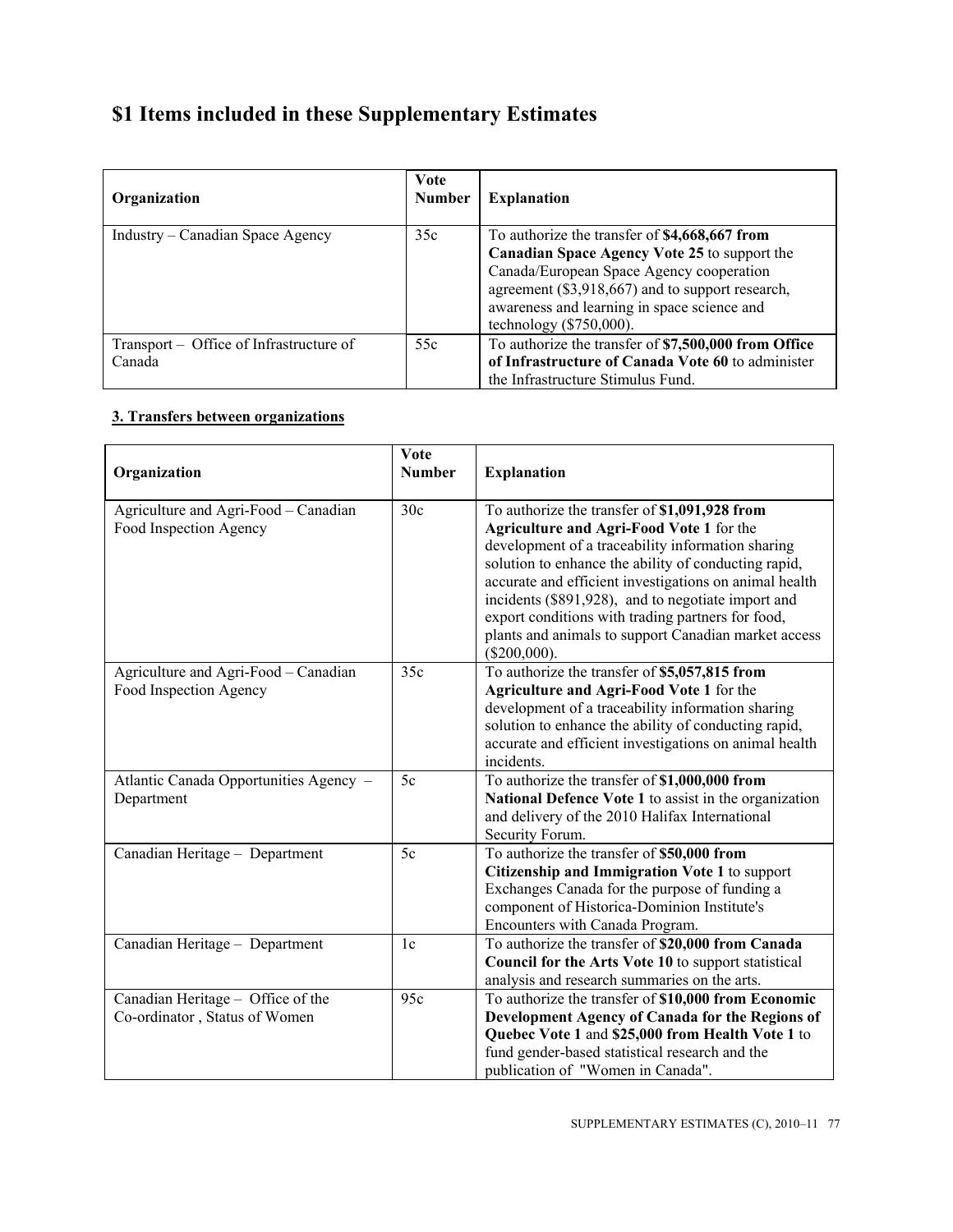# $1 Items included in these Supplementary Estimates

| Organization | Vote Number | Explanation |
| --- | --- | --- |
| Industry – Canadian Space Agency | 35c | To authorize the transfer of **$4,668,667 from Canadian Space Agency Vote 25** to support the Canada/European Space Agency cooperation agreement ($3,918,667) and to support research, awareness and learning in space science and technology ($750,000). |
| Transport – Office of Infrastructure of Canada | 55c | To authorize the transfer of **$7,500,000 from Office of Infrastructure of Canada Vote 60** to administer the Infrastructure Stimulus Fund. |

**3. Transfers between organizations**

| Organization | Vote Number | Explanation |
| --- | --- | --- |
| Agriculture and Agri-Food – Canadian Food Inspection Agency | 30c | To authorize the transfer of **$1,091,928 from Agriculture and Agri-Food Vote 1** for the development of a traceability information sharing solution to enhance the ability of conducting rapid, accurate and efficient investigations on animal health incidents ($891,928), and to negotiate import and export conditions with trading partners for food, plants and animals to support Canadian market access ($200,000). |
| Agriculture and Agri-Food – Canadian Food Inspection Agency | 35c | To authorize the transfer of **$5,057,815 from Agriculture and Agri-Food Vote 1** for the development of a traceability information sharing solution to enhance the ability of conducting rapid, accurate and efficient investigations on animal health incidents. |
| Atlantic Canada Opportunities Agency – Department | 5c | To authorize the transfer of **$1,000,000 from National Defence Vote 1** to assist in the organization and delivery of the 2010 Halifax International Security Forum. |
| Canadian Heritage – Department | 5c | To authorize the transfer of **$50,000 from Citizenship and Immigration Vote 1** to support Exchanges Canada for the purpose of funding a component of Historica-Dominion Institute's Encounters with Canada Program. |
| Canadian Heritage – Department | 1c | To authorize the transfer of **$20,000 from Canada Council for the Arts Vote 10** to support statistical analysis and research summaries on the arts. |
| Canadian Heritage – Office of the Co-ordinator , Status of Women | 95c | To authorize the transfer of **$10,000 from Economic Development Agency of Canada for the Regions of Quebec Vote 1** and **$25,000 from Health Vote 1** to fund gender-based statistical research and the publication of "Women in Canada". |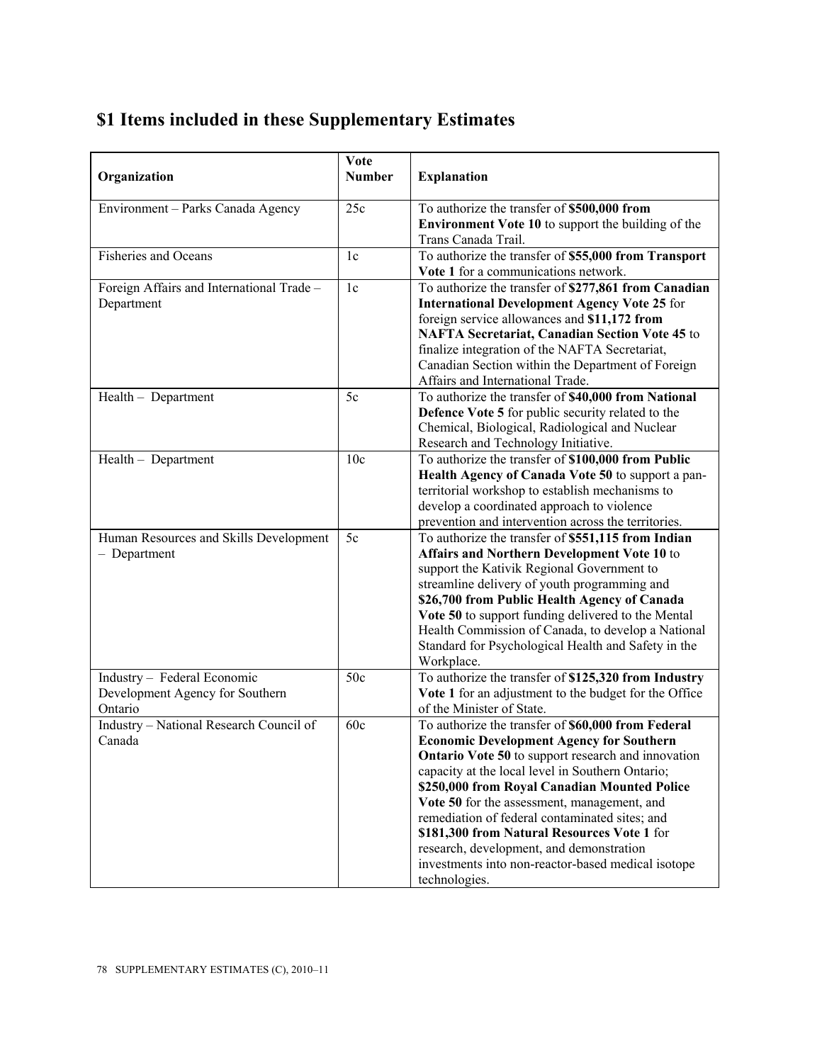## $1 Items included in these Supplementary Estimates

| Organization | Vote Number | Explanation |
| --- | --- | --- |
| Environment – Parks Canada Agency | 25c | To authorize the transfer of **$500,000 from Environment Vote 10** to support the building of the Trans Canada Trail. |
| Fisheries and Oceans | 1c | To authorize the transfer of **$55,000 from Transport Vote 1** for a communications network. |
| Foreign Affairs and International Trade – Department | 1c | To authorize the transfer of **$277,861 from Canadian International Development Agency Vote 25** for foreign service allowances and **$11,172 from NAFTA Secretariat, Canadian Section Vote 45** to finalize integration of the NAFTA Secretariat, Canadian Section within the Department of Foreign Affairs and International Trade. |
| Health – Department | 5c | To authorize the transfer of **$40,000 from National Defence Vote 5** for public security related to the Chemical, Biological, Radiological and Nuclear Research and Technology Initiative. |
| Health – Department | 10c | To authorize the transfer of **$100,000 from Public Health Agency of Canada Vote 50** to support a pan-territorial workshop to establish mechanisms to develop a coordinated approach to violence prevention and intervention across the territories. |
| Human Resources and Skills Development – Department | 5c | To authorize the transfer of **$551,115 from Indian Affairs and Northern Development Vote 10** to support the Kativik Regional Government to streamline delivery of youth programming and **$26,700 from Public Health Agency of Canada Vote 50** to support funding delivered to the Mental Health Commission of Canada, to develop a National Standard for Psychological Health and Safety in the Workplace. |
| Industry – Federal Economic Development Agency for Southern Ontario | 50c | To authorize the transfer of **$125,320 from Industry Vote 1** for an adjustment to the budget for the Office of the Minister of State. |
| Industry – National Research Council of Canada | 60c | To authorize the transfer of **$60,000 from Federal Economic Development Agency for Southern Ontario Vote 50** to support research and innovation capacity at the local level in Southern Ontario; **$250,000 from Royal Canadian Mounted Police Vote 50** for the assessment, management, and remediation of federal contaminated sites; and **$181,300 from Natural Resources Vote 1** for research, development, and demonstration investments into non-reactor-based medical isotope technologies. |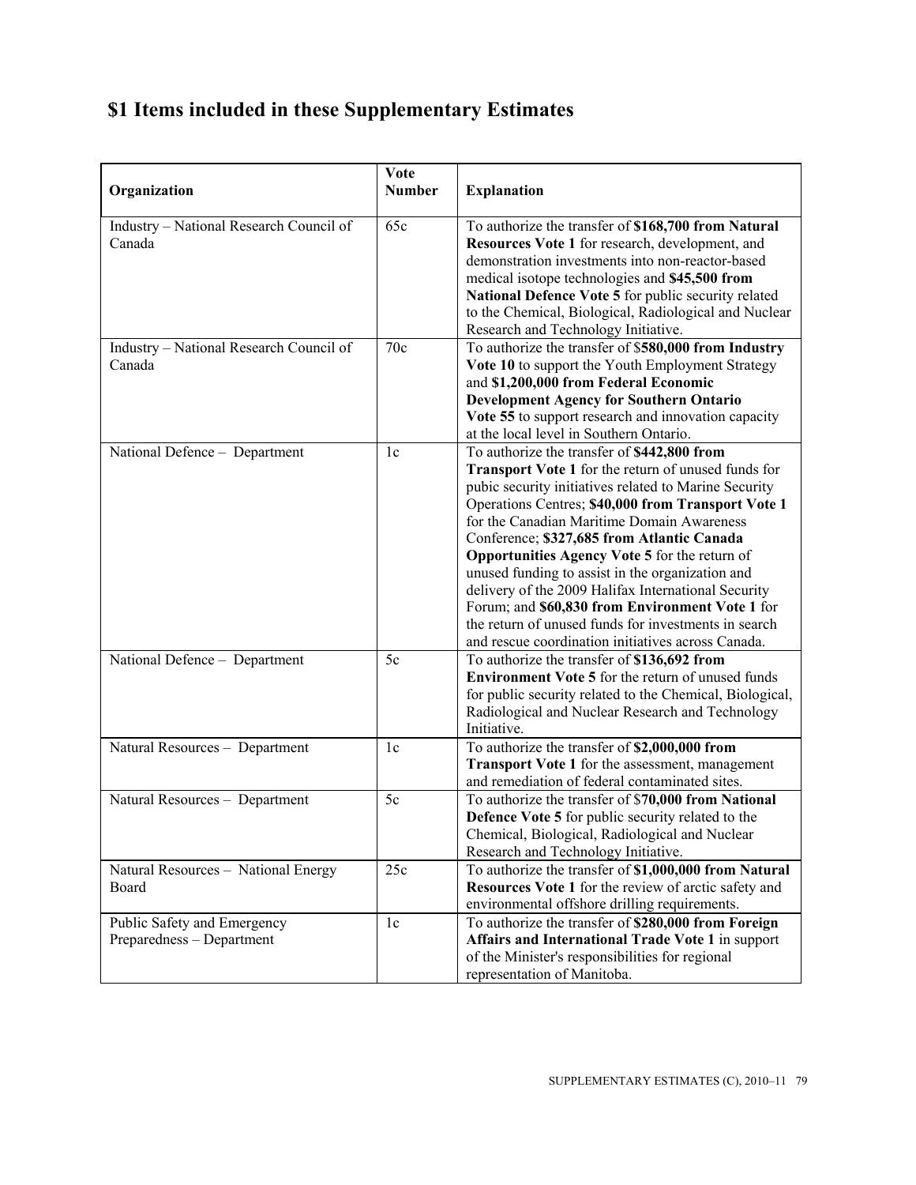# $1 Items included in these Supplementary Estimates

| Organization | Vote Number | Explanation |
| --- | --- | --- |
| Industry – National Research Council of Canada | 65c | To authorize the transfer of **$168,700 from Natural Resources Vote 1** for research, development, and demonstration investments into non-reactor-based medical isotope technologies and **$45,500 from National Defence Vote 5** for public security related to the Chemical, Biological, Radiological and Nuclear Research and Technology Initiative. |
| Industry – National Research Council of Canada | 70c | To authorize the transfer of $**580,000 from Industry Vote 10** to support the Youth Employment Strategy and **$1,200,000 from Federal Economic Development Agency for Southern Ontario Vote 55** to support research and innovation capacity at the local level in Southern Ontario. |
| National Defence – Department | 1c | To authorize the transfer of **$442,800 from Transport Vote 1** for the return of unused funds for pubic security initiatives related to Marine Security Operations Centres; **$40,000 from Transport Vote 1** for the Canadian Maritime Domain Awareness Conference; **$327,685 from Atlantic Canada Opportunities Agency Vote 5** for the return of unused funding to assist in the organization and delivery of the 2009 Halifax International Security Forum; and **$60,830 from Environment Vote 1** for the return of unused funds for investments in search and rescue coordination initiatives across Canada. |
| National Defence – Department | 5c | To authorize the transfer of **$136,692 from Environment Vote 5** for the return of unused funds for public security related to the Chemical, Biological, Radiological and Nuclear Research and Technology Initiative. |
| Natural Resources – Department | 1c | To authorize the transfer of **$2,000,000 from Transport Vote 1** for the assessment, management and remediation of federal contaminated sites. |
| Natural Resources – Department | 5c | To authorize the transfer of $**70,000 from National Defence Vote 5** for public security related to the Chemical, Biological, Radiological and Nuclear Research and Technology Initiative. |
| Natural Resources – National Energy Board | 25c | To authorize the transfer of **$1,000,000 from Natural Resources Vote 1** for the review of arctic safety and environmental offshore drilling requirements. |
| Public Safety and Emergency Preparedness – Department | 1c | To authorize the transfer of **$280,000 from Foreign Affairs and International Trade Vote 1** in support of the Minister's responsibilities for regional representation of Manitoba. |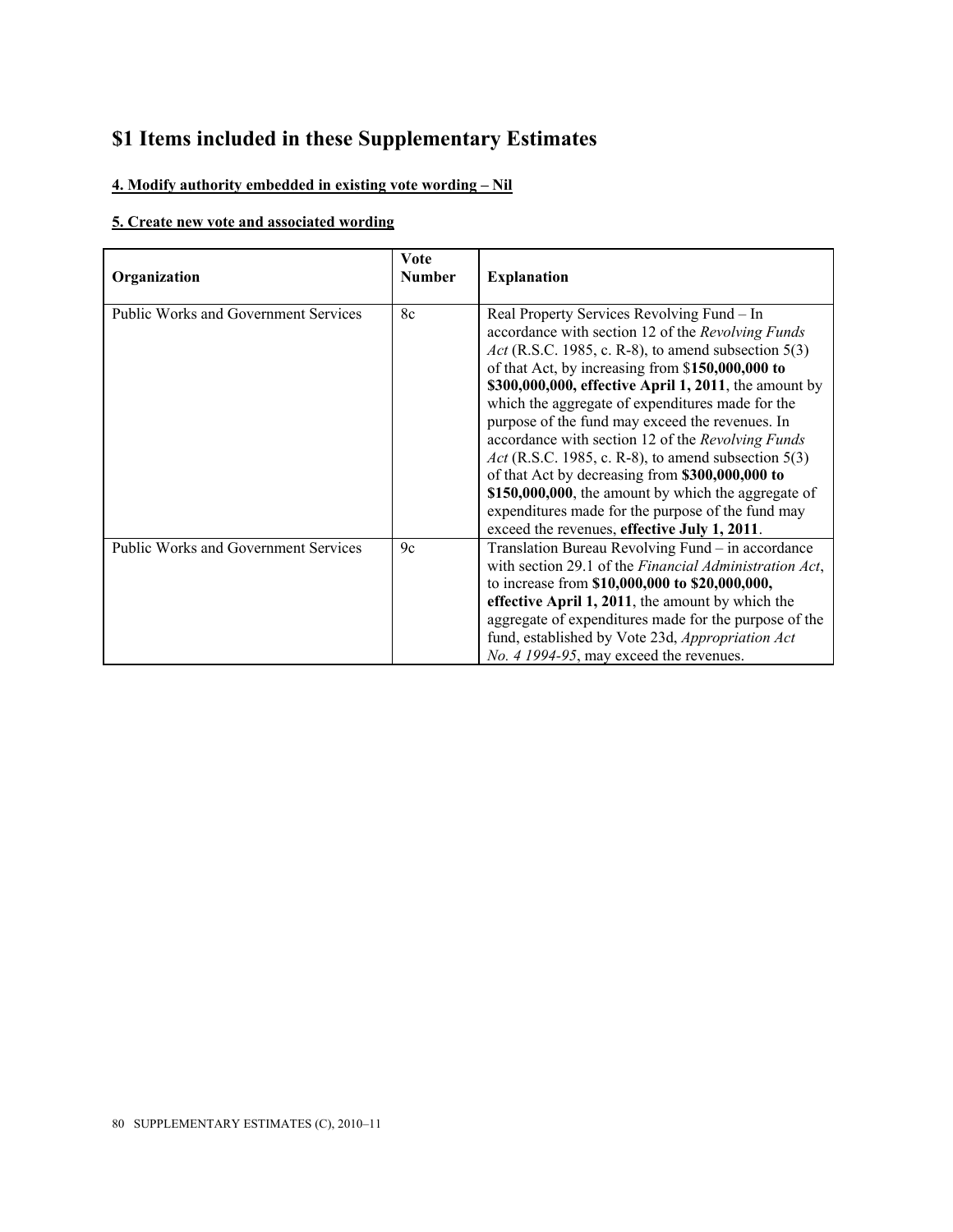# $1 Items included in these Supplementary Estimates

**4. Modify authority embedded in existing vote wording – Nil**

**5. Create new vote and associated wording**

| Organization | Vote Number | Explanation |
|---|---|---|
| Public Works and Government Services | 8c | Real Property Services Revolving Fund – In accordance with section 12 of the *Revolving Funds Act* (R.S.C. 1985, c. R-8), to amend subsection 5(3) of that Act, by increasing from $**150,000,000 to $300,000,000, effective April 1, 2011**, the amount by which the aggregate of expenditures made for the purpose of the fund may exceed the revenues. In accordance with section 12 of the *Revolving Funds Act* (R.S.C. 1985, c. R-8), to amend subsection 5(3) of that Act by decreasing from **$300,000,000 to $150,000,000**, the amount by which the aggregate of expenditures made for the purpose of the fund may exceed the revenues, **effective July 1, 2011**. |
| Public Works and Government Services | 9c | Translation Bureau Revolving Fund – in accordance with section 29.1 of the *Financial Administration Act*, to increase from **$10,000,000 to $20,000,000, effective April 1, 2011**, the amount by which the aggregate of expenditures made for the purpose of the fund, established by Vote 23d, *Appropriation Act No. 4 1994-95*, may exceed the revenues. |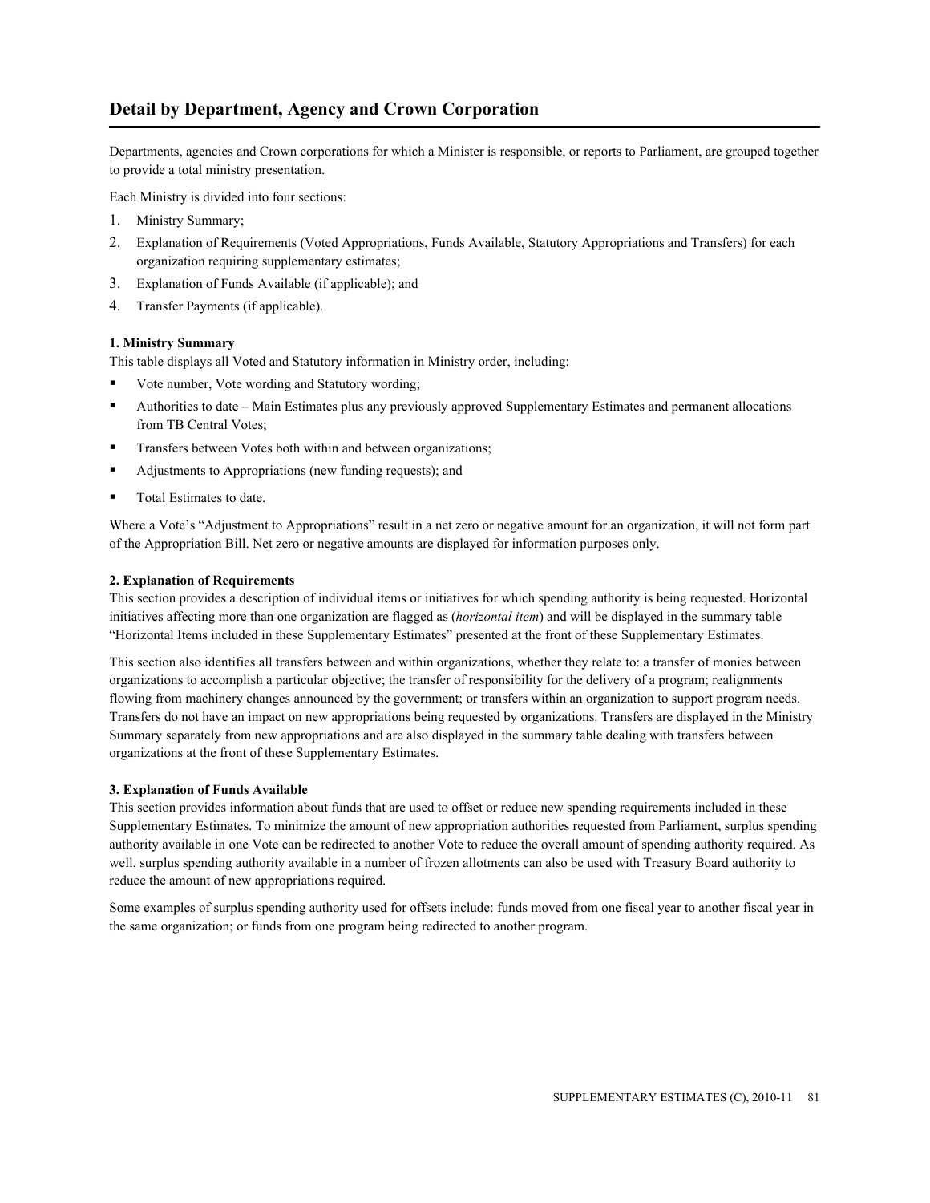## Detail by Department, Agency and Crown Corporation

Departments, agencies and Crown corporations for which a Minister is responsible, or reports to Parliament, are grouped together to provide a total ministry presentation.

Each Ministry is divided into four sections:

1. Ministry Summary;
2. Explanation of Requirements (Voted Appropriations, Funds Available, Statutory Appropriations and Transfers) for each organization requiring supplementary estimates;
3. Explanation of Funds Available (if applicable); and
4. Transfer Payments (if applicable).

**1. Ministry Summary**
This table displays all Voted and Statutory information in Ministry order, including:

- Vote number, Vote wording and Statutory wording;
- Authorities to date – Main Estimates plus any previously approved Supplementary Estimates and permanent allocations from TB Central Votes;
- Transfers between Votes both within and between organizations;
- Adjustments to Appropriations (new funding requests); and
- Total Estimates to date.

Where a Vote's "Adjustment to Appropriations" result in a net zero or negative amount for an organization, it will not form part of the Appropriation Bill. Net zero or negative amounts are displayed for information purposes only.

**2. Explanation of Requirements**
This section provides a description of individual items or initiatives for which spending authority is being requested. Horizontal initiatives affecting more than one organization are flagged as (*horizontal item*) and will be displayed in the summary table "Horizontal Items included in these Supplementary Estimates" presented at the front of these Supplementary Estimates.

This section also identifies all transfers between and within organizations, whether they relate to: a transfer of monies between organizations to accomplish a particular objective; the transfer of responsibility for the delivery of a program; realignments flowing from machinery changes announced by the government; or transfers within an organization to support program needs. Transfers do not have an impact on new appropriations being requested by organizations. Transfers are displayed in the Ministry Summary separately from new appropriations and are also displayed in the summary table dealing with transfers between organizations at the front of these Supplementary Estimates.

**3. Explanation of Funds Available**
This section provides information about funds that are used to offset or reduce new spending requirements included in these Supplementary Estimates. To minimize the amount of new appropriation authorities requested from Parliament, surplus spending authority available in one Vote can be redirected to another Vote to reduce the overall amount of spending authority required. As well, surplus spending authority available in a number of frozen allotments can also be used with Treasury Board authority to reduce the amount of new appropriations required.

Some examples of surplus spending authority used for offsets include: funds moved from one fiscal year to another fiscal year in the same organization; or funds from one program being redirected to another program.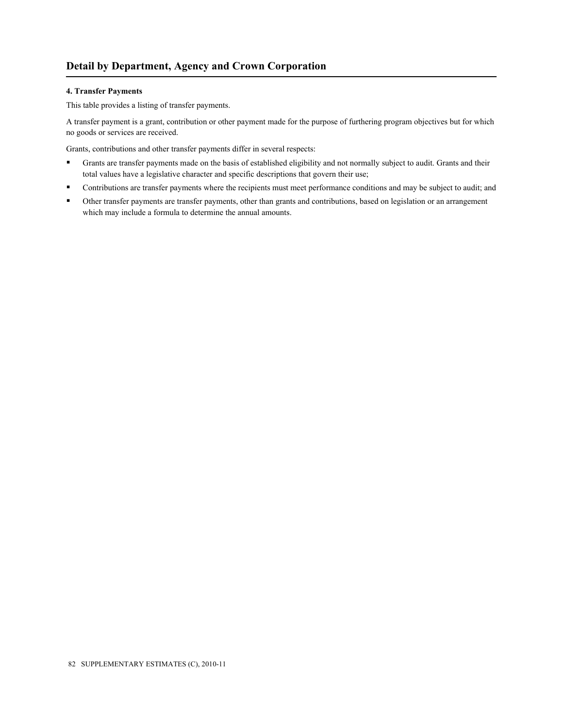## Detail by Department, Agency and Crown Corporation

#### 4. Transfer Payments

This table provides a listing of transfer payments.

A transfer payment is a grant, contribution or other payment made for the purpose of furthering program objectives but for which no goods or services are received.

Grants, contributions and other transfer payments differ in several respects:

- Grants are transfer payments made on the basis of established eligibility and not normally subject to audit. Grants and their total values have a legislative character and specific descriptions that govern their use;
- Contributions are transfer payments where the recipients must meet performance conditions and may be subject to audit; and
- Other transfer payments are transfer payments, other than grants and contributions, based on legislation or an arrangement which may include a formula to determine the annual amounts.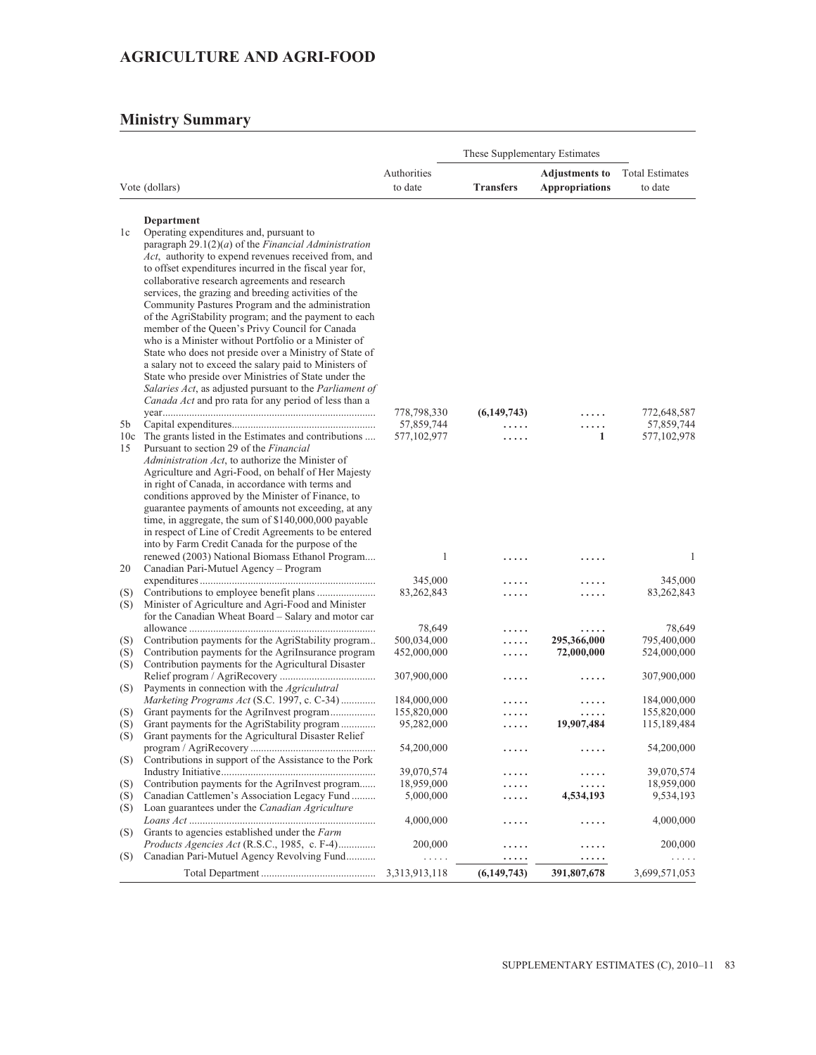## AGRICULTURE AND AGRI-FOOD

### Ministry Summary

| Vote (dollars) | | Authorities to date | These Supplementary Estimates | | Total Estimates to date |
|---|---|---|---|---|---|
| | | | **Transfers** | **Adjustments to Appropriations** | |
| | **Department** | | | | |
| 1c | Operating expenditures and, pursuant to paragraph 29.1(2)(*a*) of the *Financial Administration Act*, authority to expend revenues received from, and to offset expenditures incurred in the fiscal year for, collaborative research agreements and research services, the grazing and breeding activities of the Community Pastures Program and the administration of the AgriStability program; and the payment to each member of the Queen's Privy Council for Canada who is a Minister without Portfolio or a Minister of State who does not preside over a Ministry of State of a salary not to exceed the salary paid to Ministers of State who preside over Ministries of State under the *Salaries Act*, as adjusted pursuant to the *Parliament of Canada Act* and pro rata for any period of less than a year | 778,798,330 | **(6,149,743)** | ..... | 772,648,587 |
| 5b | Capital expenditures | 57,859,744 | ..... | ..... | 57,859,744 |
| 10c | The grants listed in the Estimates and contributions | 577,102,977 | ..... | **1** | 577,102,978 |
| 15 | Pursuant to section 29 of the *Financial Administration Act*, to authorize the Minister of Agriculture and Agri-Food, on behalf of Her Majesty in right of Canada, in accordance with terms and conditions approved by the Minister of Finance, to guarantee payments of amounts not exceeding, at any time, in aggregate, the sum of $140,000,000 payable in respect of Line of Credit Agreements to be entered into by Farm Credit Canada for the purpose of the renewed (2003) National Biomass Ethanol Program | 1 | ..... | ..... | 1 |
| 20 | Canadian Pari-Mutuel Agency – Program expenditures | 345,000 | ..... | ..... | 345,000 |
| (S) | Contributions to employee benefit plans | 83,262,843 | ..... | ..... | 83,262,843 |
| (S) | Minister of Agriculture and Agri-Food and Minister for the Canadian Wheat Board – Salary and motor car allowance | 78,649 | ..... | ..... | 78,649 |
| (S) | Contribution payments for the AgriStability program | 500,034,000 | ..... | **295,366,000** | 795,400,000 |
| (S) | Contribution payments for the AgriInsurance program | 452,000,000 | ..... | **72,000,000** | 524,000,000 |
| (S) | Contribution payments for the Agricultural Disaster Relief program / AgriRecovery | 307,900,000 | ..... | ..... | 307,900,000 |
| (S) | Payments in connection with the *Agricultutral Marketing Programs Act* (S.C. 1997, c. C-34) | 184,000,000 | ..... | ..... | 184,000,000 |
| (S) | Grant payments for the AgriInvest program | 155,820,000 | ..... | ..... | 155,820,000 |
| (S) | Grant payments for the AgriStability program | 95,282,000 | ..... | **19,907,484** | 115,189,484 |
| (S) | Grant payments for the Agricultural Disaster Relief program / AgriRecovery | 54,200,000 | ..... | ..... | 54,200,000 |
| (S) | Contributions in support of the Assistance to the Pork Industry Initiative | 39,070,574 | ..... | ..... | 39,070,574 |
| (S) | Contribution payments for the AgriInvest program | 18,959,000 | ..... | ..... | 18,959,000 |
| (S) | Canadian Cattlemen's Association Legacy Fund | 5,000,000 | ..... | **4,534,193** | 9,534,193 |
| (S) | Loan guarantees under the *Canadian Agriculture Loans Act* | 4,000,000 | ..... | ..... | 4,000,000 |
| (S) | Grants to agencies established under the *Farm Products Agencies Act* (R.S.C., 1985, c. F-4) | 200,000 | ..... | ..... | 200,000 |
| (S) | Canadian Pari-Mutuel Agency Revolving Fund | ..... | ..... | ..... | ..... |
| | Total Department | 3,313,913,118 | **(6,149,743)** | **391,807,678** | 3,699,571,053 |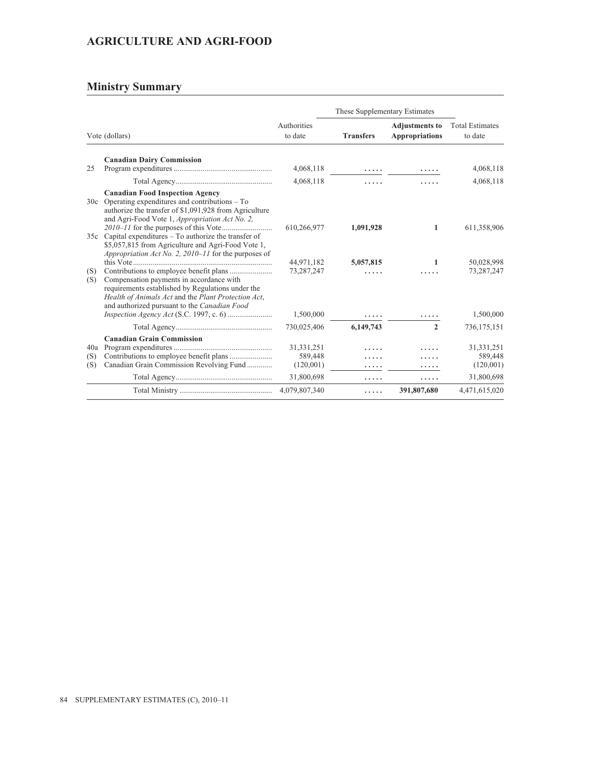## AGRICULTURE AND AGRI-FOOD

### Ministry Summary

| | Vote (dollars) | Authorities to date | These Supplementary Estimates | | Total Estimates to date |
|---|---|---|---|---|---|
| | | | **Transfers** | **Adjustments to Appropriations** | |
| | **Canadian Dairy Commission** | | | | |
| 25 | Program expenditures | 4,068,118 | ..... | ..... | 4,068,118 |
| | Total Agency | 4,068,118 | ..... | ..... | 4,068,118 |
| | **Canadian Food Inspection Agency** | | | | |
| 30c | Operating expenditures and contributions – To authorize the transfer of $1,091,928 from Agriculture and Agri-Food Vote 1, *Appropriation Act No. 2, 2010–11* for the purposes of this Vote | 610,266,977 | **1,091,928** | **1** | 611,358,906 |
| 35c | Capital expenditures – To authorize the transfer of $5,057,815 from Agriculture and Agri-Food Vote 1, *Appropriation Act No. 2, 2010–11* for the purposes of this Vote | 44,971,182 | **5,057,815** | **1** | 50,028,998 |
| (S) | Contributions to employee benefit plans | 73,287,247 | ..... | ..... | 73,287,247 |
| (S) | Compensation payments in accordance with requirements established by Regulations under the *Health of Animals Act* and the *Plant Protection Act*, and authorized pursuant to the *Canadian Food Inspection Agency Act* (S.C. 1997, c. 6) | 1,500,000 | ..... | ..... | 1,500,000 |
| | Total Agency | 730,025,406 | **6,149,743** | **2** | 736,175,151 |
| | **Canadian Grain Commission** | | | | |
| 40a | Program expenditures | 31,331,251 | ..... | ..... | 31,331,251 |
| (S) | Contributions to employee benefit plans | 589,448 | ..... | ..... | 589,448 |
| (S) | Canadian Grain Commission Revolving Fund | (120,001) | ..... | ..... | (120,001) |
| | Total Agency | 31,800,698 | ..... | ..... | 31,800,698 |
| | Total Ministry | 4,079,807,340 | ..... | **391,807,680** | 4,471,615,020 |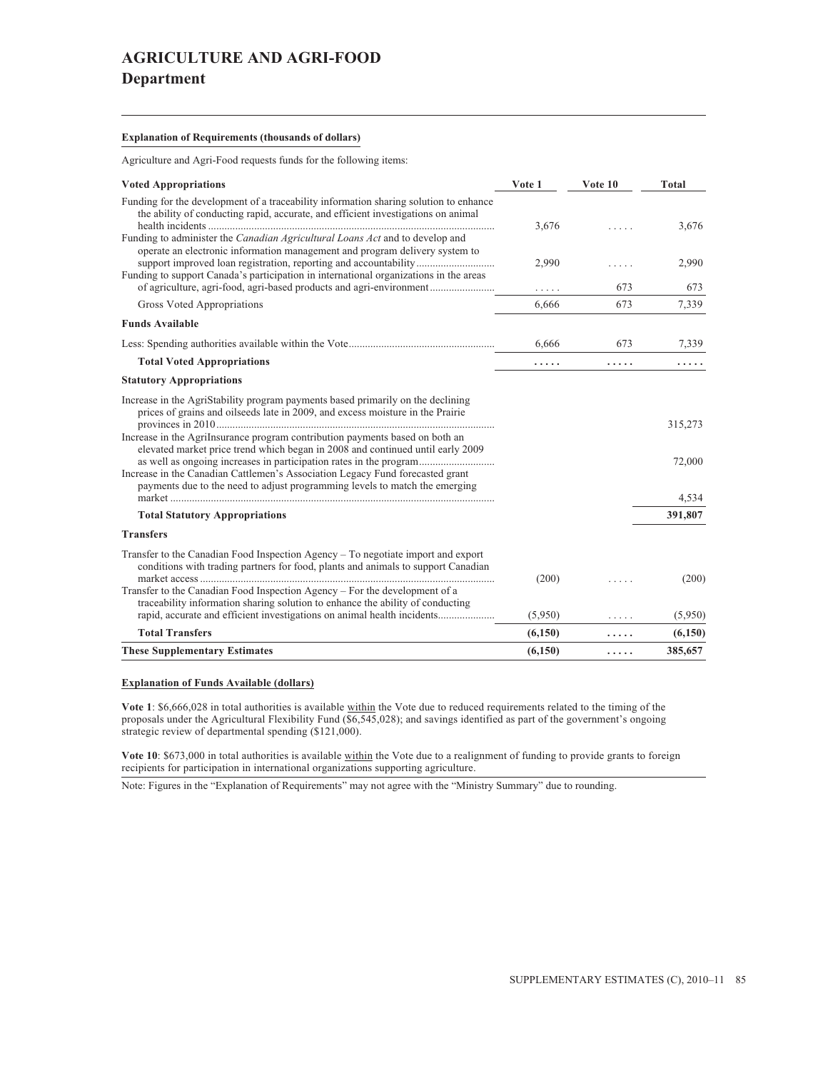# AGRICULTURE AND AGRI-FOOD

## Department

**Explanation of Requirements (thousands of dollars)**

Agriculture and Agri-Food requests funds for the following items:

| Voted Appropriations | Vote 1 | Vote 10 | Total |
|---|---|---|---|
| Funding for the development of a traceability information sharing solution to enhance the ability of conducting rapid, accurate, and efficient investigations on animal health incidents | 3,676 | ..... | 3,676 |
| Funding to administer the *Canadian Agricultural Loans Act* and to develop and operate an electronic information management and program delivery system to support improved loan registration, reporting and accountability | 2,990 | ..... | 2,990 |
| Funding to support Canada's participation in international organizations in the areas of agriculture, agri-food, agri-based products and agri-environment | ..... | 673 | 673 |
| Gross Voted Appropriations | 6,666 | 673 | 7,339 |
| **Funds Available** | | | |
| Less: Spending authorities available within the Vote | 6,666 | 673 | 7,339 |
| **Total Voted Appropriations** | **.....** | **.....** | **.....** |
| **Statutory Appropriations** | | | |
| Increase in the AgriStability program payments based primarily on the declining prices of grains and oilseeds late in 2009, and excess moisture in the Prairie provinces in 2010 | | | 315,273 |
| Increase in the AgriInsurance program contribution payments based on both an elevated market price trend which began in 2008 and continued until early 2009 as well as ongoing increases in participation rates in the program | | | 72,000 |
| Increase in the Canadian Cattlemen's Association Legacy Fund forecasted grant payments due to the need to adjust programming levels to match the emerging market | | | 4,534 |
| **Total Statutory Appropriations** | | | **391,807** |
| **Transfers** | | | |
| Transfer to the Canadian Food Inspection Agency – To negotiate import and export conditions with trading partners for food, plants and animals to support Canadian market access | (200) | ..... | (200) |
| Transfer to the Canadian Food Inspection Agency – For the development of a traceability information sharing solution to enhance the ability of conducting rapid, accurate and efficient investigations on animal health incidents | (5,950) | ..... | (5,950) |
| **Total Transfers** | **(6,150)** | **.....** | **(6,150)** |
| **These Supplementary Estimates** | **(6,150)** | **.....** | **385,657** |

**Explanation of Funds Available (dollars)**

**Vote 1**: $6,666,028 in total authorities is available within the Vote due to reduced requirements related to the timing of the proposals under the Agricultural Flexibility Fund ($6,545,028); and savings identified as part of the government's ongoing strategic review of departmental spending ($121,000).

**Vote 10**: $673,000 in total authorities is available within the Vote due to a realignment of funding to provide grants to foreign recipients for participation in international organizations supporting agriculture.

Note: Figures in the "Explanation of Requirements" may not agree with the "Ministry Summary" due to rounding.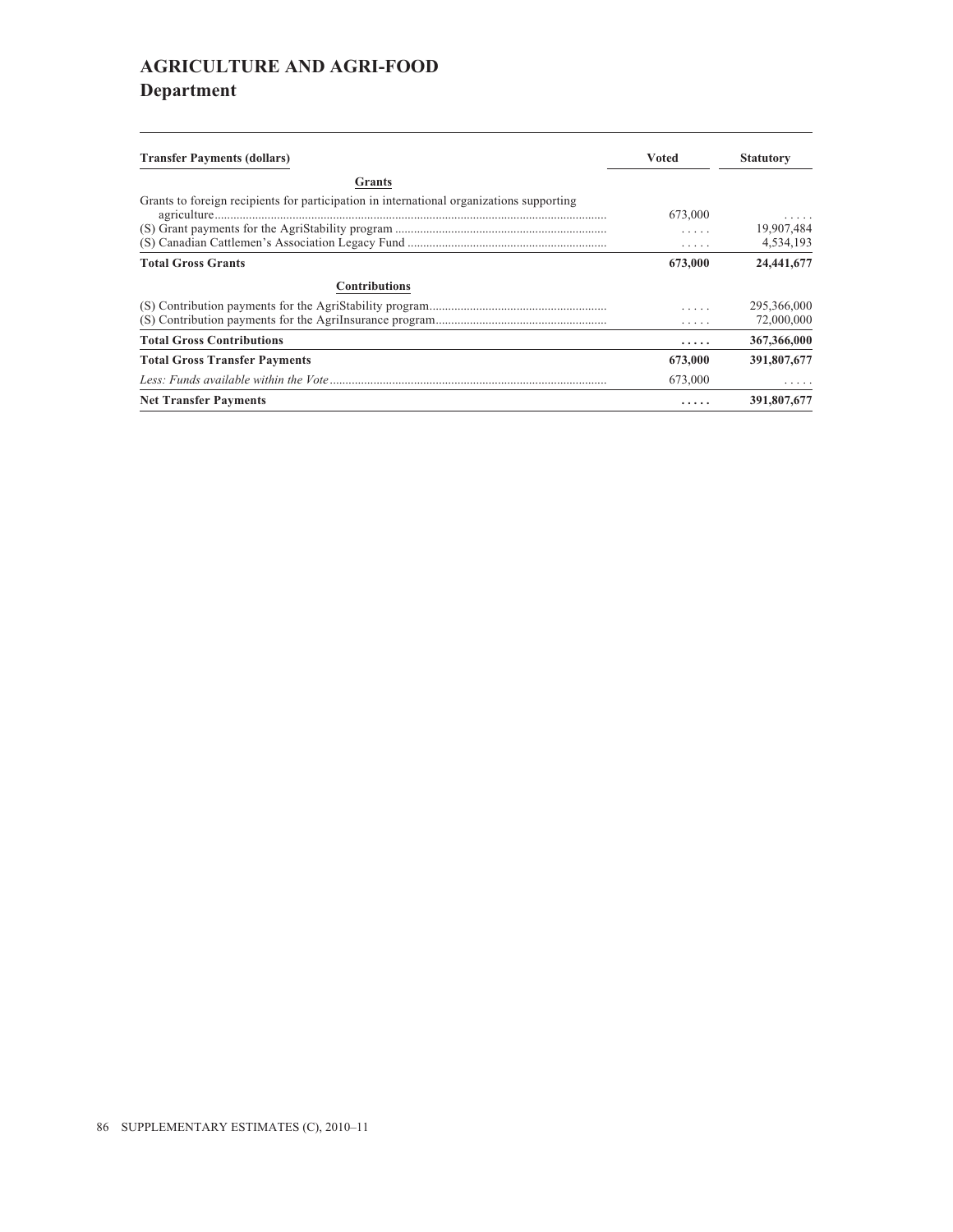# AGRICULTURE AND AGRI-FOOD

## Department

| Transfer Payments (dollars) | Voted | Statutory |
|---|---|---|
| **Grants** | | |
| Grants to foreign recipients for participation in international organizations supporting agriculture | 673,000 | ..... |
| (S) Grant payments for the AgriStability program | ..... | 19,907,484 |
| (S) Canadian Cattlemen's Association Legacy Fund | ..... | 4,534,193 |
| **Total Gross Grants** | **673,000** | **24,441,677** |
| **Contributions** | | |
| (S) Contribution payments for the AgriStability program | ..... | 295,366,000 |
| (S) Contribution payments for the AgriInsurance program | ..... | 72,000,000 |
| **Total Gross Contributions** | **.....** | **367,366,000** |
| **Total Gross Transfer Payments** | **673,000** | **391,807,677** |
| *Less: Funds available within the Vote* | 673,000 | ..... |
| **Net Transfer Payments** | **.....** | **391,807,677** |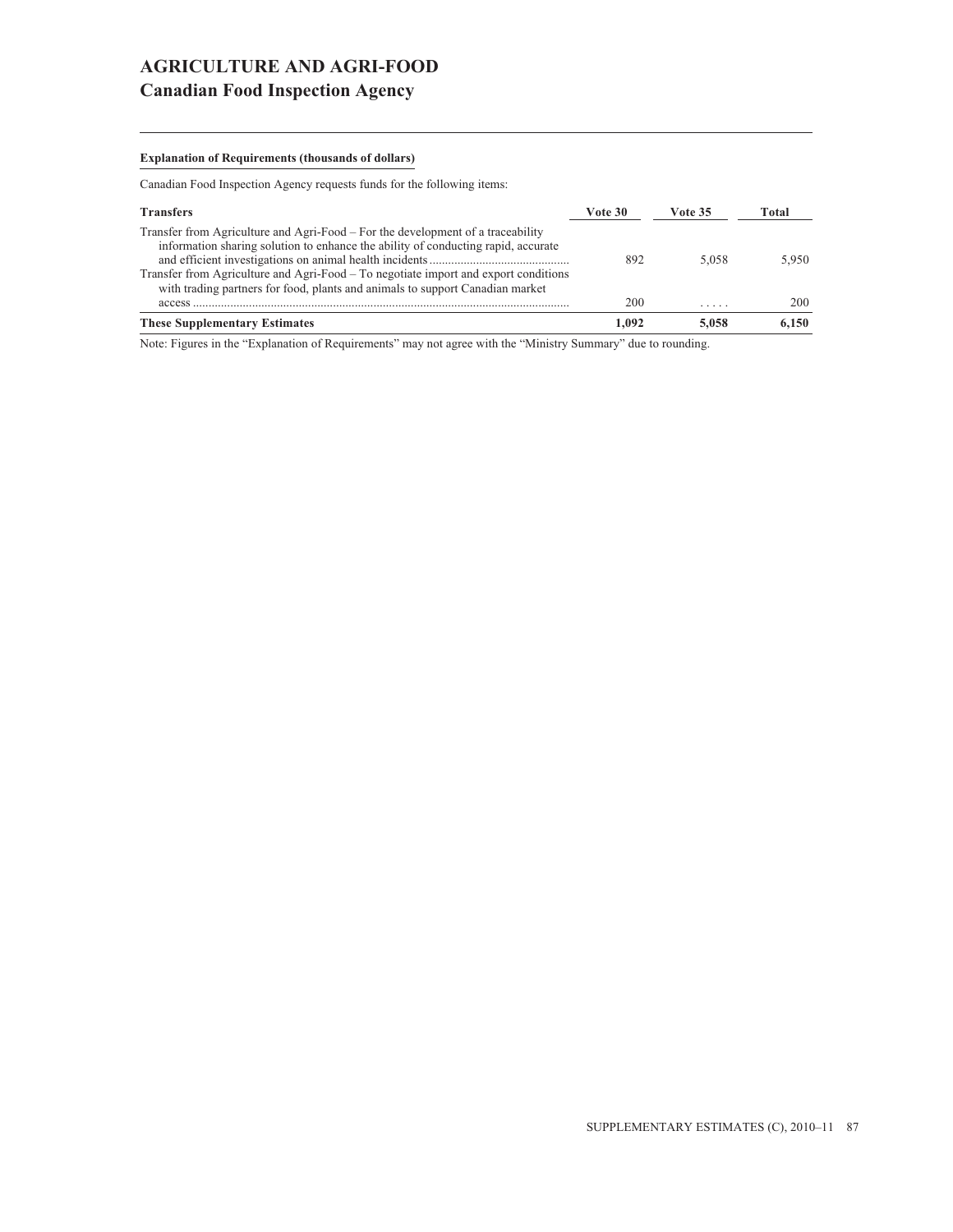# AGRICULTURE AND AGRI-FOOD
## Canadian Food Inspection Agency

**Explanation of Requirements (thousands of dollars)**

Canadian Food Inspection Agency requests funds for the following items:

| Transfers | Vote 30 | Vote 35 | Total |
|---|---|---|---|
| Transfer from Agriculture and Agri-Food – For the development of a traceability information sharing solution to enhance the ability of conducting rapid, accurate and efficient investigations on animal health incidents | 892 | 5,058 | 5,950 |
| Transfer from Agriculture and Agri-Food – To negotiate import and export conditions with trading partners for food, plants and animals to support Canadian market access | 200 | ..... | 200 |
| **These Supplementary Estimates** | **1,092** | **5,058** | **6,150** |

Note: Figures in the "Explanation of Requirements" may not agree with the "Ministry Summary" due to rounding.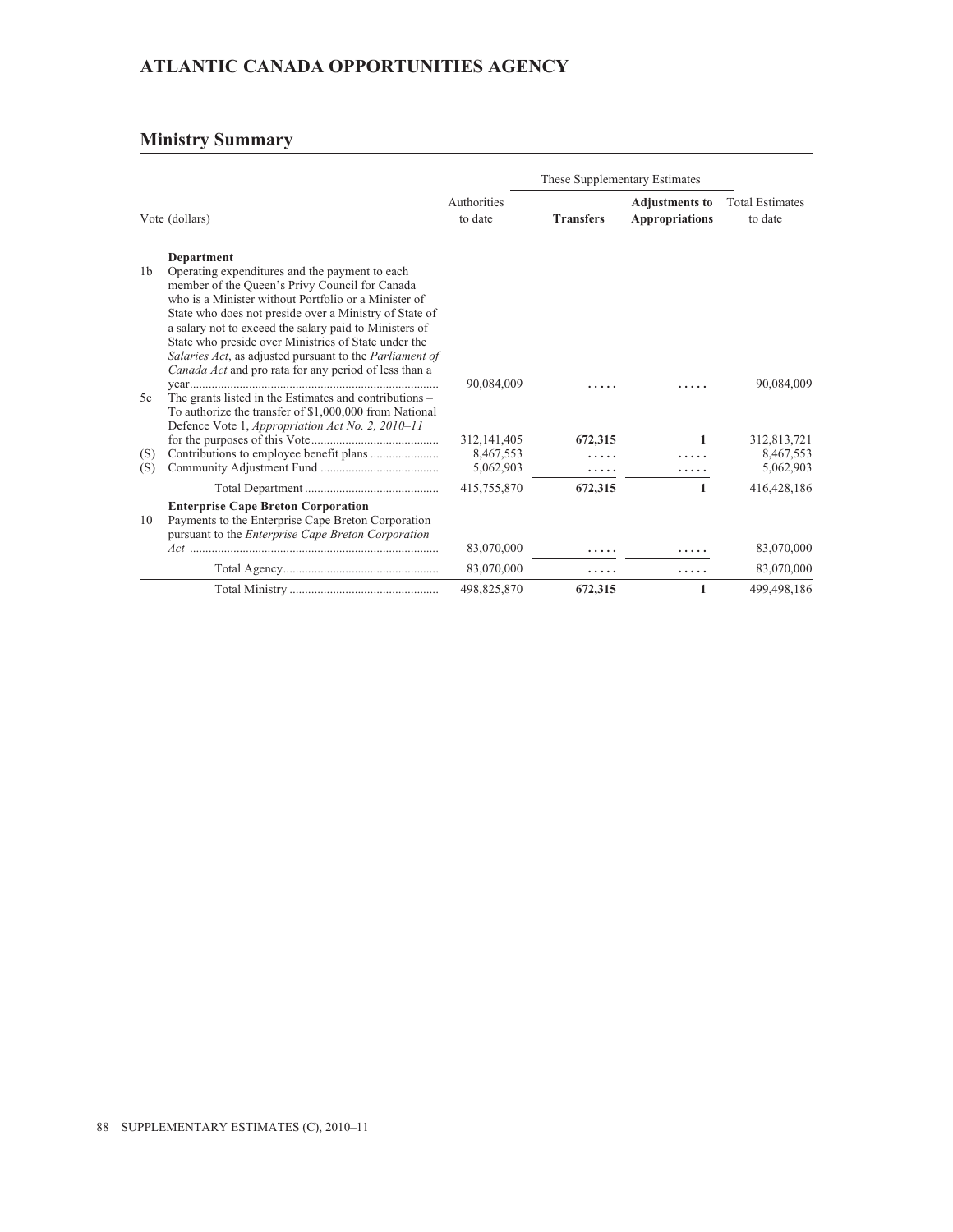# ATLANTIC CANADA OPPORTUNITIES AGENCY

## Ministry Summary

| | Vote (dollars) | Authorities to date | These Supplementary Estimates | | Total Estimates to date |
|---|---|---|---|---|---|
| | | | **Transfers** | **Adjustments to Appropriations** | |
| | **Department** | | | | |
| 1b | Operating expenditures and the payment to each member of the Queen's Privy Council for Canada who is a Minister without Portfolio or a Minister of State who does not preside over a Ministry of State of a salary not to exceed the salary paid to Ministers of State who preside over Ministries of State under the *Salaries Act*, as adjusted pursuant to the *Parliament of Canada Act* and pro rata for any period of less than a year | 90,084,009 | ..... | ..... | 90,084,009 |
| 5c | The grants listed in the Estimates and contributions – To authorize the transfer of $1,000,000 from National Defence Vote 1, *Appropriation Act No. 2, 2010–11* for the purposes of this Vote | 312,141,405 | **672,315** | **1** | 312,813,721 |
| (S) | Contributions to employee benefit plans | 8,467,553 | ..... | ..... | 8,467,553 |
| (S) | Community Adjustment Fund | 5,062,903 | ..... | ..... | 5,062,903 |
| | Total Department | 415,755,870 | **672,315** | **1** | 416,428,186 |
| | **Enterprise Cape Breton Corporation** | | | | |
| 10 | Payments to the Enterprise Cape Breton Corporation pursuant to the *Enterprise Cape Breton Corporation Act* | 83,070,000 | ..... | ..... | 83,070,000 |
| | Total Agency | 83,070,000 | ..... | ..... | 83,070,000 |
| | Total Ministry | 498,825,870 | **672,315** | **1** | 499,498,186 |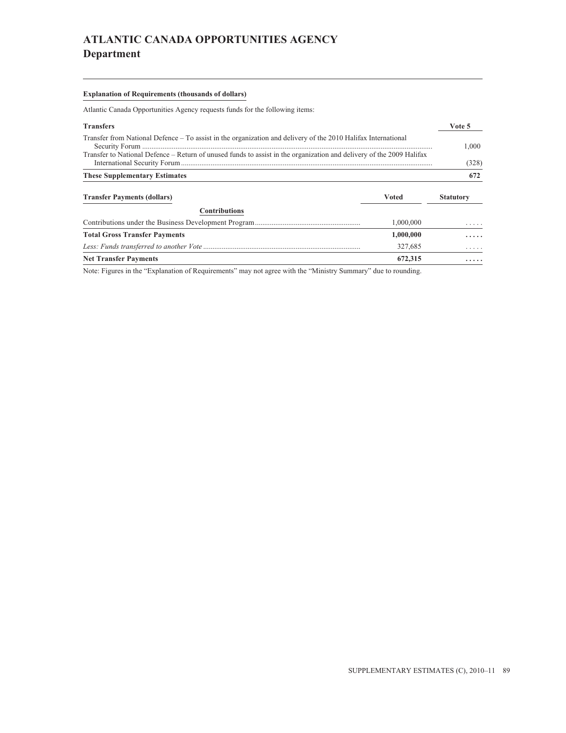# ATLANTIC CANADA OPPORTUNITIES AGENCY
## Department

**Explanation of Requirements (thousands of dollars)**

Atlantic Canada Opportunities Agency requests funds for the following items:

| Transfers | Vote 5 |
|---|---|
| Transfer from National Defence – To assist in the organization and delivery of the 2010 Halifax International Security Forum | 1,000 |
| Transfer to National Defence – Return of unused funds to assist in the organization and delivery of the 2009 Halifax International Security Forum | (328) |
| **These Supplementary Estimates** | **672** |

| Transfer Payments (dollars) | Voted | Statutory |
|---|---|---|
| **Contributions** | | |
| Contributions under the Business Development Program | 1,000,000 | ..... |
| **Total Gross Transfer Payments** | **1,000,000** | **.....** |
| *Less: Funds transferred to another Vote* | 327,685 | ..... |
| **Net Transfer Payments** | **672,315** | **.....** |

Note: Figures in the "Explanation of Requirements" may not agree with the "Ministry Summary" due to rounding.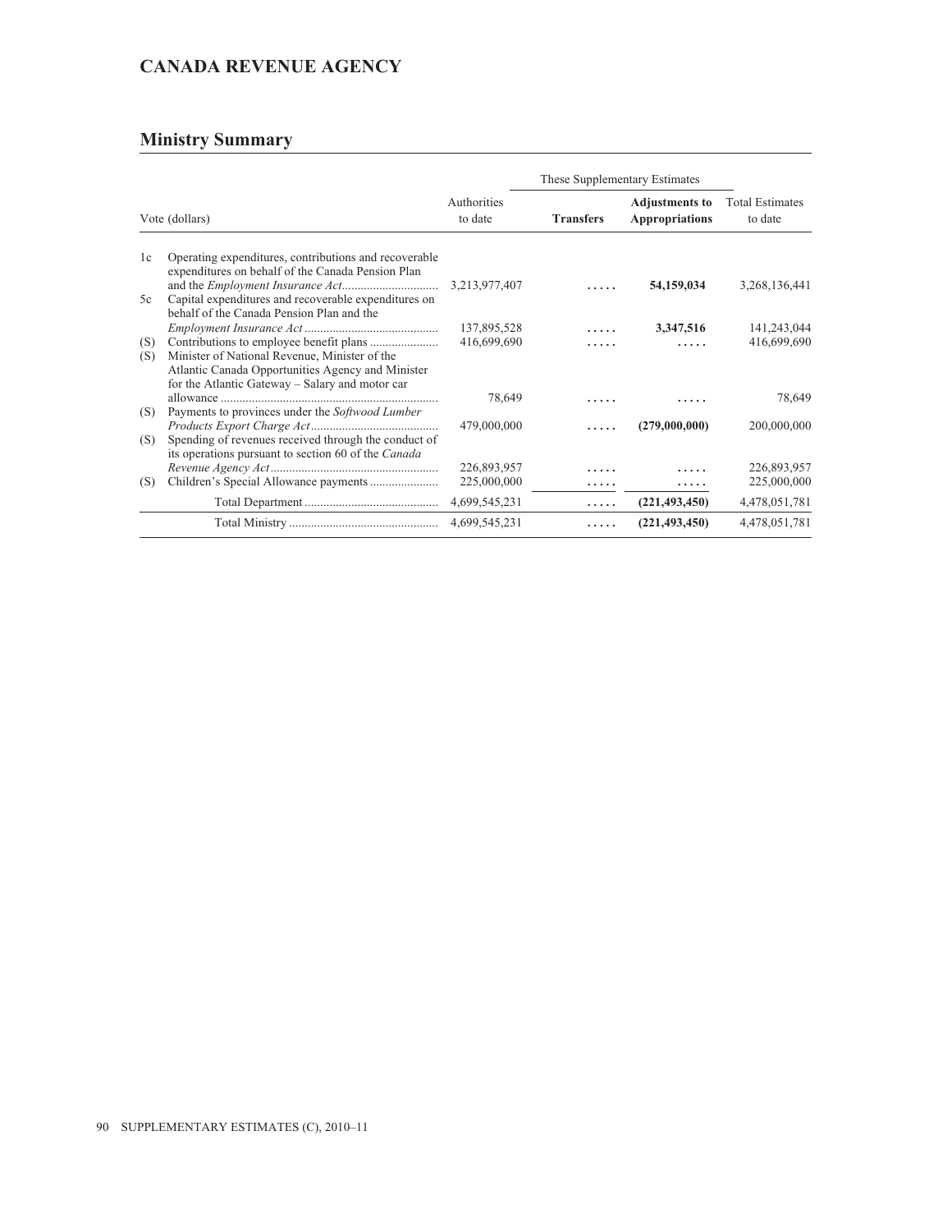## CANADA REVENUE AGENCY

### Ministry Summary

| | Vote (dollars) | Authorities to date | These Supplementary Estimates | | Total Estimates to date |
|---|---|---|---|---|---|
| | | | **Transfers** | **Adjustments to Appropriations** | |
| 1c | Operating expenditures, contributions and recoverable expenditures on behalf of the Canada Pension Plan and the *Employment Insurance Act*............................... | 3,213,977,407 | ..... | **54,159,034** | 3,268,136,441 |
| 5c | Capital expenditures and recoverable expenditures on behalf of the Canada Pension Plan and the *Employment Insurance Act*........................................... | 137,895,528 | ..... | **3,347,516** | 141,243,044 |
| (S) | Contributions to employee benefit plans ...................... | 416,699,690 | ..... | ..... | 416,699,690 |
| (S) | Minister of National Revenue, Minister of the Atlantic Canada Opportunities Agency and Minister for the Atlantic Gateway – Salary and motor car allowance ...................................................................... | 78,649 | ..... | ..... | 78,649 |
| (S) | Payments to provinces under the *Softwood Lumber Products Export Charge Act*......................................... | 479,000,000 | ..... | **(279,000,000)** | 200,000,000 |
| (S) | Spending of revenues received through the conduct of its operations pursuant to section 60 of the *Canada Revenue Agency Act*...................................................... | 226,893,957 | ..... | ..... | 226,893,957 |
| (S) | Children's Special Allowance payments ...................... | 225,000,000 | ..... | ..... | 225,000,000 |
| | Total Department ........................................... | 4,699,545,231 | ..... | **(221,493,450)** | 4,478,051,781 |
| | Total Ministry ................................................ | 4,699,545,231 | ..... | **(221,493,450)** | 4,478,051,781 |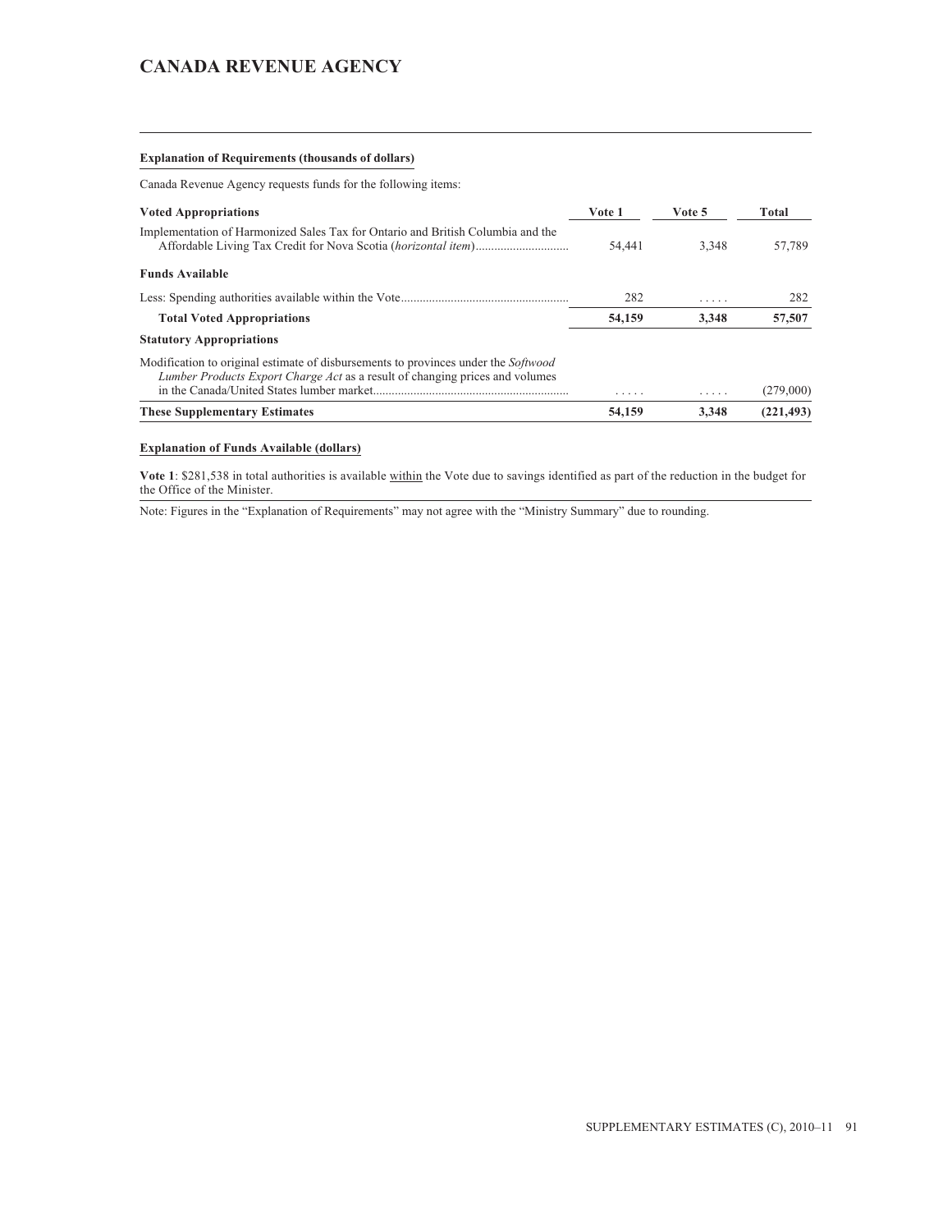# CANADA REVENUE AGENCY

**Explanation of Requirements (thousands of dollars)**

Canada Revenue Agency requests funds for the following items:

| **Voted Appropriations** | **Vote 1** | **Vote 5** | **Total** |
|---|---|---|---|
| Implementation of Harmonized Sales Tax for Ontario and British Columbia and the Affordable Living Tax Credit for Nova Scotia (*horizontal item*) | 54,441 | 3,348 | 57,789 |
| **Funds Available** | | | |
| Less: Spending authorities available within the Vote | 282 | ..... | 282 |
| **Total Voted Appropriations** | **54,159** | **3,348** | **57,507** |
| **Statutory Appropriations** | | | |
| Modification to original estimate of disbursements to provinces under the *Softwood Lumber Products Export Charge Act* as a result of changing prices and volumes in the Canada/United States lumber market | ..... | ..... | (279,000) |
| **These Supplementary Estimates** | **54,159** | **3,348** | **(221,493)** |

**Explanation of Funds Available (dollars)**

**Vote 1**: $281,538 in total authorities is available within the Vote due to savings identified as part of the reduction in the budget for the Office of the Minister.

Note: Figures in the "Explanation of Requirements" may not agree with the "Ministry Summary" due to rounding.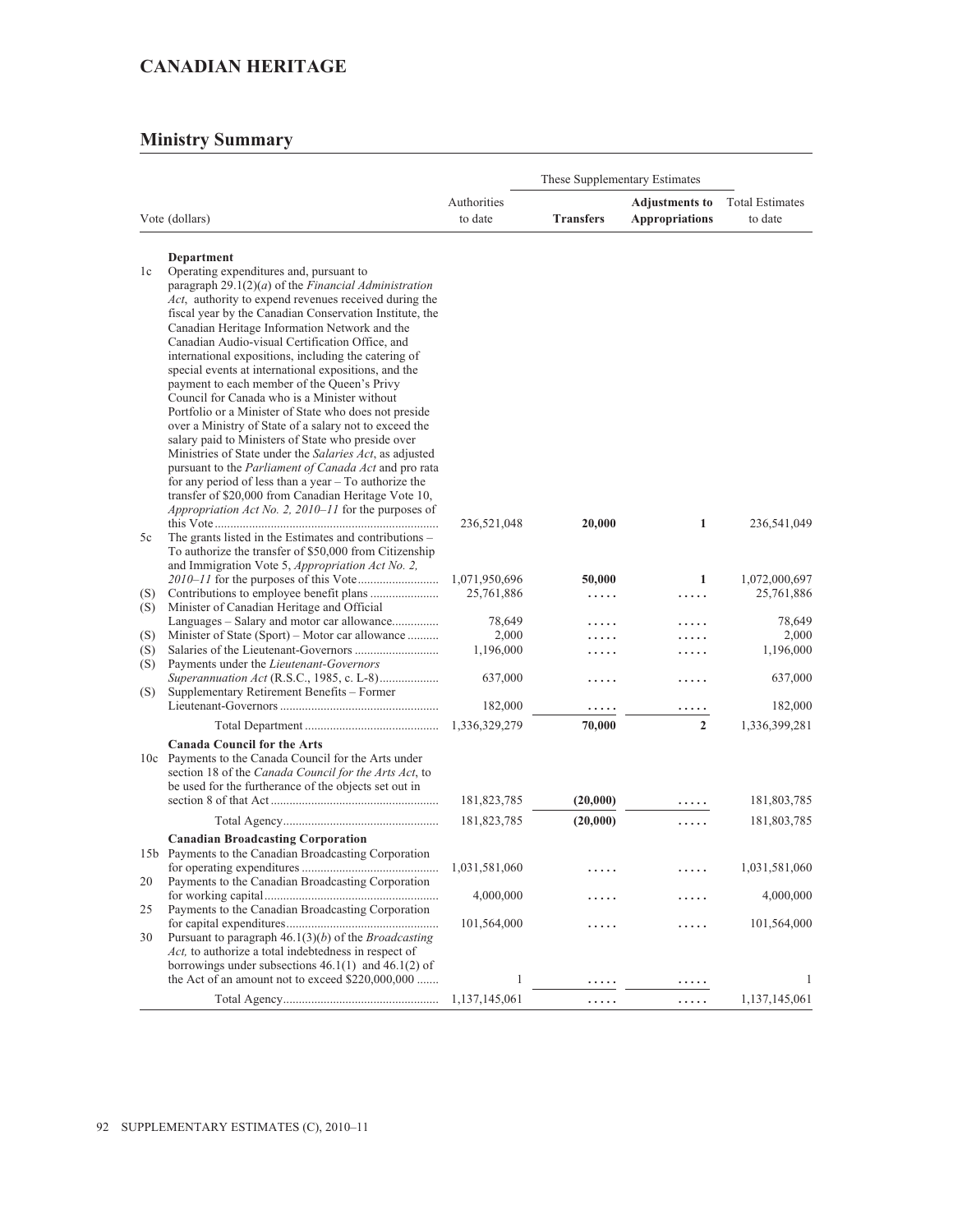## CANADIAN HERITAGE

### Ministry Summary

| | Vote (dollars) | Authorities to date | These Supplementary Estimates | | Total Estimates to date |
|---|---|---|---|---|---|
| | | | **Transfers** | **Adjustments to Appropriations** | |
| | **Department** | | | | |
| 1c | Operating expenditures and, pursuant to paragraph 29.1(2)(*a*) of the *Financial Administration Act*, authority to expend revenues received during the fiscal year by the Canadian Conservation Institute, the Canadian Heritage Information Network and the Canadian Audio-visual Certification Office, and international expositions, including the catering of special events at international expositions, and the payment to each member of the Queen's Privy Council for Canada who is a Minister without Portfolio or a Minister of State who does not preside over a Ministry of State of a salary not to exceed the salary paid to Ministers of State who preside over Ministries of State under the *Salaries Act*, as adjusted pursuant to the *Parliament of Canada Act* and pro rata for any period of less than a year – To authorize the transfer of $20,000 from Canadian Heritage Vote 10, *Appropriation Act No. 2, 2010–11* for the purposes of this Vote | 236,521,048 | **20,000** | **1** | 236,541,049 |
| 5c | The grants listed in the Estimates and contributions – To authorize the transfer of $50,000 from Citizenship and Immigration Vote 5, *Appropriation Act No. 2, 2010–11* for the purposes of this Vote | 1,071,950,696 | **50,000** | **1** | 1,072,000,697 |
| (S) | Contributions to employee benefit plans | 25,761,886 | ..... | ..... | 25,761,886 |
| (S) | Minister of Canadian Heritage and Official Languages – Salary and motor car allowance | 78,649 | ..... | ..... | 78,649 |
| (S) | Minister of State (Sport) – Motor car allowance | 2,000 | ..... | ..... | 2,000 |
| (S) | Salaries of the Lieutenant-Governors | 1,196,000 | ..... | ..... | 1,196,000 |
| (S) | Payments under the *Lieutenant-Governors Superannuation Act* (R.S.C., 1985, c. L-8) | 637,000 | ..... | ..... | 637,000 |
| (S) | Supplementary Retirement Benefits – Former Lieutenant-Governors | 182,000 | ..... | ..... | 182,000 |
| | Total Department | 1,336,329,279 | **70,000** | **2** | 1,336,399,281 |
| | **Canada Council for the Arts** | | | | |
| 10c | Payments to the Canada Council for the Arts under section 18 of the *Canada Council for the Arts Act*, to be used for the furtherance of the objects set out in section 8 of that Act | 181,823,785 | **(20,000)** | ..... | 181,803,785 |
| | Total Agency | 181,823,785 | **(20,000)** | ..... | 181,803,785 |
| | **Canadian Broadcasting Corporation** | | | | |
| 15b | Payments to the Canadian Broadcasting Corporation for operating expenditures | 1,031,581,060 | ..... | ..... | 1,031,581,060 |
| 20 | Payments to the Canadian Broadcasting Corporation for working capital | 4,000,000 | ..... | ..... | 4,000,000 |
| 25 | Payments to the Canadian Broadcasting Corporation for capital expenditures | 101,564,000 | ..... | ..... | 101,564,000 |
| 30 | Pursuant to paragraph 46.1(3)(*b*) of the *Broadcasting Act,* to authorize a total indebtedness in respect of borrowings under subsections 46.1(1) and 46.1(2) of the Act of an amount not to exceed $220,000,000 | 1 | ..... | ..... | 1 |
| | Total Agency | 1,137,145,061 | ..... | ..... | 1,137,145,061 |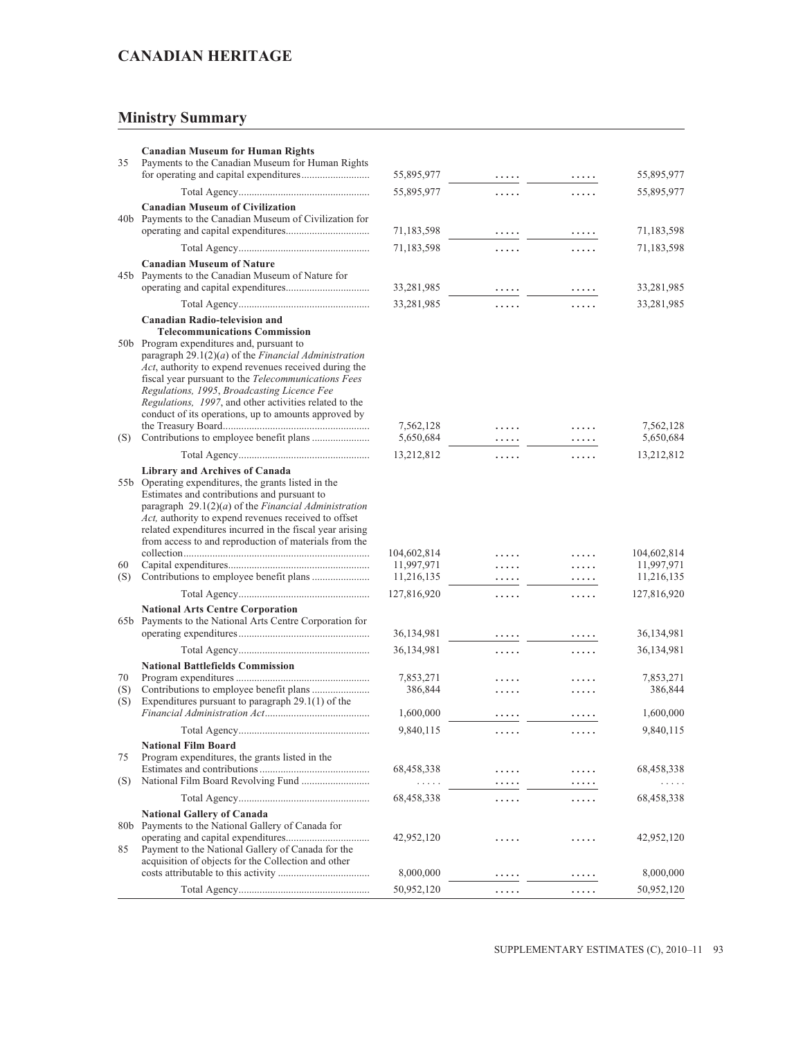# CANADIAN HERITAGE

## Ministry Summary

| Vote | | | | | |
|---|---|---|---|---|---|
| | **Canadian Museum for Human Rights** | | | | |
| 35 | Payments to the Canadian Museum for Human Rights for operating and capital expenditures | 55,895,977 | ..... | ..... | 55,895,977 |
| | Total Agency | 55,895,977 | ..... | ..... | 55,895,977 |
| | **Canadian Museum of Civilization** | | | | |
| 40b | Payments to the Canadian Museum of Civilization for operating and capital expenditures | 71,183,598 | ..... | ..... | 71,183,598 |
| | Total Agency | 71,183,598 | ..... | ..... | 71,183,598 |
| | **Canadian Museum of Nature** | | | | |
| 45b | Payments to the Canadian Museum of Nature for operating and capital expenditures | 33,281,985 | ..... | ..... | 33,281,985 |
| | Total Agency | 33,281,985 | ..... | ..... | 33,281,985 |
| | **Canadian Radio-television and Telecommunications Commission** | | | | |
| 50b | Program expenditures and, pursuant to paragraph 29.1(2)(*a*) of the *Financial Administration Act*, authority to expend revenues received during the fiscal year pursuant to the *Telecommunications Fees Regulations, 1995*, *Broadcasting Licence Fee Regulations, 1997*, and other activities related to the conduct of its operations, up to amounts approved by the Treasury Board | 7,562,128 | ..... | ..... | 7,562,128 |
| (S) | Contributions to employee benefit plans | 5,650,684 | ..... | ..... | 5,650,684 |
| | Total Agency | 13,212,812 | ..... | ..... | 13,212,812 |
| | **Library and Archives of Canada** | | | | |
| 55b | Operating expenditures, the grants listed in the Estimates and contributions and pursuant to paragraph 29.1(2)(*a*) of the *Financial Administration Act,* authority to expend revenues received to offset related expenditures incurred in the fiscal year arising from access to and reproduction of materials from the collection | 104,602,814 | ..... | ..... | 104,602,814 |
| 60 | Capital expenditures | 11,997,971 | ..... | ..... | 11,997,971 |
| (S) | Contributions to employee benefit plans | 11,216,135 | ..... | ..... | 11,216,135 |
| | Total Agency | 127,816,920 | ..... | ..... | 127,816,920 |
| | **National Arts Centre Corporation** | | | | |
| 65b | Payments to the National Arts Centre Corporation for operating expenditures | 36,134,981 | ..... | ..... | 36,134,981 |
| | Total Agency | 36,134,981 | ..... | ..... | 36,134,981 |
| | **National Battlefields Commission** | | | | |
| 70 | Program expenditures | 7,853,271 | ..... | ..... | 7,853,271 |
| (S) | Contributions to employee benefit plans | 386,844 | ..... | ..... | 386,844 |
| (S) | Expenditures pursuant to paragraph 29.1(1) of the *Financial Administration Act* | 1,600,000 | ..... | ..... | 1,600,000 |
| | Total Agency | 9,840,115 | ..... | ..... | 9,840,115 |
| | **National Film Board** | | | | |
| 75 | Program expenditures, the grants listed in the Estimates and contributions | 68,458,338 | ..... | ..... | 68,458,338 |
| (S) | National Film Board Revolving Fund | ..... | ..... | ..... | ..... |
| | Total Agency | 68,458,338 | ..... | ..... | 68,458,338 |
| | **National Gallery of Canada** | | | | |
| 80b | Payments to the National Gallery of Canada for operating and capital expenditures | 42,952,120 | ..... | ..... | 42,952,120 |
| 85 | Payment to the National Gallery of Canada for the acquisition of objects for the Collection and other costs attributable to this activity | 8,000,000 | ..... | ..... | 8,000,000 |
| | Total Agency | 50,952,120 | ..... | ..... | 50,952,120 |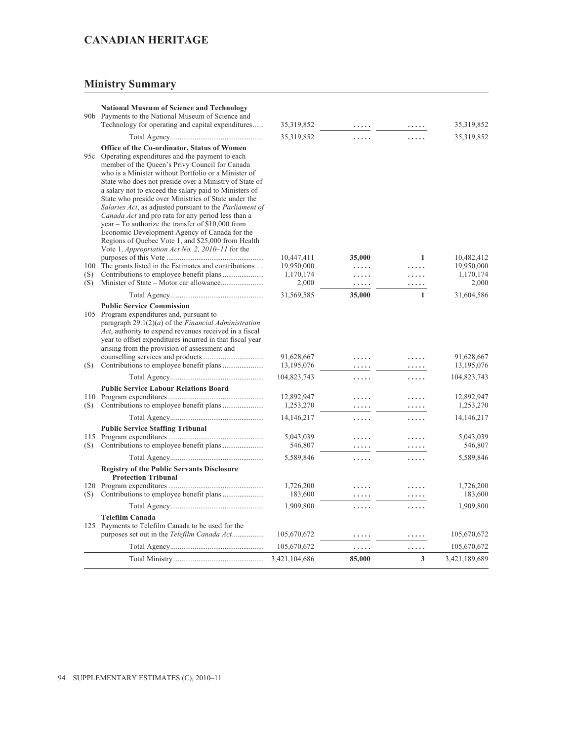## CANADIAN HERITAGE

## Ministry Summary

| Vote | Description | | | | |
|---|---|---|---|---|---|
| | **National Museum of Science and Technology** | | | | |
| 90b | Payments to the National Museum of Science and Technology for operating and capital expenditures...... | 35,319,852 | ..... | ..... | 35,319,852 |
| | Total Agency.................................................. | 35,319,852 | ..... | ..... | 35,319,852 |
| | **Office of the Co-ordinator, Status of Women** | | | | |
| 95c | Operating expenditures and the payment to each member of the Queen's Privy Council for Canada who is a Minister without Portfolio or a Minister of State who does not preside over a Ministry of State of a salary not to exceed the salary paid to Ministers of State who preside over Ministries of State under the *Salaries Act*, as adjusted pursuant to the *Parliament of Canada Act* and pro rata for any period less than a year – To authorize the transfer of $10,000 from Economic Development Agency of Canada for the Regions of Quebec Vote 1, and $25,000 from Health Vote 1, *Appropriation Act No. 2, 2010–11* for the purposes of this Vote .................................................... | 10,447,411 | **35,000** | **1** | 10,482,412 |
| 100 | The grants listed in the Estimates and contributions .... | 19,950,000 | ..... | ..... | 19,950,000 |
| (S) | Contributions to employee benefit plans ...................... | 1,170,174 | ..... | ..... | 1,170,174 |
| (S) | Minister of State – Motor car allowance....................... | 2,000 | ..... | ..... | 2,000 |
| | Total Agency.................................................. | 31,569,585 | **35,000** | **1** | 31,604,586 |
| | **Public Service Commission** | | | | |
| 105 | Program expenditures and, pursuant to paragraph 29.1(2)(*a*) of the *Financial Administration Act*, authority to expend revenues received in a fiscal year to offset expenditures incurred in that fiscal year arising from the provision of assessment and counselling services and products................................. | 91,628,667 | ..... | ..... | 91,628,667 |
| (S) | Contributions to employee benefit plans ...................... | 13,195,076 | ..... | ..... | 13,195,076 |
| | Total Agency.................................................. | 104,823,743 | ..... | ..... | 104,823,743 |
| | **Public Service Labour Relations Board** | | | | |
| 110 | Program expenditures ................................................... | 12,892,947 | ..... | ..... | 12,892,947 |
| (S) | Contributions to employee benefit plans ...................... | 1,253,270 | ..... | ..... | 1,253,270 |
| | Total Agency.................................................. | 14,146,217 | ..... | ..... | 14,146,217 |
| | **Public Service Staffing Tribunal** | | | | |
| 115 | Program expenditures ................................................... | 5,043,039 | ..... | ..... | 5,043,039 |
| (S) | Contributions to employee benefit plans ...................... | 546,807 | ..... | ..... | 546,807 |
| | Total Agency.................................................. | 5,589,846 | ..... | ..... | 5,589,846 |
| | **Registry of the Public Servants Disclosure Protection Tribunal** | | | | |
| 120 | Program expenditures ................................................... | 1,726,200 | ..... | ..... | 1,726,200 |
| (S) | Contributions to employee benefit plans ...................... | 183,600 | ..... | ..... | 183,600 |
| | Total Agency.................................................. | 1,909,800 | ..... | ..... | 1,909,800 |
| | **Telefilm Canada** | | | | |
| 125 | Payments to Telefilm Canada to be used for the purposes set out in the *Telefilm Canada Act*................. | 105,670,672 | ..... | ..... | 105,670,672 |
| | Total Agency.................................................. | 105,670,672 | ..... | ..... | 105,670,672 |
| | Total Ministry ................................................ | 3,421,104,686 | **85,000** | **3** | 3,421,189,689 |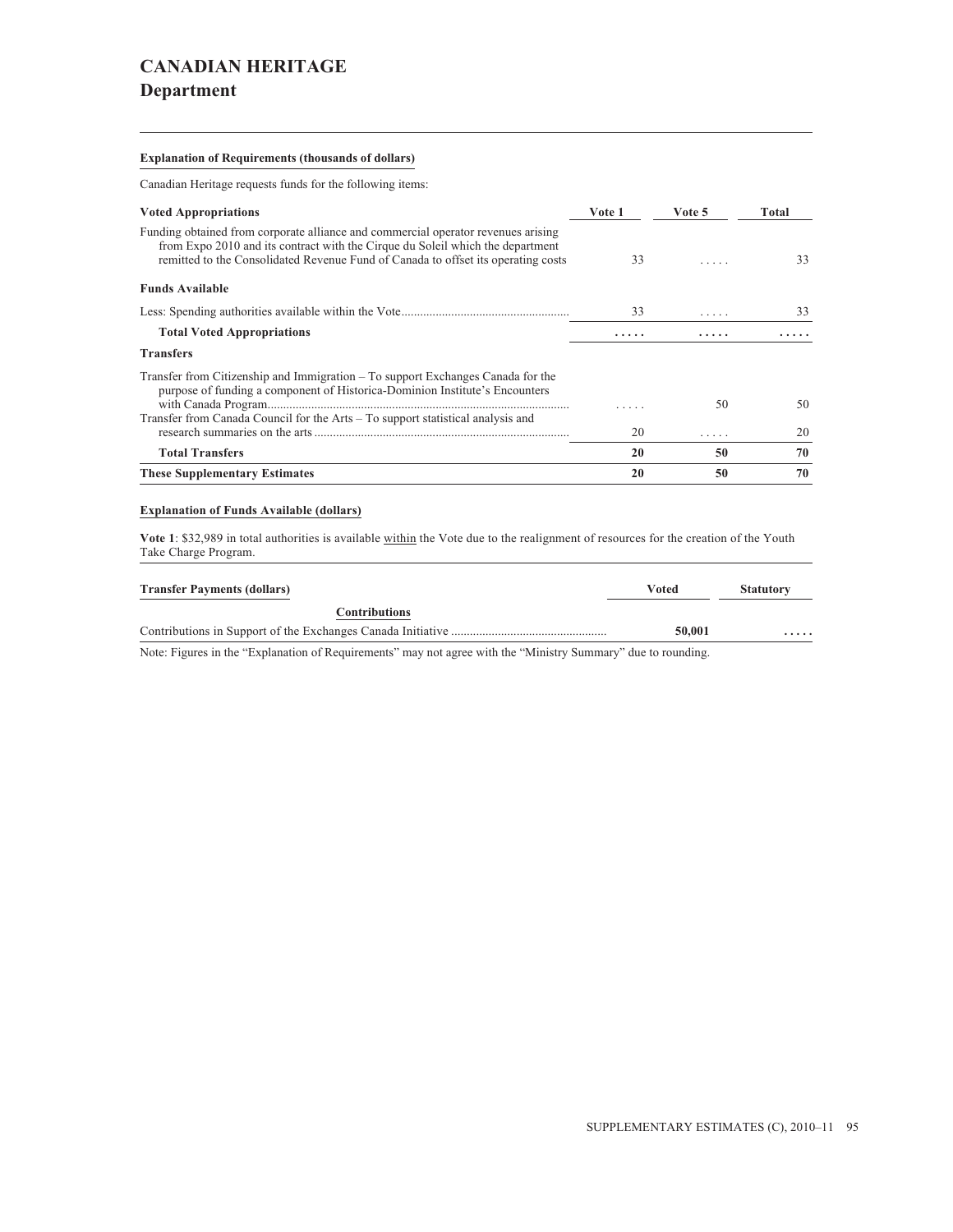# CANADIAN HERITAGE
## Department

**Explanation of Requirements (thousands of dollars)**

Canadian Heritage requests funds for the following items:

| Voted Appropriations | Vote 1 | Vote 5 | Total |
|---|---|---|---|
| Funding obtained from corporate alliance and commercial operator revenues arising from Expo 2010 and its contract with the Cirque du Soleil which the department remitted to the Consolidated Revenue Fund of Canada to offset its operating costs | 33 | ..... | 33 |
| **Funds Available** | | | |
| Less: Spending authorities available within the Vote | 33 | ..... | 33 |
| **Total Voted Appropriations** | **.....** | **.....** | **.....** |
| **Transfers** | | | |
| Transfer from Citizenship and Immigration – To support Exchanges Canada for the purpose of funding a component of Historica-Dominion Institute's Encounters with Canada Program | ..... | 50 | 50 |
| Transfer from Canada Council for the Arts – To support statistical analysis and research summaries on the arts | 20 | ..... | 20 |
| **Total Transfers** | **20** | **50** | **70** |
| **These Supplementary Estimates** | **20** | **50** | **70** |

**Explanation of Funds Available (dollars)**

**Vote 1**: $32,989 in total authorities is available within the Vote due to the realignment of resources for the creation of the Youth Take Charge Program.

| Transfer Payments (dollars) | Voted | Statutory |
|---|---|---|
| **Contributions** | | |
| Contributions in Support of the Exchanges Canada Initiative | **50,001** | **.....** |

Note: Figures in the "Explanation of Requirements" may not agree with the "Ministry Summary" due to rounding.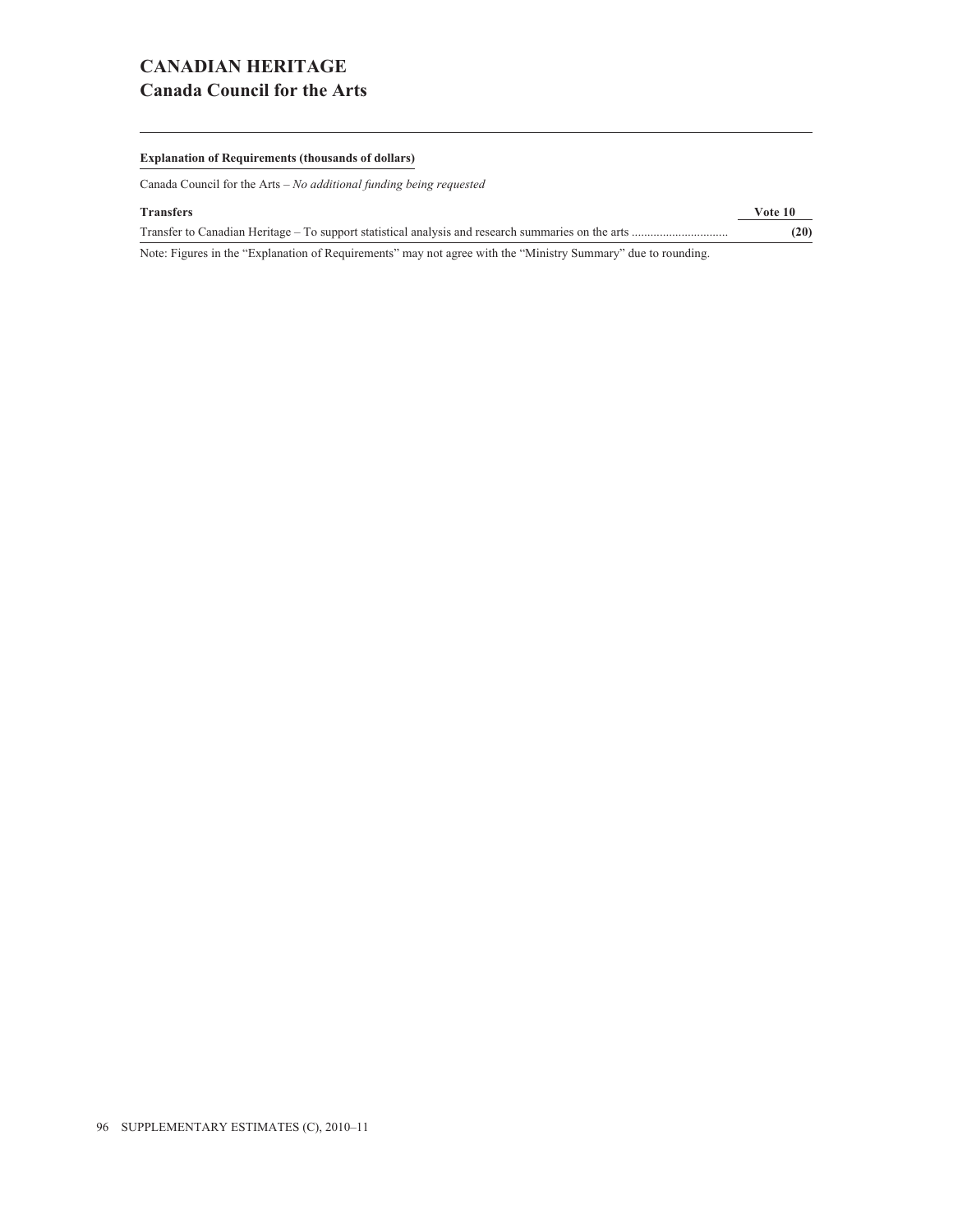# CANADIAN HERITAGE

## Canada Council for the Arts

**Explanation of Requirements (thousands of dollars)**

Canada Council for the Arts – *No additional funding being requested*

| **Transfers** | **Vote 10** |
|---|---|
| Transfer to Canadian Heritage – To support statistical analysis and research summaries on the arts .............................. | **(20)** |

Note: Figures in the "Explanation of Requirements" may not agree with the "Ministry Summary" due to rounding.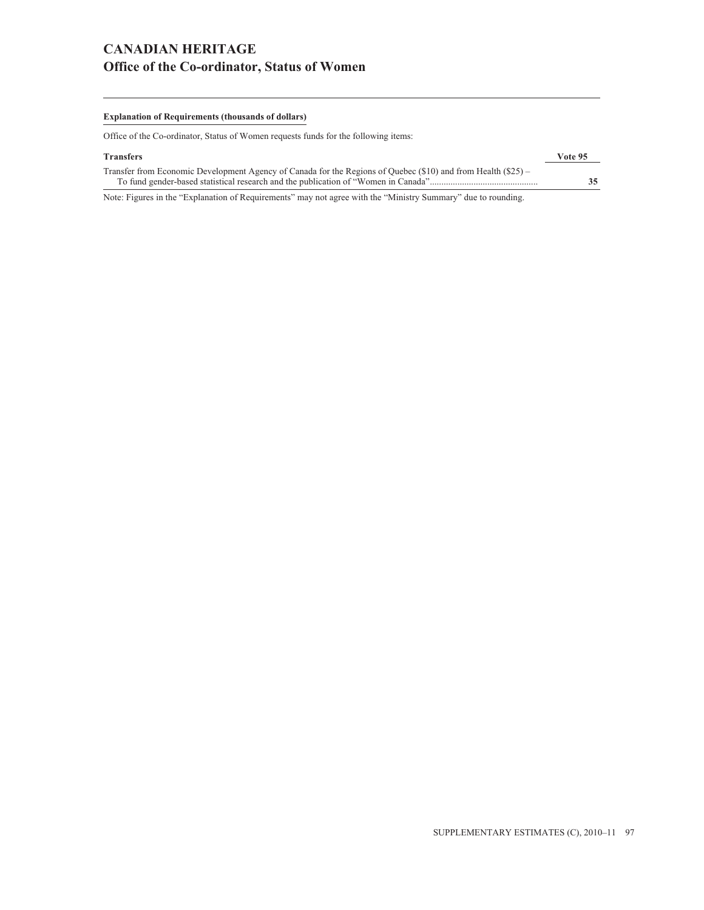# CANADIAN HERITAGE
## Office of the Co-ordinator, Status of Women

**Explanation of Requirements (thousands of dollars)**

Office of the Co-ordinator, Status of Women requests funds for the following items:

| Transfers | Vote 95 |
| --- | --- |
| Transfer from Economic Development Agency of Canada for the Regions of Quebec ($10) and from Health ($25) – To fund gender-based statistical research and the publication of "Women in Canada" | **35** |

Note: Figures in the "Explanation of Requirements" may not agree with the "Ministry Summary" due to rounding.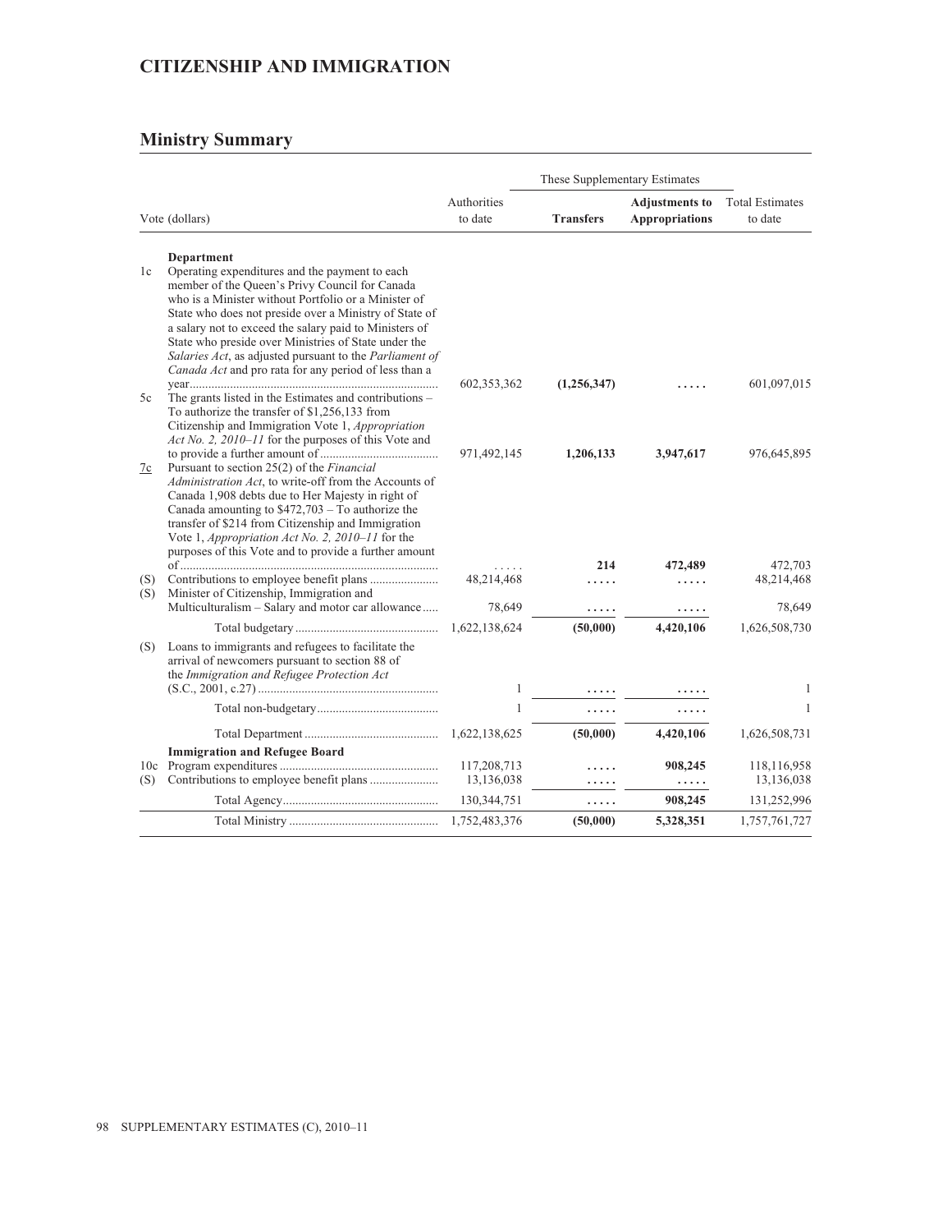# CITIZENSHIP AND IMMIGRATION

## Ministry Summary

| | Vote (dollars) | Authorities to date | These Supplementary Estimates | | Total Estimates to date |
|---|---|---|---|---|---|
| | | | **Transfers** | **Adjustments to Appropriations** | |
| | **Department** | | | | |
| 1c | Operating expenditures and the payment to each member of the Queen's Privy Council for Canada who is a Minister without Portfolio or a Minister of State who does not preside over a Ministry of State of a salary not to exceed the salary paid to Ministers of State who preside over Ministries of State under the *Salaries Act*, as adjusted pursuant to the *Parliament of Canada Act* and pro rata for any period of less than a year | 602,353,362 | (1,256,347) | ..... | 601,097,015 |
| 5c | The grants listed in the Estimates and contributions – To authorize the transfer of $1,256,133 from Citizenship and Immigration Vote 1, *Appropriation Act No. 2, 2010–11* for the purposes of this Vote and to provide a further amount of | 971,492,145 | 1,206,133 | 3,947,617 | 976,645,895 |
| 7c | Pursuant to section 25(2) of the *Financial Administration Act*, to write-off from the Accounts of Canada 1,908 debts due to Her Majesty in right of Canada amounting to $472,703 – To authorize the transfer of $214 from Citizenship and Immigration Vote 1, *Appropriation Act No. 2, 2010–11* for the purposes of this Vote and to provide a further amount of | ..... | 214 | 472,489 | 472,703 |
| (S) | Contributions to employee benefit plans | 48,214,468 | ..... | ..... | 48,214,468 |
| (S) | Minister of Citizenship, Immigration and Multiculturalism – Salary and motor car allowance | 78,649 | ..... | ..... | 78,649 |
| | Total budgetary | 1,622,138,624 | (50,000) | 4,420,106 | 1,626,508,730 |
| (S) | Loans to immigrants and refugees to facilitate the arrival of newcomers pursuant to section 88 of the *Immigration and Refugee Protection Act* (S.C., 2001, c.27) | 1 | ..... | ..... | 1 |
| | Total non-budgetary | 1 | ..... | ..... | 1 |
| | Total Department | 1,622,138,625 | (50,000) | 4,420,106 | 1,626,508,731 |
| | **Immigration and Refugee Board** | | | | |
| 10c | Program expenditures | 117,208,713 | ..... | 908,245 | 118,116,958 |
| (S) | Contributions to employee benefit plans | 13,136,038 | ..... | ..... | 13,136,038 |
| | Total Agency | 130,344,751 | ..... | 908,245 | 131,252,996 |
| | Total Ministry | 1,752,483,376 | (50,000) | 5,328,351 | 1,757,761,727 |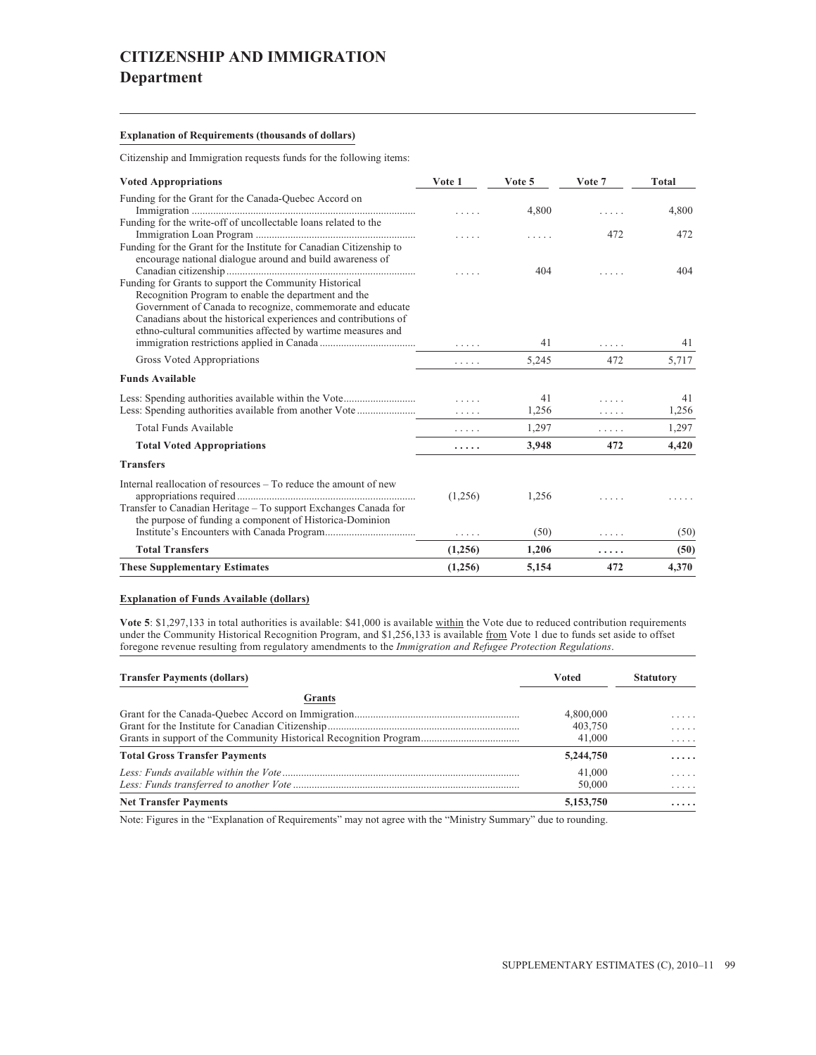# CITIZENSHIP AND IMMIGRATION

## Department

**Explanation of Requirements (thousands of dollars)**

Citizenship and Immigration requests funds for the following items:

| Voted Appropriations | Vote 1 | Vote 5 | Vote 7 | Total |
|---|---|---|---|---|
| Funding for the Grant for the Canada-Quebec Accord on Immigration | ..... | 4,800 | ..... | 4,800 |
| Funding for the write-off of uncollectable loans related to the Immigration Loan Program | ..... | ..... | 472 | 472 |
| Funding for the Grant for the Institute for Canadian Citizenship to encourage national dialogue around and build awareness of Canadian citizenship | ..... | 404 | ..... | 404 |
| Funding for Grants to support the Community Historical Recognition Program to enable the department and the Government of Canada to recognize, commemorate and educate Canadians about the historical experiences and contributions of ethno-cultural communities affected by wartime measures and immigration restrictions applied in Canada | ..... | 41 | ..... | 41 |
| Gross Voted Appropriations | ..... | 5,245 | 472 | 5,717 |
| **Funds Available** | | | | |
| Less: Spending authorities available within the Vote | ..... | 41 | ..... | 41 |
| Less: Spending authorities available from another Vote | ..... | 1,256 | ..... | 1,256 |
| Total Funds Available | ..... | 1,297 | ..... | 1,297 |
| **Total Voted Appropriations** | **.....** | **3,948** | **472** | **4,420** |
| **Transfers** | | | | |
| Internal reallocation of resources – To reduce the amount of new appropriations required | (1,256) | 1,256 | ..... | ..... |
| Transfer to Canadian Heritage – To support Exchanges Canada for the purpose of funding a component of Historica-Dominion Institute's Encounters with Canada Program | ..... | (50) | ..... | (50) |
| **Total Transfers** | **(1,256)** | **1,206** | **.....** | **(50)** |
| **These Supplementary Estimates** | **(1,256)** | **5,154** | **472** | **4,370** |

**Explanation of Funds Available (dollars)**

**Vote 5**: $1,297,133 in total authorities is available: $41,000 is available within the Vote due to reduced contribution requirements under the Community Historical Recognition Program, and $1,256,133 is available from Vote 1 due to funds set aside to offset foregone revenue resulting from regulatory amendments to the *Immigration and Refugee Protection Regulations*.

| Transfer Payments (dollars) | Voted | Statutory |
|---|---|---|
| **Grants** | | |
| Grant for the Canada-Quebec Accord on Immigration | 4,800,000 | ..... |
| Grant for the Institute for Canadian Citizenship | 403,750 | ..... |
| Grants in support of the Community Historical Recognition Program | 41,000 | ..... |
| **Total Gross Transfer Payments** | **5,244,750** | **.....** |
| *Less: Funds available within the Vote* | 41,000 | ..... |
| *Less: Funds transferred to another Vote* | 50,000 | ..... |
| **Net Transfer Payments** | **5,153,750** | **.....** |

Note: Figures in the "Explanation of Requirements" may not agree with the "Ministry Summary" due to rounding.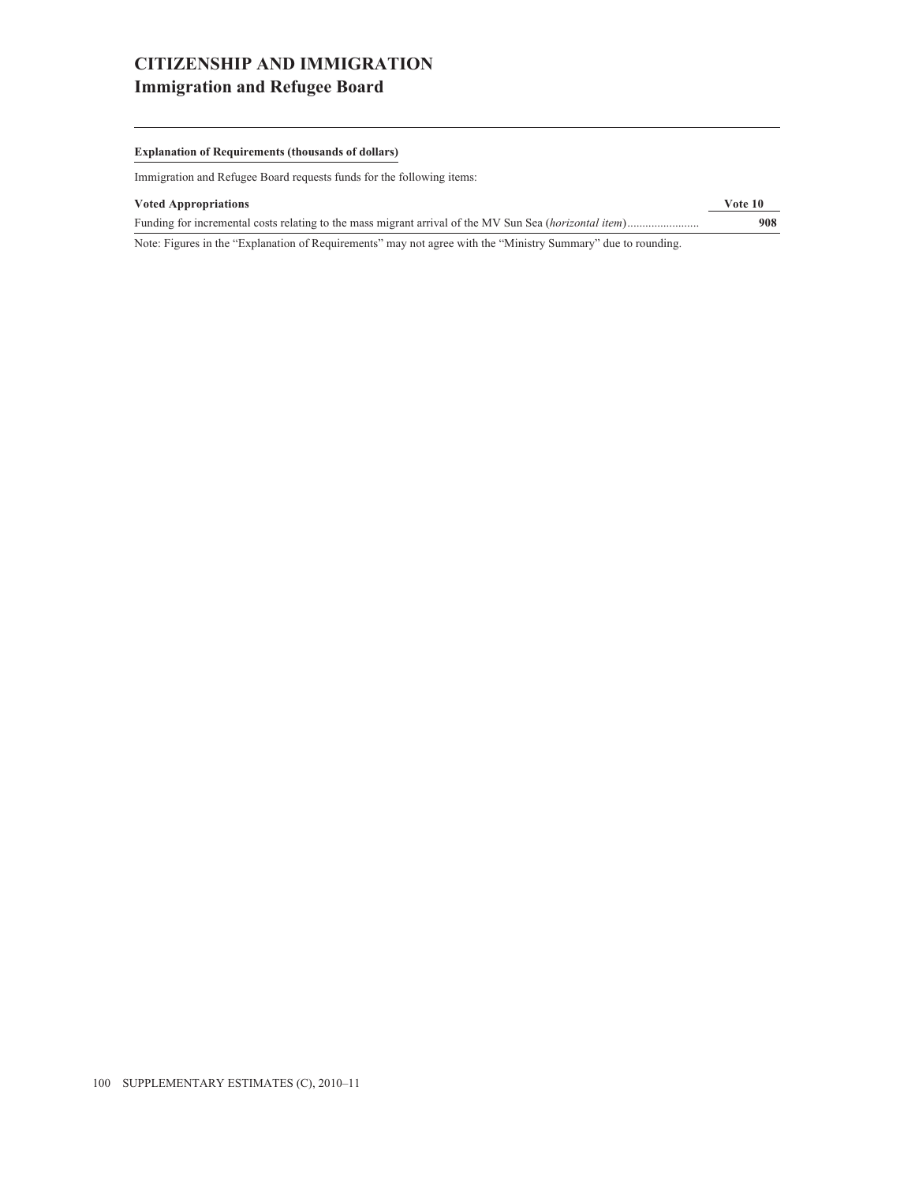# CITIZENSHIP AND IMMIGRATION
## Immigration and Refugee Board

**Explanation of Requirements (thousands of dollars)**

Immigration and Refugee Board requests funds for the following items:

| **Voted Appropriations** | **Vote 10** |
|---|---|
| Funding for incremental costs relating to the mass migrant arrival of the MV Sun Sea (*horizontal item*) | **908** |

Note: Figures in the "Explanation of Requirements" may not agree with the "Ministry Summary" due to rounding.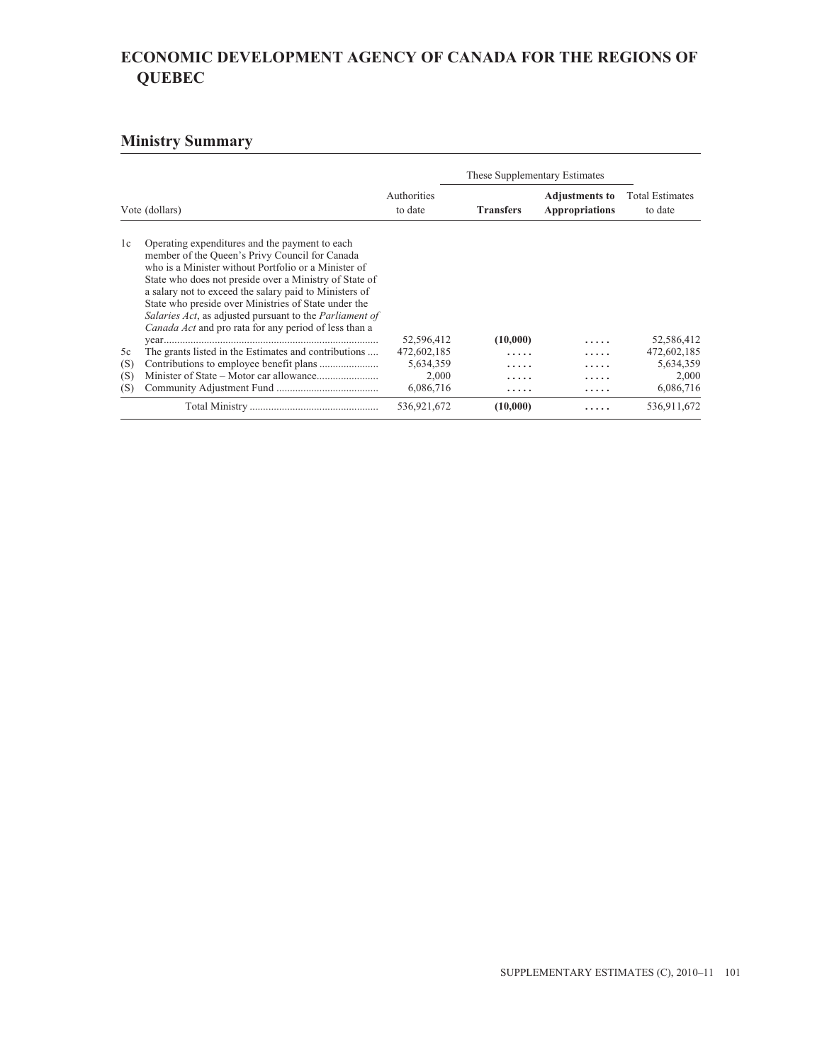# ECONOMIC DEVELOPMENT AGENCY OF CANADA FOR THE REGIONS OF QUEBEC

## Ministry Summary

| Vote (dollars) | | Authorities to date | These Supplementary Estimates | | Total Estimates to date |
|---|---|---|---|---|---|
| | | | **Transfers** | **Adjustments to Appropriations** | |
| 1c | Operating expenditures and the payment to each member of the Queen's Privy Council for Canada who is a Minister without Portfolio or a Minister of State who does not preside over a Ministry of State of a salary not to exceed the salary paid to Ministers of State who preside over Ministries of State under the *Salaries Act*, as adjusted pursuant to the *Parliament of Canada Act* and pro rata for any period of less than a year | 52,596,412 | **(10,000)** | ..... | 52,586,412 |
| 5c | The grants listed in the Estimates and contributions | 472,602,185 | ..... | ..... | 472,602,185 |
| (S) | Contributions to employee benefit plans | 5,634,359 | ..... | ..... | 5,634,359 |
| (S) | Minister of State – Motor car allowance | 2,000 | ..... | ..... | 2,000 |
| (S) | Community Adjustment Fund | 6,086,716 | ..... | ..... | 6,086,716 |
| | Total Ministry | 536,921,672 | **(10,000)** | ..... | 536,911,672 |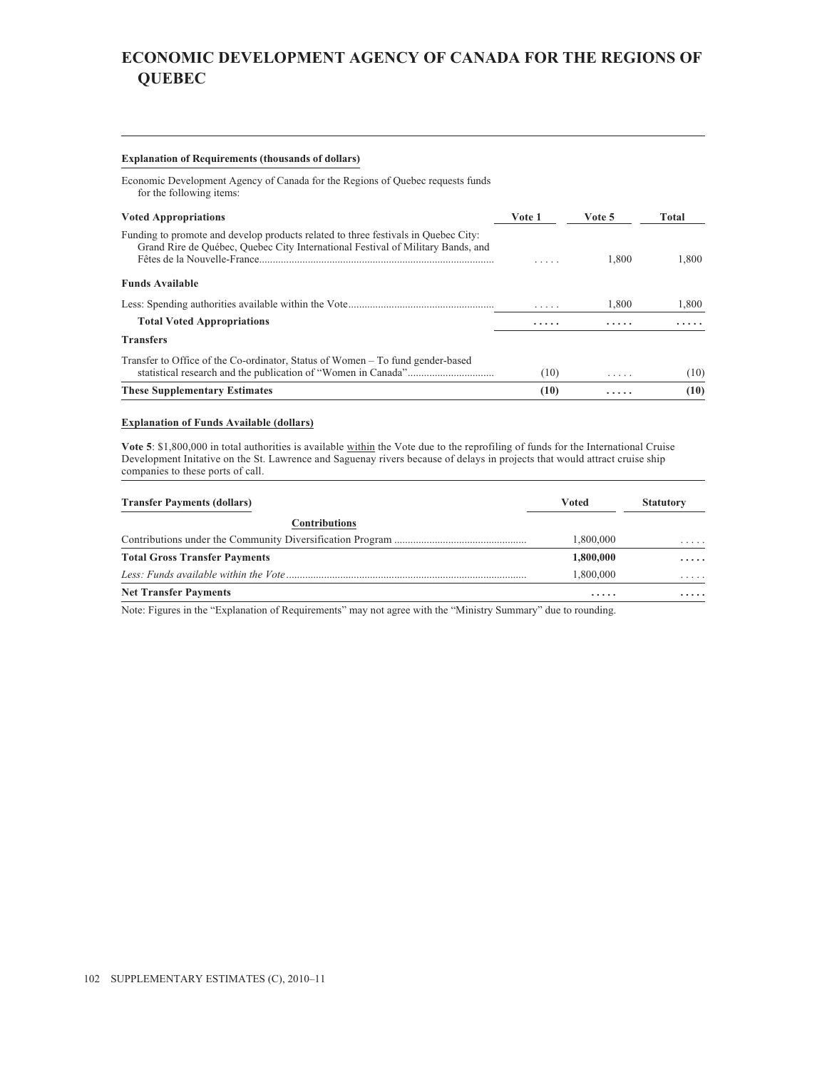# ECONOMIC DEVELOPMENT AGENCY OF CANADA FOR THE REGIONS OF QUEBEC

**Explanation of Requirements (thousands of dollars)**

Economic Development Agency of Canada for the Regions of Quebec requests funds for the following items:

| **Voted Appropriations** | **Vote 1** | **Vote 5** | **Total** |
|---|---|---|---|
| Funding to promote and develop products related to three festivals in Quebec City: Grand Rire de Québec, Quebec City International Festival of Military Bands, and Fêtes de la Nouvelle-France | ..... | 1,800 | 1,800 |
| **Funds Available** | | | |
| Less: Spending authorities available within the Vote | ..... | 1,800 | 1,800 |
| **Total Voted Appropriations** | ..... | ..... | ..... |
| **Transfers** | | | |
| Transfer to Office of the Co-ordinator, Status of Women – To fund gender-based statistical research and the publication of "Women in Canada" | (10) | ..... | (10) |
| **These Supplementary Estimates** | **(10)** | ..... | **(10)** |

**Explanation of Funds Available (dollars)**

**Vote 5**: $1,800,000 in total authorities is available within the Vote due to the reprofiling of funds for the International Cruise Development Initative on the St. Lawrence and Saguenay rivers because of delays in projects that would attract cruise ship companies to these ports of call.

| **Transfer Payments (dollars)** | **Voted** | **Statutory** |
|---|---|---|
| **Contributions** | | |
| Contributions under the Community Diversification Program | 1,800,000 | ..... |
| **Total Gross Transfer Payments** | **1,800,000** | ..... |
| *Less: Funds available within the Vote* | 1,800,000 | ..... |
| **Net Transfer Payments** | ..... | ..... |

Note: Figures in the "Explanation of Requirements" may not agree with the "Ministry Summary" due to rounding.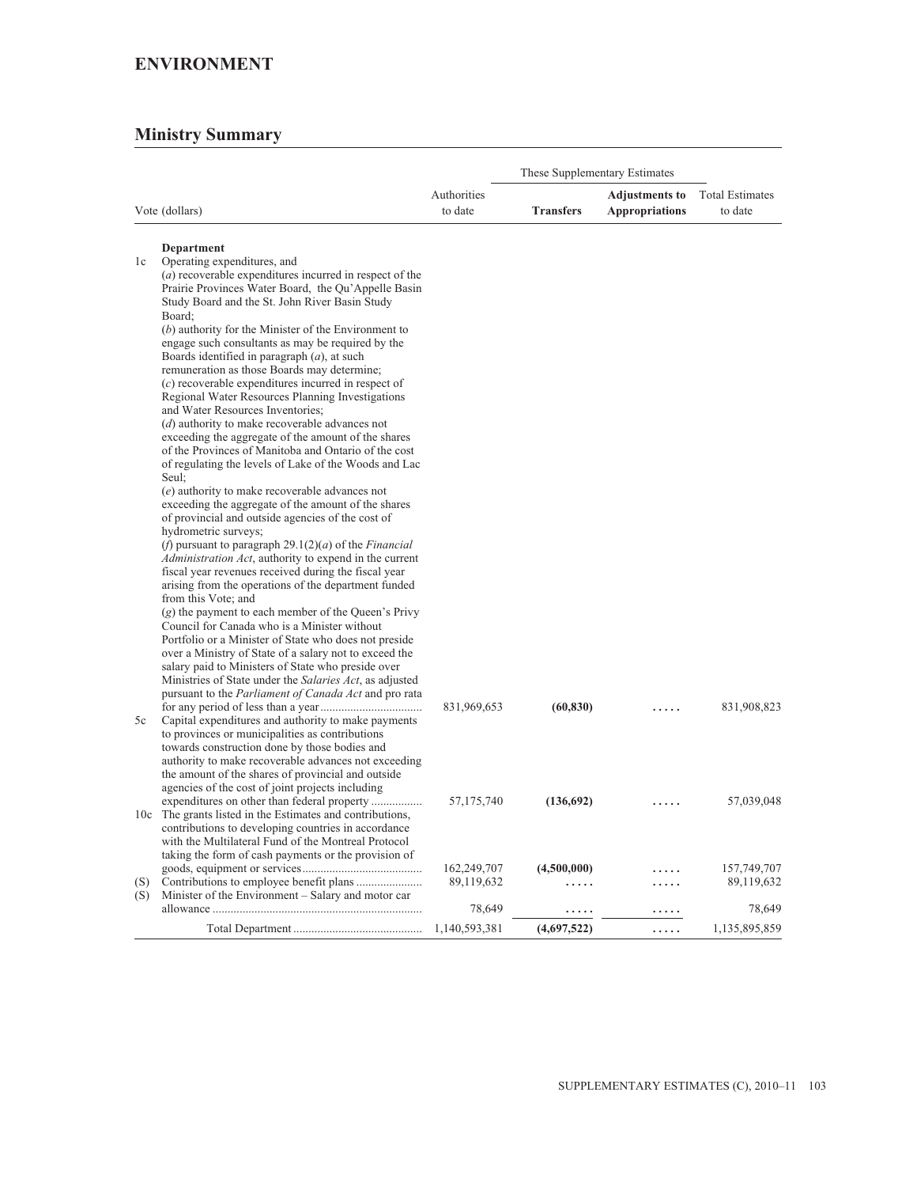# ENVIRONMENT

## Ministry Summary

| Vote (dollars) | | Authorities to date | These Supplementary Estimates | | Total Estimates to date |
|---|---|---|---|---|---|
| | | | **Transfers** | **Adjustments to Appropriations** | |
| | **Department** | | | | |
| 1c | Operating expenditures, and (*a*) recoverable expenditures incurred in respect of the Prairie Provinces Water Board, the Qu'Appelle Basin Study Board and the St. John River Basin Study Board; (*b*) authority for the Minister of the Environment to engage such consultants as may be required by the Boards identified in paragraph (*a*), at such remuneration as those Boards may determine; (*c*) recoverable expenditures incurred in respect of Regional Water Resources Planning Investigations and Water Resources Inventories; (*d*) authority to make recoverable advances not exceeding the aggregate of the amount of the shares of the Provinces of Manitoba and Ontario of the cost of regulating the levels of Lake of the Woods and Lac Seul; (*e*) authority to make recoverable advances not exceeding the aggregate of the amount of the shares of provincial and outside agencies of the cost of hydrometric surveys; (*f*) pursuant to paragraph 29.1(2)(*a*) of the *Financial Administration Act*, authority to expend in the current fiscal year revenues received during the fiscal year arising from the operations of the department funded from this Vote; and (*g*) the payment to each member of the Queen's Privy Council for Canada who is a Minister without Portfolio or a Minister of State who does not preside over a Ministry of State of a salary not to exceed the salary paid to Ministers of State who preside over Ministries of State under the *Salaries Act*, as adjusted pursuant to the *Parliament of Canada Act* and pro rata for any period of less than a year | 831,969,653 | **(60,830)** | ..... | 831,908,823 |
| 5c | Capital expenditures and authority to make payments to provinces or municipalities as contributions towards construction done by those bodies and authority to make recoverable advances not exceeding the amount of the shares of provincial and outside agencies of the cost of joint projects including expenditures on other than federal property | 57,175,740 | **(136,692)** | ..... | 57,039,048 |
| 10c | The grants listed in the Estimates and contributions, contributions to developing countries in accordance with the Multilateral Fund of the Montreal Protocol taking the form of cash payments or the provision of goods, equipment or services | 162,249,707 | **(4,500,000)** | ..... | 157,749,707 |
| (S) | Contributions to employee benefit plans | 89,119,632 | ..... | ..... | 89,119,632 |
| (S) | Minister of the Environment – Salary and motor car allowance | 78,649 | ..... | ..... | 78,649 |
| | Total Department | 1,140,593,381 | **(4,697,522)** | ..... | 1,135,895,859 |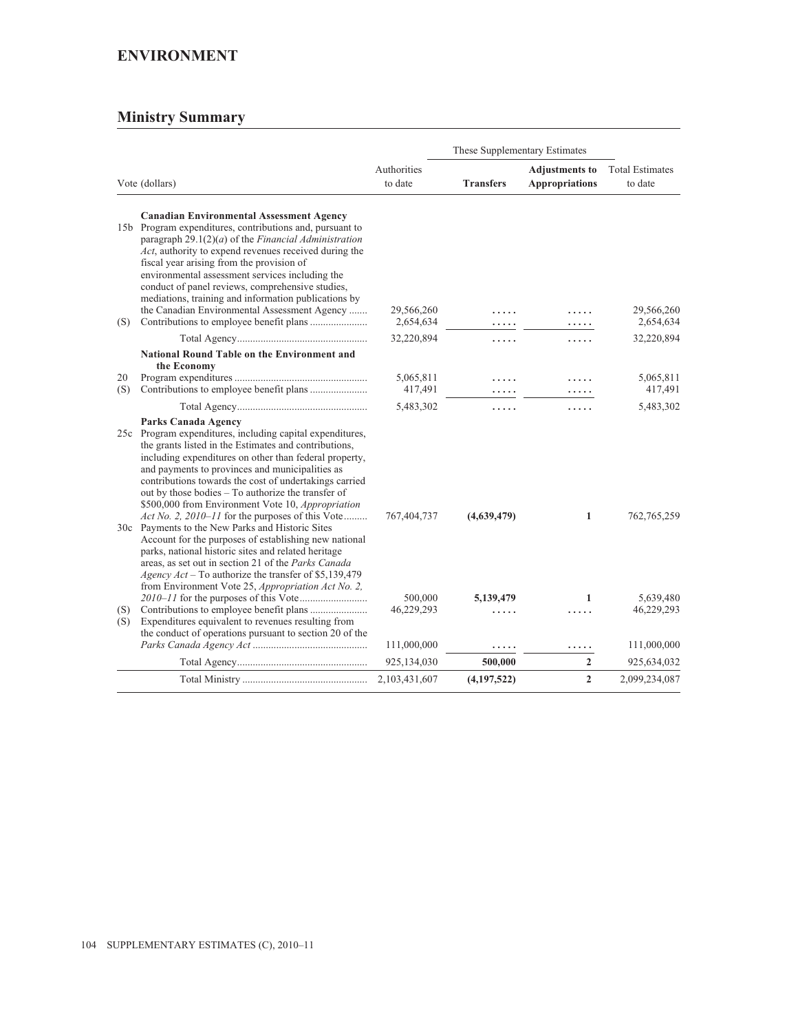## ENVIRONMENT

### Ministry Summary

| | Vote (dollars) | Authorities to date | These Supplementary Estimates: Transfers | These Supplementary Estimates: Adjustments to Appropriations | Total Estimates to date |
|---|---|---|---|---|---|
| | **Canadian Environmental Assessment Agency** | | | | |
| 15b | Program expenditures, contributions and, pursuant to paragraph 29.1(2)(*a*) of the *Financial Administration Act*, authority to expend revenues received during the fiscal year arising from the provision of environmental assessment services including the conduct of panel reviews, comprehensive studies, mediations, training and information publications by the Canadian Environmental Assessment Agency | 29,566,260 | ..... | ..... | 29,566,260 |
| (S) | Contributions to employee benefit plans | 2,654,634 | ..... | ..... | 2,654,634 |
| | Total Agency | 32,220,894 | ..... | ..... | 32,220,894 |
| | **National Round Table on the Environment and the Economy** | | | | |
| 20 | Program expenditures | 5,065,811 | ..... | ..... | 5,065,811 |
| (S) | Contributions to employee benefit plans | 417,491 | ..... | ..... | 417,491 |
| | Total Agency | 5,483,302 | ..... | ..... | 5,483,302 |
| | **Parks Canada Agency** | | | | |
| 25c | Program expenditures, including capital expenditures, the grants listed in the Estimates and contributions, including expenditures on other than federal property, and payments to provinces and municipalities as contributions towards the cost of undertakings carried out by those bodies – To authorize the transfer of $500,000 from Environment Vote 10, *Appropriation Act No. 2, 2010–11* for the purposes of this Vote | 767,404,737 | **(4,639,479)** | **1** | 762,765,259 |
| 30c | Payments to the New Parks and Historic Sites Account for the purposes of establishing new national parks, national historic sites and related heritage areas, as set out in section 21 of the *Parks Canada Agency Act* – To authorize the transfer of $5,139,479 from Environment Vote 25, *Appropriation Act No. 2, 2010–11* for the purposes of this Vote | 500,000 | **5,139,479** | **1** | 5,639,480 |
| (S) | Contributions to employee benefit plans | 46,229,293 | ..... | ..... | 46,229,293 |
| (S) | Expenditures equivalent to revenues resulting from the conduct of operations pursuant to section 20 of the *Parks Canada Agency Act* | 111,000,000 | ..... | ..... | 111,000,000 |
| | Total Agency | 925,134,030 | **500,000** | **2** | 925,634,032 |
| | Total Ministry | 2,103,431,607 | **(4,197,522)** | **2** | 2,099,234,087 |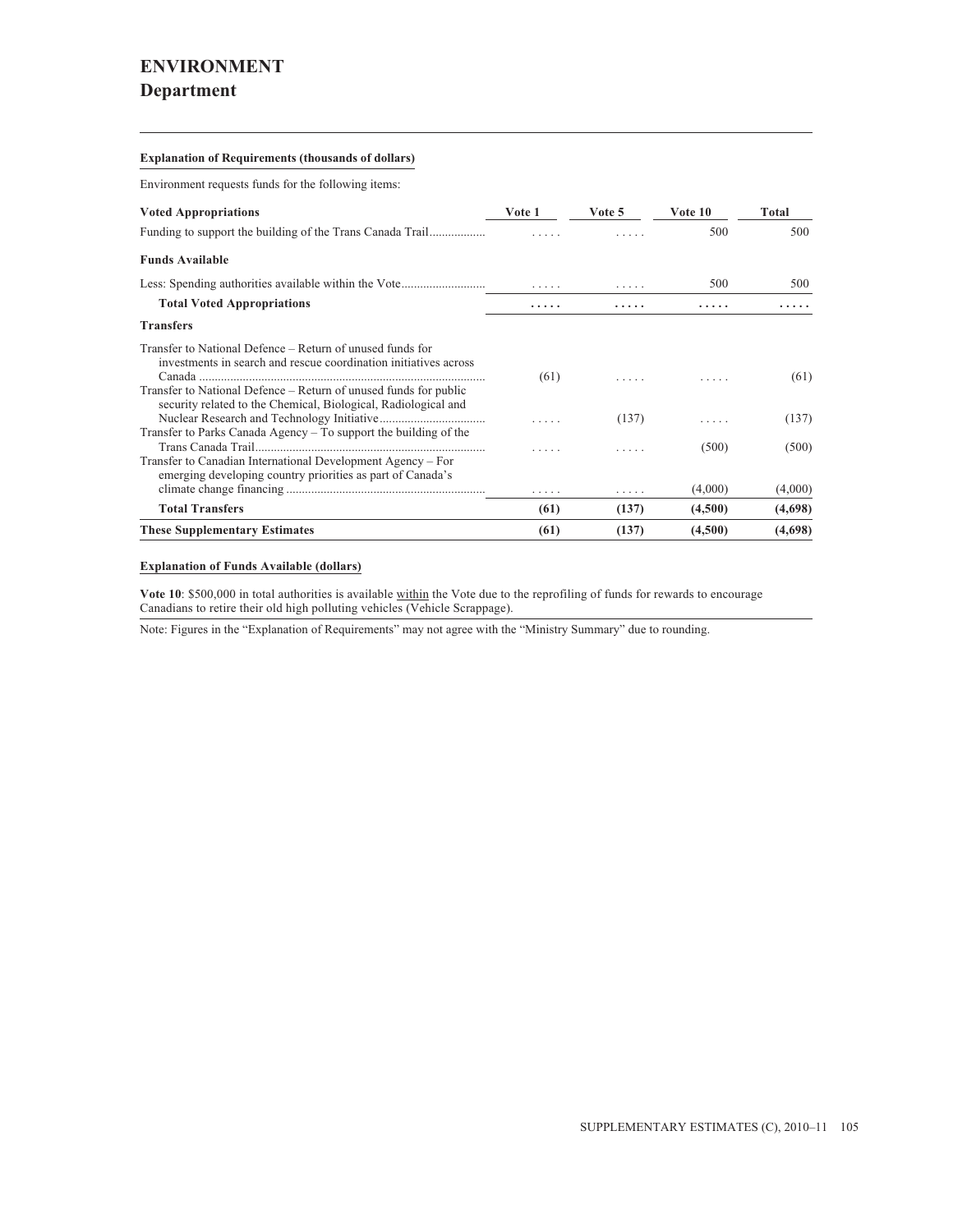# ENVIRONMENT
## Department

**Explanation of Requirements (thousands of dollars)**

Environment requests funds for the following items:

| Voted Appropriations | Vote 1 | Vote 5 | Vote 10 | Total |
|---|---|---|---|---|
| Funding to support the building of the Trans Canada Trail | ..... | ..... | 500 | 500 |
| **Funds Available** | | | | |
| Less: Spending authorities available within the Vote | ..... | ..... | 500 | 500 |
| **Total Voted Appropriations** | ..... | ..... | ..... | ..... |
| **Transfers** | | | | |
| Transfer to National Defence – Return of unused funds for investments in search and rescue coordination initiatives across Canada | (61) | ..... | ..... | (61) |
| Transfer to National Defence – Return of unused funds for public security related to the Chemical, Biological, Radiological and Nuclear Research and Technology Initiative | ..... | (137) | ..... | (137) |
| Transfer to Parks Canada Agency – To support the building of the Trans Canada Trail | ..... | ..... | (500) | (500) |
| Transfer to Canadian International Development Agency – For emerging developing country priorities as part of Canada's climate change financing | ..... | ..... | (4,000) | (4,000) |
| **Total Transfers** | **(61)** | **(137)** | **(4,500)** | **(4,698)** |
| **These Supplementary Estimates** | **(61)** | **(137)** | **(4,500)** | **(4,698)** |

**Explanation of Funds Available (dollars)**

**Vote 10**: $500,000 in total authorities is available within the Vote due to the reprofiling of funds for rewards to encourage Canadians to retire their old high polluting vehicles (Vehicle Scrappage).

Note: Figures in the "Explanation of Requirements" may not agree with the "Ministry Summary" due to rounding.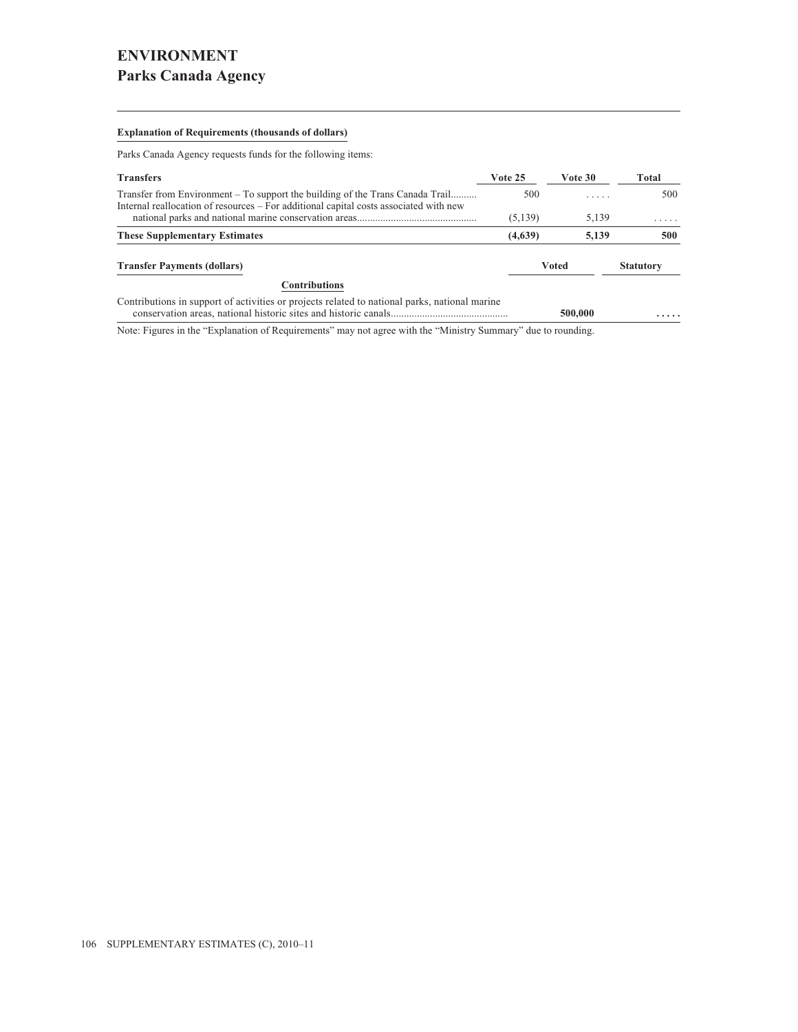# ENVIRONMENT
## Parks Canada Agency

**Explanation of Requirements (thousands of dollars)**

Parks Canada Agency requests funds for the following items:

| Transfers | Vote 25 | Vote 30 | Total |
|---|---|---|---|
| Transfer from Environment – To support the building of the Trans Canada Trail.......... | 500 | ..... | 500 |
| Internal reallocation of resources – For additional capital costs associated with new national parks and national marine conservation areas............................................. | (5,139) | 5,139 | ..... |
| **These Supplementary Estimates** | **(4,639)** | **5,139** | **500** |

| Transfer Payments (dollars) | Voted | Statutory |
|---|---|---|
| **Contributions** | | |
| Contributions in support of activities or projects related to national parks, national marine conservation areas, national historic sites and historic canals............................................ | **500,000** | **.....** |

Note: Figures in the "Explanation of Requirements" may not agree with the "Ministry Summary" due to rounding.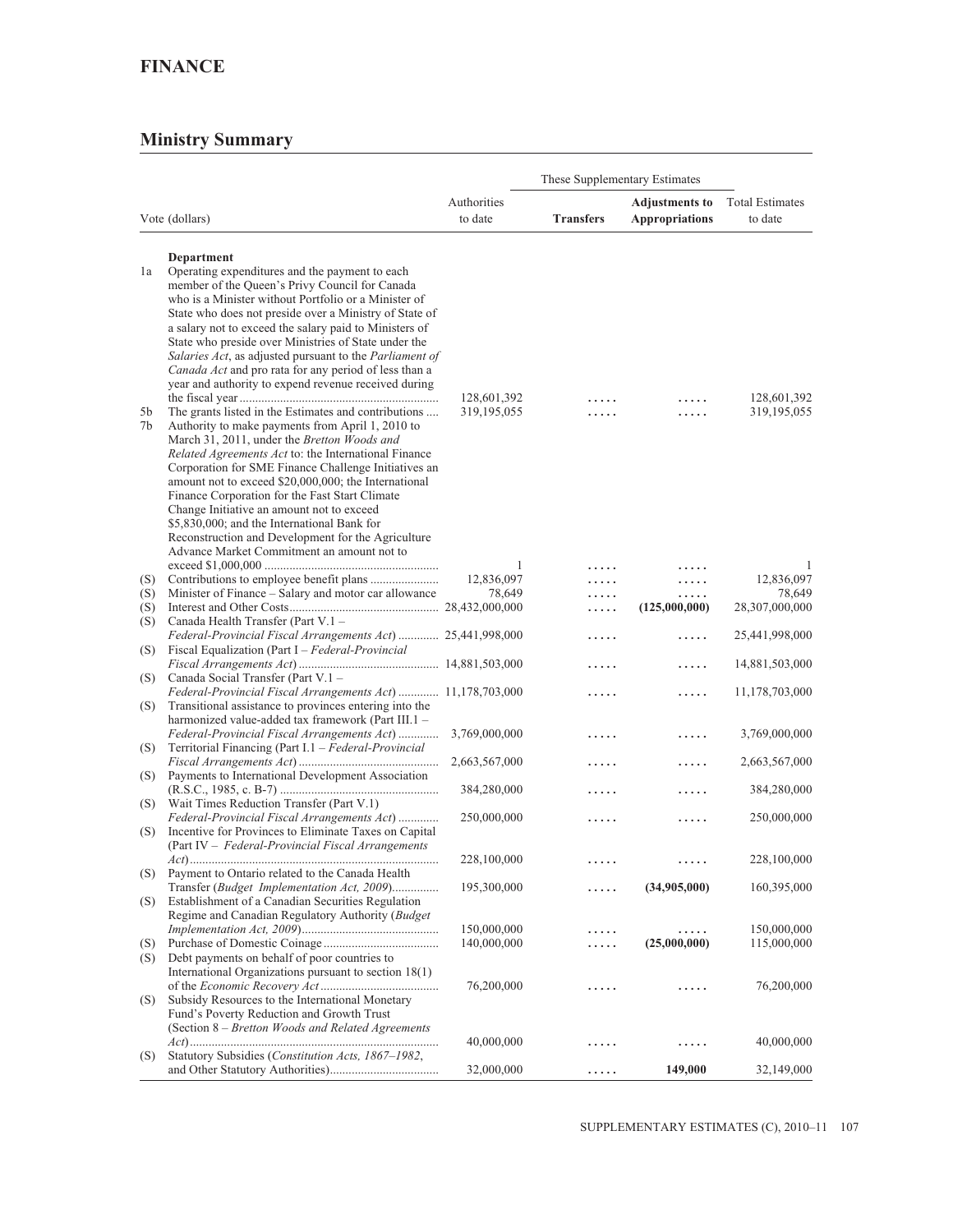# FINANCE

## Ministry Summary

| | Vote (dollars) | Authorities to date | These Supplementary Estimates | | Total Estimates to date |
|---|---|---|---|---|---|
| | | | **Transfers** | **Adjustments to Appropriations** | |
| | **Department** | | | | |
| 1a | Operating expenditures and the payment to each member of the Queen's Privy Council for Canada who is a Minister without Portfolio or a Minister of State who does not preside over a Ministry of State of a salary not to exceed the salary paid to Ministers of State who preside over Ministries of State under the *Salaries Act*, as adjusted pursuant to the *Parliament of Canada Act* and pro rata for any period of less than a year and authority to expend revenue received during the fiscal year | 128,601,392 | ..... | ..... | 128,601,392 |
| 5b | The grants listed in the Estimates and contributions | 319,195,055 | ..... | ..... | 319,195,055 |
| 7b | Authority to make payments from April 1, 2010 to March 31, 2011, under the *Bretton Woods and Related Agreements Act* to: the International Finance Corporation for SME Finance Challenge Initiatives an amount not to exceed $20,000,000; the International Finance Corporation for the Fast Start Climate Change Initiative an amount not to exceed $5,830,000; and the International Bank for Reconstruction and Development for the Agriculture Advance Market Commitment an amount not to exceed $1,000,000 | 1 | ..... | ..... | 1 |
| (S) | Contributions to employee benefit plans | 12,836,097 | ..... | ..... | 12,836,097 |
| (S) | Minister of Finance – Salary and motor car allowance | 78,649 | ..... | ..... | 78,649 |
| (S) | Interest and Other Costs | 28,432,000,000 | ..... | **(125,000,000)** | 28,307,000,000 |
| (S) | Canada Health Transfer (Part V.1 – *Federal-Provincial Fiscal Arrangements Act*) | 25,441,998,000 | ..... | ..... | 25,441,998,000 |
| (S) | Fiscal Equalization (Part I – *Federal-Provincial Fiscal Arrangements Act*) | 14,881,503,000 | ..... | ..... | 14,881,503,000 |
| (S) | Canada Social Transfer (Part V.1 – *Federal-Provincial Fiscal Arrangements Act*) | 11,178,703,000 | ..... | ..... | 11,178,703,000 |
| (S) | Transitional assistance to provinces entering into the harmonized value-added tax framework (Part III.1 – *Federal-Provincial Fiscal Arrangements Act*) | 3,769,000,000 | ..... | ..... | 3,769,000,000 |
| (S) | Territorial Financing (Part I.1 – *Federal-Provincial Fiscal Arrangements Act*) | 2,663,567,000 | ..... | ..... | 2,663,567,000 |
| (S) | Payments to International Development Association (R.S.C., 1985, c. B-7) | 384,280,000 | ..... | ..... | 384,280,000 |
| (S) | Wait Times Reduction Transfer (Part V.1) *Federal-Provincial Fiscal Arrangements Act*) | 250,000,000 | ..... | ..... | 250,000,000 |
| (S) | Incentive for Provinces to Eliminate Taxes on Capital (Part IV – *Federal-Provincial Fiscal Arrangements Act*) | 228,100,000 | ..... | ..... | 228,100,000 |
| (S) | Payment to Ontario related to the Canada Health Transfer (*Budget Implementation Act, 2009*) | 195,300,000 | ..... | **(34,905,000)** | 160,395,000 |
| (S) | Establishment of a Canadian Securities Regulation Regime and Canadian Regulatory Authority (*Budget Implementation Act, 2009*) | 150,000,000 | ..... | ..... | 150,000,000 |
| (S) | Purchase of Domestic Coinage | 140,000,000 | ..... | **(25,000,000)** | 115,000,000 |
| (S) | Debt payments on behalf of poor countries to International Organizations pursuant to section 18(1) of the *Economic Recovery Act* | 76,200,000 | ..... | ..... | 76,200,000 |
| (S) | Subsidy Resources to the International Monetary Fund's Poverty Reduction and Growth Trust (Section 8 – *Bretton Woods and Related Agreements Act*) | 40,000,000 | ..... | ..... | 40,000,000 |
| (S) | Statutory Subsidies (*Constitution Acts, 1867–1982*, and Other Statutory Authorities) | 32,000,000 | ..... | **149,000** | 32,149,000 |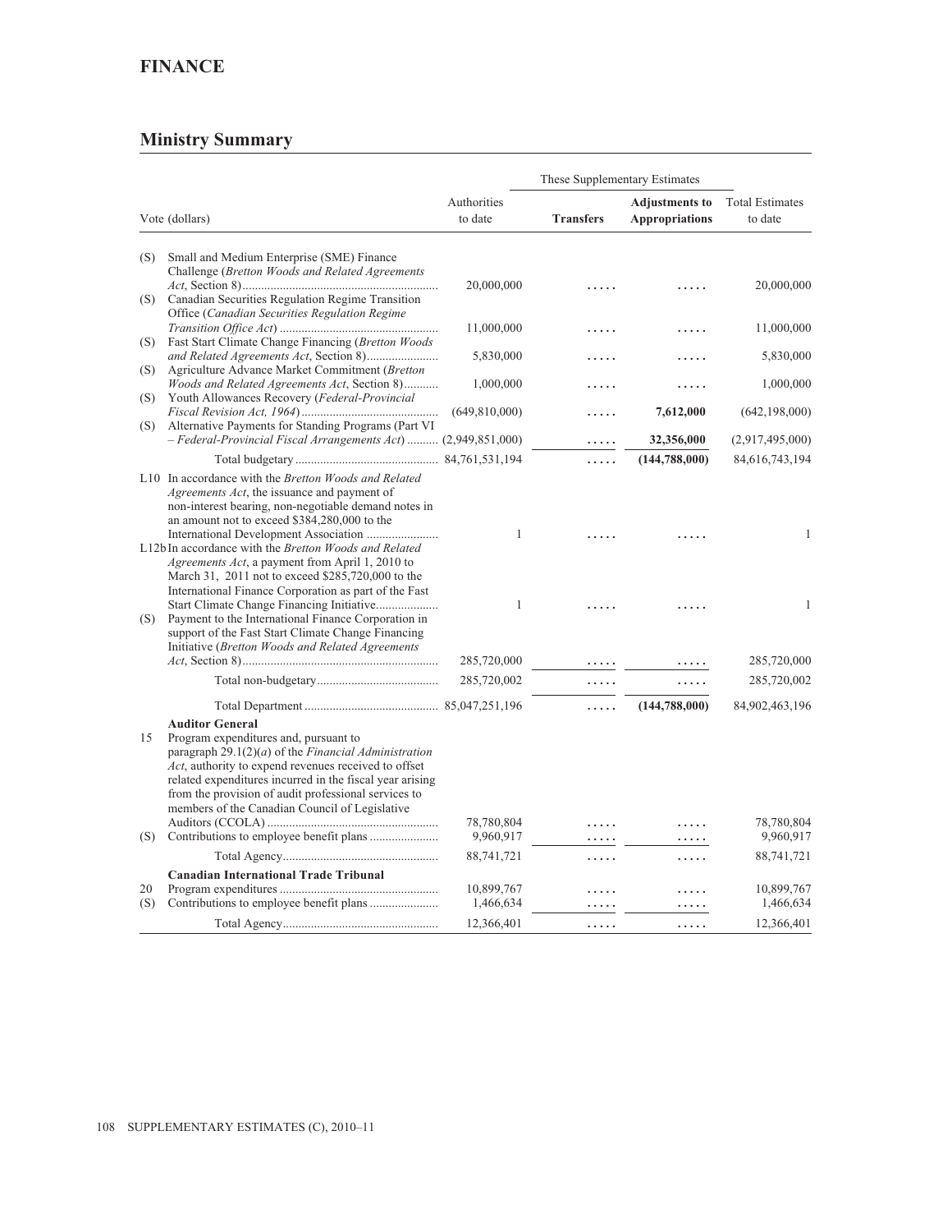## FINANCE

## Ministry Summary

| | Vote (dollars) | Authorities to date | These Supplementary Estimates | | Total Estimates to date |
|---|---|---|---|---|---|
| | | | **Transfers** | **Adjustments to Appropriations** | |
| (S) | Small and Medium Enterprise (SME) Finance Challenge (*Bretton Woods and Related Agreements Act*, Section 8) | 20,000,000 | ..... | ..... | 20,000,000 |
| (S) | Canadian Securities Regulation Regime Transition Office (*Canadian Securities Regulation Regime Transition Office Act*) | 11,000,000 | ..... | ..... | 11,000,000 |
| (S) | Fast Start Climate Change Financing (*Bretton Woods and Related Agreements Act*, Section 8) | 5,830,000 | ..... | ..... | 5,830,000 |
| (S) | Agriculture Advance Market Commitment (*Bretton Woods and Related Agreements Act*, Section 8) | 1,000,000 | ..... | ..... | 1,000,000 |
| (S) | Youth Allowances Recovery (*Federal-Provincial Fiscal Revision Act, 1964*) | (649,810,000) | ..... | **7,612,000** | (642,198,000) |
| (S) | Alternative Payments for Standing Programs (Part VI – *Federal-Provincial Fiscal Arrangements Act*) | (2,949,851,000) | ..... | **32,356,000** | (2,917,495,000) |
| | Total budgetary | 84,761,531,194 | ..... | **(144,788,000)** | 84,616,743,194 |
| L10 | In accordance with the *Bretton Woods and Related Agreements Act*, the issuance and payment of non-interest bearing, non-negotiable demand notes in an amount not to exceed $384,280,000 to the International Development Association | 1 | ..... | ..... | 1 |
| L12b | In accordance with the *Bretton Woods and Related Agreements Act*, a payment from April 1, 2010 to March 31, 2011 not to exceed $285,720,000 to the International Finance Corporation as part of the Fast Start Climate Change Financing Initiative | 1 | ..... | ..... | 1 |
| (S) | Payment to the International Finance Corporation in support of the Fast Start Climate Change Financing Initiative (*Bretton Woods and Related Agreements Act*, Section 8) | 285,720,000 | ..... | ..... | 285,720,000 |
| | Total non-budgetary | 285,720,002 | ..... | ..... | 285,720,002 |
| | Total Department | 85,047,251,196 | ..... | **(144,788,000)** | 84,902,463,196 |
| | **Auditor General** | | | | |
| 15 | Program expenditures and, pursuant to paragraph 29.1(2)(*a*) of the *Financial Administration Act*, authority to expend revenues received to offset related expenditures incurred in the fiscal year arising from the provision of audit professional services to members of the Canadian Council of Legislative Auditors (CCOLA) | 78,780,804 | ..... | ..... | 78,780,804 |
| (S) | Contributions to employee benefit plans | 9,960,917 | ..... | ..... | 9,960,917 |
| | Total Agency | 88,741,721 | ..... | ..... | 88,741,721 |
| | **Canadian International Trade Tribunal** | | | | |
| 20 | Program expenditures | 10,899,767 | ..... | ..... | 10,899,767 |
| (S) | Contributions to employee benefit plans | 1,466,634 | ..... | ..... | 1,466,634 |
| | Total Agency | 12,366,401 | ..... | ..... | 12,366,401 |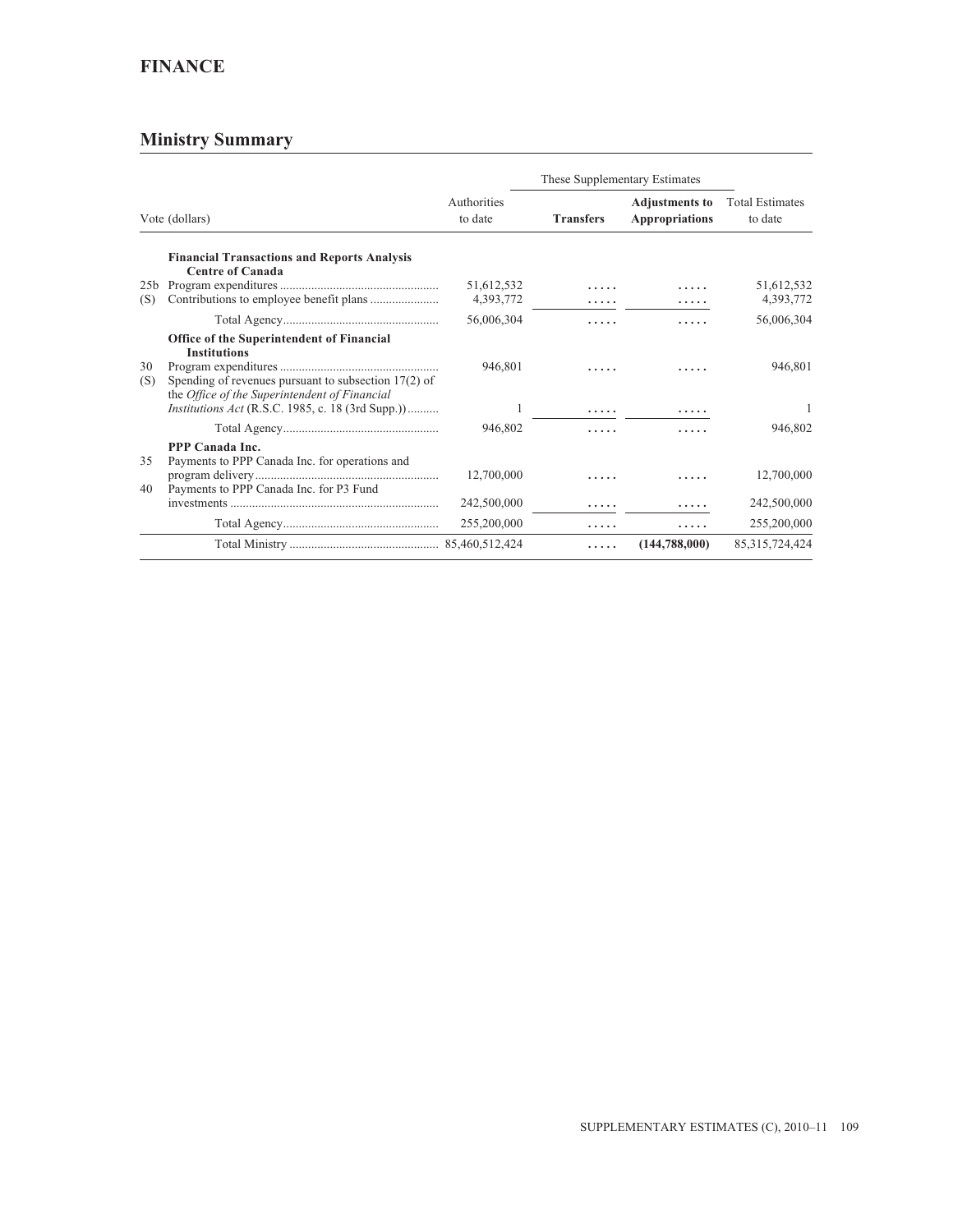## FINANCE

## Ministry Summary

| Vote (dollars) | | Authorities to date | These Supplementary Estimates | | Total Estimates to date |
|---|---|---|---|---|---|
| | | | **Transfers** | **Adjustments to Appropriations** | |
| | **Financial Transactions and Reports Analysis Centre of Canada** | | | | |
| 25b | Program expenditures | 51,612,532 | ..... | ..... | 51,612,532 |
| (S) | Contributions to employee benefit plans | 4,393,772 | ..... | ..... | 4,393,772 |
| | Total Agency | 56,006,304 | ..... | ..... | 56,006,304 |
| | **Office of the Superintendent of Financial Institutions** | | | | |
| 30 | Program expenditures | 946,801 | ..... | ..... | 946,801 |
| (S) | Spending of revenues pursuant to subsection 17(2) of the *Office of the Superintendent of Financial Institutions Act* (R.S.C. 1985, c. 18 (3rd Supp.)) | 1 | ..... | ..... | 1 |
| | Total Agency | 946,802 | ..... | ..... | 946,802 |
| | **PPP Canada Inc.** | | | | |
| 35 | Payments to PPP Canada Inc. for operations and program delivery | 12,700,000 | ..... | ..... | 12,700,000 |
| 40 | Payments to PPP Canada Inc. for P3 Fund investments | 242,500,000 | ..... | ..... | 242,500,000 |
| | Total Agency | 255,200,000 | ..... | ..... | 255,200,000 |
| | Total Ministry | 85,460,512,424 | ..... | **(144,788,000)** | 85,315,724,424 |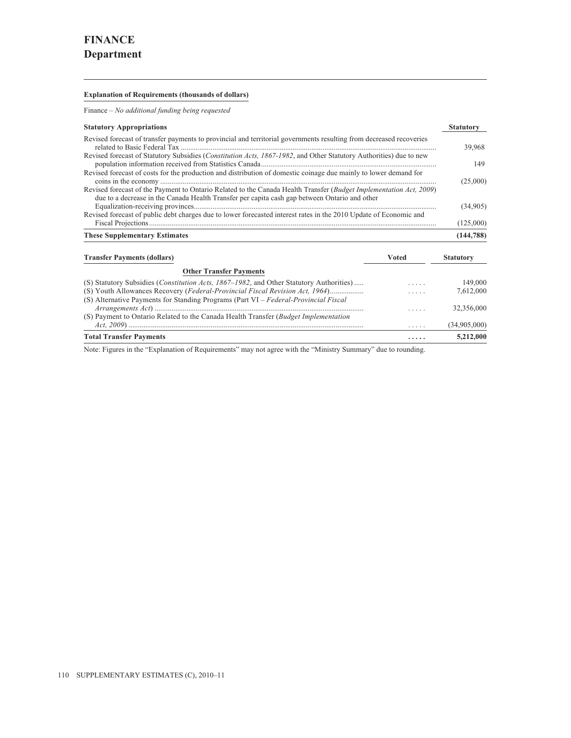# FINANCE
## Department

**Explanation of Requirements (thousands of dollars)**

Finance – *No additional funding being requested*

| Statutory Appropriations | Statutory |
|---|---|
| Revised forecast of transfer payments to provincial and territorial governments resulting from decreased recoveries related to Basic Federal Tax | 39,968 |
| Revised forecast of Statutory Subsidies (*Constitution Acts, 1867-1982*, and Other Statutory Authorities) due to new population information received from Statistics Canada | 149 |
| Revised forecast of costs for the production and distribution of domestic coinage due mainly to lower demand for coins in the economy | (25,000) |
| Revised forecast of the Payment to Ontario Related to the Canada Health Transfer (*Budget Implementation Act, 2009*) due to a decrease in the Canada Health Transfer per capita cash gap between Ontario and other Equalization-receiving provinces | (34,905) |
| Revised forecast of public debt charges due to lower forecasted interest rates in the 2010 Update of Economic and Fiscal Projections | (125,000) |
| **These Supplementary Estimates** | **(144,788)** |

| Transfer Payments (dollars) | Voted | Statutory |
|---|---|---|
| **Other Transfer Payments** | | |
| (S) Statutory Subsidies (*Constitution Acts, 1867–1982*, and Other Statutory Authorities) | ..... | 149,000 |
| (S) Youth Allowances Recovery (*Federal-Provincial Fiscal Revision Act, 1964*) | ..... | 7,612,000 |
| (S) Alternative Payments for Standing Programs (Part VI – *Federal-Provincial Fiscal Arrangements Act*) | ..... | 32,356,000 |
| (S) Payment to Ontario Related to the Canada Health Transfer (*Budget Implementation Act, 2009*) | ..... | (34,905,000) |
| **Total Transfer Payments** | **.....** | **5,212,000** |

Note: Figures in the "Explanation of Requirements" may not agree with the "Ministry Summary" due to rounding.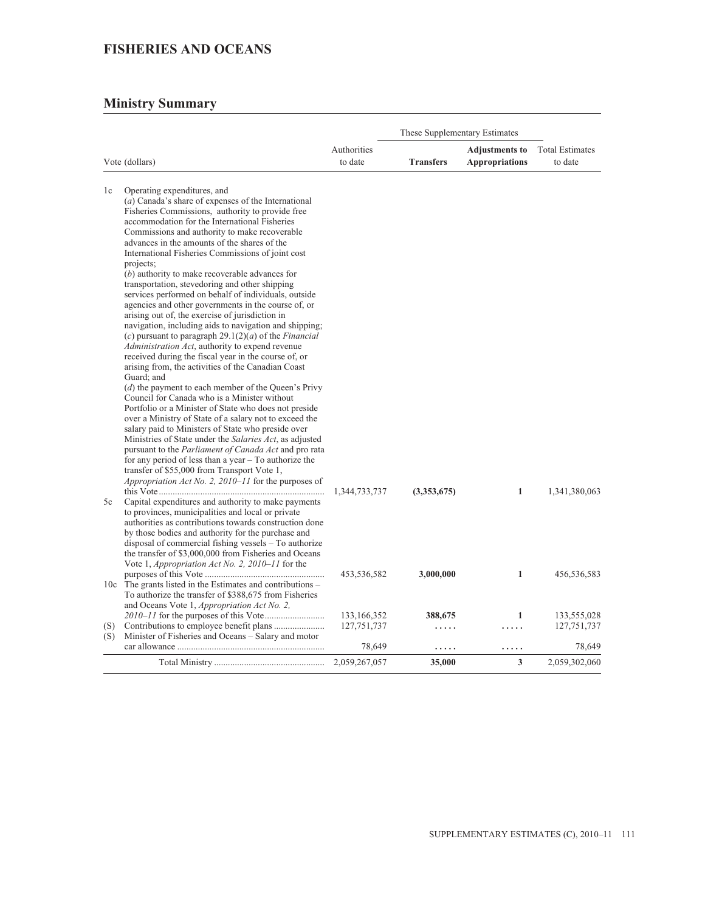## FISHERIES AND OCEANS

### Ministry Summary

| Vote (dollars) | | Authorities to date | These Supplementary Estimates | | Total Estimates to date |
|---|---|---|---|---|---|
| | | | **Transfers** | **Adjustments to Appropriations** | |
| 1c | Operating expenditures, and (*a*) Canada's share of expenses of the International Fisheries Commissions, authority to provide free accommodation for the International Fisheries Commissions and authority to make recoverable advances in the amounts of the shares of the International Fisheries Commissions of joint cost projects; (*b*) authority to make recoverable advances for transportation, stevedoring and other shipping services performed on behalf of individuals, outside agencies and other governments in the course of, or arising out of, the exercise of jurisdiction in navigation, including aids to navigation and shipping; (*c*) pursuant to paragraph 29.1(2)(*a*) of the *Financial Administration Act*, authority to expend revenue received during the fiscal year in the course of, or arising from, the activities of the Canadian Coast Guard; and (*d*) the payment to each member of the Queen's Privy Council for Canada who is a Minister without Portfolio or a Minister of State who does not preside over a Ministry of State of a salary not to exceed the salary paid to Ministers of State who preside over Ministries of State under the *Salaries Act*, as adjusted pursuant to the *Parliament of Canada Act* and pro rata for any period of less than a year – To authorize the transfer of $55,000 from Transport Vote 1, *Appropriation Act No. 2, 2010–11* for the purposes of this Vote | 1,344,733,737 | **(3,353,675)** | **1** | 1,341,380,063 |
| 5c | Capital expenditures and authority to make payments to provinces, municipalities and local or private authorities as contributions towards construction done by those bodies and authority for the purchase and disposal of commercial fishing vessels – To authorize the transfer of $3,000,000 from Fisheries and Oceans Vote 1, *Appropriation Act No. 2, 2010–11* for the purposes of this Vote | 453,536,582 | **3,000,000** | **1** | 456,536,583 |
| 10c | The grants listed in the Estimates and contributions – To authorize the transfer of $388,675 from Fisheries and Oceans Vote 1, *Appropriation Act No. 2, 2010–11* for the purposes of this Vote | 133,166,352 | **388,675** | **1** | 133,555,028 |
| (S) | Contributions to employee benefit plans | 127,751,737 | ..... | ..... | 127,751,737 |
| (S) | Minister of Fisheries and Oceans – Salary and motor car allowance | 78,649 | ..... | ..... | 78,649 |
| | Total Ministry | 2,059,267,057 | **35,000** | **3** | 2,059,302,060 |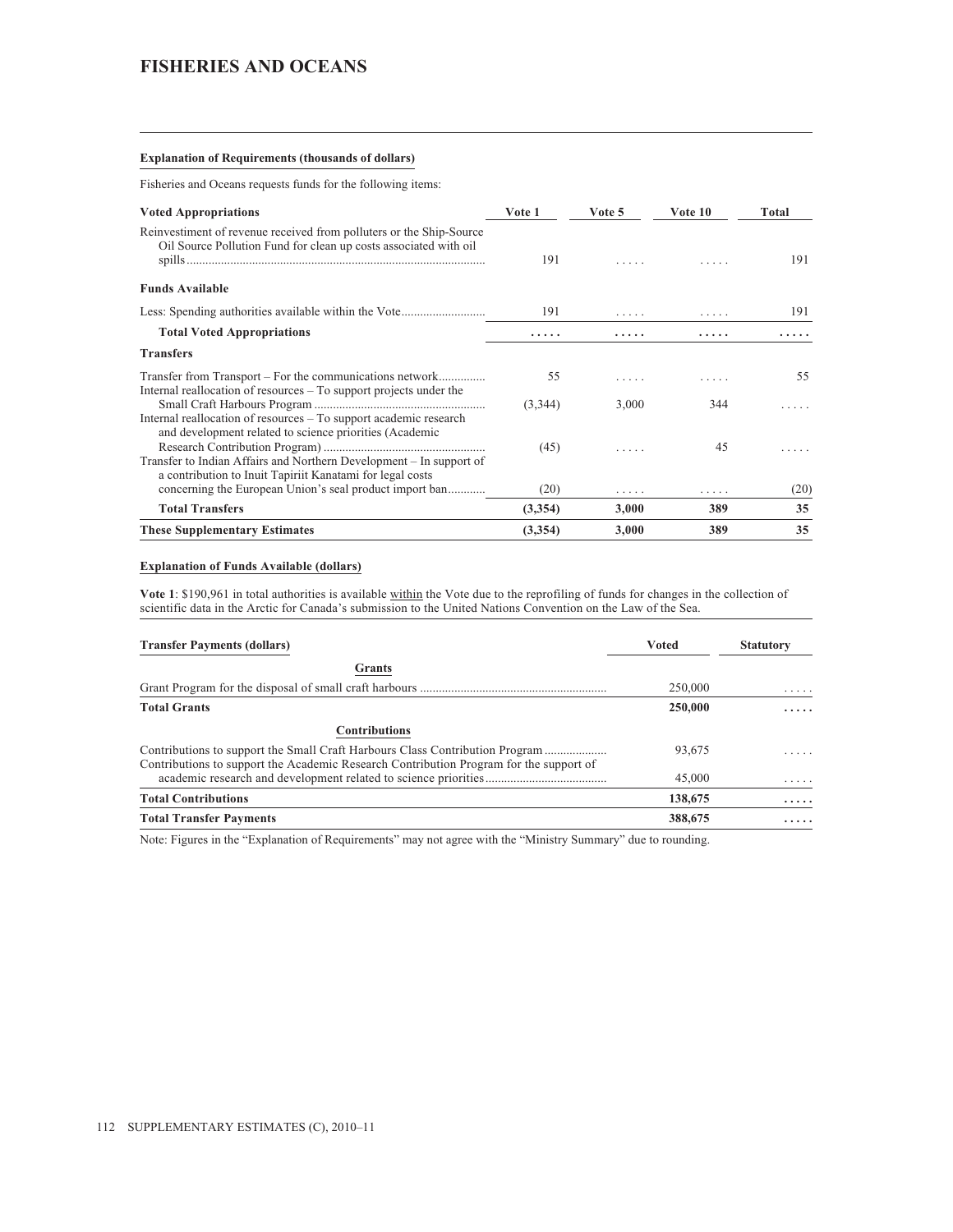## FISHERIES AND OCEANS

### Explanation of Requirements (thousands of dollars)

Fisheries and Oceans requests funds for the following items:

| Voted Appropriations | Vote 1 | Vote 5 | Vote 10 | Total |
|---|---|---|---|---|
| Reinvestiment of revenue received from polluters or the Ship-Source Oil Source Pollution Fund for clean up costs associated with oil spills | 191 | ..... | ..... | 191 |
| **Funds Available** | | | | |
| Less: Spending authorities available within the Vote | 191 | ..... | ..... | 191 |
| **Total Voted Appropriations** | **.....** | **.....** | **.....** | **.....** |
| **Transfers** | | | | |
| Transfer from Transport – For the communications network | 55 | ..... | ..... | 55 |
| Internal reallocation of resources – To support projects under the Small Craft Harbours Program | (3,344) | 3,000 | 344 | ..... |
| Internal reallocation of resources – To support academic research and development related to science priorities (Academic Research Contribution Program) | (45) | ..... | 45 | ..... |
| Transfer to Indian Affairs and Northern Development – In support of a contribution to Inuit Tapiriit Kanatami for legal costs concerning the European Union's seal product import ban | (20) | ..... | ..... | (20) |
| **Total Transfers** | **(3,354)** | **3,000** | **389** | **35** |
| **These Supplementary Estimates** | **(3,354)** | **3,000** | **389** | **35** |

### Explanation of Funds Available (dollars)

**Vote 1**: $190,961 in total authorities is available within the Vote due to the reprofiling of funds for changes in the collection of scientific data in the Arctic for Canada's submission to the United Nations Convention on the Law of the Sea.

| Transfer Payments (dollars) | Voted | Statutory |
|---|---|---|
| **Grants** | | |
| Grant Program for the disposal of small craft harbours | 250,000 | ..... |
| **Total Grants** | **250,000** | **.....** |
| **Contributions** | | |
| Contributions to support the Small Craft Harbours Class Contribution Program | 93,675 | ..... |
| Contributions to support the Academic Research Contribution Program for the support of academic research and development related to science priorities | 45,000 | ..... |
| **Total Contributions** | **138,675** | **.....** |
| **Total Transfer Payments** | **388,675** | **.....** |

Note: Figures in the "Explanation of Requirements" may not agree with the "Ministry Summary" due to rounding.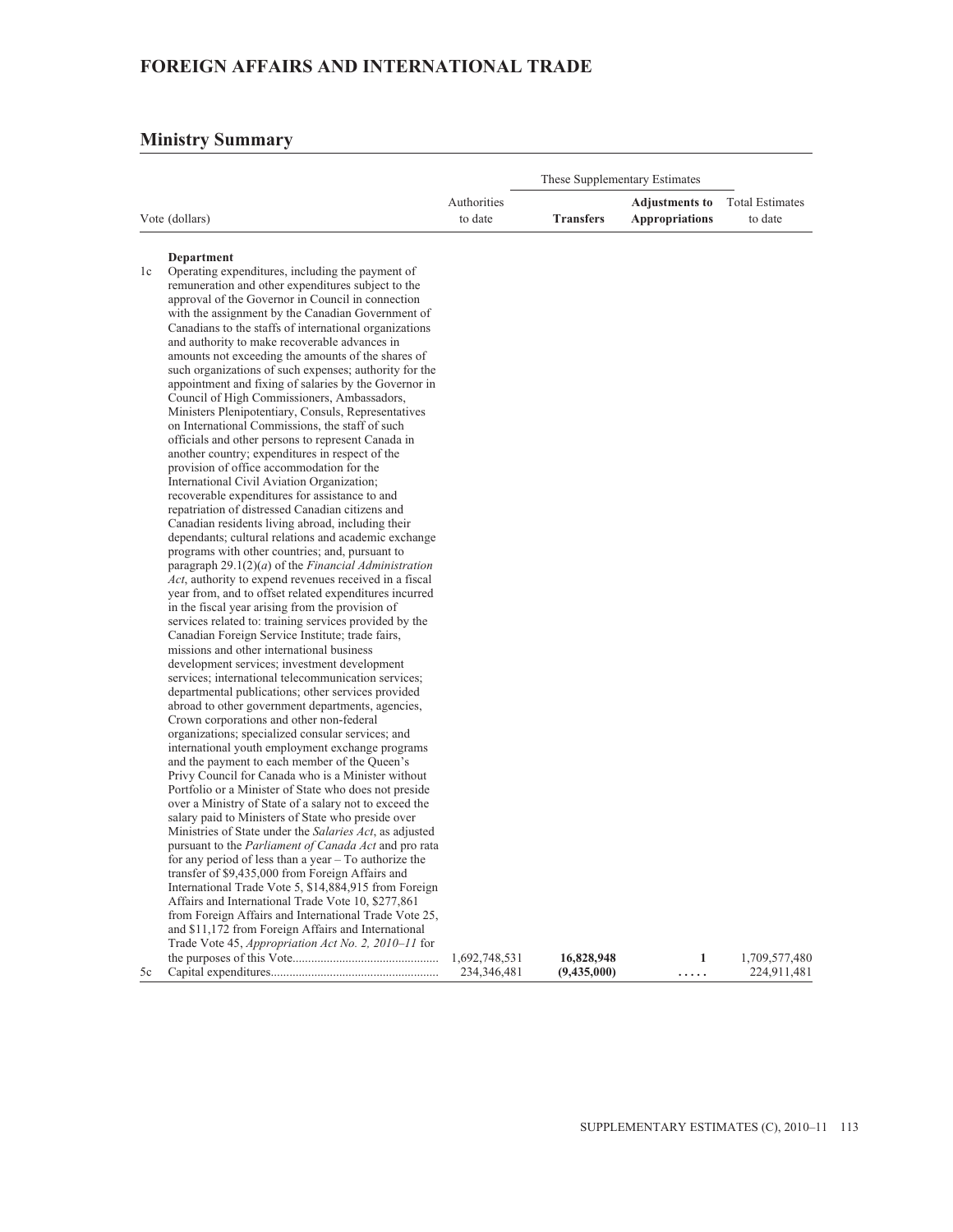# FOREIGN AFFAIRS AND INTERNATIONAL TRADE

## Ministry Summary

| Vote (dollars) | | Authorities to date | These Supplementary Estimates | | Total Estimates to date |
|---|---|---|---|---|---|
| | | | **Transfers** | **Adjustments to Appropriations** | |
| | **Department** | | | | |
| 1c | Operating expenditures, including the payment of remuneration and other expenditures subject to the approval of the Governor in Council in connection with the assignment by the Canadian Government of Canadians to the staffs of international organizations and authority to make recoverable advances in amounts not exceeding the amounts of the shares of such organizations of such expenses; authority for the appointment and fixing of salaries by the Governor in Council of High Commissioners, Ambassadors, Ministers Plenipotentiary, Consuls, Representatives on International Commissions, the staff of such officials and other persons to represent Canada in another country; expenditures in respect of the provision of office accommodation for the International Civil Aviation Organization; recoverable expenditures for assistance to and repatriation of distressed Canadian citizens and Canadian residents living abroad, including their dependants; cultural relations and academic exchange programs with other countries; and, pursuant to paragraph 29.1(2)(*a*) of the *Financial Administration Act*, authority to expend revenues received in a fiscal year from, and to offset related expenditures incurred in the fiscal year arising from the provision of services related to: training services provided by the Canadian Foreign Service Institute; trade fairs, missions and other international business development services; investment development services; international telecommunication services; departmental publications; other services provided abroad to other government departments, agencies, Crown corporations and other non-federal organizations; specialized consular services; and international youth employment exchange programs and the payment to each member of the Queen's Privy Council for Canada who is a Minister without Portfolio or a Minister of State who does not preside over a Ministry of State of a salary not to exceed the salary paid to Ministers of State who preside over Ministries of State under the *Salaries Act*, as adjusted pursuant to the *Parliament of Canada Act* and pro rata for any period of less than a year – To authorize the transfer of $9,435,000 from Foreign Affairs and International Trade Vote 5, $14,884,915 from Foreign Affairs and International Trade Vote 10, $277,861 from Foreign Affairs and International Trade Vote 25, and $11,172 from Foreign Affairs and International Trade Vote 45, *Appropriation Act No. 2, 2010–11* for the purposes of this Vote | 1,692,748,531 | **16,828,948** | **1** | 1,709,577,480 |
| 5c | Capital expenditures | 234,346,481 | **(9,435,000)** | **.....** | 224,911,481 |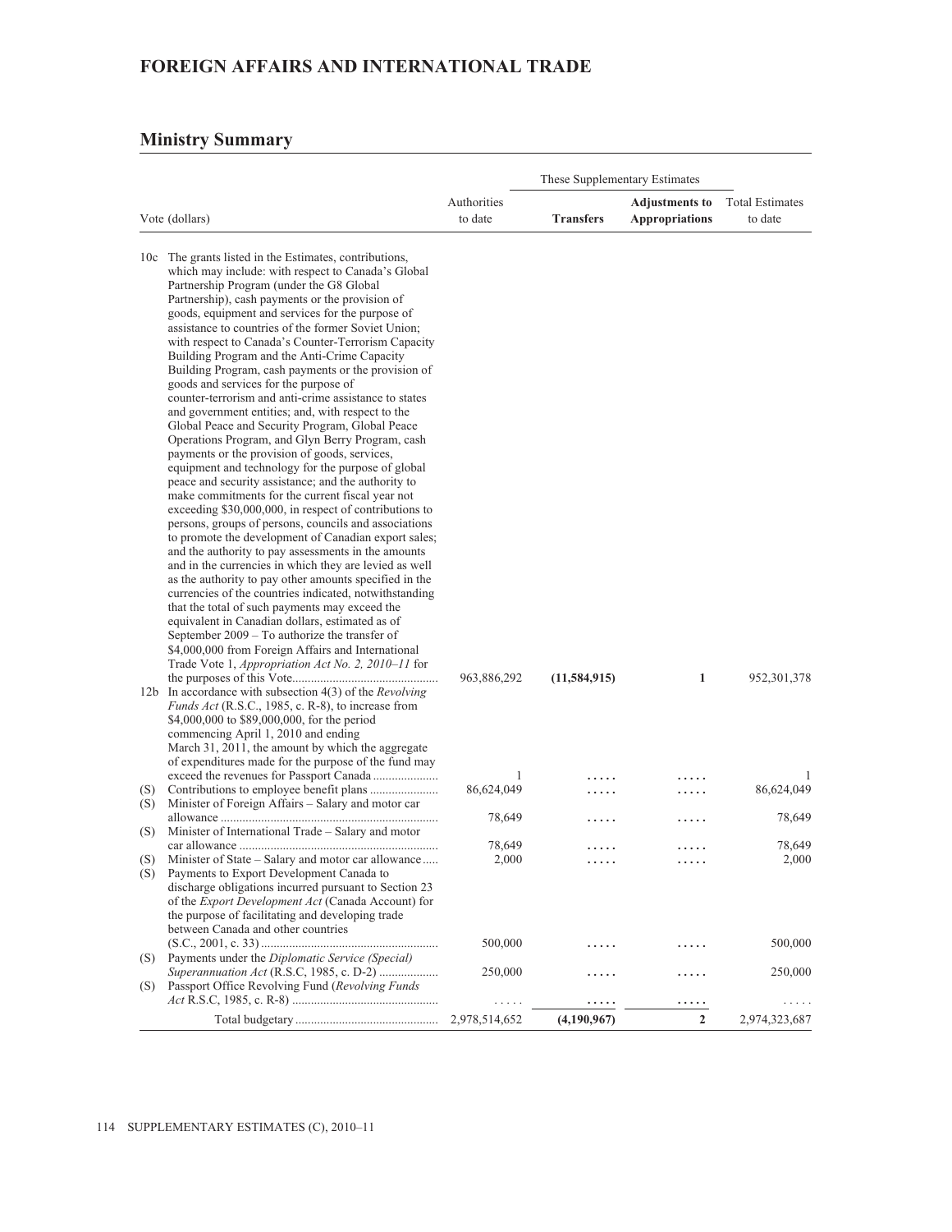# FOREIGN AFFAIRS AND INTERNATIONAL TRADE

## Ministry Summary

| Vote (dollars) | | Authorities to date | These Supplementary Estimates | | Total Estimates to date |
|---|---|---|---|---|---|
| | | | **Transfers** | **Adjustments to Appropriations** | |
| 10c | The grants listed in the Estimates, contributions, which may include: with respect to Canada's Global Partnership Program (under the G8 Global Partnership), cash payments or the provision of goods, equipment and services for the purpose of assistance to countries of the former Soviet Union; with respect to Canada's Counter-Terrorism Capacity Building Program and the Anti-Crime Capacity Building Program, cash payments or the provision of goods and services for the purpose of counter-terrorism and anti-crime assistance to states and government entities; and, with respect to the Global Peace and Security Program, Global Peace Operations Program, and Glyn Berry Program, cash payments or the provision of goods, services, equipment and technology for the purpose of global peace and security assistance; and the authority to make commitments for the current fiscal year not exceeding $30,000,000, in respect of contributions to persons, groups of persons, councils and associations to promote the development of Canadian export sales; and the authority to pay assessments in the amounts and in the currencies in which they are levied as well as the authority to pay other amounts specified in the currencies of the countries indicated, notwithstanding that the total of such payments may exceed the equivalent in Canadian dollars, estimated as of September 2009 – To authorize the transfer of $4,000,000 from Foreign Affairs and International Trade Vote 1, *Appropriation Act No. 2, 2010–11* for the purposes of this Vote | 963,886,292 | **(11,584,915)** | **1** | 952,301,378 |
| 12b | In accordance with subsection 4(3) of the *Revolving Funds Act* (R.S.C., 1985, c. R-8), to increase from $4,000,000 to $89,000,000, for the period commencing April 1, 2010 and ending March 31, 2011, the amount by which the aggregate of expenditures made for the purpose of the fund may exceed the revenues for Passport Canada | 1 | ..... | ..... | 1 |
| (S) | Contributions to employee benefit plans | 86,624,049 | ..... | ..... | 86,624,049 |
| (S) | Minister of Foreign Affairs – Salary and motor car allowance | 78,649 | ..... | ..... | 78,649 |
| (S) | Minister of International Trade – Salary and motor car allowance | 78,649 | ..... | ..... | 78,649 |
| (S) | Minister of State – Salary and motor car allowance | 2,000 | ..... | ..... | 2,000 |
| (S) | Payments to Export Development Canada to discharge obligations incurred pursuant to Section 23 of the *Export Development Act* (Canada Account) for the purpose of facilitating and developing trade between Canada and other countries (S.C., 2001, c. 33) | 500,000 | ..... | ..... | 500,000 |
| (S) | Payments under the *Diplomatic Service (Special) Superannuation Act* (R.S.C, 1985, c. D-2) | 250,000 | ..... | ..... | 250,000 |
| (S) | Passport Office Revolving Fund (*Revolving Funds Act* R.S.C, 1985, c. R-8) | ..... | ..... | ..... | ..... |
| | Total budgetary | 2,978,514,652 | **(4,190,967)** | **2** | 2,974,323,687 |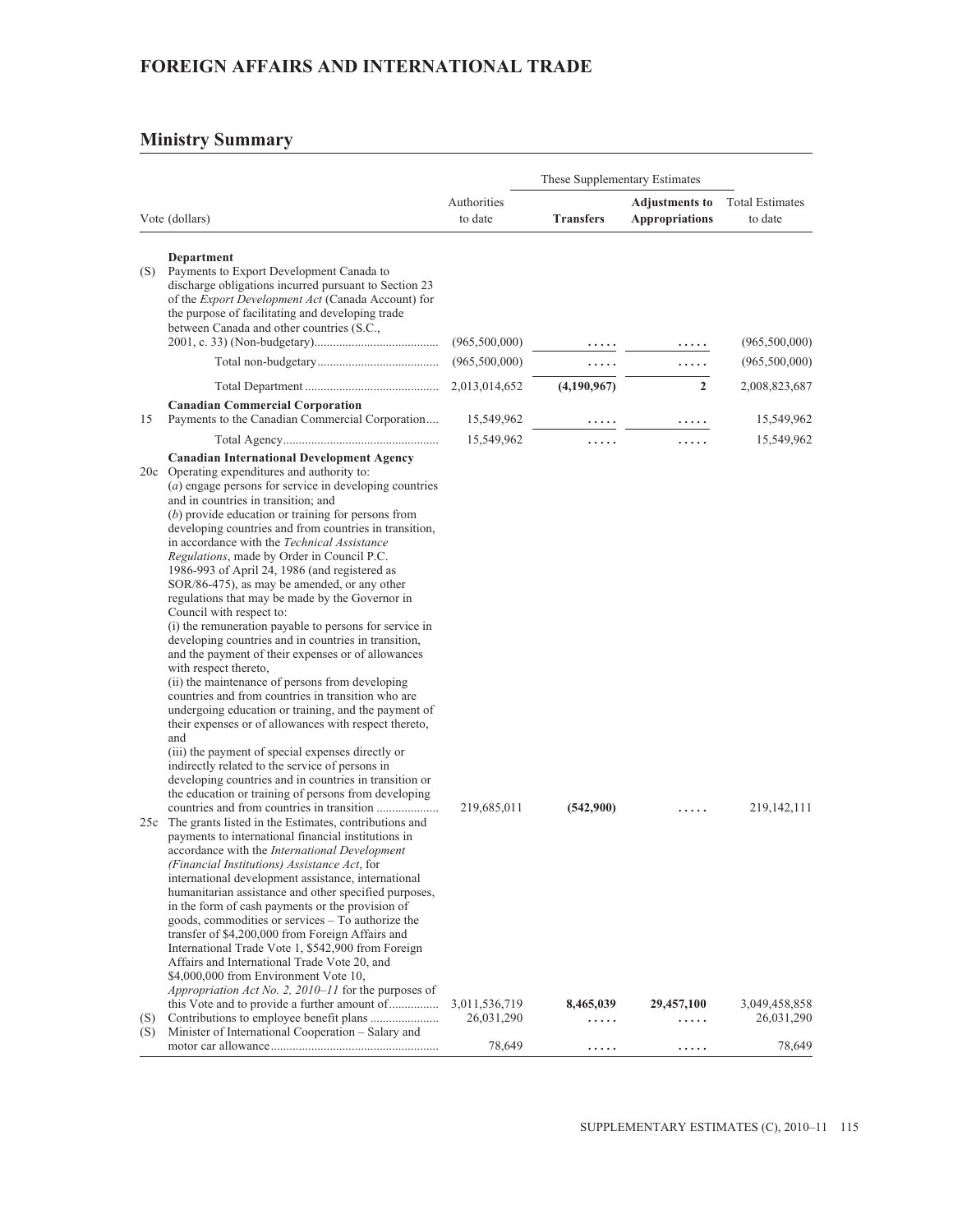# FOREIGN AFFAIRS AND INTERNATIONAL TRADE

## Ministry Summary

| | Vote (dollars) | Authorities to date | These Supplementary Estimates | | Total Estimates to date |
|---|---|---|---|---|---|
| | | | **Transfers** | **Adjustments to Appropriations** | |
| | **Department** | | | | |
| (S) | Payments to Export Development Canada to discharge obligations incurred pursuant to Section 23 of the *Export Development Act* (Canada Account) for the purpose of facilitating and developing trade between Canada and other countries (S.C., 2001, c. 33) (Non-budgetary) | (965,500,000) | ..... | ..... | (965,500,000) |
| | Total non-budgetary | (965,500,000) | ..... | ..... | (965,500,000) |
| | Total Department | 2,013,014,652 | **(4,190,967)** | **2** | 2,008,823,687 |
| | **Canadian Commercial Corporation** | | | | |
| 15 | Payments to the Canadian Commercial Corporation | 15,549,962 | ..... | ..... | 15,549,962 |
| | Total Agency | 15,549,962 | ..... | ..... | 15,549,962 |
| | **Canadian International Development Agency** | | | | |
| 20c | Operating expenditures and authority to: (*a*) engage persons for service in developing countries and in countries in transition; and (*b*) provide education or training for persons from developing countries and from countries in transition, in accordance with the *Technical Assistance Regulations*, made by Order in Council P.C. 1986-993 of April 24, 1986 (and registered as SOR/86-475), as may be amended, or any other regulations that may be made by the Governor in Council with respect to: (i) the remuneration payable to persons for service in developing countries and in countries in transition, and the payment of their expenses or of allowances with respect thereto, (ii) the maintenance of persons from developing countries and from countries in transition who are undergoing education or training, and the payment of their expenses or of allowances with respect thereto, and (iii) the payment of special expenses directly or indirectly related to the service of persons in developing countries and in countries in transition or the education or training of persons from developing countries and from countries in transition | 219,685,011 | **(542,900)** | ..... | 219,142,111 |
| 25c | The grants listed in the Estimates, contributions and payments to international financial institutions in accordance with the *International Development (Financial Institutions) Assistance Act*, for international development assistance, international humanitarian assistance and other specified purposes, in the form of cash payments or the provision of goods, commodities or services – To authorize the transfer of $4,200,000 from Foreign Affairs and International Trade Vote 1, $542,900 from Foreign Affairs and International Trade Vote 20, and $4,000,000 from Environment Vote 10, *Appropriation Act No. 2, 2010–11* for the purposes of this Vote and to provide a further amount of | 3,011,536,719 | **8,465,039** | **29,457,100** | 3,049,458,858 |
| (S) | Contributions to employee benefit plans | 26,031,290 | ..... | ..... | 26,031,290 |
| (S) | Minister of International Cooperation – Salary and motor car allowance | 78,649 | ..... | ..... | 78,649 |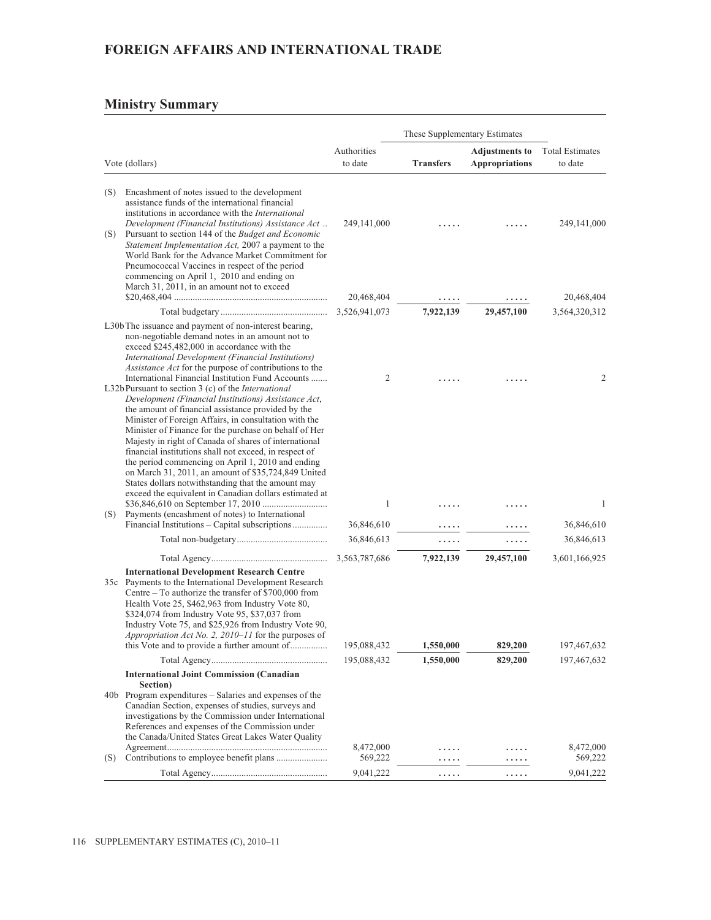# FOREIGN AFFAIRS AND INTERNATIONAL TRADE

## Ministry Summary

| | Vote (dollars) | Authorities to date | These Supplementary Estimates | | Total Estimates to date |
|---|---|---|---|---|---|
| | | | **Transfers** | **Adjustments to Appropriations** | |
| (S) | Encashment of notes issued to the development assistance funds of the international financial institutions in accordance with the *International Development (Financial Institutions) Assistance Act* .. | 249,141,000 | ..... | ..... | 249,141,000 |
| (S) | Pursuant to section 144 of the *Budget and Economic Statement Implementation Act,* 2007 a payment to the World Bank for the Advance Market Commitment for Pneumococcal Vaccines in respect of the period commencing on April 1, 2010 and ending on March 31, 2011, in an amount not to exceed $20,468,404 ........................ | 20,468,404 | ..... | ..... | 20,468,404 |
| | Total budgetary ............................................. | 3,526,941,073 | 7,922,139 | 29,457,100 | 3,564,320,312 |
| L30b | The issuance and payment of non-interest bearing, non-negotiable demand notes in an amount not to exceed $245,482,000 in accordance with the *International Development (Financial Institutions) Assistance Act* for the purpose of contributions to the International Financial Institution Fund Accounts ....... | 2 | ..... | ..... | 2 |
| L32b | Pursuant to section 3 (c) of the *International Development (Financial Institutions) Assistance Act*, the amount of financial assistance provided by the Minister of Foreign Affairs, in consultation with the Minister of Finance for the purchase on behalf of Her Majesty in right of Canada of shares of international financial institutions shall not exceed, in respect of the period commencing on April 1, 2010 and ending on March 31, 2011, an amount of $35,724,849 United States dollars notwithstanding that the amount may exceed the equivalent in Canadian dollars estimated at $36,846,610 on September 17, 2010 ........................... | 1 | ..... | ..... | 1 |
| (S) | Payments (encashment of notes) to International Financial Institutions – Capital subscriptions............... | 36,846,610 | ..... | ..... | 36,846,610 |
| | Total non-budgetary....................................... | 36,846,613 | ..... | ..... | 36,846,613 |
| | Total Agency.................................................. | 3,563,787,686 | 7,922,139 | 29,457,100 | 3,601,166,925 |
| | **International Development Research Centre** | | | | |
| 35c | Payments to the International Development Research Centre – To authorize the transfer of $700,000 from Health Vote 25, $462,963 from Industry Vote 80, $324,074 from Industry Vote 95, $37,037 from Industry Vote 75, and $25,926 from Industry Vote 90, *Appropriation Act No. 2, 2010–11* for the purposes of this Vote and to provide a further amount of................ | 195,088,432 | 1,550,000 | 829,200 | 197,467,632 |
| | Total Agency.................................................. | 195,088,432 | 1,550,000 | 829,200 | 197,467,632 |
| | **International Joint Commission (Canadian Section)** | | | | |
| 40b | Program expenditures – Salaries and expenses of the Canadian Section, expenses of studies, surveys and investigations by the Commission under International References and expenses of the Commission under the Canada/United States Great Lakes Water Quality Agreement.................................................................... | 8,472,000 | ..... | ..... | 8,472,000 |
| (S) | Contributions to employee benefit plans ...................... | 569,222 | ..... | ..... | 569,222 |
| | Total Agency.................................................. | 9,041,222 | ..... | ..... | 9,041,222 |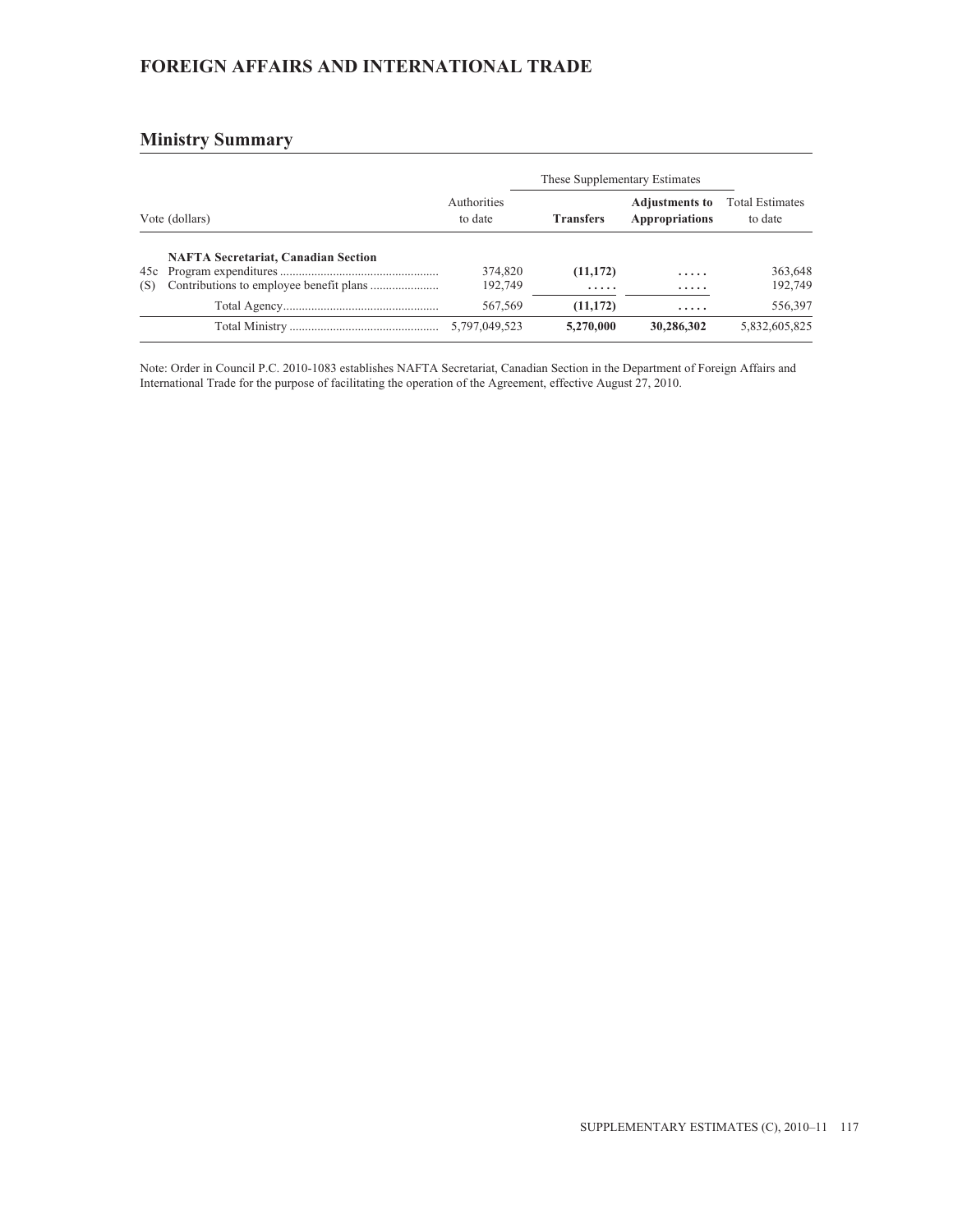## FOREIGN AFFAIRS AND INTERNATIONAL TRADE

### Ministry Summary

| Vote (dollars) | | Authorities to date | These Supplementary Estimates | | Total Estimates to date |
|---|---|---|---|---|---|
| | | | **Transfers** | **Adjustments to Appropriations** | |
| | **NAFTA Secretariat, Canadian Section** | | | | |
| 45c | Program expenditures | 374,820 | **(11,172)** | **.....** | 363,648 |
| (S) | Contributions to employee benefit plans | 192,749 | **.....** | **.....** | 192,749 |
| | Total Agency | 567,569 | **(11,172)** | **.....** | 556,397 |
| | Total Ministry | 5,797,049,523 | **5,270,000** | **30,286,302** | 5,832,605,825 |

Note: Order in Council P.C. 2010-1083 establishes NAFTA Secretariat, Canadian Section in the Department of Foreign Affairs and International Trade for the purpose of facilitating the operation of the Agreement, effective August 27, 2010.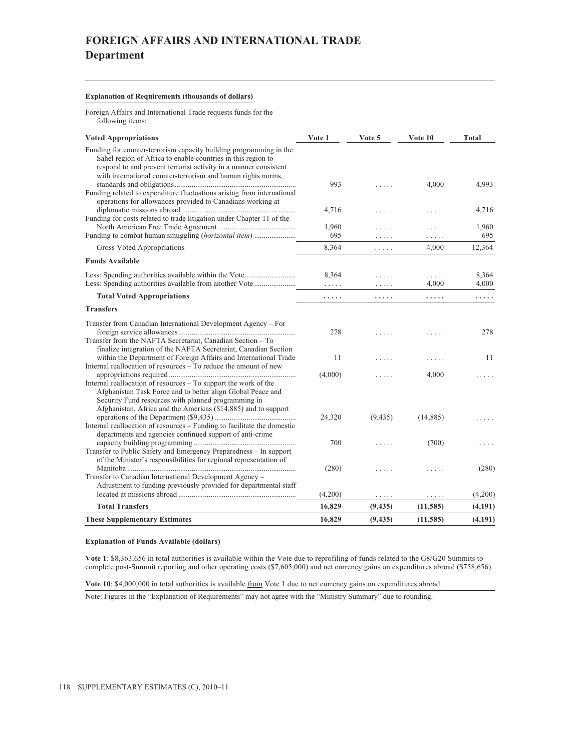# FOREIGN AFFAIRS AND INTERNATIONAL TRADE
## Department

**Explanation of Requirements (thousands of dollars)**

Foreign Affairs and International Trade requests funds for the following items:

| Voted Appropriations | Vote 1 | Vote 5 | Vote 10 | Total |
|---|---|---|---|---|
| Funding for counter-terrorism capacity building programming in the Sahel region of Africa to enable countries in this region to respond to and prevent terrorist activity in a manner consistent with international counter-terrorism and human rights norms, standards and obligations | 993 | ..... | 4,000 | 4,993 |
| Funding related to expenditure fluctuations arising from international operations for allowances provided to Canadians working at diplomatic missions abroad | 4,716 | ..... | ..... | 4,716 |
| Funding for costs related to trade litigation under Chapter 11 of the North American Free Trade Agreement | 1,960 | ..... | ..... | 1,960 |
| Funding to combat human smuggling (*horizontal item*) | 695 | ..... | ..... | 695 |
| Gross Voted Appropriations | 8,364 | ..... | 4,000 | 12,364 |
| **Funds Available** | | | | |
| Less: Spending authorities available within the Vote | 8,364 | ..... | ..... | 8,364 |
| Less: Spending authorities available from another Vote | ..... | ..... | 4,000 | 4,000 |
| **Total Voted Appropriations** | ..... | ..... | ..... | ..... |
| **Transfers** | | | | |
| Transfer from Canadian International Development Agency – For foreign service allowances | 278 | ..... | ..... | 278 |
| Transfer from the NAFTA Secretariat, Canadian Section – To finalize integration of the NAFTA Secretariat, Canadian Section within the Department of Foreign Affairs and International Trade | 11 | ..... | ..... | 11 |
| Internal reallocation of resources – To reduce the amount of new appropriations required | (4,000) | ..... | 4,000 | ..... |
| Internal reallocation of resources – To support the work of the Afghanistan Task Force and to better align Global Peace and Security Fund resources with planned programming in Afghanistan, Africa and the Americas ($14,885) and to support operations of the Department ($9,435) | 24,320 | (9,435) | (14,885) | ..... |
| Internal reallocation of resources – Funding to facilitate the domestic departments and agencies continued support of anti-crime capacity building programming | 700 | ..... | (700) | ..... |
| Transfer to Public Safety and Emergency Preparedness – In support of the Minister's responsibilities for regional representation of Manitoba | (280) | ..... | ..... | (280) |
| Transfer to Canadian International Development Agency – Adjustment to funding previously provided for departmental staff located at missions abroad | (4,200) | ..... | ..... | (4,200) |
| **Total Transfers** | **16,829** | **(9,435)** | **(11,585)** | **(4,191)** |
| **These Supplementary Estimates** | **16,829** | **(9,435)** | **(11,585)** | **(4,191)** |

**Explanation of Funds Available (dollars)**

**Vote 1**: $8,363,656 in total authorities is available within the Vote due to reprofiling of funds related to the G8/G20 Summits to complete post-Summit reporting and other operating costs ($7,605,000) and net currency gains on expenditures abroad ($758,656).

**Vote 10**: $4,000,000 in total authorities is available from Vote 1 due to net currency gains on expenditures abroad.

Note: Figures in the "Explanation of Requirements" may not agree with the "Ministry Summary" due to rounding.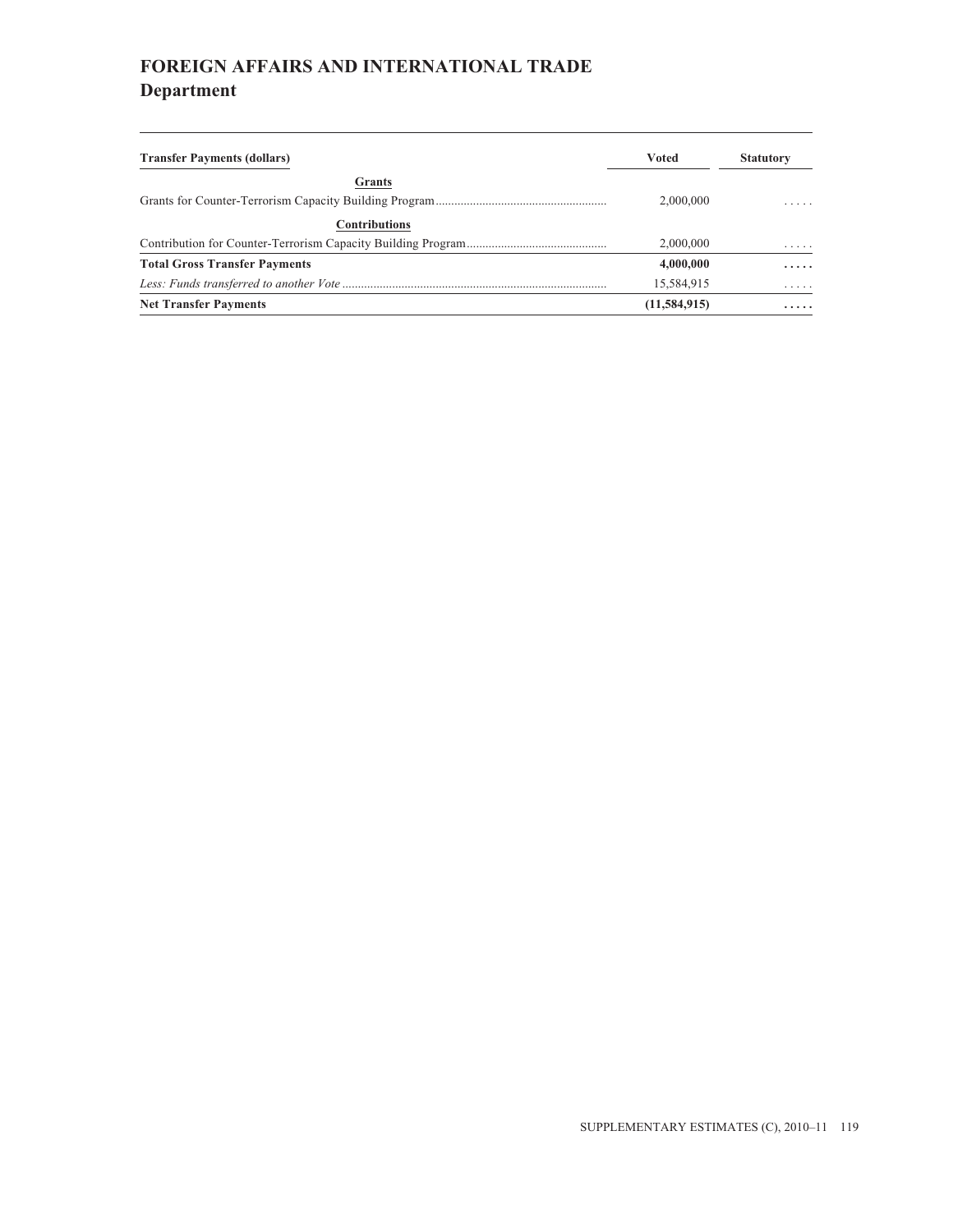# FOREIGN AFFAIRS AND INTERNATIONAL TRADE
## Department

| Transfer Payments (dollars) | Voted | Statutory |
| --- | --- | --- |
| **Grants** | | |
| Grants for Counter-Terrorism Capacity Building Program | 2,000,000 | ..... |
| **Contributions** | | |
| Contribution for Counter-Terrorism Capacity Building Program | 2,000,000 | ..... |
| **Total Gross Transfer Payments** | **4,000,000** | **.....** |
| *Less: Funds transferred to another Vote* | 15,584,915 | ..... |
| **Net Transfer Payments** | **(11,584,915)** | **.....** |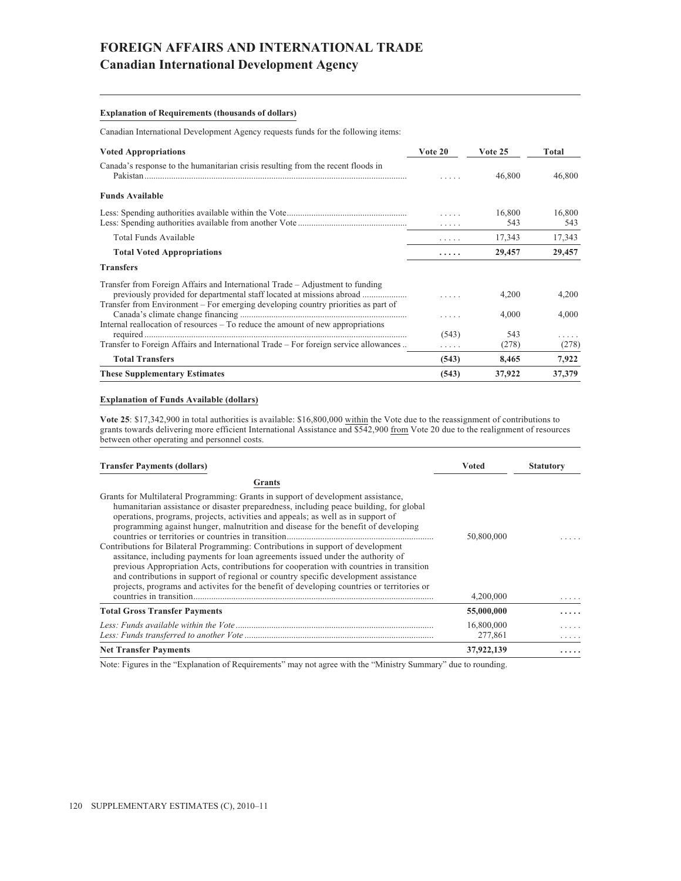# FOREIGN AFFAIRS AND INTERNATIONAL TRADE

## Canadian International Development Agency

**Explanation of Requirements (thousands of dollars)**

Canadian International Development Agency requests funds for the following items:

| Voted Appropriations | Vote 20 | Vote 25 | Total |
|---|---|---|---|
| Canada's response to the humanitarian crisis resulting from the recent floods in Pakistan | ..... | 46,800 | 46,800 |
| **Funds Available** | | | |
| Less: Spending authorities available within the Vote | ..... | 16,800 | 16,800 |
| Less: Spending authorities available from another Vote | ..... | 543 | 543 |
| Total Funds Available | ..... | 17,343 | 17,343 |
| **Total Voted Appropriations** | **.....** | **29,457** | **29,457** |
| **Transfers** | | | |
| Transfer from Foreign Affairs and International Trade – Adjustment to funding previously provided for departmental staff located at missions abroad | ..... | 4,200 | 4,200 |
| Transfer from Environment – For emerging developing country priorities as part of Canada's climate change financing | ..... | 4,000 | 4,000 |
| Internal reallocation of resources – To reduce the amount of new appropriations required | (543) | 543 | ..... |
| Transfer to Foreign Affairs and International Trade – For foreign service allowances | ..... | (278) | (278) |
| **Total Transfers** | **(543)** | **8,465** | **7,922** |
| **These Supplementary Estimates** | **(543)** | **37,922** | **37,379** |

**Explanation of Funds Available (dollars)**

**Vote 25**: $17,342,900 in total authorities is available: $16,800,000 within the Vote due to the reassignment of contributions to grants towards delivering more efficient International Assistance and $542,900 from Vote 20 due to the realignment of resources between other operating and personnel costs.

| Transfer Payments (dollars) | Voted | Statutory |
|---|---|---|
| **Grants** | | |
| Grants for Multilateral Programming: Grants in support of development assistance, humanitarian assistance or disaster preparedness, including peace building, for global operations, programs, projects, activities and appeals; as well as in support of programming against hunger, malnutrition and disease for the benefit of developing countries or territories or countries in transition | 50,800,000 | ..... |
| Contributions for Bilateral Programming: Contributions in support of development assistance, including payments for loan agreements issued under the authority of previous Appropriation Acts, contributions for cooperation with countries in transition and contributions in support of regional or country specific development assistance projects, programs and activites for the benefit of developing countries or territories or countries in transition | 4,200,000 | ..... |
| **Total Gross Transfer Payments** | **55,000,000** | **.....** |
| *Less: Funds available within the Vote* | 16,800,000 | ..... |
| *Less: Funds transferred to another Vote* | 277,861 | ..... |
| **Net Transfer Payments** | **37,922,139** | **.....** |

Note: Figures in the "Explanation of Requirements" may not agree with the "Ministry Summary" due to rounding.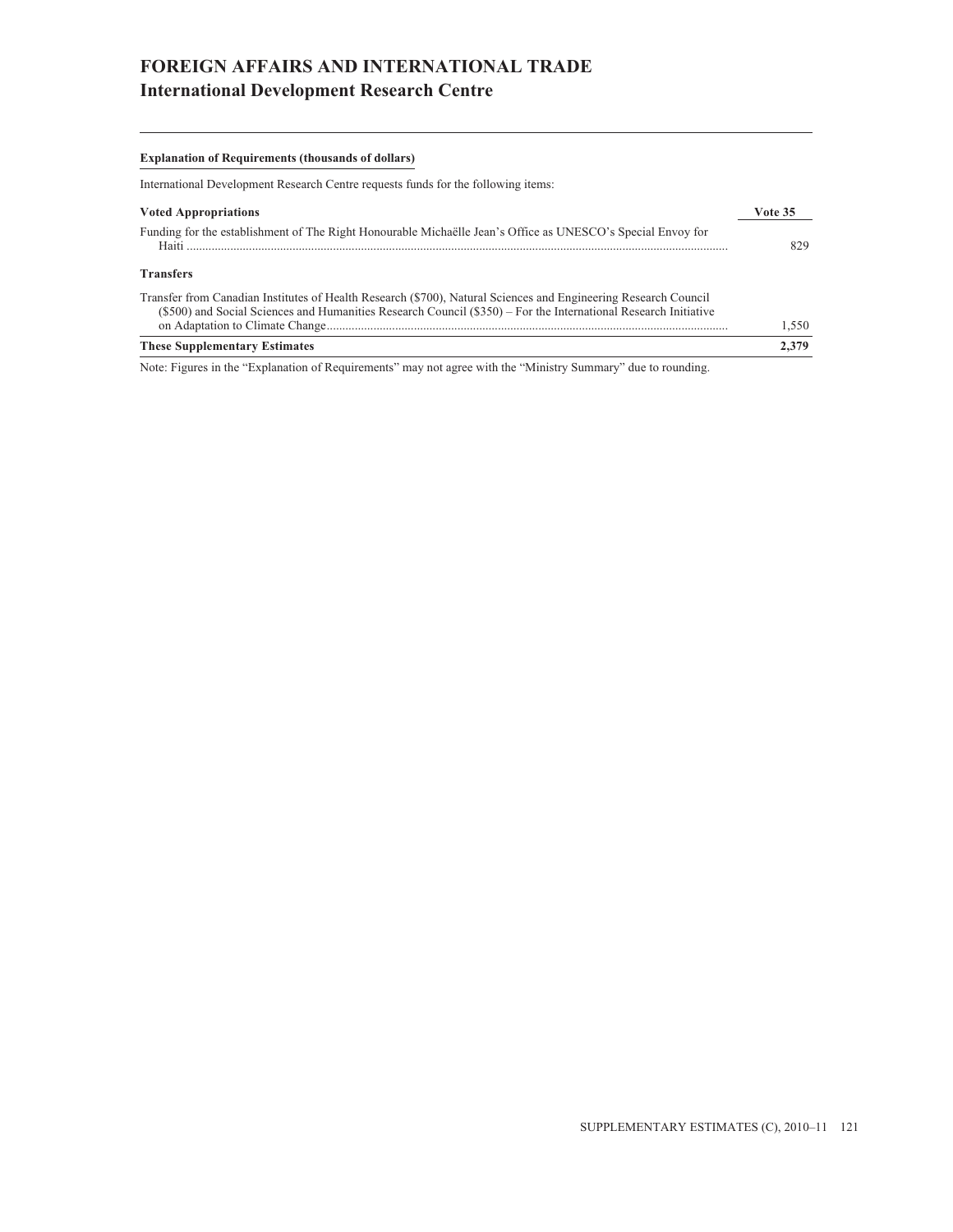# FOREIGN AFFAIRS AND INTERNATIONAL TRADE
## International Development Research Centre

**Explanation of Requirements (thousands of dollars)**

International Development Research Centre requests funds for the following items:

| Voted Appropriations | Vote 35 |
|---|---|
| Funding for the establishment of The Right Honourable Michaëlle Jean's Office as UNESCO's Special Envoy for Haiti | 829 |
| **Transfers** | |
| Transfer from Canadian Institutes of Health Research ($700), Natural Sciences and Engineering Research Council ($500) and Social Sciences and Humanities Research Council ($350) – For the International Research Initiative on Adaptation to Climate Change | 1,550 |
| **These Supplementary Estimates** | **2,379** |

Note: Figures in the "Explanation of Requirements" may not agree with the "Ministry Summary" due to rounding.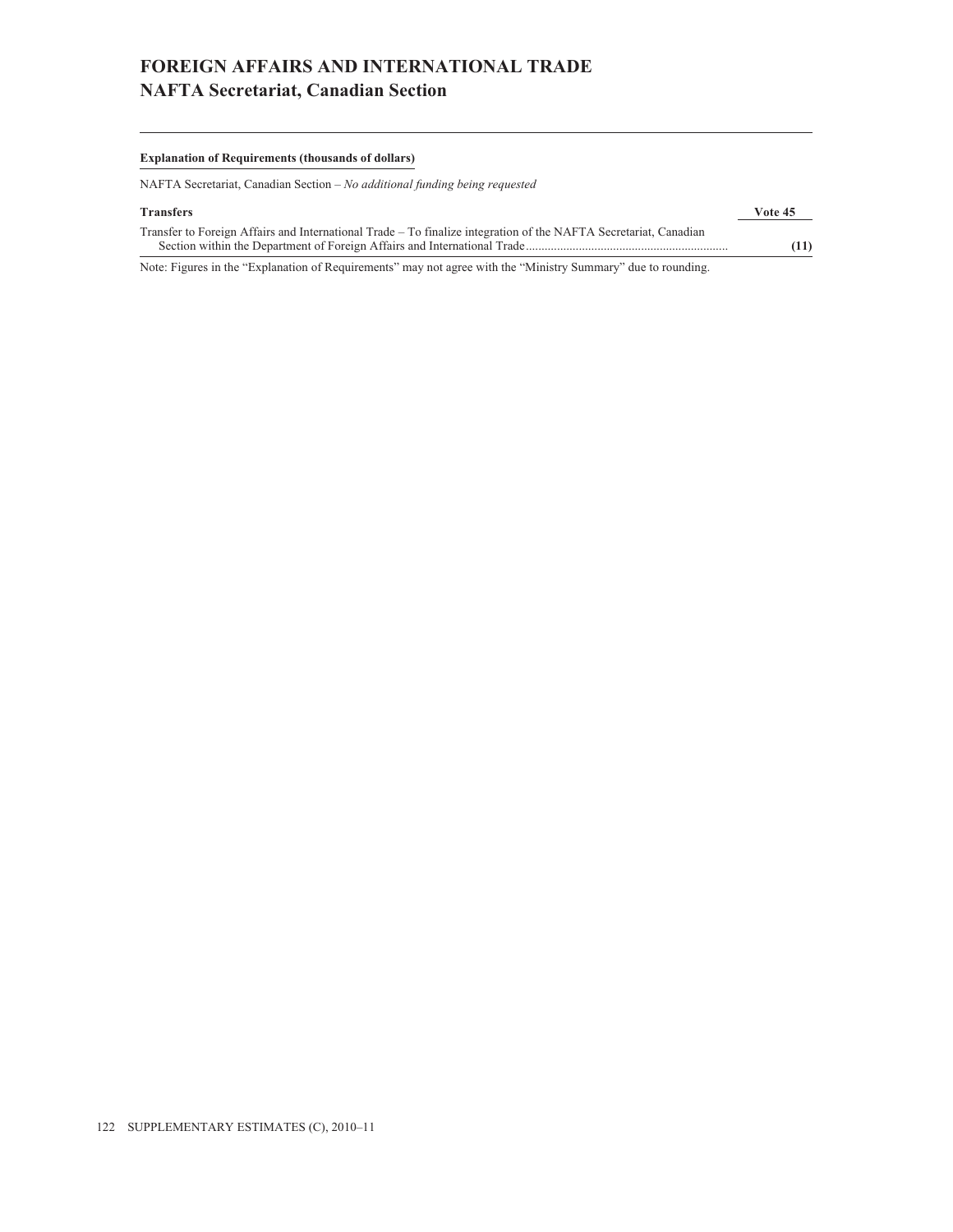# FOREIGN AFFAIRS AND INTERNATIONAL TRADE
## NAFTA Secretariat, Canadian Section

**Explanation of Requirements (thousands of dollars)**

NAFTA Secretariat, Canadian Section – *No additional funding being requested*

| Transfers | Vote 45 |
|---|---|
| Transfer to Foreign Affairs and International Trade – To finalize integration of the NAFTA Secretariat, Canadian Section within the Department of Foreign Affairs and International Trade | **(11)** |

Note: Figures in the "Explanation of Requirements" may not agree with the "Ministry Summary" due to rounding.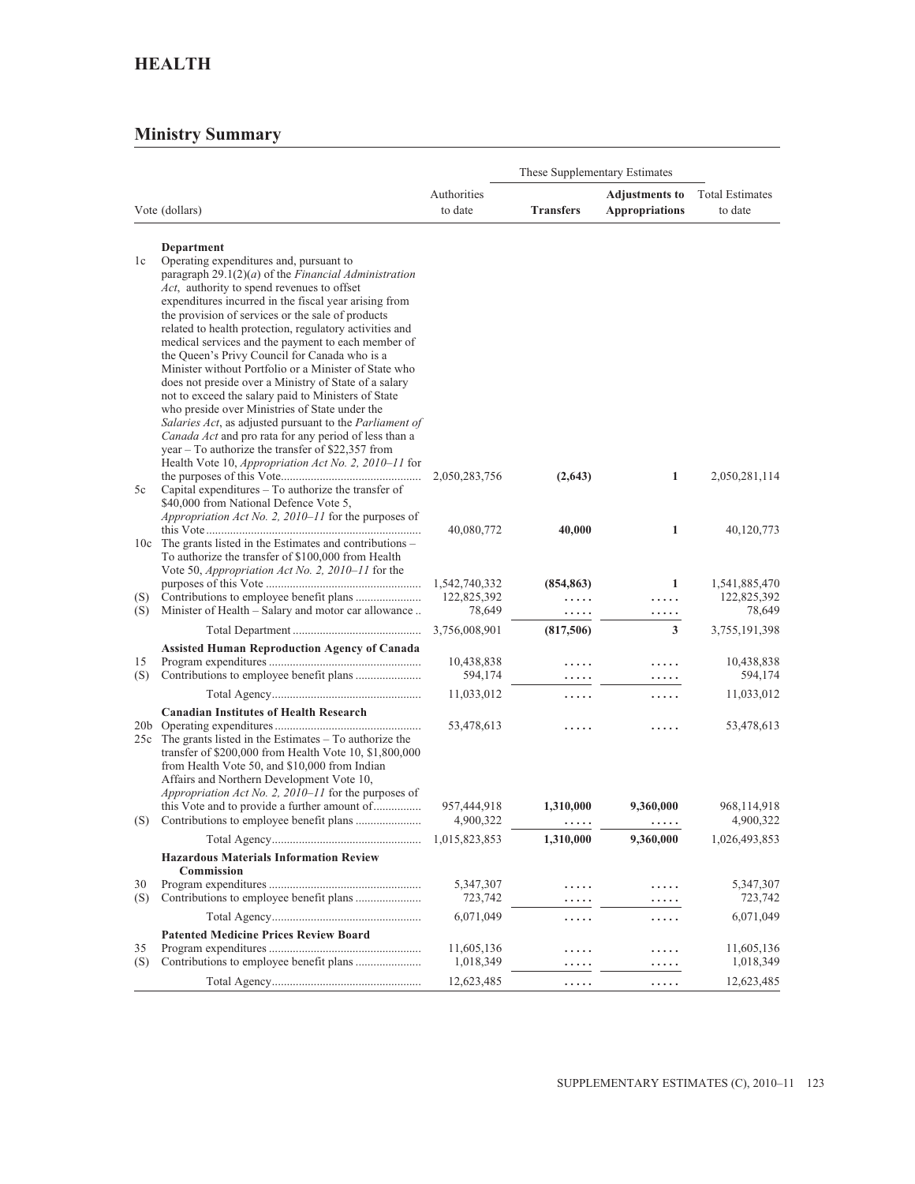# HEALTH

## Ministry Summary

| Vote (dollars) | | Authorities to date | These Supplementary Estimates | | Total Estimates to date |
|---|---|---|---|---|---|
| | | | **Transfers** | **Adjustments to Appropriations** | |
| | **Department** | | | | |
| 1c | Operating expenditures and, pursuant to paragraph 29.1(2)(*a*) of the *Financial Administration Act*, authority to spend revenues to offset expenditures incurred in the fiscal year arising from the provision of services or the sale of products related to health protection, regulatory activities and medical services and the payment to each member of the Queen's Privy Council for Canada who is a Minister without Portfolio or a Minister of State who does not preside over a Ministry of State of a salary not to exceed the salary paid to Ministers of State who preside over Ministries of State under the *Salaries Act*, as adjusted pursuant to the *Parliament of Canada Act* and pro rata for any period of less than a year – To authorize the transfer of $22,357 from Health Vote 10, *Appropriation Act No. 2, 2010–11* for the purposes of this Vote | 2,050,283,756 | **(2,643)** | **1** | 2,050,281,114 |
| 5c | Capital expenditures – To authorize the transfer of $40,000 from National Defence Vote 5, *Appropriation Act No. 2, 2010–11* for the purposes of this Vote | 40,080,772 | **40,000** | **1** | 40,120,773 |
| 10c | The grants listed in the Estimates and contributions – To authorize the transfer of $100,000 from Health Vote 50, *Appropriation Act No. 2, 2010–11* for the purposes of this Vote | 1,542,740,332 | **(854,863)** | **1** | 1,541,885,470 |
| (S) | Contributions to employee benefit plans | 122,825,392 | ..... | ..... | 122,825,392 |
| (S) | Minister of Health – Salary and motor car allowance | 78,649 | ..... | ..... | 78,649 |
| | Total Department | 3,756,008,901 | **(817,506)** | **3** | 3,755,191,398 |
| | **Assisted Human Reproduction Agency of Canada** | | | | |
| 15 | Program expenditures | 10,438,838 | ..... | ..... | 10,438,838 |
| (S) | Contributions to employee benefit plans | 594,174 | ..... | ..... | 594,174 |
| | Total Agency | 11,033,012 | ..... | ..... | 11,033,012 |
| | **Canadian Institutes of Health Research** | | | | |
| 20b | Operating expenditures | 53,478,613 | ..... | ..... | 53,478,613 |
| 25c | The grants listed in the Estimates – To authorize the transfer of $200,000 from Health Vote 10, $1,800,000 from Health Vote 50, and $10,000 from Indian Affairs and Northern Development Vote 10, *Appropriation Act No. 2, 2010–11* for the purposes of this Vote and to provide a further amount of | 957,444,918 | **1,310,000** | **9,360,000** | 968,114,918 |
| (S) | Contributions to employee benefit plans | 4,900,322 | ..... | ..... | 4,900,322 |
| | Total Agency | 1,015,823,853 | **1,310,000** | **9,360,000** | 1,026,493,853 |
| | **Hazardous Materials Information Review Commission** | | | | |
| 30 | Program expenditures | 5,347,307 | ..... | ..... | 5,347,307 |
| (S) | Contributions to employee benefit plans | 723,742 | ..... | ..... | 723,742 |
| | Total Agency | 6,071,049 | ..... | ..... | 6,071,049 |
| | **Patented Medicine Prices Review Board** | | | | |
| 35 | Program expenditures | 11,605,136 | ..... | ..... | 11,605,136 |
| (S) | Contributions to employee benefit plans | 1,018,349 | ..... | ..... | 1,018,349 |
| | Total Agency | 12,623,485 | ..... | ..... | 12,623,485 |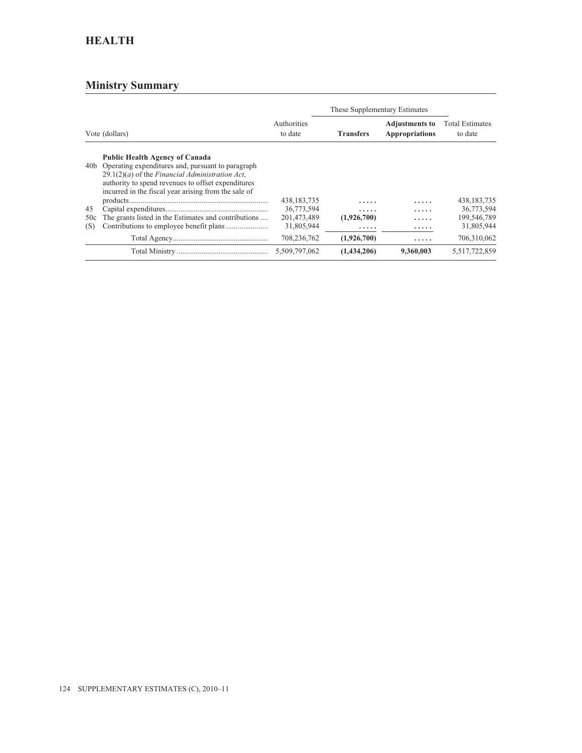## HEALTH

### Ministry Summary

| Vote (dollars) | | Authorities to date | These Supplementary Estimates | | Total Estimates to date |
|---|---|---|---|---|---|
| | | | **Transfers** | **Adjustments to Appropriations** | |
| | **Public Health Agency of Canada** | | | | |
| 40b | Operating expenditures and, pursuant to paragraph 29.1(2)(*a*) of the *Financial Administration Act*, authority to spend revenues to offset expenditures incurred in the fiscal year arising from the sale of products | 438,183,735 | ..... | ..... | 438,183,735 |
| 45 | Capital expenditures | 36,773,594 | ..... | ..... | 36,773,594 |
| 50c | The grants listed in the Estimates and contributions | 201,473,489 | **(1,926,700)** | ..... | 199,546,789 |
| (S) | Contributions to employee benefit plans | 31,805,944 | ..... | ..... | 31,805,944 |
| | Total Agency | 708,236,762 | **(1,926,700)** | ..... | 706,310,062 |
| | Total Ministry | 5,509,797,062 | **(1,434,206)** | **9,360,003** | 5,517,722,859 |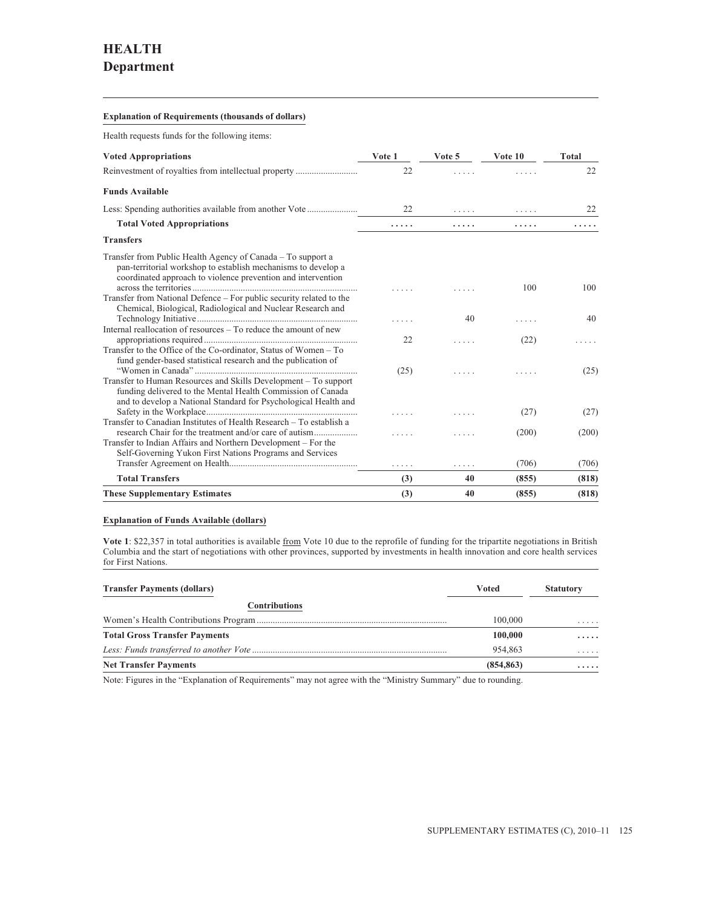# HEALTH
## Department

**Explanation of Requirements (thousands of dollars)**

Health requests funds for the following items:

| Voted Appropriations | Vote 1 | Vote 5 | Vote 10 | Total |
|---|---|---|---|---|
| Reinvestment of royalties from intellectual property | 22 | ..... | ..... | 22 |
| **Funds Available** | | | | |
| Less: Spending authorities available from another Vote | 22 | ..... | ..... | 22 |
| **Total Voted Appropriations** | ..... | ..... | ..... | ..... |
| **Transfers** | | | | |
| Transfer from Public Health Agency of Canada – To support a pan-territorial workshop to establish mechanisms to develop a coordinated approach to violence prevention and intervention across the territories | ..... | ..... | 100 | 100 |
| Transfer from National Defence – For public security related to the Chemical, Biological, Radiological and Nuclear Research and Technology Initiative | ..... | 40 | ..... | 40 |
| Internal reallocation of resources – To reduce the amount of new appropriations required | 22 | ..... | (22) | ..... |
| Transfer to the Office of the Co-ordinator, Status of Women – To fund gender-based statistical research and the publication of "Women in Canada" | (25) | ..... | ..... | (25) |
| Transfer to Human Resources and Skills Development – To support funding delivered to the Mental Health Commission of Canada and to develop a National Standard for Psychological Health and Safety in the Workplace | ..... | ..... | (27) | (27) |
| Transfer to Canadian Institutes of Health Research – To establish a research Chair for the treatment and/or care of autism | ..... | ..... | (200) | (200) |
| Transfer to Indian Affairs and Northern Development – For the Self-Governing Yukon First Nations Programs and Services Transfer Agreement on Health | ..... | ..... | (706) | (706) |
| **Total Transfers** | **(3)** | **40** | **(855)** | **(818)** |
| **These Supplementary Estimates** | **(3)** | **40** | **(855)** | **(818)** |

**Explanation of Funds Available (dollars)**

**Vote 1**: $22,357 in total authorities is available from Vote 10 due to the reprofile of funding for the tripartite negotiations in British Columbia and the start of negotiations with other provinces, supported by investments in health innovation and core health services for First Nations.

| Transfer Payments (dollars) | Voted | Statutory |
|---|---|---|
| **Contributions** | | |
| Women's Health Contributions Program | 100,000 | ..... |
| **Total Gross Transfer Payments** | **100,000** | **.....** |
| *Less: Funds transferred to another Vote* | 954,863 | ..... |
| **Net Transfer Payments** | **(854,863)** | **.....** |

Note: Figures in the "Explanation of Requirements" may not agree with the "Ministry Summary" due to rounding.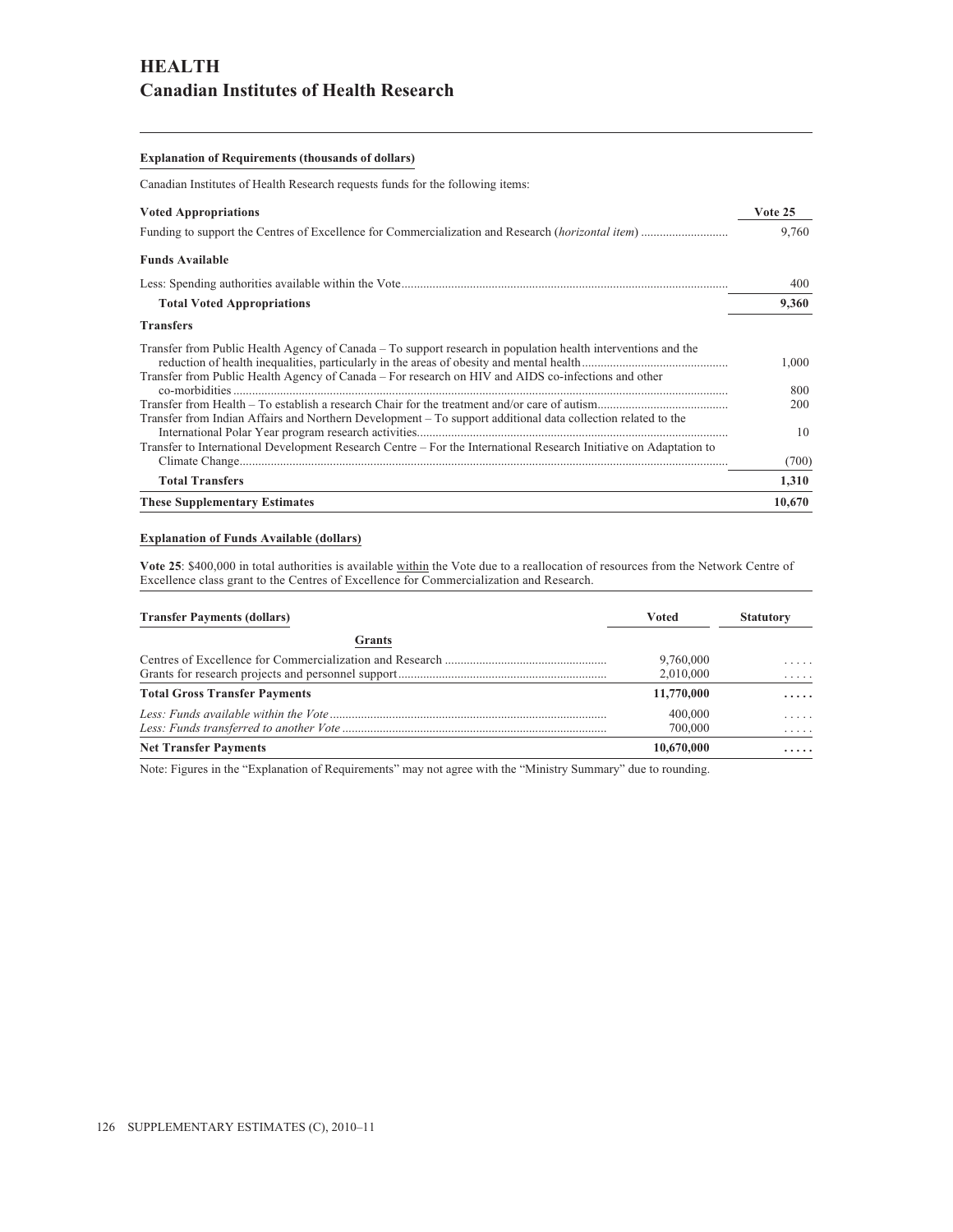# HEALTH

## Canadian Institutes of Health Research

**Explanation of Requirements (thousands of dollars)**

Canadian Institutes of Health Research requests funds for the following items:

| **Voted Appropriations** | **Vote 25** |
|---|---|
| Funding to support the Centres of Excellence for Commercialization and Research (*horizontal item*) | 9,760 |
| **Funds Available** | |
| Less: Spending authorities available within the Vote | 400 |
| **Total Voted Appropriations** | **9,360** |
| **Transfers** | |
| Transfer from Public Health Agency of Canada – To support research in population health interventions and the reduction of health inequalities, particularly in the areas of obesity and mental health | 1,000 |
| Transfer from Public Health Agency of Canada – For research on HIV and AIDS co-infections and other co-morbidities | 800 |
| Transfer from Health – To establish a research Chair for the treatment and/or care of autism | 200 |
| Transfer from Indian Affairs and Northern Development – To support additional data collection related to the International Polar Year program research activities | 10 |
| Transfer to International Development Research Centre – For the International Research Initiative on Adaptation to Climate Change | (700) |
| **Total Transfers** | **1,310** |
| **These Supplementary Estimates** | **10,670** |

**Explanation of Funds Available (dollars)**

**Vote 25**: $400,000 in total authorities is available within the Vote due to a reallocation of resources from the Network Centre of Excellence class grant to the Centres of Excellence for Commercialization and Research.

| **Transfer Payments (dollars)** | **Voted** | **Statutory** |
|---|---|---|
| **Grants** | | |
| Centres of Excellence for Commercialization and Research | 9,760,000 | ..... |
| Grants for research projects and personnel support | 2,010,000 | ..... |
| **Total Gross Transfer Payments** | **11,770,000** | **.....** |
| *Less: Funds available within the Vote* | 400,000 | ..... |
| *Less: Funds transferred to another Vote* | 700,000 | ..... |
| **Net Transfer Payments** | **10,670,000** | **.....** |

Note: Figures in the "Explanation of Requirements" may not agree with the "Ministry Summary" due to rounding.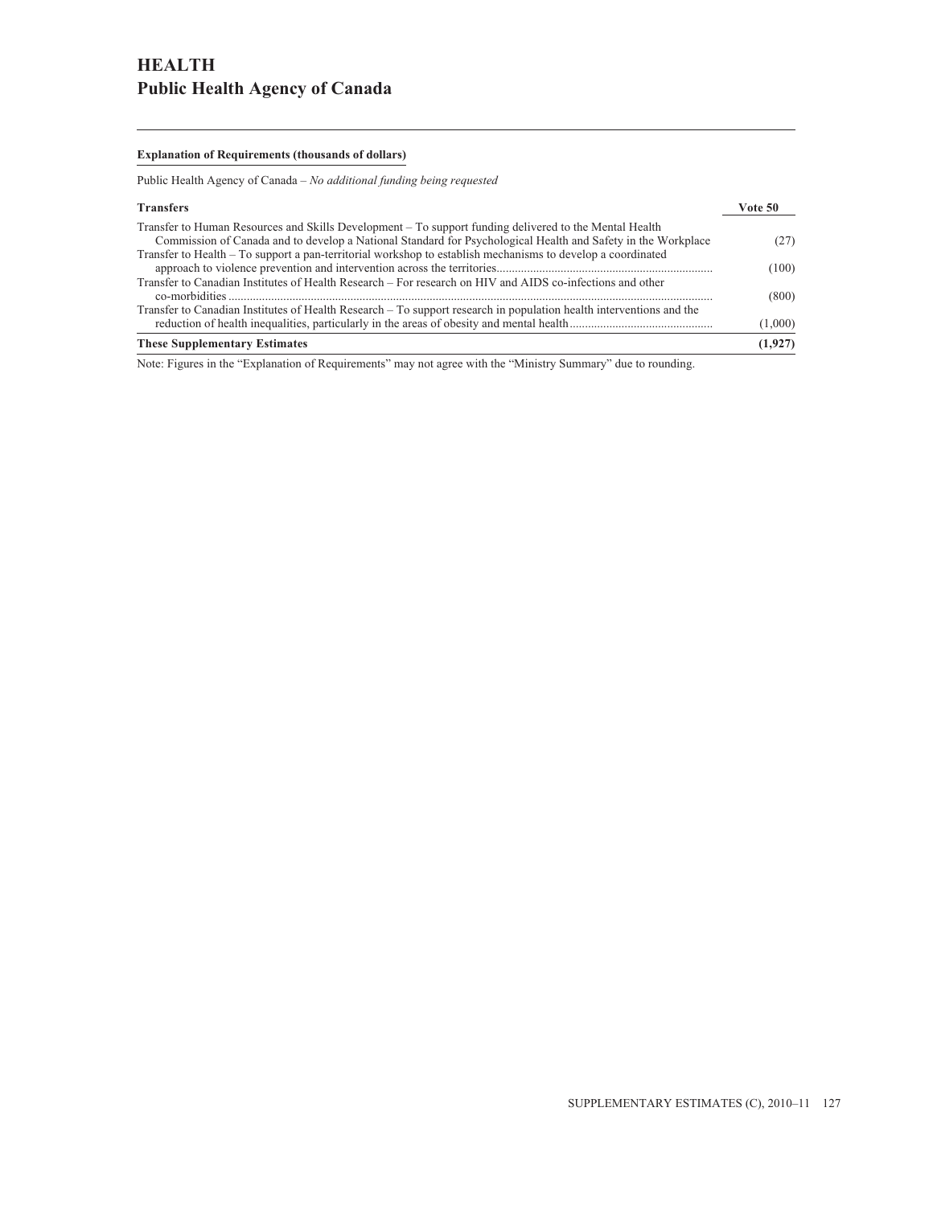# HEALTH
## Public Health Agency of Canada

**Explanation of Requirements (thousands of dollars)**

Public Health Agency of Canada – *No additional funding being requested*

| Transfers | Vote 50 |
|---|---|
| Transfer to Human Resources and Skills Development – To support funding delivered to the Mental Health Commission of Canada and to develop a National Standard for Psychological Health and Safety in the Workplace | (27) |
| Transfer to Health – To support a pan-territorial workshop to establish mechanisms to develop a coordinated approach to violence prevention and intervention across the territories | (100) |
| Transfer to Canadian Institutes of Health Research – For research on HIV and AIDS co-infections and other co-morbidities | (800) |
| Transfer to Canadian Institutes of Health Research – To support research in population health interventions and the reduction of health inequalities, particularly in the areas of obesity and mental health | (1,000) |
| **These Supplementary Estimates** | **(1,927)** |

Note: Figures in the "Explanation of Requirements" may not agree with the "Ministry Summary" due to rounding.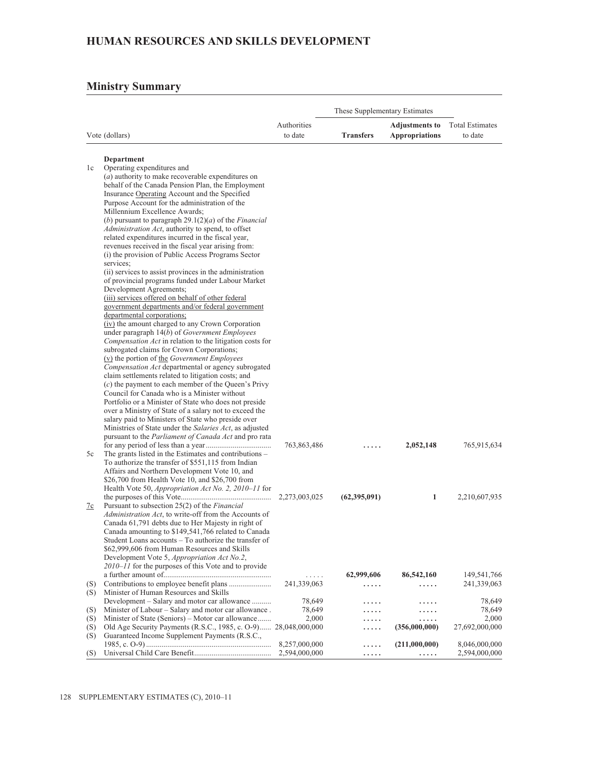# HUMAN RESOURCES AND SKILLS DEVELOPMENT

## Ministry Summary

| | Vote (dollars) | Authorities to date | These Supplementary Estimates | | Total Estimates to date |
|---|---|---|---|---|---|
| | | | **Transfers** | **Adjustments to Appropriations** | |
| | **Department** | | | | |
| 1c | Operating expenditures and (*a*) authority to make recoverable expenditures on behalf of the Canada Pension Plan, the Employment Insurance Operating Account and the Specified Purpose Account for the administration of the Millennium Excellence Awards; (*b*) pursuant to paragraph 29.1(2)(*a*) of the *Financial Administration Act*, authority to spend, to offset related expenditures incurred in the fiscal year, revenues received in the fiscal year arising from: (i) the provision of Public Access Programs Sector services; (ii) services to assist provinces in the administration of provincial programs funded under Labour Market Development Agreements; (iii) services offered on behalf of other federal government departments and/or federal government departmental corporations; (iv) the amount charged to any Crown Corporation under paragraph 14(*b*) of *Government Employees Compensation Act* in relation to the litigation costs for subrogated claims for Crown Corporations; (v) the portion of the *Government Employees Compensation Act* departmental or agency subrogated claim settlements related to litigation costs; and (*c*) the payment to each member of the Queen's Privy Council for Canada who is a Minister without Portfolio or a Minister of State who does not preside over a Ministry of State of a salary not to exceed the salary paid to Ministers of State who preside over Ministries of State under the *Salaries Act*, as adjusted pursuant to the *Parliament of Canada Act* and pro rata for any period of less than a year | 763,863,486 | ..... | **2,052,148** | 765,915,634 |
| 5c | The grants listed in the Estimates and contributions – To authorize the transfer of $551,115 from Indian Affairs and Northern Development Vote 10, and $26,700 from Health Vote 10, and $26,700 from Health Vote 50, *Appropriation Act No. 2, 2010–11* for the purposes of this Vote | 2,273,003,025 | **(62,395,091)** | **1** | 2,210,607,935 |
| 7c | Pursuant to subsection 25(2) of the *Financial Administration Act*, to write-off from the Accounts of Canada 61,791 debts due to Her Majesty in right of Canada amounting to $149,541,766 related to Canada Student Loans accounts – To authorize the transfer of $62,999,606 from Human Resources and Skills Development Vote 5, *Appropriation Act No.2, 2010–11* for the purposes of this Vote and to provide a further amount of | ..... | **62,999,606** | **86,542,160** | 149,541,766 |
| (S) | Contributions to employee benefit plans | 241,339,063 | ..... | ..... | 241,339,063 |
| (S) | Minister of Human Resources and Skills Development – Salary and motor car allowance | 78,649 | ..... | ..... | 78,649 |
| (S) | Minister of Labour – Salary and motor car allowance | 78,649 | ..... | ..... | 78,649 |
| (S) | Minister of State (Seniors) – Motor car allowance | 2,000 | ..... | ..... | 2,000 |
| (S) | Old Age Security Payments (R.S.C., 1985, c. O-9) | 28,048,000,000 | ..... | **(356,000,000)** | 27,692,000,000 |
| (S) | Guaranteed Income Supplement Payments (R.S.C., 1985, c. O-9) | 8,257,000,000 | ..... | **(211,000,000)** | 8,046,000,000 |
| (S) | Universal Child Care Benefit | 2,594,000,000 | ..... | ..... | 2,594,000,000 |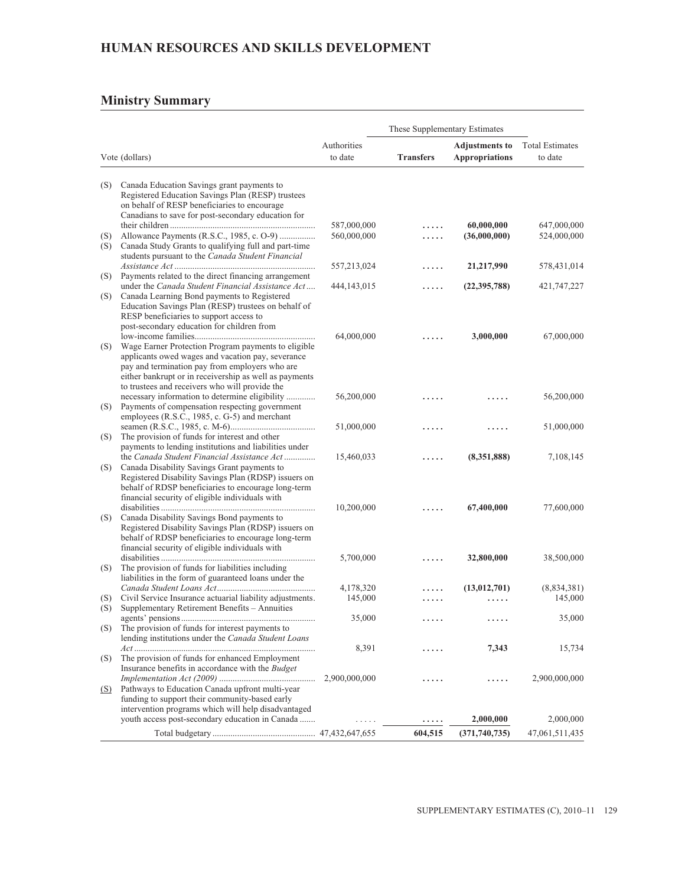## HUMAN RESOURCES AND SKILLS DEVELOPMENT

## Ministry Summary

| | Vote (dollars) | Authorities to date | These Supplementary Estimates | | Total Estimates to date |
|---|---|---|---|---|---|
| | | | **Transfers** | **Adjustments to Appropriations** | |
| (S) | Canada Education Savings grant payments to Registered Education Savings Plan (RESP) trustees on behalf of RESP beneficiaries to encourage Canadians to save for post-secondary education for their children | 587,000,000 | ..... | **60,000,000** | 647,000,000 |
| (S) | Allowance Payments (R.S.C., 1985, c. O-9) | 560,000,000 | ..... | **(36,000,000)** | 524,000,000 |
| (S) | Canada Study Grants to qualifying full and part-time students pursuant to the *Canada Student Financial Assistance Act* | 557,213,024 | ..... | **21,217,990** | 578,431,014 |
| (S) | Payments related to the direct financing arrangement under the *Canada Student Financial Assistance Act* | 444,143,015 | ..... | **(22,395,788)** | 421,747,227 |
| (S) | Canada Learning Bond payments to Registered Education Savings Plan (RESP) trustees on behalf of RESP beneficiaries to support access to post-secondary education for children from low-income families | 64,000,000 | ..... | **3,000,000** | 67,000,000 |
| (S) | Wage Earner Protection Program payments to eligible applicants owed wages and vacation pay, severance pay and termination pay from employers who are either bankrupt or in receivership as well as payments to trustees and receivers who will provide the necessary information to determine eligibility | 56,200,000 | ..... | ..... | 56,200,000 |
| (S) | Payments of compensation respecting government employees (R.S.C., 1985, c. G-5) and merchant seamen (R.S.C., 1985, c. M-6) | 51,000,000 | ..... | ..... | 51,000,000 |
| (S) | The provision of funds for interest and other payments to lending institutions and liabilities under the *Canada Student Financial Assistance Act* | 15,460,033 | ..... | **(8,351,888)** | 7,108,145 |
| (S) | Canada Disability Savings Grant payments to Registered Disability Savings Plan (RDSP) issuers on behalf of RDSP beneficiaries to encourage long-term financial security of eligible individuals with disabilities | 10,200,000 | ..... | **67,400,000** | 77,600,000 |
| (S) | Canada Disability Savings Bond payments to Registered Disability Savings Plan (RDSP) issuers on behalf of RDSP beneficiaries to encourage long-term financial security of eligible individuals with disabilities | 5,700,000 | ..... | **32,800,000** | 38,500,000 |
| (S) | The provision of funds for liabilities including liabilities in the form of guaranteed loans under the *Canada Student Loans Act* | 4,178,320 | ..... | **(13,012,701)** | (8,834,381) |
| (S) | Civil Service Insurance actuarial liability adjustments | 145,000 | ..... | ..... | 145,000 |
| (S) | Supplementary Retirement Benefits – Annuities agents' pensions | 35,000 | ..... | ..... | 35,000 |
| (S) | The provision of funds for interest payments to lending institutions under the *Canada Student Loans Act* | 8,391 | ..... | **7,343** | 15,734 |
| (S) | The provision of funds for enhanced Employment Insurance benefits in accordance with the *Budget Implementation Act (2009)* | 2,900,000,000 | ..... | ..... | 2,900,000,000 |
| (S) | Pathways to Education Canada upfront multi-year funding to support their community-based early intervention programs which will help disadvantaged youth access post-secondary education in Canada | ..... | ..... | **2,000,000** | 2,000,000 |
| | Total budgetary | 47,432,647,655 | **604,515** | **(371,740,735)** | 47,061,511,435 |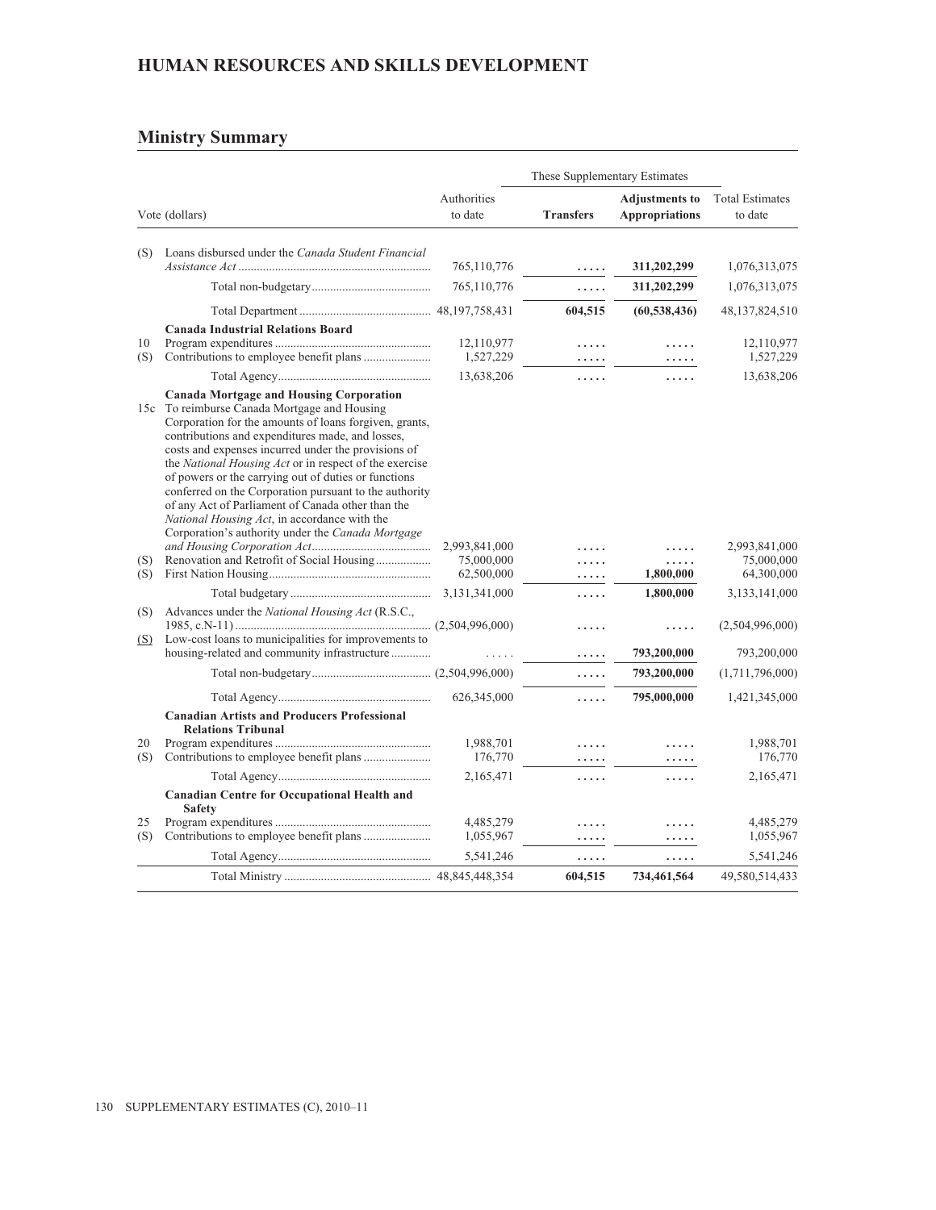## HUMAN RESOURCES AND SKILLS DEVELOPMENT

## Ministry Summary

| Vote (dollars) | | Authorities to date | These Supplementary Estimates | | Total Estimates to date |
|---|---|---|---|---|---|
| | | | **Transfers** | **Adjustments to Appropriations** | |
| (S) | Loans disbursed under the *Canada Student Financial Assistance Act* | 765,110,776 | ..... | **311,202,299** | 1,076,313,075 |
| | Total non-budgetary | 765,110,776 | ..... | **311,202,299** | 1,076,313,075 |
| | Total Department | 48,197,758,431 | **604,515** | **(60,538,436)** | 48,137,824,510 |
| | **Canada Industrial Relations Board** | | | | |
| 10 | Program expenditures | 12,110,977 | ..... | ..... | 12,110,977 |
| (S) | Contributions to employee benefit plans | 1,527,229 | ..... | ..... | 1,527,229 |
| | Total Agency | 13,638,206 | ..... | ..... | 13,638,206 |
| | **Canada Mortgage and Housing Corporation** | | | | |
| 15c | To reimburse Canada Mortgage and Housing Corporation for the amounts of loans forgiven, grants, contributions and expenditures made, and losses, costs and expenses incurred under the provisions of the *National Housing Act* or in respect of the exercise of powers or the carrying out of duties or functions conferred on the Corporation pursuant to the authority of any Act of Parliament of Canada other than the *National Housing Act*, in accordance with the Corporation's authority under the *Canada Mortgage and Housing Corporation Act* | 2,993,841,000 | ..... | ..... | 2,993,841,000 |
| (S) | Renovation and Retrofit of Social Housing | 75,000,000 | ..... | ..... | 75,000,000 |
| (S) | First Nation Housing | 62,500,000 | ..... | **1,800,000** | 64,300,000 |
| | Total budgetary | 3,131,341,000 | ..... | **1,800,000** | 3,133,141,000 |
| (S) | Advances under the *National Housing Act* (R.S.C., 1985, c.N-11) | (2,504,996,000) | ..... | ..... | (2,504,996,000) |
| (S) | Low-cost loans to municipalities for improvements to housing-related and community infrastructure | ..... | ..... | **793,200,000** | 793,200,000 |
| | Total non-budgetary | (2,504,996,000) | ..... | **793,200,000** | (1,711,796,000) |
| | Total Agency | 626,345,000 | ..... | **795,000,000** | 1,421,345,000 |
| | **Canadian Artists and Producers Professional Relations Tribunal** | | | | |
| 20 | Program expenditures | 1,988,701 | ..... | ..... | 1,988,701 |
| (S) | Contributions to employee benefit plans | 176,770 | ..... | ..... | 176,770 |
| | Total Agency | 2,165,471 | ..... | ..... | 2,165,471 |
| | **Canadian Centre for Occupational Health and Safety** | | | | |
| 25 | Program expenditures | 4,485,279 | ..... | ..... | 4,485,279 |
| (S) | Contributions to employee benefit plans | 1,055,967 | ..... | ..... | 1,055,967 |
| | Total Agency | 5,541,246 | ..... | ..... | 5,541,246 |
| | Total Ministry | 48,845,448,354 | **604,515** | **734,461,564** | 49,580,514,433 |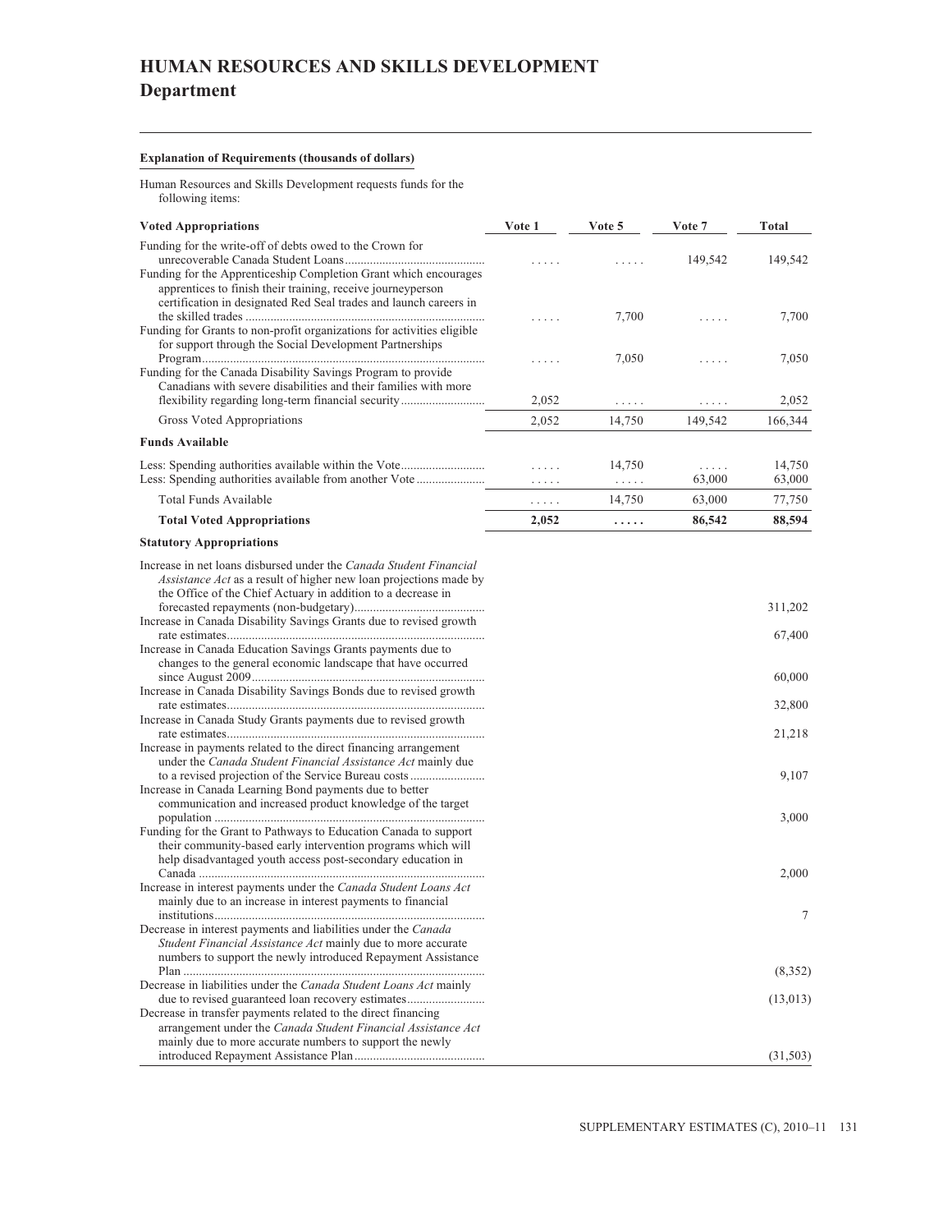# HUMAN RESOURCES AND SKILLS DEVELOPMENT
## Department

**Explanation of Requirements (thousands of dollars)**

Human Resources and Skills Development requests funds for the following items:

| **Voted Appropriations** | **Vote 1** | **Vote 5** | **Vote 7** | **Total** |
|---|---|---|---|---|
| Funding for the write-off of debts owed to the Crown for unrecoverable Canada Student Loans | ..... | ..... | 149,542 | 149,542 |
| Funding for the Apprenticeship Completion Grant which encourages apprentices to finish their training, receive journeyperson certification in designated Red Seal trades and launch careers in the skilled trades | ..... | 7,700 | ..... | 7,700 |
| Funding for Grants to non-profit organizations for activities eligible for support through the Social Development Partnerships Program | ..... | 7,050 | ..... | 7,050 |
| Funding for the Canada Disability Savings Program to provide Canadians with severe disabilities and their families with more flexibility regarding long-term financial security | 2,052 | ..... | ..... | 2,052 |
| Gross Voted Appropriations | 2,052 | 14,750 | 149,542 | 166,344 |
| **Funds Available** | | | | |
| Less: Spending authorities available within the Vote | ..... | 14,750 | ..... | 14,750 |
| Less: Spending authorities available from another Vote | ..... | ..... | 63,000 | 63,000 |
| Total Funds Available | ..... | 14,750 | 63,000 | 77,750 |
| **Total Voted Appropriations** | **2,052** | **.....** | **86,542** | **88,594** |

| **Statutory Appropriations** | |
|---|---|
| Increase in net loans disbursed under the *Canada Student Financial Assistance Act* as a result of higher new loan projections made by the Office of the Chief Actuary in addition to a decrease in forecasted repayments (non-budgetary) | 311,202 |
| Increase in Canada Disability Savings Grants due to revised growth rate estimates | 67,400 |
| Increase in Canada Education Savings Grants payments due to changes to the general economic landscape that have occurred since August 2009 | 60,000 |
| Increase in Canada Disability Savings Bonds due to revised growth rate estimates | 32,800 |
| Increase in Canada Study Grants payments due to revised growth rate estimates | 21,218 |
| Increase in payments related to the direct financing arrangement under the *Canada Student Financial Assistance Act* mainly due to a revised projection of the Service Bureau costs | 9,107 |
| Increase in Canada Learning Bond payments due to better communication and increased product knowledge of the target population | 3,000 |
| Funding for the Grant to Pathways to Education Canada to support their community-based early intervention programs which will help disadvantaged youth access post-secondary education in Canada | 2,000 |
| Increase in interest payments under the *Canada Student Loans Act* mainly due to an increase in interest payments to financial institutions | 7 |
| Decrease in interest payments and liabilities under the *Canada Student Financial Assistance Act* mainly due to more accurate numbers to support the newly introduced Repayment Assistance Plan | (8,352) |
| Decrease in liabilities under the *Canada Student Loans Act* mainly due to revised guaranteed loan recovery estimates | (13,013) |
| Decrease in transfer payments related to the direct financing arrangement under the *Canada Student Financial Assistance Act* mainly due to more accurate numbers to support the newly introduced Repayment Assistance Plan | (31,503) |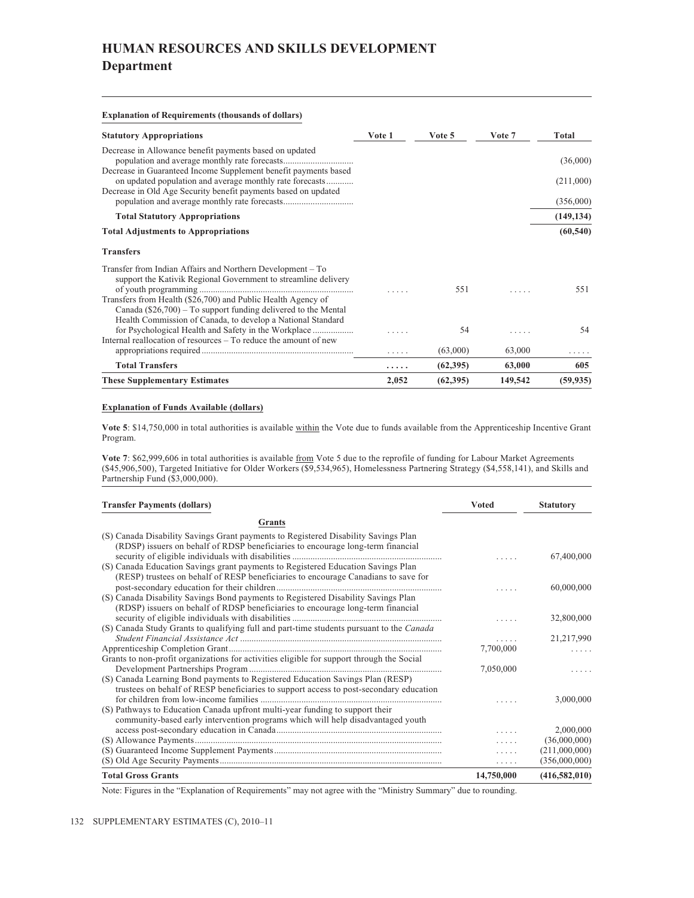# HUMAN RESOURCES AND SKILLS DEVELOPMENT

## Department

**Explanation of Requirements (thousands of dollars)**

| Statutory Appropriations | Vote 1 | Vote 5 | Vote 7 | Total |
|---|---|---|---|---|
| Decrease in Allowance benefit payments based on updated population and average monthly rate forecasts |  |  |  | (36,000) |
| Decrease in Guaranteed Income Supplement benefit payments based on updated population and average monthly rate forecasts |  |  |  | (211,000) |
| Decrease in Old Age Security benefit payments based on updated population and average monthly rate forecasts |  |  |  | (356,000) |
| **Total Statutory Appropriations** |  |  |  | **(149,134)** |
| **Total Adjustments to Appropriations** |  |  |  | **(60,540)** |
| **Transfers** |  |  |  |  |
| Transfer from Indian Affairs and Northern Development – To support the Kativik Regional Government to streamline delivery of youth programming | ..... | 551 | ..... | 551 |
| Transfers from Health ($26,700) and Public Health Agency of Canada ($26,700) – To support funding delivered to the Mental Health Commission of Canada, to develop a National Standard for Psychological Health and Safety in the Workplace | ..... | 54 | ..... | 54 |
| Internal reallocation of resources – To reduce the amount of new appropriations required | ..... | (63,000) | 63,000 | ..... |
| **Total Transfers** | **.....** | **(62,395)** | **63,000** | **605** |
| **These Supplementary Estimates** | **2,052** | **(62,395)** | **149,542** | **(59,935)** |

**Explanation of Funds Available (dollars)**

**Vote 5**: $14,750,000 in total authorities is available within the Vote due to funds available from the Apprenticeship Incentive Grant Program.

**Vote 7**: $62,999,606 in total authorities is available from Vote 5 due to the reprofile of funding for Labour Market Agreements ($45,906,500), Targeted Initiative for Older Workers ($9,534,965), Homelessness Partnering Strategy ($4,558,141), and Skills and Partnership Fund ($3,000,000).

| Transfer Payments (dollars) | Voted | Statutory |
|---|---|---|
| **Grants** |  |  |
| (S) Canada Disability Savings Grant payments to Registered Disability Savings Plan (RDSP) issuers on behalf of RDSP beneficiaries to encourage long-term financial security of eligible individuals with disabilities | ..... | 67,400,000 |
| (S) Canada Education Savings grant payments to Registered Education Savings Plan (RESP) trustees on behalf of RESP beneficiaries to encourage Canadians to save for post-secondary education for their children | ..... | 60,000,000 |
| (S) Canada Disability Savings Bond payments to Registered Disability Savings Plan (RDSP) issuers on behalf of RDSP beneficiaries to encourage long-term financial security of eligible individuals with disabilities | ..... | 32,800,000 |
| (S) Canada Study Grants to qualifying full and part-time students pursuant to the *Canada Student Financial Assistance Act* | ..... | 21,217,990 |
| Apprenticeship Completion Grant | 7,700,000 | ..... |
| Grants to non-profit organizations for activities eligible for support through the Social Development Partnerships Program | 7,050,000 | ..... |
| (S) Canada Learning Bond payments to Registered Education Savings Plan (RESP) trustees on behalf of RESP beneficiaries to support access to post-secondary education for children from low-income families | ..... | 3,000,000 |
| (S) Pathways to Education Canada upfront multi-year funding to support their community-based early intervention programs which will help disadvantaged youth access post-secondary education in Canada | ..... | 2,000,000 |
| (S) Allowance Payments | ..... | (36,000,000) |
| (S) Guaranteed Income Supplement Payments | ..... | (211,000,000) |
| (S) Old Age Security Payments | ..... | (356,000,000) |
| **Total Gross Grants** | **14,750,000** | **(416,582,010)** |

Note: Figures in the "Explanation of Requirements" may not agree with the "Ministry Summary" due to rounding.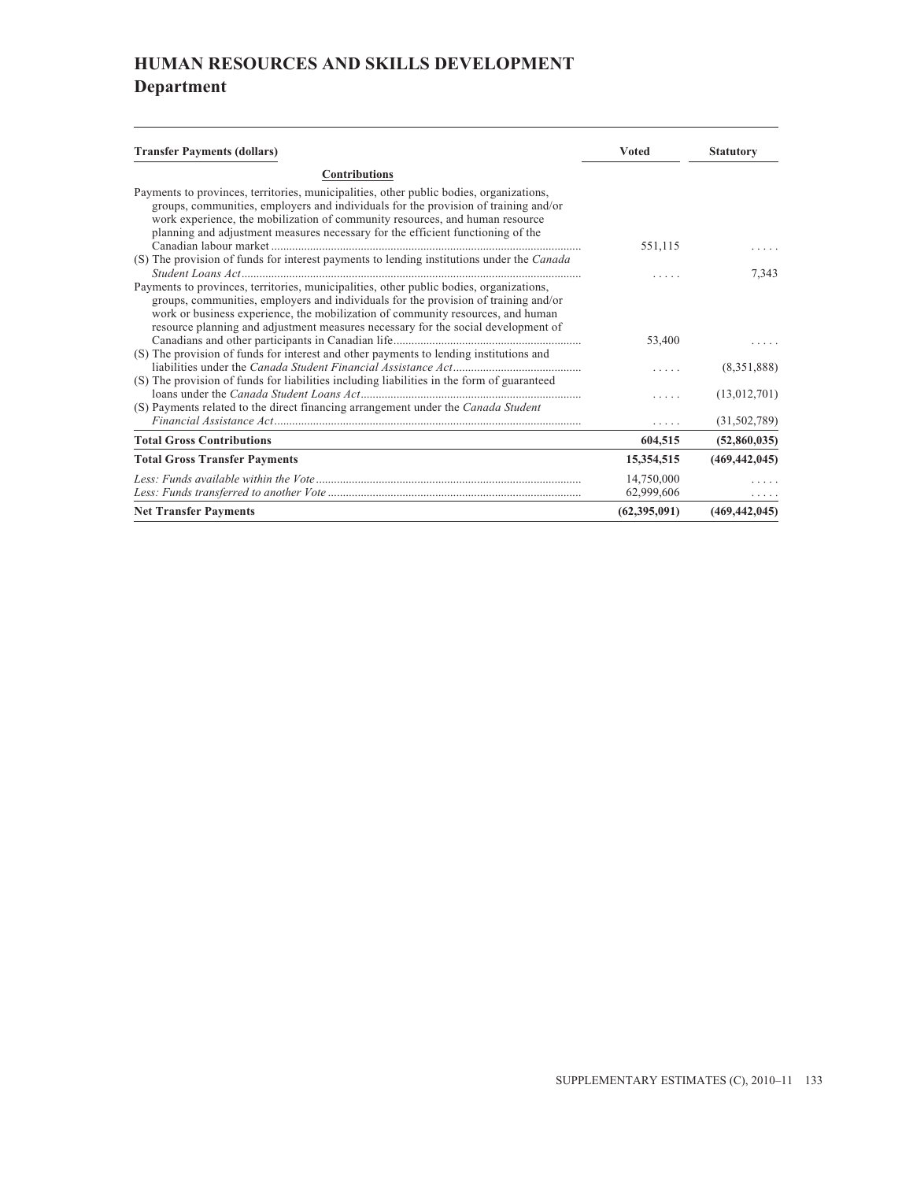# HUMAN RESOURCES AND SKILLS DEVELOPMENT
## Department

| Transfer Payments (dollars) | Voted | Statutory |
|---|---|---|
| **Contributions** | | |
| Payments to provinces, territories, municipalities, other public bodies, organizations, groups, communities, employers and individuals for the provision of training and/or work experience, the mobilization of community resources, and human resource planning and adjustment measures necessary for the efficient functioning of the Canadian labour market | 551,115 | ..... |
| (S) The provision of funds for interest payments to lending institutions under the *Canada Student Loans Act* | ..... | 7,343 |
| Payments to provinces, territories, municipalities, other public bodies, organizations, groups, communities, employers and individuals for the provision of training and/or work or business experience, the mobilization of community resources, and human resource planning and adjustment measures necessary for the social development of Canadians and other participants in Canadian life | 53,400 | ..... |
| (S) The provision of funds for interest and other payments to lending institutions and liabilities under the *Canada Student Financial Assistance Act* | ..... | (8,351,888) |
| (S) The provision of funds for liabilities including liabilities in the form of guaranteed loans under the *Canada Student Loans Act* | ..... | (13,012,701) |
| (S) Payments related to the direct financing arrangement under the *Canada Student Financial Assistance Act* | ..... | (31,502,789) |
| **Total Gross Contributions** | **604,515** | **(52,860,035)** |
| **Total Gross Transfer Payments** | **15,354,515** | **(469,442,045)** |
| *Less: Funds available within the Vote* | 14,750,000 | ..... |
| *Less: Funds transferred to another Vote* | 62,999,606 | ..... |
| **Net Transfer Payments** | **(62,395,091)** | **(469,442,045)** |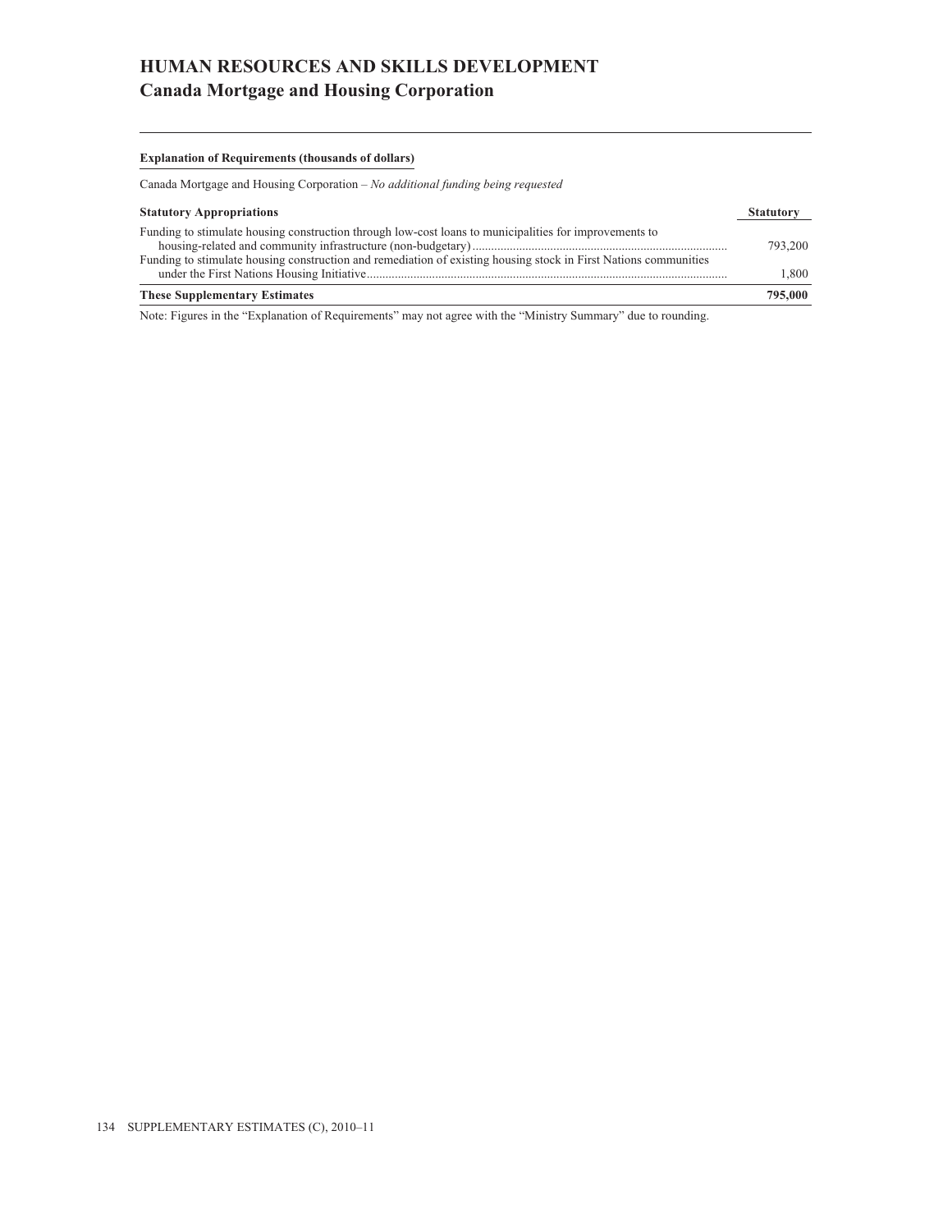# HUMAN RESOURCES AND SKILLS DEVELOPMENT
## Canada Mortgage and Housing Corporation

**Explanation of Requirements (thousands of dollars)**

Canada Mortgage and Housing Corporation – *No additional funding being requested*

| Statutory Appropriations | Statutory |
|---|---|
| Funding to stimulate housing construction through low-cost loans to municipalities for improvements to housing-related and community infrastructure (non-budgetary) | 793,200 |
| Funding to stimulate housing construction and remediation of existing housing stock in First Nations communities under the First Nations Housing Initiative | 1,800 |
| **These Supplementary Estimates** | **795,000** |

Note: Figures in the "Explanation of Requirements" may not agree with the "Ministry Summary" due to rounding.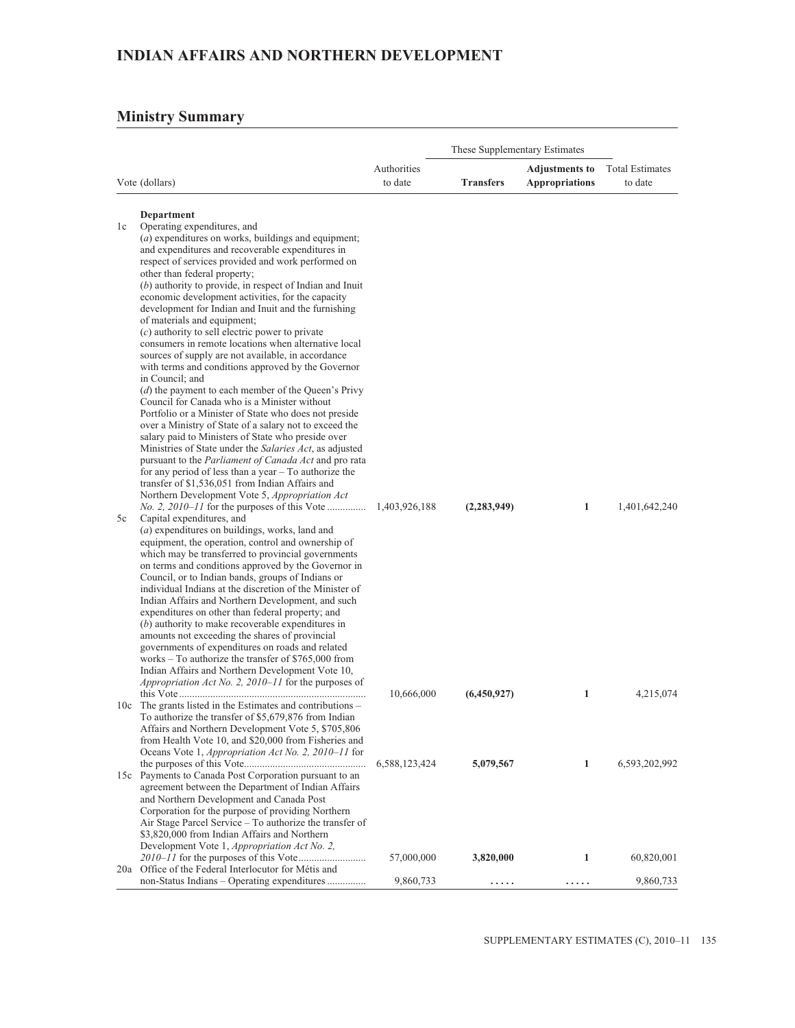# INDIAN AFFAIRS AND NORTHERN DEVELOPMENT

## Ministry Summary

| Vote (dollars) | | Authorities to date | These Supplementary Estimates | | Total Estimates to date |
|---|---|---|---|---|---|
| | | | **Transfers** | **Adjustments to Appropriations** | |
| | **Department** | | | | |
| 1c | Operating expenditures, and (*a*) expenditures on works, buildings and equipment; and expenditures and recoverable expenditures in respect of services provided and work performed on other than federal property; (*b*) authority to provide, in respect of Indian and Inuit economic development activities, for the capacity development for Indian and Inuit and the furnishing of materials and equipment; (*c*) authority to sell electric power to private consumers in remote locations when alternative local sources of supply are not available, in accordance with terms and conditions approved by the Governor in Council; and (*d*) the payment to each member of the Queen's Privy Council for Canada who is a Minister without Portfolio or a Minister of State who does not preside over a Ministry of State of a salary not to exceed the salary paid to Ministers of State who preside over Ministries of State under the *Salaries Act*, as adjusted pursuant to the *Parliament of Canada Act* and pro rata for any period of less than a year – To authorize the transfer of $1,536,051 from Indian Affairs and Northern Development Vote 5, *Appropriation Act No. 2, 2010–11* for the purposes of this Vote | 1,403,926,188 | **(2,283,949)** | **1** | 1,401,642,240 |
| 5c | Capital expenditures, and (*a*) expenditures on buildings, works, land and equipment, the operation, control and ownership of which may be transferred to provincial governments on terms and conditions approved by the Governor in Council, or to Indian bands, groups of Indians or individual Indians at the discretion of the Minister of Indian Affairs and Northern Development, and such expenditures on other than federal property; and (*b*) authority to make recoverable expenditures in amounts not exceeding the shares of provincial governments of expenditures on roads and related works – To authorize the transfer of $765,000 from Indian Affairs and Northern Development Vote 10, *Appropriation Act No. 2, 2010–11* for the purposes of this Vote | 10,666,000 | **(6,450,927)** | **1** | 4,215,074 |
| 10c | The grants listed in the Estimates and contributions – To authorize the transfer of $5,679,876 from Indian Affairs and Northern Development Vote 5, $705,806 from Health Vote 10, and $20,000 from Fisheries and Oceans Vote 1, *Appropriation Act No. 2, 2010–11* for the purposes of this Vote | 6,588,123,424 | **5,079,567** | **1** | 6,593,202,992 |
| 15c | Payments to Canada Post Corporation pursuant to an agreement between the Department of Indian Affairs and Northern Development and Canada Post Corporation for the purpose of providing Northern Air Stage Parcel Service – To authorize the transfer of $3,820,000 from Indian Affairs and Northern Development Vote 1, *Appropriation Act No. 2, 2010–11* for the purposes of this Vote | 57,000,000 | **3,820,000** | **1** | 60,820,001 |
| 20a | Office of the Federal Interlocutor for Métis and non-Status Indians – Operating expenditures | 9,860,733 | ..... | ..... | 9,860,733 |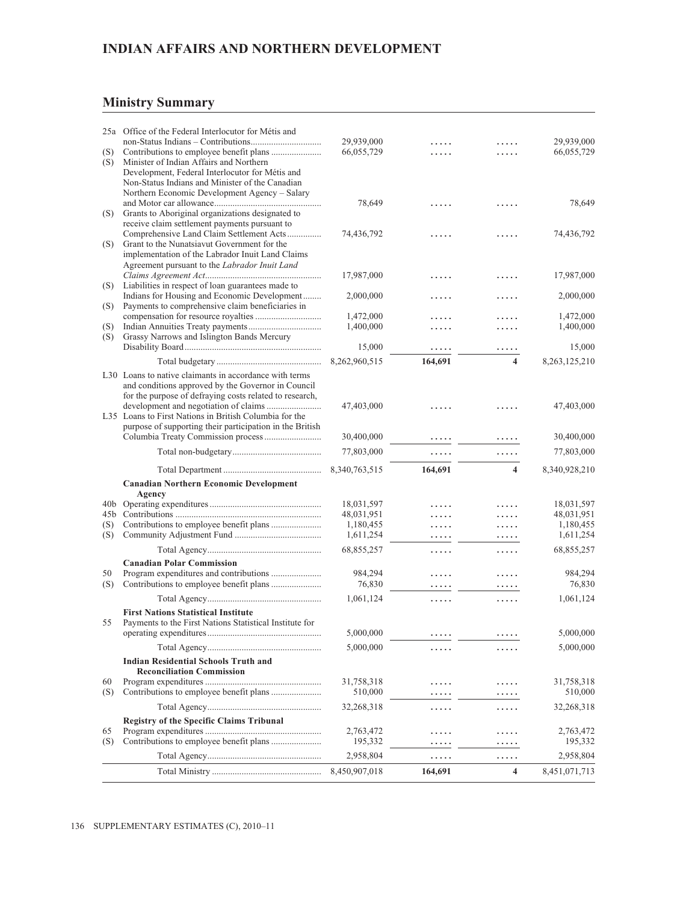## INDIAN AFFAIRS AND NORTHERN DEVELOPMENT

## Ministry Summary

| Vote | | | | | |
|---|---|---|---|---|---|
| 25a | Office of the Federal Interlocutor for Métis and non-Status Indians – Contributions | 29,939,000 | ..... | ..... | 29,939,000 |
| (S) | Contributions to employee benefit plans | 66,055,729 | ..... | ..... | 66,055,729 |
| (S) | Minister of Indian Affairs and Northern Development, Federal Interlocutor for Métis and Non-Status Indians and Minister of the Canadian Northern Economic Development Agency – Salary and Motor car allowance | 78,649 | ..... | ..... | 78,649 |
| (S) | Grants to Aboriginal organizations designated to receive claim settlement payments pursuant to Comprehensive Land Claim Settlement Acts | 74,436,792 | ..... | ..... | 74,436,792 |
| (S) | Grant to the Nunatsiavut Government for the implementation of the Labrador Inuit Land Claims Agreement pursuant to the *Labrador Inuit Land Claims Agreement Act* | 17,987,000 | ..... | ..... | 17,987,000 |
| (S) | Liabilities in respect of loan guarantees made to Indians for Housing and Economic Development | 2,000,000 | ..... | ..... | 2,000,000 |
| (S) | Payments to comprehensive claim beneficiaries in compensation for resource royalties | 1,472,000 | ..... | ..... | 1,472,000 |
| (S) | Indian Annuities Treaty payments | 1,400,000 | ..... | ..... | 1,400,000 |
| (S) | Grassy Narrows and Islington Bands Mercury Disability Board | 15,000 | ..... | ..... | 15,000 |
| | Total budgetary | 8,262,960,515 | **164,691** | **4** | 8,263,125,210 |
| L30 | Loans to native claimants in accordance with terms and conditions approved by the Governor in Council for the purpose of defraying costs related to research, development and negotiation of claims | 47,403,000 | ..... | ..... | 47,403,000 |
| L35 | Loans to First Nations in British Columbia for the purpose of supporting their participation in the British Columbia Treaty Commission process | 30,400,000 | ..... | ..... | 30,400,000 |
| | Total non-budgetary | 77,803,000 | ..... | ..... | 77,803,000 |
| | Total Department | 8,340,763,515 | **164,691** | **4** | 8,340,928,210 |
| | **Canadian Northern Economic Development Agency** | | | | |
| 40b | Operating expenditures | 18,031,597 | ..... | ..... | 18,031,597 |
| 45b | Contributions | 48,031,951 | ..... | ..... | 48,031,951 |
| (S) | Contributions to employee benefit plans | 1,180,455 | ..... | ..... | 1,180,455 |
| (S) | Community Adjustment Fund | 1,611,254 | ..... | ..... | 1,611,254 |
| | Total Agency | 68,855,257 | ..... | ..... | 68,855,257 |
| | **Canadian Polar Commission** | | | | |
| 50 | Program expenditures and contributions | 984,294 | ..... | ..... | 984,294 |
| (S) | Contributions to employee benefit plans | 76,830 | ..... | ..... | 76,830 |
| | Total Agency | 1,061,124 | ..... | ..... | 1,061,124 |
| | **First Nations Statistical Institute** | | | | |
| 55 | Payments to the First Nations Statistical Institute for operating expenditures | 5,000,000 | ..... | ..... | 5,000,000 |
| | Total Agency | 5,000,000 | ..... | ..... | 5,000,000 |
| | **Indian Residential Schools Truth and Reconciliation Commission** | | | | |
| 60 | Program expenditures | 31,758,318 | ..... | ..... | 31,758,318 |
| (S) | Contributions to employee benefit plans | 510,000 | ..... | ..... | 510,000 |
| | Total Agency | 32,268,318 | ..... | ..... | 32,268,318 |
| | **Registry of the Specific Claims Tribunal** | | | | |
| 65 | Program expenditures | 2,763,472 | ..... | ..... | 2,763,472 |
| (S) | Contributions to employee benefit plans | 195,332 | ..... | ..... | 195,332 |
| | Total Agency | 2,958,804 | ..... | ..... | 2,958,804 |
| | Total Ministry | 8,450,907,018 | **164,691** | **4** | 8,451,071,713 |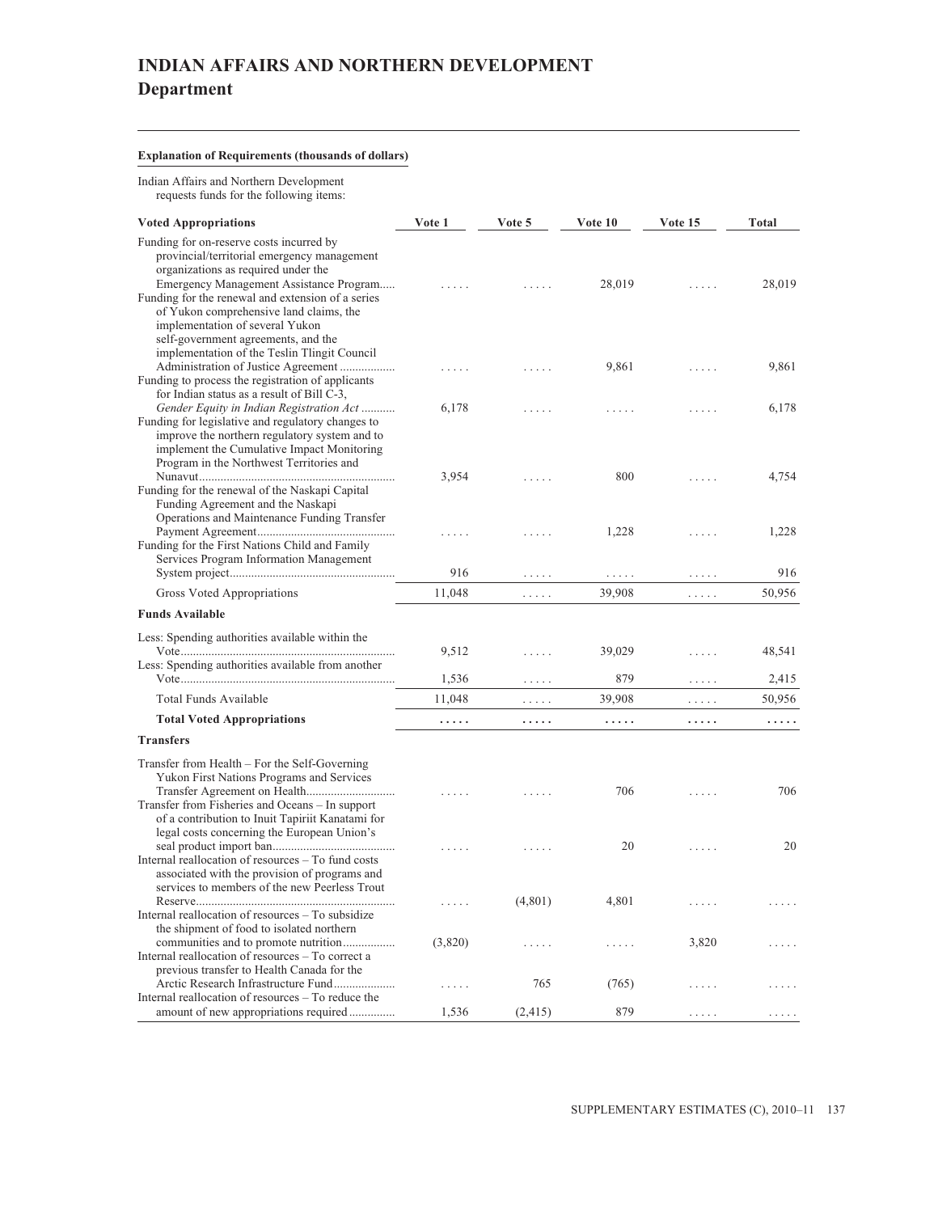# INDIAN AFFAIRS AND NORTHERN DEVELOPMENT
## Department

**Explanation of Requirements (thousands of dollars)**

Indian Affairs and Northern Development requests funds for the following items:

| Voted Appropriations | Vote 1 | Vote 5 | Vote 10 | Vote 15 | Total |
|---|---|---|---|---|---|
| Funding for on-reserve costs incurred by provincial/territorial emergency management organizations as required under the Emergency Management Assistance Program | ..... | ..... | 28,019 | ..... | 28,019 |
| Funding for the renewal and extension of a series of Yukon comprehensive land claims, the implementation of several Yukon self-government agreements, and the implementation of the Teslin Tlingit Council Administration of Justice Agreement | ..... | ..... | 9,861 | ..... | 9,861 |
| Funding to process the registration of applicants for Indian status as a result of Bill C-3, *Gender Equity in Indian Registration Act* | 6,178 | ..... | ..... | ..... | 6,178 |
| Funding for legislative and regulatory changes to improve the northern regulatory system and to implement the Cumulative Impact Monitoring Program in the Northwest Territories and Nunavut | 3,954 | ..... | 800 | ..... | 4,754 |
| Funding for the renewal of the Naskapi Capital Funding Agreement and the Naskapi Operations and Maintenance Funding Transfer Payment Agreement | ..... | ..... | 1,228 | ..... | 1,228 |
| Funding for the First Nations Child and Family Services Program Information Management System project | 916 | ..... | ..... | ..... | 916 |
| Gross Voted Appropriations | 11,048 | ..... | 39,908 | ..... | 50,956 |
| **Funds Available** | | | | | |
| Less: Spending authorities available within the Vote | 9,512 | ..... | 39,029 | ..... | 48,541 |
| Less: Spending authorities available from another Vote | 1,536 | ..... | 879 | ..... | 2,415 |
| Total Funds Available | 11,048 | ..... | 39,908 | ..... | 50,956 |
| **Total Voted Appropriations** | ..... | ..... | ..... | ..... | ..... |
| **Transfers** | | | | | |
| Transfer from Health – For the Self-Governing Yukon First Nations Programs and Services Transfer Agreement on Health | ..... | ..... | 706 | ..... | 706 |
| Transfer from Fisheries and Oceans – In support of a contribution to Inuit Tapiriit Kanatami for legal costs concerning the European Union's seal product import ban | ..... | ..... | 20 | ..... | 20 |
| Internal reallocation of resources – To fund costs associated with the provision of programs and services to members of the new Peerless Trout Reserve | ..... | (4,801) | 4,801 | ..... | ..... |
| Internal reallocation of resources – To subsidize the shipment of food to isolated northern communities and to promote nutrition | (3,820) | ..... | ..... | 3,820 | ..... |
| Internal reallocation of resources – To correct a previous transfer to Health Canada for the Arctic Research Infrastructure Fund | ..... | 765 | (765) | ..... | ..... |
| Internal reallocation of resources – To reduce the amount of new appropriations required | 1,536 | (2,415) | 879 | ..... | ..... |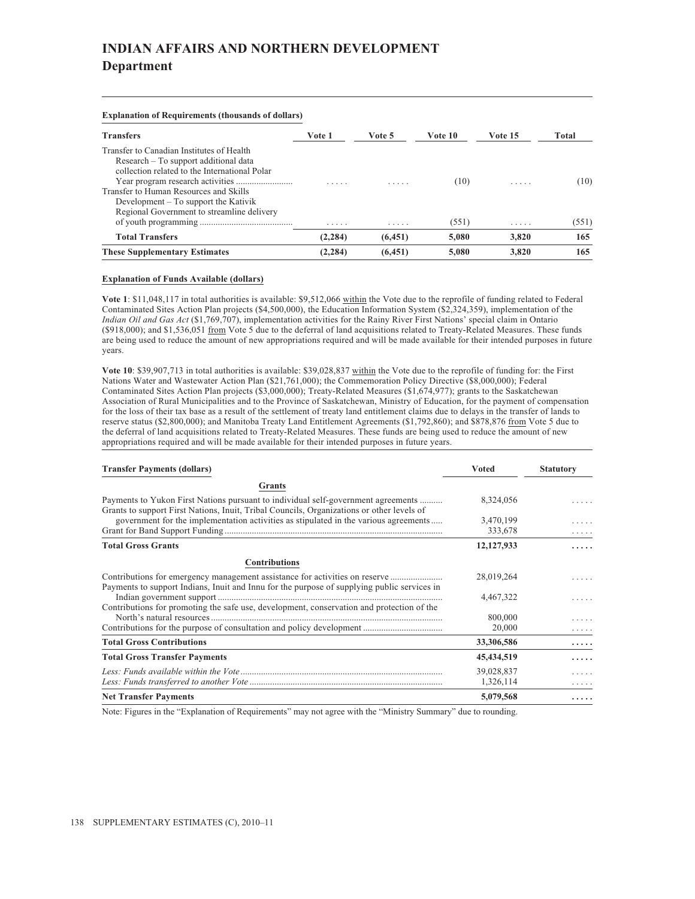# INDIAN AFFAIRS AND NORTHERN DEVELOPMENT

## Department

**Explanation of Requirements (thousands of dollars)**

| Transfers | Vote 1 | Vote 5 | Vote 10 | Vote 15 | Total |
|---|---|---|---|---|---|
| Transfer to Canadian Institutes of Health Research – To support additional data collection related to the International Polar Year program research activities | ..... | ..... | (10) | ..... | (10) |
| Transfer to Human Resources and Skills Development – To support the Kativik Regional Government to streamline delivery of youth programming | ..... | ..... | (551) | ..... | (551) |
| **Total Transfers** | **(2,284)** | **(6,451)** | **5,080** | **3,820** | **165** |
| **These Supplementary Estimates** | **(2,284)** | **(6,451)** | **5,080** | **3,820** | **165** |

**Explanation of Funds Available (dollars)**

**Vote 1**: $11,048,117 in total authorities is available: $9,512,066 within the Vote due to the reprofile of funding related to Federal Contaminated Sites Action Plan projects ($4,500,000), the Education Information System ($2,324,359), implementation of the *Indian Oil and Gas Act* ($1,769,707), implementation activities for the Rainy River First Nations' special claim in Ontario ($918,000); and $1,536,051 from Vote 5 due to the deferral of land acquisitions related to Treaty-Related Measures. These funds are being used to reduce the amount of new appropriations required and will be made available for their intended purposes in future years.

**Vote 10**: $39,907,713 in total authorities is available: $39,028,837 within the Vote due to the reprofile of funding for: the First Nations Water and Wastewater Action Plan ($21,761,000); the Commemoration Policy Directive ($8,000,000); Federal Contaminated Sites Action Plan projects ($3,000,000); Treaty-Related Measures ($1,674,977); grants to the Saskatchewan Association of Rural Municipalities and to the Province of Saskatchewan, Ministry of Education, for the payment of compensation for the loss of their tax base as a result of the settlement of treaty land entitlement claims due to delays in the transfer of lands to reserve status ($2,800,000); and Manitoba Treaty Land Entitlement Agreements ($1,792,860); and $878,876 from Vote 5 due to the deferral of land acquisitions related to Treaty-Related Measures. These funds are being used to reduce the amount of new appropriations required and will be made available for their intended purposes in future years.

| Transfer Payments (dollars) | Voted | Statutory |
|---|---|---|
| **Grants** | | |
| Payments to Yukon First Nations pursuant to individual self-government agreements | 8,324,056 | ..... |
| Grants to support First Nations, Inuit, Tribal Councils, Organizations or other levels of government for the implementation activities as stipulated in the various agreements | 3,470,199 | ..... |
| Grant for Band Support Funding | 333,678 | ..... |
| **Total Gross Grants** | **12,127,933** | ..... |
| **Contributions** | | |
| Contributions for emergency management assistance for activities on reserve | 28,019,264 | ..... |
| Payments to support Indians, Inuit and Innu for the purpose of supplying public services in Indian government support | 4,467,322 | ..... |
| Contributions for promoting the safe use, development, conservation and protection of the North's natural resources | 800,000 | ..... |
| Contributions for the purpose of consultation and policy development | 20,000 | ..... |
| **Total Gross Contributions** | **33,306,586** | ..... |
| **Total Gross Transfer Payments** | **45,434,519** | ..... |
| *Less: Funds available within the Vote* | 39,028,837 | ..... |
| *Less: Funds transferred to another Vote* | 1,326,114 | ..... |
| **Net Transfer Payments** | **5,079,568** | ..... |

Note: Figures in the "Explanation of Requirements" may not agree with the "Ministry Summary" due to rounding.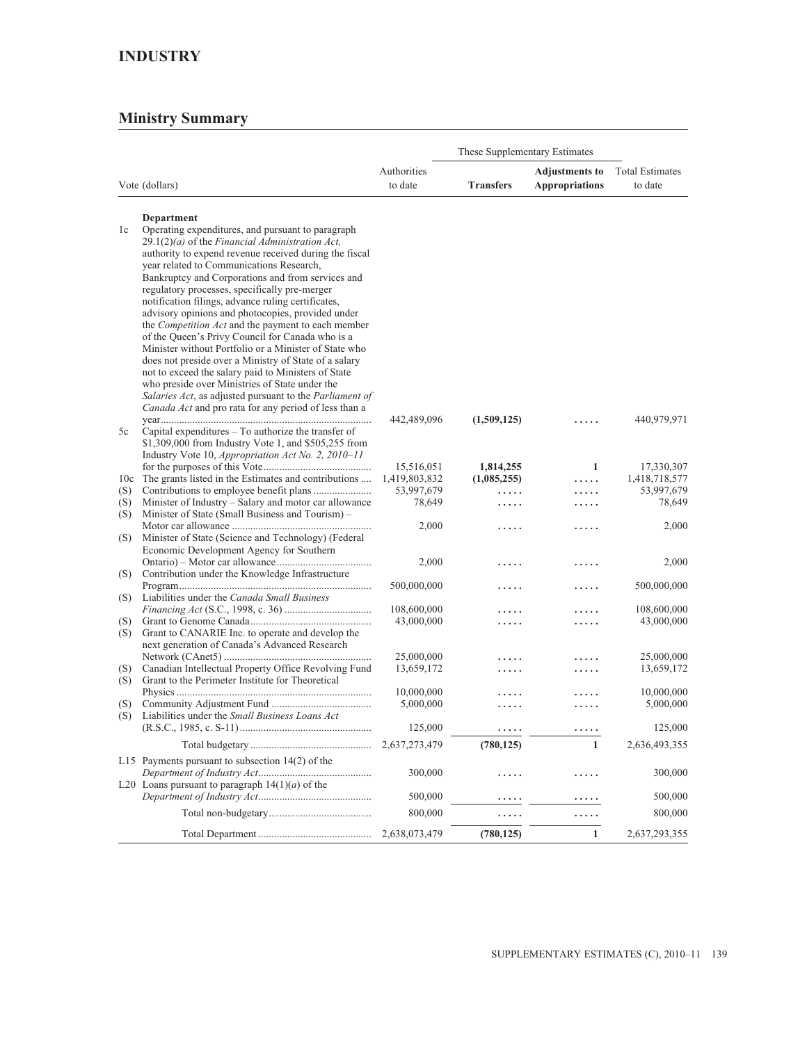# INDUSTRY

## Ministry Summary

| | Vote (dollars) | Authorities to date | These Supplementary Estimates | | Total Estimates to date |
|---|---|---|---|---|---|
| | | | **Transfers** | **Adjustments to Appropriations** | |
| | **Department** | | | | |
| 1c | Operating expenditures, and pursuant to paragraph 29.1(2)*(a)* of the *Financial Administration Act,* authority to expend revenue received during the fiscal year related to Communications Research, Bankruptcy and Corporations and from services and regulatory processes, specifically pre-merger notification filings, advance ruling certificates, advisory opinions and photocopies, provided under the *Competition Act* and the payment to each member of the Queen's Privy Council for Canada who is a Minister without Portfolio or a Minister of State who does not preside over a Ministry of State of a salary not to exceed the salary paid to Ministers of State who preside over Ministries of State under the *Salaries Act*, as adjusted pursuant to the *Parliament of Canada Act* and pro rata for any period of less than a year | 442,489,096 | **(1,509,125)** | ..... | 440,979,971 |
| 5c | Capital expenditures – To authorize the transfer of $1,309,000 from Industry Vote 1, and $505,255 from Industry Vote 10, *Appropriation Act No. 2, 2010–11* for the purposes of this Vote | 15,516,051 | **1,814,255** | **1** | 17,330,307 |
| 10c | The grants listed in the Estimates and contributions | 1,419,803,832 | **(1,085,255)** | ..... | 1,418,718,577 |
| (S) | Contributions to employee benefit plans | 53,997,679 | ..... | ..... | 53,997,679 |
| (S) | Minister of Industry – Salary and motor car allowance | 78,649 | ..... | ..... | 78,649 |
| (S) | Minister of State (Small Business and Tourism) – Motor car allowance | 2,000 | ..... | ..... | 2,000 |
| (S) | Minister of State (Science and Technology) (Federal Economic Development Agency for Southern Ontario) – Motor car allowance | 2,000 | ..... | ..... | 2,000 |
| (S) | Contribution under the Knowledge Infrastructure Program | 500,000,000 | ..... | ..... | 500,000,000 |
| (S) | Liabilities under the *Canada Small Business Financing Act* (S.C., 1998, c. 36) | 108,600,000 | ..... | ..... | 108,600,000 |
| (S) | Grant to Genome Canada | 43,000,000 | ..... | ..... | 43,000,000 |
| (S) | Grant to CANARIE Inc. to operate and develop the next generation of Canada's Advanced Research Network (CAnet5) | 25,000,000 | ..... | ..... | 25,000,000 |
| (S) | Canadian Intellectual Property Office Revolving Fund | 13,659,172 | ..... | ..... | 13,659,172 |
| (S) | Grant to the Perimeter Institute for Theoretical Physics | 10,000,000 | ..... | ..... | 10,000,000 |
| (S) | Community Adjustment Fund | 5,000,000 | ..... | ..... | 5,000,000 |
| (S) | Liabilities under the *Small Business Loans Act* (R.S.C., 1985, c. S-11) | 125,000 | ..... | ..... | 125,000 |
| | Total budgetary | 2,637,273,479 | **(780,125)** | **1** | 2,636,493,355 |
| L15 | Payments pursuant to subsection 14(2) of the *Department of Industry Act* | 300,000 | ..... | ..... | 300,000 |
| L20 | Loans pursuant to paragraph 14(1)(*a*) of the *Department of Industry Act* | 500,000 | ..... | ..... | 500,000 |
| | Total non-budgetary | 800,000 | ..... | ..... | 800,000 |
| | Total Department | 2,638,073,479 | **(780,125)** | **1** | 2,637,293,355 |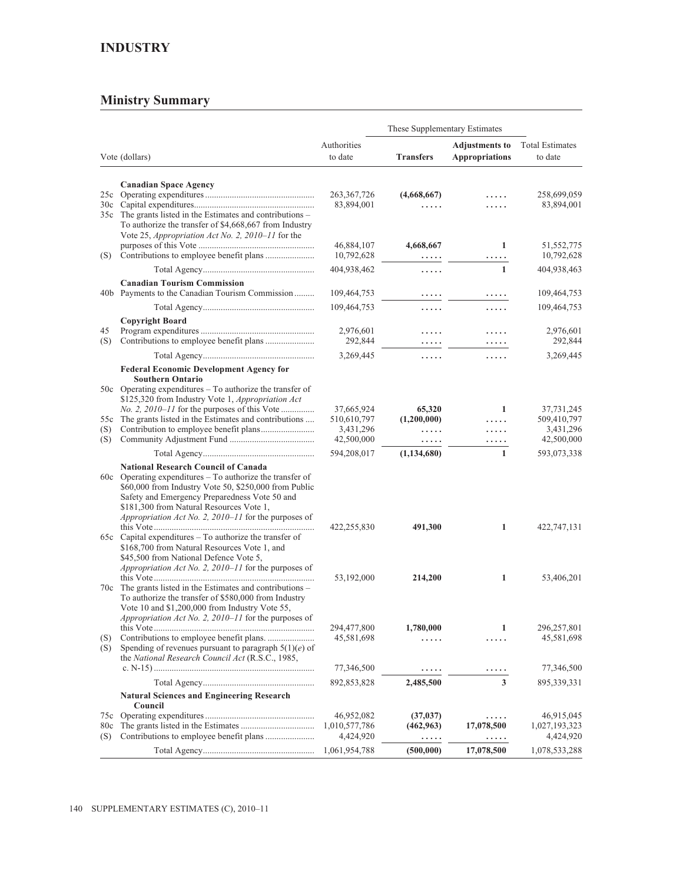# INDUSTRY

## Ministry Summary

| Vote (dollars) | | Authorities to date | These Supplementary Estimates | | Total Estimates to date |
|---|---|---|---|---|---|
| | | | **Transfers** | **Adjustments to Appropriations** | |
| | **Canadian Space Agency** | | | | |
| 25c | Operating expenditures | 263,367,726 | **(4,668,667)** | ..... | 258,699,059 |
| 30c | Capital expenditures | 83,894,001 | ..... | ..... | 83,894,001 |
| 35c | The grants listed in the Estimates and contributions – To authorize the transfer of $4,668,667 from Industry Vote 25, *Appropriation Act No. 2, 2010–11* for the purposes of this Vote | 46,884,107 | **4,668,667** | **1** | 51,552,775 |
| (S) | Contributions to employee benefit plans | 10,792,628 | ..... | ..... | 10,792,628 |
| | Total Agency | 404,938,462 | ..... | **1** | 404,938,463 |
| | **Canadian Tourism Commission** | | | | |
| 40b | Payments to the Canadian Tourism Commission | 109,464,753 | ..... | ..... | 109,464,753 |
| | Total Agency | 109,464,753 | ..... | ..... | 109,464,753 |
| | **Copyright Board** | | | | |
| 45 | Program expenditures | 2,976,601 | ..... | ..... | 2,976,601 |
| (S) | Contributions to employee benefit plans | 292,844 | ..... | ..... | 292,844 |
| | Total Agency | 3,269,445 | ..... | ..... | 3,269,445 |
| | **Federal Economic Development Agency for Southern Ontario** | | | | |
| 50c | Operating expenditures – To authorize the transfer of $125,320 from Industry Vote 1, *Appropriation Act No. 2, 2010–11* for the purposes of this Vote | 37,665,924 | **65,320** | **1** | 37,731,245 |
| 55c | The grants listed in the Estimates and contributions | 510,610,797 | **(1,200,000)** | ..... | 509,410,797 |
| (S) | Contribution to employee benefit plans | 3,431,296 | ..... | ..... | 3,431,296 |
| (S) | Community Adjustment Fund | 42,500,000 | ..... | ..... | 42,500,000 |
| | Total Agency | 594,208,017 | **(1,134,680)** | **1** | 593,073,338 |
| | **National Research Council of Canada** | | | | |
| 60c | Operating expenditures – To authorize the transfer of $60,000 from Industry Vote 50, $250,000 from Public Safety and Emergency Preparedness Vote 50 and $181,300 from Natural Resources Vote 1, *Appropriation Act No. 2, 2010–11* for the purposes of this Vote | 422,255,830 | **491,300** | **1** | 422,747,131 |
| 65c | Capital expenditures – To authorize the transfer of $168,700 from Natural Resources Vote 1, and $45,500 from National Defence Vote 5, *Appropriation Act No. 2, 2010–11* for the purposes of this Vote | 53,192,000 | **214,200** | **1** | 53,406,201 |
| 70c | The grants listed in the Estimates and contributions – To authorize the transfer of $580,000 from Industry Vote 10 and $1,200,000 from Industry Vote 55, *Appropriation Act No. 2, 2010–11* for the purposes of this Vote | 294,477,800 | **1,780,000** | **1** | 296,257,801 |
| (S) | Contributions to employee benefit plans. | 45,581,698 | ..... | ..... | 45,581,698 |
| (S) | Spending of revenues pursuant to paragraph 5(1)(*e*) of the *National Research Council Act* (R.S.C., 1985, c. N-15) | 77,346,500 | ..... | ..... | 77,346,500 |
| | Total Agency | 892,853,828 | **2,485,500** | **3** | 895,339,331 |
| | **Natural Sciences and Engineering Research Council** | | | | |
| 75c | Operating expenditures | 46,952,082 | **(37,037)** | ..... | 46,915,045 |
| 80c | The grants listed in the Estimates | 1,010,577,786 | **(462,963)** | **17,078,500** | 1,027,193,323 |
| (S) | Contributions to employee benefit plans | 4,424,920 | ..... | ..... | 4,424,920 |
| | Total Agency | 1,061,954,788 | **(500,000)** | **17,078,500** | 1,078,533,288 |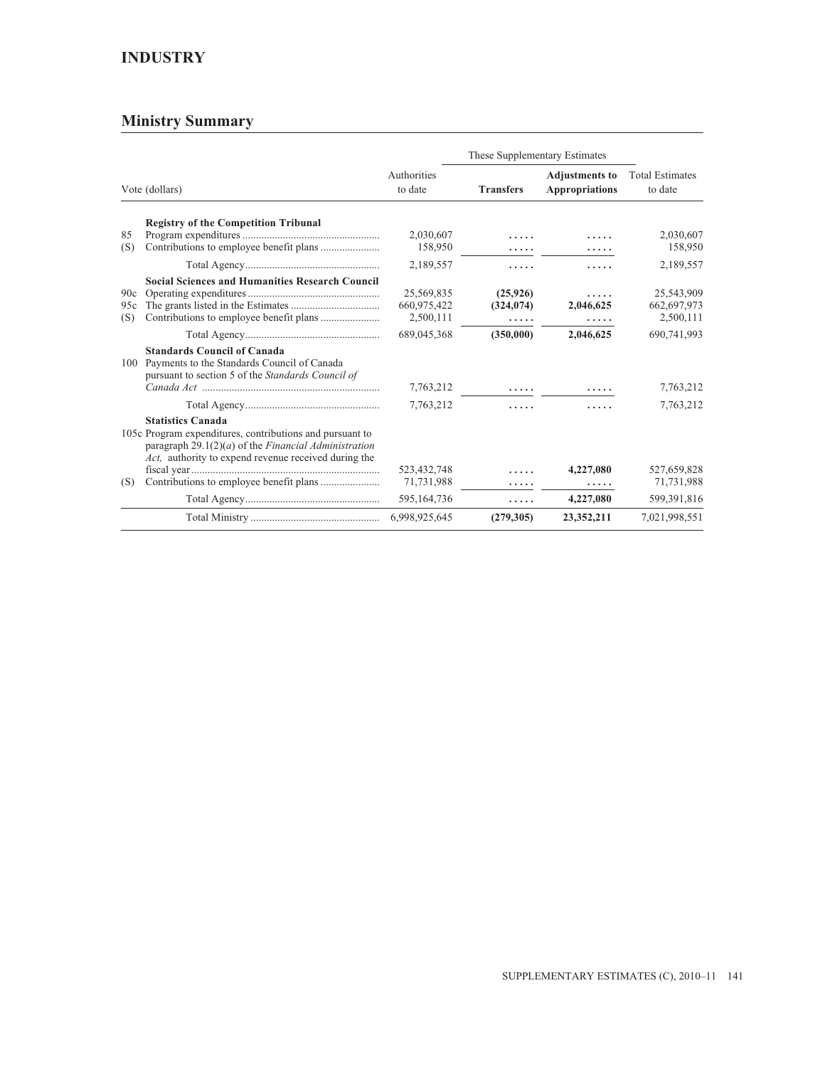## INDUSTRY

### Ministry Summary

| Vote (dollars) | | Authorities to date | These Supplementary Estimates | | Total Estimates to date |
|---|---|---|---|---|---|
| | | | **Transfers** | **Adjustments to Appropriations** | |
| | **Registry of the Competition Tribunal** | | | | |
| 85 | Program expenditures | 2,030,607 | ..... | ..... | 2,030,607 |
| (S) | Contributions to employee benefit plans | 158,950 | ..... | ..... | 158,950 |
| | Total Agency | 2,189,557 | ..... | ..... | 2,189,557 |
| | **Social Sciences and Humanities Research Council** | | | | |
| 90c | Operating expenditures | 25,569,835 | **(25,926)** | ..... | 25,543,909 |
| 95c | The grants listed in the Estimates | 660,975,422 | **(324,074)** | **2,046,625** | 662,697,973 |
| (S) | Contributions to employee benefit plans | 2,500,111 | ..... | ..... | 2,500,111 |
| | Total Agency | 689,045,368 | **(350,000)** | **2,046,625** | 690,741,993 |
| | **Standards Council of Canada** | | | | |
| 100 | Payments to the Standards Council of Canada pursuant to section 5 of the *Standards Council of Canada Act* | 7,763,212 | ..... | ..... | 7,763,212 |
| | Total Agency | 7,763,212 | ..... | ..... | 7,763,212 |
| | **Statistics Canada** | | | | |
| 105c | Program expenditures, contributions and pursuant to paragraph 29.1(2)(*a*) of the *Financial Administration Act,* authority to expend revenue received during the fiscal year | 523,432,748 | ..... | **4,227,080** | 527,659,828 |
| (S) | Contributions to employee benefit plans | 71,731,988 | ..... | ..... | 71,731,988 |
| | Total Agency | 595,164,736 | ..... | **4,227,080** | 599,391,816 |
| | Total Ministry | 6,998,925,645 | **(279,305)** | **23,352,211** | 7,021,998,551 |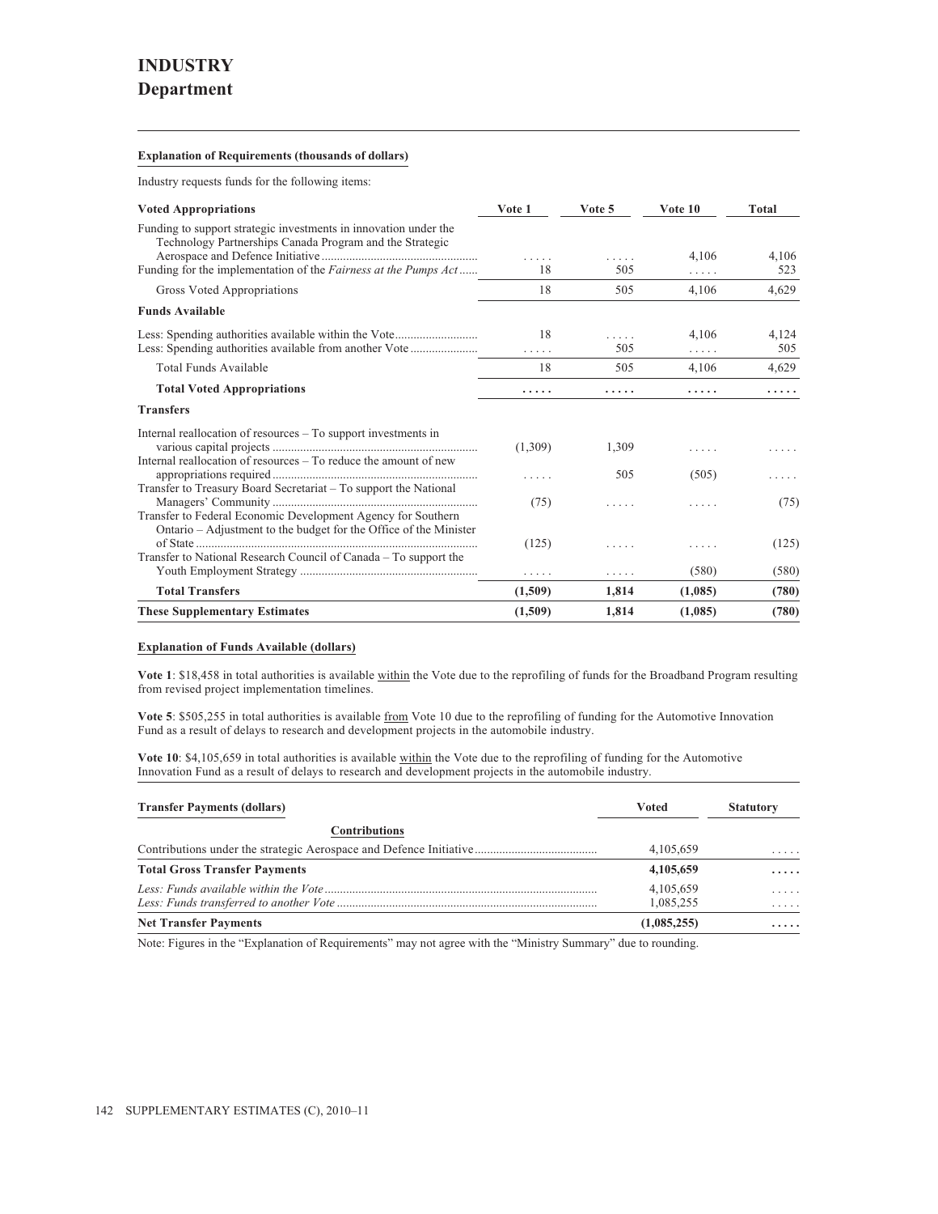# INDUSTRY

## Department

### Explanation of Requirements (thousands of dollars)

Industry requests funds for the following items:

| Voted Appropriations | Vote 1 | Vote 5 | Vote 10 | Total |
|---|---|---|---|---|
| Funding to support strategic investments in innovation under the Technology Partnerships Canada Program and the Strategic Aerospace and Defence Initiative | ..... | ..... | 4,106 | 4,106 |
| Funding for the implementation of the *Fairness at the Pumps Act* | 18 | 505 | ..... | 523 |
| Gross Voted Appropriations | 18 | 505 | 4,106 | 4,629 |
| **Funds Available** | | | | |
| Less: Spending authorities available within the Vote | 18 | ..... | 4,106 | 4,124 |
| Less: Spending authorities available from another Vote | ..... | 505 | ..... | 505 |
| Total Funds Available | 18 | 505 | 4,106 | 4,629 |
| **Total Voted Appropriations** | **.....** | **.....** | **.....** | **.....** |
| **Transfers** | | | | |
| Internal reallocation of resources – To support investments in various capital projects | (1,309) | 1,309 | ..... | ..... |
| Internal reallocation of resources – To reduce the amount of new appropriations required | ..... | 505 | (505) | ..... |
| Transfer to Treasury Board Secretariat – To support the National Managers' Community | (75) | ..... | ..... | (75) |
| Transfer to Federal Economic Development Agency for Southern Ontario – Adjustment to the budget for the Office of the Minister of State | (125) | ..... | ..... | (125) |
| Transfer to National Research Council of Canada – To support the Youth Employment Strategy | ..... | ..... | (580) | (580) |
| **Total Transfers** | **(1,509)** | **1,814** | **(1,085)** | **(780)** |
| **These Supplementary Estimates** | **(1,509)** | **1,814** | **(1,085)** | **(780)** |

### Explanation of Funds Available (dollars)

**Vote 1**: $18,458 in total authorities is available within the Vote due to the reprofiling of funds for the Broadband Program resulting from revised project implementation timelines.

**Vote 5**: $505,255 in total authorities is available from Vote 10 due to the reprofiling of funding for the Automotive Innovation Fund as a result of delays to research and development projects in the automobile industry.

**Vote 10**: $4,105,659 in total authorities is available within the Vote due to the reprofiling of funding for the Automotive Innovation Fund as a result of delays to research and development projects in the automobile industry.

| Transfer Payments (dollars) | Voted | Statutory |
|---|---|---|
| **Contributions** | | |
| Contributions under the strategic Aerospace and Defence Initiative | 4,105,659 | ..... |
| **Total Gross Transfer Payments** | **4,105,659** | **.....** |
| *Less: Funds available within the Vote* | 4,105,659 | ..... |
| *Less: Funds transferred to another Vote* | 1,085,255 | ..... |
| **Net Transfer Payments** | **(1,085,255)** | **.....** |

Note: Figures in the "Explanation of Requirements" may not agree with the "Ministry Summary" due to rounding.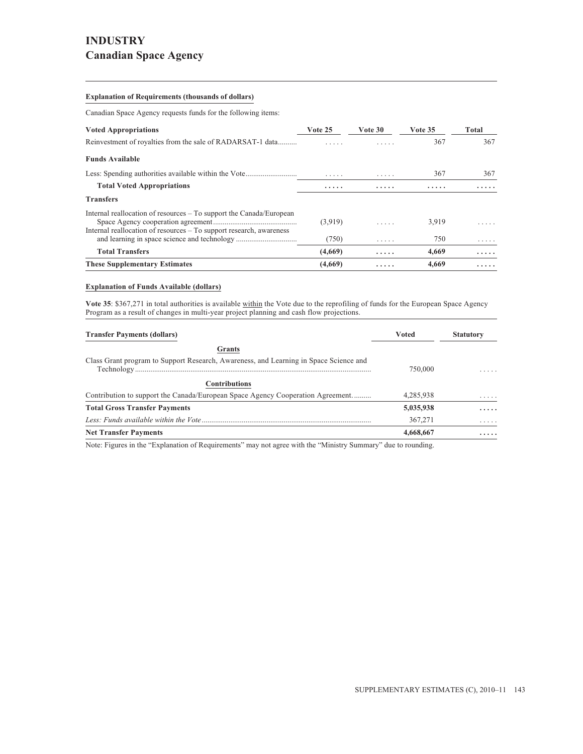# INDUSTRY

## Canadian Space Agency

### Explanation of Requirements (thousands of dollars)

Canadian Space Agency requests funds for the following items:

| Voted Appropriations | Vote 25 | Vote 30 | Vote 35 | Total |
|---|---|---|---|---|
| Reinvestment of royalties from the sale of RADARSAT-1 data | ..... | ..... | 367 | 367 |
| **Funds Available** | | | | |
| Less: Spending authorities available within the Vote | ..... | ..... | 367 | 367 |
| **Total Voted Appropriations** | ..... | ..... | ..... | ..... |
| **Transfers** | | | | |
| Internal reallocation of resources – To support the Canada/European Space Agency cooperation agreement | (3,919) | ..... | 3,919 | ..... |
| Internal reallocation of resources – To support research, awareness and learning in space science and technology | (750) | ..... | 750 | ..... |
| **Total Transfers** | **(4,669)** | ..... | **4,669** | ..... |
| **These Supplementary Estimates** | **(4,669)** | ..... | **4,669** | ..... |

### Explanation of Funds Available (dollars)

**Vote 35**: $367,271 in total authorities is available within the Vote due to the reprofiling of funds for the European Space Agency Program as a result of changes in multi-year project planning and cash flow projections.

| Transfer Payments (dollars) | Voted | Statutory |
|---|---|---|
| **Grants** | | |
| Class Grant program to Support Research, Awareness, and Learning in Space Science and Technology | 750,000 | ..... |
| **Contributions** | | |
| Contribution to support the Canada/European Space Agency Cooperation Agreement | 4,285,938 | ..... |
| **Total Gross Transfer Payments** | **5,035,938** | ..... |
| *Less: Funds available within the Vote* | 367,271 | ..... |
| **Net Transfer Payments** | **4,668,667** | ..... |

Note: Figures in the "Explanation of Requirements" may not agree with the "Ministry Summary" due to rounding.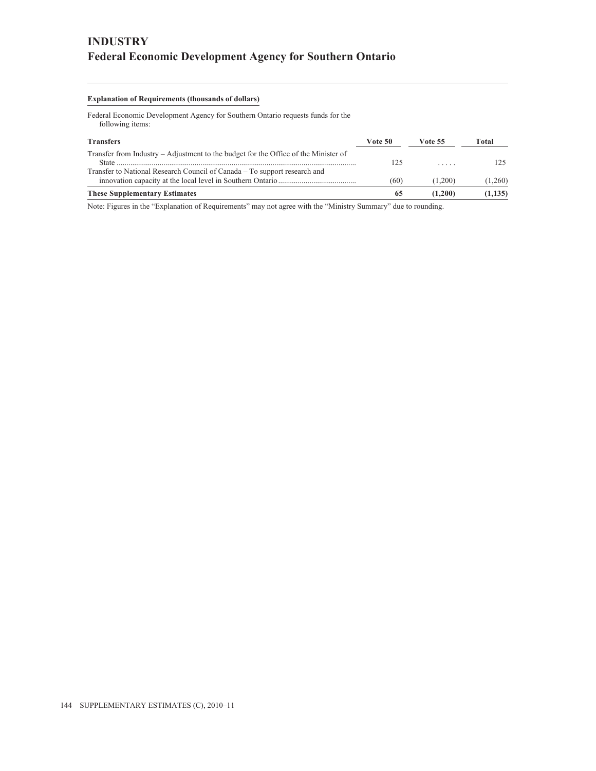# INDUSTRY
## Federal Economic Development Agency for Southern Ontario

**Explanation of Requirements (thousands of dollars)**

Federal Economic Development Agency for Southern Ontario requests funds for the following items:

| Transfers | Vote 50 | Vote 55 | Total |
|---|---|---|---|
| Transfer from Industry – Adjustment to the budget for the Office of the Minister of State | 125 | ..... | 125 |
| Transfer to National Research Council of Canada – To support research and innovation capacity at the local level in Southern Ontario | (60) | (1,200) | (1,260) |
| **These Supplementary Estimates** | **65** | **(1,200)** | **(1,135)** |

Note: Figures in the "Explanation of Requirements" may not agree with the "Ministry Summary" due to rounding.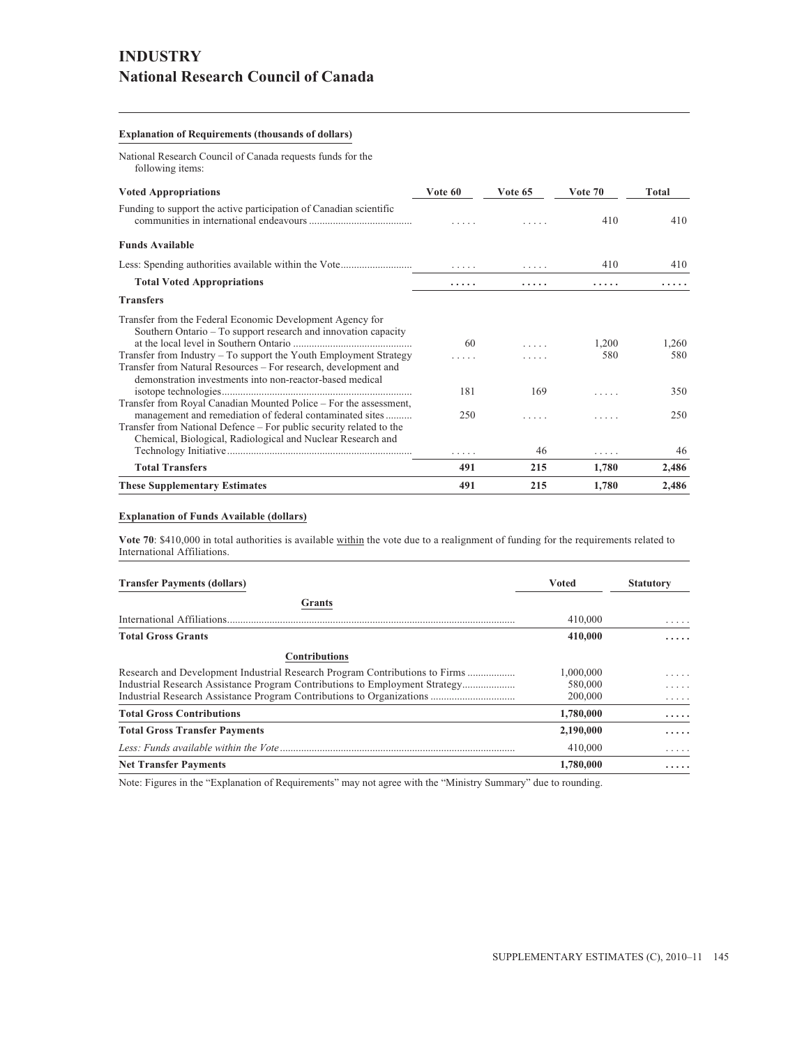# INDUSTRY

## National Research Council of Canada

**Explanation of Requirements (thousands of dollars)**

National Research Council of Canada requests funds for the following items:

| Voted Appropriations | Vote 60 | Vote 65 | Vote 70 | Total |
|---|---|---|---|---|
| Funding to support the active participation of Canadian scientific communities in international endeavours | ..... | ..... | 410 | 410 |
| **Funds Available** | | | | |
| Less: Spending authorities available within the Vote | ..... | ..... | 410 | 410 |
| **Total Voted Appropriations** | **.....** | **.....** | **.....** | **.....** |
| **Transfers** | | | | |
| Transfer from the Federal Economic Development Agency for Southern Ontario – To support research and innovation capacity at the local level in Southern Ontario | 60 | ..... | 1,200 | 1,260 |
| Transfer from Industry – To support the Youth Employment Strategy | ..... | ..... | 580 | 580 |
| Transfer from Natural Resources – For research, development and demonstration investments into non-reactor-based medical isotope technologies | 181 | 169 | ..... | 350 |
| Transfer from Royal Canadian Mounted Police – For the assessment, management and remediation of federal contaminated sites | 250 | ..... | ..... | 250 |
| Transfer from National Defence – For public security related to the Chemical, Biological, Radiological and Nuclear Research and Technology Initiative | ..... | 46 | ..... | 46 |
| **Total Transfers** | **491** | **215** | **1,780** | **2,486** |
| **These Supplementary Estimates** | **491** | **215** | **1,780** | **2,486** |

**Explanation of Funds Available (dollars)**

**Vote 70**: $410,000 in total authorities is available within the vote due to a realignment of funding for the requirements related to International Affiliations.

| Transfer Payments (dollars) | Voted | Statutory |
|---|---|---|
| **Grants** | | |
| International Affiliations | 410,000 | ..... |
| **Total Gross Grants** | **410,000** | **.....** |
| **Contributions** | | |
| Research and Development Industrial Research Program Contributions to Firms | 1,000,000 | ..... |
| Industrial Research Assistance Program Contributions to Employment Strategy | 580,000 | ..... |
| Industrial Research Assistance Program Contributions to Organizations | 200,000 | ..... |
| **Total Gross Contributions** | **1,780,000** | **.....** |
| **Total Gross Transfer Payments** | **2,190,000** | **.....** |
| *Less: Funds available within the Vote* | 410,000 | ..... |
| **Net Transfer Payments** | **1,780,000** | **.....** |

Note: Figures in the "Explanation of Requirements" may not agree with the "Ministry Summary" due to rounding.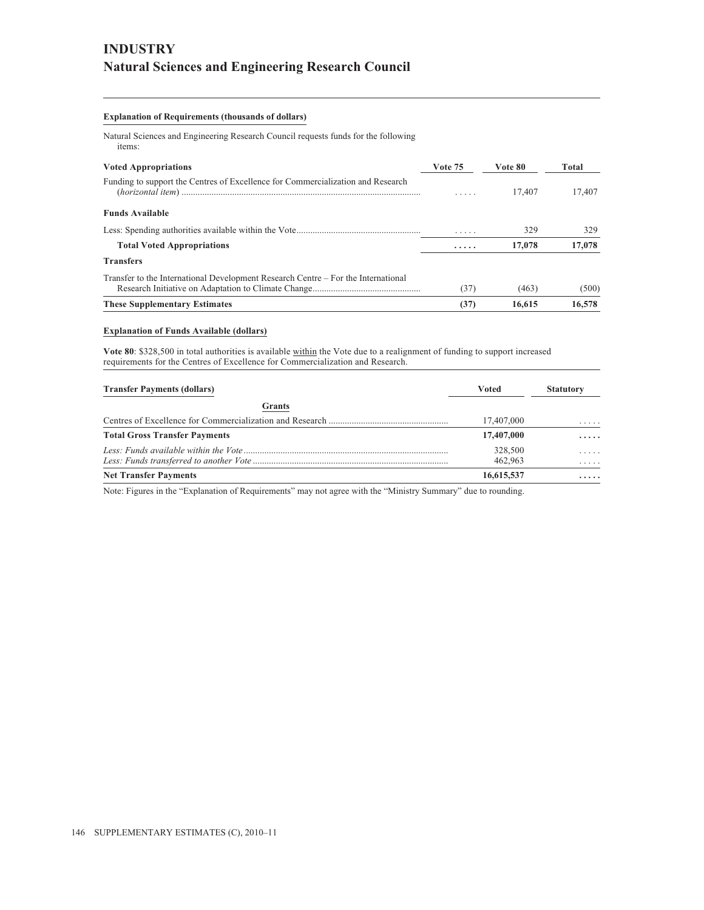# INDUSTRY

## Natural Sciences and Engineering Research Council

**Explanation of Requirements (thousands of dollars)**

Natural Sciences and Engineering Research Council requests funds for the following items:

| Voted Appropriations | Vote 75 | Vote 80 | Total |
|---|---|---|---|
| Funding to support the Centres of Excellence for Commercialization and Research (*horizontal item*) | ..... | 17,407 | 17,407 |
| **Funds Available** | | | |
| Less: Spending authorities available within the Vote | ..... | 329 | 329 |
| **Total Voted Appropriations** | **.....** | **17,078** | **17,078** |
| **Transfers** | | | |
| Transfer to the International Development Research Centre – For the International Research Initiative on Adaptation to Climate Change | (37) | (463) | (500) |
| **These Supplementary Estimates** | **(37)** | **16,615** | **16,578** |

**Explanation of Funds Available (dollars)**

**Vote 80**: $328,500 in total authorities is available within the Vote due to a realignment of funding to support increased requirements for the Centres of Excellence for Commercialization and Research.

| Transfer Payments (dollars) | Voted | Statutory |
|---|---|---|
| **Grants** | | |
| Centres of Excellence for Commercialization and Research | 17,407,000 | ..... |
| **Total Gross Transfer Payments** | **17,407,000** | **.....** |
| *Less: Funds available within the Vote* | 328,500 | ..... |
| *Less: Funds transferred to another Vote* | 462,963 | ..... |
| **Net Transfer Payments** | **16,615,537** | **.....** |

Note: Figures in the “Explanation of Requirements” may not agree with the “Ministry Summary” due to rounding.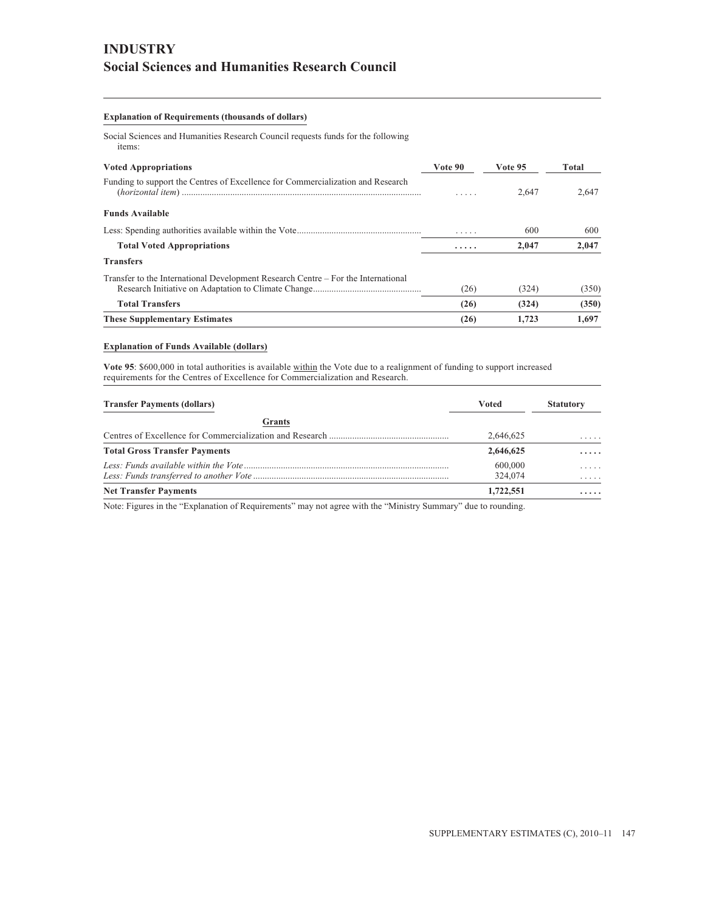# INDUSTRY
## Social Sciences and Humanities Research Council

**Explanation of Requirements (thousands of dollars)**

Social Sciences and Humanities Research Council requests funds for the following items:

| **Voted Appropriations** | **Vote 90** | **Vote 95** | **Total** |
|---|---|---|---|
| Funding to support the Centres of Excellence for Commercialization and Research (*horizontal item*) | ..... | 2,647 | 2,647 |
| **Funds Available** | | | |
| Less: Spending authorities available within the Vote | ..... | 600 | 600 |
| **Total Voted Appropriations** | **.....** | **2,047** | **2,047** |
| **Transfers** | | | |
| Transfer to the International Development Research Centre – For the International Research Initiative on Adaptation to Climate Change | (26) | (324) | (350) |
| **Total Transfers** | **(26)** | **(324)** | **(350)** |
| **These Supplementary Estimates** | **(26)** | **1,723** | **1,697** |

**Explanation of Funds Available (dollars)**

**Vote 95**: $600,000 in total authorities is available within the Vote due to a realignment of funding to support increased requirements for the Centres of Excellence for Commercialization and Research.

| **Transfer Payments (dollars)** | **Voted** | **Statutory** |
|---|---|---|
| **Grants** | | |
| Centres of Excellence for Commercialization and Research | 2,646,625 | ..... |
| **Total Gross Transfer Payments** | **2,646,625** | **.....** |
| *Less: Funds available within the Vote* | 600,000 | ..... |
| *Less: Funds transferred to another Vote* | 324,074 | ..... |
| **Net Transfer Payments** | **1,722,551** | **.....** |

Note: Figures in the "Explanation of Requirements" may not agree with the "Ministry Summary" due to rounding.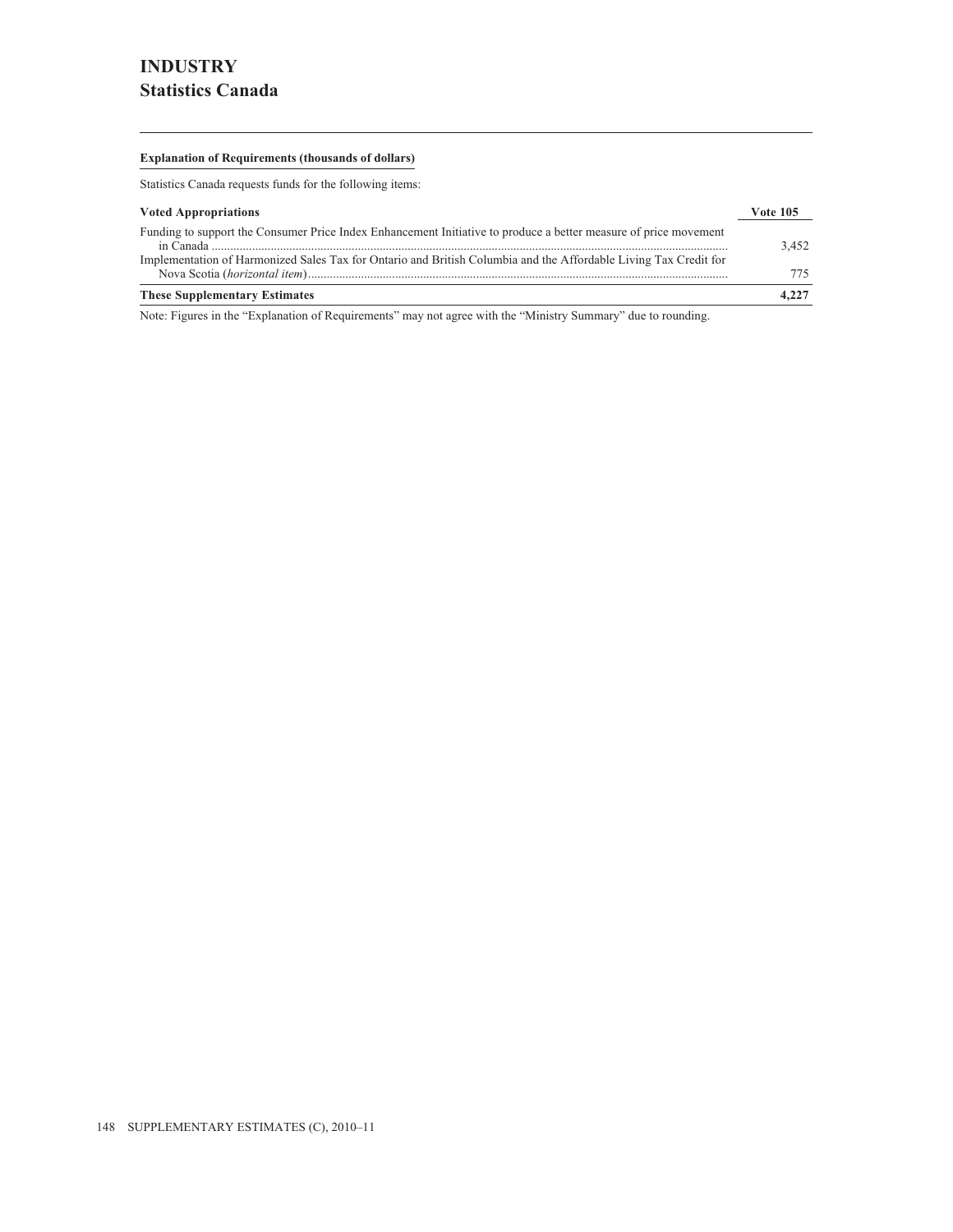# INDUSTRY
## Statistics Canada

**Explanation of Requirements (thousands of dollars)**

Statistics Canada requests funds for the following items:

| Voted Appropriations | Vote 105 |
| --- | --- |
| Funding to support the Consumer Price Index Enhancement Initiative to produce a better measure of price movement in Canada | 3,452 |
| Implementation of Harmonized Sales Tax for Ontario and British Columbia and the Affordable Living Tax Credit for Nova Scotia (*horizontal item*) | 775 |
| **These Supplementary Estimates** | **4,227** |

Note: Figures in the "Explanation of Requirements" may not agree with the "Ministry Summary" due to rounding.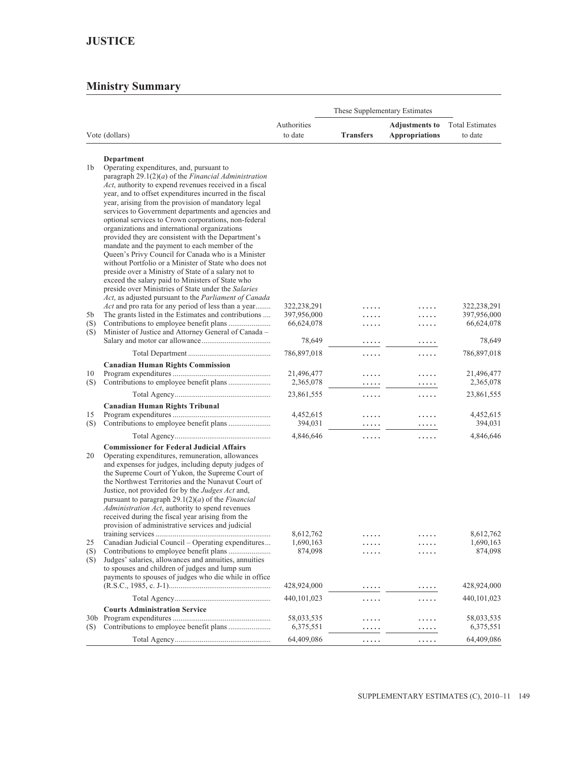## JUSTICE

### Ministry Summary

| Vote (dollars) | | Authorities to date | These Supplementary Estimates | | Total Estimates to date |
|---|---|---|---|---|---|
| | | | **Transfers** | **Adjustments to Appropriations** | |
| | **Department** | | | | |
| 1b | Operating expenditures, and, pursuant to paragraph 29.1(2)(*a*) of the *Financial Administration Act*, authority to expend revenues received in a fiscal year, and to offset expenditures incurred in the fiscal year, arising from the provision of mandatory legal services to Government departments and agencies and optional services to Crown corporations, non-federal organizations and international organizations provided they are consistent with the Department's mandate and the payment to each member of the Queen's Privy Council for Canada who is a Minister without Portfolio or a Minister of State who does not preside over a Ministry of State of a salary not to exceed the salary paid to Ministers of State who preside over Ministries of State under the *Salaries Act*, as adjusted pursuant to the *Parliament of Canada Act* and pro rata for any period of less than a year | 322,238,291 | ..... | ..... | 322,238,291 |
| 5b | The grants listed in the Estimates and contributions | 397,956,000 | ..... | ..... | 397,956,000 |
| (S) | Contributions to employee benefit plans | 66,624,078 | ..... | ..... | 66,624,078 |
| (S) | Minister of Justice and Attorney General of Canada – Salary and motor car allowance | 78,649 | ..... | ..... | 78,649 |
| | Total Department | 786,897,018 | ..... | ..... | 786,897,018 |
| | **Canadian Human Rights Commission** | | | | |
| 10 | Program expenditures | 21,496,477 | ..... | ..... | 21,496,477 |
| (S) | Contributions to employee benefit plans | 2,365,078 | ..... | ..... | 2,365,078 |
| | Total Agency | 23,861,555 | ..... | ..... | 23,861,555 |
| | **Canadian Human Rights Tribunal** | | | | |
| 15 | Program expenditures | 4,452,615 | ..... | ..... | 4,452,615 |
| (S) | Contributions to employee benefit plans | 394,031 | ..... | ..... | 394,031 |
| | Total Agency | 4,846,646 | ..... | ..... | 4,846,646 |
| | **Commissioner for Federal Judicial Affairs** | | | | |
| 20 | Operating expenditures, remuneration, allowances and expenses for judges, including deputy judges of the Supreme Court of Yukon, the Supreme Court of the Northwest Territories and the Nunavut Court of Justice, not provided for by the *Judges Act* and, pursuant to paragraph 29.1(2)(*a*) of the *Financial Administration Act*, authority to spend revenues received during the fiscal year arising from the provision of administrative services and judicial training services | 8,612,762 | ..... | ..... | 8,612,762 |
| 25 | Canadian Judicial Council – Operating expenditures | 1,690,163 | ..... | ..... | 1,690,163 |
| (S) | Contributions to employee benefit plans | 874,098 | ..... | ..... | 874,098 |
| (S) | Judges' salaries, allowances and annuities, annuities to spouses and children of judges and lump sum payments to spouses of judges who die while in office (R.S.C., 1985, c. J-1) | 428,924,000 | ..... | ..... | 428,924,000 |
| | Total Agency | 440,101,023 | ..... | ..... | 440,101,023 |
| | **Courts Administration Service** | | | | |
| 30b | Program expenditures | 58,033,535 | ..... | ..... | 58,033,535 |
| (S) | Contributions to employee benefit plans | 6,375,551 | ..... | ..... | 6,375,551 |
| | Total Agency | 64,409,086 | ..... | ..... | 64,409,086 |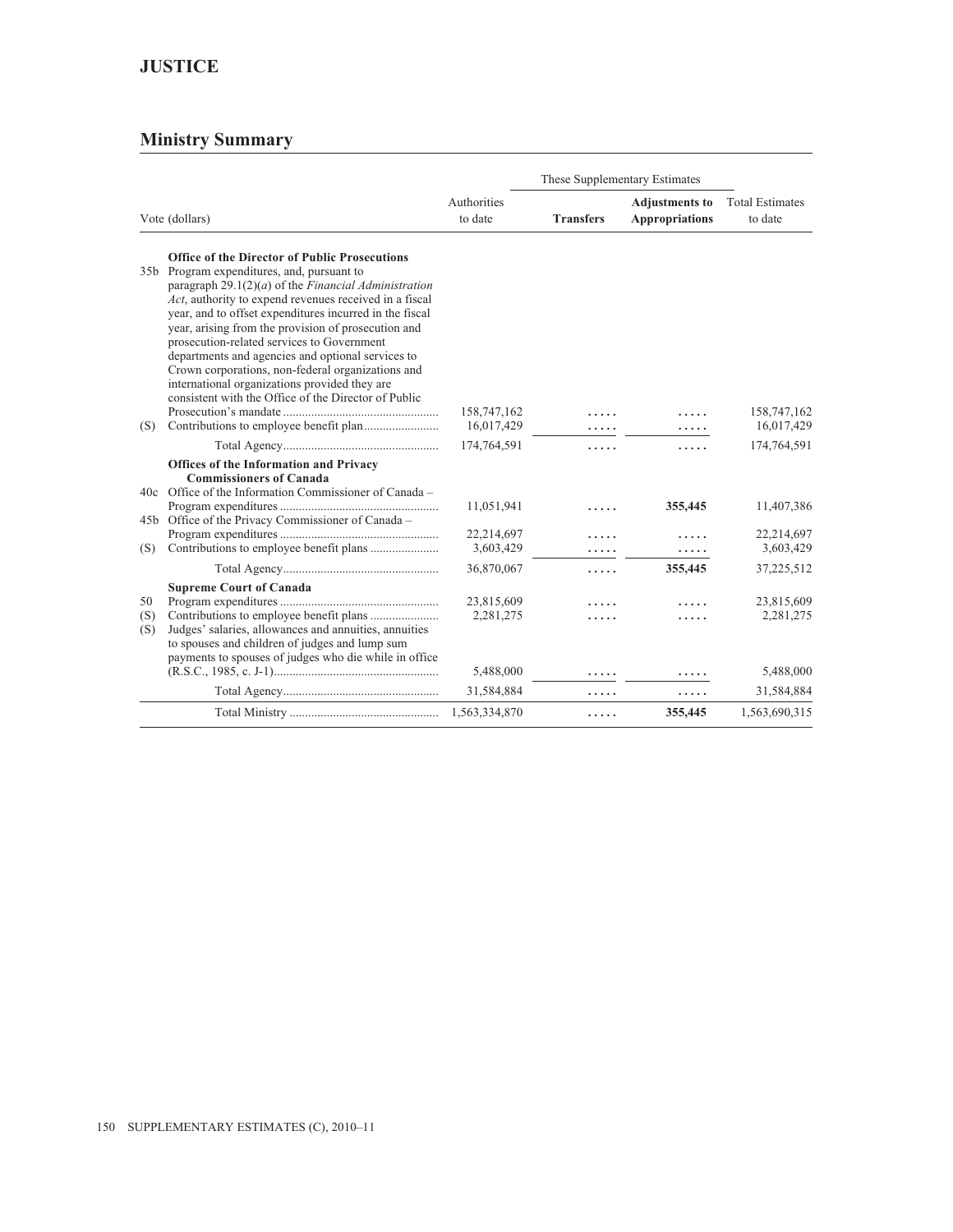## JUSTICE

### Ministry Summary

| Vote (dollars) | | Authorities to date | These Supplementary Estimates | | Total Estimates to date |
|---|---|---|---|---|---|
| | | | **Transfers** | **Adjustments to Appropriations** | |
| | **Office of the Director of Public Prosecutions** | | | | |
| 35b | Program expenditures, and, pursuant to paragraph 29.1(2)(*a*) of the *Financial Administration Act*, authority to expend revenues received in a fiscal year, and to offset expenditures incurred in the fiscal year, arising from the provision of prosecution and prosecution-related services to Government departments and agencies and optional services to Crown corporations, non-federal organizations and international organizations provided they are consistent with the Office of the Director of Public Prosecution's mandate | 158,747,162 | ..... | ..... | 158,747,162 |
| (S) | Contributions to employee benefit plan | 16,017,429 | ..... | ..... | 16,017,429 |
| | Total Agency | 174,764,591 | ..... | ..... | 174,764,591 |
| | **Offices of the Information and Privacy Commissioners of Canada** | | | | |
| 40c | Office of the Information Commissioner of Canada – Program expenditures | 11,051,941 | ..... | **355,445** | 11,407,386 |
| 45b | Office of the Privacy Commissioner of Canada – Program expenditures | 22,214,697 | ..... | ..... | 22,214,697 |
| (S) | Contributions to employee benefit plans | 3,603,429 | ..... | ..... | 3,603,429 |
| | Total Agency | 36,870,067 | ..... | **355,445** | 37,225,512 |
| | **Supreme Court of Canada** | | | | |
| 50 | Program expenditures | 23,815,609 | ..... | ..... | 23,815,609 |
| (S) | Contributions to employee benefit plans | 2,281,275 | ..... | ..... | 2,281,275 |
| (S) | Judges' salaries, allowances and annuities, annuities to spouses and children of judges and lump sum payments to spouses of judges who die while in office (R.S.C., 1985, c. J-1) | 5,488,000 | ..... | ..... | 5,488,000 |
| | Total Agency | 31,584,884 | ..... | ..... | 31,584,884 |
| | Total Ministry | 1,563,334,870 | ..... | **355,445** | 1,563,690,315 |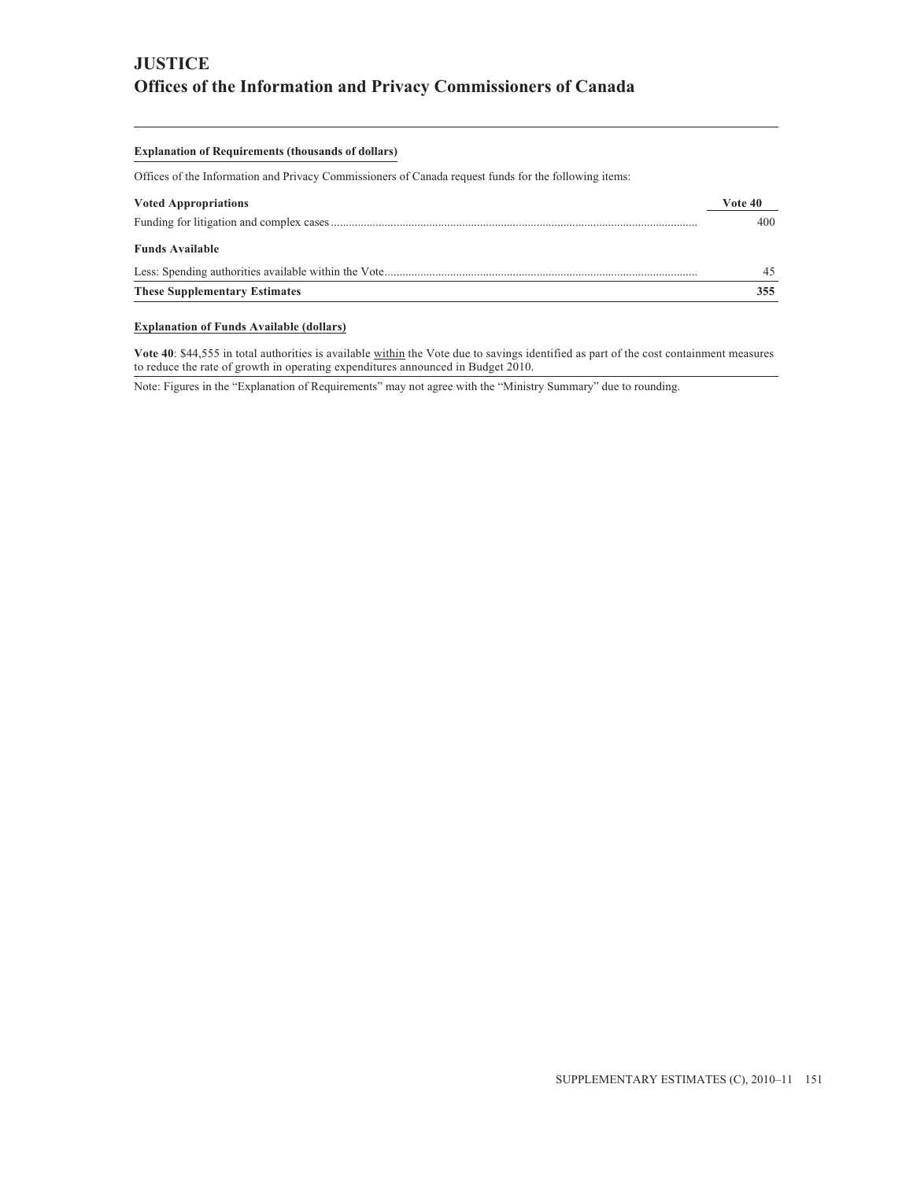# JUSTICE

## Offices of the Information and Privacy Commissioners of Canada

**Explanation of Requirements (thousands of dollars)**

Offices of the Information and Privacy Commissioners of Canada request funds for the following items:

| **Voted Appropriations** | **Vote 40** |
|---|---|
| Funding for litigation and complex cases | 400 |
| **Funds Available** | |
| Less: Spending authorities available within the Vote | 45 |
| **These Supplementary Estimates** | **355** |

**Explanation of Funds Available (dollars)**

**Vote 40**: $44,555 in total authorities is available within the Vote due to savings identified as part of the cost containment measures to reduce the rate of growth in operating expenditures announced in Budget 2010.

Note: Figures in the “Explanation of Requirements” may not agree with the “Ministry Summary” due to rounding.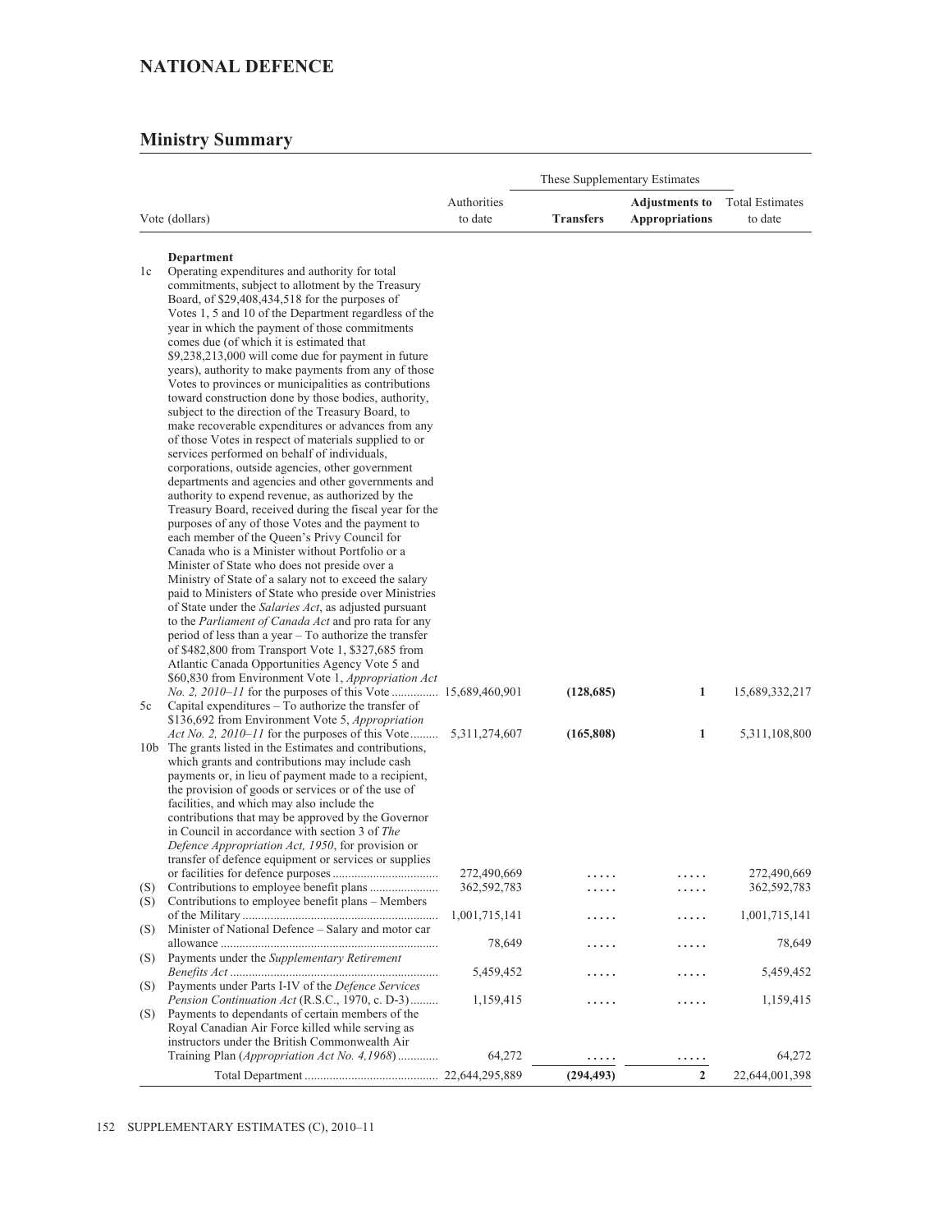# NATIONAL DEFENCE

## Ministry Summary

| | Vote (dollars) | Authorities to date | These Supplementary Estimates | | Total Estimates to date |
|---|---|---|---|---|---|
| | | | **Transfers** | **Adjustments to Appropriations** | |
| | **Department** | | | | |
| 1c | Operating expenditures and authority for total commitments, subject to allotment by the Treasury Board, of $29,408,434,518 for the purposes of Votes 1, 5 and 10 of the Department regardless of the year in which the payment of those commitments comes due (of which it is estimated that $9,238,213,000 will come due for payment in future years), authority to make payments from any of those Votes to provinces or municipalities as contributions toward construction done by those bodies, authority, subject to the direction of the Treasury Board, to make recoverable expenditures or advances from any of those Votes in respect of materials supplied to or services performed on behalf of individuals, corporations, outside agencies, other government departments and agencies and other governments and authority to expend revenue, as authorized by the Treasury Board, received during the fiscal year for the purposes of any of those Votes and the payment to each member of the Queen's Privy Council for Canada who is a Minister without Portfolio or a Minister of State who does not preside over a Ministry of State of a salary not to exceed the salary paid to Ministers of State who preside over Ministries of State under the *Salaries Act*, as adjusted pursuant to the *Parliament of Canada Act* and pro rata for any period of less than a year – To authorize the transfer of $482,800 from Transport Vote 1, $327,685 from Atlantic Canada Opportunities Agency Vote 5 and $60,830 from Environment Vote 1, *Appropriation Act No. 2, 2010–11* for the purposes of this Vote | 15,689,460,901 | **(128,685)** | **1** | 15,689,332,217 |
| 5c | Capital expenditures – To authorize the transfer of $136,692 from Environment Vote 5, *Appropriation Act No. 2, 2010–11* for the purposes of this Vote | 5,311,274,607 | **(165,808)** | **1** | 5,311,108,800 |
| 10b | The grants listed in the Estimates and contributions, which grants and contributions may include cash payments or, in lieu of payment made to a recipient, the provision of goods or services or of the use of facilities, and which may also include the contributions that may be approved by the Governor in Council in accordance with section 3 of *The Defence Appropriation Act, 1950*, for provision or transfer of defence equipment or services or supplies or facilities for defence purposes | 272,490,669 | ..... | ..... | 272,490,669 |
| (S) | Contributions to employee benefit plans | 362,592,783 | ..... | ..... | 362,592,783 |
| (S) | Contributions to employee benefit plans – Members of the Military | 1,001,715,141 | ..... | ..... | 1,001,715,141 |
| (S) | Minister of National Defence – Salary and motor car allowance | 78,649 | ..... | ..... | 78,649 |
| (S) | Payments under the *Supplementary Retirement Benefits Act* | 5,459,452 | ..... | ..... | 5,459,452 |
| (S) | Payments under Parts I-IV of the *Defence Services Pension Continuation Act* (R.S.C., 1970, c. D-3) | 1,159,415 | ..... | ..... | 1,159,415 |
| (S) | Payments to dependants of certain members of the Royal Canadian Air Force killed while serving as instructors under the British Commonwealth Air Training Plan (*Appropriation Act No. 4,1968*) | 64,272 | ..... | ..... | 64,272 |
| | Total Department | 22,644,295,889 | **(294,493)** | **2** | 22,644,001,398 |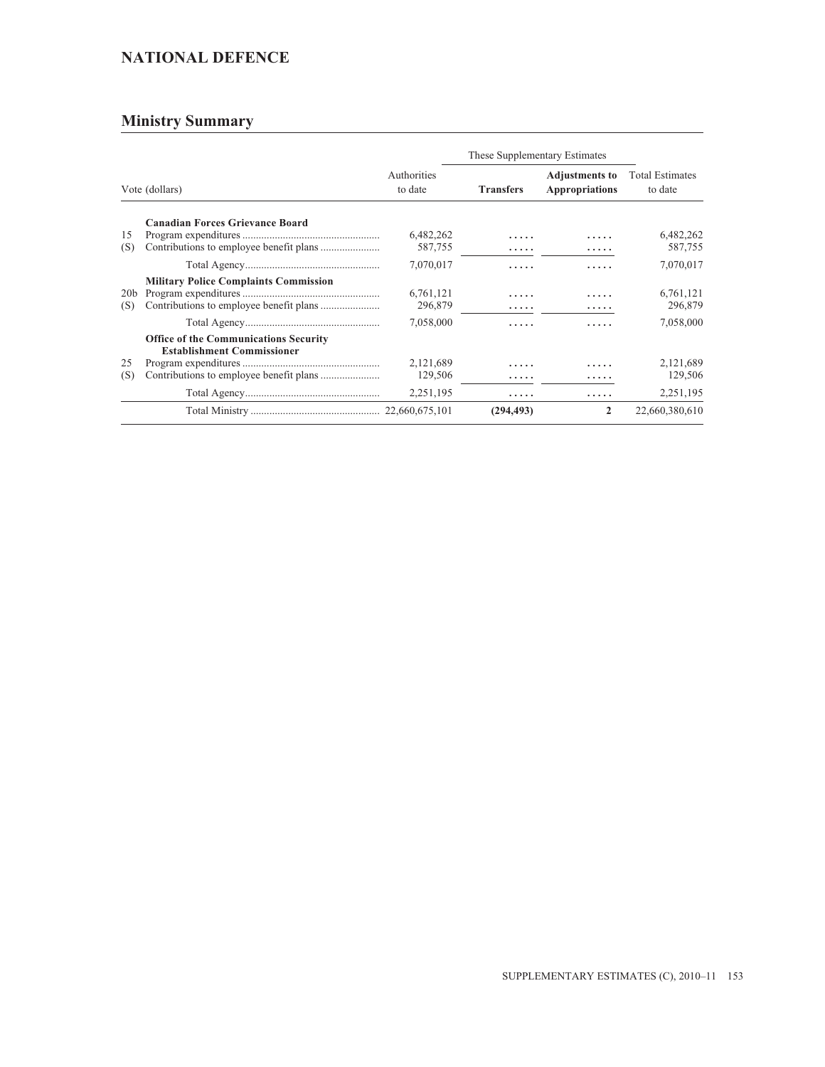## NATIONAL DEFENCE

### Ministry Summary

| Vote (dollars) | | Authorities to date | These Supplementary Estimates | | Total Estimates to date |
|---|---|---|---|---|---|
| | | | **Transfers** | **Adjustments to Appropriations** | |
| | **Canadian Forces Grievance Board** | | | | |
| 15 | Program expenditures | 6,482,262 | ..... | ..... | 6,482,262 |
| (S) | Contributions to employee benefit plans | 587,755 | ..... | ..... | 587,755 |
| | Total Agency | 7,070,017 | ..... | ..... | 7,070,017 |
| | **Military Police Complaints Commission** | | | | |
| 20b | Program expenditures | 6,761,121 | ..... | ..... | 6,761,121 |
| (S) | Contributions to employee benefit plans | 296,879 | ..... | ..... | 296,879 |
| | Total Agency | 7,058,000 | ..... | ..... | 7,058,000 |
| | **Office of the Communications Security Establishment Commissioner** | | | | |
| 25 | Program expenditures | 2,121,689 | ..... | ..... | 2,121,689 |
| (S) | Contributions to employee benefit plans | 129,506 | ..... | ..... | 129,506 |
| | Total Agency | 2,251,195 | ..... | ..... | 2,251,195 |
| | Total Ministry | 22,660,675,101 | **(294,493)** | **2** | 22,660,380,610 |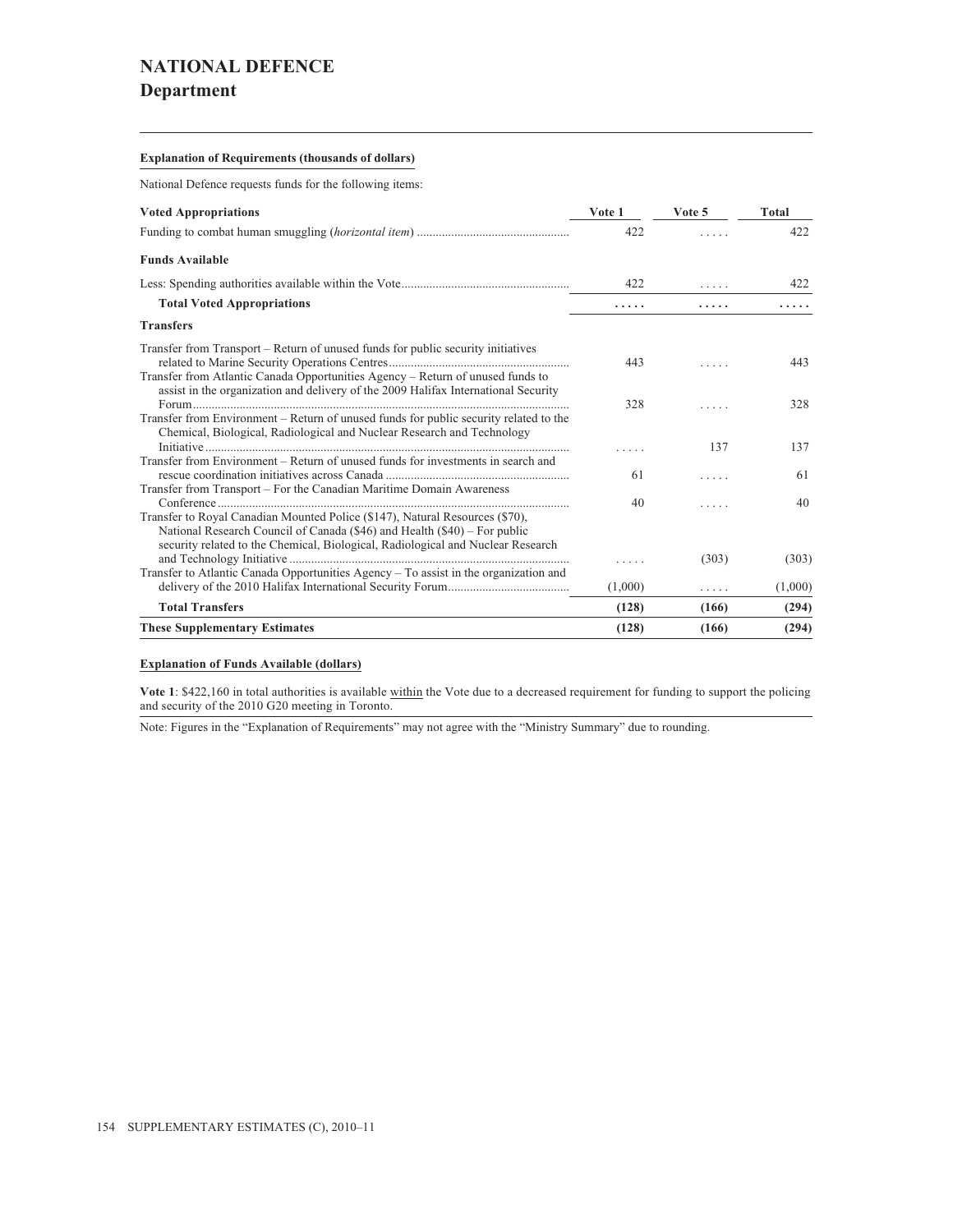# NATIONAL DEFENCE
## Department

**Explanation of Requirements (thousands of dollars)**

National Defence requests funds for the following items:

| Voted Appropriations | Vote 1 | Vote 5 | Total |
|---|---|---|---|
| Funding to combat human smuggling (*horizontal item*) | 422 | ..... | 422 |
| **Funds Available** | | | |
| Less: Spending authorities available within the Vote | 422 | ..... | 422 |
| **Total Voted Appropriations** | ..... | ..... | ..... |
| **Transfers** | | | |
| Transfer from Transport – Return of unused funds for public security initiatives related to Marine Security Operations Centres | 443 | ..... | 443 |
| Transfer from Atlantic Canada Opportunities Agency – Return of unused funds to assist in the organization and delivery of the 2009 Halifax International Security Forum | 328 | ..... | 328 |
| Transfer from Environment – Return of unused funds for public security related to the Chemical, Biological, Radiological and Nuclear Research and Technology Initiative | ..... | 137 | 137 |
| Transfer from Environment – Return of unused funds for investments in search and rescue coordination initiatives across Canada | 61 | ..... | 61 |
| Transfer from Transport – For the Canadian Maritime Domain Awareness Conference | 40 | ..... | 40 |
| Transfer to Royal Canadian Mounted Police ($147), Natural Resources ($70), National Research Council of Canada ($46) and Health ($40) – For public security related to the Chemical, Biological, Radiological and Nuclear Research and Technology Initiative | ..... | (303) | (303) |
| Transfer to Atlantic Canada Opportunities Agency – To assist in the organization and delivery of the 2010 Halifax International Security Forum | (1,000) | ..... | (1,000) |
| **Total Transfers** | **(128)** | **(166)** | **(294)** |
| **These Supplementary Estimates** | **(128)** | **(166)** | **(294)** |

**Explanation of Funds Available (dollars)**

**Vote 1**: $422,160 in total authorities is available within the Vote due to a decreased requirement for funding to support the policing and security of the 2010 G20 meeting in Toronto.

Note: Figures in the "Explanation of Requirements" may not agree with the "Ministry Summary" due to rounding.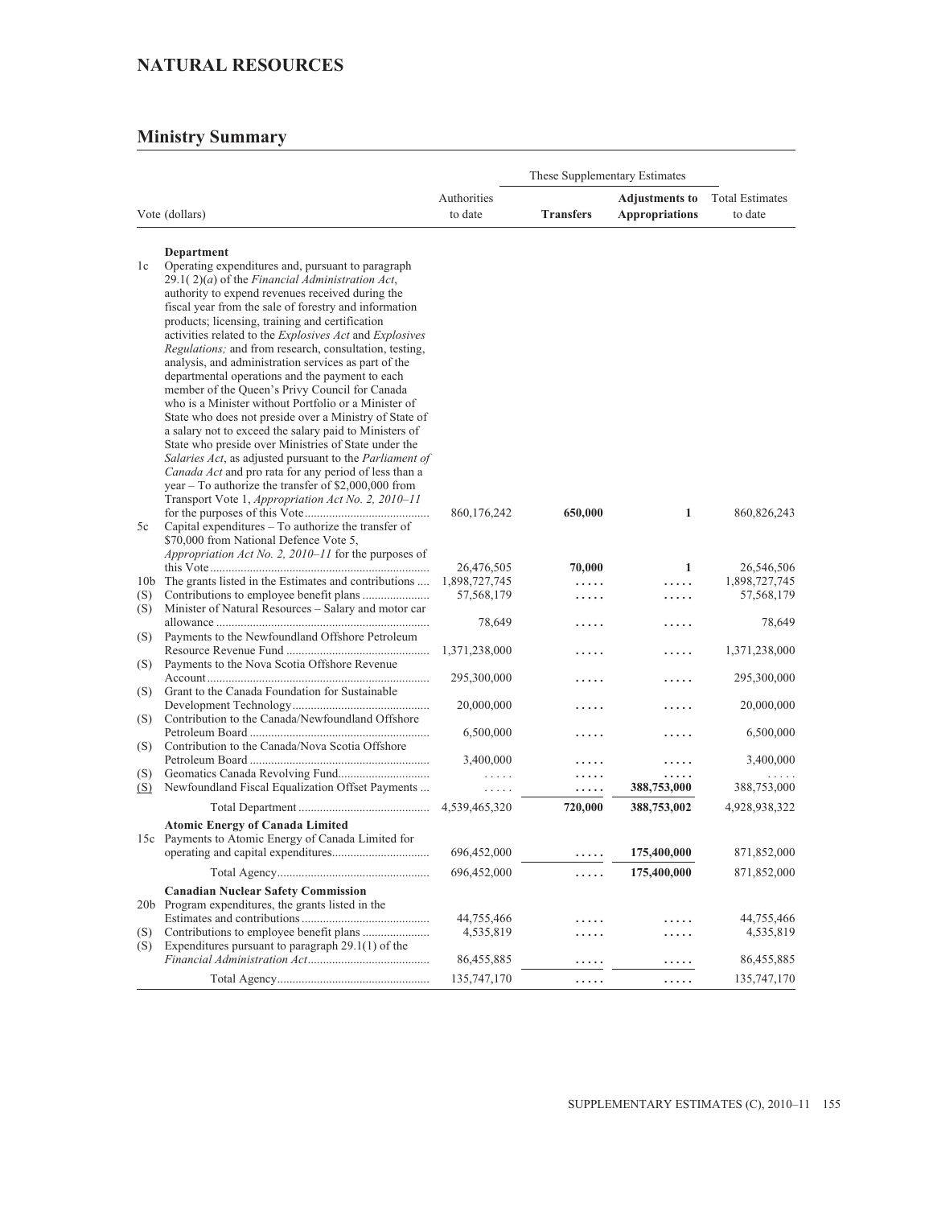# NATURAL RESOURCES

## Ministry Summary

| | Vote (dollars) | Authorities to date | These Supplementary Estimates | | Total Estimates to date |
|---|---|---|---|---|---|
| | | | **Transfers** | **Adjustments to Appropriations** | |
| | **Department** | | | | |
| 1c | Operating expenditures and, pursuant to paragraph 29.1( 2)(*a*) of the *Financial Administration Act*, authority to expend revenues received during the fiscal year from the sale of forestry and information products; licensing, training and certification activities related to the *Explosives Act* and *Explosives Regulations;* and from research, consultation, testing, analysis, and administration services as part of the departmental operations and the payment to each member of the Queen's Privy Council for Canada who is a Minister without Portfolio or a Minister of State who does not preside over a Ministry of State of a salary not to exceed the salary paid to Ministers of State who preside over Ministries of State under the *Salaries Act*, as adjusted pursuant to the *Parliament of Canada Act* and pro rata for any period of less than a year – To authorize the transfer of $2,000,000 from Transport Vote 1, *Appropriation Act No. 2, 2010–11* for the purposes of this Vote | 860,176,242 | **650,000** | **1** | 860,826,243 |
| 5c | Capital expenditures – To authorize the transfer of $70,000 from National Defence Vote 5, *Appropriation Act No. 2, 2010–11* for the purposes of this Vote | 26,476,505 | **70,000** | **1** | 26,546,506 |
| 10b | The grants listed in the Estimates and contributions | 1,898,727,745 | ..... | ..... | 1,898,727,745 |
| (S) | Contributions to employee benefit plans | 57,568,179 | ..... | ..... | 57,568,179 |
| (S) | Minister of Natural Resources – Salary and motor car allowance | 78,649 | ..... | ..... | 78,649 |
| (S) | Payments to the Newfoundland Offshore Petroleum Resource Revenue Fund | 1,371,238,000 | ..... | ..... | 1,371,238,000 |
| (S) | Payments to the Nova Scotia Offshore Revenue Account | 295,300,000 | ..... | ..... | 295,300,000 |
| (S) | Grant to the Canada Foundation for Sustainable Development Technology | 20,000,000 | ..... | ..... | 20,000,000 |
| (S) | Contribution to the Canada/Newfoundland Offshore Petroleum Board | 6,500,000 | ..... | ..... | 6,500,000 |
| (S) | Contribution to the Canada/Nova Scotia Offshore Petroleum Board | 3,400,000 | ..... | ..... | 3,400,000 |
| (S) | Geomatics Canada Revolving Fund | ..... | ..... | ..... | ..... |
| (S) | Newfoundland Fiscal Equalization Offset Payments | ..... | ..... | **388,753,000** | 388,753,000 |
| | Total Department | 4,539,465,320 | **720,000** | **388,753,002** | 4,928,938,322 |
| | **Atomic Energy of Canada Limited** | | | | |
| 15c | Payments to Atomic Energy of Canada Limited for operating and capital expenditures | 696,452,000 | ..... | **175,400,000** | 871,852,000 |
| | Total Agency | 696,452,000 | ..... | **175,400,000** | 871,852,000 |
| | **Canadian Nuclear Safety Commission** | | | | |
| 20b | Program expenditures, the grants listed in the Estimates and contributions | 44,755,466 | ..... | ..... | 44,755,466 |
| (S) | Contributions to employee benefit plans | 4,535,819 | ..... | ..... | 4,535,819 |
| (S) | Expenditures pursuant to paragraph 29.1(1) of the *Financial Administration Act* | 86,455,885 | ..... | ..... | 86,455,885 |
| | Total Agency | 135,747,170 | ..... | ..... | 135,747,170 |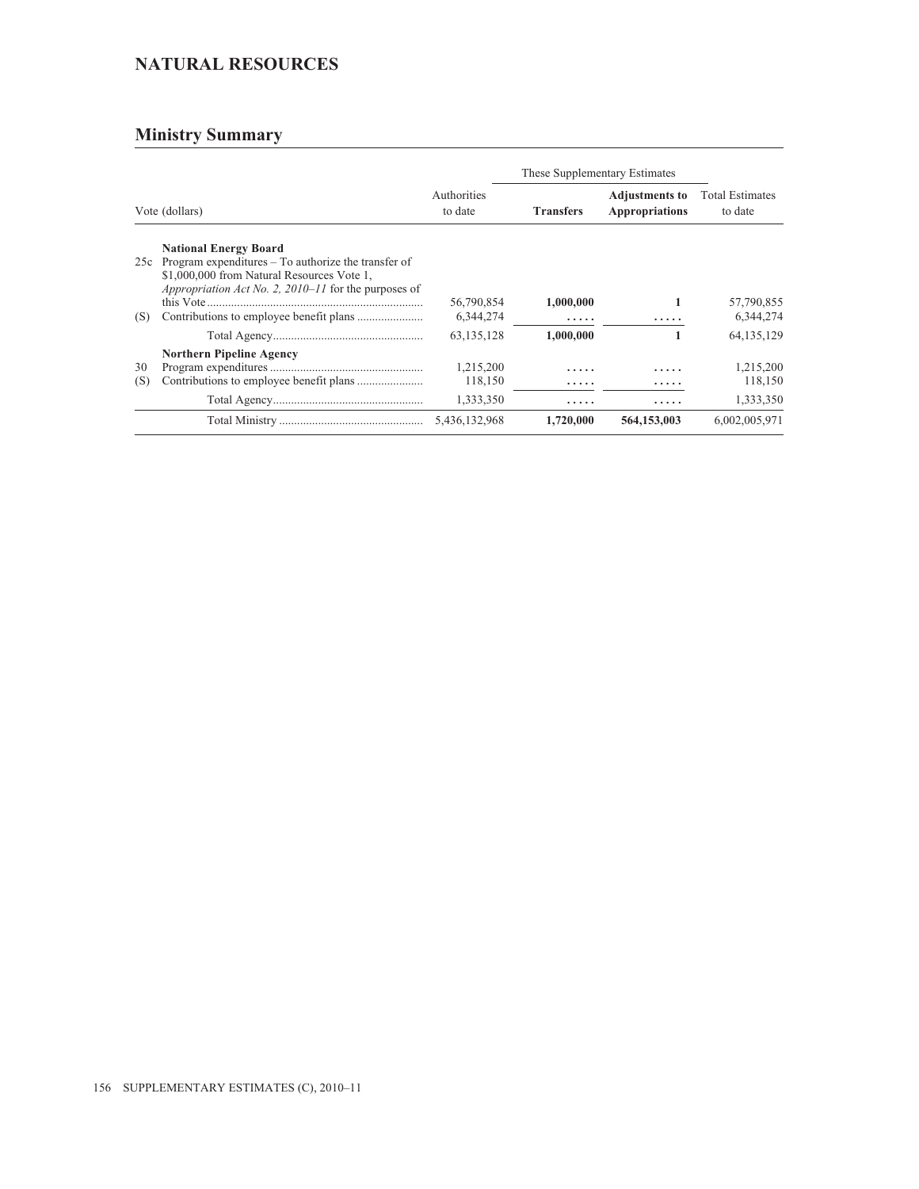## NATURAL RESOURCES

## Ministry Summary

| Vote (dollars) | | Authorities to date | These Supplementary Estimates | | Total Estimates to date |
|---|---|---|---|---|---|
| | | | **Transfers** | **Adjustments to Appropriations** | |
| | **National Energy Board** | | | | |
| 25c | Program expenditures – To authorize the transfer of $1,000,000 from Natural Resources Vote 1, *Appropriation Act No. 2, 2010–11* for the purposes of this Vote | 56,790,854 | **1,000,000** | **1** | 57,790,855 |
| (S) | Contributions to employee benefit plans | 6,344,274 | **.....** | **.....** | 6,344,274 |
| | Total Agency | 63,135,128 | **1,000,000** | **1** | 64,135,129 |
| | **Northern Pipeline Agency** | | | | |
| 30 | Program expenditures | 1,215,200 | **.....** | **.....** | 1,215,200 |
| (S) | Contributions to employee benefit plans | 118,150 | **.....** | **.....** | 118,150 |
| | Total Agency | 1,333,350 | **.....** | **.....** | 1,333,350 |
| | Total Ministry | 5,436,132,968 | **1,720,000** | **564,153,003** | 6,002,005,971 |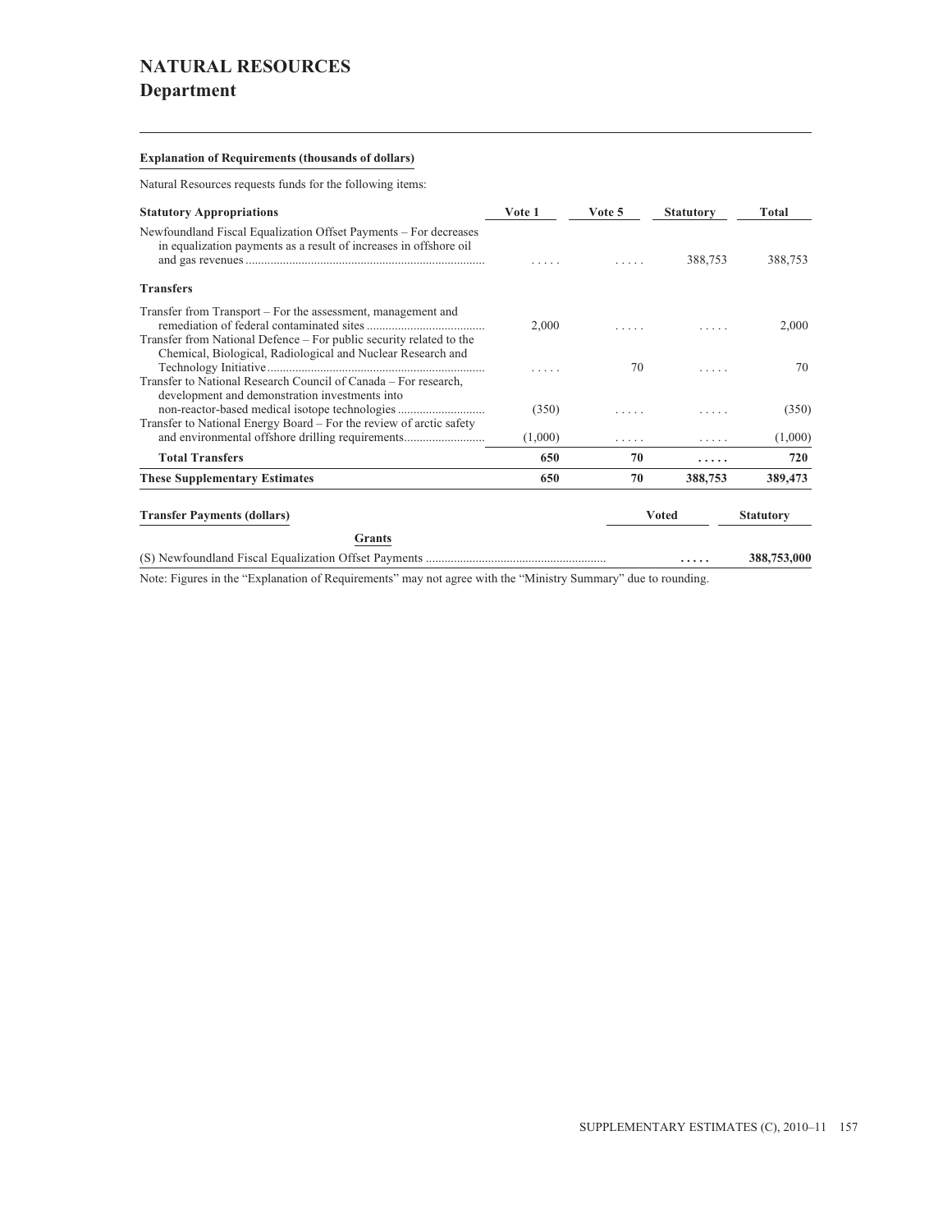# NATURAL RESOURCES
## Department

**Explanation of Requirements (thousands of dollars)**

Natural Resources requests funds for the following items:

| Statutory Appropriations | Vote 1 | Vote 5 | Statutory | Total |
|---|---|---|---|---|
| Newfoundland Fiscal Equalization Offset Payments – For decreases in equalization payments as a result of increases in offshore oil and gas revenues | ..... | ..... | 388,753 | 388,753 |
| **Transfers** | | | | |
| Transfer from Transport – For the assessment, management and remediation of federal contaminated sites | 2,000 | ..... | ..... | 2,000 |
| Transfer from National Defence – For public security related to the Chemical, Biological, Radiological and Nuclear Research and Technology Initiative | ..... | 70 | ..... | 70 |
| Transfer to National Research Council of Canada – For research, development and demonstration investments into non-reactor-based medical isotope technologies | (350) | ..... | ..... | (350) |
| Transfer to National Energy Board – For the review of arctic safety and environmental offshore drilling requirements | (1,000) | ..... | ..... | (1,000) |
| **Total Transfers** | **650** | **70** | **.....** | **720** |
| **These Supplementary Estimates** | **650** | **70** | **388,753** | **389,473** |

| Transfer Payments (dollars) | Voted | Statutory |
|---|---|---|
| **Grants** | | |
| (S) Newfoundland Fiscal Equalization Offset Payments | **.....** | **388,753,000** |

Note: Figures in the "Explanation of Requirements" may not agree with the "Ministry Summary" due to rounding.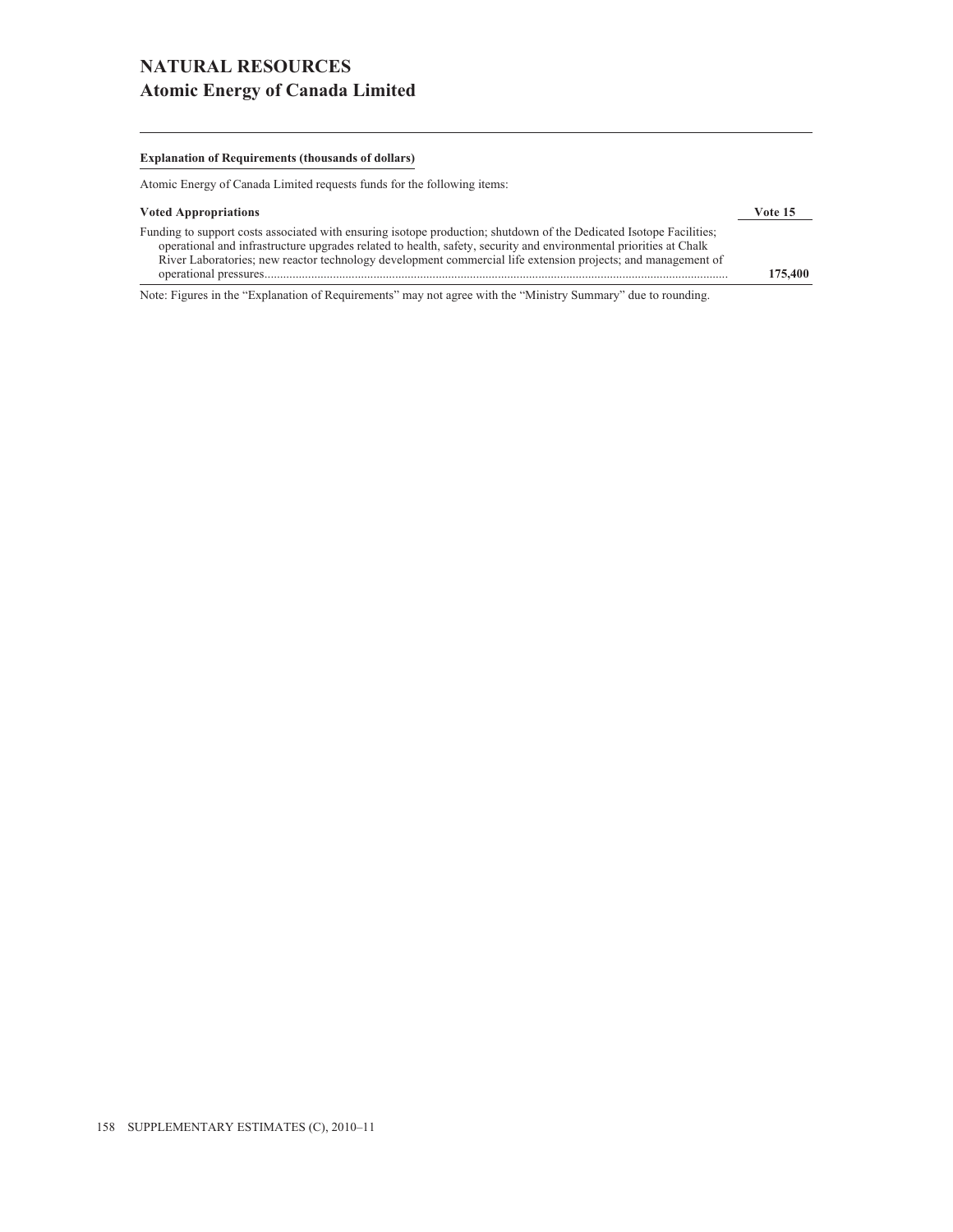# NATURAL RESOURCES
## Atomic Energy of Canada Limited

**Explanation of Requirements (thousands of dollars)**

Atomic Energy of Canada Limited requests funds for the following items:

| Voted Appropriations | Vote 15 |
|---|---|
| Funding to support costs associated with ensuring isotope production; shutdown of the Dedicated Isotope Facilities; operational and infrastructure upgrades related to health, safety, security and environmental priorities at Chalk River Laboratories; new reactor technology development commercial life extension projects; and management of operational pressures | **175,400** |

Note: Figures in the "Explanation of Requirements" may not agree with the "Ministry Summary" due to rounding.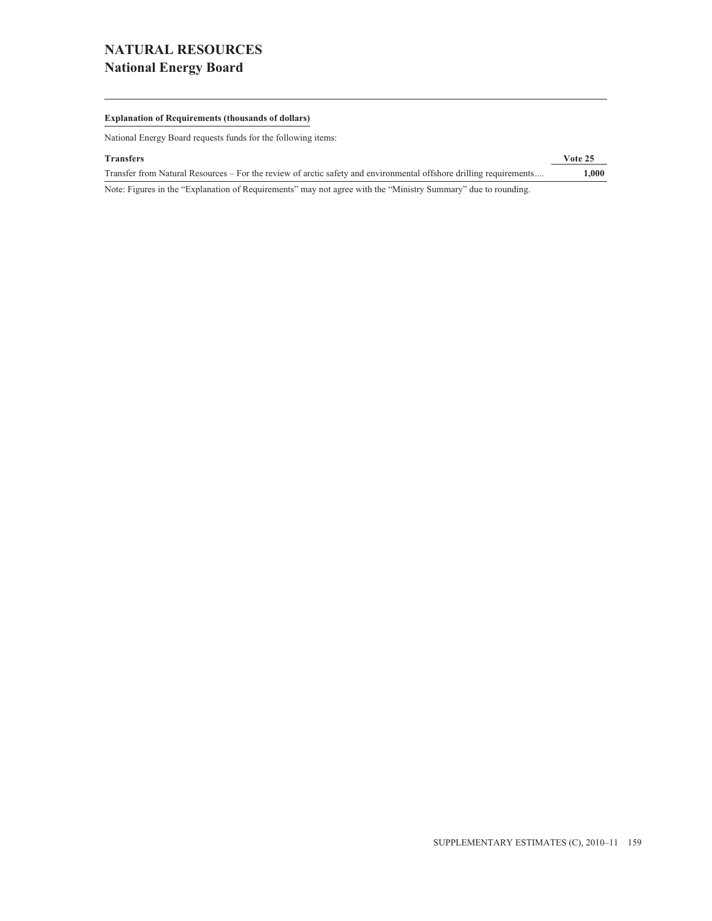# NATURAL RESOURCES
## National Energy Board

**Explanation of Requirements (thousands of dollars)**

National Energy Board requests funds for the following items:

| **Transfers** | **Vote 25** |
|---|---|
| Transfer from Natural Resources – For the review of arctic safety and environmental offshore drilling requirements.... | **1,000** |

Note: Figures in the “Explanation of Requirements” may not agree with the “Ministry Summary” due to rounding.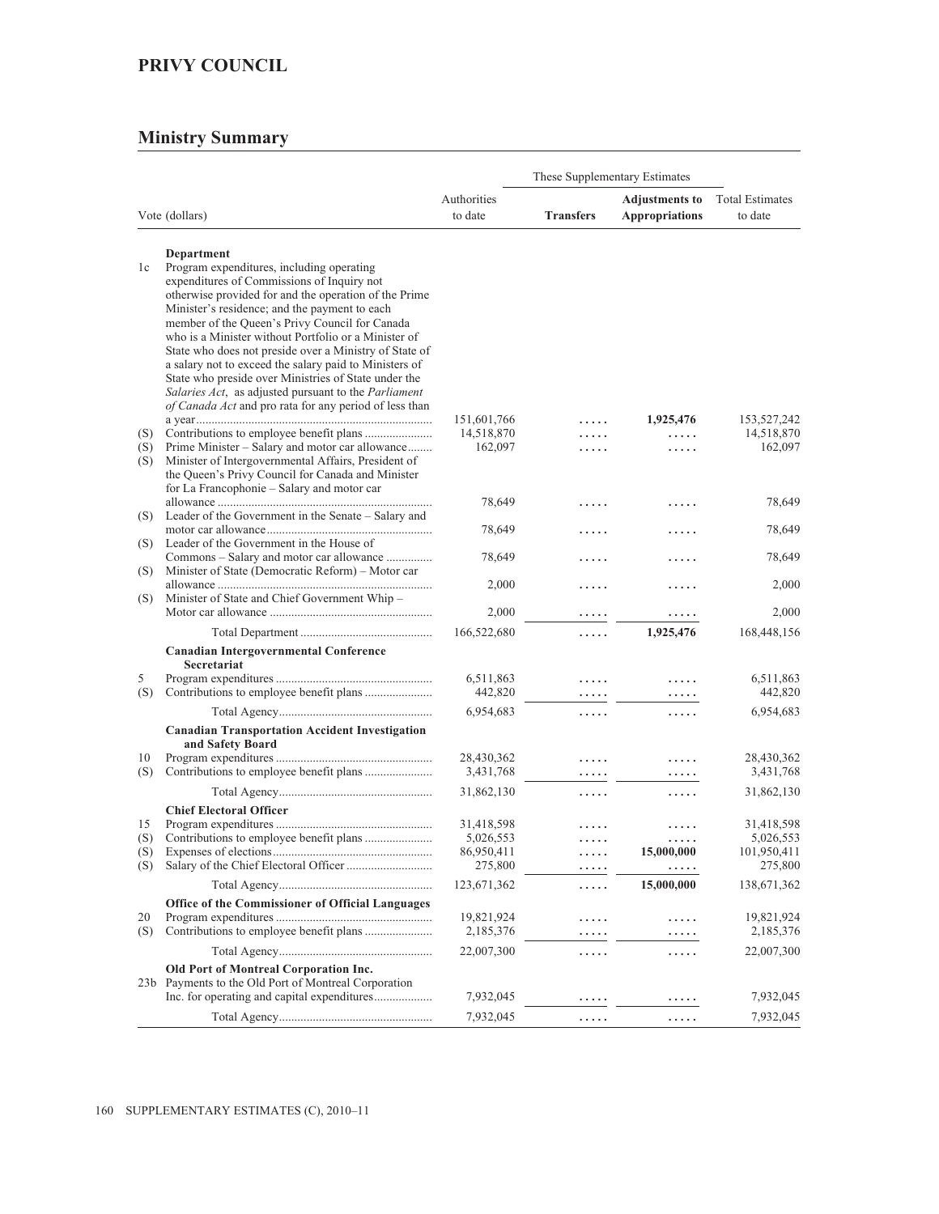# PRIVY COUNCIL

## Ministry Summary

| Vote (dollars) | | Authorities to date | These Supplementary Estimates | | Total Estimates to date |
|---|---|---|---|---|---|
| | | | **Transfers** | **Adjustments to Appropriations** | |
| | **Department** | | | | |
| 1c | Program expenditures, including operating expenditures of Commissions of Inquiry not otherwise provided for and the operation of the Prime Minister's residence; and the payment to each member of the Queen's Privy Council for Canada who is a Minister without Portfolio or a Minister of State who does not preside over a Ministry of State of a salary not to exceed the salary paid to Ministers of State who preside over Ministries of State under the *Salaries Act*, as adjusted pursuant to the *Parliament of Canada Act* and pro rata for any period of less than a year | 151,601,766 | ..... | **1,925,476** | 153,527,242 |
| (S) | Contributions to employee benefit plans | 14,518,870 | ..... | ..... | 14,518,870 |
| (S) | Prime Minister – Salary and motor car allowance | 162,097 | ..... | ..... | 162,097 |
| (S) | Minister of Intergovernmental Affairs, President of the Queen's Privy Council for Canada and Minister for La Francophonie – Salary and motor car allowance | 78,649 | ..... | ..... | 78,649 |
| (S) | Leader of the Government in the Senate – Salary and motor car allowance | 78,649 | ..... | ..... | 78,649 |
| (S) | Leader of the Government in the House of Commons – Salary and motor car allowance | 78,649 | ..... | ..... | 78,649 |
| (S) | Minister of State (Democratic Reform) – Motor car allowance | 2,000 | ..... | ..... | 2,000 |
| (S) | Minister of State and Chief Government Whip – Motor car allowance | 2,000 | ..... | ..... | 2,000 |
| | Total Department | 166,522,680 | ..... | **1,925,476** | 168,448,156 |
| | **Canadian Intergovernmental Conference Secretariat** | | | | |
| 5 | Program expenditures | 6,511,863 | ..... | ..... | 6,511,863 |
| (S) | Contributions to employee benefit plans | 442,820 | ..... | ..... | 442,820 |
| | Total Agency | 6,954,683 | ..... | ..... | 6,954,683 |
| | **Canadian Transportation Accident Investigation and Safety Board** | | | | |
| 10 | Program expenditures | 28,430,362 | ..... | ..... | 28,430,362 |
| (S) | Contributions to employee benefit plans | 3,431,768 | ..... | ..... | 3,431,768 |
| | Total Agency | 31,862,130 | ..... | ..... | 31,862,130 |
| | **Chief Electoral Officer** | | | | |
| 15 | Program expenditures | 31,418,598 | ..... | ..... | 31,418,598 |
| (S) | Contributions to employee benefit plans | 5,026,553 | ..... | ..... | 5,026,553 |
| (S) | Expenses of elections | 86,950,411 | ..... | **15,000,000** | 101,950,411 |
| (S) | Salary of the Chief Electoral Officer | 275,800 | ..... | ..... | 275,800 |
| | Total Agency | 123,671,362 | ..... | **15,000,000** | 138,671,362 |
| | **Office of the Commissioner of Official Languages** | | | | |
| 20 | Program expenditures | 19,821,924 | ..... | ..... | 19,821,924 |
| (S) | Contributions to employee benefit plans | 2,185,376 | ..... | ..... | 2,185,376 |
| | Total Agency | 22,007,300 | ..... | ..... | 22,007,300 |
| | **Old Port of Montreal Corporation Inc.** | | | | |
| 23b | Payments to the Old Port of Montreal Corporation Inc. for operating and capital expenditures | 7,932,045 | ..... | ..... | 7,932,045 |
| | Total Agency | 7,932,045 | ..... | ..... | 7,932,045 |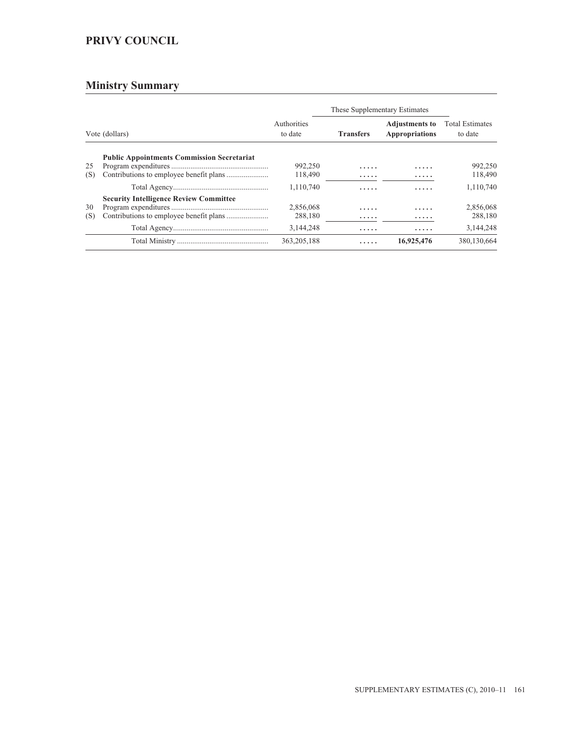## PRIVY COUNCIL

### Ministry Summary

| | Vote (dollars) | Authorities to date | These Supplementary Estimates | | Total Estimates to date |
|---|---|---|---|---|---|
| | | | **Transfers** | **Adjustments to Appropriations** | |
| | **Public Appointments Commission Secretariat** | | | | |
| 25 | Program expenditures | 992,250 | ..... | ..... | 992,250 |
| (S) | Contributions to employee benefit plans | 118,490 | ..... | ..... | 118,490 |
| | Total Agency | 1,110,740 | ..... | ..... | 1,110,740 |
| | **Security Intelligence Review Committee** | | | | |
| 30 | Program expenditures | 2,856,068 | ..... | ..... | 2,856,068 |
| (S) | Contributions to employee benefit plans | 288,180 | ..... | ..... | 288,180 |
| | Total Agency | 3,144,248 | ..... | ..... | 3,144,248 |
| | Total Ministry | 363,205,188 | ..... | **16,925,476** | 380,130,664 |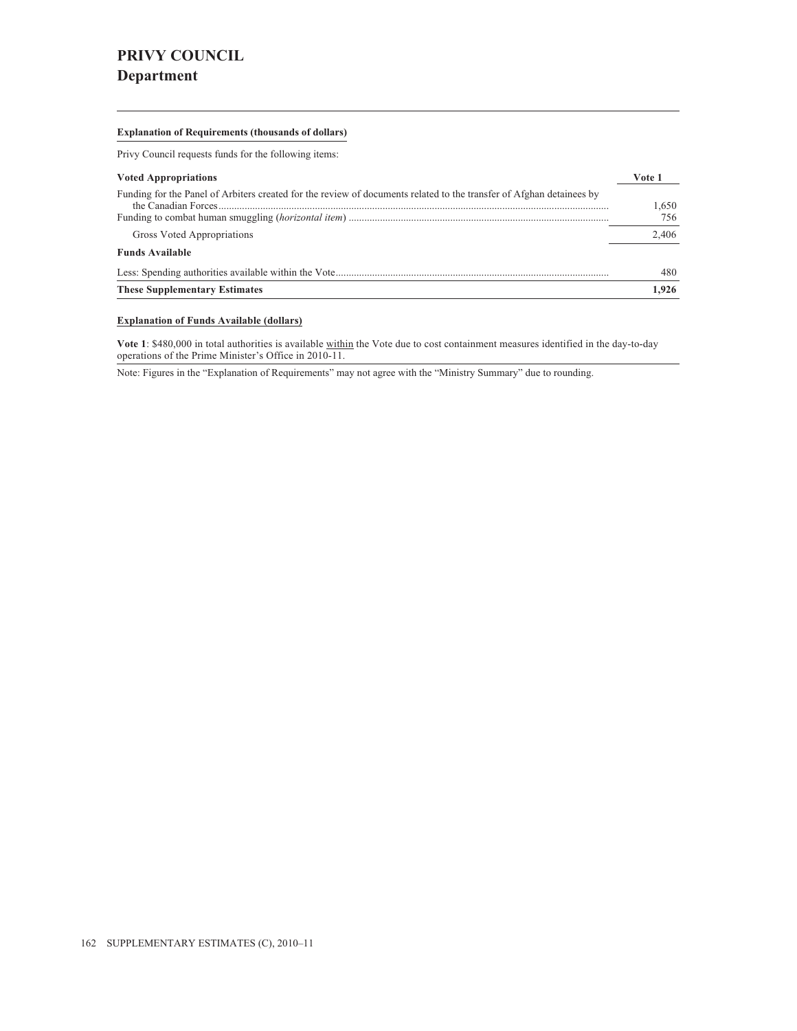# PRIVY COUNCIL
## Department

**Explanation of Requirements (thousands of dollars)**

Privy Council requests funds for the following items:

| Voted Appropriations | Vote 1 |
|---|---|
| Funding for the Panel of Arbiters created for the review of documents related to the transfer of Afghan detainees by the Canadian Forces | 1,650 |
| Funding to combat human smuggling (*horizontal item*) | 756 |
| Gross Voted Appropriations | 2,406 |
| **Funds Available** | |
| Less: Spending authorities available within the Vote | 480 |
| **These Supplementary Estimates** | **1,926** |

**Explanation of Funds Available (dollars)**

**Vote 1**: $480,000 in total authorities is available within the Vote due to cost containment measures identified in the day-to-day operations of the Prime Minister's Office in 2010-11.

Note: Figures in the "Explanation of Requirements" may not agree with the "Ministry Summary" due to rounding.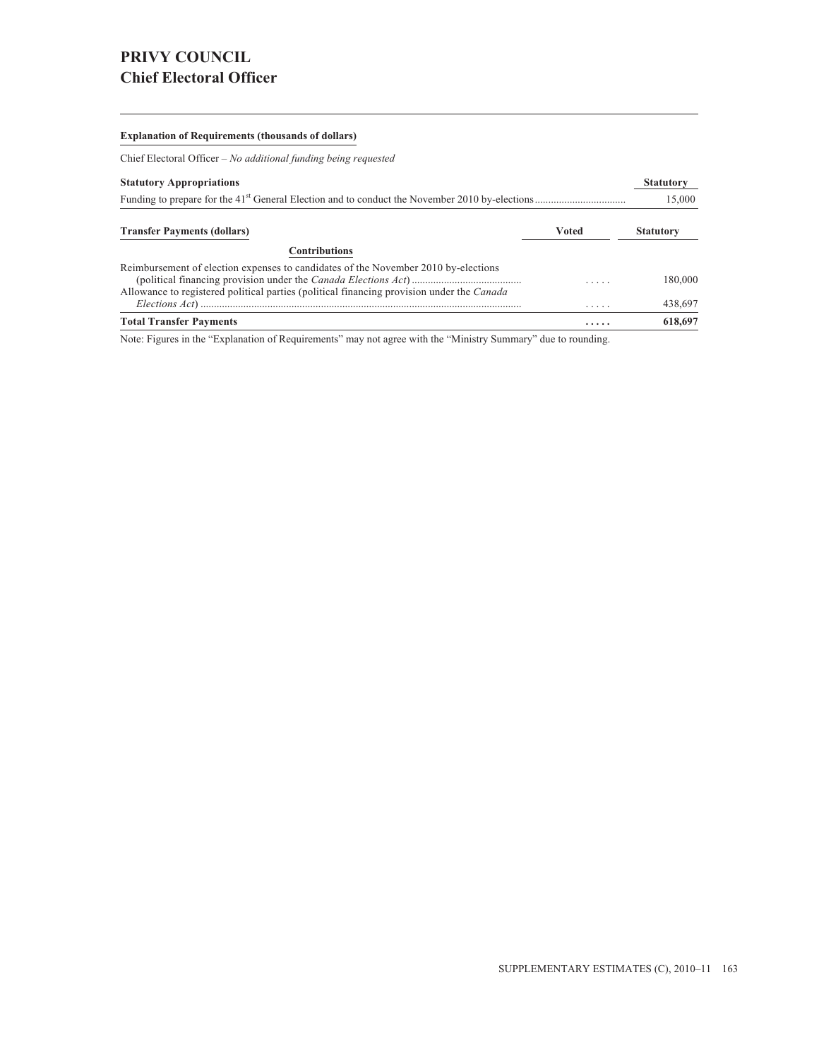# PRIVY COUNCIL
## Chief Electoral Officer

**Explanation of Requirements (thousands of dollars)**

Chief Electoral Officer – *No additional funding being requested*

| **Statutory Appropriations** | **Statutory** |
| --- | --- |
| Funding to prepare for the 41st General Election and to conduct the November 2010 by-elections | 15,000 |

| **Transfer Payments (dollars)** | **Voted** | **Statutory** |
| --- | --- | --- |
| **Contributions** | | |
| Reimbursement of election expenses to candidates of the November 2010 by-elections (political financing provision under the *Canada Elections Act*) | ..... | 180,000 |
| Allowance to registered political parties (political financing provision under the *Canada Elections Act*) | ..... | 438,697 |
| **Total Transfer Payments** | **.....** | **618,697** |

Note: Figures in the "Explanation of Requirements" may not agree with the "Ministry Summary" due to rounding.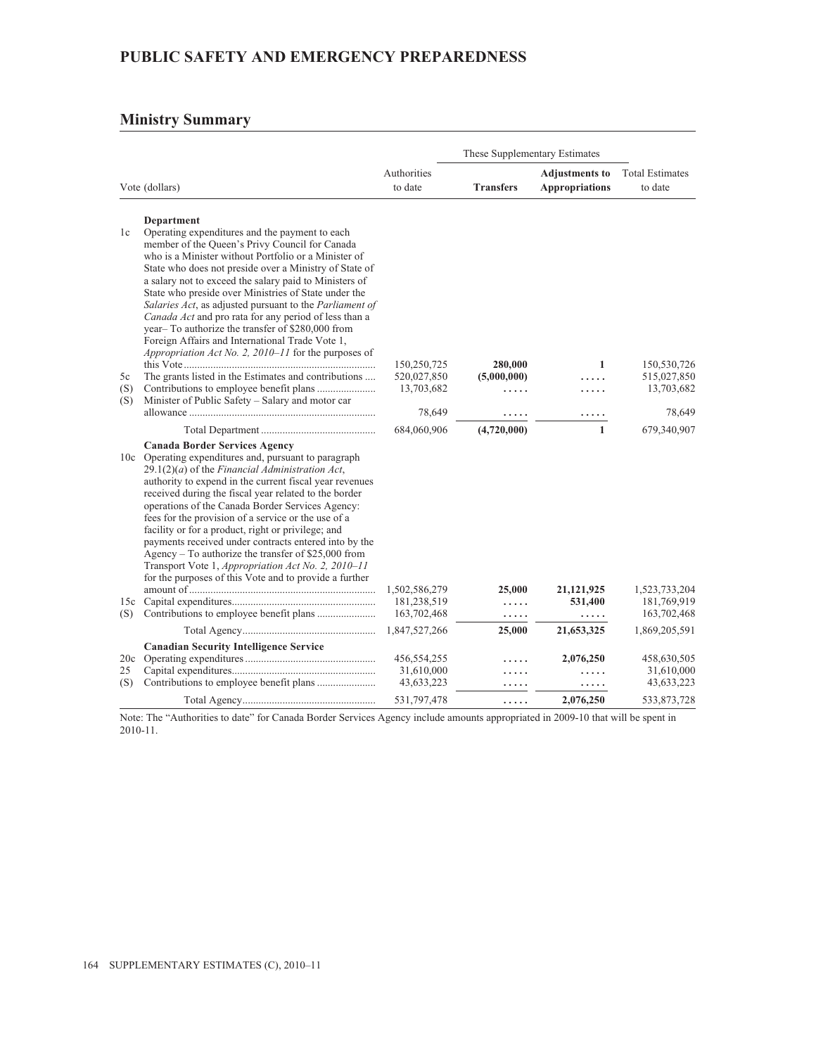# PUBLIC SAFETY AND EMERGENCY PREPAREDNESS

## Ministry Summary

| Vote (dollars) | | Authorities to date | These Supplementary Estimates | | Total Estimates to date |
|---|---|---|---|---|---|
| | | | **Transfers** | **Adjustments to Appropriations** | |
| | **Department** | | | | |
| 1c | Operating expenditures and the payment to each member of the Queen's Privy Council for Canada who is a Minister without Portfolio or a Minister of State who does not preside over a Ministry of State of a salary not to exceed the salary paid to Ministers of State who preside over Ministries of State under the *Salaries Act*, as adjusted pursuant to the *Parliament of Canada Act* and pro rata for any period of less than a year– To authorize the transfer of $280,000 from Foreign Affairs and International Trade Vote 1, *Appropriation Act No. 2, 2010–11* for the purposes of this Vote | 150,250,725 | **280,000** | **1** | 150,530,726 |
| 5c | The grants listed in the Estimates and contributions | 520,027,850 | **(5,000,000)** | ..... | 515,027,850 |
| (S) | Contributions to employee benefit plans | 13,703,682 | ..... | ..... | 13,703,682 |
| (S) | Minister of Public Safety – Salary and motor car allowance | 78,649 | ..... | ..... | 78,649 |
| | Total Department | 684,060,906 | **(4,720,000)** | **1** | 679,340,907 |
| | **Canada Border Services Agency** | | | | |
| 10c | Operating expenditures and, pursuant to paragraph 29.1(2)(*a*) of the *Financial Administration Act*, authority to expend in the current fiscal year revenues received during the fiscal year related to the border operations of the Canada Border Services Agency: fees for the provision of a service or the use of a facility or for a product, right or privilege; and payments received under contracts entered into by the Agency – To authorize the transfer of $25,000 from Transport Vote 1, *Appropriation Act No. 2, 2010–11* for the purposes of this Vote and to provide a further amount of | 1,502,586,279 | **25,000** | **21,121,925** | 1,523,733,204 |
| 15c | Capital expenditures | 181,238,519 | ..... | **531,400** | 181,769,919 |
| (S) | Contributions to employee benefit plans | 163,702,468 | ..... | ..... | 163,702,468 |
| | Total Agency | 1,847,527,266 | **25,000** | **21,653,325** | 1,869,205,591 |
| | **Canadian Security Intelligence Service** | | | | |
| 20c | Operating expenditures | 456,554,255 | ..... | **2,076,250** | 458,630,505 |
| 25 | Capital expenditures | 31,610,000 | ..... | ..... | 31,610,000 |
| (S) | Contributions to employee benefit plans | 43,633,223 | ..... | ..... | 43,633,223 |
| | Total Agency | 531,797,478 | ..... | **2,076,250** | 533,873,728 |

Note: The "Authorities to date" for Canada Border Services Agency include amounts appropriated in 2009-10 that will be spent in 2010-11.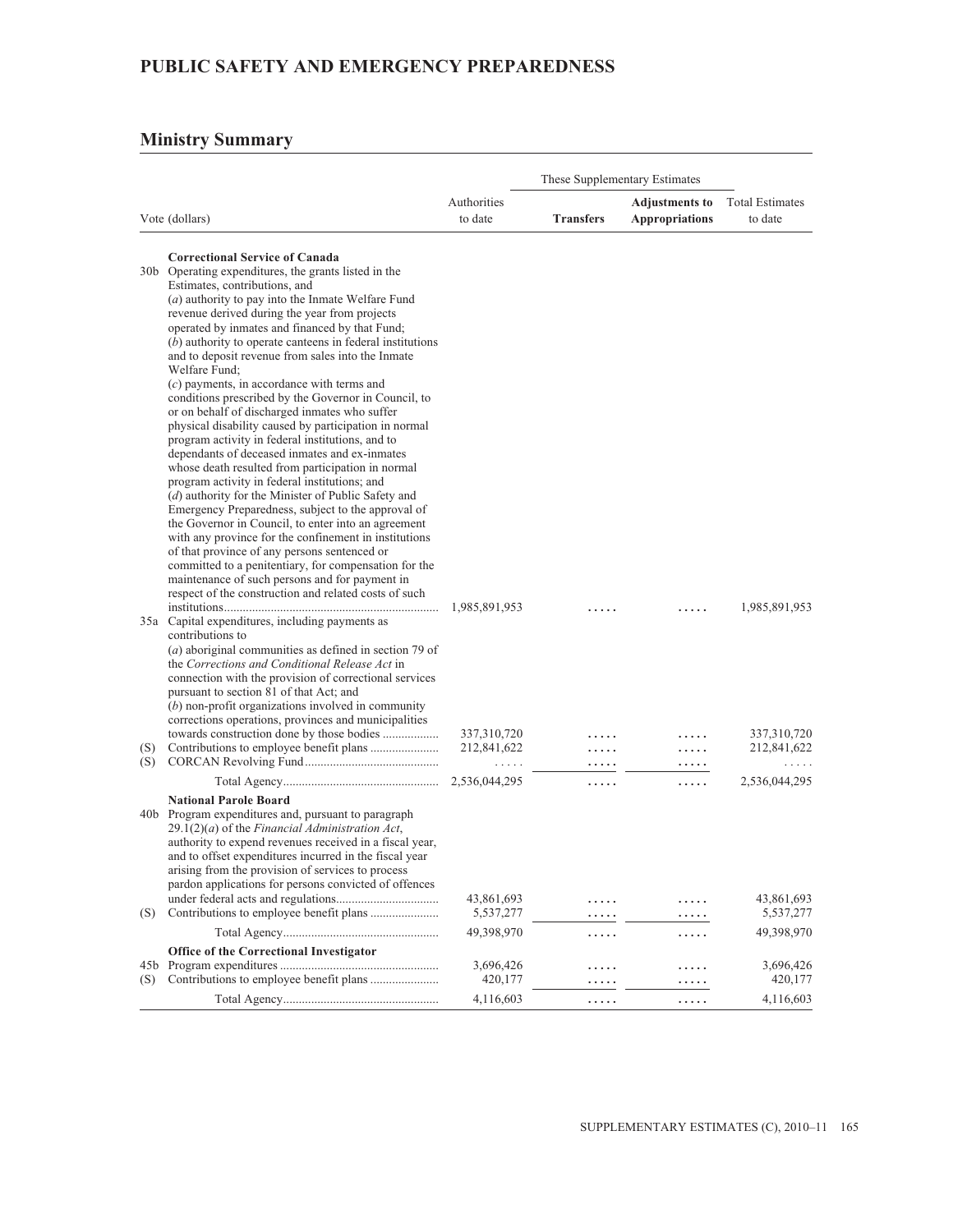# PUBLIC SAFETY AND EMERGENCY PREPAREDNESS

## Ministry Summary

| Vote (dollars) | | Authorities to date | These Supplementary Estimates | | Total Estimates to date |
|---|---|---|---|---|---|
| | | | **Transfers** | **Adjustments to Appropriations** | |
| | **Correctional Service of Canada** | | | | |
| 30b | Operating expenditures, the grants listed in the Estimates, contributions, and (*a*) authority to pay into the Inmate Welfare Fund revenue derived during the year from projects operated by inmates and financed by that Fund; (*b*) authority to operate canteens in federal institutions and to deposit revenue from sales into the Inmate Welfare Fund; (*c*) payments, in accordance with terms and conditions prescribed by the Governor in Council, to or on behalf of discharged inmates who suffer physical disability caused by participation in normal program activity in federal institutions, and to dependants of deceased inmates and ex-inmates whose death resulted from participation in normal program activity in federal institutions; and (*d*) authority for the Minister of Public Safety and Emergency Preparedness, subject to the approval of the Governor in Council, to enter into an agreement with any province for the confinement in institutions of that province of any persons sentenced or committed to a penitentiary, for compensation for the maintenance of such persons and for payment in respect of the construction and related costs of such institutions | 1,985,891,953 | ..... | ..... | 1,985,891,953 |
| 35a | Capital expenditures, including payments as contributions to (*a*) aboriginal communities as defined in section 79 of the *Corrections and Conditional Release Act* in connection with the provision of correctional services pursuant to section 81 of that Act; and (*b*) non-profit organizations involved in community corrections operations, provinces and municipalities towards construction done by those bodies | 337,310,720 | ..... | ..... | 337,310,720 |
| (S) | Contributions to employee benefit plans | 212,841,622 | ..... | ..... | 212,841,622 |
| (S) | CORCAN Revolving Fund | ..... | ..... | ..... | ..... |
| | Total Agency | 2,536,044,295 | ..... | ..... | 2,536,044,295 |
| | **National Parole Board** | | | | |
| 40b | Program expenditures and, pursuant to paragraph 29.1(2)(*a*) of the *Financial Administration Act*, authority to expend revenues received in a fiscal year, and to offset expenditures incurred in the fiscal year arising from the provision of services to process pardon applications for persons convicted of offences under federal acts and regulations | 43,861,693 | ..... | ..... | 43,861,693 |
| (S) | Contributions to employee benefit plans | 5,537,277 | ..... | ..... | 5,537,277 |
| | Total Agency | 49,398,970 | ..... | ..... | 49,398,970 |
| | **Office of the Correctional Investigator** | | | | |
| 45b | Program expenditures | 3,696,426 | ..... | ..... | 3,696,426 |
| (S) | Contributions to employee benefit plans | 420,177 | ..... | ..... | 420,177 |
| | Total Agency | 4,116,603 | ..... | ..... | 4,116,603 |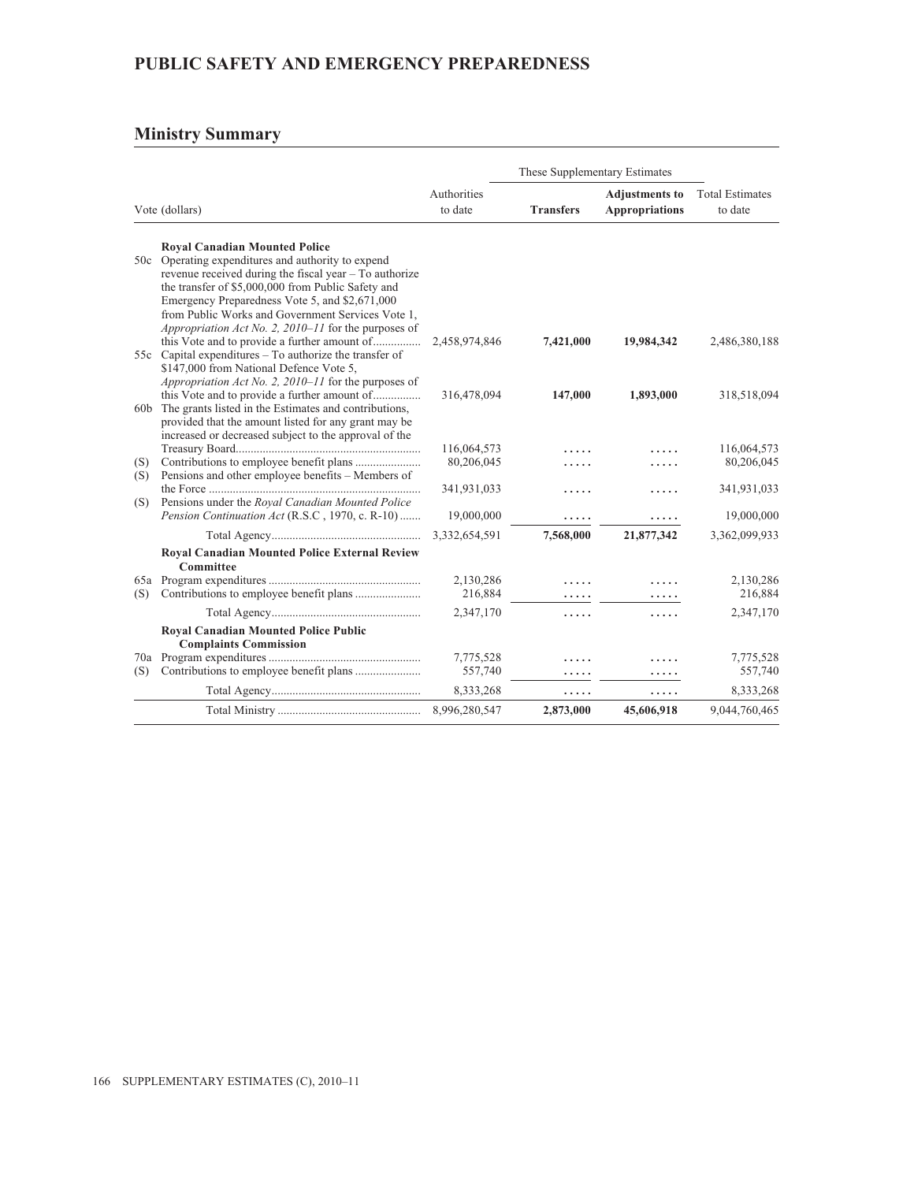# PUBLIC SAFETY AND EMERGENCY PREPAREDNESS

## Ministry Summary

| Vote (dollars) | | Authorities to date | These Supplementary Estimates | | Total Estimates to date |
|---|---|---|---|---|---|
| | | | **Transfers** | **Adjustments to Appropriations** | |
| | **Royal Canadian Mounted Police** | | | | |
| 50c | Operating expenditures and authority to expend revenue received during the fiscal year – To authorize the transfer of $5,000,000 from Public Safety and Emergency Preparedness Vote 5, and $2,671,000 from Public Works and Government Services Vote 1, *Appropriation Act No. 2, 2010–11* for the purposes of this Vote and to provide a further amount of | 2,458,974,846 | **7,421,000** | **19,984,342** | 2,486,380,188 |
| 55c | Capital expenditures – To authorize the transfer of $147,000 from National Defence Vote 5, *Appropriation Act No. 2, 2010–11* for the purposes of this Vote and to provide a further amount of | 316,478,094 | **147,000** | **1,893,000** | 318,518,094 |
| 60b | The grants listed in the Estimates and contributions, provided that the amount listed for any grant may be increased or decreased subject to the approval of the Treasury Board | 116,064,573 | ..... | ..... | 116,064,573 |
| (S) | Contributions to employee benefit plans | 80,206,045 | ..... | ..... | 80,206,045 |
| (S) | Pensions and other employee benefits – Members of the Force | 341,931,033 | ..... | ..... | 341,931,033 |
| (S) | Pensions under the *Royal Canadian Mounted Police Pension Continuation Act* (R.S.C , 1970, c. R-10) | 19,000,000 | ..... | ..... | 19,000,000 |
| | Total Agency | 3,332,654,591 | **7,568,000** | **21,877,342** | 3,362,099,933 |
| | **Royal Canadian Mounted Police External Review Committee** | | | | |
| 65a | Program expenditures | 2,130,286 | ..... | ..... | 2,130,286 |
| (S) | Contributions to employee benefit plans | 216,884 | ..... | ..... | 216,884 |
| | Total Agency | 2,347,170 | ..... | ..... | 2,347,170 |
| | **Royal Canadian Mounted Police Public Complaints Commission** | | | | |
| 70a | Program expenditures | 7,775,528 | ..... | ..... | 7,775,528 |
| (S) | Contributions to employee benefit plans | 557,740 | ..... | ..... | 557,740 |
| | Total Agency | 8,333,268 | ..... | ..... | 8,333,268 |
| | Total Ministry | 8,996,280,547 | **2,873,000** | **45,606,918** | 9,044,760,465 |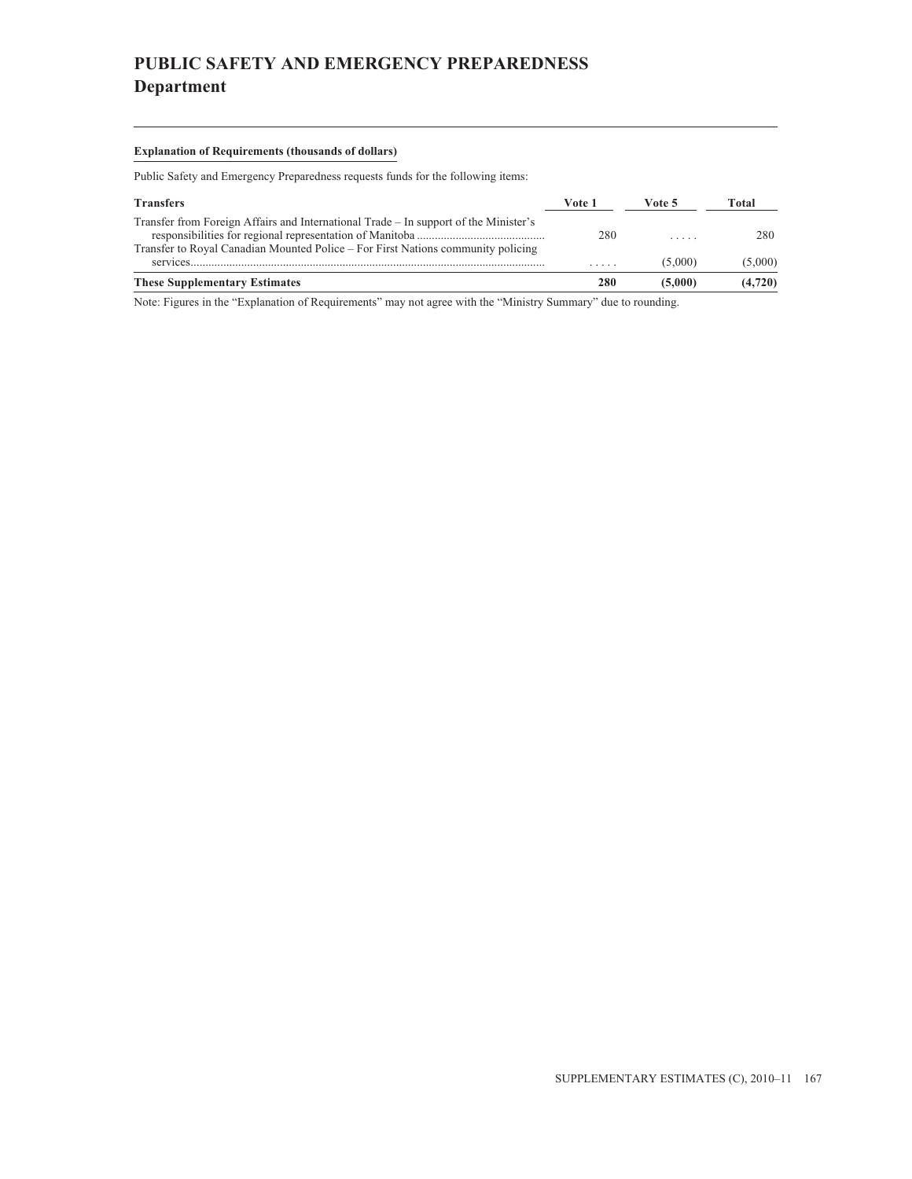# PUBLIC SAFETY AND EMERGENCY PREPAREDNESS

## Department

**Explanation of Requirements (thousands of dollars)**

Public Safety and Emergency Preparedness requests funds for the following items:

| Transfers | Vote 1 | Vote 5 | Total |
|---|---|---|---|
| Transfer from Foreign Affairs and International Trade – In support of the Minister's responsibilities for regional representation of Manitoba | 280 | ..... | 280 |
| Transfer to Royal Canadian Mounted Police – For First Nations community policing services | ..... | (5,000) | (5,000) |
| **These Supplementary Estimates** | **280** | **(5,000)** | **(4,720)** |

Note: Figures in the "Explanation of Requirements" may not agree with the "Ministry Summary" due to rounding.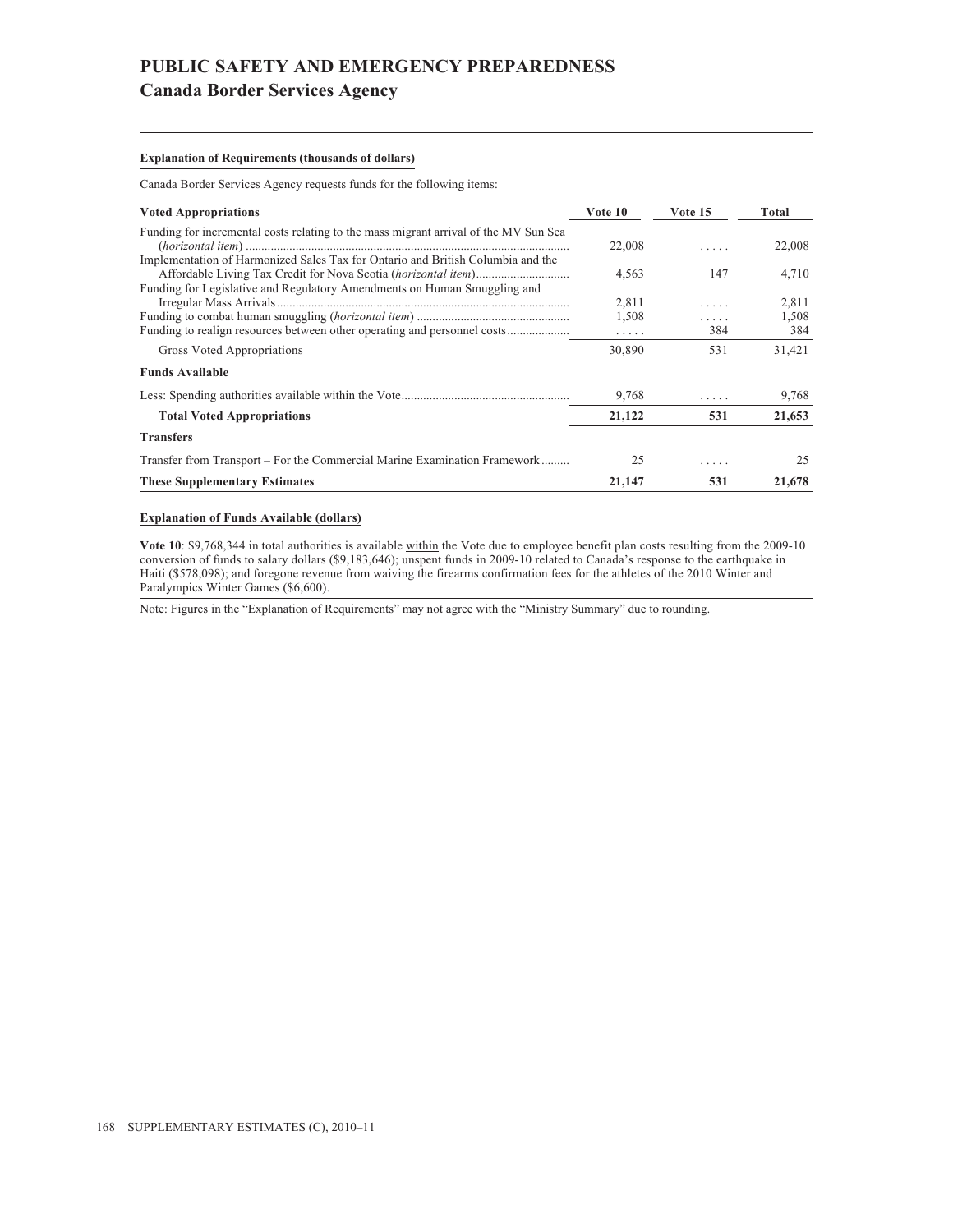# PUBLIC SAFETY AND EMERGENCY PREPAREDNESS

## Canada Border Services Agency

**Explanation of Requirements (thousands of dollars)**

Canada Border Services Agency requests funds for the following items:

| Voted Appropriations | Vote 10 | Vote 15 | Total |
|---|---|---|---|
| Funding for incremental costs relating to the mass migrant arrival of the MV Sun Sea (*horizontal item*) | 22,008 | ..... | 22,008 |
| Implementation of Harmonized Sales Tax for Ontario and British Columbia and the Affordable Living Tax Credit for Nova Scotia (*horizontal item*) | 4,563 | 147 | 4,710 |
| Funding for Legislative and Regulatory Amendments on Human Smuggling and Irregular Mass Arrivals | 2,811 | ..... | 2,811 |
| Funding to combat human smuggling (*horizontal item*) | 1,508 | ..... | 1,508 |
| Funding to realign resources between other operating and personnel costs | ..... | 384 | 384 |
| Gross Voted Appropriations | 30,890 | 531 | 31,421 |
| **Funds Available** | | | |
| Less: Spending authorities available within the Vote | 9,768 | ..... | 9,768 |
| **Total Voted Appropriations** | **21,122** | **531** | **21,653** |
| **Transfers** | | | |
| Transfer from Transport – For the Commercial Marine Examination Framework | 25 | ..... | 25 |
| **These Supplementary Estimates** | **21,147** | **531** | **21,678** |

**Explanation of Funds Available (dollars)**

**Vote 10**: $9,768,344 in total authorities is available within the Vote due to employee benefit plan costs resulting from the 2009-10 conversion of funds to salary dollars ($9,183,646); unspent funds in 2009-10 related to Canada's response to the earthquake in Haiti ($578,098); and foregone revenue from waiving the firearms confirmation fees for the athletes of the 2010 Winter and Paralympics Winter Games ($6,600).

Note: Figures in the "Explanation of Requirements" may not agree with the "Ministry Summary" due to rounding.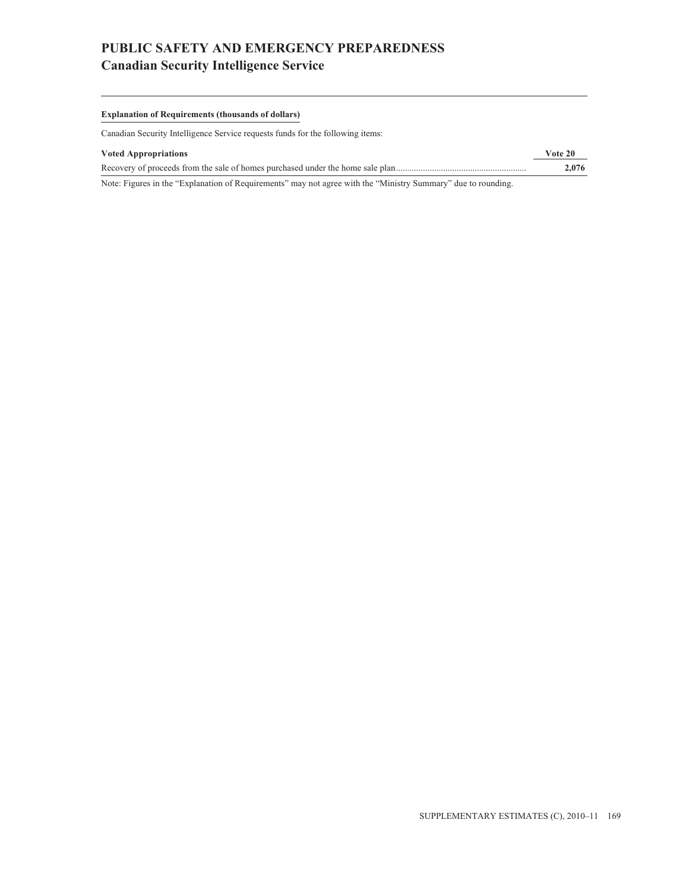# PUBLIC SAFETY AND EMERGENCY PREPAREDNESS
## Canadian Security Intelligence Service

**Explanation of Requirements (thousands of dollars)**

Canadian Security Intelligence Service requests funds for the following items:

| Voted Appropriations | Vote 20 |
|---|---|
| Recovery of proceeds from the sale of homes purchased under the home sale plan | **2,076** |

Note: Figures in the "Explanation of Requirements" may not agree with the "Ministry Summary" due to rounding.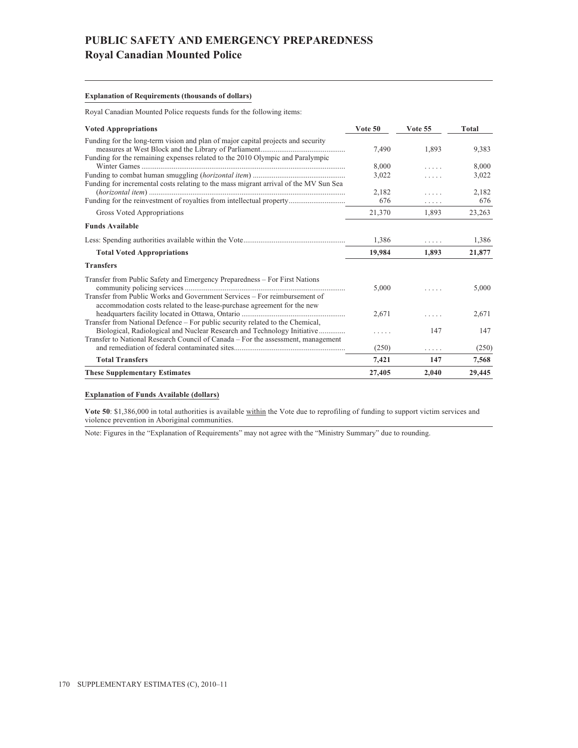# PUBLIC SAFETY AND EMERGENCY PREPAREDNESS

## Royal Canadian Mounted Police

**Explanation of Requirements (thousands of dollars)**

Royal Canadian Mounted Police requests funds for the following items:

| Voted Appropriations | Vote 50 | Vote 55 | Total |
|---|---|---|---|
| Funding for the long-term vision and plan of major capital projects and security measures at West Block and the Library of Parliament | 7,490 | 1,893 | 9,383 |
| Funding for the remaining expenses related to the 2010 Olympic and Paralympic Winter Games | 8,000 | ..... | 8,000 |
| Funding to combat human smuggling (*horizontal item*) | 3,022 | ..... | 3,022 |
| Funding for incremental costs relating to the mass migrant arrival of the MV Sun Sea (*horizontal item*) | 2,182 | ..... | 2,182 |
| Funding for the reinvestment of royalties from intellectual property | 676 | ..... | 676 |
| Gross Voted Appropriations | 21,370 | 1,893 | 23,263 |
| **Funds Available** | | | |
| Less: Spending authorities available within the Vote | 1,386 | ..... | 1,386 |
| **Total Voted Appropriations** | **19,984** | **1,893** | **21,877** |
| **Transfers** | | | |
| Transfer from Public Safety and Emergency Preparedness – For First Nations community policing services | 5,000 | ..... | 5,000 |
| Transfer from Public Works and Government Services – For reimbursement of accommodation costs related to the lease-purchase agreement for the new headquarters facility located in Ottawa, Ontario | 2,671 | ..... | 2,671 |
| Transfer from National Defence – For public security related to the Chemical, Biological, Radiological and Nuclear Research and Technology Initiative | ..... | 147 | 147 |
| Transfer to National Research Council of Canada – For the assessment, management and remediation of federal contaminated sites | (250) | ..... | (250) |
| **Total Transfers** | **7,421** | **147** | **7,568** |
| **These Supplementary Estimates** | **27,405** | **2,040** | **29,445** |

**Explanation of Funds Available (dollars)**

**Vote 50**: $1,386,000 in total authorities is available within the Vote due to reprofiling of funding to support victim services and violence prevention in Aboriginal communities.

Note: Figures in the "Explanation of Requirements" may not agree with the "Ministry Summary" due to rounding.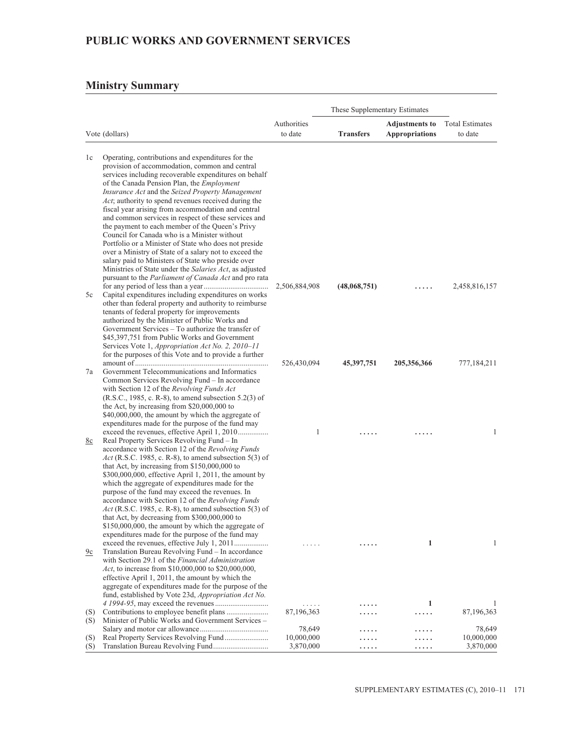## PUBLIC WORKS AND GOVERNMENT SERVICES

## Ministry Summary

| | Vote (dollars) | Authorities to date | These Supplementary Estimates | | Total Estimates to date |
|---|---|---|---|---|---|
| | | | **Transfers** | **Adjustments to Appropriations** | |
| 1c | Operating, contributions and expenditures for the provision of accommodation, common and central services including recoverable expenditures on behalf of the Canada Pension Plan, the *Employment Insurance Act* and the *Seized Property Management Act*; authority to spend revenues received during the fiscal year arising from accommodation and central and common services in respect of these services and the payment to each member of the Queen's Privy Council for Canada who is a Minister without Portfolio or a Minister of State who does not preside over a Ministry of State of a salary not to exceed the salary paid to Ministers of State who preside over Ministries of State under the *Salaries Act*, as adjusted pursuant to the *Parliament of Canada Act* and pro rata for any period of less than a year | 2,506,884,908 | **(48,068,751)** | ..... | 2,458,816,157 |
| 5c | Capital expenditures including expenditures on works other than federal property and authority to reimburse tenants of federal property for improvements authorized by the Minister of Public Works and Government Services – To authorize the transfer of $45,397,751 from Public Works and Government Services Vote 1, *Appropriation Act No. 2, 2010–11* for the purposes of this Vote and to provide a further amount of | 526,430,094 | **45,397,751** | **205,356,366** | 777,184,211 |
| 7a | Government Telecommunications and Informatics Common Services Revolving Fund – In accordance with Section 12 of the *Revolving Funds Act* (R.S.C., 1985, c. R-8), to amend subsection 5.2(3) of the Act, by increasing from $20,000,000 to $40,000,000, the amount by which the aggregate of expenditures made for the purpose of the fund may exceed the revenues, effective April 1, 2010 | 1 | ..... | ..... | 1 |
| 8c | Real Property Services Revolving Fund – In accordance with Section 12 of the *Revolving Funds Act* (R.S.C. 1985, c. R-8), to amend subsection 5(3) of that Act, by increasing from $150,000,000 to $300,000,000, effective April 1, 2011, the amount by which the aggregate of expenditures made for the purpose of the fund may exceed the revenues. In accordance with Section 12 of the *Revolving Funds Act* (R.S.C. 1985, c. R-8), to amend subsection 5(3) of that Act, by decreasing from $300,000,000 to $150,000,000, the amount by which the aggregate of expenditures made for the purpose of the fund may exceed the revenues, effective July 1, 2011 | ..... | ..... | **1** | 1 |
| 9c | Translation Bureau Revolving Fund – In accordance with Section 29.1 of the *Financial Administration Act*, to increase from $10,000,000 to $20,000,000, effective April 1, 2011, the amount by which the aggregate of expenditures made for the purpose of the fund, established by Vote 23d, *Appropriation Act No. 4 1994-95*, may exceed the revenues | ..... | ..... | **1** | 1 |
| (S) | Contributions to employee benefit plans | 87,196,363 | ..... | ..... | 87,196,363 |
| (S) | Minister of Public Works and Government Services – Salary and motor car allowance | 78,649 | ..... | ..... | 78,649 |
| (S) | Real Property Services Revolving Fund | 10,000,000 | ..... | ..... | 10,000,000 |
| (S) | Translation Bureau Revolving Fund | 3,870,000 | ..... | ..... | 3,870,000 |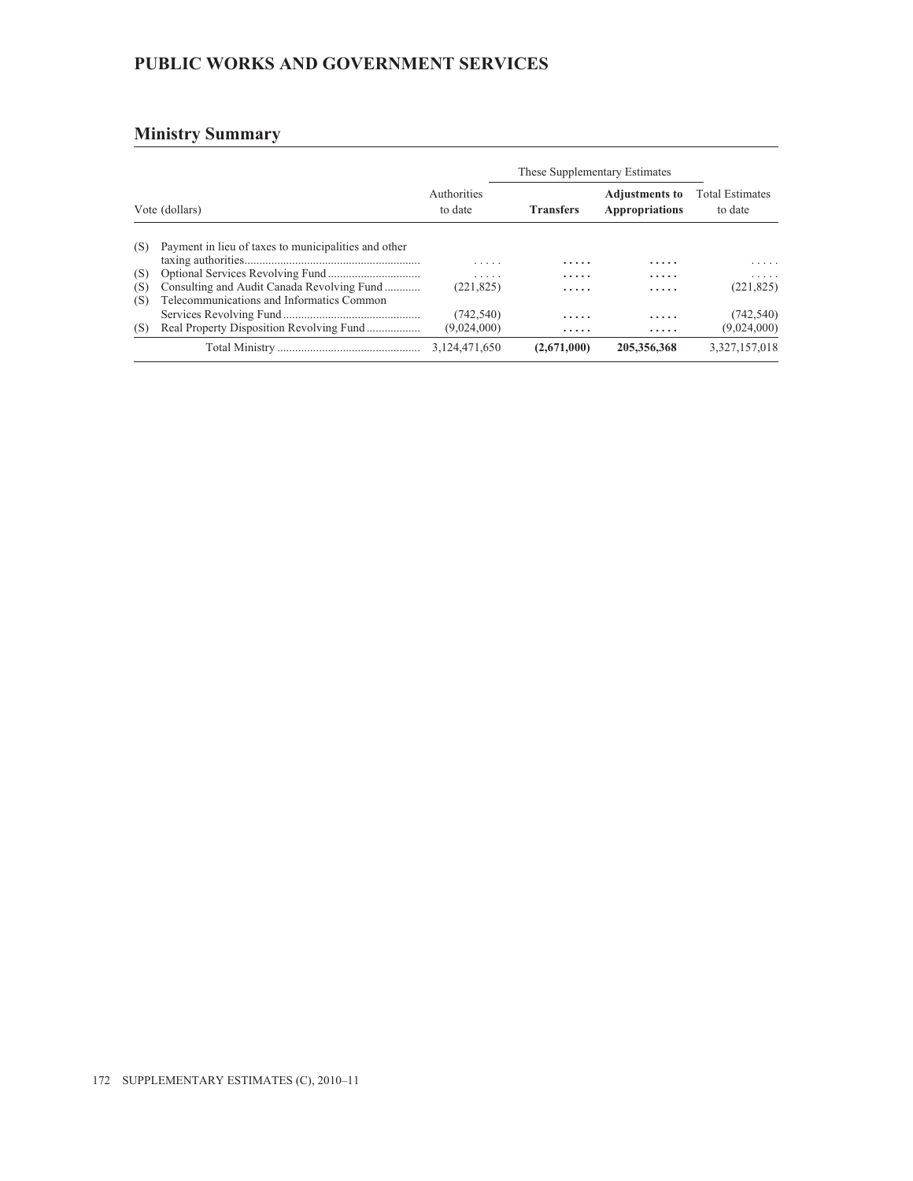## PUBLIC WORKS AND GOVERNMENT SERVICES

## Ministry Summary

| | Vote (dollars) | Authorities to date | These Supplementary Estimates | | Total Estimates to date |
|---|---|---|---|---|---|
| | | | **Transfers** | **Adjustments to Appropriations** | |
| (S) | Payment in lieu of taxes to municipalities and other taxing authorities | ..... | ..... | ..... | ..... |
| (S) | Optional Services Revolving Fund | ..... | ..... | ..... | ..... |
| (S) | Consulting and Audit Canada Revolving Fund | (221,825) | ..... | ..... | (221,825) |
| (S) | Telecommunications and Informatics Common Services Revolving Fund | (742,540) | ..... | ..... | (742,540) |
| (S) | Real Property Disposition Revolving Fund | (9,024,000) | ..... | ..... | (9,024,000) |
| | Total Ministry | 3,124,471,650 | **(2,671,000)** | **205,356,368** | 3,327,157,018 |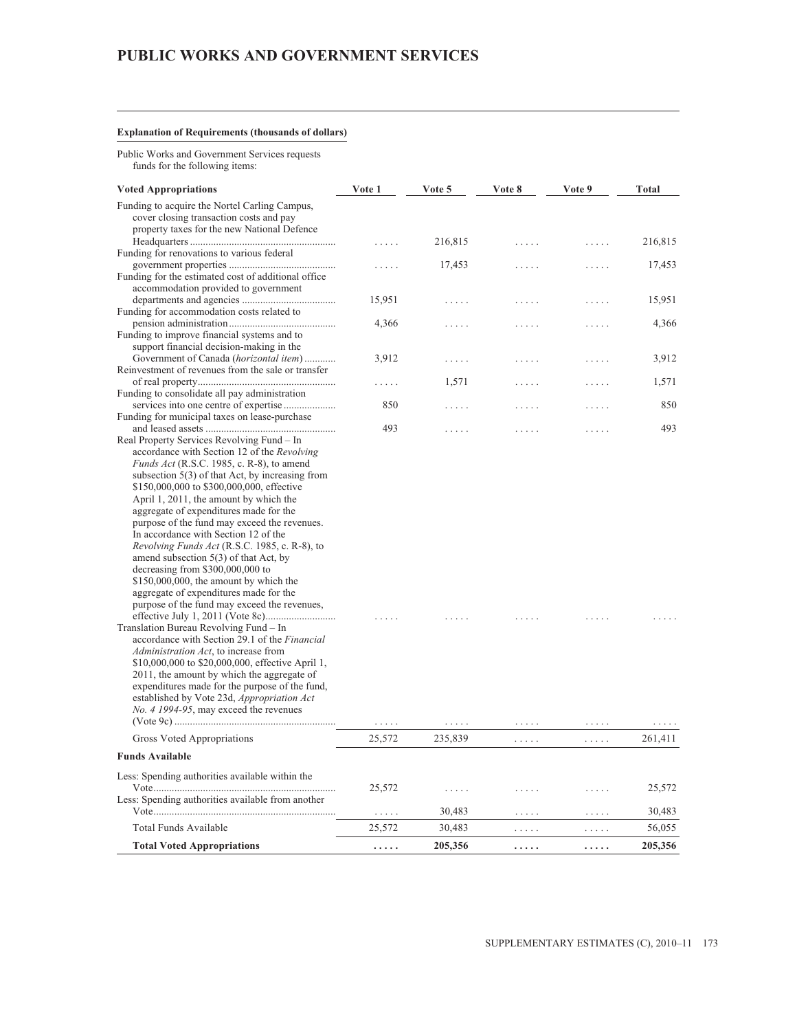# PUBLIC WORKS AND GOVERNMENT SERVICES

**Explanation of Requirements (thousands of dollars)**

Public Works and Government Services requests funds for the following items:

| Voted Appropriations | Vote 1 | Vote 5 | Vote 8 | Vote 9 | Total |
|---|---|---|---|---|---|
| Funding to acquire the Nortel Carling Campus, cover closing transaction costs and pay property taxes for the new National Defence Headquarters | ..... | 216,815 | ..... | ..... | 216,815 |
| Funding for renovations to various federal government properties | ..... | 17,453 | ..... | ..... | 17,453 |
| Funding for the estimated cost of additional office accommodation provided to government departments and agencies | 15,951 | ..... | ..... | ..... | 15,951 |
| Funding for accommodation costs related to pension administration | 4,366 | ..... | ..... | ..... | 4,366 |
| Funding to improve financial systems and to support financial decision-making in the Government of Canada (*horizontal item*) | 3,912 | ..... | ..... | ..... | 3,912 |
| Reinvestment of revenues from the sale or transfer of real property | ..... | 1,571 | ..... | ..... | 1,571 |
| Funding to consolidate all pay administration services into one centre of expertise | 850 | ..... | ..... | ..... | 850 |
| Funding for municipal taxes on lease-purchase and leased assets | 493 | ..... | ..... | ..... | 493 |
| Real Property Services Revolving Fund – In accordance with Section 12 of the *Revolving Funds Act* (R.S.C. 1985, c. R-8), to amend subsection 5(3) of that Act, by increasing from $150,000,000 to $300,000,000, effective April 1, 2011, the amount by which the aggregate of expenditures made for the purpose of the fund may exceed the revenues. In accordance with Section 12 of the *Revolving Funds Act* (R.S.C. 1985, c. R-8), to amend subsection 5(3) of that Act, by decreasing from $300,000,000 to $150,000,000, the amount by which the aggregate of expenditures made for the purpose of the fund may exceed the revenues, effective July 1, 2011 (Vote 8c) | ..... | ..... | ..... | ..... | ..... |
| Translation Bureau Revolving Fund – In accordance with Section 29.1 of the *Financial Administration Act*, to increase from $10,000,000 to $20,000,000, effective April 1, 2011, the amount by which the aggregate of expenditures made for the purpose of the fund, established by Vote 23d, *Appropriation Act No. 4 1994-95*, may exceed the revenues (Vote 9c) | ..... | ..... | ..... | ..... | ..... |
| Gross Voted Appropriations | 25,572 | 235,839 | ..... | ..... | 261,411 |
| **Funds Available** | | | | | |
| Less: Spending authorities available within the Vote | 25,572 | ..... | ..... | ..... | 25,572 |
| Less: Spending authorities available from another Vote | ..... | 30,483 | ..... | ..... | 30,483 |
| Total Funds Available | 25,572 | 30,483 | ..... | ..... | 56,055 |
| **Total Voted Appropriations** | **.....** | **205,356** | **.....** | **.....** | **205,356** |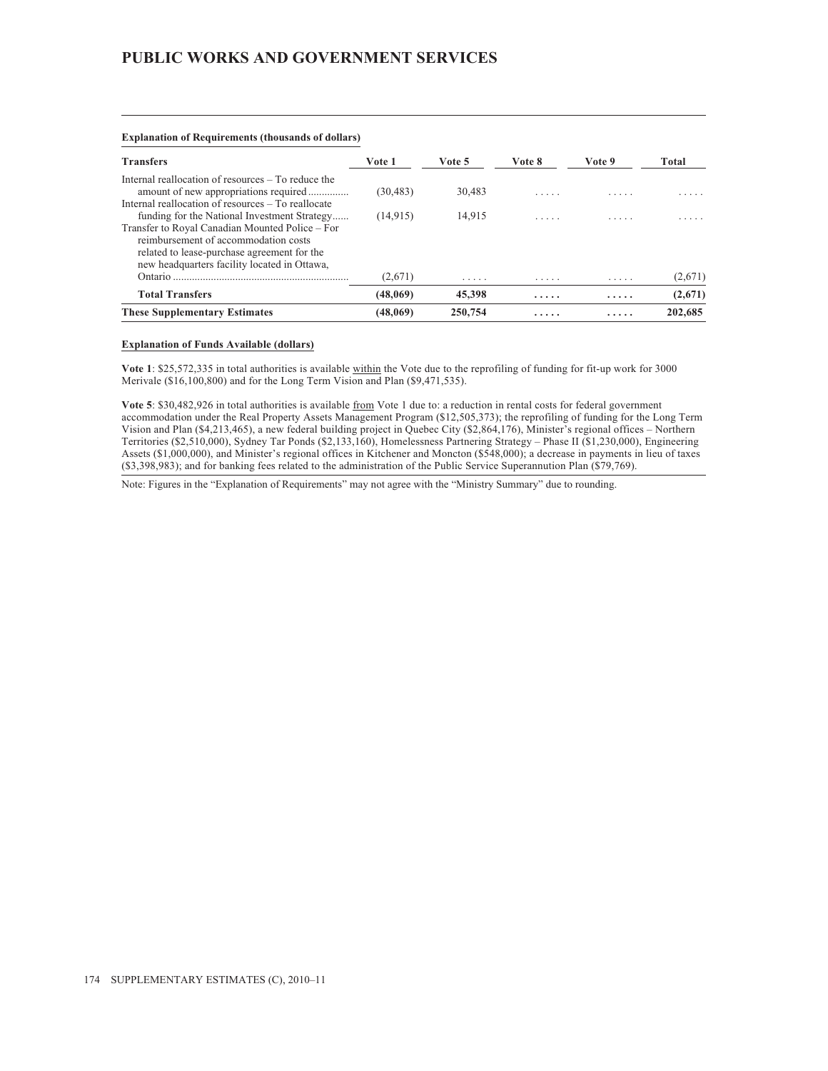# PUBLIC WORKS AND GOVERNMENT SERVICES

**Explanation of Requirements (thousands of dollars)**

| Transfers | Vote 1 | Vote 5 | Vote 8 | Vote 9 | Total |
|---|---|---|---|---|---|
| Internal reallocation of resources – To reduce the amount of new appropriations required | (30,483) | 30,483 | ..... | ..... | ..... |
| Internal reallocation of resources – To reallocate funding for the National Investment Strategy | (14,915) | 14,915 | ..... | ..... | ..... |
| Transfer to Royal Canadian Mounted Police – For reimbursement of accommodation costs related to lease-purchase agreement for the new headquarters facility located in Ottawa, Ontario | (2,671) | ..... | ..... | ..... | (2,671) |
| **Total Transfers** | **(48,069)** | **45,398** | **.....** | **.....** | **(2,671)** |
| **These Supplementary Estimates** | **(48,069)** | **250,754** | **.....** | **.....** | **202,685** |

**Explanation of Funds Available (dollars)**

**Vote 1**: $25,572,335 in total authorities is available within the Vote due to the reprofiling of funding for fit-up work for 3000 Merivale ($16,100,800) and for the Long Term Vision and Plan ($9,471,535).

**Vote 5**: $30,482,926 in total authorities is available from Vote 1 due to: a reduction in rental costs for federal government accommodation under the Real Property Assets Management Program ($12,505,373); the reprofiling of funding for the Long Term Vision and Plan ($4,213,465), a new federal building project in Quebec City ($2,864,176), Minister's regional offices – Northern Territories ($2,510,000), Sydney Tar Ponds ($2,133,160), Homelessness Partnering Strategy – Phase II ($1,230,000), Engineering Assets ($1,000,000), and Minister's regional offices in Kitchener and Moncton ($548,000); a decrease in payments in lieu of taxes ($3,398,983); and for banking fees related to the administration of the Public Service Superannution Plan ($79,769).

Note: Figures in the "Explanation of Requirements" may not agree with the "Ministry Summary" due to rounding.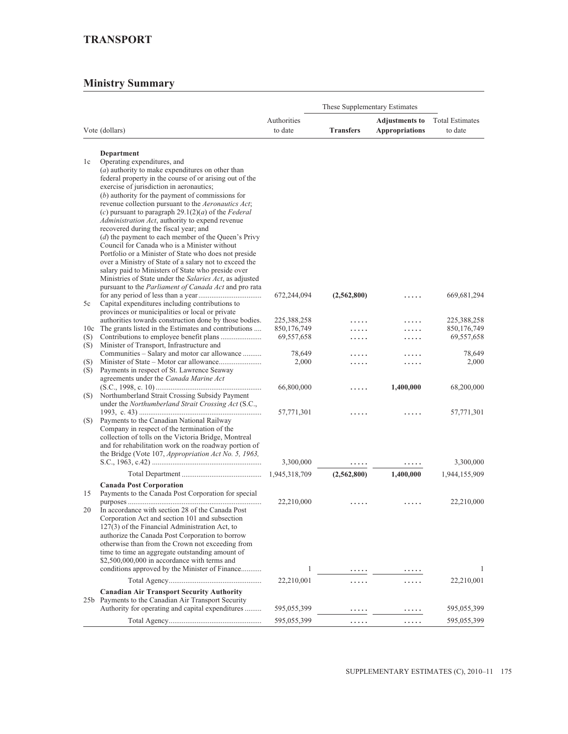# TRANSPORT

## Ministry Summary

| Vote (dollars) | | Authorities to date | These Supplementary Estimates — Transfers | These Supplementary Estimates — **Adjustments to Appropriations** | Total Estimates to date |
|---|---|---|---|---|---|
| | **Department** | | | | |
| 1c | Operating expenditures, and (*a*) authority to make expenditures on other than federal property in the course of or arising out of the exercise of jurisdiction in aeronautics; (*b*) authority for the payment of commissions for revenue collection pursuant to the *Aeronautics Act*; (*c*) pursuant to paragraph 29.1(2)(*a*) of the *Federal Administration Act*, authority to expend revenue recovered during the fiscal year; and (*d*) the payment to each member of the Queen's Privy Council for Canada who is a Minister without Portfolio or a Minister of State who does not preside over a Ministry of State of a salary not to exceed the salary paid to Ministers of State who preside over Ministries of State under the *Salaries Act*, as adjusted pursuant to the *Parliament of Canada Act* and pro rata for any period of less than a year | 672,244,094 | **(2,562,800)** | ..... | 669,681,294 |
| 5c | Capital expenditures including contributions to provinces or municipalities or local or private authorities towards construction done by those bodies. | 225,388,258 | ..... | ..... | 225,388,258 |
| 10c | The grants listed in the Estimates and contributions | 850,176,749 | ..... | ..... | 850,176,749 |
| (S) | Contributions to employee benefit plans | 69,557,658 | ..... | ..... | 69,557,658 |
| (S) | Minister of Transport, Infrastructure and Communities – Salary and motor car allowance | 78,649 | ..... | ..... | 78,649 |
| (S) | Minister of State – Motor car allowance | 2,000 | ..... | ..... | 2,000 |
| (S) | Payments in respect of St. Lawrence Seaway agreements under the *Canada Marine Act* (S.C., 1998, c. 10) | 66,800,000 | ..... | **1,400,000** | 68,200,000 |
| (S) | Northumberland Strait Crossing Subsidy Payment under the *Northumberland Strait Crossing Act* (S.C., 1993, c. 43) | 57,771,301 | ..... | ..... | 57,771,301 |
| (S) | Payments to the Canadian National Railway Company in respect of the termination of the collection of tolls on the Victoria Bridge, Montreal and for rehabilitation work on the roadway portion of the Bridge (Vote 107, *Appropriation Act No. 5, 1963*, S.C., 1963, c.42) | 3,300,000 | ..... | ..... | 3,300,000 |
| | Total Department | 1,945,318,709 | **(2,562,800)** | **1,400,000** | 1,944,155,909 |
| | **Canada Post Corporation** | | | | |
| 15 | Payments to the Canada Post Corporation for special purposes | 22,210,000 | ..... | ..... | 22,210,000 |
| 20 | In accordance with section 28 of the Canada Post Corporation Act and section 101 and subsection 127(3) of the Financial Administration Act, to authorize the Canada Post Corporation to borrow otherwise than from the Crown not exceeding from time to time an aggregate outstanding amount of $2,500,000,000 in accordance with terms and conditions approved by the Minister of Finance | 1 | ..... | ..... | 1 |
| | Total Agency | 22,210,001 | ..... | ..... | 22,210,001 |
| | **Canadian Air Transport Security Authority** | | | | |
| 25b | Payments to the Canadian Air Transport Security Authority for operating and capital expenditures | 595,055,399 | ..... | ..... | 595,055,399 |
| | Total Agency | 595,055,399 | ..... | ..... | 595,055,399 |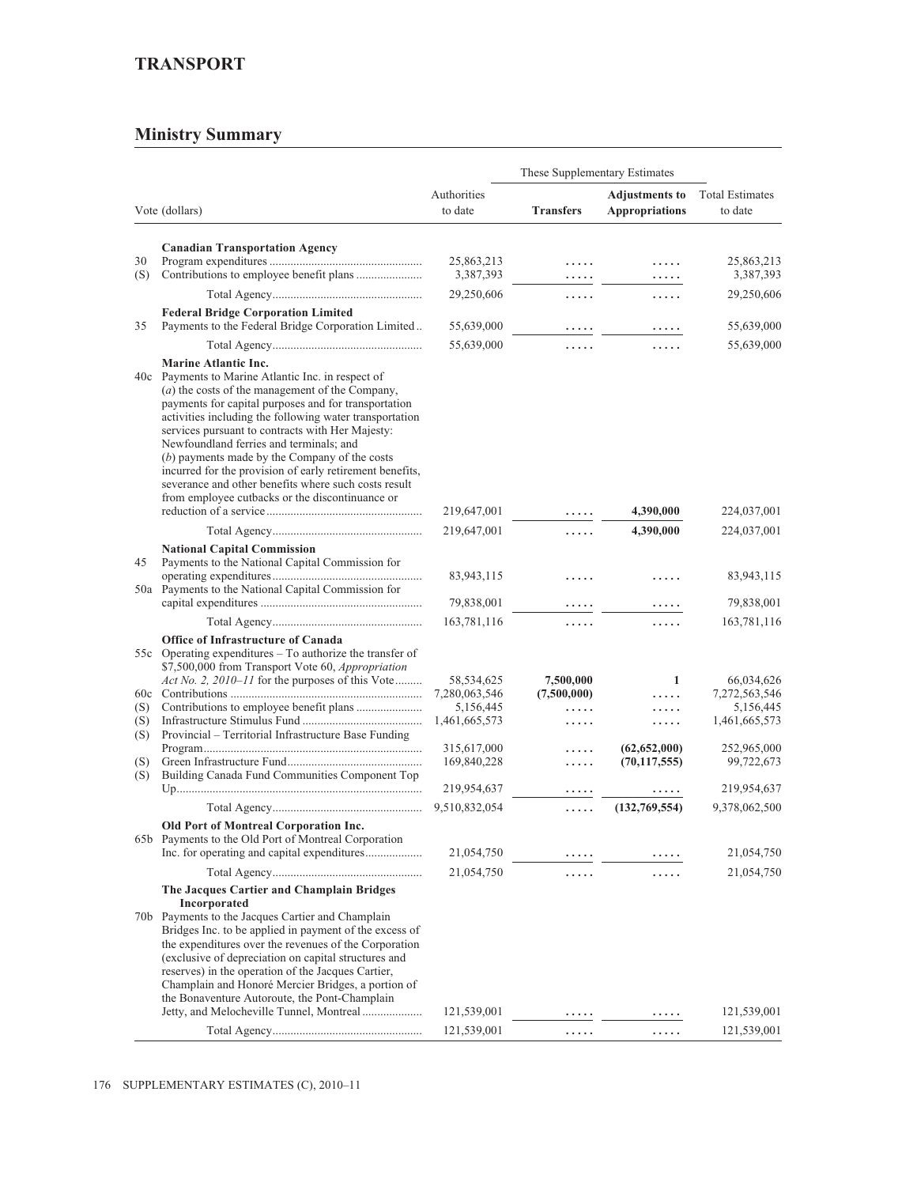# TRANSPORT

## Ministry Summary

| Vote (dollars) | | Authorities to date | These Supplementary Estimates: Transfers | These Supplementary Estimates: Adjustments to Appropriations | Total Estimates to date |
|---|---|---|---|---|---|
| | **Canadian Transportation Agency** | | | | |
| 30 | Program expenditures | 25,863,213 | ..... | ..... | 25,863,213 |
| (S) | Contributions to employee benefit plans | 3,387,393 | ..... | ..... | 3,387,393 |
| | Total Agency | 29,250,606 | ..... | ..... | 29,250,606 |
| | **Federal Bridge Corporation Limited** | | | | |
| 35 | Payments to the Federal Bridge Corporation Limited | 55,639,000 | ..... | ..... | 55,639,000 |
| | Total Agency | 55,639,000 | ..... | ..... | 55,639,000 |
| | **Marine Atlantic Inc.** | | | | |
| 40c | Payments to Marine Atlantic Inc. in respect of (*a*) the costs of the management of the Company, payments for capital purposes and for transportation activities including the following water transportation services pursuant to contracts with Her Majesty: Newfoundland ferries and terminals; and (*b*) payments made by the Company of the costs incurred for the provision of early retirement benefits, severance and other benefits where such costs result from employee cutbacks or the discontinuance or reduction of a service | 219,647,001 | ..... | **4,390,000** | 224,037,001 |
| | Total Agency | 219,647,001 | ..... | **4,390,000** | 224,037,001 |
| | **National Capital Commission** | | | | |
| 45 | Payments to the National Capital Commission for operating expenditures | 83,943,115 | ..... | ..... | 83,943,115 |
| 50a | Payments to the National Capital Commission for capital expenditures | 79,838,001 | ..... | ..... | 79,838,001 |
| | Total Agency | 163,781,116 | ..... | ..... | 163,781,116 |
| | **Office of Infrastructure of Canada** | | | | |
| 55c | Operating expenditures – To authorize the transfer of $7,500,000 from Transport Vote 60, *Appropriation Act No. 2, 2010–11* for the purposes of this Vote | 58,534,625 | **7,500,000** | **1** | 66,034,626 |
| 60c | Contributions | 7,280,063,546 | **(7,500,000)** | ..... | 7,272,563,546 |
| (S) | Contributions to employee benefit plans | 5,156,445 | ..... | ..... | 5,156,445 |
| (S) | Infrastructure Stimulus Fund | 1,461,665,573 | ..... | ..... | 1,461,665,573 |
| (S) | Provincial – Territorial Infrastructure Base Funding Program | 315,617,000 | ..... | **(62,652,000)** | 252,965,000 |
| (S) | Green Infrastructure Fund | 169,840,228 | ..... | **(70,117,555)** | 99,722,673 |
| (S) | Building Canada Fund Communities Component Top Up | 219,954,637 | ..... | ..... | 219,954,637 |
| | Total Agency | 9,510,832,054 | ..... | **(132,769,554)** | 9,378,062,500 |
| | **Old Port of Montreal Corporation Inc.** | | | | |
| 65b | Payments to the Old Port of Montreal Corporation Inc. for operating and capital expenditures | 21,054,750 | ..... | ..... | 21,054,750 |
| | Total Agency | 21,054,750 | ..... | ..... | 21,054,750 |
| | **The Jacques Cartier and Champlain Bridges Incorporated** | | | | |
| 70b | Payments to the Jacques Cartier and Champlain Bridges Inc. to be applied in payment of the excess of the expenditures over the revenues of the Corporation (exclusive of depreciation on capital structures and reserves) in the operation of the Jacques Cartier, Champlain and Honoré Mercier Bridges, a portion of the Bonaventure Autoroute, the Pont-Champlain Jetty, and Melocheville Tunnel, Montreal | 121,539,001 | ..... | ..... | 121,539,001 |
| | Total Agency | 121,539,001 | ..... | ..... | 121,539,001 |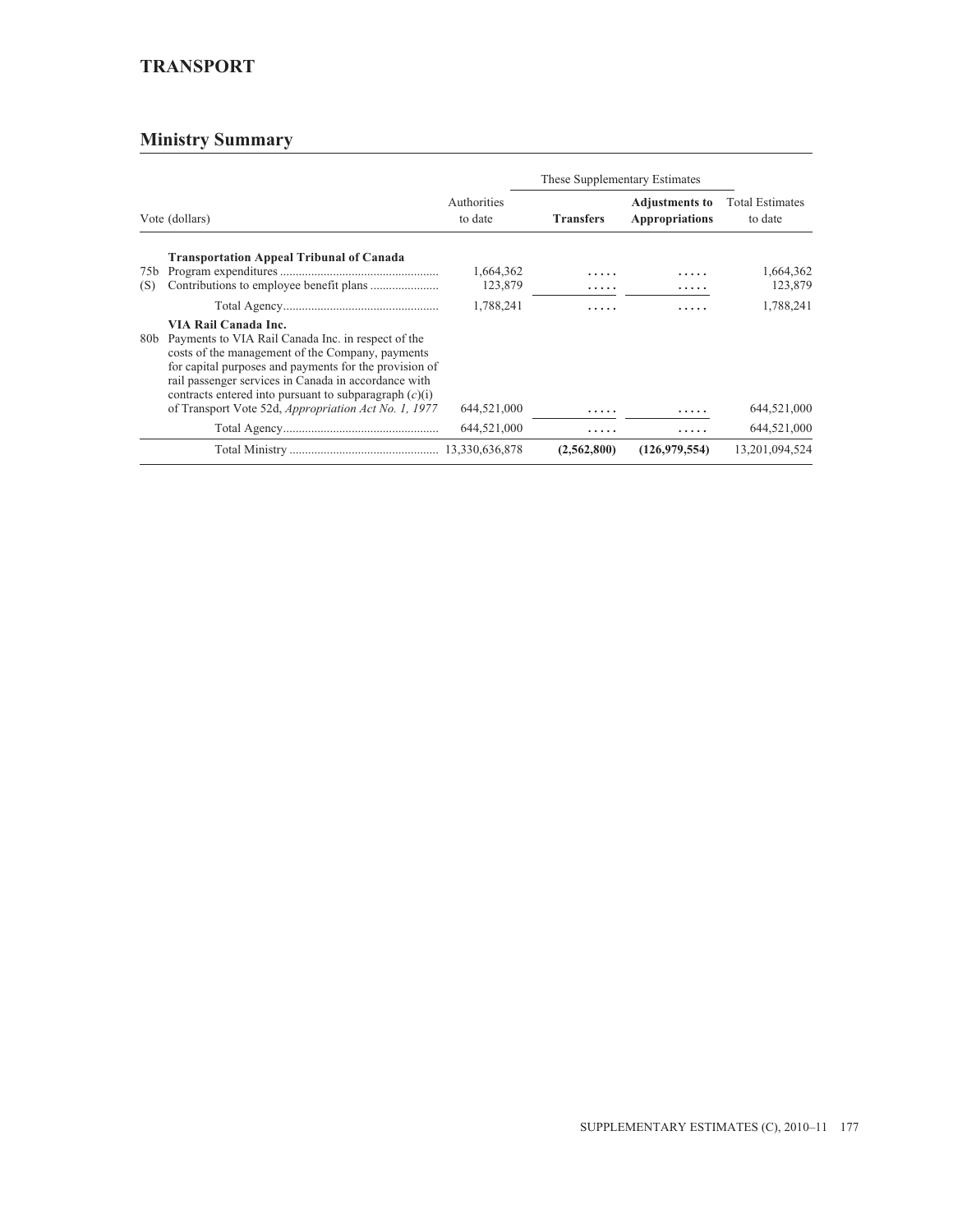## TRANSPORT

## Ministry Summary

| Vote (dollars) | | Authorities to date | These Supplementary Estimates | | Total Estimates to date |
|---|---|---|---|---|---|
| | | | **Transfers** | **Adjustments to Appropriations** | |
| | **Transportation Appeal Tribunal of Canada** | | | | |
| 75b | Program expenditures | 1,664,362 | ..... | ..... | 1,664,362 |
| (S) | Contributions to employee benefit plans | 123,879 | ..... | ..... | 123,879 |
| | Total Agency | 1,788,241 | ..... | ..... | 1,788,241 |
| | **VIA Rail Canada Inc.** | | | | |
| 80b | Payments to VIA Rail Canada Inc. in respect of the costs of the management of the Company, payments for capital purposes and payments for the provision of rail passenger services in Canada in accordance with contracts entered into pursuant to subparagraph (*c*)(i) of Transport Vote 52d, *Appropriation Act No. 1, 1977* | 644,521,000 | ..... | ..... | 644,521,000 |
| | Total Agency | 644,521,000 | ..... | ..... | 644,521,000 |
| | Total Ministry | 13,330,636,878 | **(2,562,800)** | **(126,979,554)** | 13,201,094,524 |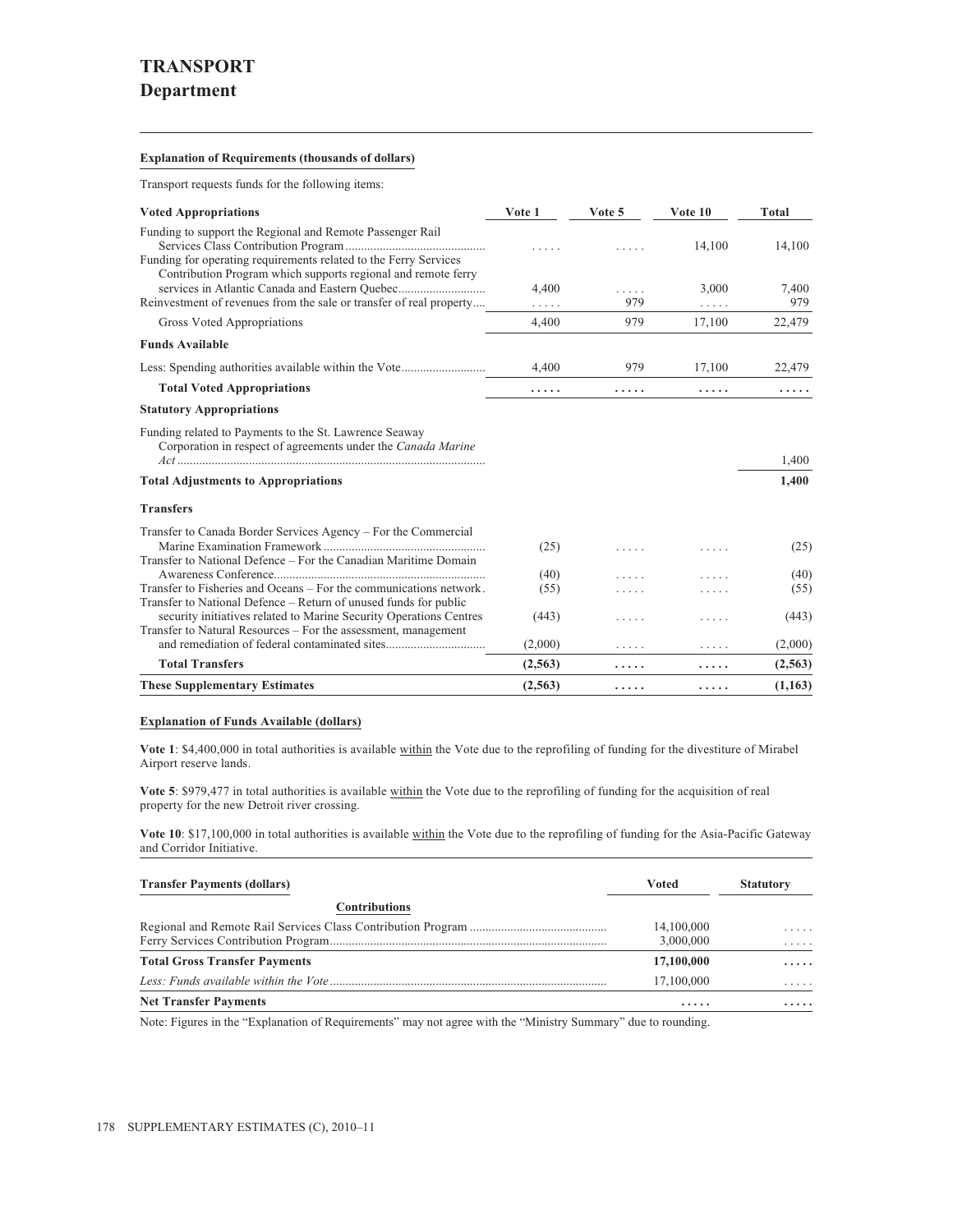# TRANSPORT

## Department

**Explanation of Requirements (thousands of dollars)**

Transport requests funds for the following items:

| Voted Appropriations | Vote 1 | Vote 5 | Vote 10 | Total |
|---|---|---|---|---|
| Funding to support the Regional and Remote Passenger Rail Services Class Contribution Program | ..... | ..... | 14,100 | 14,100 |
| Funding for operating requirements related to the Ferry Services Contribution Program which supports regional and remote ferry services in Atlantic Canada and Eastern Quebec | 4,400 | ..... | 3,000 | 7,400 |
| Reinvestment of revenues from the sale or transfer of real property | ..... | 979 | ..... | 979 |
| Gross Voted Appropriations | 4,400 | 979 | 17,100 | 22,479 |
| **Funds Available** | | | | |
| Less: Spending authorities available within the Vote | 4,400 | 979 | 17,100 | 22,479 |
| **Total Voted Appropriations** | ..... | ..... | ..... | ..... |
| **Statutory Appropriations** | | | | |
| Funding related to Payments to the St. Lawrence Seaway Corporation in respect of agreements under the *Canada Marine Act* | | | | 1,400 |
| **Total Adjustments to Appropriations** | | | | **1,400** |
| **Transfers** | | | | |
| Transfer to Canada Border Services Agency – For the Commercial Marine Examination Framework | (25) | ..... | ..... | (25) |
| Transfer to National Defence – For the Canadian Maritime Domain Awareness Conference | (40) | ..... | ..... | (40) |
| Transfer to Fisheries and Oceans – For the communications network | (55) | ..... | ..... | (55) |
| Transfer to National Defence – Return of unused funds for public security initiatives related to Marine Security Operations Centres | (443) | ..... | ..... | (443) |
| Transfer to Natural Resources – For the assessment, management and remediation of federal contaminated sites | (2,000) | ..... | ..... | (2,000) |
| **Total Transfers** | **(2,563)** | ..... | ..... | **(2,563)** |
| **These Supplementary Estimates** | **(2,563)** | ..... | ..... | **(1,163)** |

**Explanation of Funds Available (dollars)**

**Vote 1**: $4,400,000 in total authorities is available within the Vote due to the reprofiling of funding for the divestiture of Mirabel Airport reserve lands.

**Vote 5**: $979,477 in total authorities is available within the Vote due to the reprofiling of funding for the acquisition of real property for the new Detroit river crossing.

**Vote 10**: $17,100,000 in total authorities is available within the Vote due to the reprofiling of funding for the Asia-Pacific Gateway and Corridor Initiative.

| Transfer Payments (dollars) | Voted | Statutory |
|---|---|---|
| **Contributions** | | |
| Regional and Remote Rail Services Class Contribution Program | 14,100,000 | ..... |
| Ferry Services Contribution Program | 3,000,000 | ..... |
| **Total Gross Transfer Payments** | **17,100,000** | ..... |
| *Less: Funds available within the Vote* | 17,100,000 | ..... |
| **Net Transfer Payments** | ..... | ..... |

Note: Figures in the "Explanation of Requirements" may not agree with the "Ministry Summary" due to rounding.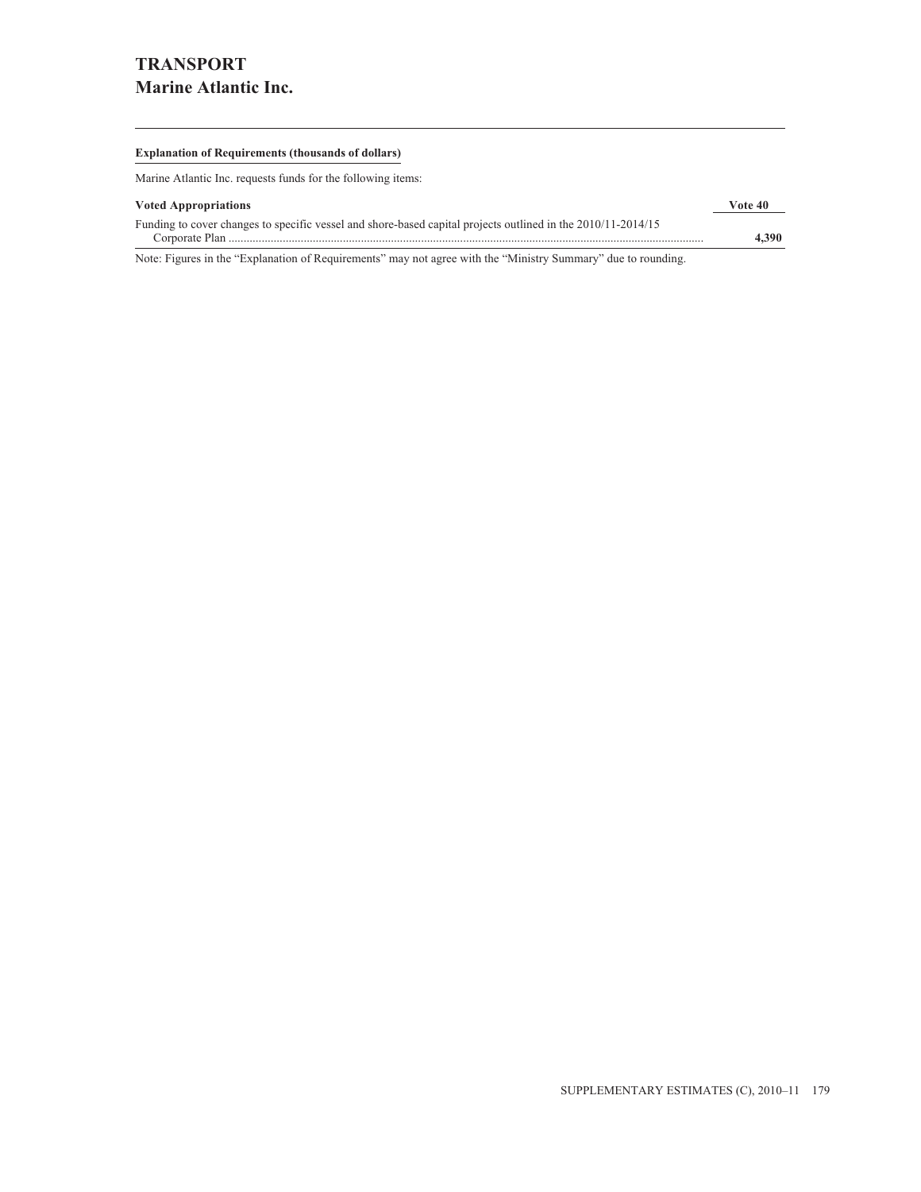# TRANSPORT
## Marine Atlantic Inc.

**Explanation of Requirements (thousands of dollars)**

Marine Atlantic Inc. requests funds for the following items:

| Voted Appropriations | Vote 40 |
|---|---|
| Funding to cover changes to specific vessel and shore-based capital projects outlined in the 2010/11-2014/15 Corporate Plan | **4,390** |

Note: Figures in the "Explanation of Requirements" may not agree with the "Ministry Summary" due to rounding.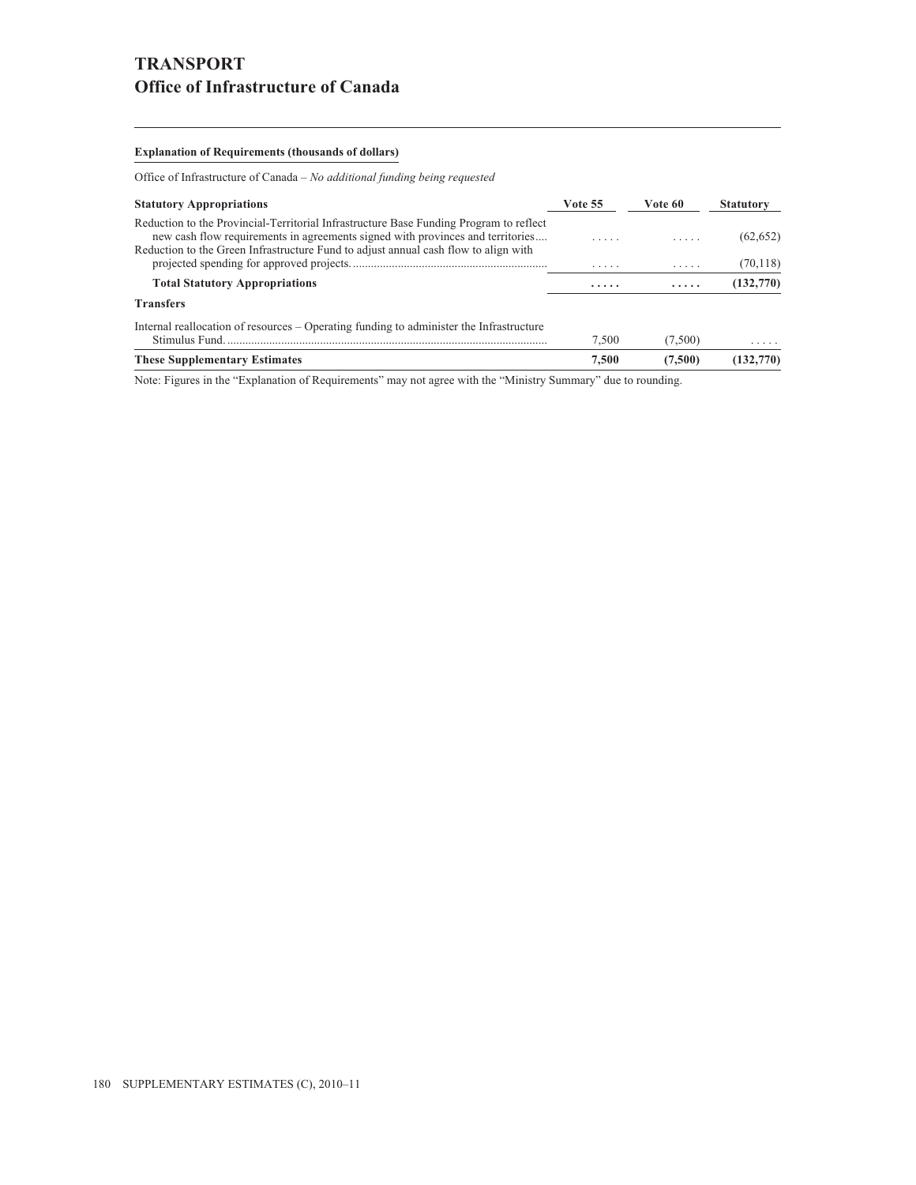# TRANSPORT

## Office of Infrastructure of Canada

**Explanation of Requirements (thousands of dollars)**

Office of Infrastructure of Canada – *No additional funding being requested*

| **Statutory Appropriations** | **Vote 55** | **Vote 60** | **Statutory** |
|---|---|---|---|
| Reduction to the Provincial-Territorial Infrastructure Base Funding Program to reflect new cash flow requirements in agreements signed with provinces and territories.... | ..... | ..... | (62,652) |
| Reduction to the Green Infrastructure Fund to adjust annual cash flow to align with projected spending for approved projects. | ..... | ..... | (70,118) |
| **Total Statutory Appropriations** | **.....** | **.....** | **(132,770)** |
| **Transfers** | | | |
| Internal reallocation of resources – Operating funding to administer the Infrastructure Stimulus Fund. | 7,500 | (7,500) | ..... |
| **These Supplementary Estimates** | **7,500** | **(7,500)** | **(132,770)** |

Note: Figures in the "Explanation of Requirements" may not agree with the "Ministry Summary" due to rounding.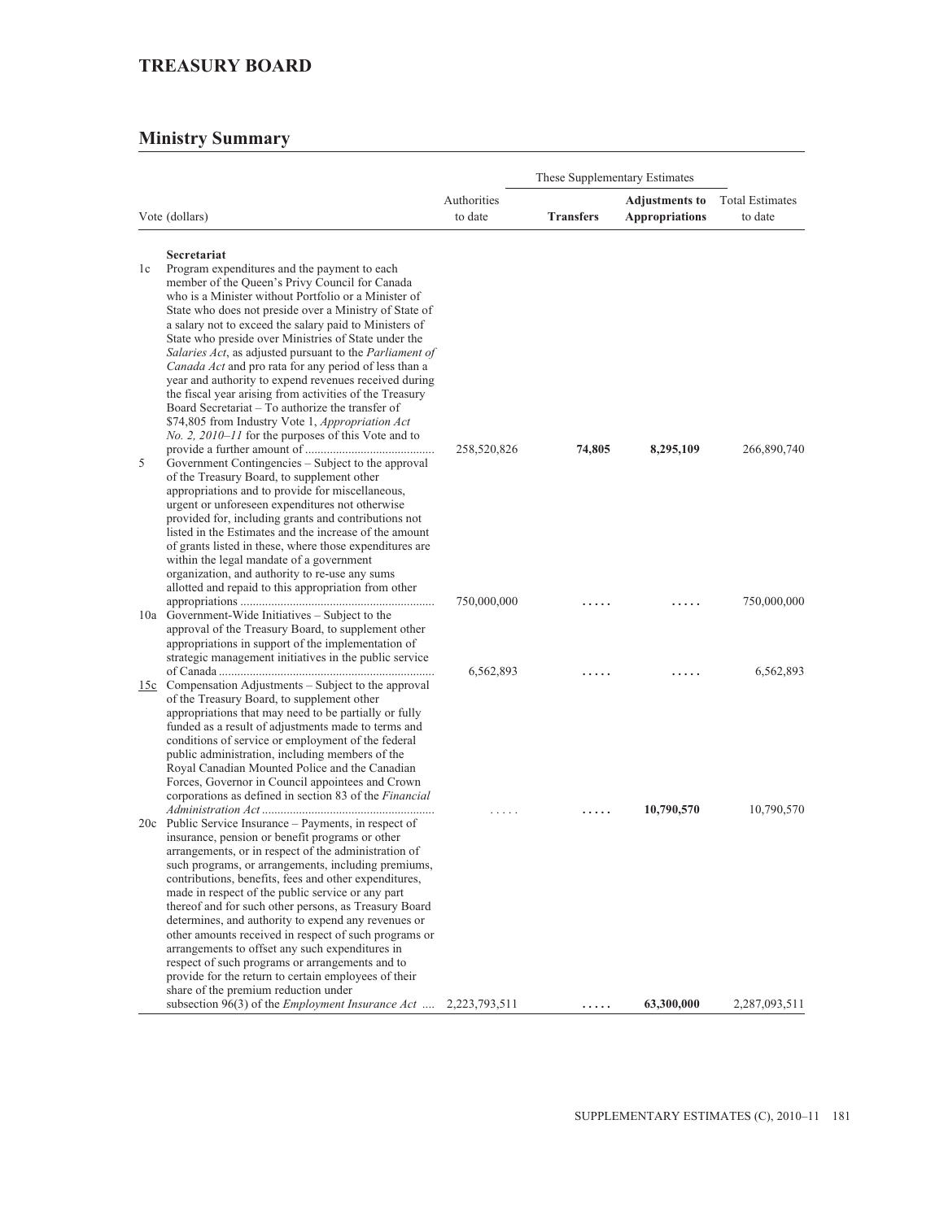## TREASURY BOARD

## Ministry Summary

| Vote (dollars) | | Authorities to date | These Supplementary Estimates | | Total Estimates to date |
|---|---|---|---|---|---|
| | | | **Transfers** | **Adjustments to Appropriations** | |
| | **Secretariat** | | | | |
| 1c | Program expenditures and the payment to each member of the Queen's Privy Council for Canada who is a Minister without Portfolio or a Minister of State who does not preside over a Ministry of State of a salary not to exceed the salary paid to Ministers of State who preside over Ministries of State under the *Salaries Act*, as adjusted pursuant to the *Parliament of Canada Act* and pro rata for any period of less than a year and authority to expend revenues received during the fiscal year arising from activities of the Treasury Board Secretariat – To authorize the transfer of $74,805 from Industry Vote 1, *Appropriation Act No. 2, 2010–11* for the purposes of this Vote and to provide a further amount of | 258,520,826 | **74,805** | **8,295,109** | 266,890,740 |
| 5 | Government Contingencies – Subject to the approval of the Treasury Board, to supplement other appropriations and to provide for miscellaneous, urgent or unforeseen expenditures not otherwise provided for, including grants and contributions not listed in the Estimates and the increase of the amount of grants listed in these, where those expenditures are within the legal mandate of a government organization, and authority to re-use any sums allotted and repaid to this appropriation from other appropriations | 750,000,000 | ..... | ..... | 750,000,000 |
| 10a | Government-Wide Initiatives – Subject to the approval of the Treasury Board, to supplement other appropriations in support of the implementation of strategic management initiatives in the public service of Canada | 6,562,893 | ..... | ..... | 6,562,893 |
| 15c | Compensation Adjustments – Subject to the approval of the Treasury Board, to supplement other appropriations that may need to be partially or fully funded as a result of adjustments made to terms and conditions of service or employment of the federal public administration, including members of the Royal Canadian Mounted Police and the Canadian Forces, Governor in Council appointees and Crown corporations as defined in section 83 of the *Financial Administration Act* | ..... | ..... | **10,790,570** | 10,790,570 |
| 20c | Public Service Insurance – Payments, in respect of insurance, pension or benefit programs or other arrangements, or in respect of the administration of such programs, or arrangements, including premiums, contributions, benefits, fees and other expenditures, made in respect of the public service or any part thereof and for such other persons, as Treasury Board determines, and authority to expend any revenues or other amounts received in respect of such programs or arrangements to offset any such expenditures in respect of such programs or arrangements and to provide for the return to certain employees of their share of the premium reduction under subsection 96(3) of the *Employment Insurance Act* | 2,223,793,511 | ..... | **63,300,000** | 2,287,093,511 |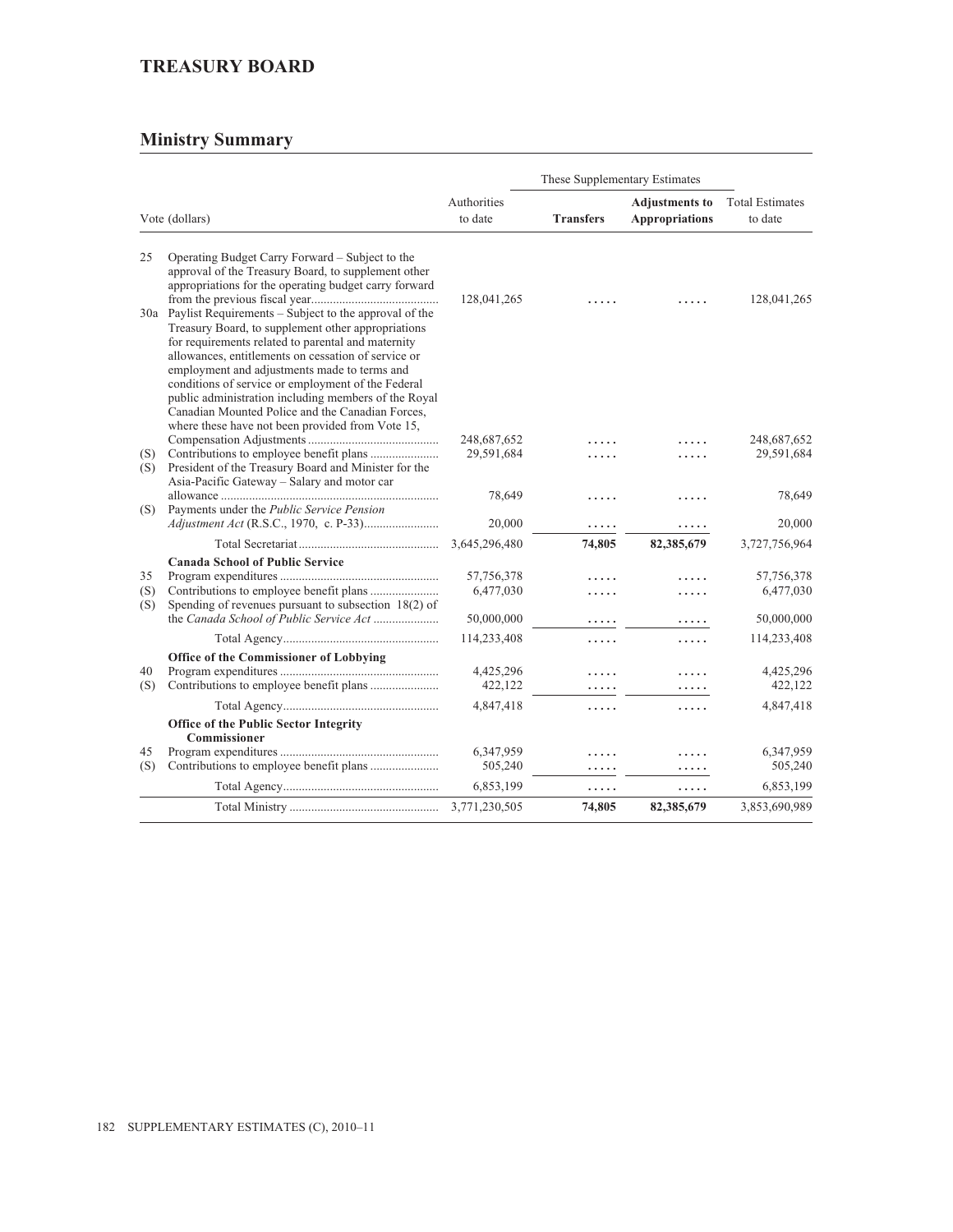## TREASURY BOARD

## Ministry Summary

| Vote (dollars) | | Authorities to date | These Supplementary Estimates | | Total Estimates to date |
|---|---|---|---|---|---|
| | | | **Transfers** | **Adjustments to Appropriations** | |
| 25 | Operating Budget Carry Forward – Subject to the approval of the Treasury Board, to supplement other appropriations for the operating budget carry forward from the previous fiscal year | 128,041,265 | ..... | ..... | 128,041,265 |
| 30a | Paylist Requirements – Subject to the approval of the Treasury Board, to supplement other appropriations for requirements related to parental and maternity allowances, entitlements on cessation of service or employment and adjustments made to terms and conditions of service or employment of the Federal public administration including members of the Royal Canadian Mounted Police and the Canadian Forces, where these have not been provided from Vote 15, Compensation Adjustments | 248,687,652 | ..... | ..... | 248,687,652 |
| (S) | Contributions to employee benefit plans | 29,591,684 | ..... | ..... | 29,591,684 |
| (S) | President of the Treasury Board and Minister for the Asia-Pacific Gateway – Salary and motor car allowance | 78,649 | ..... | ..... | 78,649 |
| (S) | Payments under the *Public Service Pension Adjustment Act* (R.S.C., 1970, c. P-33) | 20,000 | ..... | ..... | 20,000 |
| | Total Secretariat | 3,645,296,480 | 74,805 | 82,385,679 | 3,727,756,964 |
| | **Canada School of Public Service** | | | | |
| 35 | Program expenditures | 57,756,378 | ..... | ..... | 57,756,378 |
| (S) | Contributions to employee benefit plans | 6,477,030 | ..... | ..... | 6,477,030 |
| (S) | Spending of revenues pursuant to subsection 18(2) of the *Canada School of Public Service Act* | 50,000,000 | ..... | ..... | 50,000,000 |
| | Total Agency | 114,233,408 | ..... | ..... | 114,233,408 |
| | **Office of the Commissioner of Lobbying** | | | | |
| 40 | Program expenditures | 4,425,296 | ..... | ..... | 4,425,296 |
| (S) | Contributions to employee benefit plans | 422,122 | ..... | ..... | 422,122 |
| | Total Agency | 4,847,418 | ..... | ..... | 4,847,418 |
| | **Office of the Public Sector Integrity Commissioner** | | | | |
| 45 | Program expenditures | 6,347,959 | ..... | ..... | 6,347,959 |
| (S) | Contributions to employee benefit plans | 505,240 | ..... | ..... | 505,240 |
| | Total Agency | 6,853,199 | ..... | ..... | 6,853,199 |
| | Total Ministry | 3,771,230,505 | 74,805 | 82,385,679 | 3,853,690,989 |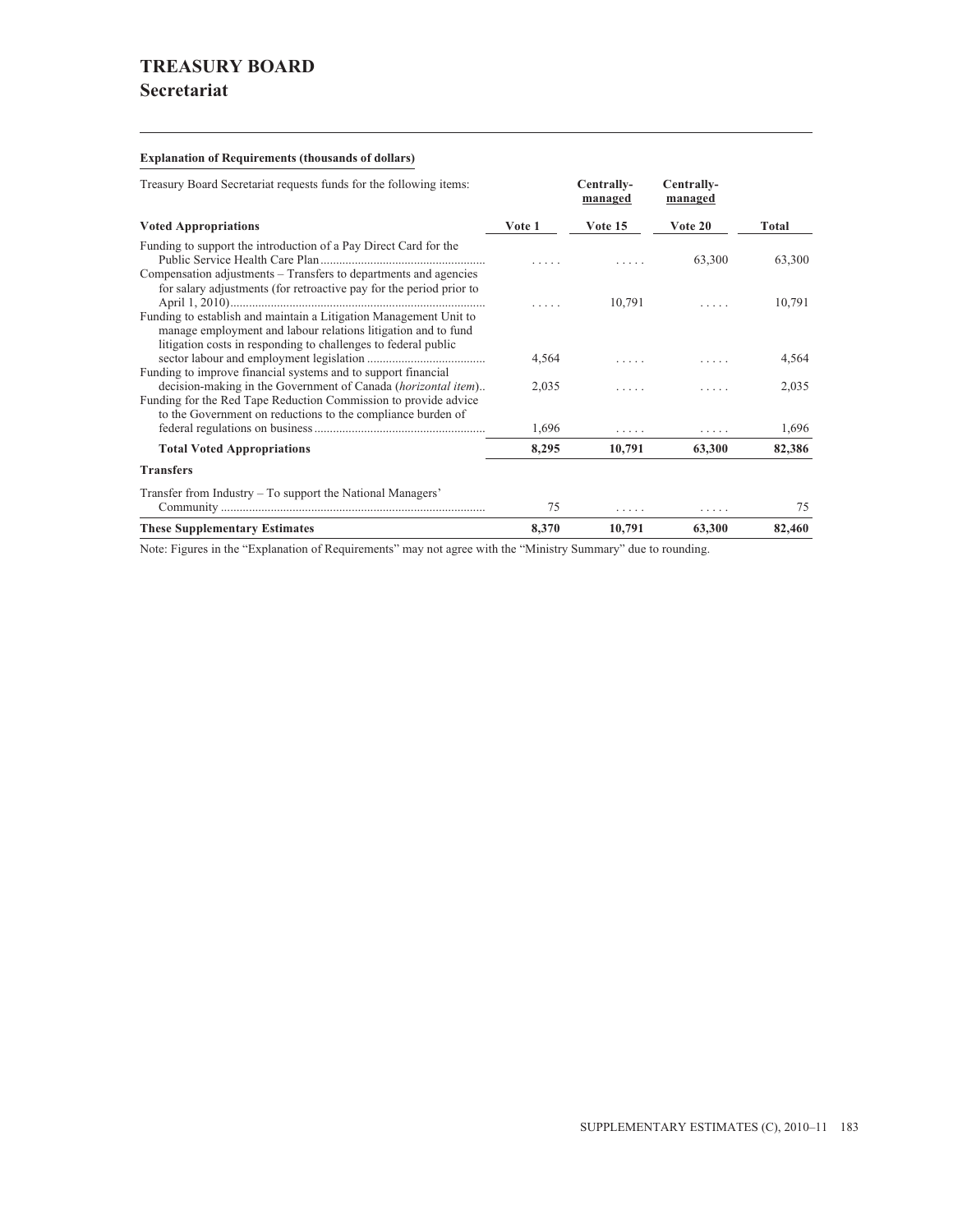# TREASURY BOARD

## Secretariat

**Explanation of Requirements (thousands of dollars)**

| Treasury Board Secretariat requests funds for the following items: | | Centrally-managed | Centrally-managed | |
|---|---|---|---|---|
| **Voted Appropriations** | **Vote 1** | **Vote 15** | **Vote 20** | **Total** |
| Funding to support the introduction of a Pay Direct Card for the Public Service Health Care Plan | ..... | ..... | 63,300 | 63,300 |
| Compensation adjustments – Transfers to departments and agencies for salary adjustments (for retroactive pay for the period prior to April 1, 2010) | ..... | 10,791 | ..... | 10,791 |
| Funding to establish and maintain a Litigation Management Unit to manage employment and labour relations litigation and to fund litigation costs in responding to challenges to federal public sector labour and employment legislation | 4,564 | ..... | ..... | 4,564 |
| Funding to improve financial systems and to support financial decision-making in the Government of Canada (*horizontal item*) | 2,035 | ..... | ..... | 2,035 |
| Funding for the Red Tape Reduction Commission to provide advice to the Government on reductions to the compliance burden of federal regulations on business | 1,696 | ..... | ..... | 1,696 |
| **Total Voted Appropriations** | **8,295** | **10,791** | **63,300** | **82,386** |
| **Transfers** | | | | |
| Transfer from Industry – To support the National Managers' Community | 75 | ..... | ..... | 75 |
| **These Supplementary Estimates** | **8,370** | **10,791** | **63,300** | **82,460** |

Note: Figures in the "Explanation of Requirements" may not agree with the "Ministry Summary" due to rounding.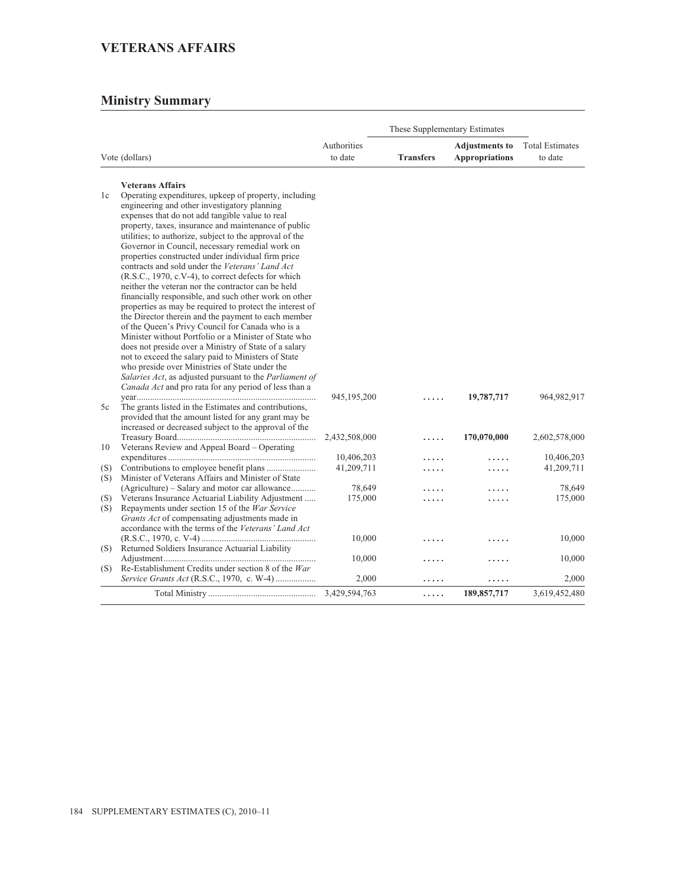## VETERANS AFFAIRS

### Ministry Summary

| Vote (dollars) | | Authorities to date | These Supplementary Estimates | | Total Estimates to date |
|---|---|---|---|---|---|
| | | | **Transfers** | **Adjustments to Appropriations** | |
| | **Veterans Affairs** | | | | |
| 1c | Operating expenditures, upkeep of property, including engineering and other investigatory planning expenses that do not add tangible value to real property, taxes, insurance and maintenance of public utilities; to authorize, subject to the approval of the Governor in Council, necessary remedial work on properties constructed under individual firm price contracts and sold under the *Veterans' Land Act* (R.S.C., 1970, c.V-4), to correct defects for which neither the veteran nor the contractor can be held financially responsible, and such other work on other properties as may be required to protect the interest of the Director therein and the payment to each member of the Queen's Privy Council for Canada who is a Minister without Portfolio or a Minister of State who does not preside over a Ministry of State of a salary not to exceed the salary paid to Ministers of State who preside over Ministries of State under the *Salaries Act*, as adjusted pursuant to the *Parliament of Canada Act* and pro rata for any period of less than a year | 945,195,200 | ..... | **19,787,717** | 964,982,917 |
| 5c | The grants listed in the Estimates and contributions, provided that the amount listed for any grant may be increased or decreased subject to the approval of the Treasury Board | 2,432,508,000 | ..... | **170,070,000** | 2,602,578,000 |
| 10 | Veterans Review and Appeal Board – Operating expenditures | 10,406,203 | ..... | ..... | 10,406,203 |
| (S) | Contributions to employee benefit plans | 41,209,711 | ..... | ..... | 41,209,711 |
| (S) | Minister of Veterans Affairs and Minister of State (Agriculture) – Salary and motor car allowance | 78,649 | ..... | ..... | 78,649 |
| (S) | Veterans Insurance Actuarial Liability Adjustment | 175,000 | ..... | ..... | 175,000 |
| (S) | Repayments under section 15 of the *War Service Grants Act* of compensating adjustments made in accordance with the terms of the *Veterans' Land Act* (R.S.C., 1970, c. V-4) | 10,000 | ..... | ..... | 10,000 |
| (S) | Returned Soldiers Insurance Actuarial Liability Adjustment | 10,000 | ..... | ..... | 10,000 |
| (S) | Re-Establishment Credits under section 8 of the *War Service Grants Act* (R.S.C., 1970, c. W-4) | 2,000 | ..... | ..... | 2,000 |
| | Total Ministry | 3,429,594,763 | ..... | **189,857,717** | 3,619,452,480 |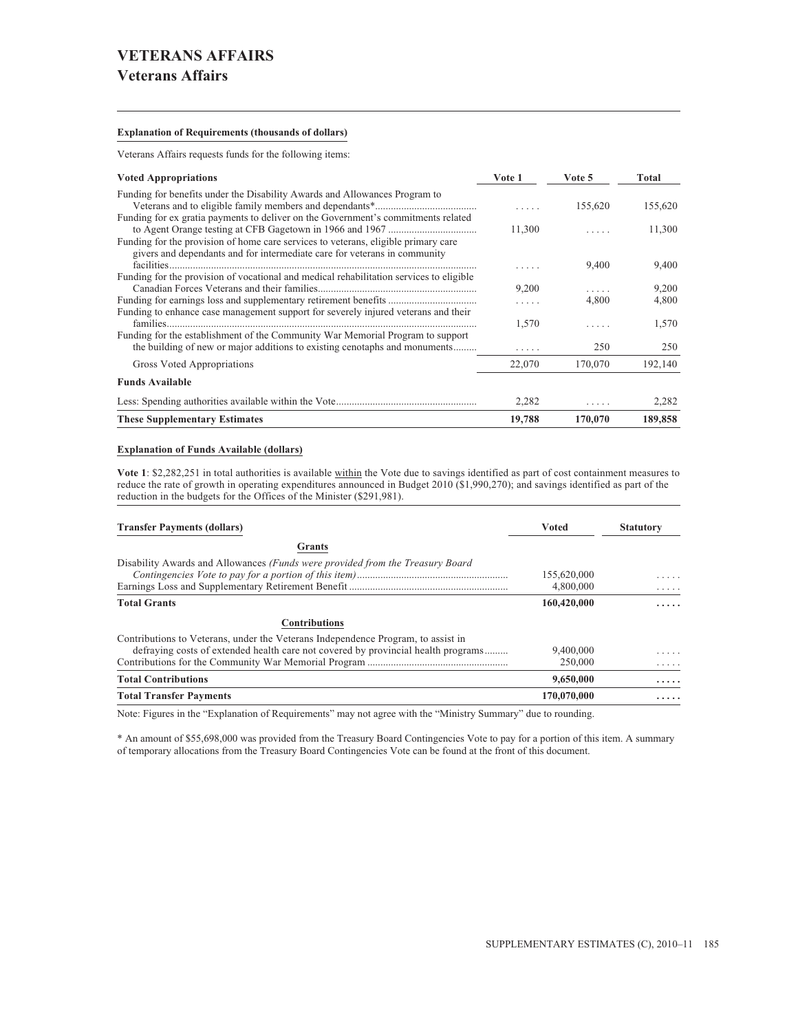# VETERANS AFFAIRS

## Veterans Affairs

**Explanation of Requirements (thousands of dollars)**

Veterans Affairs requests funds for the following items:

| Voted Appropriations | Vote 1 | Vote 5 | Total |
|---|---|---|---|
| Funding for benefits under the Disability Awards and Allowances Program to Veterans and to eligible family members and dependants* | ..... | 155,620 | 155,620 |
| Funding for ex gratia payments to deliver on the Government's commitments related to Agent Orange testing at CFB Gagetown in 1966 and 1967 | 11,300 | ..... | 11,300 |
| Funding for the provision of home care services to veterans, eligible primary care givers and dependants and for intermediate care for veterans in community facilities | ..... | 9,400 | 9,400 |
| Funding for the provision of vocational and medical rehabilitation services to eligible Canadian Forces Veterans and their families | 9,200 | ..... | 9,200 |
| Funding for earnings loss and supplementary retirement benefits | ..... | 4,800 | 4,800 |
| Funding to enhance case management support for severely injured veterans and their families | 1,570 | ..... | 1,570 |
| Funding for the establishment of the Community War Memorial Program to support the building of new or major additions to existing cenotaphs and monuments | ..... | 250 | 250 |
| Gross Voted Appropriations | 22,070 | 170,070 | 192,140 |
| **Funds Available** | | | |
| Less: Spending authorities available within the Vote | 2,282 | ..... | 2,282 |
| **These Supplementary Estimates** | **19,788** | **170,070** | **189,858** |

**Explanation of Funds Available (dollars)**

**Vote 1**: $2,282,251 in total authorities is available within the Vote due to savings identified as part of cost containment measures to reduce the rate of growth in operating expenditures announced in Budget 2010 ($1,990,270); and savings identified as part of the reduction in the budgets for the Offices of the Minister ($291,981).

| Transfer Payments (dollars) | Voted | Statutory |
|---|---|---|
| **Grants** | | |
| Disability Awards and Allowances *(Funds were provided from the Treasury Board Contingencies Vote to pay for a portion of this item)* | 155,620,000 | ..... |
| Earnings Loss and Supplementary Retirement Benefit | 4,800,000 | ..... |
| **Total Grants** | **160,420,000** | **.....** |
| **Contributions** | | |
| Contributions to Veterans, under the Veterans Independence Program, to assist in defraying costs of extended health care not covered by provincial health programs | 9,400,000 | ..... |
| Contributions for the Community War Memorial Program | 250,000 | ..... |
| **Total Contributions** | **9,650,000** | **.....** |
| **Total Transfer Payments** | **170,070,000** | **.....** |

Note: Figures in the "Explanation of Requirements" may not agree with the "Ministry Summary" due to rounding.

* An amount of $55,698,000 was provided from the Treasury Board Contingencies Vote to pay for a portion of this item. A summary of temporary allocations from the Treasury Board Contingencies Vote can be found at the front of this document.